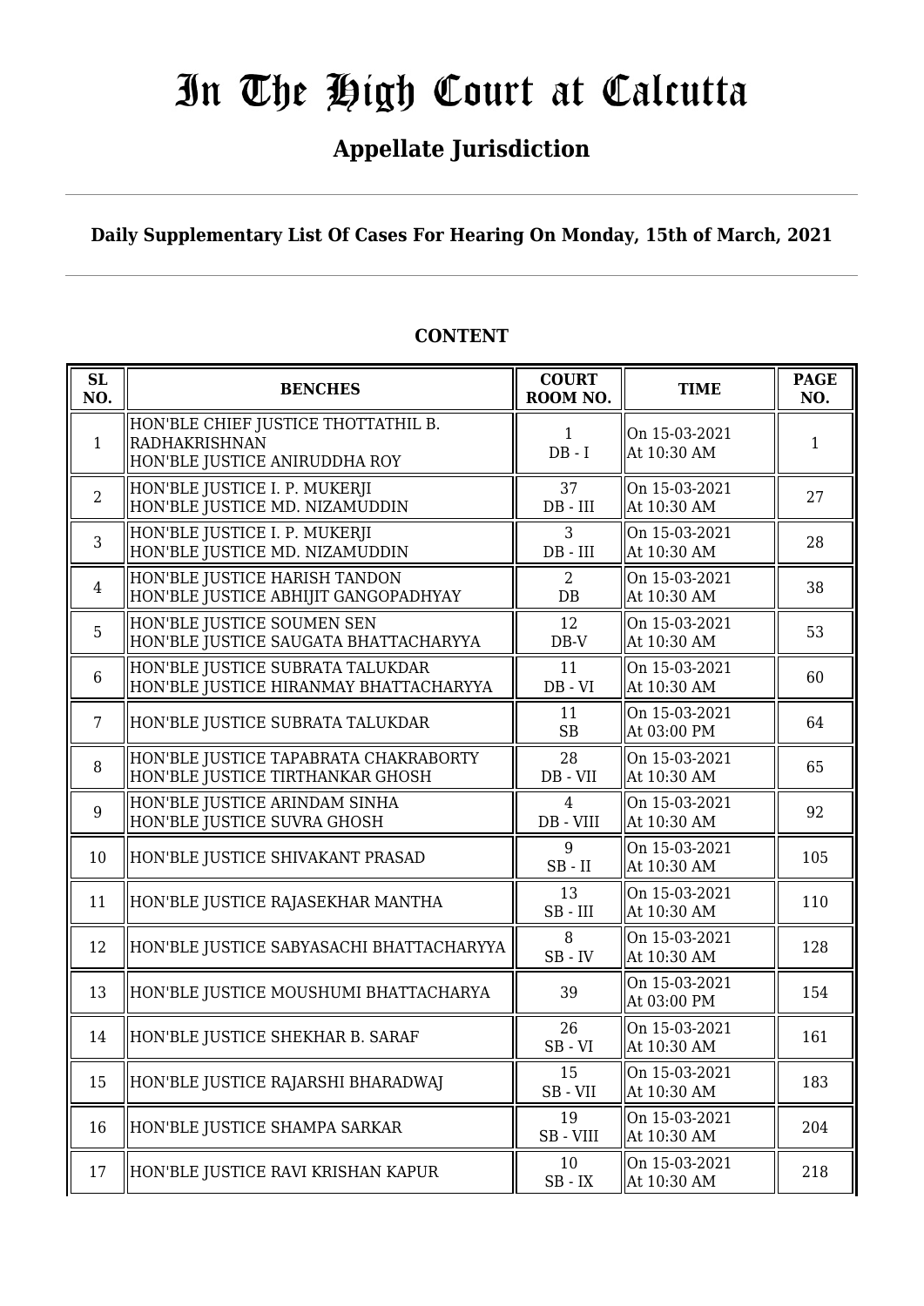# In The High Court at Calcutta

## Appellate Jurisdiction

**Daily Supplementary List Of Cases For Hearing On Monday, 15th of March, 2021**

**CONTENT**

| SL NO. | BENCHES | COURT ROOM NO. | TIME | PAGE NO. |
|---|---|---|---|---|
| 1 | HON'BLE CHIEF JUSTICE THOTTATHIL B. RADHAKRISHNAN<br>HON'BLE JUSTICE ANIRUDDHA ROY | 1<br>DB - I | On 15-03-2021<br>At 10:30 AM | 1 |
| 2 | HON'BLE JUSTICE I. P. MUKERJI<br>HON'BLE JUSTICE MD. NIZAMUDDIN | 37<br>DB - III | On 15-03-2021<br>At 10:30 AM | 27 |
| 3 | HON'BLE JUSTICE I. P. MUKERJI<br>HON'BLE JUSTICE MD. NIZAMUDDIN | 3<br>DB - III | On 15-03-2021<br>At 10:30 AM | 28 |
| 4 | HON'BLE JUSTICE HARISH TANDON<br>HON'BLE JUSTICE ABHIJIT GANGOPADHYAY | 2<br>DB | On 15-03-2021<br>At 10:30 AM | 38 |
| 5 | HON'BLE JUSTICE SOUMEN SEN<br>HON'BLE JUSTICE SAUGATA BHATTACHARYYA | 12<br>DB-V | On 15-03-2021<br>At 10:30 AM | 53 |
| 6 | HON'BLE JUSTICE SUBRATA TALUKDAR<br>HON'BLE JUSTICE HIRANMAY BHATTACHARYYA | 11<br>DB - VI | On 15-03-2021<br>At 10:30 AM | 60 |
| 7 | HON'BLE JUSTICE SUBRATA TALUKDAR | 11<br>SB | On 15-03-2021<br>At 03:00 PM | 64 |
| 8 | HON'BLE JUSTICE TAPABRATA CHAKRABORTY<br>HON'BLE JUSTICE TIRTHANKAR GHOSH | 28<br>DB - VII | On 15-03-2021<br>At 10:30 AM | 65 |
| 9 | HON'BLE JUSTICE ARINDAM SINHA<br>HON'BLE JUSTICE SUVRA GHOSH | 4<br>DB - VIII | On 15-03-2021<br>At 10:30 AM | 92 |
| 10 | HON'BLE JUSTICE SHIVAKANT PRASAD | 9<br>SB - II | On 15-03-2021<br>At 10:30 AM | 105 |
| 11 | HON'BLE JUSTICE RAJASEKHAR MANTHA | 13<br>SB - III | On 15-03-2021<br>At 10:30 AM | 110 |
| 12 | HON'BLE JUSTICE SABYASACHI BHATTACHARYYA | 8<br>SB - IV | On 15-03-2021<br>At 10:30 AM | 128 |
| 13 | HON'BLE JUSTICE MOUSHUMI BHATTACHARYA | 39 | On 15-03-2021<br>At 03:00 PM | 154 |
| 14 | HON'BLE JUSTICE SHEKHAR B. SARAF | 26<br>SB - VI | On 15-03-2021<br>At 10:30 AM | 161 |
| 15 | HON'BLE JUSTICE RAJARSHI BHARADWAJ | 15<br>SB - VII | On 15-03-2021<br>At 10:30 AM | 183 |
| 16 | HON'BLE JUSTICE SHAMPA SARKAR | 19<br>SB - VIII | On 15-03-2021<br>At 10:30 AM | 204 |
| 17 | HON'BLE JUSTICE RAVI KRISHAN KAPUR | 10<br>SB - IX | On 15-03-2021<br>At 10:30 AM | 218 |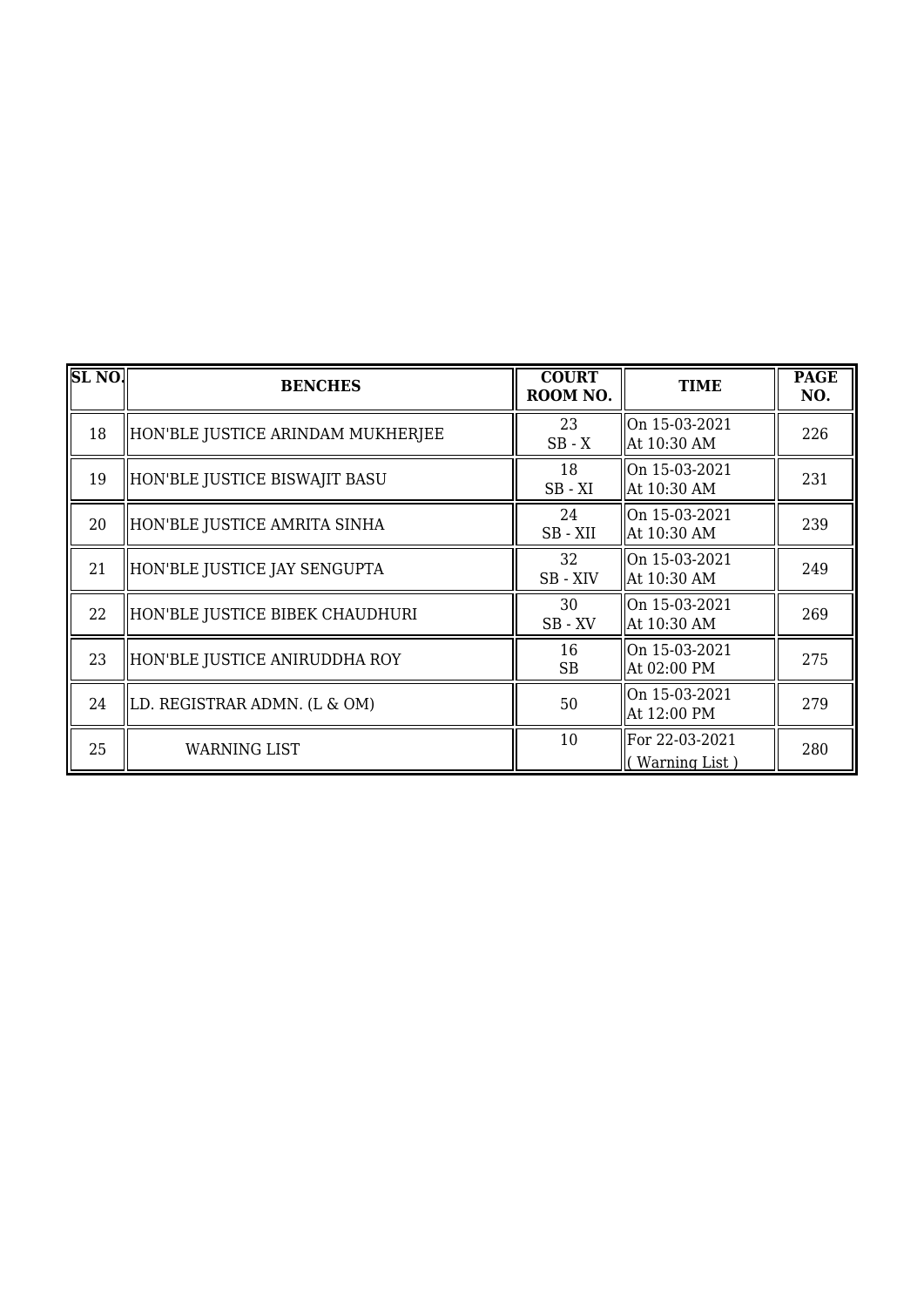| SL NO. | BENCHES | COURT ROOM NO. | TIME | PAGE NO. |
|---|---|---|---|---|
| 18 | HON'BLE JUSTICE ARINDAM MUKHERJEE | 23<br>SB - X | On 15-03-2021<br>At 10:30 AM | 226 |
| 19 | HON'BLE JUSTICE BISWAJIT BASU | 18<br>SB - XI | On 15-03-2021<br>At 10:30 AM | 231 |
| 20 | HON'BLE JUSTICE AMRITA SINHA | 24<br>SB - XII | On 15-03-2021<br>At 10:30 AM | 239 |
| 21 | HON'BLE JUSTICE JAY SENGUPTA | 32<br>SB - XIV | On 15-03-2021<br>At 10:30 AM | 249 |
| 22 | HON'BLE JUSTICE BIBEK CHAUDHURI | 30<br>SB - XV | On 15-03-2021<br>At 10:30 AM | 269 |
| 23 | HON'BLE JUSTICE ANIRUDDHA ROY | 16<br>SB | On 15-03-2021<br>At 02:00 PM | 275 |
| 24 | LD. REGISTRAR ADMN. (L & OM) | 50 | On 15-03-2021<br>At 12:00 PM | 279 |
| 25 | WARNING LIST | 10 | For 22-03-2021<br>( Warning List ) | 280 |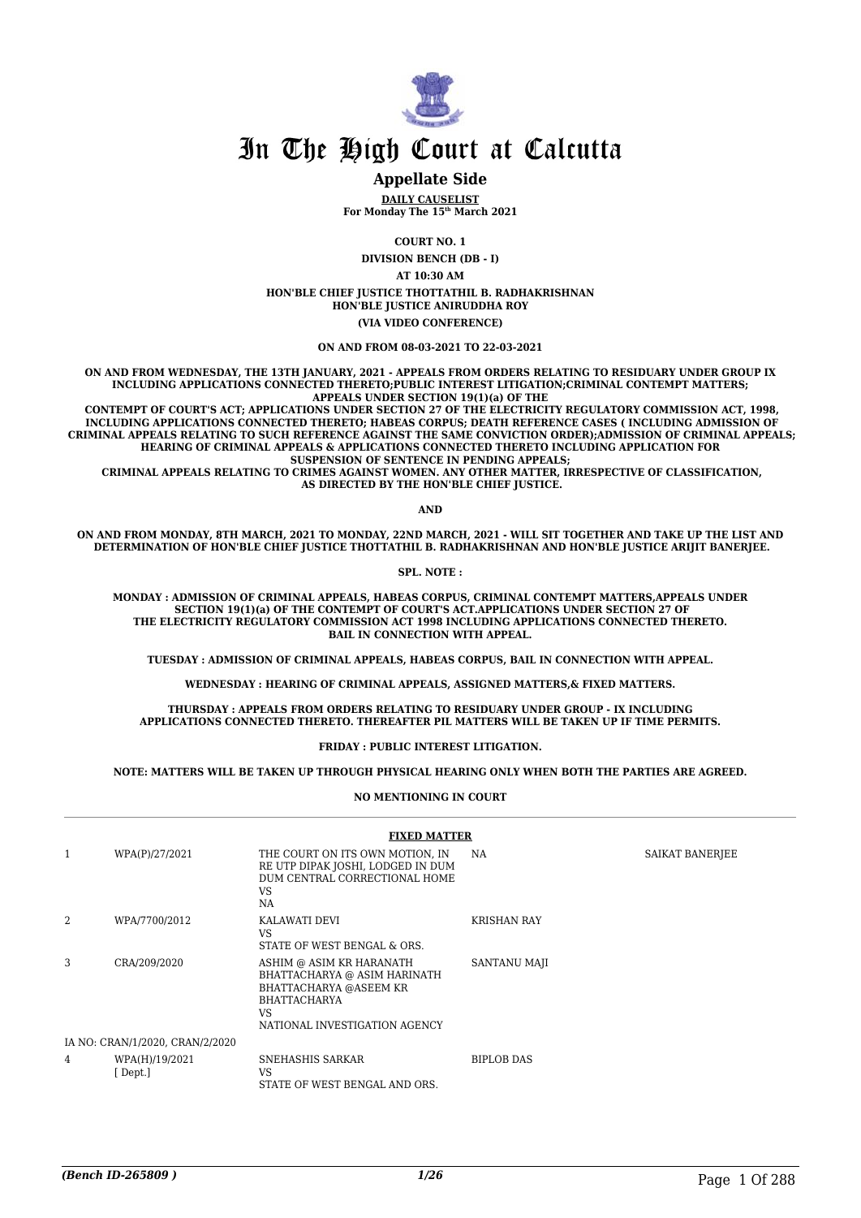# In The High Court at Calcutta

## Appellate Side

**DAILY CAUSELIST**
**For Monday The 15th March 2021**

**COURT NO. 1**

**DIVISION BENCH (DB - I)**

**AT 10:30 AM**

**HON'BLE CHIEF JUSTICE THOTTATHIL B. RADHAKRISHNAN**
**HON'BLE JUSTICE ANIRUDDHA ROY**

**(VIA VIDEO CONFERENCE)**

**ON AND FROM 08-03-2021 TO 22-03-2021**

**ON AND FROM WEDNESDAY, THE 13TH JANUARY, 2021 - APPEALS FROM ORDERS RELATING TO RESIDUARY UNDER GROUP IX INCLUDING APPLICATIONS CONNECTED THERETO;PUBLIC INTEREST LITIGATION;CRIMINAL CONTEMPT MATTERS; APPEALS UNDER SECTION 19(1)(a) OF THE CONTEMPT OF COURT'S ACT; APPLICATIONS UNDER SECTION 27 OF THE ELECTRICITY REGULATORY COMMISSION ACT, 1998, INCLUDING APPLICATIONS CONNECTED THERETO; HABEAS CORPUS; DEATH REFERENCE CASES ( INCLUDING ADMISSION OF CRIMINAL APPEALS RELATING TO SUCH REFERENCE AGAINST THE SAME CONVICTION ORDER);ADMISSION OF CRIMINAL APPEALS; HEARING OF CRIMINAL APPEALS & APPLICATIONS CONNECTED THERETO INCLUDING APPLICATION FOR SUSPENSION OF SENTENCE IN PENDING APPEALS; CRIMINAL APPEALS RELATING TO CRIMES AGAINST WOMEN. ANY OTHER MATTER, IRRESPECTIVE OF CLASSIFICATION, AS DIRECTED BY THE HON'BLE CHIEF JUSTICE.**

**AND**

**ON AND FROM MONDAY, 8TH MARCH, 2021 TO MONDAY, 22ND MARCH, 2021 - WILL SIT TOGETHER AND TAKE UP THE LIST AND DETERMINATION OF HON'BLE CHIEF JUSTICE THOTTATHIL B. RADHAKRISHNAN AND HON'BLE JUSTICE ARIJIT BANERJEE.**

**SPL. NOTE :**

**MONDAY : ADMISSION OF CRIMINAL APPEALS, HABEAS CORPUS, CRIMINAL CONTEMPT MATTERS,APPEALS UNDER SECTION 19(1)(a) OF THE CONTEMPT OF COURT'S ACT.APPLICATIONS UNDER SECTION 27 OF THE ELECTRICITY REGULATORY COMMISSION ACT 1998 INCLUDING APPLICATIONS CONNECTED THERETO. BAIL IN CONNECTION WITH APPEAL.**

**TUESDAY : ADMISSION OF CRIMINAL APPEALS, HABEAS CORPUS, BAIL IN CONNECTION WITH APPEAL.**

**WEDNESDAY : HEARING OF CRIMINAL APPEALS, ASSIGNED MATTERS,& FIXED MATTERS.**

**THURSDAY : APPEALS FROM ORDERS RELATING TO RESIDUARY UNDER GROUP - IX INCLUDING APPLICATIONS CONNECTED THERETO. THEREAFTER PIL MATTERS WILL BE TAKEN UP IF TIME PERMITS.**

**FRIDAY : PUBLIC INTEREST LITIGATION.**

**NOTE: MATTERS WILL BE TAKEN UP THROUGH PHYSICAL HEARING ONLY WHEN BOTH THE PARTIES ARE AGREED.**

**NO MENTIONING IN COURT**

**FIXED MATTER**

| | | | | |
|---|---|---|---|---|
| 1 | WPA(P)/27/2021 | THE COURT ON ITS OWN MOTION, IN RE UTP DIPAK JOSHI, LODGED IN DUM DUM CENTRAL CORRECTIONAL HOME<br>VS<br>NA | NA | SAIKAT BANERJEE |
| 2 | WPA/7700/2012 | KALAWATI DEVI<br>VS<br>STATE OF WEST BENGAL & ORS. | KRISHAN RAY | |
| 3 | CRA/209/2020 | ASHIM @ ASIM KR HARANATH BHATTACHARYA @ ASIM HARINATH BHATTACHARYA @ASEEM KR BHATTACHARYA<br>VS<br>NATIONAL INVESTIGATION AGENCY | SANTANU MAJI | |
| | IA NO: CRAN/1/2020, CRAN/2/2020 | | | |
| 4 | WPA(H)/19/2021<br>[ Dept.] | SNEHASHIS SARKAR<br>VS<br>STATE OF WEST BENGAL AND ORS. | BIPLOB DAS | |

*(Bench ID-265809 )*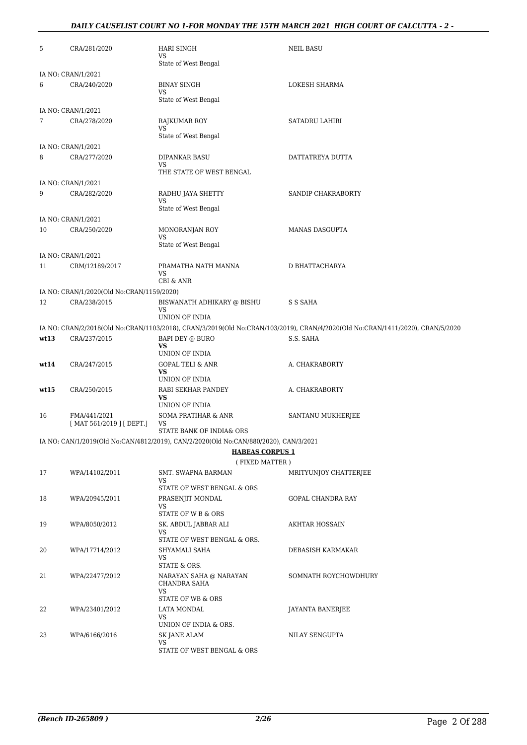| | | | |
|---|---|---|---|
| 5 | CRA/281/2020 | HARI SINGH<br>VS<br>State of West Bengal | NEIL BASU |
| IA NO: CRAN/1/2021 | | | |
| 6 | CRA/240/2020 | BINAY SINGH<br>VS<br>State of West Bengal | LOKESH SHARMA |
| IA NO: CRAN/1/2021 | | | |
| 7 | CRA/278/2020 | RAJKUMAR ROY<br>VS<br>State of West Bengal | SATADRU LAHIRI |
| IA NO: CRAN/1/2021 | | | |
| 8 | CRA/277/2020 | DIPANKAR BASU<br>VS<br>THE STATE OF WEST BENGAL | DATTATREYA DUTTA |
| IA NO: CRAN/1/2021 | | | |
| 9 | CRA/282/2020 | RADHU JAYA SHETTY<br>VS<br>State of West Bengal | SANDIP CHAKRABORTY |
| IA NO: CRAN/1/2021 | | | |
| 10 | CRA/250/2020 | MONORANJAN ROY<br>VS<br>State of West Bengal | MANAS DASGUPTA |
| IA NO: CRAN/1/2021 | | | |
| 11 | CRM/12189/2017 | PRAMATHA NATH MANNA<br>VS<br>CBI & ANR | D BHATTACHARYA |
| IA NO: CRAN/1/2020(Old No:CRAN/1159/2020) | | | |
| 12 | CRA/238/2015 | BISWANATH ADHIKARY @ BISHU<br>VS<br>UNION OF INDIA | S S SAHA |
| IA NO: CRAN/2/2018(Old No:CRAN/1103/2018), CRAN/3/2019(Old No:CRAN/103/2019), CRAN/4/2020(Old No:CRAN/1411/2020), CRAN/5/2020 | | | |
| wt13 | CRA/237/2015 | BAPI DEY @ BURO<br>**VS**<br>UNION OF INDIA | S.S. SAHA |
| wt14 | CRA/247/2015 | GOPAL TELI & ANR<br>**VS**<br>UNION OF INDIA | A. CHAKRABORTY |
| wt15 | CRA/250/2015 | RABI SEKHAR PANDEY<br>**VS**<br>UNION OF INDIA | A. CHAKRABORTY |
| 16 | FMA/441/2021<br>[ MAT 561/2019 ] [ DEPT.] | SOMA PRATIHAR & ANR<br>VS<br>STATE BANK OF INDIA& ORS | SANTANU MUKHERJEE |
| IA NO: CAN/1/2019(Old No:CAN/4812/2019), CAN/2/2020(Old No:CAN/880/2020), CAN/3/2021 | | | |

## HABEAS CORPUS 1

( FIXED MATTER )

| | | | |
|---|---|---|---|
| 17 | WPA/14102/2011 | SMT. SWAPNA BARMAN<br>VS<br>STATE OF WEST BENGAL & ORS | MRITYUNJOY CHATTERJEE |
| 18 | WPA/20945/2011 | PRASENJIT MONDAL<br>VS<br>STATE OF W B & ORS | GOPAL CHANDRA RAY |
| 19 | WPA/8050/2012 | SK. ABDUL JABBAR ALI<br>VS<br>STATE OF WEST BENGAL & ORS. | AKHTAR HOSSAIN |
| 20 | WPA/17714/2012 | SHYAMALI SAHA<br>VS<br>STATE & ORS. | DEBASISH KARMAKAR |
| 21 | WPA/22477/2012 | NARAYAN SAHA @ NARAYAN CHANDRA SAHA<br>VS<br>STATE OF WB & ORS | SOMNATH ROYCHOWDHURY |
| 22 | WPA/23401/2012 | LATA MONDAL<br>VS<br>UNION OF INDIA & ORS. | JAYANTA BANERJEE |
| 23 | WPA/6166/2016 | SK JANE ALAM<br>VS<br>STATE OF WEST BENGAL & ORS | NILAY SENGUPTA |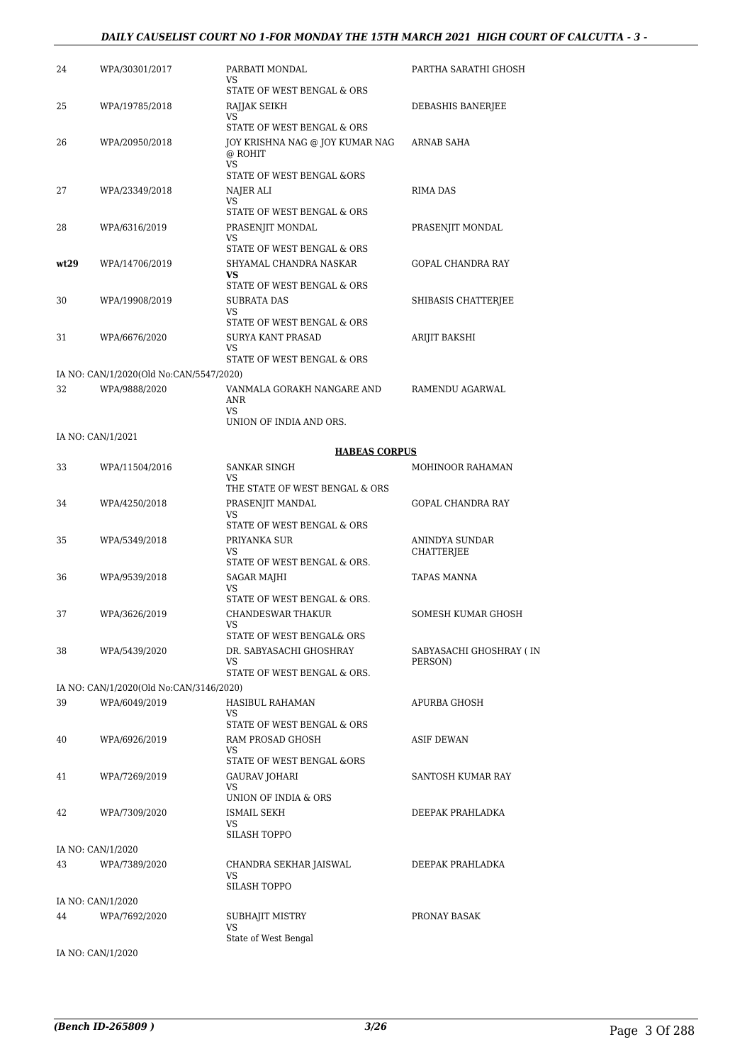| | | | |
|---|---|---|---|
| 24 | WPA/30301/2017 | PARBATI MONDAL<br>VS<br>STATE OF WEST BENGAL & ORS | PARTHA SARATHI GHOSH |
| 25 | WPA/19785/2018 | RAJJAK SEIKH<br>VS<br>STATE OF WEST BENGAL & ORS | DEBASHIS BANERJEE |
| 26 | WPA/20950/2018 | JOY KRISHNA NAG @ JOY KUMAR NAG @ ROHIT<br>VS<br>STATE OF WEST BENGAL &ORS | ARNAB SAHA |
| 27 | WPA/23349/2018 | NAJER ALI<br>VS<br>STATE OF WEST BENGAL & ORS | RIMA DAS |
| 28 | WPA/6316/2019 | PRASENJIT MONDAL<br>VS<br>STATE OF WEST BENGAL & ORS | PRASENJIT MONDAL |
| **wt29** | WPA/14706/2019 | SHYAMAL CHANDRA NASKAR<br>**VS**<br>STATE OF WEST BENGAL & ORS | GOPAL CHANDRA RAY |
| 30 | WPA/19908/2019 | SUBRATA DAS<br>VS<br>STATE OF WEST BENGAL & ORS | SHIBASIS CHATTERJEE |
| 31 | WPA/6676/2020 | SURYA KANT PRASAD<br>VS<br>STATE OF WEST BENGAL & ORS | ARIJIT BAKSHI |

IA NO: CAN/1/2020(Old No:CAN/5547/2020)

| | | | |
|---|---|---|---|
| 32 | WPA/9888/2020 | VANMALA GORAKH NANGARE AND ANR<br>VS<br>UNION OF INDIA AND ORS. | RAMENDU AGARWAL |

IA NO: CAN/1/2021

**HABEAS CORPUS**

| | | | |
|---|---|---|---|
| 33 | WPA/11504/2016 | SANKAR SINGH<br>VS<br>THE STATE OF WEST BENGAL & ORS | MOHINOOR RAHAMAN |
| 34 | WPA/4250/2018 | PRASENJIT MANDAL<br>VS<br>STATE OF WEST BENGAL & ORS | GOPAL CHANDRA RAY |
| 35 | WPA/5349/2018 | PRIYANKA SUR<br>VS<br>STATE OF WEST BENGAL & ORS. | ANINDYA SUNDAR CHATTERJEE |
| 36 | WPA/9539/2018 | SAGAR MAJHI<br>VS<br>STATE OF WEST BENGAL & ORS. | TAPAS MANNA |
| 37 | WPA/3626/2019 | CHANDESWAR THAKUR<br>VS<br>STATE OF WEST BENGAL& ORS | SOMESH KUMAR GHOSH |
| 38 | WPA/5439/2020 | DR. SABYASACHI GHOSHRAY<br>VS<br>STATE OF WEST BENGAL & ORS. | SABYASACHI GHOSHRAY ( IN PERSON) |

IA NO: CAN/1/2020(Old No:CAN/3146/2020)

| | | | |
|---|---|---|---|
| 39 | WPA/6049/2019 | HASIBUL RAHAMAN<br>VS<br>STATE OF WEST BENGAL & ORS | APURBA GHOSH |
| 40 | WPA/6926/2019 | RAM PROSAD GHOSH<br>VS<br>STATE OF WEST BENGAL &ORS | ASIF DEWAN |
| 41 | WPA/7269/2019 | GAURAV JOHARI<br>VS<br>UNION OF INDIA & ORS | SANTOSH KUMAR RAY |
| 42 | WPA/7309/2020 | ISMAIL SEKH<br>VS<br>SILASH TOPPO | DEEPAK PRAHLADKA |

IA NO: CAN/1/2020

| | | | |
|---|---|---|---|
| 43 | WPA/7389/2020 | CHANDRA SEKHAR JAISWAL<br>VS<br>SILASH TOPPO | DEEPAK PRAHLADKA |

IA NO: CAN/1/2020

| | | | |
|---|---|---|---|
| 44 | WPA/7692/2020 | SUBHAJIT MISTRY<br>VS<br>State of West Bengal | PRONAY BASAK |

IA NO: CAN/1/2020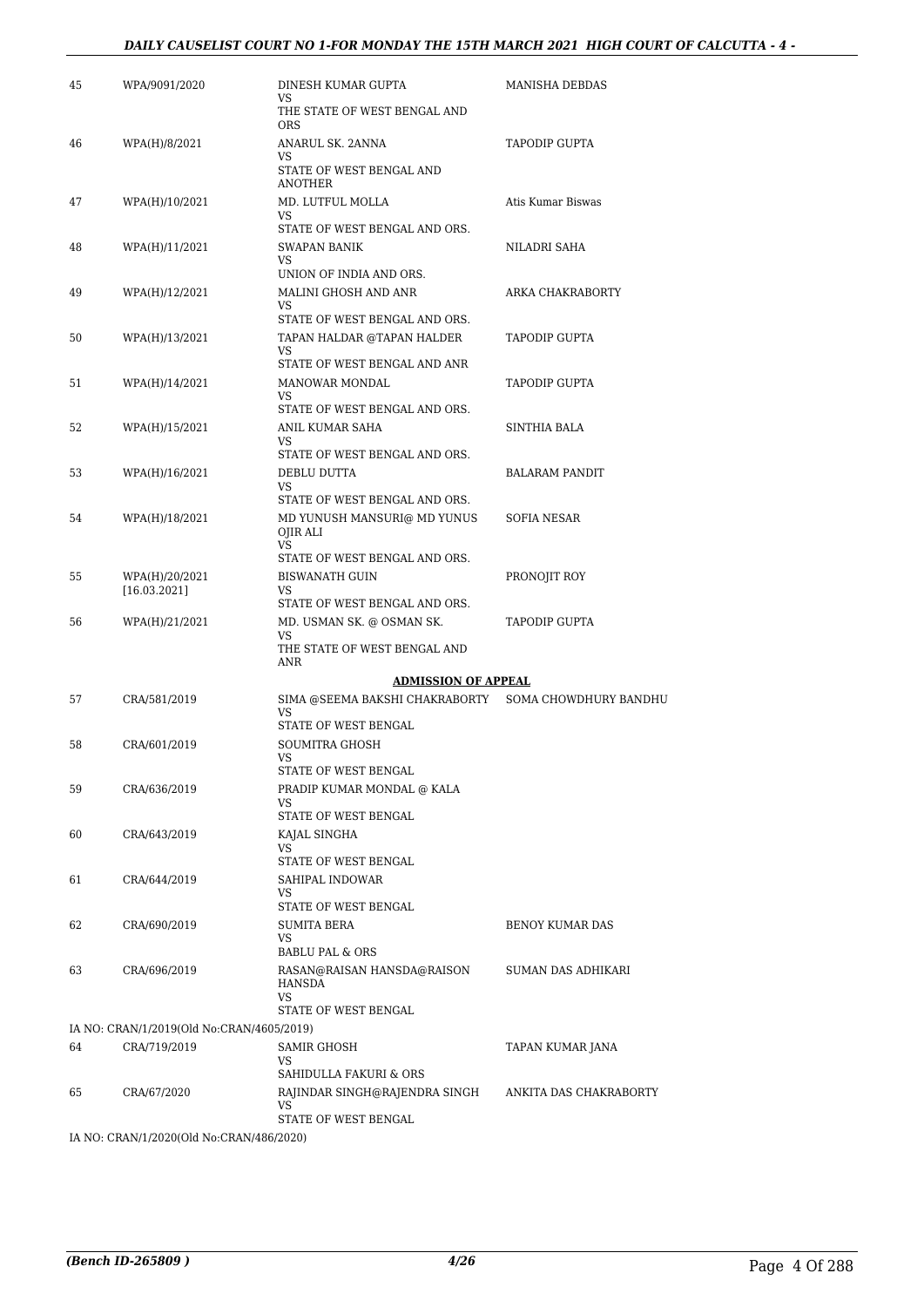| | | | |
|---|---|---|---|
| 45 | WPA/9091/2020 | DINESH KUMAR GUPTA<br>VS<br>THE STATE OF WEST BENGAL AND ORS | MANISHA DEBDAS |
| 46 | WPA(H)/8/2021 | ANARUL SK. 2ANNA<br>VS<br>STATE OF WEST BENGAL AND ANOTHER | TAPODIP GUPTA |
| 47 | WPA(H)/10/2021 | MD. LUTFUL MOLLA<br>VS<br>STATE OF WEST BENGAL AND ORS. | Atis Kumar Biswas |
| 48 | WPA(H)/11/2021 | SWAPAN BANIK<br>VS<br>UNION OF INDIA AND ORS. | NILADRI SAHA |
| 49 | WPA(H)/12/2021 | MALINI GHOSH AND ANR<br>VS<br>STATE OF WEST BENGAL AND ORS. | ARKA CHAKRABORTY |
| 50 | WPA(H)/13/2021 | TAPAN HALDAR @TAPAN HALDER<br>VS<br>STATE OF WEST BENGAL AND ANR | TAPODIP GUPTA |
| 51 | WPA(H)/14/2021 | MANOWAR MONDAL<br>VS<br>STATE OF WEST BENGAL AND ORS. | TAPODIP GUPTA |
| 52 | WPA(H)/15/2021 | ANIL KUMAR SAHA<br>VS<br>STATE OF WEST BENGAL AND ORS. | SINTHIA BALA |
| 53 | WPA(H)/16/2021 | DEBLU DUTTA<br>VS<br>STATE OF WEST BENGAL AND ORS. | BALARAM PANDIT |
| 54 | WPA(H)/18/2021 | MD YUNUSH MANSURI@ MD YUNUS OJIR ALI<br>VS<br>STATE OF WEST BENGAL AND ORS. | SOFIA NESAR |
| 55 | WPA(H)/20/2021<br>[16.03.2021] | BISWANATH GUIN<br>VS<br>STATE OF WEST BENGAL AND ORS. | PRONOJIT ROY |
| 56 | WPA(H)/21/2021 | MD. USMAN SK. @ OSMAN SK.<br>VS<br>THE STATE OF WEST BENGAL AND ANR | TAPODIP GUPTA |

**ADMISSION OF APPEAL**

| | | | |
|---|---|---|---|
| 57 | CRA/581/2019 | SIMA @SEEMA BAKSHI CHAKRABORTY<br>VS<br>STATE OF WEST BENGAL | SOMA CHOWDHURY BANDHU |
| 58 | CRA/601/2019 | SOUMITRA GHOSH<br>VS<br>STATE OF WEST BENGAL | |
| 59 | CRA/636/2019 | PRADIP KUMAR MONDAL @ KALA<br>VS<br>STATE OF WEST BENGAL | |
| 60 | CRA/643/2019 | KAJAL SINGHA<br>VS<br>STATE OF WEST BENGAL | |
| 61 | CRA/644/2019 | SAHIPAL INDOWAR<br>VS<br>STATE OF WEST BENGAL | |
| 62 | CRA/690/2019 | SUMITA BERA<br>VS<br>BABLU PAL & ORS | BENOY KUMAR DAS |
| 63 | CRA/696/2019 | RASAN@RAISAN HANSDA@RAISON HANSDA<br>VS<br>STATE OF WEST BENGAL | SUMAN DAS ADHIKARI |

IA NO: CRAN/1/2019(Old No:CRAN/4605/2019)

| | | | |
|---|---|---|---|
| 64 | CRA/719/2019 | SAMIR GHOSH<br>VS<br>SAHIDULLA FAKURI & ORS | TAPAN KUMAR JANA |
| 65 | CRA/67/2020 | RAJINDAR SINGH@RAJENDRA SINGH<br>VS<br>STATE OF WEST BENGAL | ANKITA DAS CHAKRABORTY |

IA NO: CRAN/1/2020(Old No:CRAN/486/2020)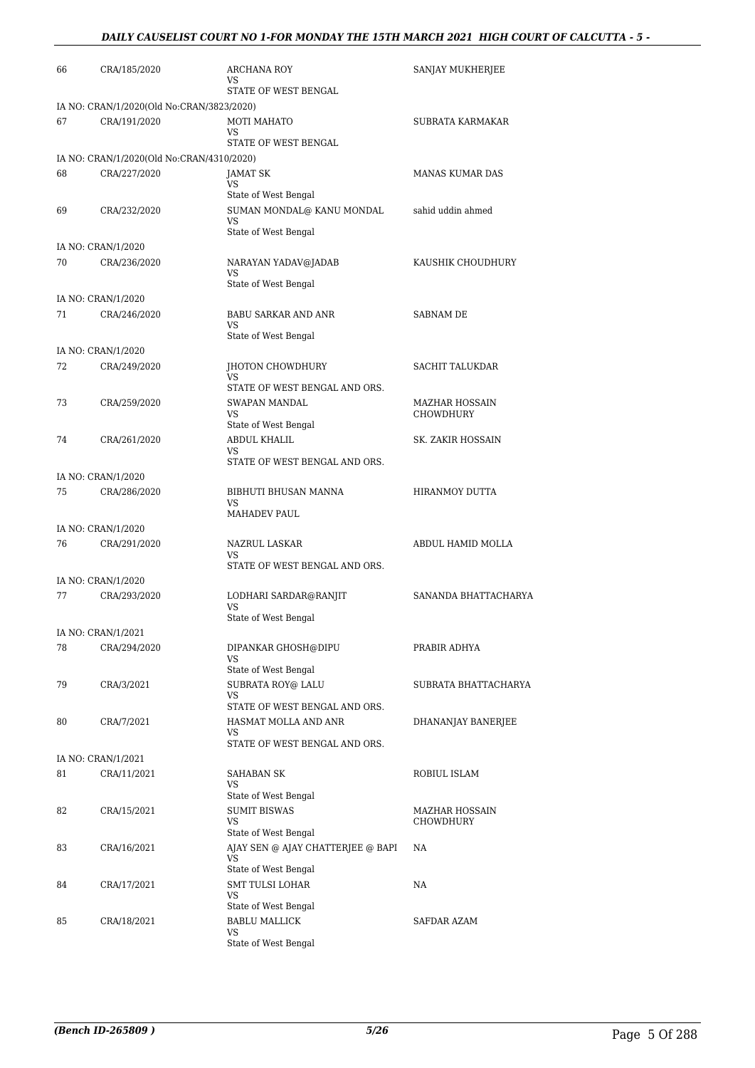| | | | |
|---|---|---|---|
| 66 | CRA/185/2020 | ARCHANA ROY<br>VS<br>STATE OF WEST BENGAL | SANJAY MUKHERJEE |
| IA NO: CRAN/1/2020(Old No:CRAN/3823/2020) | | | |
| 67 | CRA/191/2020 | MOTI MAHATO<br>VS<br>STATE OF WEST BENGAL | SUBRATA KARMAKAR |
| IA NO: CRAN/1/2020(Old No:CRAN/4310/2020) | | | |
| 68 | CRA/227/2020 | JAMAT SK<br>VS<br>State of West Bengal | MANAS KUMAR DAS |
| 69 | CRA/232/2020 | SUMAN MONDAL@ KANU MONDAL<br>VS<br>State of West Bengal | sahid uddin ahmed |
| IA NO: CRAN/1/2020 | | | |
| 70 | CRA/236/2020 | NARAYAN YADAV@JADAB<br>VS<br>State of West Bengal | KAUSHIK CHOUDHURY |
| IA NO: CRAN/1/2020 | | | |
| 71 | CRA/246/2020 | BABU SARKAR AND ANR<br>VS<br>State of West Bengal | SABNAM DE |
| IA NO: CRAN/1/2020 | | | |
| 72 | CRA/249/2020 | JHOTON CHOWDHURY<br>VS<br>STATE OF WEST BENGAL AND ORS. | SACHIT TALUKDAR |
| 73 | CRA/259/2020 | SWAPAN MANDAL<br>VS<br>State of West Bengal | MAZHAR HOSSAIN CHOWDHURY |
| 74 | CRA/261/2020 | ABDUL KHALIL<br>VS<br>STATE OF WEST BENGAL AND ORS. | SK. ZAKIR HOSSAIN |
| IA NO: CRAN/1/2020 | | | |
| 75 | CRA/286/2020 | BIBHUTI BHUSAN MANNA<br>VS<br>MAHADEV PAUL | HIRANMOY DUTTA |
| IA NO: CRAN/1/2020 | | | |
| 76 | CRA/291/2020 | NAZRUL LASKAR<br>VS<br>STATE OF WEST BENGAL AND ORS. | ABDUL HAMID MOLLA |
| IA NO: CRAN/1/2020 | | | |
| 77 | CRA/293/2020 | LODHARI SARDAR@RANJIT<br>VS<br>State of West Bengal | SANANDA BHATTACHARYA |
| IA NO: CRAN/1/2021 | | | |
| 78 | CRA/294/2020 | DIPANKAR GHOSH@DIPU<br>VS<br>State of West Bengal | PRABIR ADHYA |
| 79 | CRA/3/2021 | SUBRATA ROY@ LALU<br>VS<br>STATE OF WEST BENGAL AND ORS. | SUBRATA BHATTACHARYA |
| 80 | CRA/7/2021 | HASMAT MOLLA AND ANR<br>VS<br>STATE OF WEST BENGAL AND ORS. | DHANANJAY BANERJEE |
| IA NO: CRAN/1/2021 | | | |
| 81 | CRA/11/2021 | SAHABAN SK<br>VS<br>State of West Bengal | ROBIUL ISLAM |
| 82 | CRA/15/2021 | SUMIT BISWAS<br>VS<br>State of West Bengal | MAZHAR HOSSAIN CHOWDHURY |
| 83 | CRA/16/2021 | AJAY SEN @ AJAY CHATTERJEE @ BAPI<br>VS<br>State of West Bengal | NA |
| 84 | CRA/17/2021 | SMT TULSI LOHAR<br>VS<br>State of West Bengal | NA |
| 85 | CRA/18/2021 | BABLU MALLICK<br>VS<br>State of West Bengal | SAFDAR AZAM |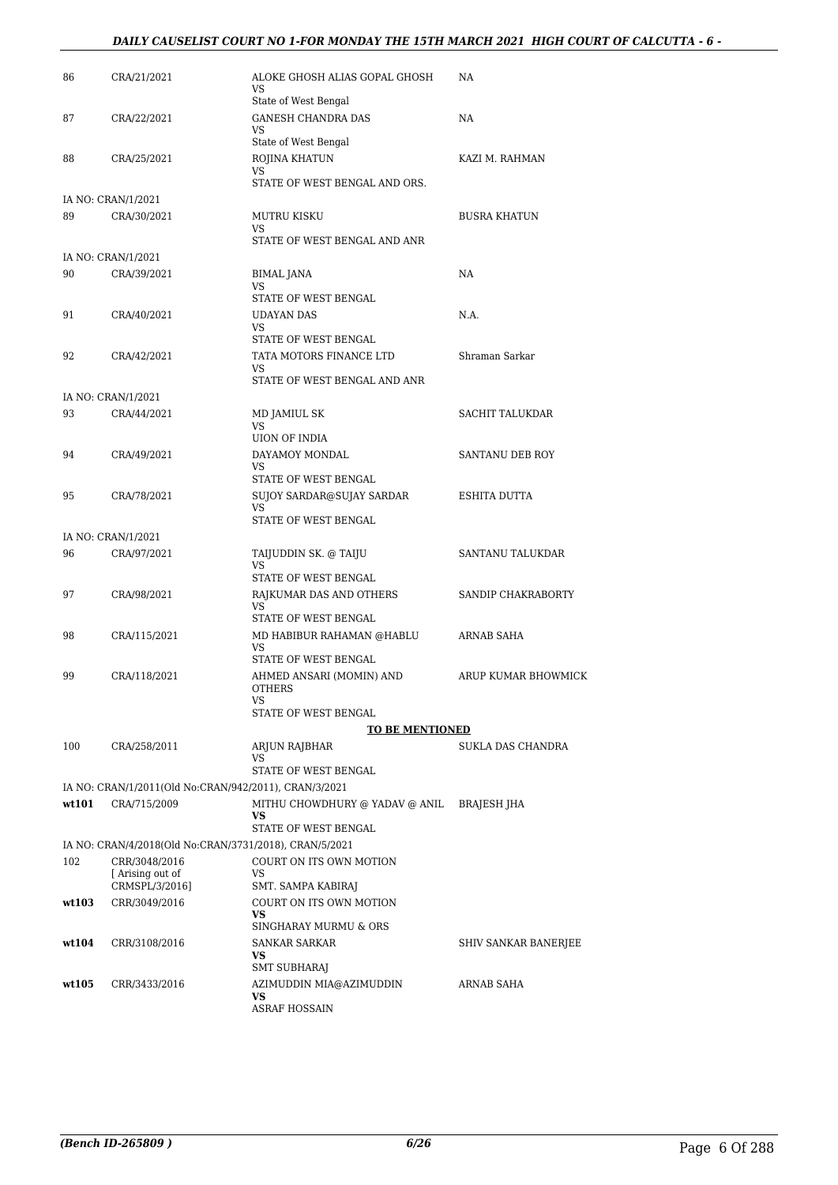| | | | |
|---|---|---|---|
| 86 | CRA/21/2021 | ALOKE GHOSH ALIAS GOPAL GHOSH<br>VS<br>State of West Bengal | NA |
| 87 | CRA/22/2021 | GANESH CHANDRA DAS<br>VS<br>State of West Bengal | NA |
| 88 | CRA/25/2021 | ROJINA KHATUN<br>VS<br>STATE OF WEST BENGAL AND ORS. | KAZI M. RAHMAN |
| | IA NO: CRAN/1/2021 | | |
| 89 | CRA/30/2021 | MUTRU KISKU<br>VS<br>STATE OF WEST BENGAL AND ANR | BUSRA KHATUN |
| | IA NO: CRAN/1/2021 | | |
| 90 | CRA/39/2021 | BIMAL JANA<br>VS<br>STATE OF WEST BENGAL | NA |
| 91 | CRA/40/2021 | UDAYAN DAS<br>VS<br>STATE OF WEST BENGAL | N.A. |
| 92 | CRA/42/2021 | TATA MOTORS FINANCE LTD<br>VS<br>STATE OF WEST BENGAL AND ANR | Shraman Sarkar |
| | IA NO: CRAN/1/2021 | | |
| 93 | CRA/44/2021 | MD JAMIUL SK<br>VS<br>UION OF INDIA | SACHIT TALUKDAR |
| 94 | CRA/49/2021 | DAYAMOY MONDAL<br>VS<br>STATE OF WEST BENGAL | SANTANU DEB ROY |
| 95 | CRA/78/2021 | SUJOY SARDAR@SUJAY SARDAR<br>VS<br>STATE OF WEST BENGAL | ESHITA DUTTA |
| | IA NO: CRAN/1/2021 | | |
| 96 | CRA/97/2021 | TAIJUDDIN SK. @ TAIJU<br>VS<br>STATE OF WEST BENGAL | SANTANU TALUKDAR |
| 97 | CRA/98/2021 | RAJKUMAR DAS AND OTHERS<br>VS<br>STATE OF WEST BENGAL | SANDIP CHAKRABORTY |
| 98 | CRA/115/2021 | MD HABIBUR RAHAMAN @HABLU<br>VS<br>STATE OF WEST BENGAL | ARNAB SAHA |
| 99 | CRA/118/2021 | AHMED ANSARI (MOMIN) AND OTHERS<br>VS<br>STATE OF WEST BENGAL | ARUP KUMAR BHOWMICK |
| | | **TO BE MENTIONED** | |
| 100 | CRA/258/2011 | ARJUN RAJBHAR<br>VS<br>STATE OF WEST BENGAL | SUKLA DAS CHANDRA |
| | IA NO: CRAN/1/2011(Old No:CRAN/942/2011), CRAN/3/2021 | | |
| **wt101** | CRA/715/2009 | MITHU CHOWDHURY @ YADAV @ ANIL<br>**VS**<br>STATE OF WEST BENGAL | BRAJESH JHA |
| | IA NO: CRAN/4/2018(Old No:CRAN/3731/2018), CRAN/5/2021 | | |
| 102 | CRR/3048/2016<br>[ Arising out of CRMSPL/3/2016] | COURT ON ITS OWN MOTION<br>VS<br>SMT. SAMPA KABIRAJ | |
| **wt103** | CRR/3049/2016 | COURT ON ITS OWN MOTION<br>**VS**<br>SINGHARAY MURMU & ORS | |
| **wt104** | CRR/3108/2016 | SANKAR SARKAR<br>**VS**<br>SMT SUBHARAJ | SHIV SANKAR BANERJEE |
| **wt105** | CRR/3433/2016 | AZIMUDDIN MIA@AZIMUDDIN<br>**VS**<br>ASRAF HOSSAIN | ARNAB SAHA |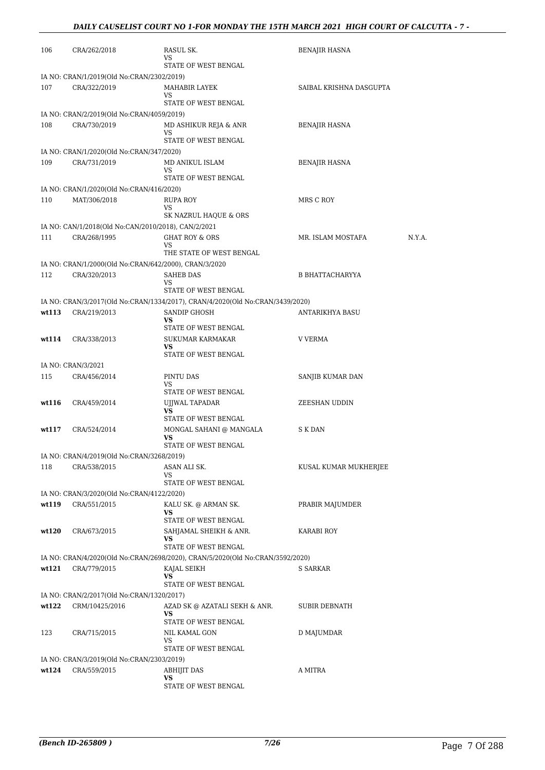| 106 | CRA/262/2018 | RASUL SK.<br>VS<br>STATE OF WEST BENGAL | BENAJIR HASNA | |
|---|---|---|---|---|
| IA NO: CRAN/1/2019(Old No:CRAN/2302/2019) | | | | |
| 107 | CRA/322/2019 | MAHABIR LAYEK<br>VS<br>STATE OF WEST BENGAL | SAIBAL KRISHNA DASGUPTA | |
| IA NO: CRAN/2/2019(Old No:CRAN/4059/2019) | | | | |
| 108 | CRA/730/2019 | MD ASHIKUR REJA & ANR<br>VS<br>STATE OF WEST BENGAL | BENAJIR HASNA | |
| IA NO: CRAN/1/2020(Old No:CRAN/347/2020) | | | | |
| 109 | CRA/731/2019 | MD ANIKUL ISLAM<br>VS<br>STATE OF WEST BENGAL | BENAJIR HASNA | |
| IA NO: CRAN/1/2020(Old No:CRAN/416/2020) | | | | |
| 110 | MAT/306/2018 | RUPA ROY<br>VS<br>SK NAZRUL HAQUE & ORS | MRS C ROY | |
| IA NO: CAN/1/2018(Old No:CAN/2010/2018), CAN/2/2021 | | | | |
| 111 | CRA/268/1995 | GHAT ROY & ORS<br>VS<br>THE STATE OF WEST BENGAL | MR. ISLAM MOSTAFA | N.Y.A. |
| IA NO: CRAN/1/2000(Old No:CRAN/642/2000), CRAN/3/2020 | | | | |
| 112 | CRA/320/2013 | SAHEB DAS<br>VS<br>STATE OF WEST BENGAL | B BHATTACHARYYA | |
| IA NO: CRAN/3/2017(Old No:CRAN/1334/2017), CRAN/4/2020(Old No:CRAN/3439/2020) | | | | |
| **wt113** | CRA/219/2013 | SANDIP GHOSH<br>**VS**<br>STATE OF WEST BENGAL | ANTARIKHYA BASU | |
| **wt114** | CRA/338/2013 | SUKUMAR KARMAKAR<br>**VS**<br>STATE OF WEST BENGAL | V VERMA | |
| IA NO: CRAN/3/2021 | | | | |
| 115 | CRA/456/2014 | PINTU DAS<br>VS<br>STATE OF WEST BENGAL | SANJIB KUMAR DAN | |
| **wt116** | CRA/459/2014 | UJJWAL TAPADAR<br>**VS**<br>STATE OF WEST BENGAL | ZEESHAN UDDIN | |
| **wt117** | CRA/524/2014 | MONGAL SAHANI @ MANGALA<br>**VS**<br>STATE OF WEST BENGAL | S K DAN | |
| IA NO: CRAN/4/2019(Old No:CRAN/3268/2019) | | | | |
| 118 | CRA/538/2015 | ASAN ALI SK.<br>VS<br>STATE OF WEST BENGAL | KUSAL KUMAR MUKHERJEE | |
| IA NO: CRAN/3/2020(Old No:CRAN/4122/2020) | | | | |
| **wt119** | CRA/551/2015 | KALU SK. @ ARMAN SK.<br>**VS**<br>STATE OF WEST BENGAL | PRABIR MAJUMDER | |
| **wt120** | CRA/673/2015 | SAHJAMAL SHEIKH & ANR.<br>**VS**<br>STATE OF WEST BENGAL | KARABI ROY | |
| IA NO: CRAN/4/2020(Old No:CRAN/2698/2020), CRAN/5/2020(Old No:CRAN/3592/2020) | | | | |
| **wt121** | CRA/779/2015 | KAJAL SEIKH<br>**VS**<br>STATE OF WEST BENGAL | S SARKAR | |
| IA NO: CRAN/2/2017(Old No:CRAN/1320/2017) | | | | |
| **wt122** | CRM/10425/2016 | AZAD SK @ AZATALI SEKH & ANR.<br>**VS**<br>STATE OF WEST BENGAL | SUBIR DEBNATH | |
| 123 | CRA/715/2015 | NIL KAMAL GON<br>VS<br>STATE OF WEST BENGAL | D MAJUMDAR | |
| IA NO: CRAN/3/2019(Old No:CRAN/2303/2019) | | | | |
| **wt124** | CRA/559/2015 | ABHIJIT DAS<br>**VS**<br>STATE OF WEST BENGAL | A MITRA | |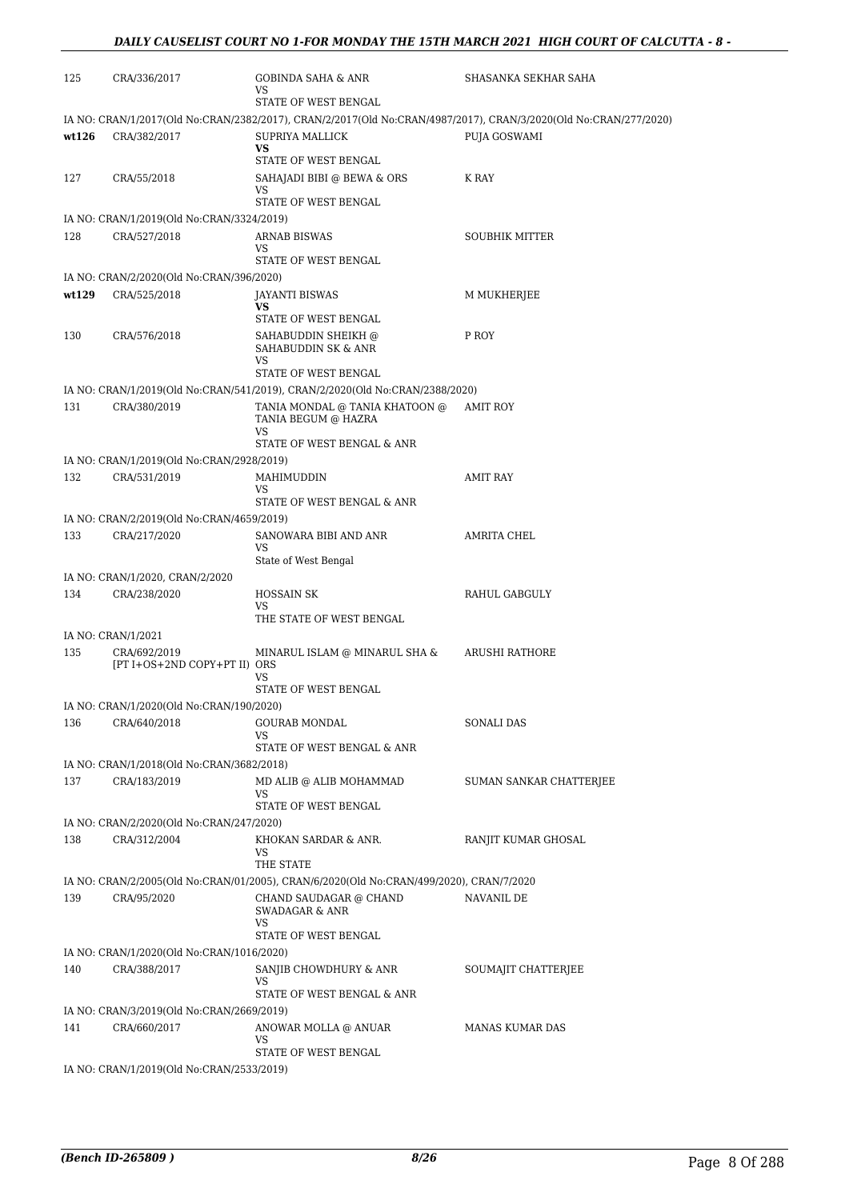| 125 | CRA/336/2017 | GOBINDA SAHA & ANR<br>VS<br>STATE OF WEST BENGAL | SHASANKA SEKHAR SAHA |
|---|---|---|---|
| | IA NO: CRAN/1/2017(Old No:CRAN/2382/2017), CRAN/2/2017(Old No:CRAN/4987/2017), CRAN/3/2020(Old No:CRAN/277/2020) | | |
| wt126 | CRA/382/2017 | SUPRIYA MALLICK<br>**VS**<br>STATE OF WEST BENGAL | PUJA GOSWAMI |
| 127 | CRA/55/2018 | SAHAJADI BIBI @ BEWA & ORS<br>VS<br>STATE OF WEST BENGAL | K RAY |
| | IA NO: CRAN/1/2019(Old No:CRAN/3324/2019) | | |
| 128 | CRA/527/2018 | ARNAB BISWAS<br>VS<br>STATE OF WEST BENGAL | SOUBHIK MITTER |
| | IA NO: CRAN/2/2020(Old No:CRAN/396/2020) | | |
| wt129 | CRA/525/2018 | JAYANTI BISWAS<br>**VS**<br>STATE OF WEST BENGAL | M MUKHERJEE |
| 130 | CRA/576/2018 | SAHABUDDIN SHEIKH @ SAHABUDDIN SK & ANR<br>VS<br>STATE OF WEST BENGAL | P ROY |
| | IA NO: CRAN/1/2019(Old No:CRAN/541/2019), CRAN/2/2020(Old No:CRAN/2388/2020) | | |
| 131 | CRA/380/2019 | TANIA MONDAL @ TANIA KHATOON @ TANIA BEGUM @ HAZRA<br>VS<br>STATE OF WEST BENGAL & ANR | AMIT ROY |
| | IA NO: CRAN/1/2019(Old No:CRAN/2928/2019) | | |
| 132 | CRA/531/2019 | MAHIMUDDIN<br>VS<br>STATE OF WEST BENGAL & ANR | AMIT RAY |
| | IA NO: CRAN/2/2019(Old No:CRAN/4659/2019) | | |
| 133 | CRA/217/2020 | SANOWARA BIBI AND ANR<br>VS<br>State of West Bengal | AMRITA CHEL |
| | IA NO: CRAN/1/2020, CRAN/2/2020 | | |
| 134 | CRA/238/2020 | HOSSAIN SK<br>VS<br>THE STATE OF WEST BENGAL | RAHUL GABGULY |
| | IA NO: CRAN/1/2021 | | |
| 135 | CRA/692/2019<br>[PT I+OS+2ND COPY+PT II] | MINARUL ISLAM @ MINARUL SHA & ORS<br>VS<br>STATE OF WEST BENGAL | ARUSHI RATHORE |
| | IA NO: CRAN/1/2020(Old No:CRAN/190/2020) | | |
| 136 | CRA/640/2018 | GOURAB MONDAL<br>VS<br>STATE OF WEST BENGAL & ANR | SONALI DAS |
| | IA NO: CRAN/1/2018(Old No:CRAN/3682/2018) | | |
| 137 | CRA/183/2019 | MD ALIB @ ALIB MOHAMMAD<br>VS<br>STATE OF WEST BENGAL | SUMAN SANKAR CHATTERJEE |
| | IA NO: CRAN/2/2020(Old No:CRAN/247/2020) | | |
| 138 | CRA/312/2004 | KHOKAN SARDAR & ANR.<br>VS<br>THE STATE | RANJIT KUMAR GHOSAL |
| | IA NO: CRAN/2/2005(Old No:CRAN/01/2005), CRAN/6/2020(Old No:CRAN/499/2020), CRAN/7/2020 | | |
| 139 | CRA/95/2020 | CHAND SAUDAGAR @ CHAND SWADAGAR & ANR<br>VS<br>STATE OF WEST BENGAL | NAVANIL DE |
| | IA NO: CRAN/1/2020(Old No:CRAN/1016/2020) | | |
| 140 | CRA/388/2017 | SANJIB CHOWDHURY & ANR<br>VS<br>STATE OF WEST BENGAL & ANR | SOUMAJIT CHATTERJEE |
| | IA NO: CRAN/3/2019(Old No:CRAN/2669/2019) | | |
| 141 | CRA/660/2017 | ANOWAR MOLLA @ ANUAR<br>VS<br>STATE OF WEST BENGAL | MANAS KUMAR DAS |
| | IA NO: CRAN/1/2019(Old No:CRAN/2533/2019) | | |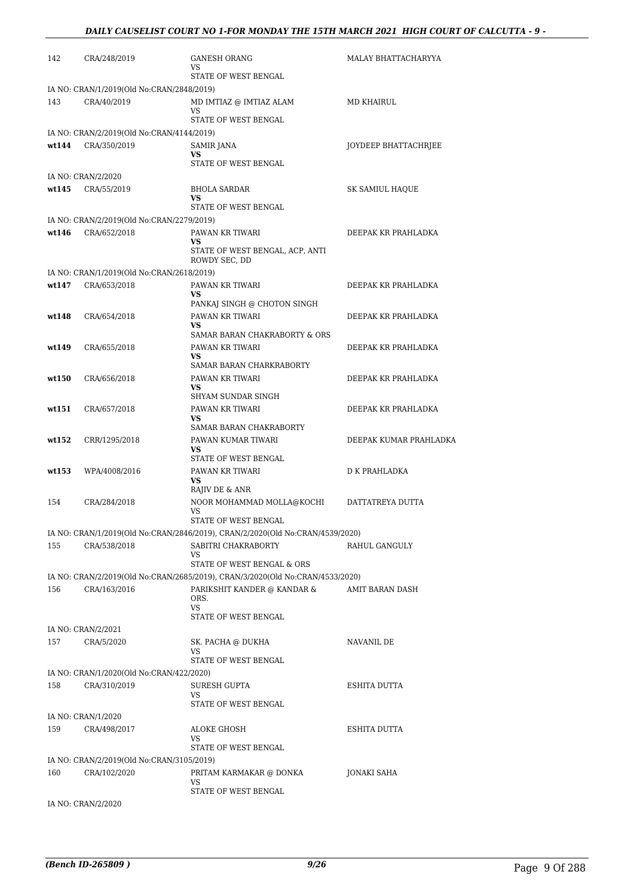| | | | |
|---|---|---|---|
| 142 | CRA/248/2019 | GANESH ORANG<br>VS<br>STATE OF WEST BENGAL | MALAY BHATTACHARYYA |
| IA NO: CRAN/1/2019(Old No:CRAN/2848/2019) | | | |
| 143 | CRA/40/2019 | MD IMTIAZ @ IMTIAZ ALAM<br>VS<br>STATE OF WEST BENGAL | MD KHAIRUL |
| IA NO: CRAN/2/2019(Old No:CRAN/4144/2019) | | | |
| **wt144** | CRA/350/2019 | SAMIR JANA<br>**VS**<br>STATE OF WEST BENGAL | JOYDEEP BHATTACHRJEE |
| IA NO: CRAN/2/2020 | | | |
| **wt145** | CRA/55/2019 | BHOLA SARDAR<br>**VS**<br>STATE OF WEST BENGAL | SK SAMIUL HAQUE |
| IA NO: CRAN/2/2019(Old No:CRAN/2279/2019) | | | |
| **wt146** | CRA/652/2018 | PAWAN KR TIWARI<br>**VS**<br>STATE OF WEST BENGAL, ACP, ANTI ROWDY SEC, DD | DEEPAK KR PRAHLADKA |
| IA NO: CRAN/1/2019(Old No:CRAN/2618/2019) | | | |
| **wt147** | CRA/653/2018 | PAWAN KR TIWARI<br>**VS**<br>PANKAJ SINGH @ CHOTON SINGH | DEEPAK KR PRAHLADKA |
| **wt148** | CRA/654/2018 | PAWAN KR TIWARI<br>**VS**<br>SAMAR BARAN CHAKRABORTY & ORS | DEEPAK KR PRAHLADKA |
| **wt149** | CRA/655/2018 | PAWAN KR TIWARI<br>**VS**<br>SAMAR BARAN CHARKRABORTY | DEEPAK KR PRAHLADKA |
| **wt150** | CRA/656/2018 | PAWAN KR TIWARI<br>**VS**<br>SHYAM SUNDAR SINGH | DEEPAK KR PRAHLADKA |
| **wt151** | CRA/657/2018 | PAWAN KR TIWARI<br>**VS**<br>SAMAR BARAN CHAKRABORTY | DEEPAK KR PRAHLADKA |
| **wt152** | CRR/1295/2018 | PAWAN KUMAR TIWARI<br>**VS**<br>STATE OF WEST BENGAL | DEEPAK KUMAR PRAHLADKA |
| **wt153** | WPA/4008/2016 | PAWAN KR TIWARI<br>**VS**<br>RAJIV DE & ANR | D K PRAHLADKA |
| 154 | CRA/284/2018 | NOOR MOHAMMAD MOLLA@KOCHI<br>VS<br>STATE OF WEST BENGAL | DATTATREYA DUTTA |
| IA NO: CRAN/1/2019(Old No:CRAN/2846/2019), CRAN/2/2020(Old No:CRAN/4539/2020) | | | |
| 155 | CRA/538/2018 | SABITRI CHAKRABORTY<br>VS<br>STATE OF WEST BENGAL & ORS | RAHUL GANGULY |
| IA NO: CRAN/2/2019(Old No:CRAN/2685/2019), CRAN/3/2020(Old No:CRAN/4533/2020) | | | |
| 156 | CRA/163/2016 | PARIKSHIT KANDER @ KANDAR & ORS.<br>VS<br>STATE OF WEST BENGAL | AMIT BARAN DASH |
| IA NO: CRAN/2/2021 | | | |
| 157 | CRA/5/2020 | SK. PACHA @ DUKHA<br>VS<br>STATE OF WEST BENGAL | NAVANIL DE |
| IA NO: CRAN/1/2020(Old No:CRAN/422/2020) | | | |
| 158 | CRA/310/2019 | SURESH GUPTA<br>VS<br>STATE OF WEST BENGAL | ESHITA DUTTA |
| IA NO: CRAN/1/2020 | | | |
| 159 | CRA/498/2017 | ALOKE GHOSH<br>VS<br>STATE OF WEST BENGAL | ESHITA DUTTA |
| IA NO: CRAN/2/2019(Old No:CRAN/3105/2019) | | | |
| 160 | CRA/102/2020 | PRITAM KARMAKAR @ DONKA<br>VS<br>STATE OF WEST BENGAL | JONAKI SAHA |
| IA NO: CRAN/2/2020 | | | |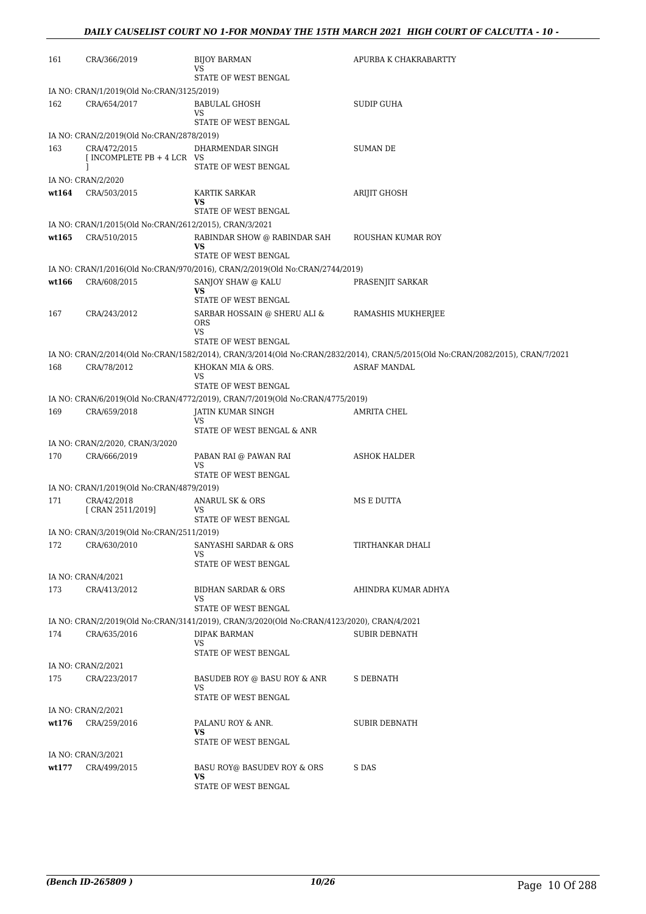| | | | |
|---|---|---|---|
| 161 | CRA/366/2019 | BIJOY BARMAN<br>VS<br>STATE OF WEST BENGAL | APURBA K CHAKRABARTTY |
| | IA NO: CRAN/1/2019(Old No:CRAN/3125/2019) | | |
| 162 | CRA/654/2017 | BABULAL GHOSH<br>VS<br>STATE OF WEST BENGAL | SUDIP GUHA |
| | IA NO: CRAN/2/2019(Old No:CRAN/2878/2019) | | |
| 163 | CRA/472/2015<br>[ INCOMPLETE PB + 4 LCR ] | DHARMENDAR SINGH<br>VS<br>STATE OF WEST BENGAL | SUMAN DE |
| | IA NO: CRAN/2/2020 | | |
| wt164 | CRA/503/2015 | KARTIK SARKAR<br>**VS**<br>STATE OF WEST BENGAL | ARIJIT GHOSH |
| | IA NO: CRAN/1/2015(Old No:CRAN/2612/2015), CRAN/3/2021 | | |
| wt165 | CRA/510/2015 | RABINDAR SHOW @ RABINDAR SAH<br>**VS**<br>STATE OF WEST BENGAL | ROUSHAN KUMAR ROY |
| | IA NO: CRAN/1/2016(Old No:CRAN/970/2016), CRAN/2/2019(Old No:CRAN/2744/2019) | | |
| wt166 | CRA/608/2015 | SANJOY SHAW @ KALU<br>**VS**<br>STATE OF WEST BENGAL | PRASENJIT SARKAR |
| 167 | CRA/243/2012 | SARBAR HOSSAIN @ SHERU ALI & ORS<br>VS<br>STATE OF WEST BENGAL | RAMASHIS MUKHERJEE |
| | IA NO: CRAN/2/2014(Old No:CRAN/1582/2014), CRAN/3/2014(Old No:CRAN/2832/2014), CRAN/5/2015(Old No:CRAN/2082/2015), CRAN/7/2021 | | |
| 168 | CRA/78/2012 | KHOKAN MIA & ORS.<br>VS<br>STATE OF WEST BENGAL | ASRAF MANDAL |
| | IA NO: CRAN/6/2019(Old No:CRAN/4772/2019), CRAN/7/2019(Old No:CRAN/4775/2019) | | |
| 169 | CRA/659/2018 | JATIN KUMAR SINGH<br>VS<br>STATE OF WEST BENGAL & ANR | AMRITA CHEL |
| | IA NO: CRAN/2/2020, CRAN/3/2020 | | |
| 170 | CRA/666/2019 | PABAN RAI @ PAWAN RAI<br>VS<br>STATE OF WEST BENGAL | ASHOK HALDER |
| | IA NO: CRAN/1/2019(Old No:CRAN/4879/2019) | | |
| 171 | CRA/42/2018<br>[ CRAN 2511/2019] | ANARUL SK & ORS<br>VS<br>STATE OF WEST BENGAL | MS E DUTTA |
| | IA NO: CRAN/3/2019(Old No:CRAN/2511/2019) | | |
| 172 | CRA/630/2010 | SANYASHI SARDAR & ORS<br>VS<br>STATE OF WEST BENGAL | TIRTHANKAR DHALI |
| | IA NO: CRAN/4/2021 | | |
| 173 | CRA/413/2012 | BIDHAN SARDAR & ORS<br>VS<br>STATE OF WEST BENGAL | AHINDRA KUMAR ADHYA |
| | IA NO: CRAN/2/2019(Old No:CRAN/3141/2019), CRAN/3/2020(Old No:CRAN/4123/2020), CRAN/4/2021 | | |
| 174 | CRA/635/2016 | DIPAK BARMAN<br>VS<br>STATE OF WEST BENGAL | SUBIR DEBNATH |
| | IA NO: CRAN/2/2021 | | |
| 175 | CRA/223/2017 | BASUDEB ROY @ BASU ROY & ANR<br>VS<br>STATE OF WEST BENGAL | S DEBNATH |
| | IA NO: CRAN/2/2021 | | |
| wt176 | CRA/259/2016 | PALANU ROY & ANR.<br>**VS**<br>STATE OF WEST BENGAL | SUBIR DEBNATH |
| | IA NO: CRAN/3/2021 | | |
| wt177 | CRA/499/2015 | BASU ROY@ BASUDEV ROY & ORS<br>**VS**<br>STATE OF WEST BENGAL | S DAS |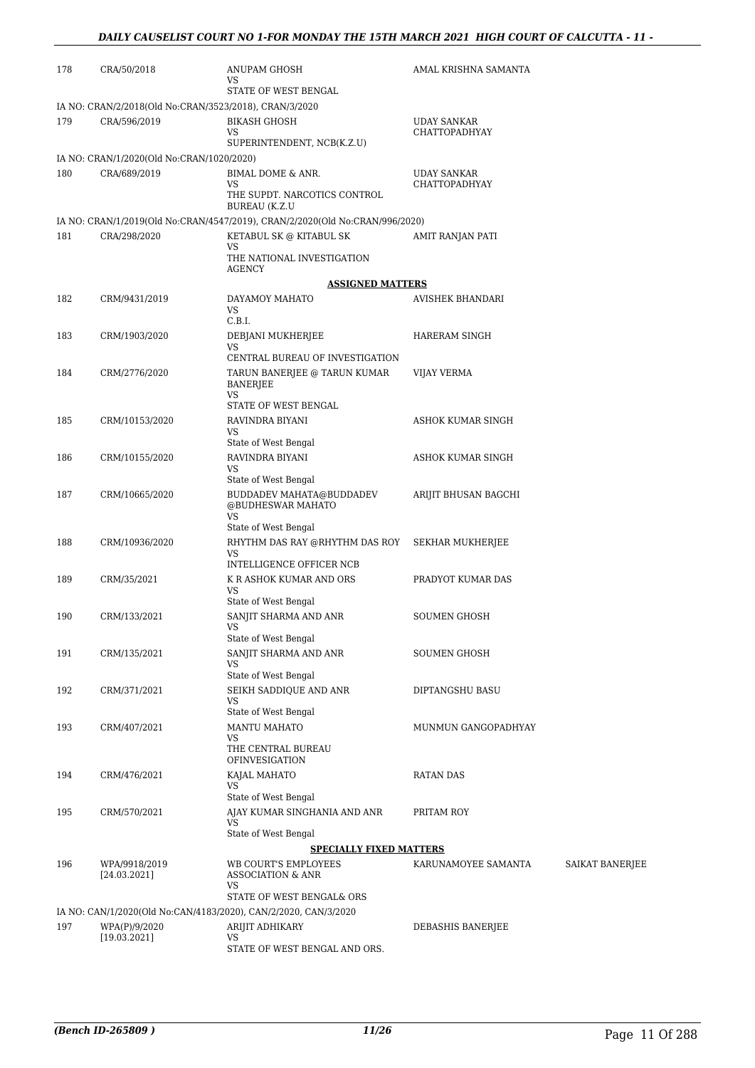| | | | | |
|---|---|---|---|---|
| 178 | CRA/50/2018 | ANUPAM GHOSH<br>VS<br>STATE OF WEST BENGAL | AMAL KRISHNA SAMANTA | |
| IA NO: CRAN/2/2018(Old No:CRAN/3523/2018), CRAN/3/2020 | | | | |
| 179 | CRA/596/2019 | BIKASH GHOSH<br>VS<br>SUPERINTENDENT, NCB(K.Z.U) | UDAY SANKAR CHATTOPADHYAY | |
| IA NO: CRAN/1/2020(Old No:CRAN/1020/2020) | | | | |
| 180 | CRA/689/2019 | BIMAL DOME & ANR.<br>VS<br>THE SUPDT. NARCOTICS CONTROL BUREAU (K.Z.U | UDAY SANKAR CHATTOPADHYAY | |
| IA NO: CRAN/1/2019(Old No:CRAN/4547/2019), CRAN/2/2020(Old No:CRAN/996/2020) | | | | |
| 181 | CRA/298/2020 | KETABUL SK @ KITABUL SK<br>VS<br>THE NATIONAL INVESTIGATION AGENCY | AMIT RANJAN PATI | |
| **ASSIGNED MATTERS** | | | | |
| 182 | CRM/9431/2019 | DAYAMOY MAHATO<br>VS<br>C.B.I. | AVISHEK BHANDARI | |
| 183 | CRM/1903/2020 | DEBJANI MUKHERJEE<br>VS<br>CENTRAL BUREAU OF INVESTIGATION | HARERAM SINGH | |
| 184 | CRM/2776/2020 | TARUN BANERJEE @ TARUN KUMAR BANERJEE<br>VS<br>STATE OF WEST BENGAL | VIJAY VERMA | |
| 185 | CRM/10153/2020 | RAVINDRA BIYANI<br>VS<br>State of West Bengal | ASHOK KUMAR SINGH | |
| 186 | CRM/10155/2020 | RAVINDRA BIYANI<br>VS<br>State of West Bengal | ASHOK KUMAR SINGH | |
| 187 | CRM/10665/2020 | BUDDADEV MAHATA@BUDDADEV @BUDHESWAR MAHATO<br>VS<br>State of West Bengal | ARIJIT BHUSAN BAGCHI | |
| 188 | CRM/10936/2020 | RHYTHM DAS RAY @RHYTHM DAS ROY<br>VS<br>INTELLIGENCE OFFICER NCB | SEKHAR MUKHERJEE | |
| 189 | CRM/35/2021 | K R ASHOK KUMAR AND ORS<br>VS<br>State of West Bengal | PRADYOT KUMAR DAS | |
| 190 | CRM/133/2021 | SANJIT SHARMA AND ANR<br>VS<br>State of West Bengal | SOUMEN GHOSH | |
| 191 | CRM/135/2021 | SANJIT SHARMA AND ANR<br>VS<br>State of West Bengal | SOUMEN GHOSH | |
| 192 | CRM/371/2021 | SEIKH SADDIQUE AND ANR<br>VS<br>State of West Bengal | DIPTANGSHU BASU | |
| 193 | CRM/407/2021 | MANTU MAHATO<br>VS<br>THE CENTRAL BUREAU OFINVESIGATION | MUNMUN GANGOPADHYAY | |
| 194 | CRM/476/2021 | KAJAL MAHATO<br>VS<br>State of West Bengal | RATAN DAS | |
| 195 | CRM/570/2021 | AJAY KUMAR SINGHANIA AND ANR<br>VS<br>State of West Bengal | PRITAM ROY | |
| **SPECIALLY FIXED MATTERS** | | | | |
| 196 | WPA/9918/2019<br>[24.03.2021] | WB COURT'S EMPLOYEES ASSOCIATION & ANR<br>VS<br>STATE OF WEST BENGAL& ORS | KARUNAMOYEE SAMANTA | SAIKAT BANERJEE |
| IA NO: CAN/1/2020(Old No:CAN/4183/2020), CAN/2/2020, CAN/3/2020 | | | | |
| 197 | WPA(P)/9/2020<br>[19.03.2021] | ARIJIT ADHIKARY<br>VS<br>STATE OF WEST BENGAL AND ORS. | DEBASHIS BANERJEE | |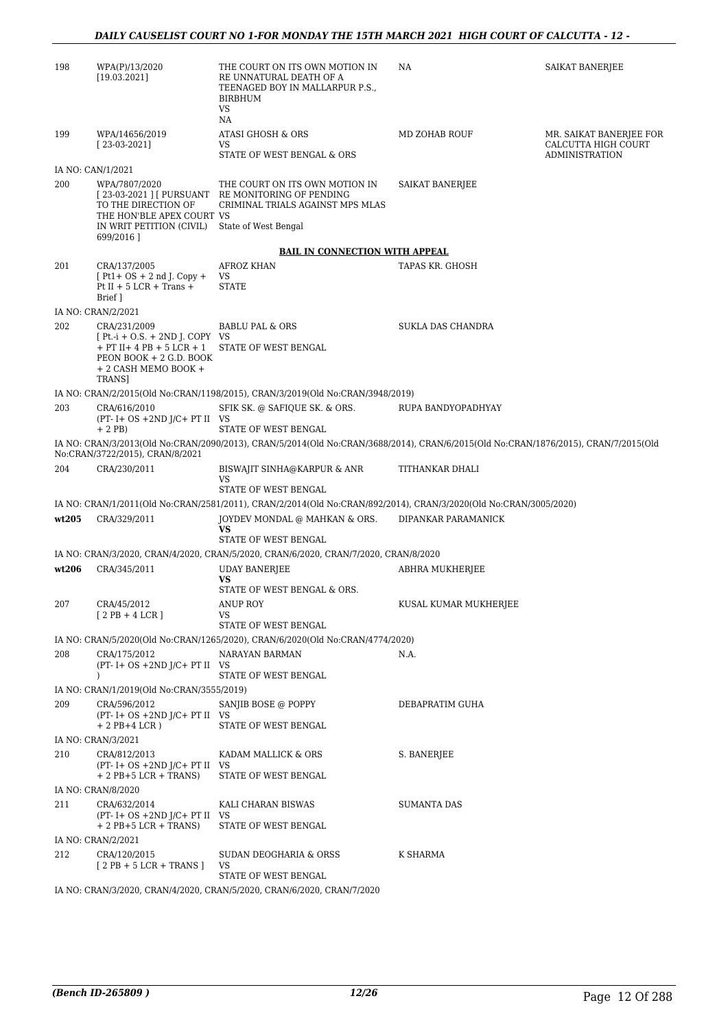| | | | | |
|---|---|---|---|---|
| 198 | WPA(P)/13/2020 [19.03.2021] | THE COURT ON ITS OWN MOTION IN RE UNNATURAL DEATH OF A TEENAGED BOY IN MALLARPUR P.S., BIRBHUM VS NA | NA | SAIKAT BANERJEE |
| 199 | WPA/14656/2019 [ 23-03-2021] | ATASI GHOSH & ORS VS STATE OF WEST BENGAL & ORS | MD ZOHAB ROUF | MR. SAIKAT BANERJEE FOR CALCUTTA HIGH COURT ADMINISTRATION |
| | IA NO: CAN/1/2021 | | | |
| 200 | WPA/7807/2020 [ 23-03-2021 ] [ PURSUANT TO THE DIRECTION OF THE HON'BLE APEX COURT IN WRIT PETITION (CIVIL) 699/2016 ] | THE COURT ON ITS OWN MOTION IN RE MONITORING OF PENDING CRIMINAL TRIALS AGAINST MPS MLAS VS State of West Bengal | SAIKAT BANERJEE | |

**BAIL IN CONNECTION WITH APPEAL**

| | | | | |
|---|---|---|---|---|
| 201 | CRA/137/2005 [ Pt1+ OS + 2 nd J. Copy + Pt II + 5 LCR + Trans + Brief ] | AFROZ KHAN VS STATE | TAPAS KR. GHOSH | |
| | IA NO: CRAN/2/2021 | | | |
| 202 | CRA/231/2009 [ Pt.-i + O.S. + 2ND J. COPY + PT II+ 4 PB + 5 LCR + 1 PEON BOOK + 2 G.D. BOOK + 2 CASH MEMO BOOK + TRANS] | BABLU PAL & ORS VS STATE OF WEST BENGAL | SUKLA DAS CHANDRA | |
| | IA NO: CRAN/2/2015(Old No:CRAN/1198/2015), CRAN/3/2019(Old No:CRAN/3948/2019) | | | |
| 203 | CRA/616/2010 (PT- I+ OS +2ND J/C+ PT II + 2 PB) | SFIK SK. @ SAFIQUE SK. & ORS. VS STATE OF WEST BENGAL | RUPA BANDYOPADHYAY | |
| | IA NO: CRAN/3/2013(Old No:CRAN/2090/2013), CRAN/5/2014(Old No:CRAN/3688/2014), CRAN/6/2015(Old No:CRAN/1876/2015), CRAN/7/2015(Old No:CRAN/3722/2015), CRAN/8/2021 | | | |
| 204 | CRA/230/2011 | BISWAJIT SINHA@KARPUR & ANR VS STATE OF WEST BENGAL | TITHANKAR DHALI | |
| | IA NO: CRAN/1/2011(Old No:CRAN/2581/2011), CRAN/2/2014(Old No:CRAN/892/2014), CRAN/3/2020(Old No:CRAN/3005/2020) | | | |
| wt205 | CRA/329/2011 | JOYDEV MONDAL @ MAHKAN & ORS. **VS** STATE OF WEST BENGAL | DIPANKAR PARAMANICK | |
| | IA NO: CRAN/3/2020, CRAN/4/2020, CRAN/5/2020, CRAN/6/2020, CRAN/7/2020, CRAN/8/2020 | | | |
| wt206 | CRA/345/2011 | UDAY BANERJEE **VS** STATE OF WEST BENGAL & ORS. | ABHRA MUKHERJEE | |
| 207 | CRA/45/2012 [ 2 PB + 4 LCR ] | ANUP ROY VS STATE OF WEST BENGAL | KUSAL KUMAR MUKHERJEE | |
| | IA NO: CRAN/5/2020(Old No:CRAN/1265/2020), CRAN/6/2020(Old No:CRAN/4774/2020) | | | |
| 208 | CRA/175/2012 (PT- I+ OS +2ND J/C+ PT II ) | NARAYAN BARMAN VS STATE OF WEST BENGAL | N.A. | |
| | IA NO: CRAN/1/2019(Old No:CRAN/3555/2019) | | | |
| 209 | CRA/596/2012 (PT- I+ OS +2ND J/C+ PT II + 2 PB+4 LCR ) | SANJIB BOSE @ POPPY VS STATE OF WEST BENGAL | DEBAPRATIM GUHA | |
| | IA NO: CRAN/3/2021 | | | |
| 210 | CRA/812/2013 (PT- I+ OS +2ND J/C+ PT II + 2 PB+5 LCR + TRANS) | KADAM MALLICK & ORS VS STATE OF WEST BENGAL | S. BANERJEE | |
| | IA NO: CRAN/8/2020 | | | |
| 211 | CRA/632/2014 (PT- I+ OS +2ND J/C+ PT II + 2 PB+5 LCR + TRANS) | KALI CHARAN BISWAS VS STATE OF WEST BENGAL | SUMANTA DAS | |
| | IA NO: CRAN/2/2021 | | | |
| 212 | CRA/120/2015 [ 2 PB + 5 LCR + TRANS ] | SUDAN DEOGHARIA & ORSS VS STATE OF WEST BENGAL | K SHARMA | |
| | IA NO: CRAN/3/2020, CRAN/4/2020, CRAN/5/2020, CRAN/6/2020, CRAN/7/2020 | | | |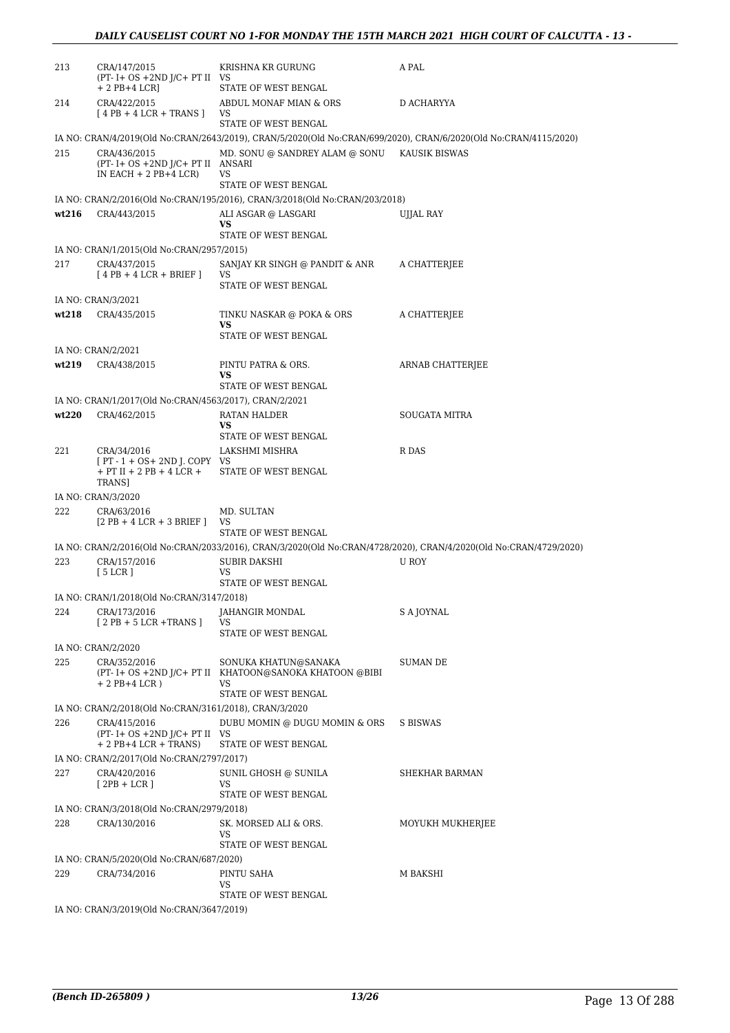| | | | |
|---|---|---|---|
| 213 | CRA/147/2015<br>(PT- I+ OS +2ND J/C+ PT II + 2 PB+4 LCR] | KRISHNA KR GURUNG<br>VS<br>STATE OF WEST BENGAL | A PAL |
| 214 | CRA/422/2015<br>[ 4 PB + 4 LCR + TRANS ] | ABDUL MONAF MIAN & ORS<br>VS<br>STATE OF WEST BENGAL | D ACHARYYA |
| IA NO: CRAN/4/2019(Old No:CRAN/2643/2019), CRAN/5/2020(Old No:CRAN/699/2020), CRAN/6/2020(Old No:CRAN/4115/2020) | | | |
| 215 | CRA/436/2015<br>(PT- I+ OS +2ND J/C+ PT II IN EACH + 2 PB+4 LCR) | MD. SONU @ SANDREY ALAM @ SONU ANSARI<br>VS<br>STATE OF WEST BENGAL | KAUSIK BISWAS |
| IA NO: CRAN/2/2016(Old No:CRAN/195/2016), CRAN/3/2018(Old No:CRAN/203/2018) | | | |
| wt216 | CRA/443/2015 | ALI ASGAR @ LASGARI<br>VS<br>STATE OF WEST BENGAL | UJJAL RAY |
| IA NO: CRAN/1/2015(Old No:CRAN/2957/2015) | | | |
| 217 | CRA/437/2015<br>[ 4 PB + 4 LCR + BRIEF ] | SANJAY KR SINGH @ PANDIT & ANR<br>VS<br>STATE OF WEST BENGAL | A CHATTERJEE |
| IA NO: CRAN/3/2021 | | | |
| wt218 | CRA/435/2015 | TINKU NASKAR @ POKA & ORS<br>VS<br>STATE OF WEST BENGAL | A CHATTERJEE |
| IA NO: CRAN/2/2021 | | | |
| wt219 | CRA/438/2015 | PINTU PATRA & ORS.<br>VS<br>STATE OF WEST BENGAL | ARNAB CHATTERJEE |
| IA NO: CRAN/1/2017(Old No:CRAN/4563/2017), CRAN/2/2021 | | | |
| wt220 | CRA/462/2015 | RATAN HALDER<br>VS<br>STATE OF WEST BENGAL | SOUGATA MITRA |
| 221 | CRA/34/2016<br>[ PT - 1 + OS+ 2ND J. COPY + PT II + 2 PB + 4 LCR + TRANS] | LAKSHMI MISHRA<br>VS<br>STATE OF WEST BENGAL | R DAS |
| IA NO: CRAN/3/2020 | | | |
| 222 | CRA/63/2016<br>[2 PB + 4 LCR + 3 BRIEF ] | MD. SULTAN<br>VS<br>STATE OF WEST BENGAL | |
| IA NO: CRAN/2/2016(Old No:CRAN/2033/2016), CRAN/3/2020(Old No:CRAN/4728/2020), CRAN/4/2020(Old No:CRAN/4729/2020) | | | |
| 223 | CRA/157/2016<br>[ 5 LCR ] | SUBIR DAKSHI<br>VS<br>STATE OF WEST BENGAL | U ROY |
| IA NO: CRAN/1/2018(Old No:CRAN/3147/2018) | | | |
| 224 | CRA/173/2016<br>[ 2 PB + 5 LCR +TRANS ] | JAHANGIR MONDAL<br>VS<br>STATE OF WEST BENGAL | S A JOYNAL |
| IA NO: CRAN/2/2020 | | | |
| 225 | CRA/352/2016<br>(PT- I+ OS +2ND J/C+ PT II + 2 PB+4 LCR ) | SONUKA KHATUN@SANAKA KHATOON@SANOKA KHATOON @BIBI<br>VS<br>STATE OF WEST BENGAL | SUMAN DE |
| IA NO: CRAN/2/2018(Old No:CRAN/3161/2018), CRAN/3/2020 | | | |
| 226 | CRA/415/2016<br>(PT- I+ OS +2ND J/C+ PT II + 2 PB+4 LCR + TRANS) | DUBU MOMIN @ DUGU MOMIN & ORS<br>VS<br>STATE OF WEST BENGAL | S BISWAS |
| IA NO: CRAN/2/2017(Old No:CRAN/2797/2017) | | | |
| 227 | CRA/420/2016<br>[ 2PB + LCR ] | SUNIL GHOSH @ SUNILA<br>VS<br>STATE OF WEST BENGAL | SHEKHAR BARMAN |
| IA NO: CRAN/3/2018(Old No:CRAN/2979/2018) | | | |
| 228 | CRA/130/2016 | SK. MORSED ALI & ORS.<br>VS<br>STATE OF WEST BENGAL | MOYUKH MUKHERJEE |
| IA NO: CRAN/5/2020(Old No:CRAN/687/2020) | | | |
| 229 | CRA/734/2016 | PINTU SAHA<br>VS<br>STATE OF WEST BENGAL | M BAKSHI |
| IA NO: CRAN/3/2019(Old No:CRAN/3647/2019) | | | |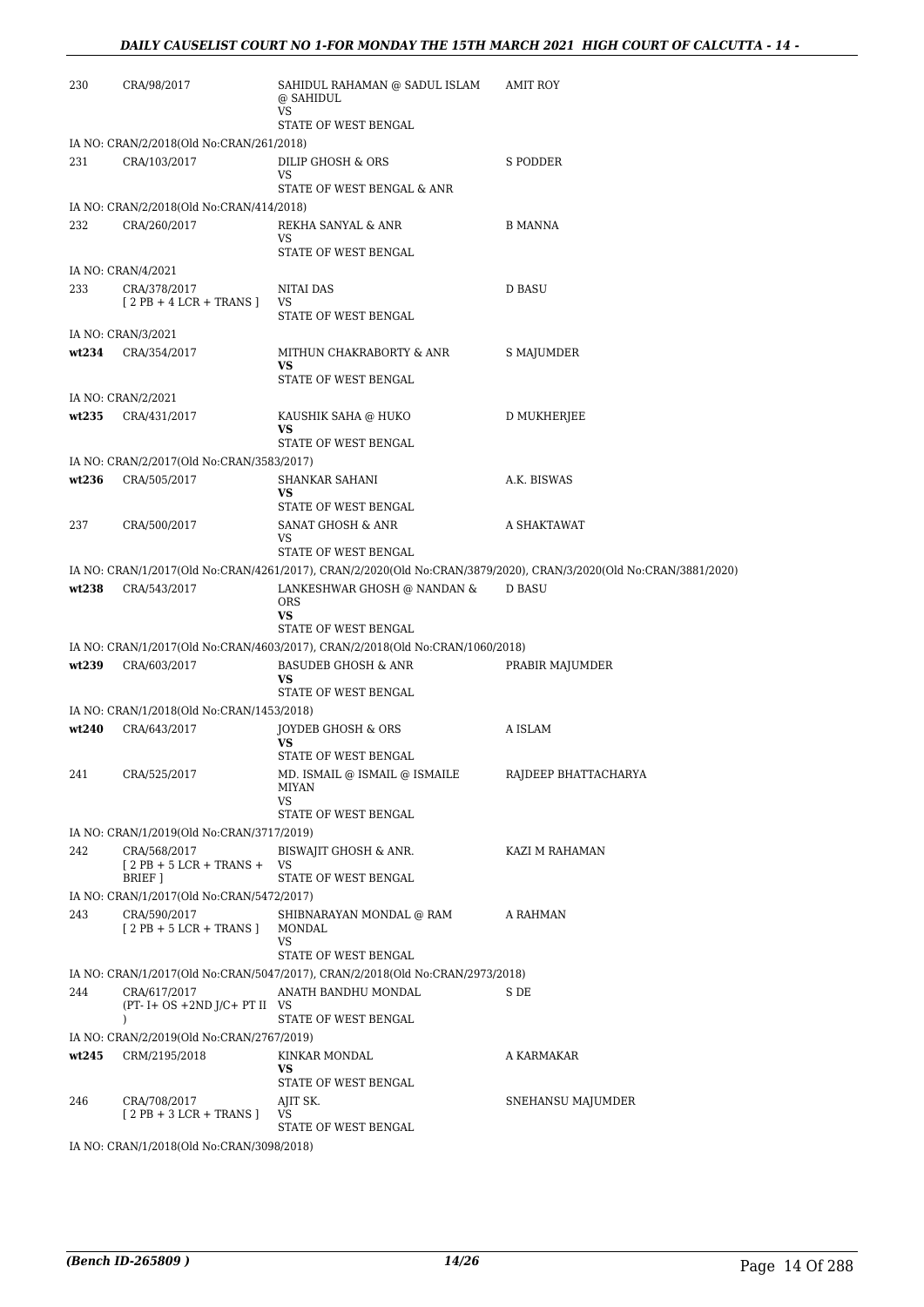| | | | |
|---|---|---|---|
| 230 | CRA/98/2017 | SAHIDUL RAHAMAN @ SADUL ISLAM @ SAHIDUL<br>VS<br>STATE OF WEST BENGAL | AMIT ROY |
| | IA NO: CRAN/2/2018(Old No:CRAN/261/2018) | | |
| 231 | CRA/103/2017 | DILIP GHOSH & ORS<br>VS<br>STATE OF WEST BENGAL & ANR | S PODDER |
| | IA NO: CRAN/2/2018(Old No:CRAN/414/2018) | | |
| 232 | CRA/260/2017 | REKHA SANYAL & ANR<br>VS<br>STATE OF WEST BENGAL | B MANNA |
| | IA NO: CRAN/4/2021 | | |
| 233 | CRA/378/2017<br>[ 2 PB + 4 LCR + TRANS ] | NITAI DAS<br>VS<br>STATE OF WEST BENGAL | D BASU |
| | IA NO: CRAN/3/2021 | | |
| **wt234** | CRA/354/2017 | MITHUN CHAKRABORTY & ANR<br>**VS**<br>STATE OF WEST BENGAL | S MAJUMDER |
| | IA NO: CRAN/2/2021 | | |
| **wt235** | CRA/431/2017 | KAUSHIK SAHA @ HUKO<br>**VS**<br>STATE OF WEST BENGAL | D MUKHERJEE |
| | IA NO: CRAN/2/2017(Old No:CRAN/3583/2017) | | |
| **wt236** | CRA/505/2017 | SHANKAR SAHANI<br>**VS**<br>STATE OF WEST BENGAL | A.K. BISWAS |
| 237 | CRA/500/2017 | SANAT GHOSH & ANR<br>VS<br>STATE OF WEST BENGAL | A SHAKTAWAT |
| | IA NO: CRAN/1/2017(Old No:CRAN/4261/2017), CRAN/2/2020(Old No:CRAN/3879/2020), CRAN/3/2020(Old No:CRAN/3881/2020) | | |
| **wt238** | CRA/543/2017 | LANKESHWAR GHOSH @ NANDAN & ORS<br>**VS**<br>STATE OF WEST BENGAL | D BASU |
| | IA NO: CRAN/1/2017(Old No:CRAN/4603/2017), CRAN/2/2018(Old No:CRAN/1060/2018) | | |
| **wt239** | CRA/603/2017 | BASUDEB GHOSH & ANR<br>**VS**<br>STATE OF WEST BENGAL | PRABIR MAJUMDER |
| | IA NO: CRAN/1/2018(Old No:CRAN/1453/2018) | | |
| **wt240** | CRA/643/2017 | JOYDEB GHOSH & ORS<br>**VS**<br>STATE OF WEST BENGAL | A ISLAM |
| 241 | CRA/525/2017 | MD. ISMAIL @ ISMAIL @ ISMAILE MIYAN<br>VS<br>STATE OF WEST BENGAL | RAJDEEP BHATTACHARYA |
| | IA NO: CRAN/1/2019(Old No:CRAN/3717/2019) | | |
| 242 | CRA/568/2017<br>[ 2 PB + 5 LCR + TRANS + BRIEF ] | BISWAJIT GHOSH & ANR.<br>VS<br>STATE OF WEST BENGAL | KAZI M RAHAMAN |
| | IA NO: CRAN/1/2017(Old No:CRAN/5472/2017) | | |
| 243 | CRA/590/2017<br>[ 2 PB + 5 LCR + TRANS ] | SHIBNARAYAN MONDAL @ RAM MONDAL<br>VS<br>STATE OF WEST BENGAL | A RAHMAN |
| | IA NO: CRAN/1/2017(Old No:CRAN/5047/2017), CRAN/2/2018(Old No:CRAN/2973/2018) | | |
| 244 | CRA/617/2017<br>(PT- I+ OS +2ND J/C+ PT II ) | ANATH BANDHU MONDAL<br>VS<br>STATE OF WEST BENGAL | S DE |
| | IA NO: CRAN/2/2019(Old No:CRAN/2767/2019) | | |
| **wt245** | CRM/2195/2018 | KINKAR MONDAL<br>**VS**<br>STATE OF WEST BENGAL | A KARMAKAR |
| 246 | CRA/708/2017<br>[ 2 PB + 3 LCR + TRANS ] | AJIT SK.<br>VS<br>STATE OF WEST BENGAL | SNEHANSU MAJUMDER |
| | IA NO: CRAN/1/2018(Old No:CRAN/3098/2018) | | |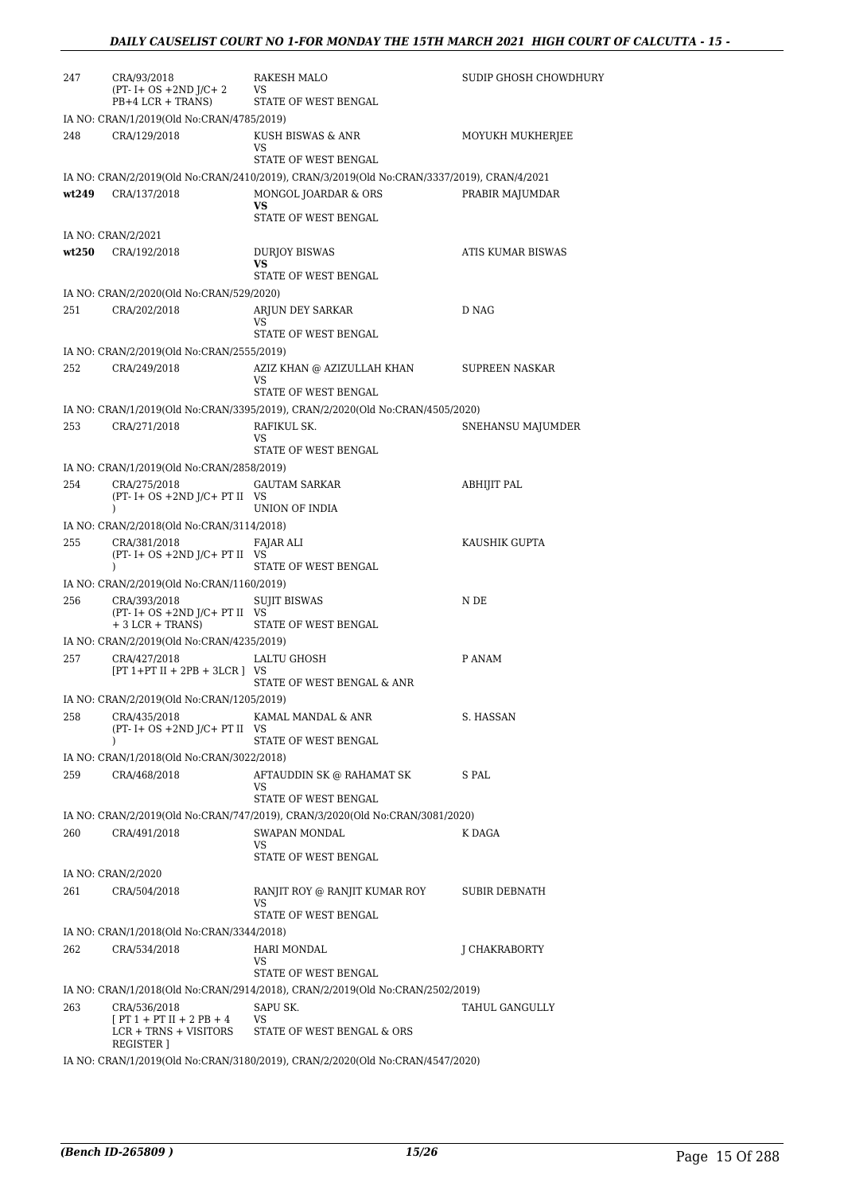| | | | |
|---|---|---|---|
| 247 | CRA/93/2018 (PT- I+ OS +2ND J/C+ 2 PB+4 LCR + TRANS) | RAKESH MALO VS STATE OF WEST BENGAL | SUDIP GHOSH CHOWDHURY |
| | IA NO: CRAN/1/2019(Old No:CRAN/4785/2019) | | |
| 248 | CRA/129/2018 | KUSH BISWAS & ANR VS STATE OF WEST BENGAL | MOYUKH MUKHERJEE |
| | IA NO: CRAN/2/2019(Old No:CRAN/2410/2019), CRAN/3/2019(Old No:CRAN/3337/2019), CRAN/4/2021 | | |
| **wt249** | CRA/137/2018 | MONGOL JOARDAR & ORS **VS** STATE OF WEST BENGAL | PRABIR MAJUMDAR |
| | IA NO: CRAN/2/2021 | | |
| **wt250** | CRA/192/2018 | DURJOY BISWAS **VS** STATE OF WEST BENGAL | ATIS KUMAR BISWAS |
| | IA NO: CRAN/2/2020(Old No:CRAN/529/2020) | | |
| 251 | CRA/202/2018 | ARJUN DEY SARKAR VS STATE OF WEST BENGAL | D NAG |
| | IA NO: CRAN/2/2019(Old No:CRAN/2555/2019) | | |
| 252 | CRA/249/2018 | AZIZ KHAN @ AZIZULLAH KHAN VS STATE OF WEST BENGAL | SUPREEN NASKAR |
| | IA NO: CRAN/1/2019(Old No:CRAN/3395/2019), CRAN/2/2020(Old No:CRAN/4505/2020) | | |
| 253 | CRA/271/2018 | RAFIKUL SK. VS STATE OF WEST BENGAL | SNEHANSU MAJUMDER |
| | IA NO: CRAN/1/2019(Old No:CRAN/2858/2019) | | |
| 254 | CRA/275/2018 (PT- I+ OS +2ND J/C+ PT II ) | GAUTAM SARKAR VS UNION OF INDIA | ABHIJIT PAL |
| | IA NO: CRAN/2/2018(Old No:CRAN/3114/2018) | | |
| 255 | CRA/381/2018 (PT- I+ OS +2ND J/C+ PT II ) | FAJAR ALI VS STATE OF WEST BENGAL | KAUSHIK GUPTA |
| | IA NO: CRAN/2/2019(Old No:CRAN/1160/2019) | | |
| 256 | CRA/393/2018 (PT- I+ OS +2ND J/C+ PT II + 3 LCR + TRANS) | SUJIT BISWAS VS STATE OF WEST BENGAL | N DE |
| | IA NO: CRAN/2/2019(Old No:CRAN/4235/2019) | | |
| 257 | CRA/427/2018 [PT 1+PT II + 2PB + 3LCR ] | LALTU GHOSH VS STATE OF WEST BENGAL & ANR | P ANAM |
| | IA NO: CRAN/2/2019(Old No:CRAN/1205/2019) | | |
| 258 | CRA/435/2018 (PT- I+ OS +2ND J/C+ PT II ) | KAMAL MANDAL & ANR VS STATE OF WEST BENGAL | S. HASSAN |
| | IA NO: CRAN/1/2018(Old No:CRAN/3022/2018) | | |
| 259 | CRA/468/2018 | AFTAUDDIN SK @ RAHAMAT SK VS STATE OF WEST BENGAL | S PAL |
| | IA NO: CRAN/2/2019(Old No:CRAN/747/2019), CRAN/3/2020(Old No:CRAN/3081/2020) | | |
| 260 | CRA/491/2018 | SWAPAN MONDAL VS STATE OF WEST BENGAL | K DAGA |
| | IA NO: CRAN/2/2020 | | |
| 261 | CRA/504/2018 | RANJIT ROY @ RANJIT KUMAR ROY VS STATE OF WEST BENGAL | SUBIR DEBNATH |
| | IA NO: CRAN/1/2018(Old No:CRAN/3344/2018) | | |
| 262 | CRA/534/2018 | HARI MONDAL VS STATE OF WEST BENGAL | J CHAKRABORTY |
| | IA NO: CRAN/1/2018(Old No:CRAN/2914/2018), CRAN/2/2019(Old No:CRAN/2502/2019) | | |
| 263 | CRA/536/2018 [ PT 1 + PT II + 2 PB + 4 LCR + TRNS + VISITORS REGISTER ] | SAPU SK. VS STATE OF WEST BENGAL & ORS | TAHUL GANGULLY |
| | IA NO: CRAN/1/2019(Old No:CRAN/3180/2019), CRAN/2/2020(Old No:CRAN/4547/2020) | | |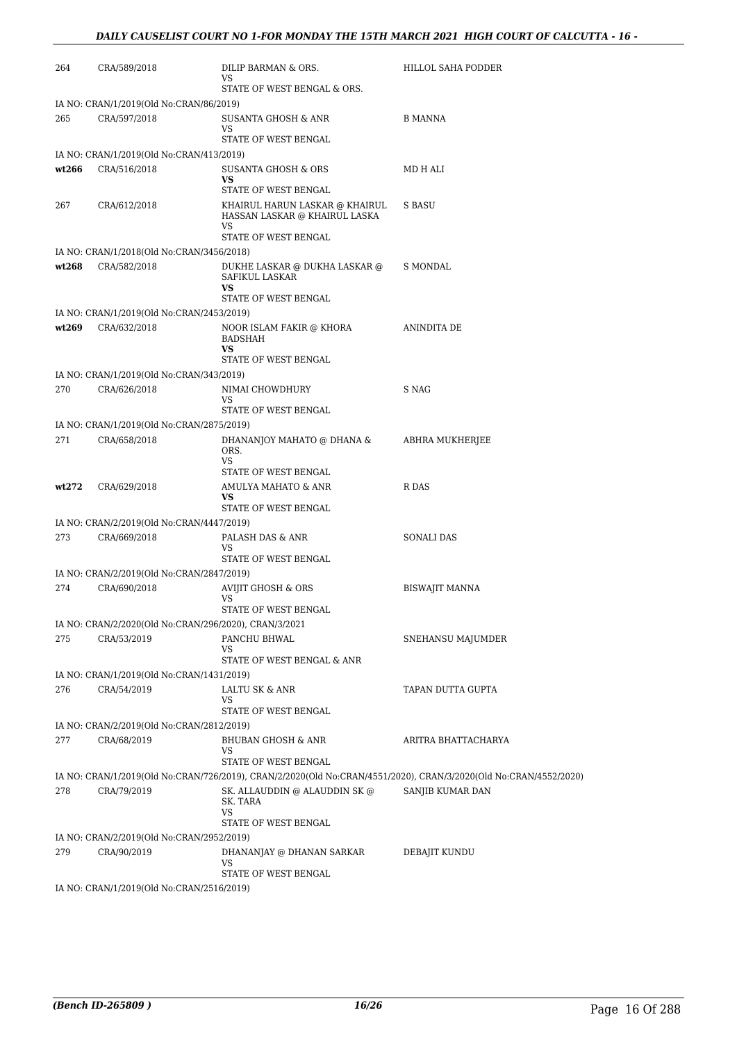| | | | |
|---|---|---|---|
| 264 | CRA/589/2018 | DILIP BARMAN & ORS.<br>VS<br>STATE OF WEST BENGAL & ORS. | HILLOL SAHA PODDER |
| | IA NO: CRAN/1/2019(Old No:CRAN/86/2019) | | |
| 265 | CRA/597/2018 | SUSANTA GHOSH & ANR<br>VS<br>STATE OF WEST BENGAL | B MANNA |
| | IA NO: CRAN/1/2019(Old No:CRAN/413/2019) | | |
| **wt266** | CRA/516/2018 | SUSANTA GHOSH & ORS<br>**VS**<br>STATE OF WEST BENGAL | MD H ALI |
| 267 | CRA/612/2018 | KHAIRUL HARUN LASKAR @ KHAIRUL HASSAN LASKAR @ KHAIRUL LASKA<br>VS<br>STATE OF WEST BENGAL | S BASU |
| | IA NO: CRAN/1/2018(Old No:CRAN/3456/2018) | | |
| **wt268** | CRA/582/2018 | DUKHE LASKAR @ DUKHA LASKAR @ SAFIKUL LASKAR<br>**VS**<br>STATE OF WEST BENGAL | S MONDAL |
| | IA NO: CRAN/1/2019(Old No:CRAN/2453/2019) | | |
| **wt269** | CRA/632/2018 | NOOR ISLAM FAKIR @ KHORA BADSHAH<br>**VS**<br>STATE OF WEST BENGAL | ANINDITA DE |
| | IA NO: CRAN/1/2019(Old No:CRAN/343/2019) | | |
| 270 | CRA/626/2018 | NIMAI CHOWDHURY<br>VS<br>STATE OF WEST BENGAL | S NAG |
| | IA NO: CRAN/1/2019(Old No:CRAN/2875/2019) | | |
| 271 | CRA/658/2018 | DHANANJOY MAHATO @ DHANA & ORS.<br>VS<br>STATE OF WEST BENGAL | ABHRA MUKHERJEE |
| **wt272** | CRA/629/2018 | AMULYA MAHATO & ANR<br>**VS**<br>STATE OF WEST BENGAL | R DAS |
| | IA NO: CRAN/2/2019(Old No:CRAN/4447/2019) | | |
| 273 | CRA/669/2018 | PALASH DAS & ANR<br>VS<br>STATE OF WEST BENGAL | SONALI DAS |
| | IA NO: CRAN/2/2019(Old No:CRAN/2847/2019) | | |
| 274 | CRA/690/2018 | AVIJIT GHOSH & ORS<br>VS<br>STATE OF WEST BENGAL | BISWAJIT MANNA |
| | IA NO: CRAN/2/2020(Old No:CRAN/296/2020), CRAN/3/2021 | | |
| 275 | CRA/53/2019 | PANCHU BHWAL<br>VS<br>STATE OF WEST BENGAL & ANR | SNEHANSU MAJUMDER |
| | IA NO: CRAN/1/2019(Old No:CRAN/1431/2019) | | |
| 276 | CRA/54/2019 | LALTU SK & ANR<br>VS<br>STATE OF WEST BENGAL | TAPAN DUTTA GUPTA |
| | IA NO: CRAN/2/2019(Old No:CRAN/2812/2019) | | |
| 277 | CRA/68/2019 | BHUBAN GHOSH & ANR<br>VS<br>STATE OF WEST BENGAL | ARITRA BHATTACHARYA |
| | IA NO: CRAN/1/2019(Old No:CRAN/726/2019), CRAN/2/2020(Old No:CRAN/4551/2020), CRAN/3/2020(Old No:CRAN/4552/2020) | | |
| 278 | CRA/79/2019 | SK. ALLAUDDIN @ ALAUDDIN SK @ SK. TARA<br>VS<br>STATE OF WEST BENGAL | SANJIB KUMAR DAN |
| | IA NO: CRAN/2/2019(Old No:CRAN/2952/2019) | | |
| 279 | CRA/90/2019 | DHANANJAY @ DHANAN SARKAR<br>VS<br>STATE OF WEST BENGAL | DEBAJIT KUNDU |
| | IA NO: CRAN/1/2019(Old No:CRAN/2516/2019) | | |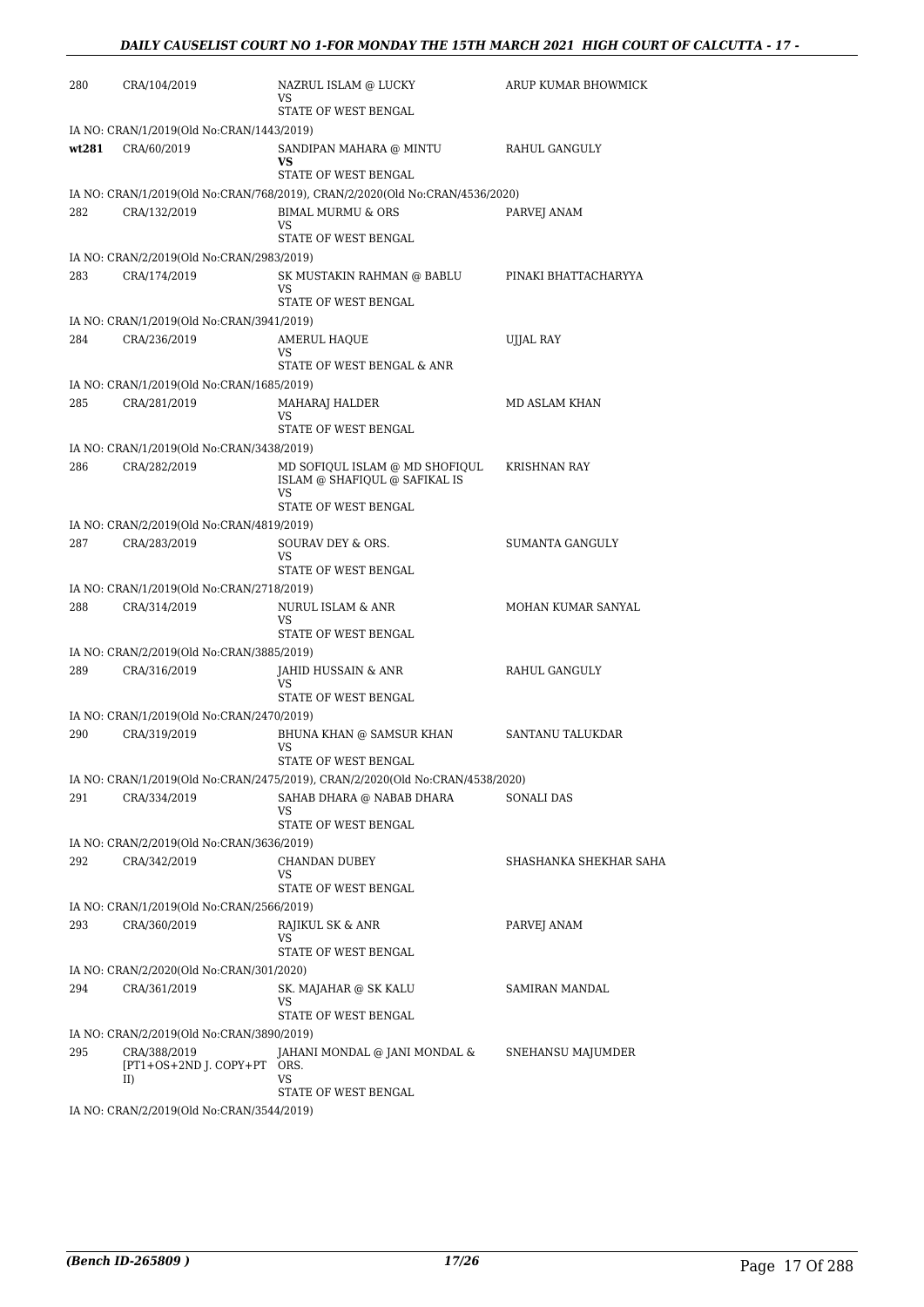| | | | |
|---|---|---|---|
| 280 | CRA/104/2019 | NAZRUL ISLAM @ LUCKY<br>VS<br>STATE OF WEST BENGAL | ARUP KUMAR BHOWMICK |
| | IA NO: CRAN/1/2019(Old No:CRAN/1443/2019) | | |
| **wt281** | CRA/60/2019 | SANDIPAN MAHARA @ MINTU<br>**VS**<br>STATE OF WEST BENGAL | RAHUL GANGULY |
| | IA NO: CRAN/1/2019(Old No:CRAN/768/2019), CRAN/2/2020(Old No:CRAN/4536/2020) | | |
| 282 | CRA/132/2019 | BIMAL MURMU & ORS<br>VS<br>STATE OF WEST BENGAL | PARVEJ ANAM |
| | IA NO: CRAN/2/2019(Old No:CRAN/2983/2019) | | |
| 283 | CRA/174/2019 | SK MUSTAKIN RAHMAN @ BABLU<br>VS<br>STATE OF WEST BENGAL | PINAKI BHATTACHARYYA |
| | IA NO: CRAN/1/2019(Old No:CRAN/3941/2019) | | |
| 284 | CRA/236/2019 | AMERUL HAQUE<br>VS<br>STATE OF WEST BENGAL & ANR | UJJAL RAY |
| | IA NO: CRAN/1/2019(Old No:CRAN/1685/2019) | | |
| 285 | CRA/281/2019 | MAHARAJ HALDER<br>VS<br>STATE OF WEST BENGAL | MD ASLAM KHAN |
| | IA NO: CRAN/1/2019(Old No:CRAN/3438/2019) | | |
| 286 | CRA/282/2019 | MD SOFIQUL ISLAM @ MD SHOFIQUL ISLAM @ SHAFIQUL @ SAFIKAL IS<br>VS<br>STATE OF WEST BENGAL | KRISHNAN RAY |
| | IA NO: CRAN/2/2019(Old No:CRAN/4819/2019) | | |
| 287 | CRA/283/2019 | SOURAV DEY & ORS.<br>VS<br>STATE OF WEST BENGAL | SUMANTA GANGULY |
| | IA NO: CRAN/1/2019(Old No:CRAN/2718/2019) | | |
| 288 | CRA/314/2019 | NURUL ISLAM & ANR<br>VS<br>STATE OF WEST BENGAL | MOHAN KUMAR SANYAL |
| | IA NO: CRAN/2/2019(Old No:CRAN/3885/2019) | | |
| 289 | CRA/316/2019 | JAHID HUSSAIN & ANR<br>VS<br>STATE OF WEST BENGAL | RAHUL GANGULY |
| | IA NO: CRAN/1/2019(Old No:CRAN/2470/2019) | | |
| 290 | CRA/319/2019 | BHUNA KHAN @ SAMSUR KHAN<br>VS<br>STATE OF WEST BENGAL | SANTANU TALUKDAR |
| | IA NO: CRAN/1/2019(Old No:CRAN/2475/2019), CRAN/2/2020(Old No:CRAN/4538/2020) | | |
| 291 | CRA/334/2019 | SAHAB DHARA @ NABAB DHARA<br>VS<br>STATE OF WEST BENGAL | SONALI DAS |
| | IA NO: CRAN/2/2019(Old No:CRAN/3636/2019) | | |
| 292 | CRA/342/2019 | CHANDAN DUBEY<br>VS<br>STATE OF WEST BENGAL | SHASHANKA SHEKHAR SAHA |
| | IA NO: CRAN/1/2019(Old No:CRAN/2566/2019) | | |
| 293 | CRA/360/2019 | RAJIKUL SK & ANR<br>VS<br>STATE OF WEST BENGAL | PARVEJ ANAM |
| | IA NO: CRAN/2/2020(Old No:CRAN/301/2020) | | |
| 294 | CRA/361/2019 | SK. MAJAHAR @ SK KALU<br>VS<br>STATE OF WEST BENGAL | SAMIRAN MANDAL |
| | IA NO: CRAN/1/2019(Old No:CRAN/3890/2019) | | |
| 295 | CRA/388/2019<br>[PT1+OS+2ND J. COPY+PT II) | JAHANI MONDAL @ JANI MONDAL & ORS.<br>VS<br>STATE OF WEST BENGAL | SNEHANSU MAJUMDER |
| | IA NO: CRAN/2/2019(Old No:CRAN/3544/2019) | | |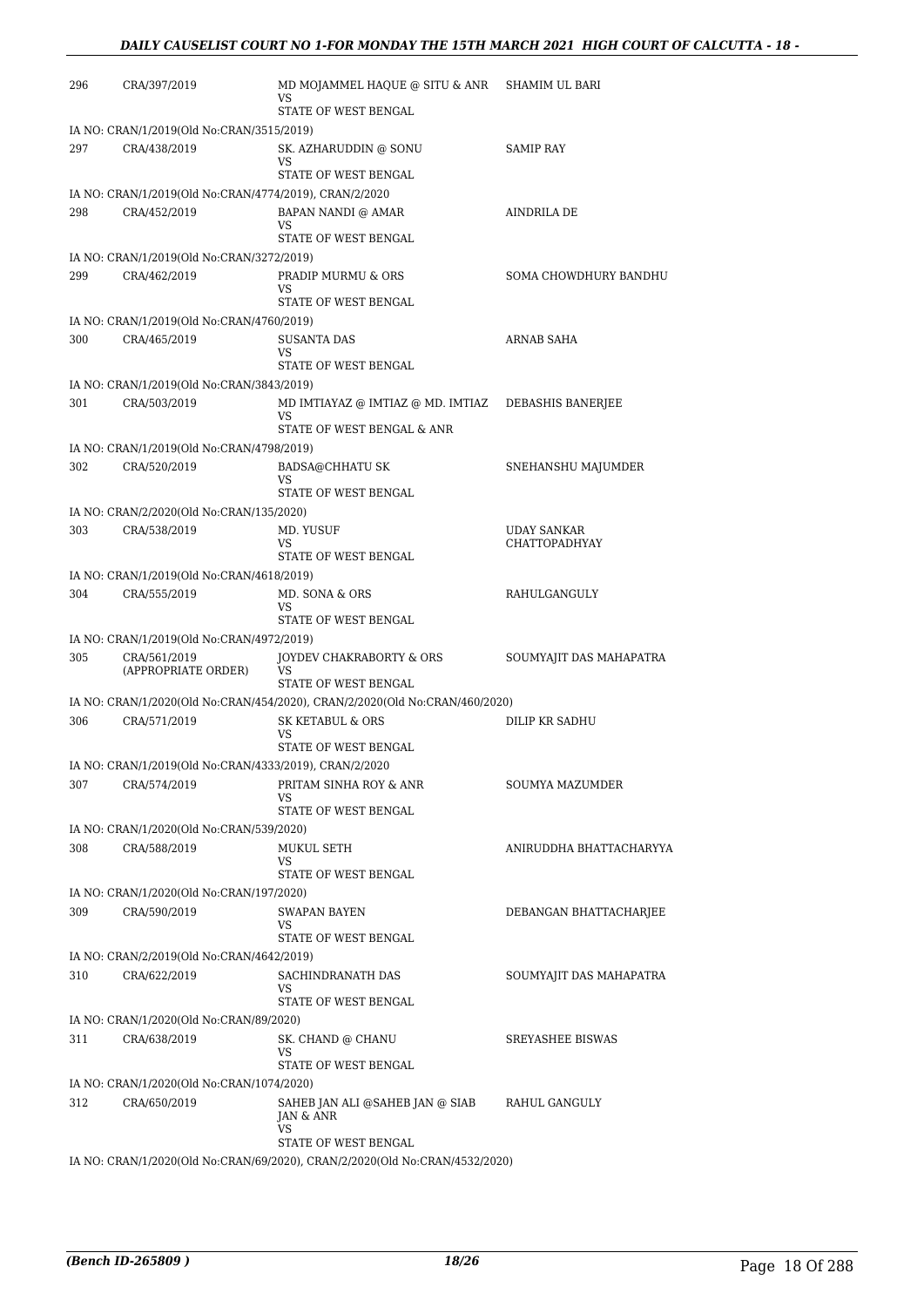| | | | |
|---|---|---|---|
| 296 | CRA/397/2019 | MD MOJAMMEL HAQUE @ SITU & ANR<br>VS<br>STATE OF WEST BENGAL | SHAMIM UL BARI |
| IA NO: CRAN/1/2019(Old No:CRAN/3515/2019) | | | |
| 297 | CRA/438/2019 | SK. AZHARUDDIN @ SONU<br>VS<br>STATE OF WEST BENGAL | SAMIP RAY |
| IA NO: CRAN/1/2019(Old No:CRAN/4774/2019), CRAN/2/2020 | | | |
| 298 | CRA/452/2019 | BAPAN NANDI @ AMAR<br>VS<br>STATE OF WEST BENGAL | AINDRILA DE |
| IA NO: CRAN/1/2019(Old No:CRAN/3272/2019) | | | |
| 299 | CRA/462/2019 | PRADIP MURMU & ORS<br>VS<br>STATE OF WEST BENGAL | SOMA CHOWDHURY BANDHU |
| IA NO: CRAN/1/2019(Old No:CRAN/4760/2019) | | | |
| 300 | CRA/465/2019 | SUSANTA DAS<br>VS<br>STATE OF WEST BENGAL | ARNAB SAHA |
| IA NO: CRAN/1/2019(Old No:CRAN/3843/2019) | | | |
| 301 | CRA/503/2019 | MD IMTIAYAZ @ IMTIAZ @ MD. IMTIAZ<br>VS<br>STATE OF WEST BENGAL & ANR | DEBASHIS BANERJEE |
| IA NO: CRAN/1/2019(Old No:CRAN/4798/2019) | | | |
| 302 | CRA/520/2019 | BADSA@CHHATU SK<br>VS<br>STATE OF WEST BENGAL | SNEHANSHU MAJUMDER |
| IA NO: CRAN/2/2020(Old No:CRAN/135/2020) | | | |
| 303 | CRA/538/2019 | MD. YUSUF<br>VS<br>STATE OF WEST BENGAL | UDAY SANKAR CHATTOPADHYAY |
| IA NO: CRAN/1/2019(Old No:CRAN/4618/2019) | | | |
| 304 | CRA/555/2019 | MD. SONA & ORS<br>VS<br>STATE OF WEST BENGAL | RAHULGANGULY |
| IA NO: CRAN/1/2019(Old No:CRAN/4972/2019) | | | |
| 305 | CRA/561/2019<br>(APPROPRIATE ORDER) | JOYDEV CHAKRABORTY & ORS<br>VS<br>STATE OF WEST BENGAL | SOUMYAJIT DAS MAHAPATRA |
| IA NO: CRAN/1/2020(Old No:CRAN/454/2020), CRAN/2/2020(Old No:CRAN/460/2020) | | | |
| 306 | CRA/571/2019 | SK KETABUL & ORS<br>VS<br>STATE OF WEST BENGAL | DILIP KR SADHU |
| IA NO: CRAN/1/2019(Old No:CRAN/4333/2019), CRAN/2/2020 | | | |
| 307 | CRA/574/2019 | PRITAM SINHA ROY & ANR<br>VS<br>STATE OF WEST BENGAL | SOUMYA MAZUMDER |
| IA NO: CRAN/1/2020(Old No:CRAN/539/2020) | | | |
| 308 | CRA/588/2019 | MUKUL SETH<br>VS<br>STATE OF WEST BENGAL | ANIRUDDHA BHATTACHARYYA |
| IA NO: CRAN/1/2020(Old No:CRAN/197/2020) | | | |
| 309 | CRA/590/2019 | SWAPAN BAYEN<br>VS<br>STATE OF WEST BENGAL | DEBANGAN BHATTACHARJEE |
| IA NO: CRAN/2/2019(Old No:CRAN/4642/2019) | | | |
| 310 | CRA/622/2019 | SACHINDRANATH DAS<br>VS<br>STATE OF WEST BENGAL | SOUMYAJIT DAS MAHAPATRA |
| IA NO: CRAN/1/2020(Old No:CRAN/89/2020) | | | |
| 311 | CRA/638/2019 | SK. CHAND @ CHANU<br>VS<br>STATE OF WEST BENGAL | SREYASHEE BISWAS |
| IA NO: CRAN/1/2020(Old No:CRAN/1074/2020) | | | |
| 312 | CRA/650/2019 | SAHEB JAN ALI @SAHEB JAN @ SIAB JAN & ANR<br>VS<br>STATE OF WEST BENGAL | RAHUL GANGULY |
| IA NO: CRAN/1/2020(Old No:CRAN/69/2020), CRAN/2/2020(Old No:CRAN/4532/2020) | | | |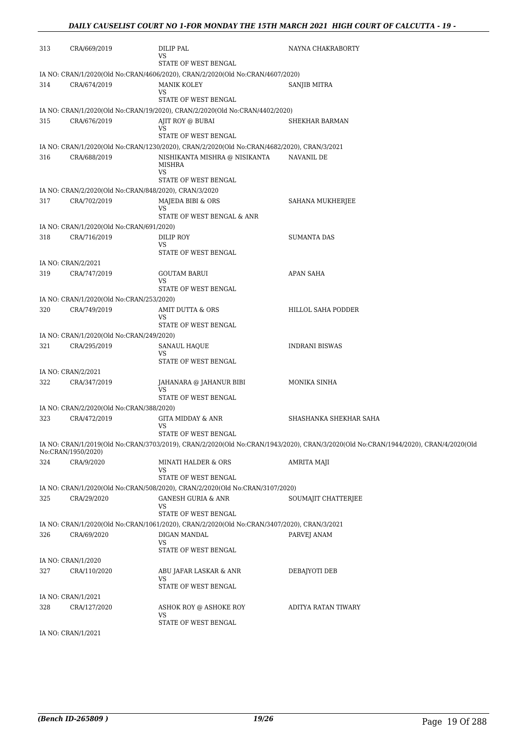| | | | |
|---|---|---|---|
| 313 | CRA/669/2019 | DILIP PAL<br>VS<br>STATE OF WEST BENGAL | NAYNA CHAKRABORTY |

IA NO: CRAN/1/2020(Old No:CRAN/4606/2020), CRAN/2/2020(Old No:CRAN/4607/2020)

| | | | |
|---|---|---|---|
| 314 | CRA/674/2019 | MANIK KOLEY<br>VS<br>STATE OF WEST BENGAL | SANJIB MITRA |

IA NO: CRAN/1/2020(Old No:CRAN/19/2020), CRAN/2/2020(Old No:CRAN/4402/2020)

| | | | |
|---|---|---|---|
| 315 | CRA/676/2019 | AJIT ROY @ BUBAI<br>VS<br>STATE OF WEST BENGAL | SHEKHAR BARMAN |

IA NO: CRAN/1/2020(Old No:CRAN/1230/2020), CRAN/2/2020(Old No:CRAN/4682/2020), CRAN/3/2021

| | | | |
|---|---|---|---|
| 316 | CRA/688/2019 | NISHIKANTA MISHRA @ NISIKANTA MISHRA<br>VS<br>STATE OF WEST BENGAL | NAVANIL DE |

IA NO: CRAN/2/2020(Old No:CRAN/848/2020), CRAN/3/2020

| | | | |
|---|---|---|---|
| 317 | CRA/702/2019 | MAJEDA BIBI & ORS<br>VS<br>STATE OF WEST BENGAL & ANR | SAHANA MUKHERJEE |

IA NO: CRAN/1/2020(Old No:CRAN/691/2020)

| | | | |
|---|---|---|---|
| 318 | CRA/716/2019 | DILIP ROY<br>VS<br>STATE OF WEST BENGAL | SUMANTA DAS |

IA NO: CRAN/2/2021

| | | | |
|---|---|---|---|
| 319 | CRA/747/2019 | GOUTAM BARUI<br>VS<br>STATE OF WEST BENGAL | APAN SAHA |

IA NO: CRAN/1/2020(Old No:CRAN/253/2020)

| | | | |
|---|---|---|---|
| 320 | CRA/749/2019 | AMIT DUTTA & ORS<br>VS<br>STATE OF WEST BENGAL | HILLOL SAHA PODDER |

IA NO: CRAN/1/2020(Old No:CRAN/249/2020)

| | | | |
|---|---|---|---|
| 321 | CRA/295/2019 | SANAUL HAQUE<br>VS<br>STATE OF WEST BENGAL | INDRANI BISWAS |

IA NO: CRAN/2/2021

| | | | |
|---|---|---|---|
| 322 | CRA/347/2019 | JAHANARA @ JAHANUR BIBI<br>VS<br>STATE OF WEST BENGAL | MONIKA SINHA |

IA NO: CRAN/2/2020(Old No:CRAN/388/2020)

| | | | |
|---|---|---|---|
| 323 | CRA/472/2019 | GITA MIDDAY & ANR<br>VS<br>STATE OF WEST BENGAL | SHASHANKA SHEKHAR SAHA |

IA NO: CRAN/1/2019(Old No:CRAN/3703/2019), CRAN/2/2020(Old No:CRAN/1943/2020), CRAN/3/2020(Old No:CRAN/1944/2020), CRAN/4/2020(Old No:CRAN/1950/2020)

| | | | |
|---|---|---|---|
| 324 | CRA/9/2020 | MINATI HALDER & ORS<br>VS<br>STATE OF WEST BENGAL | AMRITA MAJI |

IA NO: CRAN/1/2020(Old No:CRAN/508/2020), CRAN/2/2020(Old No:CRAN/3107/2020)

| | | | |
|---|---|---|---|
| 325 | CRA/29/2020 | GANESH GURIA & ANR<br>VS<br>STATE OF WEST BENGAL | SOUMAJIT CHATTERJEE |

IA NO: CRAN/1/2020(Old No:CRAN/1061/2020), CRAN/2/2020(Old No:CRAN/3407/2020), CRAN/3/2021

| | | | |
|---|---|---|---|
| 326 | CRA/69/2020 | DIGAN MANDAL<br>VS<br>STATE OF WEST BENGAL | PARVEJ ANAM |

IA NO: CRAN/1/2020

| | | | |
|---|---|---|---|
| 327 | CRA/110/2020 | ABU JAFAR LASKAR & ANR<br>VS<br>STATE OF WEST BENGAL | DEBAJYOTI DEB |

IA NO: CRAN/1/2021

| | | | |
|---|---|---|---|
| 328 | CRA/127/2020 | ASHOK ROY @ ASHOKE ROY<br>VS<br>STATE OF WEST BENGAL | ADITYA RATAN TIWARY |

IA NO: CRAN/1/2021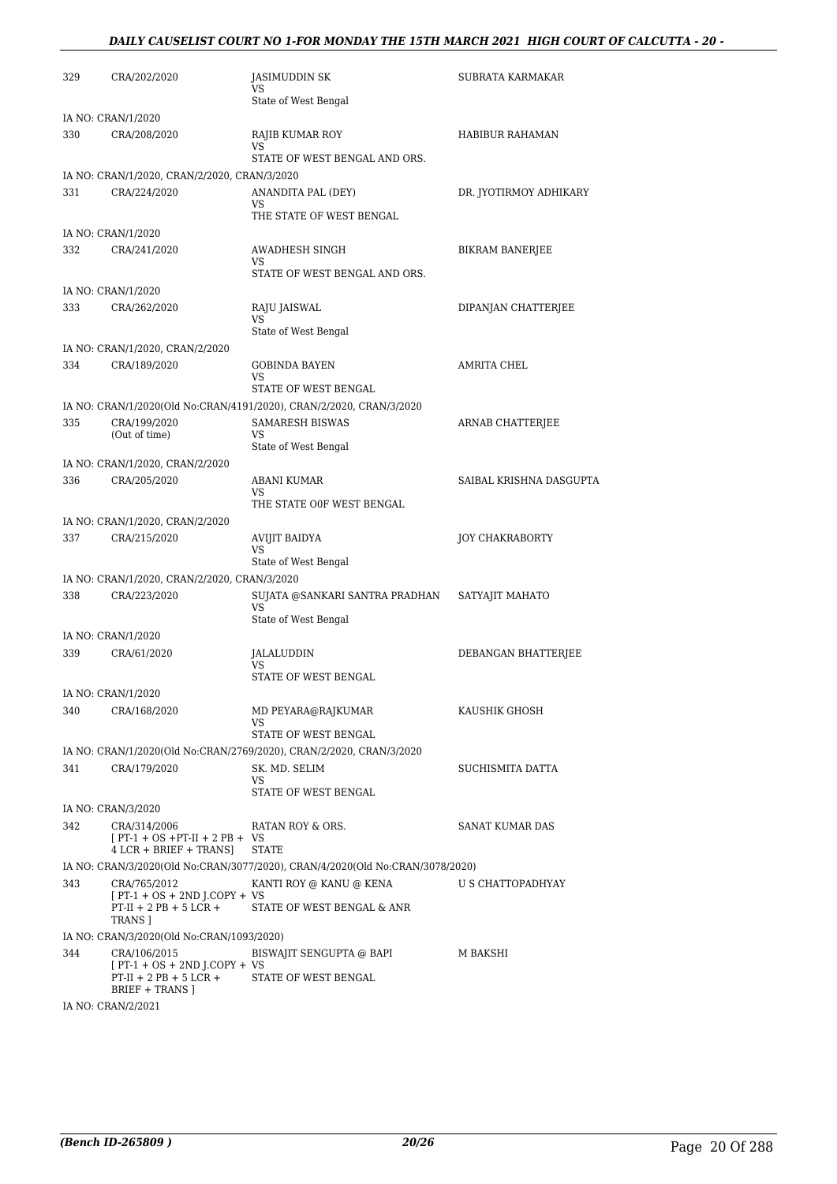| | | | |
|---|---|---|---|
| 329 | CRA/202/2020 | JASIMUDDIN SK<br>VS<br>State of West Bengal | SUBRATA KARMAKAR |
| IA NO: CRAN/1/2020 | | | |
| 330 | CRA/208/2020 | RAJIB KUMAR ROY<br>VS<br>STATE OF WEST BENGAL AND ORS. | HABIBUR RAHAMAN |
| IA NO: CRAN/1/2020, CRAN/2/2020, CRAN/3/2020 | | | |
| 331 | CRA/224/2020 | ANANDITA PAL (DEY)<br>VS<br>THE STATE OF WEST BENGAL | DR. JYOTIRMOY ADHIKARY |
| IA NO: CRAN/1/2020 | | | |
| 332 | CRA/241/2020 | AWADHESH SINGH<br>VS<br>STATE OF WEST BENGAL AND ORS. | BIKRAM BANERJEE |
| IA NO: CRAN/1/2020 | | | |
| 333 | CRA/262/2020 | RAJU JAISWAL<br>VS<br>State of West Bengal | DIPANJAN CHATTERJEE |
| IA NO: CRAN/1/2020, CRAN/2/2020 | | | |
| 334 | CRA/189/2020 | GOBINDA BAYEN<br>VS<br>STATE OF WEST BENGAL | AMRITA CHEL |
| IA NO: CRAN/1/2020(Old No:CRAN/4191/2020), CRAN/2/2020, CRAN/3/2020 | | | |
| 335 | CRA/199/2020<br>(Out of time) | SAMARESH BISWAS<br>VS<br>State of West Bengal | ARNAB CHATTERJEE |
| IA NO: CRAN/1/2020, CRAN/2/2020 | | | |
| 336 | CRA/205/2020 | ABANI KUMAR<br>VS<br>THE STATE O0F WEST BENGAL | SAIBAL KRISHNA DASGUPTA |
| IA NO: CRAN/1/2020, CRAN/2/2020 | | | |
| 337 | CRA/215/2020 | AVIJIT BAIDYA<br>VS<br>State of West Bengal | JOY CHAKRABORTY |
| IA NO: CRAN/1/2020, CRAN/2/2020, CRAN/3/2020 | | | |
| 338 | CRA/223/2020 | SUJATA @SANKARI SANTRA PRADHAN<br>VS<br>State of West Bengal | SATYAJIT MAHATO |
| IA NO: CRAN/1/2020 | | | |
| 339 | CRA/61/2020 | JALALUDDIN<br>VS<br>STATE OF WEST BENGAL | DEBANGAN BHATTERJEE |
| IA NO: CRAN/1/2020 | | | |
| 340 | CRA/168/2020 | MD PEYARA@RAJKUMAR<br>VS<br>STATE OF WEST BENGAL | KAUSHIK GHOSH |
| IA NO: CRAN/1/2020(Old No:CRAN/2769/2020), CRAN/2/2020, CRAN/3/2020 | | | |
| 341 | CRA/179/2020 | SK. MD. SELIM<br>VS<br>STATE OF WEST BENGAL | SUCHISMITA DATTA |
| IA NO: CRAN/3/2020 | | | |
| 342 | CRA/314/2006<br>[ PT-1 + OS +PT-II + 2 PB + 4 LCR + BRIEF + TRANS] | RATAN ROY & ORS.<br>VS<br>STATE | SANAT KUMAR DAS |
| IA NO: CRAN/3/2020(Old No:CRAN/3077/2020), CRAN/4/2020(Old No:CRAN/3078/2020) | | | |
| 343 | CRA/765/2012<br>[ PT-1 + OS + 2ND J.COPY + PT-II + 2 PB + 5 LCR + TRANS ] | KANTI ROY @ KANU @ KENA<br>VS<br>STATE OF WEST BENGAL & ANR | U S CHATTOPADHYAY |
| IA NO: CRAN/3/2020(Old No:CRAN/1093/2020) | | | |
| 344 | CRA/106/2015<br>[ PT-1 + OS + 2ND J.COPY + PT-II + 2 PB + 5 LCR + BRIEF + TRANS ] | BISWAJIT SENGUPTA @ BAPI<br>VS<br>STATE OF WEST BENGAL | M BAKSHI |
| IA NO: CRAN/2/2021 | | | |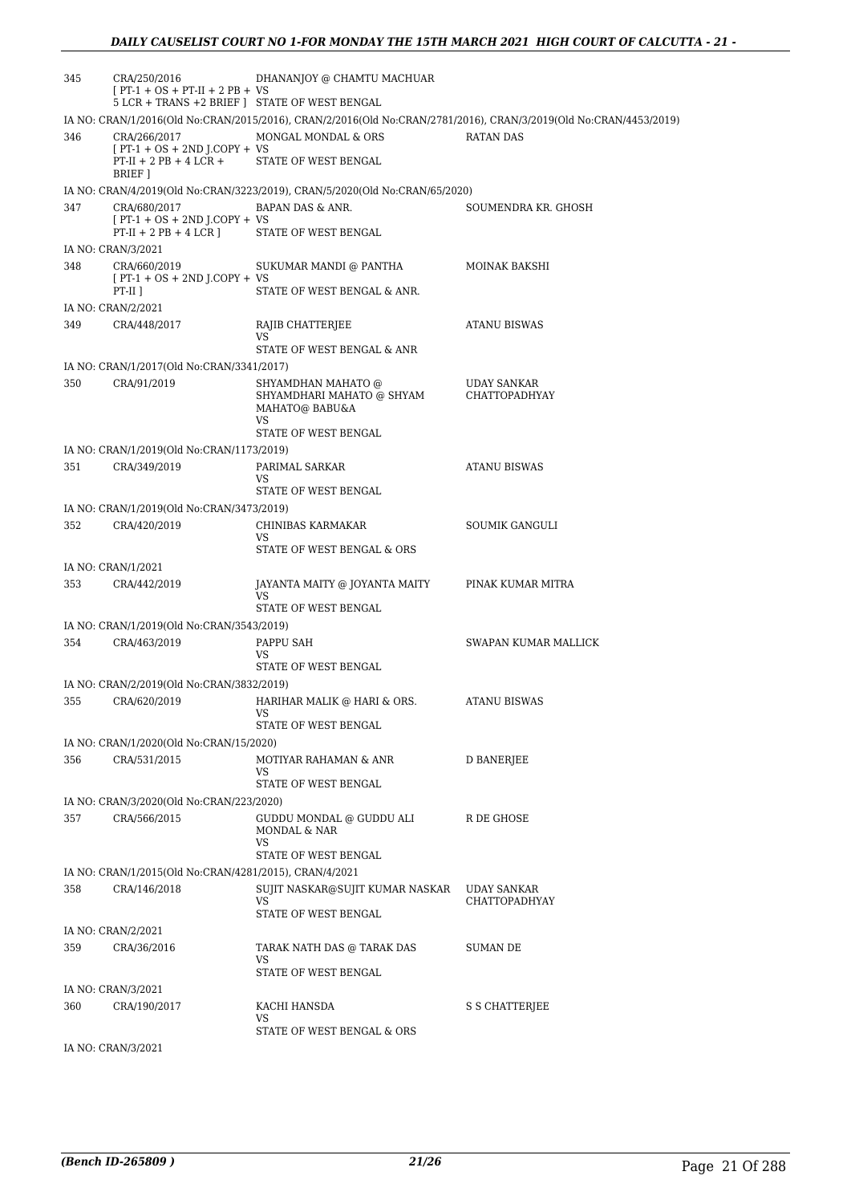| | | | |
|---|---|---|---|
| 345 | CRA/250/2016 [ PT-1 + OS + PT-II + 2 PB + 5 LCR + TRANS +2 BRIEF ] | DHANANJOY @ CHAMTU MACHUAR VS STATE OF WEST BENGAL | |
| IA NO: CRAN/1/2016(Old No:CRAN/2015/2016), CRAN/2/2016(Old No:CRAN/2781/2016), CRAN/3/2019(Old No:CRAN/4453/2019) | | | |
| 346 | CRA/266/2017 [ PT-1 + OS + 2ND J.COPY + PT-II + 2 PB + 4 LCR + BRIEF ] | MONGAL MONDAL & ORS VS STATE OF WEST BENGAL | RATAN DAS |
| IA NO: CRAN/4/2019(Old No:CRAN/3223/2019), CRAN/5/2020(Old No:CRAN/65/2020) | | | |
| 347 | CRA/680/2017 [ PT-1 + OS + 2ND J.COPY + PT-II + 2 PB + 4 LCR ] | BAPAN DAS & ANR. VS STATE OF WEST BENGAL | SOUMENDRA KR. GHOSH |
| IA NO: CRAN/3/2021 | | | |
| 348 | CRA/660/2019 [ PT-1 + OS + 2ND J.COPY + PT-II ] | SUKUMAR MANDI @ PANTHA VS STATE OF WEST BENGAL & ANR. | MOINAK BAKSHI |
| IA NO: CRAN/2/2021 | | | |
| 349 | CRA/448/2017 | RAJIB CHATTERJEE VS STATE OF WEST BENGAL & ANR | ATANU BISWAS |
| IA NO: CRAN/1/2017(Old No:CRAN/3341/2017) | | | |
| 350 | CRA/91/2019 | SHYAMDHAN MAHATO @ SHYAMDHARI MAHATO @ SHYAM MAHATO@ BABU&A VS STATE OF WEST BENGAL | UDAY SANKAR CHATTOPADHYAY |
| IA NO: CRAN/1/2019(Old No:CRAN/1173/2019) | | | |
| 351 | CRA/349/2019 | PARIMAL SARKAR VS STATE OF WEST BENGAL | ATANU BISWAS |
| IA NO: CRAN/1/2019(Old No:CRAN/3473/2019) | | | |
| 352 | CRA/420/2019 | CHINIBAS KARMAKAR VS STATE OF WEST BENGAL & ORS | SOUMIK GANGULI |
| IA NO: CRAN/1/2021 | | | |
| 353 | CRA/442/2019 | JAYANTA MAITY @ JOYANTA MAITY VS STATE OF WEST BENGAL | PINAK KUMAR MITRA |
| IA NO: CRAN/1/2019(Old No:CRAN/3543/2019) | | | |
| 354 | CRA/463/2019 | PAPPU SAH VS STATE OF WEST BENGAL | SWAPAN KUMAR MALLICK |
| IA NO: CRAN/2/2019(Old No:CRAN/3832/2019) | | | |
| 355 | CRA/620/2019 | HARIHAR MALIK @ HARI & ORS. VS STATE OF WEST BENGAL | ATANU BISWAS |
| IA NO: CRAN/1/2020(Old No:CRAN/15/2020) | | | |
| 356 | CRA/531/2015 | MOTIYAR RAHAMAN & ANR VS STATE OF WEST BENGAL | D BANERJEE |
| IA NO: CRAN/3/2020(Old No:CRAN/223/2020) | | | |
| 357 | CRA/566/2015 | GUDDU MONDAL @ GUDDU ALI MONDAL & NAR VS STATE OF WEST BENGAL | R DE GHOSE |
| IA NO: CRAN/1/2015(Old No:CRAN/4281/2015), CRAN/4/2021 | | | |
| 358 | CRA/146/2018 | SUJIT NASKAR@SUJIT KUMAR NASKAR VS STATE OF WEST BENGAL | UDAY SANKAR CHATTOPADHYAY |
| IA NO: CRAN/2/2021 | | | |
| 359 | CRA/36/2016 | TARAK NATH DAS @ TARAK DAS VS STATE OF WEST BENGAL | SUMAN DE |
| IA NO: CRAN/3/2021 | | | |
| 360 | CRA/190/2017 | KACHI HANSDA VS STATE OF WEST BENGAL & ORS | S S CHATTERJEE |
| IA NO: CRAN/3/2021 | | | |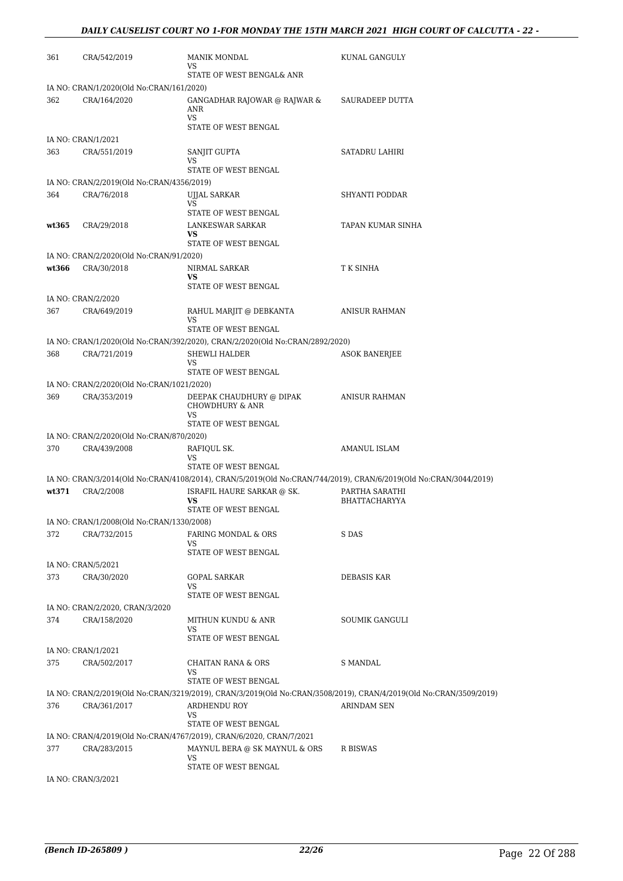| | | | |
|---|---|---|---|
| 361 | CRA/542/2019 | MANIK MONDAL<br>VS<br>STATE OF WEST BENGAL& ANR | KUNAL GANGULY |
| IA NO: CRAN/1/2020(Old No:CRAN/161/2020) | | | |
| 362 | CRA/164/2020 | GANGADHAR RAJOWAR @ RAJWAR & ANR<br>VS<br>STATE OF WEST BENGAL | SAURADEEP DUTTA |
| IA NO: CRAN/1/2021 | | | |
| 363 | CRA/551/2019 | SANJIT GUPTA<br>VS<br>STATE OF WEST BENGAL | SATADRU LAHIRI |
| IA NO: CRAN/2/2019(Old No:CRAN/4356/2019) | | | |
| 364 | CRA/76/2018 | UJJAL SARKAR<br>VS<br>STATE OF WEST BENGAL | SHYANTI PODDAR |
| **wt365** | CRA/29/2018 | LANKESWAR SARKAR<br>**VS**<br>STATE OF WEST BENGAL | TAPAN KUMAR SINHA |
| IA NO: CRAN/2/2020(Old No:CRAN/91/2020) | | | |
| **wt366** | CRA/30/2018 | NIRMAL SARKAR<br>**VS**<br>STATE OF WEST BENGAL | T K SINHA |
| IA NO: CRAN/2/2020 | | | |
| 367 | CRA/649/2019 | RAHUL MARJIT @ DEBKANTA<br>VS<br>STATE OF WEST BENGAL | ANISUR RAHMAN |
| IA NO: CRAN/1/2020(Old No:CRAN/392/2020), CRAN/2/2020(Old No:CRAN/2892/2020) | | | |
| 368 | CRA/721/2019 | SHEWLI HALDER<br>VS<br>STATE OF WEST BENGAL | ASOK BANERJEE |
| IA NO: CRAN/2/2020(Old No:CRAN/1021/2020) | | | |
| 369 | CRA/353/2019 | DEEPAK CHAUDHURY @ DIPAK CHOWDHURY & ANR<br>VS<br>STATE OF WEST BENGAL | ANISUR RAHMAN |
| IA NO: CRAN/2/2020(Old No:CRAN/870/2020) | | | |
| 370 | CRA/439/2008 | RAFIQUL SK.<br>VS<br>STATE OF WEST BENGAL | AMANUL ISLAM |
| IA NO: CRAN/3/2014(Old No:CRAN/4108/2014), CRAN/5/2019(Old No:CRAN/744/2019), CRAN/6/2019(Old No:CRAN/3044/2019) | | | |
| **wt371** | CRA/2/2008 | ISRAFIL HAURE SARKAR @ SK.<br>**VS**<br>STATE OF WEST BENGAL | PARTHA SARATHI BHATTACHARYYA |
| IA NO: CRAN/1/2008(Old No:CRAN/1330/2008) | | | |
| 372 | CRA/732/2015 | FARING MONDAL & ORS<br>VS<br>STATE OF WEST BENGAL | S DAS |
| IA NO: CRAN/5/2021 | | | |
| 373 | CRA/30/2020 | GOPAL SARKAR<br>VS<br>STATE OF WEST BENGAL | DEBASIS KAR |
| IA NO: CRAN/2/2020, CRAN/3/2020 | | | |
| 374 | CRA/158/2020 | MITHUN KUNDU & ANR<br>VS<br>STATE OF WEST BENGAL | SOUMIK GANGULI |
| IA NO: CRAN/1/2021 | | | |
| 375 | CRA/502/2017 | CHAITAN RANA & ORS<br>VS<br>STATE OF WEST BENGAL | S MANDAL |
| IA NO: CRAN/2/2019(Old No:CRAN/3219/2019), CRAN/3/2019(Old No:CRAN/3508/2019), CRAN/4/2019(Old No:CRAN/3509/2019) | | | |
| 376 | CRA/361/2017 | ARDHENDU ROY<br>VS<br>STATE OF WEST BENGAL | ARINDAM SEN |
| IA NO: CRAN/4/2019(Old No:CRAN/4767/2019), CRAN/6/2020, CRAN/7/2021 | | | |
| 377 | CRA/283/2015 | MAYNUL BERA @ SK MAYNUL & ORS<br>VS<br>STATE OF WEST BENGAL | R BISWAS |
| IA NO: CRAN/3/2021 | | | |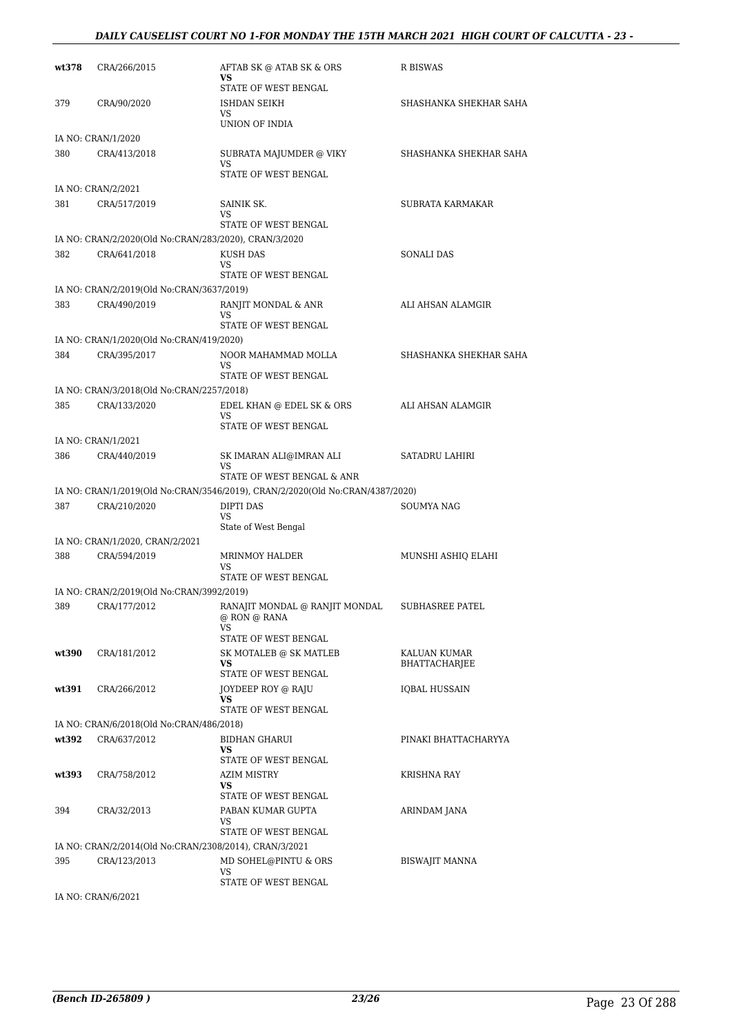| | | | |
|---|---|---|---|
| wt378 | CRA/266/2015 | AFTAB SK @ ATAB SK & ORS<br>**VS**<br>STATE OF WEST BENGAL | R BISWAS |
| 379 | CRA/90/2020 | ISHDAN SEIKH<br>VS<br>UNION OF INDIA | SHASHANKA SHEKHAR SAHA |
| IA NO: CRAN/1/2020 | | | |
| 380 | CRA/413/2018 | SUBRATA MAJUMDER @ VIKY<br>VS<br>STATE OF WEST BENGAL | SHASHANKA SHEKHAR SAHA |
| IA NO: CRAN/2/2021 | | | |
| 381 | CRA/517/2019 | SAINIK SK.<br>VS<br>STATE OF WEST BENGAL | SUBRATA KARMAKAR |
| IA NO: CRAN/2/2020(Old No:CRAN/283/2020), CRAN/3/2020 | | | |
| 382 | CRA/641/2018 | KUSH DAS<br>VS<br>STATE OF WEST BENGAL | SONALI DAS |
| IA NO: CRAN/2/2019(Old No:CRAN/3637/2019) | | | |
| 383 | CRA/490/2019 | RANJIT MONDAL & ANR<br>VS<br>STATE OF WEST BENGAL | ALI AHSAN ALAMGIR |
| IA NO: CRAN/1/2020(Old No:CRAN/419/2020) | | | |
| 384 | CRA/395/2017 | NOOR MAHAMMAD MOLLA<br>VS<br>STATE OF WEST BENGAL | SHASHANKA SHEKHAR SAHA |
| IA NO: CRAN/3/2018(Old No:CRAN/2257/2018) | | | |
| 385 | CRA/133/2020 | EDEL KHAN @ EDEL SK & ORS<br>VS<br>STATE OF WEST BENGAL | ALI AHSAN ALAMGIR |
| IA NO: CRAN/1/2021 | | | |
| 386 | CRA/440/2019 | SK IMARAN ALI@IMRAN ALI<br>VS<br>STATE OF WEST BENGAL & ANR | SATADRU LAHIRI |
| IA NO: CRAN/1/2019(Old No:CRAN/3546/2019), CRAN/2/2020(Old No:CRAN/4387/2020) | | | |
| 387 | CRA/210/2020 | DIPTI DAS<br>VS<br>State of West Bengal | SOUMYA NAG |
| IA NO: CRAN/1/2020, CRAN/2/2021 | | | |
| 388 | CRA/594/2019 | MRINMOY HALDER<br>VS<br>STATE OF WEST BENGAL | MUNSHI ASHIQ ELAHI |
| IA NO: CRAN/2/2019(Old No:CRAN/3992/2019) | | | |
| 389 | CRA/177/2012 | RANAJIT MONDAL @ RANJIT MONDAL @ RON @ RANA<br>VS<br>STATE OF WEST BENGAL | SUBHASREE PATEL |
| wt390 | CRA/181/2012 | SK MOTALEB @ SK MATLEB<br>**VS**<br>STATE OF WEST BENGAL | KALUAN KUMAR BHATTACHARJEE |
| wt391 | CRA/266/2012 | JOYDEEP ROY @ RAJU<br>**VS**<br>STATE OF WEST BENGAL | IQBAL HUSSAIN |
| IA NO: CRAN/6/2018(Old No:CRAN/486/2018) | | | |
| wt392 | CRA/637/2012 | BIDHAN GHARUI<br>**VS**<br>STATE OF WEST BENGAL | PINAKI BHATTACHARYYA |
| wt393 | CRA/758/2012 | AZIM MISTRY<br>**VS**<br>STATE OF WEST BENGAL | KRISHNA RAY |
| 394 | CRA/32/2013 | PABAN KUMAR GUPTA<br>VS<br>STATE OF WEST BENGAL | ARINDAM JANA |
| IA NO: CRAN/2/2014(Old No:CRAN/2308/2014), CRAN/3/2021 | | | |
| 395 | CRA/123/2013 | MD SOHEL@PINTU & ORS<br>VS<br>STATE OF WEST BENGAL | BISWAJIT MANNA |
| IA NO: CRAN/6/2021 | | | |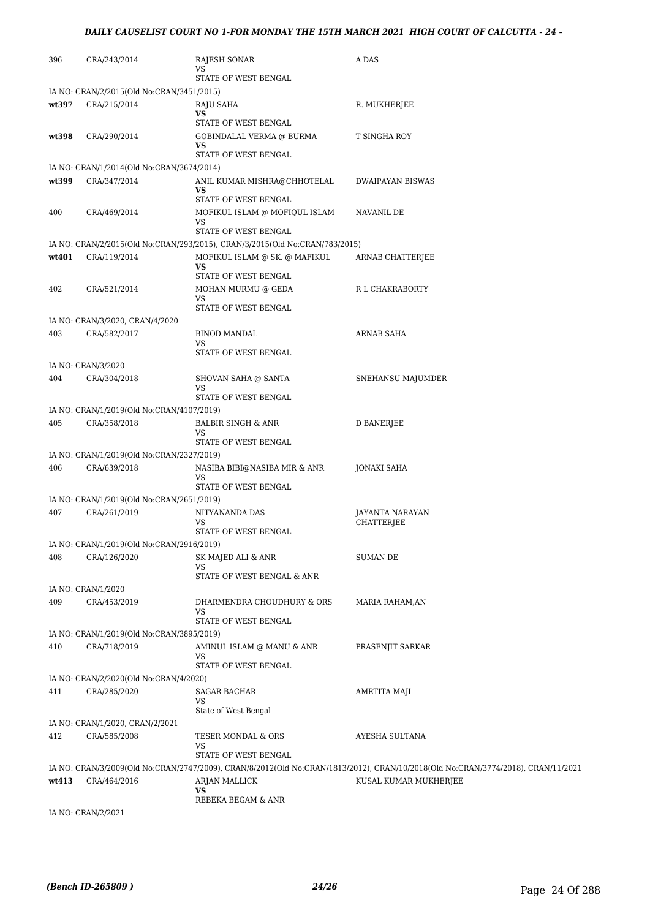| | | | |
|---|---|---|---|
| 396 | CRA/243/2014 | RAJESH SONAR<br>VS<br>STATE OF WEST BENGAL | A DAS |
| IA NO: CRAN/2/2015(Old No:CRAN/3451/2015) | | | |
| wt397 | CRA/215/2014 | RAJU SAHA<br>**VS**<br>STATE OF WEST BENGAL | R. MUKHERJEE |
| wt398 | CRA/290/2014 | GOBINDALAL VERMA @ BURMA<br>**VS**<br>STATE OF WEST BENGAL | T SINGHA ROY |
| IA NO: CRAN/1/2014(Old No:CRAN/3674/2014) | | | |
| wt399 | CRA/347/2014 | ANIL KUMAR MISHRA@CHHOTELAL<br>**VS**<br>STATE OF WEST BENGAL | DWAIPAYAN BISWAS |
| 400 | CRA/469/2014 | MOFIKUL ISLAM @ MOFIQUL ISLAM<br>VS<br>STATE OF WEST BENGAL | NAVANIL DE |
| IA NO: CRAN/2/2015(Old No:CRAN/293/2015), CRAN/3/2015(Old No:CRAN/783/2015) | | | |
| wt401 | CRA/119/2014 | MOFIKUL ISLAM @ SK. @ MAFIKUL<br>**VS**<br>STATE OF WEST BENGAL | ARNAB CHATTERJEE |
| 402 | CRA/521/2014 | MOHAN MURMU @ GEDA<br>VS<br>STATE OF WEST BENGAL | R L CHAKRABORTY |
| IA NO: CRAN/3/2020, CRAN/4/2020 | | | |
| 403 | CRA/582/2017 | BINOD MANDAL<br>VS<br>STATE OF WEST BENGAL | ARNAB SAHA |
| IA NO: CRAN/3/2020 | | | |
| 404 | CRA/304/2018 | SHOVAN SAHA @ SANTA<br>VS<br>STATE OF WEST BENGAL | SNEHANSU MAJUMDER |
| IA NO: CRAN/1/2019(Old No:CRAN/4107/2019) | | | |
| 405 | CRA/358/2018 | BALBIR SINGH & ANR<br>VS<br>STATE OF WEST BENGAL | D BANERJEE |
| IA NO: CRAN/1/2019(Old No:CRAN/2327/2019) | | | |
| 406 | CRA/639/2018 | NASIBA BIBI@NASIBA MIR & ANR<br>VS<br>STATE OF WEST BENGAL | JONAKI SAHA |
| IA NO: CRAN/1/2019(Old No:CRAN/2651/2019) | | | |
| 407 | CRA/261/2019 | NITYANANDA DAS<br>VS<br>STATE OF WEST BENGAL | JAYANTA NARAYAN CHATTERJEE |
| IA NO: CRAN/1/2019(Old No:CRAN/2916/2019) | | | |
| 408 | CRA/126/2020 | SK MAJED ALI & ANR<br>VS<br>STATE OF WEST BENGAL & ANR | SUMAN DE |
| IA NO: CRAN/1/2020 | | | |
| 409 | CRA/453/2019 | DHARMENDRA CHOUDHURY & ORS<br>VS<br>STATE OF WEST BENGAL | MARIA RAHAM,AN |
| IA NO: CRAN/1/2019(Old No:CRAN/3895/2019) | | | |
| 410 | CRA/718/2019 | AMINUL ISLAM @ MANU & ANR<br>VS<br>STATE OF WEST BENGAL | PRASENJIT SARKAR |
| IA NO: CRAN/2/2020(Old No:CRAN/4/2020) | | | |
| 411 | CRA/285/2020 | SAGAR BACHAR<br>VS<br>State of West Bengal | AMRTITA MAJI |
| IA NO: CRAN/1/2020, CRAN/2/2021 | | | |
| 412 | CRA/585/2008 | TESER MONDAL & ORS<br>VS<br>STATE OF WEST BENGAL | AYESHA SULTANA |
| IA NO: CRAN/3/2009(Old No:CRAN/2747/2009), CRAN/8/2012(Old No:CRAN/1813/2012), CRAN/10/2018(Old No:CRAN/3774/2018), CRAN/11/2021 | | | |
| wt413 | CRA/464/2016 | ARJAN MALLICK<br>**VS**<br>REBEKA BEGAM & ANR | KUSAL KUMAR MUKHERJEE |
| IA NO: CRAN/2/2021 | | | |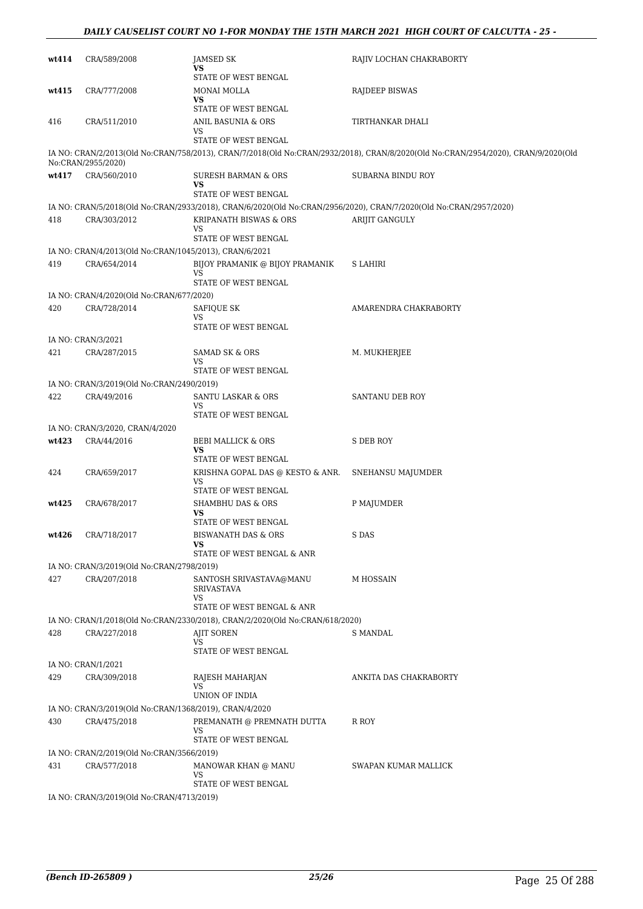| | | | |
|---|---|---|---|
| **wt414** | CRA/589/2008 | JAMSED SK<br>**VS**<br>STATE OF WEST BENGAL | RAJIV LOCHAN CHAKRABORTY |
| **wt415** | CRA/777/2008 | MONAI MOLLA<br>**VS**<br>STATE OF WEST BENGAL | RAJDEEP BISWAS |
| 416 | CRA/511/2010 | ANIL BASUNIA & ORS<br>VS<br>STATE OF WEST BENGAL | TIRTHANKAR DHALI |

IA NO: CRAN/2/2013(Old No:CRAN/758/2013), CRAN/7/2018(Old No:CRAN/2932/2018), CRAN/8/2020(Old No:CRAN/2954/2020), CRAN/9/2020(Old No:CRAN/2955/2020)

| | | | |
|---|---|---|---|
| **wt417** | CRA/560/2010 | SURESH BARMAN & ORS<br>**VS**<br>STATE OF WEST BENGAL | SUBARNA BINDU ROY |

IA NO: CRAN/5/2018(Old No:CRAN/2933/2018), CRAN/6/2020(Old No:CRAN/2956/2020), CRAN/7/2020(Old No:CRAN/2957/2020)

| | | | |
|---|---|---|---|
| 418 | CRA/303/2012 | KRIPANATH BISWAS & ORS<br>VS<br>STATE OF WEST BENGAL | ARIJIT GANGULY |

IA NO: CRAN/4/2013(Old No:CRAN/1045/2013), CRAN/6/2021

| | | | |
|---|---|---|---|
| 419 | CRA/654/2014 | BIJOY PRAMANIK @ BIJOY PRAMANIK<br>VS<br>STATE OF WEST BENGAL | S LAHIRI |

IA NO: CRAN/4/2020(Old No:CRAN/677/2020)

| | | | |
|---|---|---|---|
| 420 | CRA/728/2014 | SAFIQUE SK<br>VS<br>STATE OF WEST BENGAL | AMARENDRA CHAKRABORTY |

IA NO: CRAN/3/2021

| | | | |
|---|---|---|---|
| 421 | CRA/287/2015 | SAMAD SK & ORS<br>VS<br>STATE OF WEST BENGAL | M. MUKHERJEE |

IA NO: CRAN/3/2019(Old No:CRAN/2490/2019)

| | | | |
|---|---|---|---|
| 422 | CRA/49/2016 | SANTU LASKAR & ORS<br>VS<br>STATE OF WEST BENGAL | SANTANU DEB ROY |

IA NO: CRAN/3/2020, CRAN/4/2020

| | | | |
|---|---|---|---|
| **wt423** | CRA/44/2016 | BEBI MALLICK & ORS<br>**VS**<br>STATE OF WEST BENGAL | S DEB ROY |
| 424 | CRA/659/2017 | KRISHNA GOPAL DAS @ KESTO & ANR.<br>VS<br>STATE OF WEST BENGAL | SNEHANSU MAJUMDER |
| **wt425** | CRA/678/2017 | SHAMBHU DAS & ORS<br>**VS**<br>STATE OF WEST BENGAL | P MAJUMDER |
| **wt426** | CRA/718/2017 | BISWANATH DAS & ORS<br>**VS**<br>STATE OF WEST BENGAL & ANR | S DAS |

IA NO: CRAN/3/2019(Old No:CRAN/2798/2019)

| | | | |
|---|---|---|---|
| 427 | CRA/207/2018 | SANTOSH SRIVASTAVA@MANU SRIVASTAVA<br>VS<br>STATE OF WEST BENGAL & ANR | M HOSSAIN |

IA NO: CRAN/1/2018(Old No:CRAN/2330/2018), CRAN/2/2020(Old No:CRAN/618/2020)

| | | | |
|---|---|---|---|
| 428 | CRA/227/2018 | AJIT SOREN<br>VS<br>STATE OF WEST BENGAL | S MANDAL |

IA NO: CRAN/1/2021

| | | | |
|---|---|---|---|
| 429 | CRA/309/2018 | RAJESH MAHARJAN<br>VS<br>UNION OF INDIA | ANKITA DAS CHAKRABORTY |

IA NO: CRAN/3/2019(Old No:CRAN/1368/2019), CRAN/4/2020

| | | | |
|---|---|---|---|
| 430 | CRA/475/2018 | PREMANATH @ PREMNATH DUTTA<br>VS<br>STATE OF WEST BENGAL | R ROY |

IA NO: CRAN/2/2019(Old No:CRAN/3566/2019)

| | | | |
|---|---|---|---|
| 431 | CRA/577/2018 | MANOWAR KHAN @ MANU<br>VS<br>STATE OF WEST BENGAL | SWAPAN KUMAR MALLICK |

IA NO: CRAN/3/2019(Old No:CRAN/4713/2019)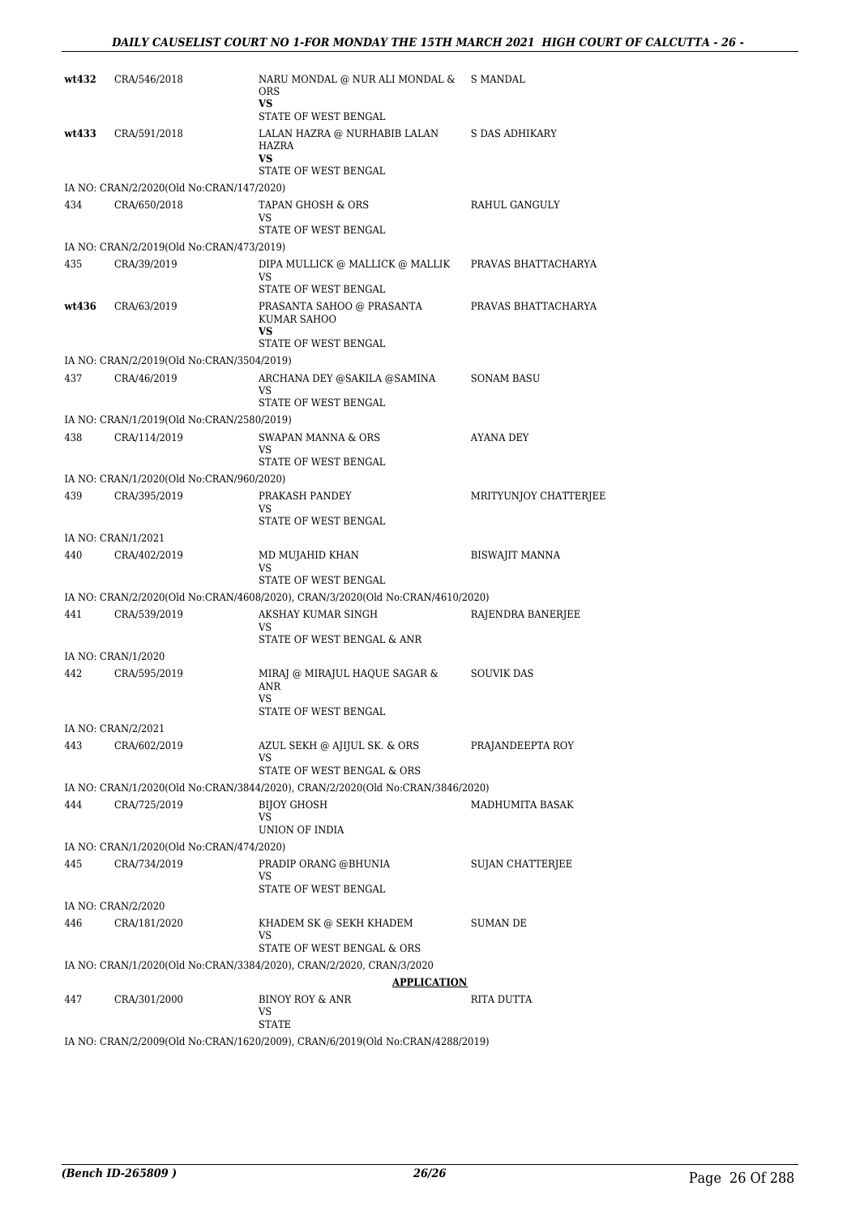| | | | |
|---|---|---|---|
| wt432 | CRA/546/2018 | NARU MONDAL @ NUR ALI MONDAL & ORS<br>**VS**<br>STATE OF WEST BENGAL | S MANDAL |
| wt433 | CRA/591/2018 | LALAN HAZRA @ NURHABIB LALAN HAZRA<br>**VS**<br>STATE OF WEST BENGAL | S DAS ADHIKARY |
| IA NO: CRAN/2/2020(Old No:CRAN/147/2020) | | | |
| 434 | CRA/650/2018 | TAPAN GHOSH & ORS<br>VS<br>STATE OF WEST BENGAL | RAHUL GANGULY |
| IA NO: CRAN/2/2019(Old No:CRAN/473/2019) | | | |
| 435 | CRA/39/2019 | DIPA MULLICK @ MALLICK @ MALLIK<br>VS<br>STATE OF WEST BENGAL | PRAVAS BHATTACHARYA |
| wt436 | CRA/63/2019 | PRASANTA SAHOO @ PRASANTA KUMAR SAHOO<br>**VS**<br>STATE OF WEST BENGAL | PRAVAS BHATTACHARYA |
| IA NO: CRAN/2/2019(Old No:CRAN/3504/2019) | | | |
| 437 | CRA/46/2019 | ARCHANA DEY @SAKILA @SAMINA<br>VS<br>STATE OF WEST BENGAL | SONAM BASU |
| IA NO: CRAN/1/2019(Old No:CRAN/2580/2019) | | | |
| 438 | CRA/114/2019 | SWAPAN MANNA & ORS<br>VS<br>STATE OF WEST BENGAL | AYANA DEY |
| IA NO: CRAN/1/2020(Old No:CRAN/960/2020) | | | |
| 439 | CRA/395/2019 | PRAKASH PANDEY<br>VS<br>STATE OF WEST BENGAL | MRITYUNJOY CHATTERJEE |
| IA NO: CRAN/1/2021 | | | |
| 440 | CRA/402/2019 | MD MUJAHID KHAN<br>VS<br>STATE OF WEST BENGAL | BISWAJIT MANNA |
| IA NO: CRAN/2/2020(Old No:CRAN/4608/2020), CRAN/3/2020(Old No:CRAN/4610/2020) | | | |
| 441 | CRA/539/2019 | AKSHAY KUMAR SINGH<br>VS<br>STATE OF WEST BENGAL & ANR | RAJENDRA BANERJEE |
| IA NO: CRAN/1/2020 | | | |
| 442 | CRA/595/2019 | MIRAJ @ MIRAJUL HAQUE SAGAR & ANR<br>VS<br>STATE OF WEST BENGAL | SOUVIK DAS |
| IA NO: CRAN/2/2021 | | | |
| 443 | CRA/602/2019 | AZUL SEKH @ AJIJUL SK. & ORS<br>VS<br>STATE OF WEST BENGAL & ORS | PRAJANDEEPTA ROY |
| IA NO: CRAN/1/2020(Old No:CRAN/3844/2020), CRAN/2/2020(Old No:CRAN/3846/2020) | | | |
| 444 | CRA/725/2019 | BIJOY GHOSH<br>VS<br>UNION OF INDIA | MADHUMITA BASAK |
| IA NO: CRAN/1/2020(Old No:CRAN/474/2020) | | | |
| 445 | CRA/734/2019 | PRADIP ORANG @BHUNIA<br>VS<br>STATE OF WEST BENGAL | SUJAN CHATTERJEE |
| IA NO: CRAN/2/2020 | | | |
| 446 | CRA/181/2020 | KHADEM SK @ SEKH KHADEM<br>VS<br>STATE OF WEST BENGAL & ORS | SUMAN DE |
| IA NO: CRAN/1/2020(Old No:CRAN/3384/2020), CRAN/2/2020, CRAN/3/2020 | | | |
| | | **APPLICATION** | |
| 447 | CRA/301/2000 | BINOY ROY & ANR<br>VS<br>STATE | RITA DUTTA |
| IA NO: CRAN/2/2009(Old No:CRAN/1620/2009), CRAN/6/2019(Old No:CRAN/4288/2019) | | | |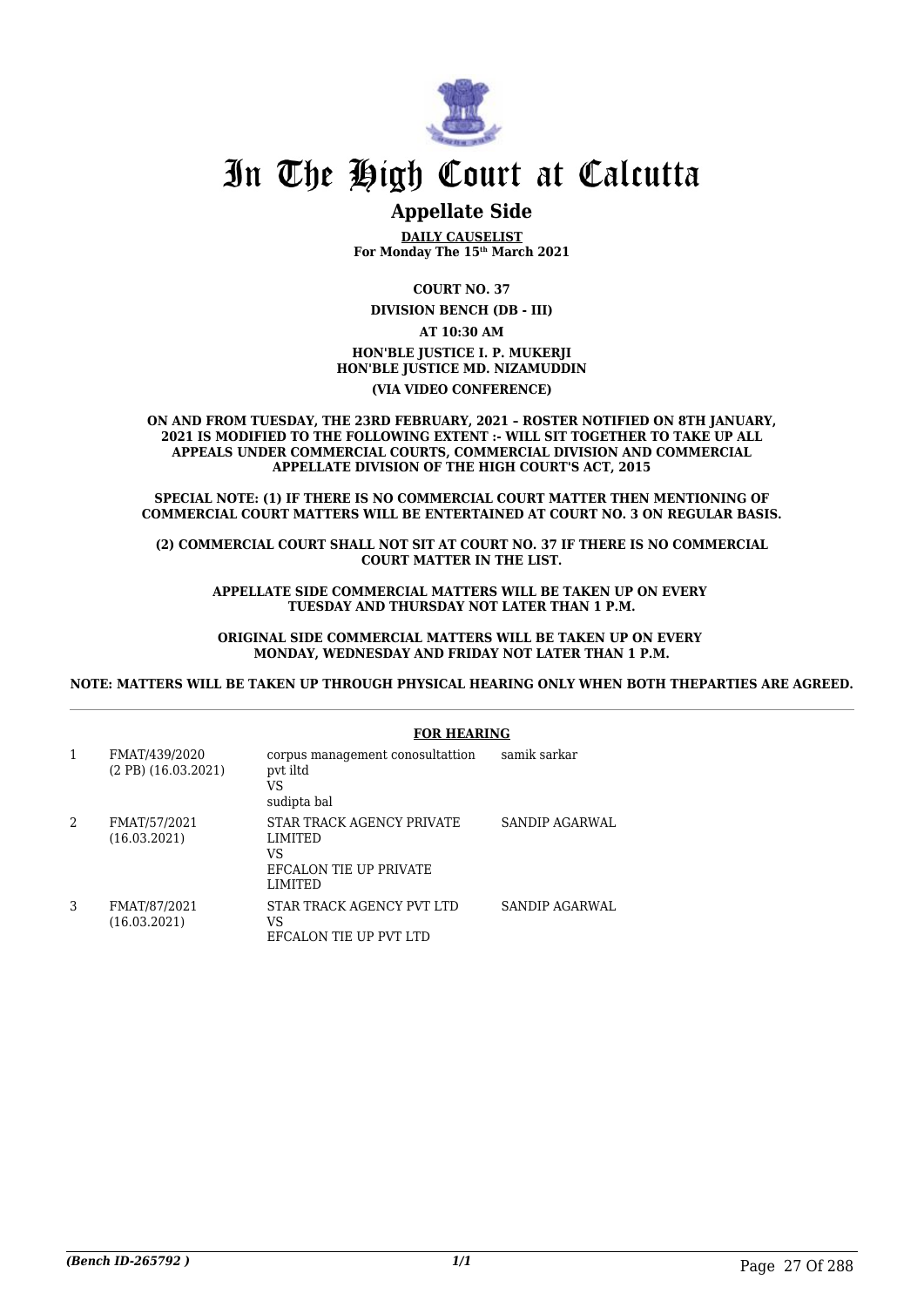# In The High Court at Calcutta

## Appellate Side

**DAILY CAUSELIST**
**For Monday The 15th March 2021**

**COURT NO. 37**

**DIVISION BENCH (DB - III)**

**AT 10:30 AM**

**HON'BLE JUSTICE I. P. MUKERJI**
**HON'BLE JUSTICE MD. NIZAMUDDIN**

**(VIA VIDEO CONFERENCE)**

**ON AND FROM TUESDAY, THE 23RD FEBRUARY, 2021 – ROSTER NOTIFIED ON 8TH JANUARY, 2021 IS MODIFIED TO THE FOLLOWING EXTENT :- WILL SIT TOGETHER TO TAKE UP ALL APPEALS UNDER COMMERCIAL COURTS, COMMERCIAL DIVISION AND COMMERCIAL APPELLATE DIVISION OF THE HIGH COURT'S ACT, 2015**

**SPECIAL NOTE: (1) IF THERE IS NO COMMERCIAL COURT MATTER THEN MENTIONING OF COMMERCIAL COURT MATTERS WILL BE ENTERTAINED AT COURT NO. 3 ON REGULAR BASIS.**

**(2) COMMERCIAL COURT SHALL NOT SIT AT COURT NO. 37 IF THERE IS NO COMMERCIAL COURT MATTER IN THE LIST.**

**APPELLATE SIDE COMMERCIAL MATTERS WILL BE TAKEN UP ON EVERY TUESDAY AND THURSDAY NOT LATER THAN 1 P.M.**

**ORIGINAL SIDE COMMERCIAL MATTERS WILL BE TAKEN UP ON EVERY MONDAY, WEDNESDAY AND FRIDAY NOT LATER THAN 1 P.M.**

**NOTE: MATTERS WILL BE TAKEN UP THROUGH PHYSICAL HEARING ONLY WHEN BOTH THEPARTIES ARE AGREED.**

**FOR HEARING**

| | | | |
|---|---|---|---|
| 1 | FMAT/439/2020 (2 PB) (16.03.2021) | corpus management conosultattion pvt iltd VS sudipta bal | samik sarkar |
| 2 | FMAT/57/2021 (16.03.2021) | STAR TRACK AGENCY PRIVATE LIMITED VS EFCALON TIE UP PRIVATE LIMITED | SANDIP AGARWAL |
| 3 | FMAT/87/2021 (16.03.2021) | STAR TRACK AGENCY PVT LTD VS EFCALON TIE UP PVT LTD | SANDIP AGARWAL |

*(Bench ID-265792 )*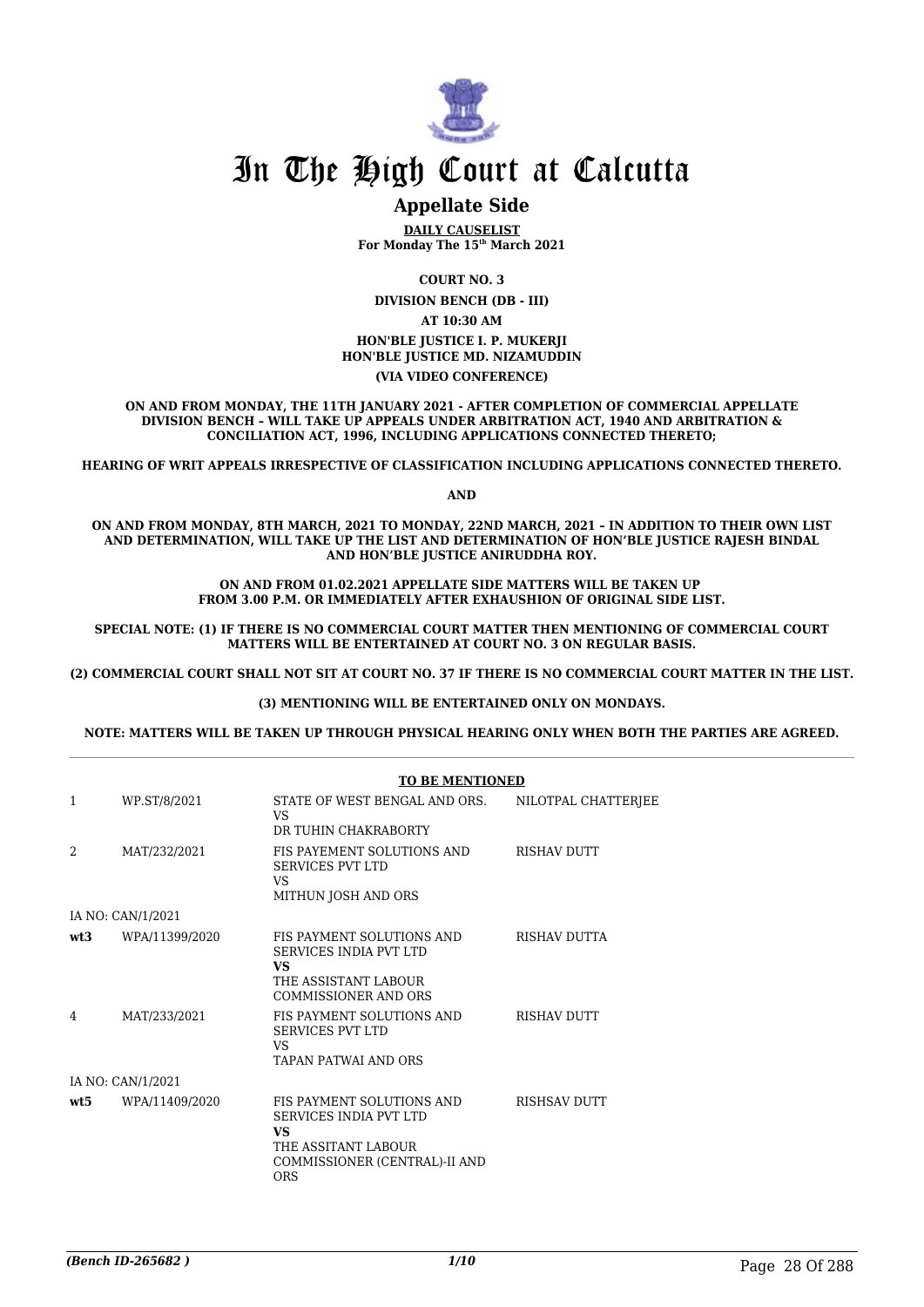# In The High Court at Calcutta

## Appellate Side

**DAILY CAUSELIST**
**For Monday The 15th March 2021**

**COURT NO. 3**

**DIVISION BENCH (DB - III)**

**AT 10:30 AM**

**HON'BLE JUSTICE I. P. MUKERJI**
**HON'BLE JUSTICE MD. NIZAMUDDIN**

**(VIA VIDEO CONFERENCE)**

**ON AND FROM MONDAY, THE 11TH JANUARY 2021 - AFTER COMPLETION OF COMMERCIAL APPELLATE DIVISION BENCH – WILL TAKE UP APPEALS UNDER ARBITRATION ACT, 1940 AND ARBITRATION & CONCILIATION ACT, 1996, INCLUDING APPLICATIONS CONNECTED THERETO;**

**HEARING OF WRIT APPEALS IRRESPECTIVE OF CLASSIFICATION INCLUDING APPLICATIONS CONNECTED THERETO.**

**AND**

**ON AND FROM MONDAY, 8TH MARCH, 2021 TO MONDAY, 22ND MARCH, 2021 – IN ADDITION TO THEIR OWN LIST AND DETERMINATION, WILL TAKE UP THE LIST AND DETERMINATION OF HON'BLE JUSTICE RAJESH BINDAL AND HON'BLE JUSTICE ANIRUDDHA ROY.**

**ON AND FROM 01.02.2021 APPELLATE SIDE MATTERS WILL BE TAKEN UP FROM 3.00 P.M. OR IMMEDIATELY AFTER EXHAUSHION OF ORIGINAL SIDE LIST.**

**SPECIAL NOTE: (1) IF THERE IS NO COMMERCIAL COURT MATTER THEN MENTIONING OF COMMERCIAL COURT MATTERS WILL BE ENTERTAINED AT COURT NO. 3 ON REGULAR BASIS.**

**(2) COMMERCIAL COURT SHALL NOT SIT AT COURT NO. 37 IF THERE IS NO COMMERCIAL COURT MATTER IN THE LIST.**

**(3) MENTIONING WILL BE ENTERTAINED ONLY ON MONDAYS.**

**NOTE: MATTERS WILL BE TAKEN UP THROUGH PHYSICAL HEARING ONLY WHEN BOTH THE PARTIES ARE AGREED.**

**TO BE MENTIONED**

| | | | |
|---|---|---|---|
| 1 | WP.ST/8/2021 | STATE OF WEST BENGAL AND ORS.<br>VS<br>DR TUHIN CHAKRABORTY | NILOTPAL CHATTERJEE |
| 2 | MAT/232/2021 | FIS PAYEMENT SOLUTIONS AND SERVICES PVT LTD<br>VS<br>MITHUN JOSH AND ORS | RISHAV DUTT |
| | IA NO: CAN/1/2021 | | |
| **wt3** | WPA/11399/2020 | FIS PAYMENT SOLUTIONS AND SERVICES INDIA PVT LTD<br>**VS**<br>THE ASSISTANT LABOUR COMMISSIONER AND ORS | RISHAV DUTTA |
| 4 | MAT/233/2021 | FIS PAYMENT SOLUTIONS AND SERVICES PVT LTD<br>VS<br>TAPAN PATWAI AND ORS | RISHAV DUTT |
| | IA NO: CAN/1/2021 | | |
| **wt5** | WPA/11409/2020 | FIS PAYMENT SOLUTIONS AND SERVICES INDIA PVT LTD<br>**VS**<br>THE ASSITANT LABOUR COMMISSIONER (CENTRAL)-II AND ORS | RISHSAV DUTT |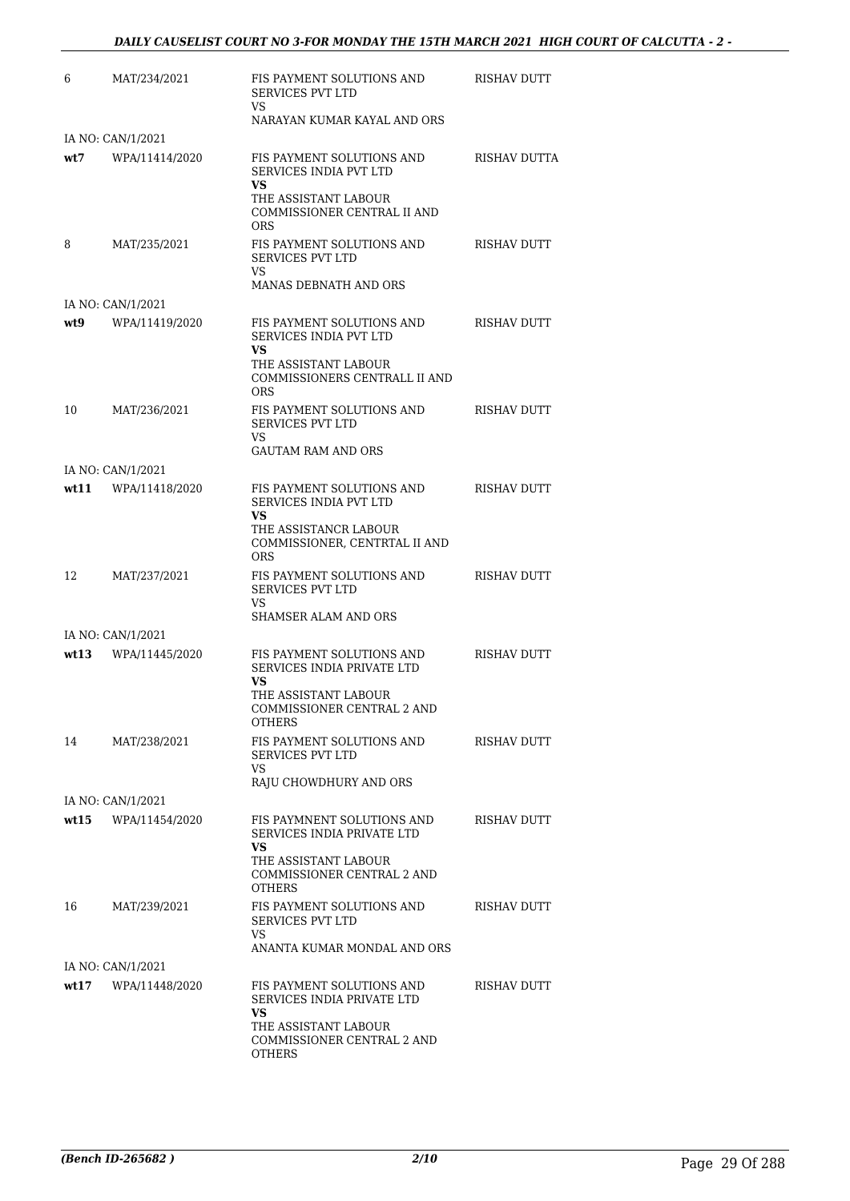| | | | |
|---|---|---|---|
| 6 | MAT/234/2021 | FIS PAYMENT SOLUTIONS AND SERVICES PVT LTD<br>VS<br>NARAYAN KUMAR KAYAL AND ORS | RISHAV DUTT |
| | IA NO: CAN/1/2021 | | |
| wt7 | WPA/11414/2020 | FIS PAYMENT SOLUTIONS AND SERVICES INDIA PVT LTD<br>**VS**<br>THE ASSISTANT LABOUR COMMISSIONER CENTRAL II AND ORS | RISHAV DUTTA |
| 8 | MAT/235/2021 | FIS PAYMENT SOLUTIONS AND SERVICES PVT LTD<br>VS<br>MANAS DEBNATH AND ORS | RISHAV DUTT |
| | IA NO: CAN/1/2021 | | |
| wt9 | WPA/11419/2020 | FIS PAYMENT SOLUTIONS AND SERVICES INDIA PVT LTD<br>**VS**<br>THE ASSISTANT LABOUR COMMISSIONERS CENTRALL II AND ORS | RISHAV DUTT |
| 10 | MAT/236/2021 | FIS PAYMENT SOLUTIONS AND SERVICES PVT LTD<br>VS<br>GAUTAM RAM AND ORS | RISHAV DUTT |
| | IA NO: CAN/1/2021 | | |
| wt11 | WPA/11418/2020 | FIS PAYMENT SOLUTIONS AND SERVICES INDIA PVT LTD<br>**VS**<br>THE ASSISTANCR LABOUR COMMISSIONER, CENTRTAL II AND ORS | RISHAV DUTT |
| 12 | MAT/237/2021 | FIS PAYMENT SOLUTIONS AND SERVICES PVT LTD<br>VS<br>SHAMSER ALAM AND ORS | RISHAV DUTT |
| | IA NO: CAN/1/2021 | | |
| wt13 | WPA/11445/2020 | FIS PAYMENT SOLUTIONS AND SERVICES INDIA PRIVATE LTD<br>**VS**<br>THE ASSISTANT LABOUR COMMISSIONER CENTRAL 2 AND OTHERS | RISHAV DUTT |
| 14 | MAT/238/2021 | FIS PAYMENT SOLUTIONS AND SERVICES PVT LTD<br>VS<br>RAJU CHOWDHURY AND ORS | RISHAV DUTT |
| | IA NO: CAN/1/2021 | | |
| wt15 | WPA/11454/2020 | FIS PAYMNENT SOLUTIONS AND SERVICES INDIA PRIVATE LTD<br>**VS**<br>THE ASSISTANT LABOUR COMMISSIONER CENTRAL 2 AND OTHERS | RISHAV DUTT |
| 16 | MAT/239/2021 | FIS PAYMENT SOLUTIONS AND SERVICES PVT LTD<br>VS<br>ANANTA KUMAR MONDAL AND ORS | RISHAV DUTT |
| | IA NO: CAN/1/2021 | | |
| wt17 | WPA/11448/2020 | FIS PAYMENT SOLUTIONS AND SERVICES INDIA PRIVATE LTD<br>**VS**<br>THE ASSISTANT LABOUR COMMISSIONER CENTRAL 2 AND OTHERS | RISHAV DUTT |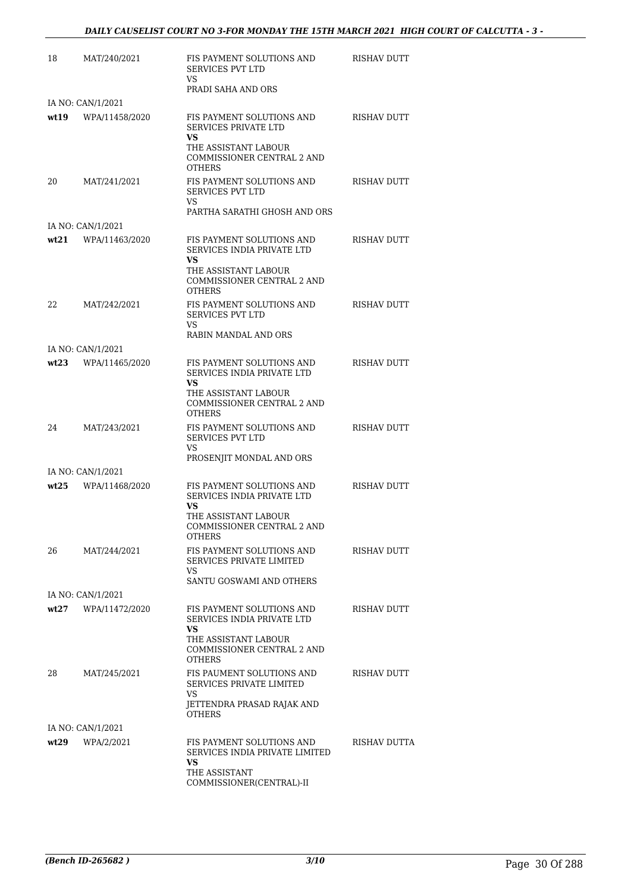| | | | |
|---|---|---|---|
| 18 | MAT/240/2021 | FIS PAYMENT SOLUTIONS AND SERVICES PVT LTD<br>VS<br>PRADI SAHA AND ORS | RISHAV DUTT |
| | IA NO: CAN/1/2021 | | |
| **wt19** | WPA/11458/2020 | FIS PAYMENT SOLUTIONS AND SERVICES PRIVATE LTD<br>**VS**<br>THE ASSISTANT LABOUR COMMISSIONER CENTRAL 2 AND OTHERS | RISHAV DUTT |
| 20 | MAT/241/2021 | FIS PAYMENT SOLUTIONS AND SERVICES PVT LTD<br>VS<br>PARTHA SARATHI GHOSH AND ORS | RISHAV DUTT |
| | IA NO: CAN/1/2021 | | |
| **wt21** | WPA/11463/2020 | FIS PAYMENT SOLUTIONS AND SERVICES INDIA PRIVATE LTD<br>**VS**<br>THE ASSISTANT LABOUR COMMISSIONER CENTRAL 2 AND OTHERS | RISHAV DUTT |
| 22 | MAT/242/2021 | FIS PAYMENT SOLUTIONS AND SERVICES PVT LTD<br>VS<br>RABIN MANDAL AND ORS | RISHAV DUTT |
| | IA NO: CAN/1/2021 | | |
| **wt23** | WPA/11465/2020 | FIS PAYMENT SOLUTIONS AND SERVICES INDIA PRIVATE LTD<br>**VS**<br>THE ASSISTANT LABOUR COMMISSIONER CENTRAL 2 AND OTHERS | RISHAV DUTT |
| 24 | MAT/243/2021 | FIS PAYMENT SOLUTIONS AND SERVICES PVT LTD<br>VS<br>PROSENJIT MONDAL AND ORS | RISHAV DUTT |
| | IA NO: CAN/1/2021 | | |
| **wt25** | WPA/11468/2020 | FIS PAYMENT SOLUTIONS AND SERVICES INDIA PRIVATE LTD<br>**VS**<br>THE ASSISTANT LABOUR COMMISSIONER CENTRAL 2 AND OTHERS | RISHAV DUTT |
| 26 | MAT/244/2021 | FIS PAYMENT SOLUTIONS AND SERVICES PRIVATE LIMITED<br>VS<br>SANTU GOSWAMI AND OTHERS | RISHAV DUTT |
| | IA NO: CAN/1/2021 | | |
| **wt27** | WPA/11472/2020 | FIS PAYMENT SOLUTIONS AND SERVICES INDIA PRIVATE LTD<br>**VS**<br>THE ASSISTANT LABOUR COMMISSIONER CENTRAL 2 AND OTHERS | RISHAV DUTT |
| 28 | MAT/245/2021 | FIS PAUMENT SOLUTIONS AND SERVICES PRIVATE LIMITED<br>VS<br>JETTENDRA PRASAD RAJAK AND OTHERS | RISHAV DUTT |
| | IA NO: CAN/1/2021 | | |
| **wt29** | WPA/2/2021 | FIS PAYMENT SOLUTIONS AND SERVICES INDIA PRIVATE LIMITED<br>**VS**<br>THE ASSISTANT COMMISSIONER(CENTRAL)-II | RISHAV DUTTA |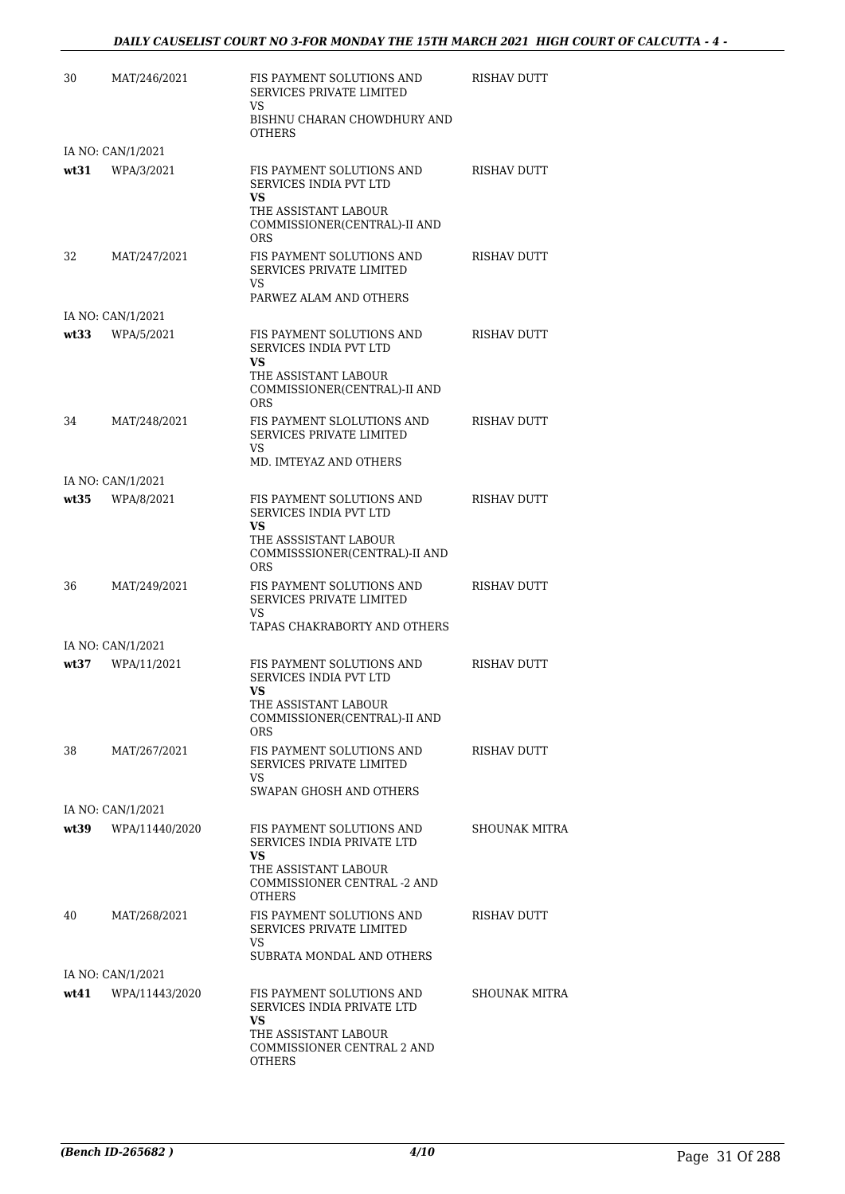| | | | |
|---|---|---|---|
| 30 | MAT/246/2021 | FIS PAYMENT SOLUTIONS AND SERVICES PRIVATE LIMITED<br>VS<br>BISHNU CHARAN CHOWDHURY AND OTHERS | RISHAV DUTT |
| | IA NO: CAN/1/2021 | | |
| **wt31** | WPA/3/2021 | FIS PAYMENT SOLUTIONS AND SERVICES INDIA PVT LTD<br>**VS**<br>THE ASSISTANT LABOUR COMMISSIONER(CENTRAL)-II AND ORS | RISHAV DUTT |
| 32 | MAT/247/2021 | FIS PAYMENT SOLUTIONS AND SERVICES PRIVATE LIMITED<br>VS<br>PARWEZ ALAM AND OTHERS | RISHAV DUTT |
| | IA NO: CAN/1/2021 | | |
| **wt33** | WPA/5/2021 | FIS PAYMENT SOLUTIONS AND SERVICES INDIA PVT LTD<br>**VS**<br>THE ASSISTANT LABOUR COMMISSIONER(CENTRAL)-II AND ORS | RISHAV DUTT |
| 34 | MAT/248/2021 | FIS PAYMENT SLOLUTIONS AND SERVICES PRIVATE LIMITED<br>VS<br>MD. IMTEYAZ AND OTHERS | RISHAV DUTT |
| | IA NO: CAN/1/2021 | | |
| **wt35** | WPA/8/2021 | FIS PAYMENT SOLUTIONS AND SERVICES INDIA PVT LTD<br>**VS**<br>THE ASSSISTANT LABOUR COMMISSSIONER(CENTRAL)-II AND ORS | RISHAV DUTT |
| 36 | MAT/249/2021 | FIS PAYMENT SOLUTIONS AND SERVICES PRIVATE LIMITED<br>VS<br>TAPAS CHAKRABORTY AND OTHERS | RISHAV DUTT |
| | IA NO: CAN/1/2021 | | |
| **wt37** | WPA/11/2021 | FIS PAYMENT SOLUTIONS AND SERVICES INDIA PVT LTD<br>**VS**<br>THE ASSISTANT LABOUR COMMISSIONER(CENTRAL)-II AND ORS | RISHAV DUTT |
| 38 | MAT/267/2021 | FIS PAYMENT SOLUTIONS AND SERVICES PRIVATE LIMITED<br>VS<br>SWAPAN GHOSH AND OTHERS | RISHAV DUTT |
| | IA NO: CAN/1/2021 | | |
| **wt39** | WPA/11440/2020 | FIS PAYMENT SOLUTIONS AND SERVICES INDIA PRIVATE LTD<br>**VS**<br>THE ASSISTANT LABOUR COMMISSIONER CENTRAL -2 AND OTHERS | SHOUNAK MITRA |
| 40 | MAT/268/2021 | FIS PAYMENT SOLUTIONS AND SERVICES PRIVATE LIMITED<br>VS<br>SUBRATA MONDAL AND OTHERS | RISHAV DUTT |
| | IA NO: CAN/1/2021 | | |
| **wt41** | WPA/11443/2020 | FIS PAYMENT SOLUTIONS AND SERVICES INDIA PRIVATE LTD<br>**VS**<br>THE ASSISTANT LABOUR COMMISSIONER CENTRAL 2 AND OTHERS | SHOUNAK MITRA |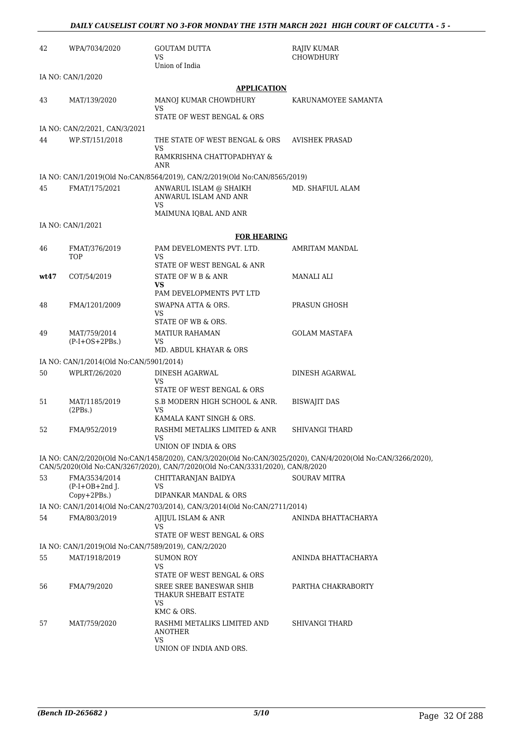| | | | |
|---|---|---|---|
| 42 | WPA/7034/2020 | GOUTAM DUTTA<br>VS<br>Union of India | RAJIV KUMAR CHOWDHURY |

IA NO: CAN/1/2020

**APPLICATION**

| | | | |
|---|---|---|---|
| 43 | MAT/139/2020 | MANOJ KUMAR CHOWDHURY<br>VS<br>STATE OF WEST BENGAL & ORS | KARUNAMOYEE SAMANTA |

IA NO: CAN/2/2021, CAN/3/2021

| | | | |
|---|---|---|---|
| 44 | WP.ST/151/2018 | THE STATE OF WEST BENGAL & ORS<br>VS<br>RAMKRISHNA CHATTOPADHYAY & ANR | AVISHEK PRASAD |

IA NO: CAN/1/2019(Old No:CAN/8564/2019), CAN/2/2019(Old No:CAN/8565/2019)

| | | | |
|---|---|---|---|
| 45 | FMAT/175/2021 | ANWARUL ISLAM @ SHAIKH ANWARUL ISLAM AND ANR<br>VS<br>MAIMUNA IQBAL AND ANR | MD. SHAFIUL ALAM |

IA NO: CAN/1/2021

**FOR HEARING**

| | | | |
|---|---|---|---|
| 46 | FMAT/376/2019<br>TOP | PAM DEVELOMENTS PVT. LTD.<br>VS<br>STATE OF WEST BENGAL & ANR | AMRITAM MANDAL |
| **wt47** | COT/54/2019 | STATE OF W B & ANR<br>**VS**<br>PAM DEVELOPMENTS PVT LTD | MANALI ALI |
| 48 | FMA/1201/2009 | SWAPNA ATTA & ORS.<br>VS<br>STATE OF WB & ORS. | PRASUN GHOSH |
| 49 | MAT/759/2014<br>(P-I+OS+2PBs.) | MATIUR RAHAMAN<br>VS<br>MD. ABDUL KHAYAR & ORS | GOLAM MASTAFA |

IA NO: CAN/1/2014(Old No:CAN/5901/2014)

| | | | |
|---|---|---|---|
| 50 | WPLRT/26/2020 | DINESH AGARWAL<br>VS<br>STATE OF WEST BENGAL & ORS | DINESH AGARWAL |
| 51 | MAT/1185/2019<br>(2PBs.) | S.B MODERN HIGH SCHOOL & ANR.<br>VS<br>KAMALA KANT SINGH & ORS. | BISWAJIT DAS |
| 52 | FMA/952/2019 | RASHMI METALIKS LIMITED & ANR<br>VS<br>UNION OF INDIA & ORS | SHIVANGI THARD |

IA NO: CAN/2/2020(Old No:CAN/1458/2020), CAN/3/2020(Old No:CAN/3025/2020), CAN/4/2020(Old No:CAN/3266/2020), CAN/5/2020(Old No:CAN/3267/2020), CAN/7/2020(Old No:CAN/3331/2020), CAN/8/2020

| | | | |
|---|---|---|---|
| 53 | FMA/3534/2014<br>(P-I+OB+2nd J. Copy+2PBs.) | CHITTARANJAN BAIDYA<br>VS<br>DIPANKAR MANDAL & ORS | SOURAV MITRA |

IA NO: CAN/1/2014(Old No:CAN/2703/2014), CAN/3/2014(Old No:CAN/2711/2014)

| | | | |
|---|---|---|---|
| 54 | FMA/803/2019 | AJIJUL ISLAM & ANR<br>VS<br>STATE OF WEST BENGAL & ORS | ANINDA BHATTACHARYA |

IA NO: CAN/1/2019(Old No:CAN/7589/2019), CAN/2/2020

| | | | |
|---|---|---|---|
| 55 | MAT/1918/2019 | SUMON ROY<br>VS<br>STATE OF WEST BENGAL & ORS | ANINDA BHATTACHARYA |
| 56 | FMA/79/2020 | SREE SREE BANESWAR SHIB THAKUR SHEBAIT ESTATE<br>VS<br>KMC & ORS. | PARTHA CHAKRABORTY |
| 57 | MAT/759/2020 | RASHMI METALIKS LIMITED AND ANOTHER<br>VS<br>UNION OF INDIA AND ORS. | SHIVANGI THARD |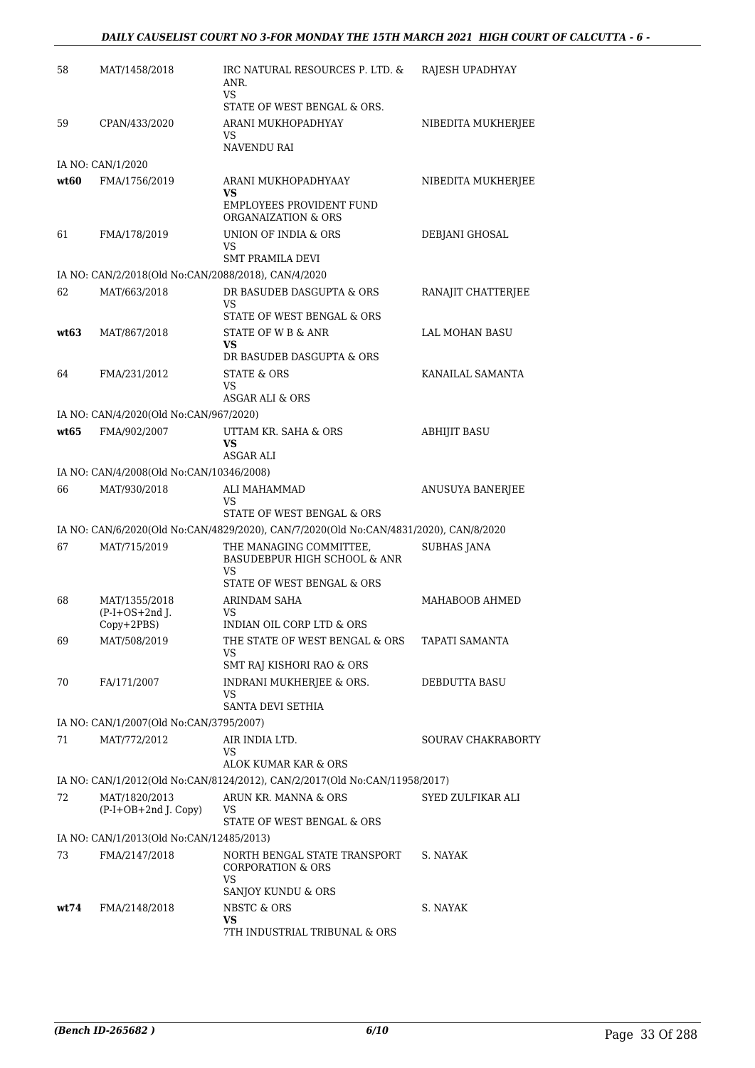| | | | |
|---|---|---|---|
| 58 | MAT/1458/2018 | IRC NATURAL RESOURCES P. LTD. & ANR.<br>VS<br>STATE OF WEST BENGAL & ORS. | RAJESH UPADHYAY |
| 59 | CPAN/433/2020 | ARANI MUKHOPADHYAY<br>VS<br>NAVENDU RAI | NIBEDITA MUKHERJEE |
| IA NO: CAN/1/2020 | | | |
| **wt60** | FMA/1756/2019 | ARANI MUKHOPADHYAAY<br>**VS**<br>EMPLOYEES PROVIDENT FUND ORGANAIZATION & ORS | NIBEDITA MUKHERJEE |
| 61 | FMA/178/2019 | UNION OF INDIA & ORS<br>VS<br>SMT PRAMILA DEVI | DEBJANI GHOSAL |
| IA NO: CAN/2/2018(Old No:CAN/2088/2018), CAN/4/2020 | | | |
| 62 | MAT/663/2018 | DR BASUDEB DASGUPTA & ORS<br>VS<br>STATE OF WEST BENGAL & ORS | RANAJIT CHATTERJEE |
| **wt63** | MAT/867/2018 | STATE OF W B & ANR<br>**VS**<br>DR BASUDEB DASGUPTA & ORS | LAL MOHAN BASU |
| 64 | FMA/231/2012 | STATE & ORS<br>VS<br>ASGAR ALI & ORS | KANAILAL SAMANTA |
| IA NO: CAN/4/2020(Old No:CAN/967/2020) | | | |
| **wt65** | FMA/902/2007 | UTTAM KR. SAHA & ORS<br>**VS**<br>ASGAR ALI | ABHIJIT BASU |
| IA NO: CAN/4/2008(Old No:CAN/10346/2008) | | | |
| 66 | MAT/930/2018 | ALI MAHAMMAD<br>VS<br>STATE OF WEST BENGAL & ORS | ANUSUYA BANERJEE |
| IA NO: CAN/6/2020(Old No:CAN/4829/2020), CAN/7/2020(Old No:CAN/4831/2020), CAN/8/2020 | | | |
| 67 | MAT/715/2019 | THE MANAGING COMMITTEE, BASUDEBPUR HIGH SCHOOL & ANR<br>VS<br>STATE OF WEST BENGAL & ORS | SUBHAS JANA |
| 68 | MAT/1355/2018<br>(P-I+OS+2nd J. Copy+2PBS) | ARINDAM SAHA<br>VS<br>INDIAN OIL CORP LTD & ORS | MAHABOOB AHMED |
| 69 | MAT/508/2019 | THE STATE OF WEST BENGAL & ORS<br>VS<br>SMT RAJ KISHORI RAO & ORS | TAPATI SAMANTA |
| 70 | FA/171/2007 | INDRANI MUKHERJEE & ORS.<br>VS<br>SANTA DEVI SETHIA | DEBDUTTA BASU |
| IA NO: CAN/1/2007(Old No:CAN/3795/2007) | | | |
| 71 | MAT/772/2012 | AIR INDIA LTD.<br>VS<br>ALOK KUMAR KAR & ORS | SOURAV CHAKRABORTY |
| IA NO: CAN/1/2012(Old No:CAN/8124/2012), CAN/2/2017(Old No:CAN/11958/2017) | | | |
| 72 | MAT/1820/2013<br>(P-I+OB+2nd J. Copy) | ARUN KR. MANNA & ORS<br>VS<br>STATE OF WEST BENGAL & ORS | SYED ZULFIKAR ALI |
| IA NO: CAN/1/2013(Old No:CAN/12485/2013) | | | |
| 73 | FMA/2147/2018 | NORTH BENGAL STATE TRANSPORT CORPORATION & ORS<br>VS<br>SANJOY KUNDU & ORS | S. NAYAK |
| **wt74** | FMA/2148/2018 | NBSTC & ORS<br>**VS**<br>7TH INDUSTRIAL TRIBUNAL & ORS | S. NAYAK |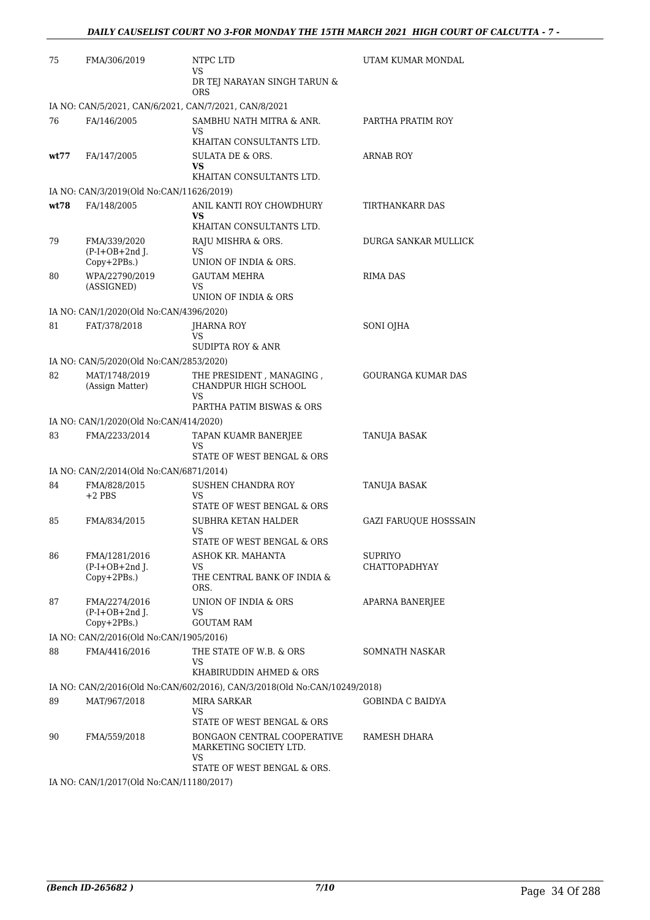| | | | |
|---|---|---|---|
| 75 | FMA/306/2019 | NTPC LTD<br>VS<br>DR TEJ NARAYAN SINGH TARUN & ORS | UTAM KUMAR MONDAL |
| IA NO: CAN/5/2021, CAN/6/2021, CAN/7/2021, CAN/8/2021 | | | |
| 76 | FA/146/2005 | SAMBHU NATH MITRA & ANR.<br>VS<br>KHAITAN CONSULTANTS LTD. | PARTHA PRATIM ROY |
| **wt77** | FA/147/2005 | SULATA DE & ORS.<br>**VS**<br>KHAITAN CONSULTANTS LTD. | ARNAB ROY |
| IA NO: CAN/3/2019(Old No:CAN/11626/2019) | | | |
| **wt78** | FA/148/2005 | ANIL KANTI ROY CHOWDHURY<br>**VS**<br>KHAITAN CONSULTANTS LTD. | TIRTHANKARR DAS |
| 79 | FMA/339/2020<br>(P-I+OB+2nd J. Copy+2PBs.) | RAJU MISHRA & ORS.<br>VS<br>UNION OF INDIA & ORS. | DURGA SANKAR MULLICK |
| 80 | WPA/22790/2019<br>(ASSIGNED) | GAUTAM MEHRA<br>VS<br>UNION OF INDIA & ORS | RIMA DAS |
| IA NO: CAN/1/2020(Old No:CAN/4396/2020) | | | |
| 81 | FAT/378/2018 | JHARNA ROY<br>VS<br>SUDIPTA ROY & ANR | SONI OJHA |
| IA NO: CAN/5/2020(Old No:CAN/2853/2020) | | | |
| 82 | MAT/1748/2019<br>(Assign Matter) | THE PRESIDENT , MANAGING , CHANDPUR HIGH SCHOOL<br>VS<br>PARTHA PATIM BISWAS & ORS | GOURANGA KUMAR DAS |
| IA NO: CAN/1/2020(Old No:CAN/414/2020) | | | |
| 83 | FMA/2233/2014 | TAPAN KUAMR BANERJEE<br>VS<br>STATE OF WEST BENGAL & ORS | TANUJA BASAK |
| IA NO: CAN/2/2014(Old No:CAN/6871/2014) | | | |
| 84 | FMA/828/2015<br>+2 PBS | SUSHEN CHANDRA ROY<br>VS<br>STATE OF WEST BENGAL & ORS | TANUJA BASAK |
| 85 | FMA/834/2015 | SUBHRA KETAN HALDER<br>VS<br>STATE OF WEST BENGAL & ORS | GAZI FARUQUE HOSSSAIN |
| 86 | FMA/1281/2016<br>(P-I+OB+2nd J. Copy+2PBs.) | ASHOK KR. MAHANTA<br>VS<br>THE CENTRAL BANK OF INDIA & ORS. | SUPRIYO CHATTOPADHYAY |
| 87 | FMA/2274/2016<br>(P-I+OB+2nd J. Copy+2PBs.) | UNION OF INDIA & ORS<br>VS<br>GOUTAM RAM | APARNA BANERJEE |
| IA NO: CAN/2/2016(Old No:CAN/1905/2016) | | | |
| 88 | FMA/4416/2016 | THE STATE OF W.B. & ORS<br>VS<br>KHABIRUDDIN AHMED & ORS | SOMNATH NASKAR |
| IA NO: CAN/2/2016(Old No:CAN/602/2016), CAN/3/2018(Old No:CAN/10249/2018) | | | |
| 89 | MAT/967/2018 | MIRA SARKAR<br>VS<br>STATE OF WEST BENGAL & ORS | GOBINDA C BAIDYA |
| 90 | FMA/559/2018 | BONGAON CENTRAL COOPERATIVE MARKETING SOCIETY LTD.<br>VS<br>STATE OF WEST BENGAL & ORS. | RAMESH DHARA |
| IA NO: CAN/1/2017(Old No:CAN/11180/2017) | | | |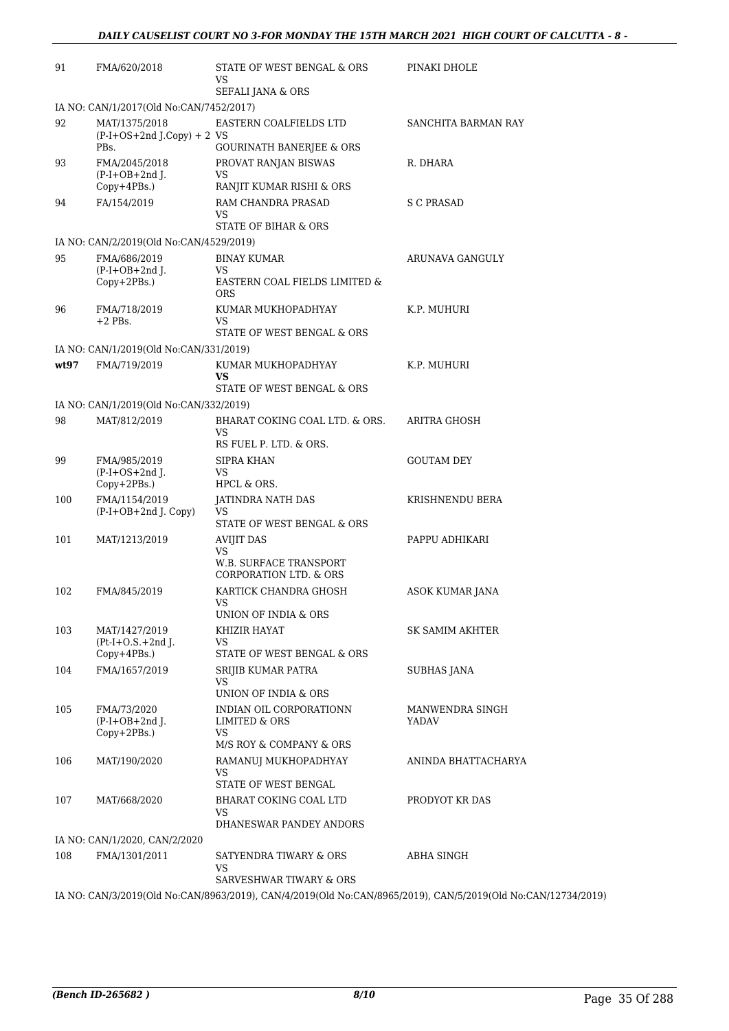| | | | |
|---|---|---|---|
| 91 | FMA/620/2018 | STATE OF WEST BENGAL & ORS<br>VS<br>SEFALI JANA & ORS | PINAKI DHOLE |
| IA NO: CAN/1/2017(Old No:CAN/7452/2017) | | | |
| 92 | MAT/1375/2018<br>(P-I+OS+2nd J.Copy) + 2 PBs. | EASTERN COALFIELDS LTD<br>VS<br>GOURINATH BANERJEE & ORS | SANCHITA BARMAN RAY |
| 93 | FMA/2045/2018<br>(P-I+OB+2nd J. Copy+4PBs.) | PROVAT RANJAN BISWAS<br>VS<br>RANJIT KUMAR RISHI & ORS | R. DHARA |
| 94 | FA/154/2019 | RAM CHANDRA PRASAD<br>VS<br>STATE OF BIHAR & ORS | S C PRASAD |
| IA NO: CAN/2/2019(Old No:CAN/4529/2019) | | | |
| 95 | FMA/686/2019<br>(P-I+OB+2nd J. Copy+2PBs.) | BINAY KUMAR<br>VS<br>EASTERN COAL FIELDS LIMITED & ORS | ARUNAVA GANGULY |
| 96 | FMA/718/2019<br>+2 PBs. | KUMAR MUKHOPADHYAY<br>VS<br>STATE OF WEST BENGAL & ORS | K.P. MUHURI |
| IA NO: CAN/1/2019(Old No:CAN/331/2019) | | | |
| **wt97** | FMA/719/2019 | KUMAR MUKHOPADHYAY<br>**VS**<br>STATE OF WEST BENGAL & ORS | K.P. MUHURI |
| IA NO: CAN/1/2019(Old No:CAN/332/2019) | | | |
| 98 | MAT/812/2019 | BHARAT COKING COAL LTD. & ORS.<br>VS<br>RS FUEL P. LTD. & ORS. | ARITRA GHOSH |
| 99 | FMA/985/2019<br>(P-I+OS+2nd J. Copy+2PBs.) | SIPRA KHAN<br>VS<br>HPCL & ORS. | GOUTAM DEY |
| 100 | FMA/1154/2019<br>(P-I+OB+2nd J. Copy) | JATINDRA NATH DAS<br>VS<br>STATE OF WEST BENGAL & ORS | KRISHNENDU BERA |
| 101 | MAT/1213/2019 | AVIJIT DAS<br>VS<br>W.B. SURFACE TRANSPORT CORPORATION LTD. & ORS | PAPPU ADHIKARI |
| 102 | FMA/845/2019 | KARTICK CHANDRA GHOSH<br>VS<br>UNION OF INDIA & ORS | ASOK KUMAR JANA |
| 103 | MAT/1427/2019<br>(Pt-I+O.S.+2nd J. Copy+4PBs.) | KHIZIR HAYAT<br>VS<br>STATE OF WEST BENGAL & ORS | SK SAMIM AKHTER |
| 104 | FMA/1657/2019 | SRIJIB KUMAR PATRA<br>VS<br>UNION OF INDIA & ORS | SUBHAS JANA |
| 105 | FMA/73/2020<br>(P-I+OB+2nd J. Copy+2PBs.) | INDIAN OIL CORPORATIONN LIMITED & ORS<br>VS<br>M/S ROY & COMPANY & ORS | MANWENDRA SINGH YADAV |
| 106 | MAT/190/2020 | RAMANUJ MUKHOPADHYAY<br>VS<br>STATE OF WEST BENGAL | ANINDA BHATTACHARYA |
| 107 | MAT/668/2020 | BHARAT COKING COAL LTD<br>VS<br>DHANESWAR PANDEY ANDORS | PRODYOT KR DAS |
| IA NO: CAN/1/2020, CAN/2/2020 | | | |
| 108 | FMA/1301/2011 | SATYENDRA TIWARY & ORS<br>VS<br>SARVESHWAR TIWARY & ORS | ABHA SINGH |
| IA NO: CAN/3/2019(Old No:CAN/8963/2019), CAN/4/2019(Old No:CAN/8965/2019), CAN/5/2019(Old No:CAN/12734/2019) | | | |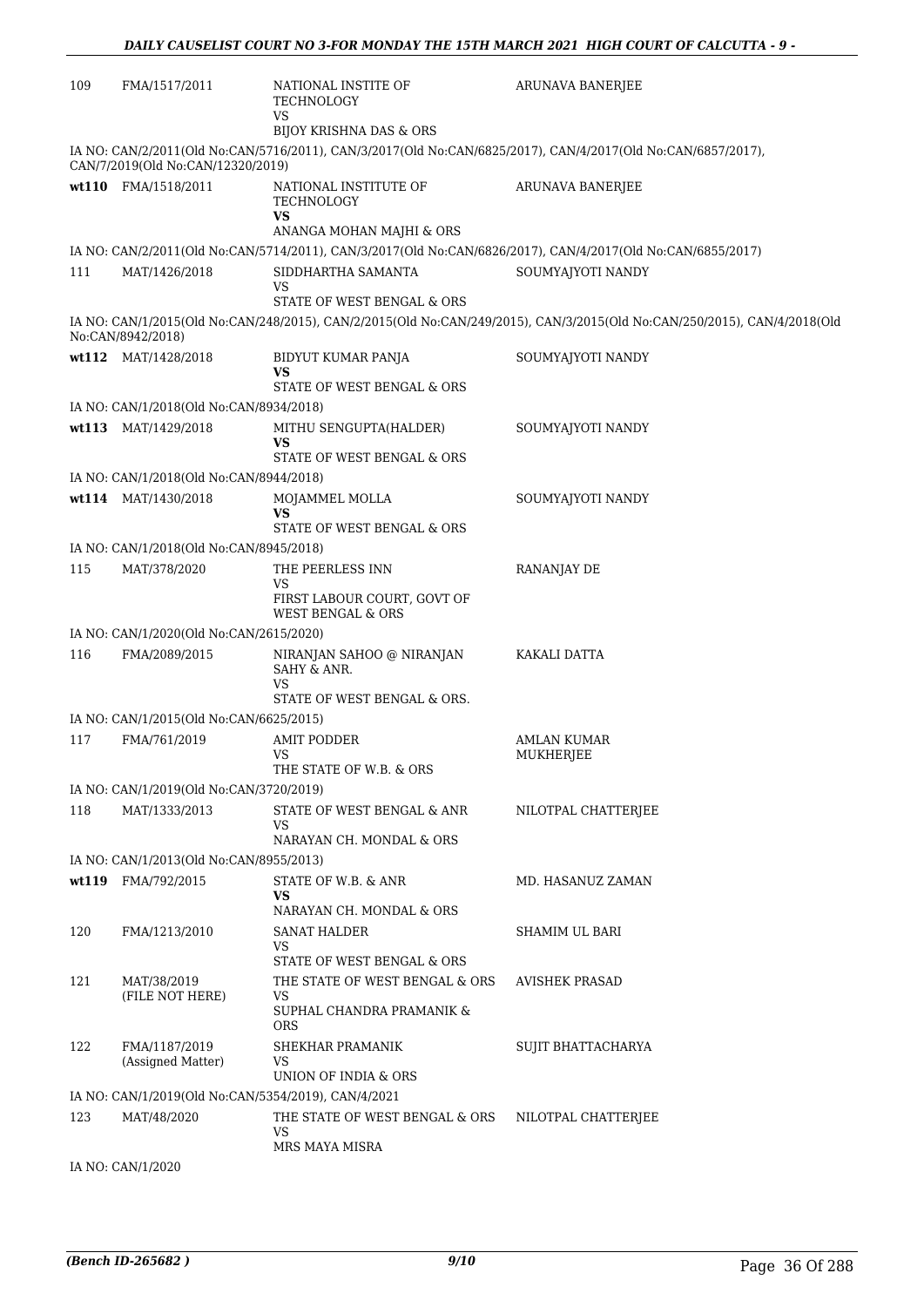| | | | |
|---|---|---|---|
| 109 | FMA/1517/2011 | NATIONAL INSTITE OF TECHNOLOGY<br>VS<br>BIJOY KRISHNA DAS & ORS | ARUNAVA BANERJEE |

IA NO: CAN/2/2011(Old No:CAN/5716/2011), CAN/3/2017(Old No:CAN/6825/2017), CAN/4/2017(Old No:CAN/6857/2017), CAN/7/2019(Old No:CAN/12320/2019)

| | | | |
|---|---|---|---|
| wt110 | FMA/1518/2011 | NATIONAL INSTITUTE OF TECHNOLOGY<br>**VS**<br>ANANGA MOHAN MAJHI & ORS | ARUNAVA BANERJEE |

IA NO: CAN/2/2011(Old No:CAN/5714/2011), CAN/3/2017(Old No:CAN/6826/2017), CAN/4/2017(Old No:CAN/6855/2017)

| | | | |
|---|---|---|---|
| 111 | MAT/1426/2018 | SIDDHARTHA SAMANTA<br>VS<br>STATE OF WEST BENGAL & ORS | SOUMYAJYOTI NANDY |

IA NO: CAN/1/2015(Old No:CAN/248/2015), CAN/2/2015(Old No:CAN/249/2015), CAN/3/2015(Old No:CAN/250/2015), CAN/4/2018(Old No:CAN/8942/2018)

| | | | |
|---|---|---|---|
| wt112 | MAT/1428/2018 | BIDYUT KUMAR PANJA<br>**VS**<br>STATE OF WEST BENGAL & ORS | SOUMYAJYOTI NANDY |

IA NO: CAN/1/2018(Old No:CAN/8934/2018)

| | | | |
|---|---|---|---|
| wt113 | MAT/1429/2018 | MITHU SENGUPTA(HALDER)<br>**VS**<br>STATE OF WEST BENGAL & ORS | SOUMYAJYOTI NANDY |

IA NO: CAN/1/2018(Old No:CAN/8944/2018)

| | | | |
|---|---|---|---|
| wt114 | MAT/1430/2018 | MOJAMMEL MOLLA<br>**VS**<br>STATE OF WEST BENGAL & ORS | SOUMYAJYOTI NANDY |

IA NO: CAN/1/2018(Old No:CAN/8945/2018)

| | | | |
|---|---|---|---|
| 115 | MAT/378/2020 | THE PEERLESS INN<br>VS<br>FIRST LABOUR COURT, GOVT OF WEST BENGAL & ORS | RANANJAY DE |

IA NO: CAN/1/2020(Old No:CAN/2615/2020)

| | | | |
|---|---|---|---|
| 116 | FMA/2089/2015 | NIRANJAN SAHOO @ NIRANJAN SAHY & ANR.<br>VS<br>STATE OF WEST BENGAL & ORS. | KAKALI DATTA |

IA NO: CAN/1/2015(Old No:CAN/6625/2015)

| | | | |
|---|---|---|---|
| 117 | FMA/761/2019 | AMIT PODDER<br>VS<br>THE STATE OF W.B. & ORS | AMLAN KUMAR MUKHERJEE |

IA NO: CAN/1/2019(Old No:CAN/3720/2019)

| | | | |
|---|---|---|---|
| 118 | MAT/1333/2013 | STATE OF WEST BENGAL & ANR<br>VS<br>NARAYAN CH. MONDAL & ORS | NILOTPAL CHATTERJEE |

IA NO: CAN/1/2013(Old No:CAN/8955/2013)

| | | | |
|---|---|---|---|
| wt119 | FMA/792/2015 | STATE OF W.B. & ANR<br>**VS**<br>NARAYAN CH. MONDAL & ORS | MD. HASANUZ ZAMAN |
| 120 | FMA/1213/2010 | SANAT HALDER<br>VS<br>STATE OF WEST BENGAL & ORS | SHAMIM UL BARI |
| 121 | MAT/38/2019<br>(FILE NOT HERE) | THE STATE OF WEST BENGAL & ORS<br>VS<br>SUPHAL CHANDRA PRAMANIK & ORS | AVISHEK PRASAD |
| 122 | FMA/1187/2019<br>(Assigned Matter) | SHEKHAR PRAMANIK<br>VS<br>UNION OF INDIA & ORS | SUJIT BHATTACHARYA |

IA NO: CAN/1/2019(Old No:CAN/5354/2019), CAN/4/2021

| | | | |
|---|---|---|---|
| 123 | MAT/48/2020 | THE STATE OF WEST BENGAL & ORS<br>VS<br>MRS MAYA MISRA | NILOTPAL CHATTERJEE |

IA NO: CAN/1/2020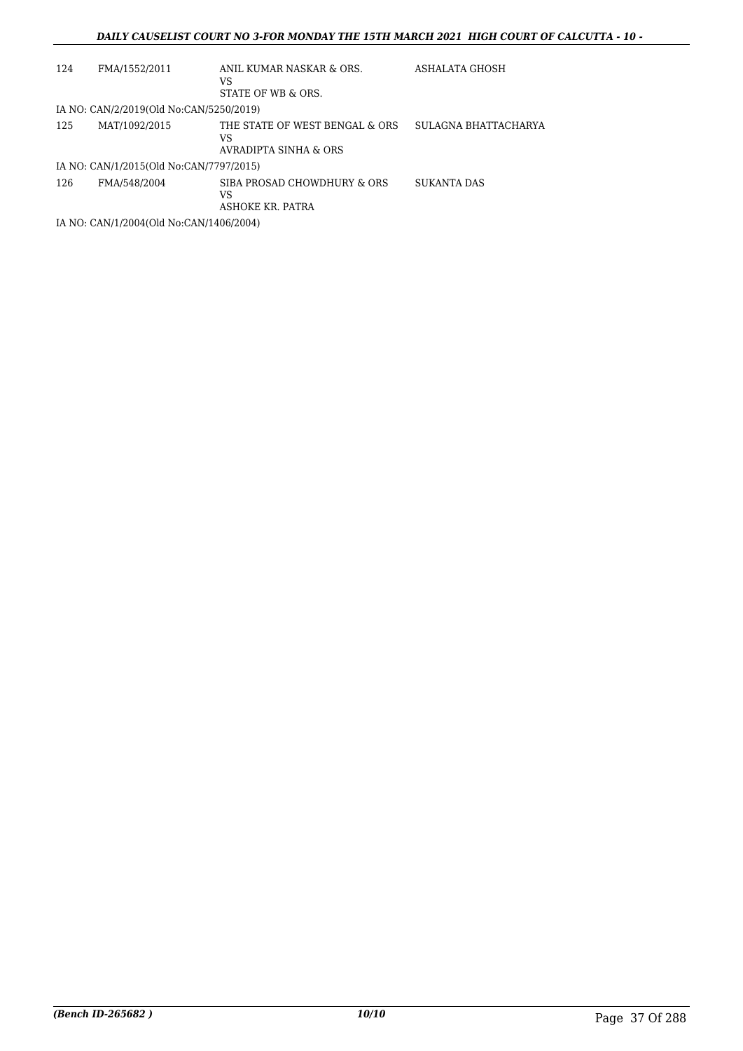| 124 | FMA/1552/2011 | ANIL KUMAR NASKAR & ORS.<br>VS<br>STATE OF WB & ORS. | ASHALATA GHOSH |
|---|---|---|---|

IA NO: CAN/2/2019(Old No:CAN/5250/2019)

| 125 | MAT/1092/2015 | THE STATE OF WEST BENGAL & ORS<br>VS<br>AVRADIPTA SINHA & ORS | SULAGNA BHATTACHARYA |
|---|---|---|---|

IA NO: CAN/1/2015(Old No:CAN/7797/2015)

| 126 | FMA/548/2004 | SIBA PROSAD CHOWDHURY & ORS<br>VS<br>ASHOKE KR. PATRA | SUKANTA DAS |
|---|---|---|---|

IA NO: CAN/1/2004(Old No:CAN/1406/2004)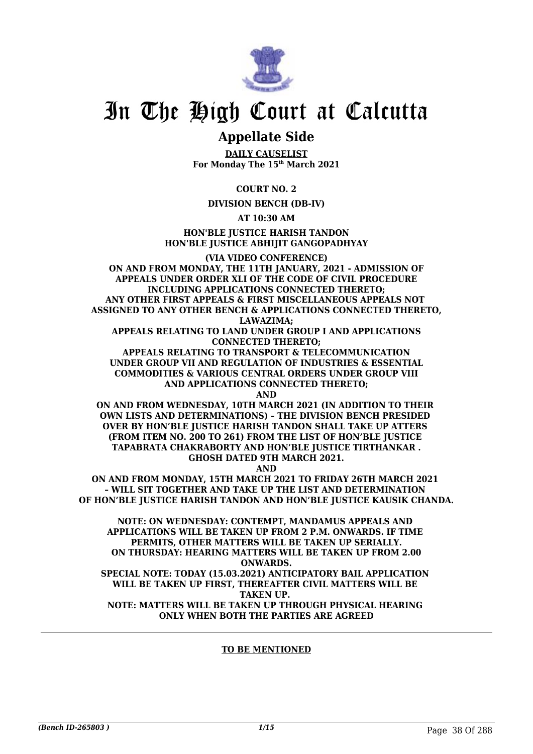# In The High Court at Calcutta

## Appellate Side

**DAILY CAUSELIST**
**For Monday The 15th March 2021**

**COURT NO. 2**

**DIVISION BENCH (DB-IV)**

**AT 10:30 AM**

**HON'BLE JUSTICE HARISH TANDON**
**HON'BLE JUSTICE ABHIJIT GANGOPADHYAY**

**(VIA VIDEO CONFERENCE)**
**ON AND FROM MONDAY, THE 11TH JANUARY, 2021 - ADMISSION OF APPEALS UNDER ORDER XLI OF THE CODE OF CIVIL PROCEDURE INCLUDING APPLICATIONS CONNECTED THERETO;**
**ANY OTHER FIRST APPEALS & FIRST MISCELLANEOUS APPEALS NOT ASSIGNED TO ANY OTHER BENCH & APPLICATIONS CONNECTED THERETO, LAWAZIMA;**
**APPEALS RELATING TO LAND UNDER GROUP I AND APPLICATIONS CONNECTED THERETO;**
**APPEALS RELATING TO TRANSPORT & TELECOMMUNICATION UNDER GROUP VII AND REGULATION OF INDUSTRIES & ESSENTIAL COMMODITIES & VARIOUS CENTRAL ORDERS UNDER GROUP VIII AND APPLICATIONS CONNECTED THERETO;**
**AND**
**ON AND FROM WEDNESDAY, 10TH MARCH 2021 (IN ADDITION TO THEIR OWN LISTS AND DETERMINATIONS) – THE DIVISION BENCH PRESIDED OVER BY HON'BLE JUSTICE HARISH TANDON SHALL TAKE UP ATTERS (FROM ITEM NO. 200 TO 261) FROM THE LIST OF HON'BLE JUSTICE TAPABRATA CHAKRABORTY AND HON'BLE JUSTICE TIRTHANKAR . GHOSH DATED 9TH MARCH 2021.**
**AND**
**ON AND FROM MONDAY, 15TH MARCH 2021 TO FRIDAY 26TH MARCH 2021 – WILL SIT TOGETHER AND TAKE UP THE LIST AND DETERMINATION OF HON'BLE JUSTICE HARISH TANDON AND HON'BLE JUSTICE KAUSIK CHANDA.**

**NOTE: ON WEDNESDAY: CONTEMPT, MANDAMUS APPEALS AND APPLICATIONS WILL BE TAKEN UP FROM 2 P.M. ONWARDS. IF TIME PERMITS, OTHER MATTERS WILL BE TAKEN UP SERIALLY.**
**ON THURSDAY: HEARING MATTERS WILL BE TAKEN UP FROM 2.00 ONWARDS.**
**SPECIAL NOTE: TODAY (15.03.2021) ANTICIPATORY BAIL APPLICATION WILL BE TAKEN UP FIRST, THEREAFTER CIVIL MATTERS WILL BE TAKEN UP.**
**NOTE: MATTERS WILL BE TAKEN UP THROUGH PHYSICAL HEARING ONLY WHEN BOTH THE PARTIES ARE AGREED**

---

**TO BE MENTIONED**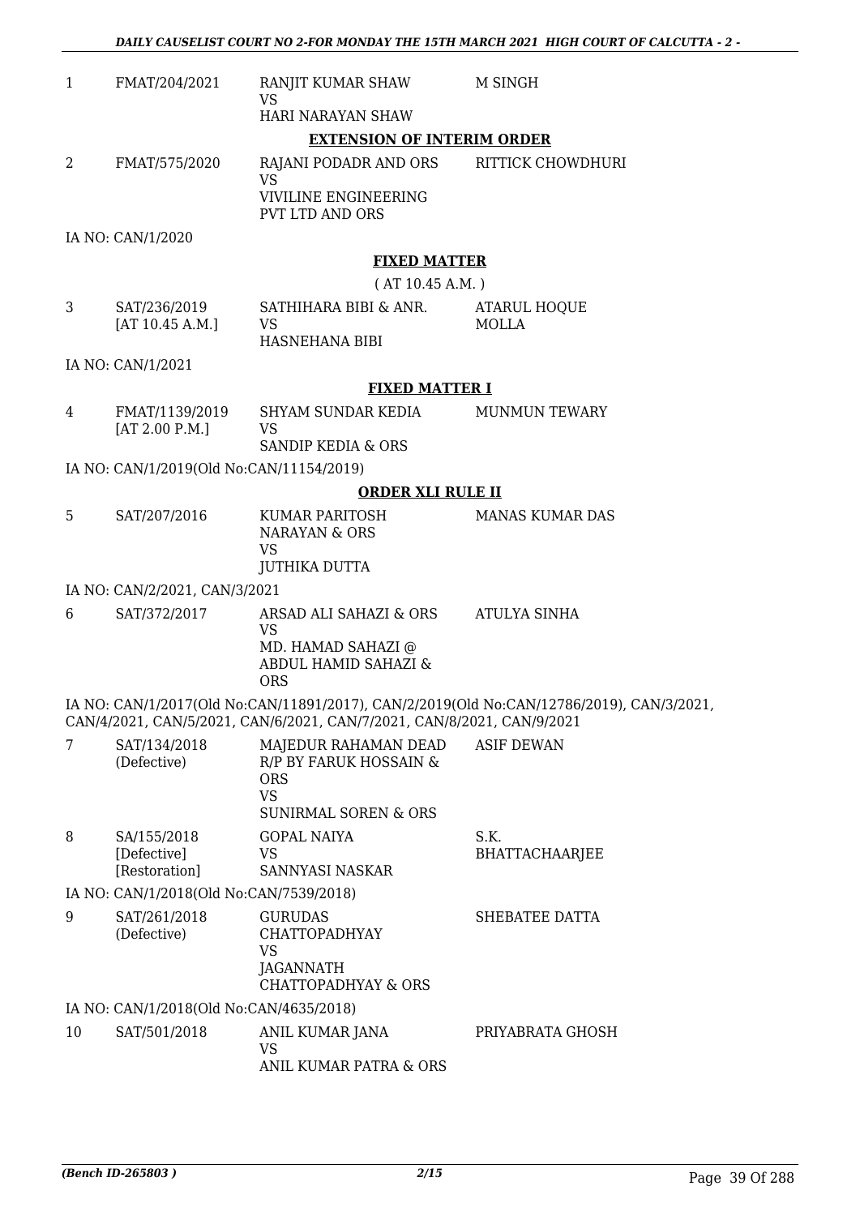| | | | |
|---|---|---|---|
| 1 | FMAT/204/2021 | RANJIT KUMAR SHAW<br>VS<br>HARI NARAYAN SHAW | M SINGH |

**EXTENSION OF INTERIM ORDER**

| | | | |
|---|---|---|---|
| 2 | FMAT/575/2020 | RAJANI PODADR AND ORS<br>VS<br>VIVILINE ENGINEERING PVT LTD AND ORS | RITTICK CHOWDHURI |

IA NO: CAN/1/2020

**FIXED MATTER**

( AT 10.45 A.M. )

| | | | |
|---|---|---|---|
| 3 | SAT/236/2019<br>[AT 10.45 A.M.] | SATHIHARA BIBI & ANR.<br>VS<br>HASNEHANA BIBI | ATARUL HOQUE MOLLA |

IA NO: CAN/1/2021

**FIXED MATTER I**

| | | | |
|---|---|---|---|
| 4 | FMAT/1139/2019<br>[AT 2.00 P.M.] | SHYAM SUNDAR KEDIA<br>VS<br>SANDIP KEDIA & ORS | MUNMUN TEWARY |

IA NO: CAN/1/2019(Old No:CAN/11154/2019)

**ORDER XLI RULE II**

| | | | |
|---|---|---|---|
| 5 | SAT/207/2016 | KUMAR PARITOSH NARAYAN & ORS<br>VS<br>JUTHIKA DUTTA | MANAS KUMAR DAS |

IA NO: CAN/2/2021, CAN/3/2021

| | | | |
|---|---|---|---|
| 6 | SAT/372/2017 | ARSAD ALI SAHAZI & ORS<br>VS<br>MD. HAMAD SAHAZI @ ABDUL HAMID SAHAZI & ORS | ATULYA SINHA |

IA NO: CAN/1/2017(Old No:CAN/11891/2017), CAN/2/2019(Old No:CAN/12786/2019), CAN/3/2021, CAN/4/2021, CAN/5/2021, CAN/6/2021, CAN/7/2021, CAN/8/2021, CAN/9/2021

| | | | |
|---|---|---|---|
| 7 | SAT/134/2018<br>(Defective) | MAJEDUR RAHAMAN DEAD R/P BY FARUK HOSSAIN & ORS<br>VS<br>SUNIRMAL SOREN & ORS | ASIF DEWAN |
| 8 | SA/155/2018<br>[Defective]<br>[Restoration] | GOPAL NAIYA<br>VS<br>SANNYASI NASKAR | S.K. BHATTACHAARJEE |

IA NO: CAN/1/2018(Old No:CAN/7539/2018)

| | | | |
|---|---|---|---|
| 9 | SAT/261/2018<br>(Defective) | GURUDAS CHATTOPADHYAY<br>VS<br>JAGANNATH CHATTOPADHYAY & ORS | SHEBATEE DATTA |

IA NO: CAN/1/2018(Old No:CAN/4635/2018)

| | | | |
|---|---|---|---|
| 10 | SAT/501/2018 | ANIL KUMAR JANA<br>VS<br>ANIL KUMAR PATRA & ORS | PRIYABRATA GHOSH |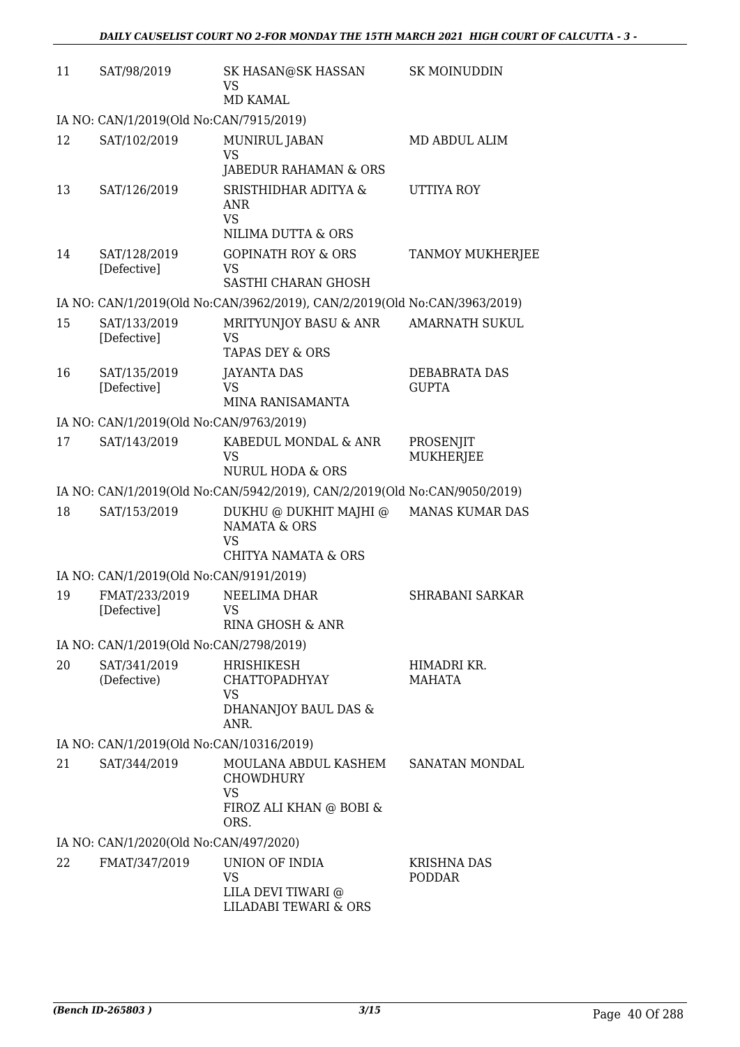| | | | |
|---|---|---|---|
| 11 | SAT/98/2019 | SK HASAN@SK HASSAN<br>VS<br>MD KAMAL | SK MOINUDDIN |
| IA NO: CAN/1/2019(Old No:CAN/7915/2019) | | | |
| 12 | SAT/102/2019 | MUNIRUL JABAN<br>VS<br>JABEDUR RAHAMAN & ORS | MD ABDUL ALIM |
| 13 | SAT/126/2019 | SRISTHIDHAR ADITYA & ANR<br>VS<br>NILIMA DUTTA & ORS | UTTIYA ROY |
| 14 | SAT/128/2019<br>[Defective] | GOPINATH ROY & ORS<br>VS<br>SASTHI CHARAN GHOSH | TANMOY MUKHERJEE |
| IA NO: CAN/1/2019(Old No:CAN/3962/2019), CAN/2/2019(Old No:CAN/3963/2019) | | | |
| 15 | SAT/133/2019<br>[Defective] | MRITYUNJOY BASU & ANR<br>VS<br>TAPAS DEY & ORS | AMARNATH SUKUL |
| 16 | SAT/135/2019<br>[Defective] | JAYANTA DAS<br>VS<br>MINA RANISAMANTA | DEBABRATA DAS GUPTA |
| IA NO: CAN/1/2019(Old No:CAN/9763/2019) | | | |
| 17 | SAT/143/2019 | KABEDUL MONDAL & ANR<br>VS<br>NURUL HODA & ORS | PROSENJIT MUKHERJEE |
| IA NO: CAN/1/2019(Old No:CAN/5942/2019), CAN/2/2019(Old No:CAN/9050/2019) | | | |
| 18 | SAT/153/2019 | DUKHU @ DUKHIT MAJHI @ NAMATA & ORS<br>VS<br>CHITYA NAMATA & ORS | MANAS KUMAR DAS |
| IA NO: CAN/1/2019(Old No:CAN/9191/2019) | | | |
| 19 | FMAT/233/2019<br>[Defective] | NEELIMA DHAR<br>VS<br>RINA GHOSH & ANR | SHRABANI SARKAR |
| IA NO: CAN/1/2019(Old No:CAN/2798/2019) | | | |
| 20 | SAT/341/2019<br>(Defective) | HRISHIKESH CHATTOPADHYAY<br>VS<br>DHANANJOY BAUL DAS & ANR. | HIMADRI KR. MAHATA |
| IA NO: CAN/1/2019(Old No:CAN/10316/2019) | | | |
| 21 | SAT/344/2019 | MOULANA ABDUL KASHEM CHOWDHURY<br>VS<br>FIROZ ALI KHAN @ BOBI & ORS. | SANATAN MONDAL |
| IA NO: CAN/1/2020(Old No:CAN/497/2020) | | | |
| 22 | FMAT/347/2019 | UNION OF INDIA<br>VS<br>LILA DEVI TIWARI @ LILADABI TEWARI & ORS | KRISHNA DAS PODDAR |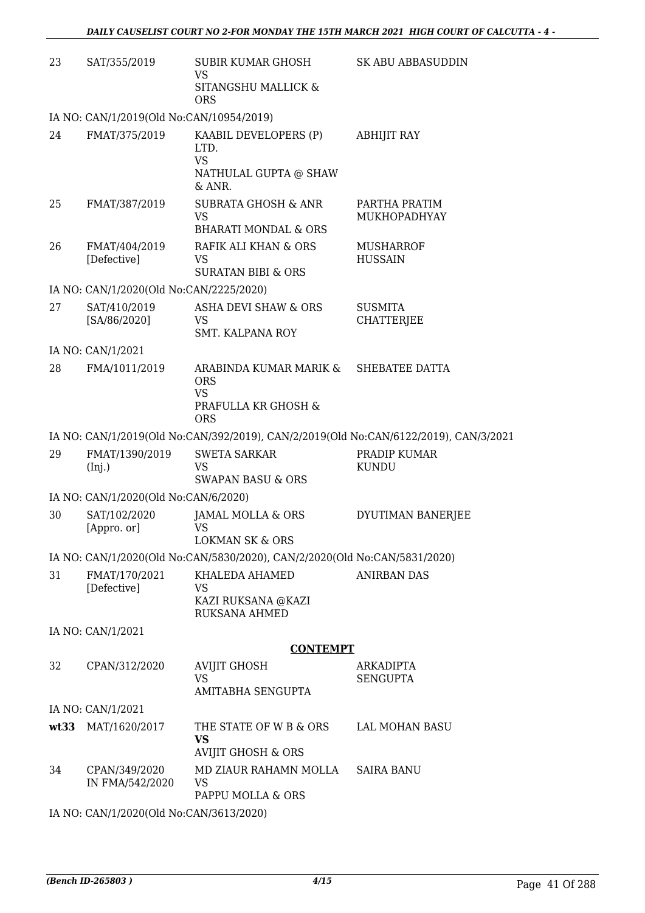| 23 | SAT/355/2019 | SUBIR KUMAR GHOSH<br>VS<br>SITANGSHU MALLICK & ORS | SK ABU ABBASUDDIN |
|---|---|---|---|
| | IA NO: CAN/1/2019(Old No:CAN/10954/2019) | | |
| 24 | FMAT/375/2019 | KAABIL DEVELOPERS (P) LTD.<br>VS<br>NATHULAL GUPTA @ SHAW & ANR. | ABHIJIT RAY |
| 25 | FMAT/387/2019 | SUBRATA GHOSH & ANR<br>VS<br>BHARATI MONDAL & ORS | PARTHA PRATIM MUKHOPADHYAY |
| 26 | FMAT/404/2019 [Defective] | RAFIK ALI KHAN & ORS<br>VS<br>SURATAN BIBI & ORS | MUSHARROF HUSSAIN |
| | IA NO: CAN/1/2020(Old No:CAN/2225/2020) | | |
| 27 | SAT/410/2019 [SA/86/2020] | ASHA DEVI SHAW & ORS<br>VS<br>SMT. KALPANA ROY | SUSMITA CHATTERJEE |
| | IA NO: CAN/1/2021 | | |
| 28 | FMA/1011/2019 | ARABINDA KUMAR MARIK & ORS<br>VS<br>PRAFULLA KR GHOSH & ORS | SHEBATEE DATTA |
| | IA NO: CAN/1/2019(Old No:CAN/392/2019), CAN/2/2019(Old No:CAN/6122/2019), CAN/3/2021 | | |
| 29 | FMAT/1390/2019 (Inj.) | SWETA SARKAR<br>VS<br>SWAPAN BASU & ORS | PRADIP KUMAR KUNDU |
| | IA NO: CAN/1/2020(Old No:CAN/6/2020) | | |
| 30 | SAT/102/2020 [Appro. or] | JAMAL MOLLA & ORS<br>VS<br>LOKMAN SK & ORS | DYUTIMAN BANERJEE |
| | IA NO: CAN/1/2020(Old No:CAN/5830/2020), CAN/2/2020(Old No:CAN/5831/2020) | | |
| 31 | FMAT/170/2021 [Defective] | KHALEDA AHAMED<br>VS<br>KAZI RUKSANA @KAZI RUKSANA AHMED | ANIRBAN DAS |
| | IA NO: CAN/1/2021 | | |

**CONTEMPT**

| 32 | CPAN/312/2020 | AVIJIT GHOSH<br>VS<br>AMITABHA SENGUPTA | ARKADIPTA SENGUPTA |
|---|---|---|---|
| | IA NO: CAN/1/2021 | | |
| **wt33** | MAT/1620/2017 | THE STATE OF W B & ORS<br>**VS**<br>AVIJIT GHOSH & ORS | LAL MOHAN BASU |
| 34 | CPAN/349/2020 IN FMA/542/2020 | MD ZIAUR RAHAMN MOLLA<br>VS<br>PAPPU MOLLA & ORS | SAIRA BANU |
| | IA NO: CAN/1/2020(Old No:CAN/3613/2020) | | |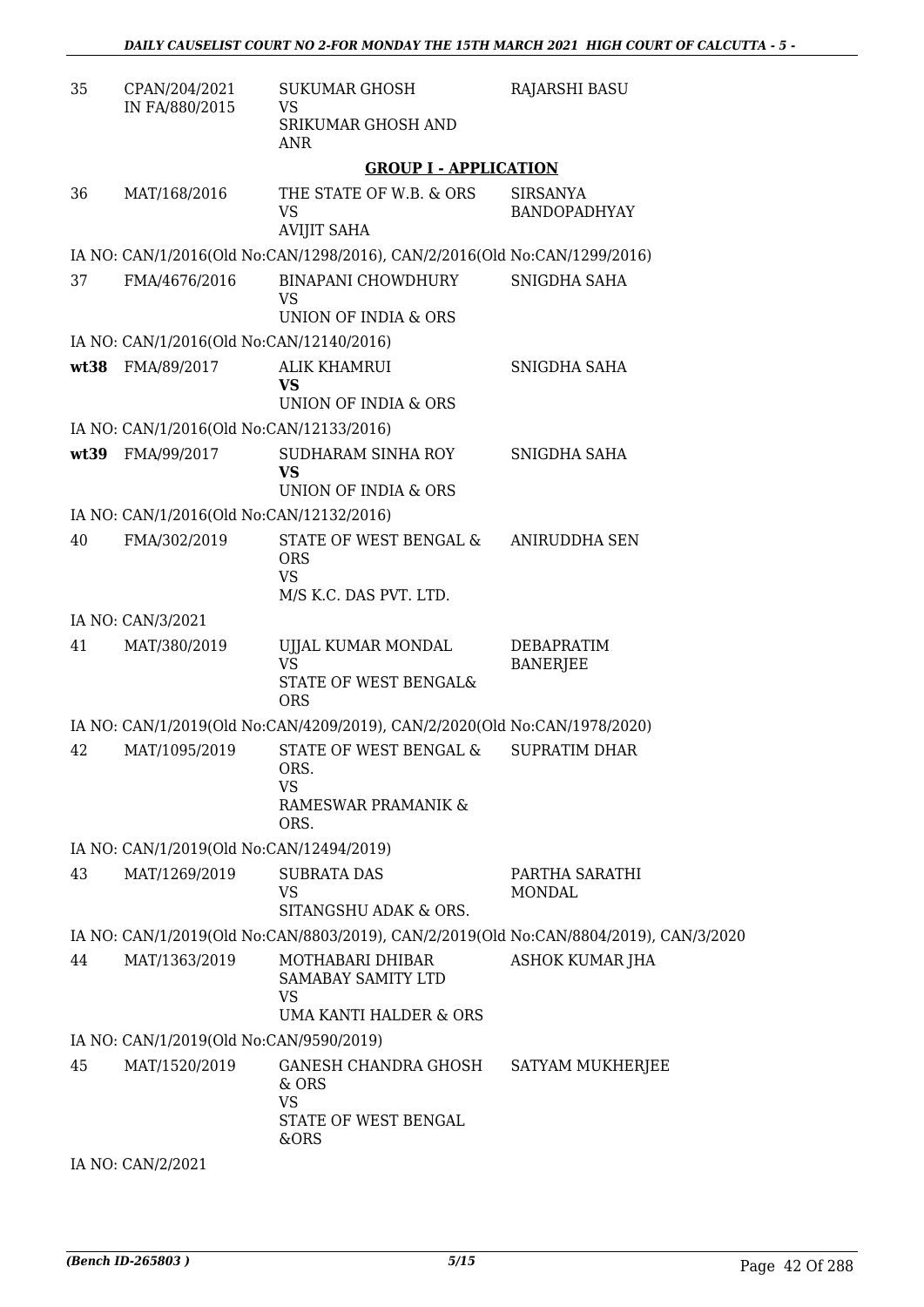| | | | |
|---|---|---|---|
| 35 | CPAN/204/2021 IN FA/880/2015 | SUKUMAR GHOSH VS SRIKUMAR GHOSH AND ANR | RAJARSHI BASU |

**GROUP I - APPLICATION**

| | | | |
|---|---|---|---|
| 36 | MAT/168/2016 | THE STATE OF W.B. & ORS VS AVIJIT SAHA | SIRSANYA BANDOPADHYAY |
| | IA NO: CAN/1/2016(Old No:CAN/1298/2016), CAN/2/2016(Old No:CAN/1299/2016) | | |
| 37 | FMA/4676/2016 | BINAPANI CHOWDHURY VS UNION OF INDIA & ORS | SNIGDHA SAHA |
| | IA NO: CAN/1/2016(Old No:CAN/12140/2016) | | |
| **wt38** | FMA/89/2017 | ALIK KHAMRUI **VS** UNION OF INDIA & ORS | SNIGDHA SAHA |
| | IA NO: CAN/1/2016(Old No:CAN/12133/2016) | | |
| **wt39** | FMA/99/2017 | SUDHARAM SINHA ROY **VS** UNION OF INDIA & ORS | SNIGDHA SAHA |
| | IA NO: CAN/1/2016(Old No:CAN/12132/2016) | | |
| 40 | FMA/302/2019 | STATE OF WEST BENGAL & ORS VS M/S K.C. DAS PVT. LTD. | ANIRUDDHA SEN |
| | IA NO: CAN/3/2021 | | |
| 41 | MAT/380/2019 | UJJAL KUMAR MONDAL VS STATE OF WEST BENGAL& ORS | DEBAPRATIM BANERJEE |
| | IA NO: CAN/1/2019(Old No:CAN/4209/2019), CAN/2/2020(Old No:CAN/1978/2020) | | |
| 42 | MAT/1095/2019 | STATE OF WEST BENGAL & ORS. VS RAMESWAR PRAMANIK & ORS. | SUPRATIM DHAR |
| | IA NO: CAN/1/2019(Old No:CAN/12494/2019) | | |
| 43 | MAT/1269/2019 | SUBRATA DAS VS SITANGSHU ADAK & ORS. | PARTHA SARATHI MONDAL |
| | IA NO: CAN/1/2019(Old No:CAN/8803/2019), CAN/2/2019(Old No:CAN/8804/2019), CAN/3/2020 | | |
| 44 | MAT/1363/2019 | MOTHABARI DHIBAR SAMABAY SAMITY LTD VS UMA KANTI HALDER & ORS | ASHOK KUMAR JHA |
| | IA NO: CAN/1/2019(Old No:CAN/9590/2019) | | |
| 45 | MAT/1520/2019 | GANESH CHANDRA GHOSH & ORS VS STATE OF WEST BENGAL &ORS | SATYAM MUKHERJEE |
| | IA NO: CAN/2/2021 | | |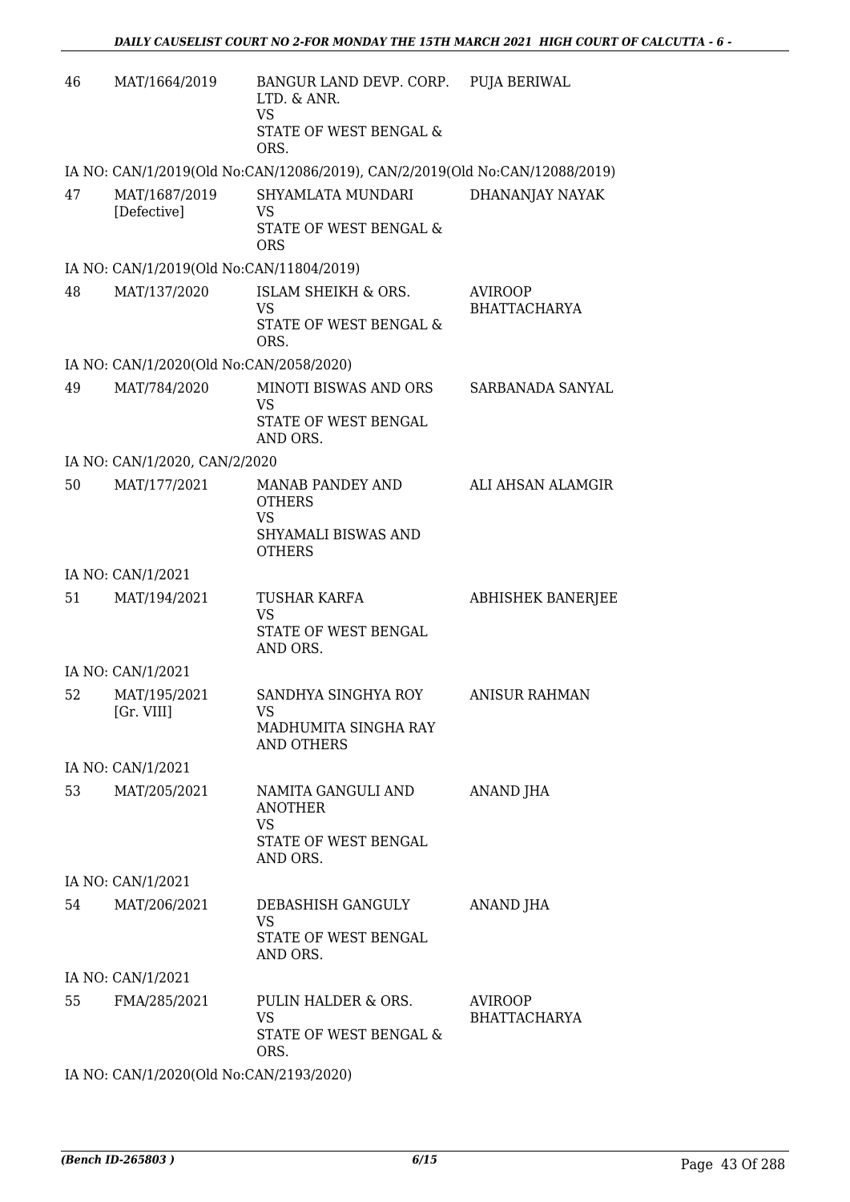| | | | |
|---|---|---|---|
| 46 | MAT/1664/2019 | BANGUR LAND DEVP. CORP. LTD. & ANR.<br>VS<br>STATE OF WEST BENGAL & ORS. | PUJA BERIWAL |

IA NO: CAN/1/2019(Old No:CAN/12086/2019), CAN/2/2019(Old No:CAN/12088/2019)

| | | | |
|---|---|---|---|
| 47 | MAT/1687/2019<br>[Defective] | SHYAMLATA MUNDARI<br>VS<br>STATE OF WEST BENGAL & ORS | DHANANJAY NAYAK |

IA NO: CAN/1/2019(Old No:CAN/11804/2019)

| | | | |
|---|---|---|---|
| 48 | MAT/137/2020 | ISLAM SHEIKH & ORS.<br>VS<br>STATE OF WEST BENGAL & ORS. | AVIROOP BHATTACHARYA |

IA NO: CAN/1/2020(Old No:CAN/2058/2020)

| | | | |
|---|---|---|---|
| 49 | MAT/784/2020 | MINOTI BISWAS AND ORS<br>VS<br>STATE OF WEST BENGAL AND ORS. | SARBANADA SANYAL |

IA NO: CAN/1/2020, CAN/2/2020

| | | | |
|---|---|---|---|
| 50 | MAT/177/2021 | MANAB PANDEY AND OTHERS<br>VS<br>SHYAMALI BISWAS AND OTHERS | ALI AHSAN ALAMGIR |

IA NO: CAN/1/2021

| | | | |
|---|---|---|---|
| 51 | MAT/194/2021 | TUSHAR KARFA<br>VS<br>STATE OF WEST BENGAL AND ORS. | ABHISHEK BANERJEE |

IA NO: CAN/1/2021

| | | | |
|---|---|---|---|
| 52 | MAT/195/2021<br>[Gr. VIII] | SANDHYA SINGHYA ROY<br>VS<br>MADHUMITA SINGHA RAY AND OTHERS | ANISUR RAHMAN |

IA NO: CAN/1/2021

| | | | |
|---|---|---|---|
| 53 | MAT/205/2021 | NAMITA GANGULI AND ANOTHER<br>VS<br>STATE OF WEST BENGAL AND ORS. | ANAND JHA |

IA NO: CAN/1/2021

| | | | |
|---|---|---|---|
| 54 | MAT/206/2021 | DEBASHISH GANGULY<br>VS<br>STATE OF WEST BENGAL AND ORS. | ANAND JHA |

IA NO: CAN/1/2021

| | | | |
|---|---|---|---|
| 55 | FMA/285/2021 | PULIN HALDER & ORS.<br>VS<br>STATE OF WEST BENGAL & ORS. | AVIROOP BHATTACHARYA |

IA NO: CAN/1/2020(Old No:CAN/2193/2020)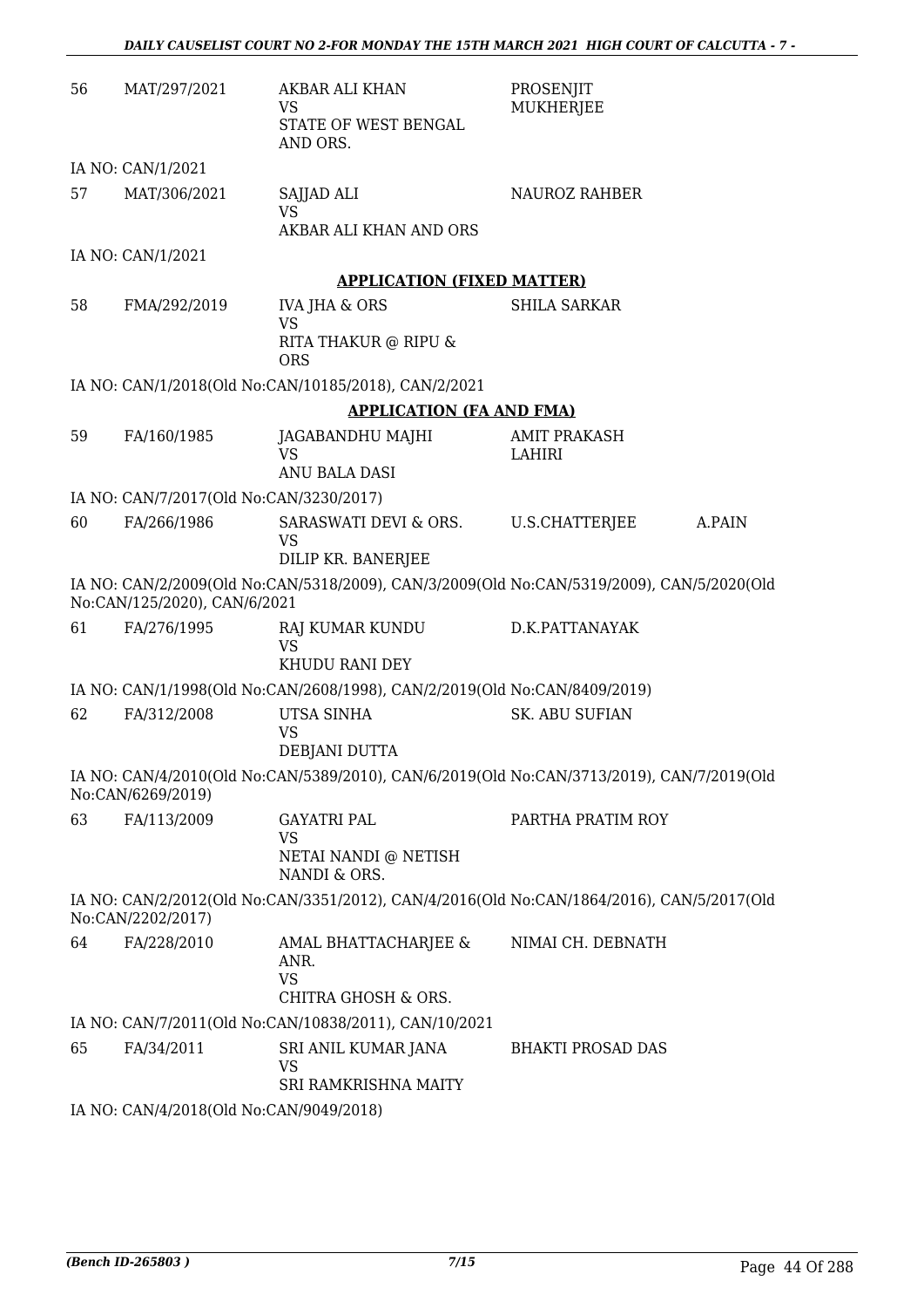| | | | | |
|---|---|---|---|---|
| 56 | MAT/297/2021 | AKBAR ALI KHAN<br>VS<br>STATE OF WEST BENGAL AND ORS. | PROSENJIT MUKHERJEE | |

IA NO: CAN/1/2021

| | | | | |
|---|---|---|---|---|
| 57 | MAT/306/2021 | SAJJAD ALI<br>VS<br>AKBAR ALI KHAN AND ORS | NAUROZ RAHBER | |

IA NO: CAN/1/2021

**APPLICATION (FIXED MATTER)**

| | | | | |
|---|---|---|---|---|
| 58 | FMA/292/2019 | IVA JHA & ORS<br>VS<br>RITA THAKUR @ RIPU & ORS | SHILA SARKAR | |

IA NO: CAN/1/2018(Old No:CAN/10185/2018), CAN/2/2021

**APPLICATION (FA AND FMA)**

| | | | | |
|---|---|---|---|---|
| 59 | FA/160/1985 | JAGABANDHU MAJHI<br>VS<br>ANU BALA DASI | AMIT PRAKASH LAHIRI | |

IA NO: CAN/7/2017(Old No:CAN/3230/2017)

| | | | | |
|---|---|---|---|---|
| 60 | FA/266/1986 | SARASWATI DEVI & ORS.<br>VS<br>DILIP KR. BANERJEE | U.S.CHATTERJEE | A.PAIN |

IA NO: CAN/2/2009(Old No:CAN/5318/2009), CAN/3/2009(Old No:CAN/5319/2009), CAN/5/2020(Old No:CAN/125/2020), CAN/6/2021

| | | | | |
|---|---|---|---|---|
| 61 | FA/276/1995 | RAJ KUMAR KUNDU<br>VS<br>KHUDU RANI DEY | D.K.PATTANAYAK | |

IA NO: CAN/1/1998(Old No:CAN/2608/1998), CAN/2/2019(Old No:CAN/8409/2019)

| | | | | |
|---|---|---|---|---|
| 62 | FA/312/2008 | UTSA SINHA<br>VS<br>DEBJANI DUTTA | SK. ABU SUFIAN | |

IA NO: CAN/4/2010(Old No:CAN/5389/2010), CAN/6/2019(Old No:CAN/3713/2019), CAN/7/2019(Old No:CAN/6269/2019)

| | | | | |
|---|---|---|---|---|
| 63 | FA/113/2009 | GAYATRI PAL<br>VS<br>NETAI NANDI @ NETISH NANDI & ORS. | PARTHA PRATIM ROY | |

IA NO: CAN/2/2012(Old No:CAN/3351/2012), CAN/4/2016(Old No:CAN/1864/2016), CAN/5/2017(Old No:CAN/2202/2017)

| | | | | |
|---|---|---|---|---|
| 64 | FA/228/2010 | AMAL BHATTACHARJEE & ANR.<br>VS<br>CHITRA GHOSH & ORS. | NIMAI CH. DEBNATH | |

IA NO: CAN/7/2011(Old No:CAN/10838/2011), CAN/10/2021

| | | | | |
|---|---|---|---|---|
| 65 | FA/34/2011 | SRI ANIL KUMAR JANA<br>VS<br>SRI RAMKRISHNA MAITY | BHAKTI PROSAD DAS | |

IA NO: CAN/4/2018(Old No:CAN/9049/2018)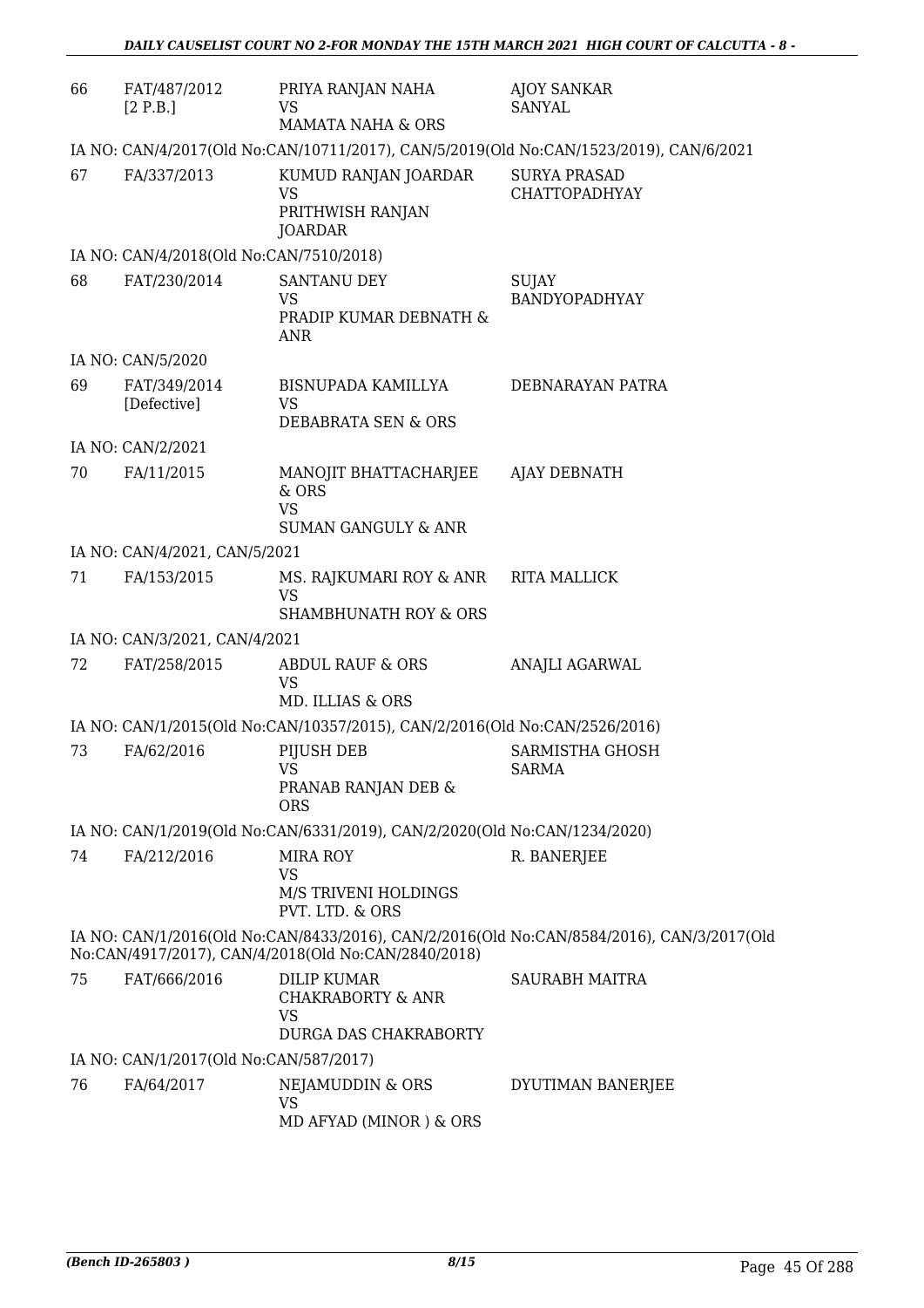| | | | |
|---|---|---|---|
| 66 | FAT/487/2012 [2 P.B.] | PRIYA RANJAN NAHA VS MAMATA NAHA & ORS | AJOY SANKAR SANYAL |
| IA NO: CAN/4/2017(Old No:CAN/10711/2017), CAN/5/2019(Old No:CAN/1523/2019), CAN/6/2021 | | | |
| 67 | FA/337/2013 | KUMUD RANJAN JOARDAR VS PRITHWISH RANJAN JOARDAR | SURYA PRASAD CHATTOPADHYAY |
| IA NO: CAN/4/2018(Old No:CAN/7510/2018) | | | |
| 68 | FAT/230/2014 | SANTANU DEY VS PRADIP KUMAR DEBNATH & ANR | SUJAY BANDYOPADHYAY |
| IA NO: CAN/5/2020 | | | |
| 69 | FAT/349/2014 [Defective] | BISNUPADA KAMILLYA VS DEBABRATA SEN & ORS | DEBNARAYAN PATRA |
| IA NO: CAN/2/2021 | | | |
| 70 | FA/11/2015 | MANOJIT BHATTACHARJEE & ORS VS SUMAN GANGULY & ANR | AJAY DEBNATH |
| IA NO: CAN/4/2021, CAN/5/2021 | | | |
| 71 | FA/153/2015 | MS. RAJKUMARI ROY & ANR VS SHAMBHUNATH ROY & ORS | RITA MALLICK |
| IA NO: CAN/3/2021, CAN/4/2021 | | | |
| 72 | FAT/258/2015 | ABDUL RAUF & ORS VS MD. ILLIAS & ORS | ANAJLI AGARWAL |
| IA NO: CAN/1/2015(Old No:CAN/10357/2015), CAN/2/2016(Old No:CAN/2526/2016) | | | |
| 73 | FA/62/2016 | PIJUSH DEB VS PRANAB RANJAN DEB & ORS | SARMISTHA GHOSH SARMA |
| IA NO: CAN/1/2019(Old No:CAN/6331/2019), CAN/2/2020(Old No:CAN/1234/2020) | | | |
| 74 | FA/212/2016 | MIRA ROY VS M/S TRIVENI HOLDINGS PVT. LTD. & ORS | R. BANERJEE |
| IA NO: CAN/1/2016(Old No:CAN/8433/2016), CAN/2/2016(Old No:CAN/8584/2016), CAN/3/2017(Old No:CAN/4917/2017), CAN/4/2018(Old No:CAN/2840/2018) | | | |
| 75 | FAT/666/2016 | DILIP KUMAR CHAKRABORTY & ANR VS DURGA DAS CHAKRABORTY | SAURABH MAITRA |
| IA NO: CAN/1/2017(Old No:CAN/587/2017) | | | |
| 76 | FA/64/2017 | NEJAMUDDIN & ORS VS MD AFYAD (MINOR ) & ORS | DYUTIMAN BANERJEE |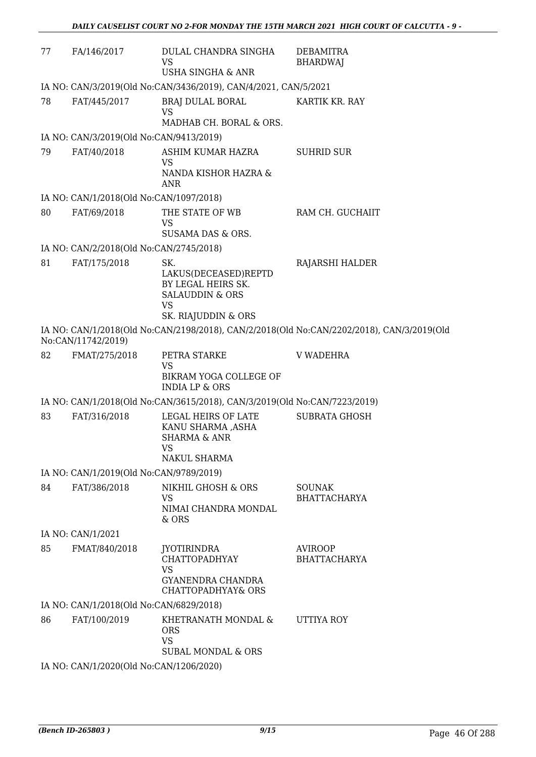| 77 | FA/146/2017 | DULAL CHANDRA SINGHA<br>VS<br>USHA SINGHA & ANR | DEBAMITRA BHARDWAJ |
|---|---|---|---|

IA NO: CAN/3/2019(Old No:CAN/3436/2019), CAN/4/2021, CAN/5/2021

| 78 | FAT/445/2017 | BRAJ DULAL BORAL<br>VS<br>MADHAB CH. BORAL & ORS. | KARTIK KR. RAY |
|---|---|---|---|

IA NO: CAN/3/2019(Old No:CAN/9413/2019)

| 79 | FAT/40/2018 | ASHIM KUMAR HAZRA<br>VS<br>NANDA KISHOR HAZRA & ANR | SUHRID SUR |
|---|---|---|---|

IA NO: CAN/1/2018(Old No:CAN/1097/2018)

| 80 | FAT/69/2018 | THE STATE OF WB<br>VS<br>SUSAMA DAS & ORS. | RAM CH. GUCHAIIT |
|---|---|---|---|

IA NO: CAN/2/2018(Old No:CAN/2745/2018)

| 81 | FAT/175/2018 | SK. LAKUS(DECEASED)REPTD BY LEGAL HEIRS SK. SALAUDDIN & ORS<br>VS<br>SK. RIAJUDDIN & ORS | RAJARSHI HALDER |
|---|---|---|---|

IA NO: CAN/1/2018(Old No:CAN/2198/2018), CAN/2/2018(Old No:CAN/2202/2018), CAN/3/2019(Old No:CAN/11742/2019)

| 82 | FMAT/275/2018 | PETRA STARKE<br>VS<br>BIKRAM YOGA COLLEGE OF INDIA LP & ORS | V WADEHRA |
|---|---|---|---|

IA NO: CAN/1/2018(Old No:CAN/3615/2018), CAN/3/2019(Old No:CAN/7223/2019)

| 83 | FAT/316/2018 | LEGAL HEIRS OF LATE KANU SHARMA ,ASHA SHARMA & ANR<br>VS<br>NAKUL SHARMA | SUBRATA GHOSH |
|---|---|---|---|

IA NO: CAN/1/2019(Old No:CAN/9789/2019)

| 84 | FAT/386/2018 | NIKHIL GHOSH & ORS<br>VS<br>NIMAI CHANDRA MONDAL & ORS | SOUNAK BHATTACHARYA |
|---|---|---|---|

IA NO: CAN/1/2021

| 85 | FMAT/840/2018 | JYOTIRINDRA CHATTOPADHYAY<br>VS<br>GYANENDRA CHANDRA CHATTOPADHYAY& ORS | AVIROOP BHATTACHARYA |
|---|---|---|---|

IA NO: CAN/1/2018(Old No:CAN/6829/2018)

| 86 | FAT/100/2019 | KHETRANATH MONDAL & ORS<br>VS<br>SUBAL MONDAL & ORS | UTTIYA ROY |
|---|---|---|---|

IA NO: CAN/1/2020(Old No:CAN/1206/2020)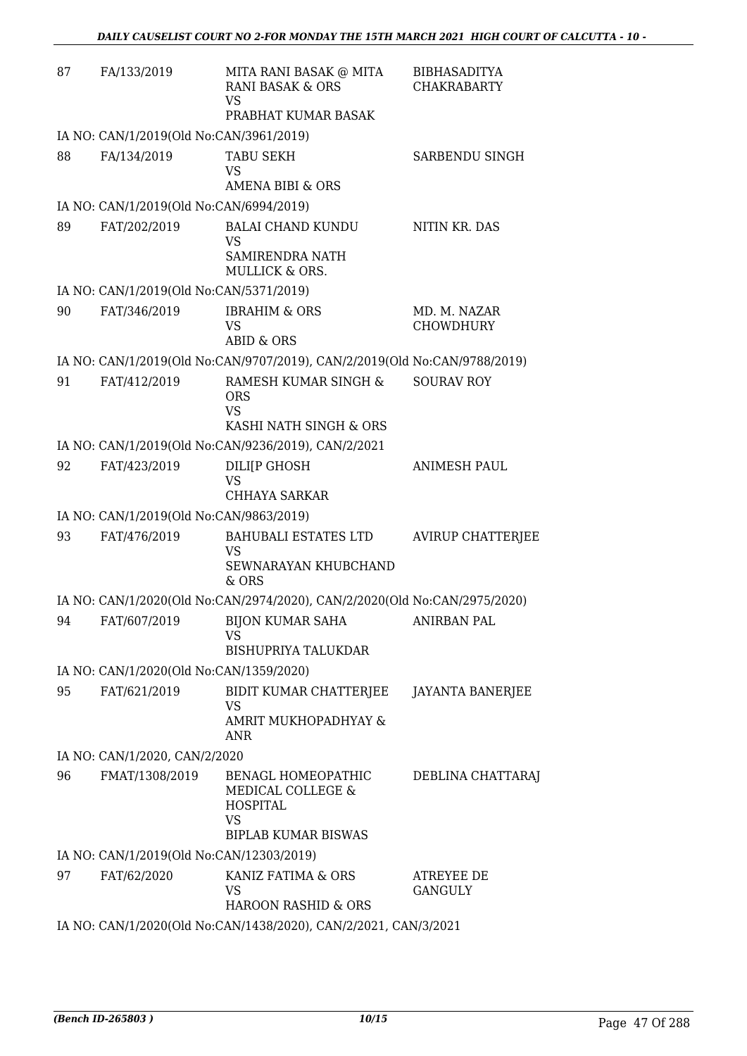| | | | |
|---|---|---|---|
| 87 | FA/133/2019 | MITA RANI BASAK @ MITA RANI BASAK & ORS<br>VS<br>PRABHAT KUMAR BASAK | BIBHASADITYA CHAKRABARTY |
| IA NO: CAN/1/2019(Old No:CAN/3961/2019) | | | |
| 88 | FA/134/2019 | TABU SEKH<br>VS<br>AMENA BIBI & ORS | SARBENDU SINGH |
| IA NO: CAN/1/2019(Old No:CAN/6994/2019) | | | |
| 89 | FAT/202/2019 | BALAI CHAND KUNDU<br>VS<br>SAMIRENDRA NATH MULLICK & ORS. | NITIN KR. DAS |
| IA NO: CAN/1/2019(Old No:CAN/5371/2019) | | | |
| 90 | FAT/346/2019 | IBRAHIM & ORS<br>VS<br>ABID & ORS | MD. M. NAZAR CHOWDHURY |
| IA NO: CAN/1/2019(Old No:CAN/9707/2019), CAN/2/2019(Old No:CAN/9788/2019) | | | |
| 91 | FAT/412/2019 | RAMESH KUMAR SINGH & ORS<br>VS<br>KASHI NATH SINGH & ORS | SOURAV ROY |
| IA NO: CAN/1/2019(Old No:CAN/9236/2019), CAN/2/2021 | | | |
| 92 | FAT/423/2019 | DILI[P GHOSH<br>VS<br>CHHAYA SARKAR | ANIMESH PAUL |
| IA NO: CAN/1/2019(Old No:CAN/9863/2019) | | | |
| 93 | FAT/476/2019 | BAHUBALI ESTATES LTD<br>VS<br>SEWNARAYAN KHUBCHAND & ORS | AVIRUP CHATTERJEE |
| IA NO: CAN/1/2020(Old No:CAN/2974/2020), CAN/2/2020(Old No:CAN/2975/2020) | | | |
| 94 | FAT/607/2019 | BIJON KUMAR SAHA<br>VS<br>BISHUPRIYA TALUKDAR | ANIRBAN PAL |
| IA NO: CAN/1/2020(Old No:CAN/1359/2020) | | | |
| 95 | FAT/621/2019 | BIDIT KUMAR CHATTERJEE<br>VS<br>AMRIT MUKHOPADHYAY & ANR | JAYANTA BANERJEE |
| IA NO: CAN/1/2020, CAN/2/2020 | | | |
| 96 | FMAT/1308/2019 | BENAGL HOMEOPATHIC MEDICAL COLLEGE & HOSPITAL<br>VS<br>BIPLAB KUMAR BISWAS | DEBLINA CHATTARAJ |
| IA NO: CAN/1/2019(Old No:CAN/12303/2019) | | | |
| 97 | FAT/62/2020 | KANIZ FATIMA & ORS<br>VS<br>HAROON RASHID & ORS | ATREYEE DE GANGULY |
| IA NO: CAN/1/2020(Old No:CAN/1438/2020), CAN/2/2021, CAN/3/2021 | | | |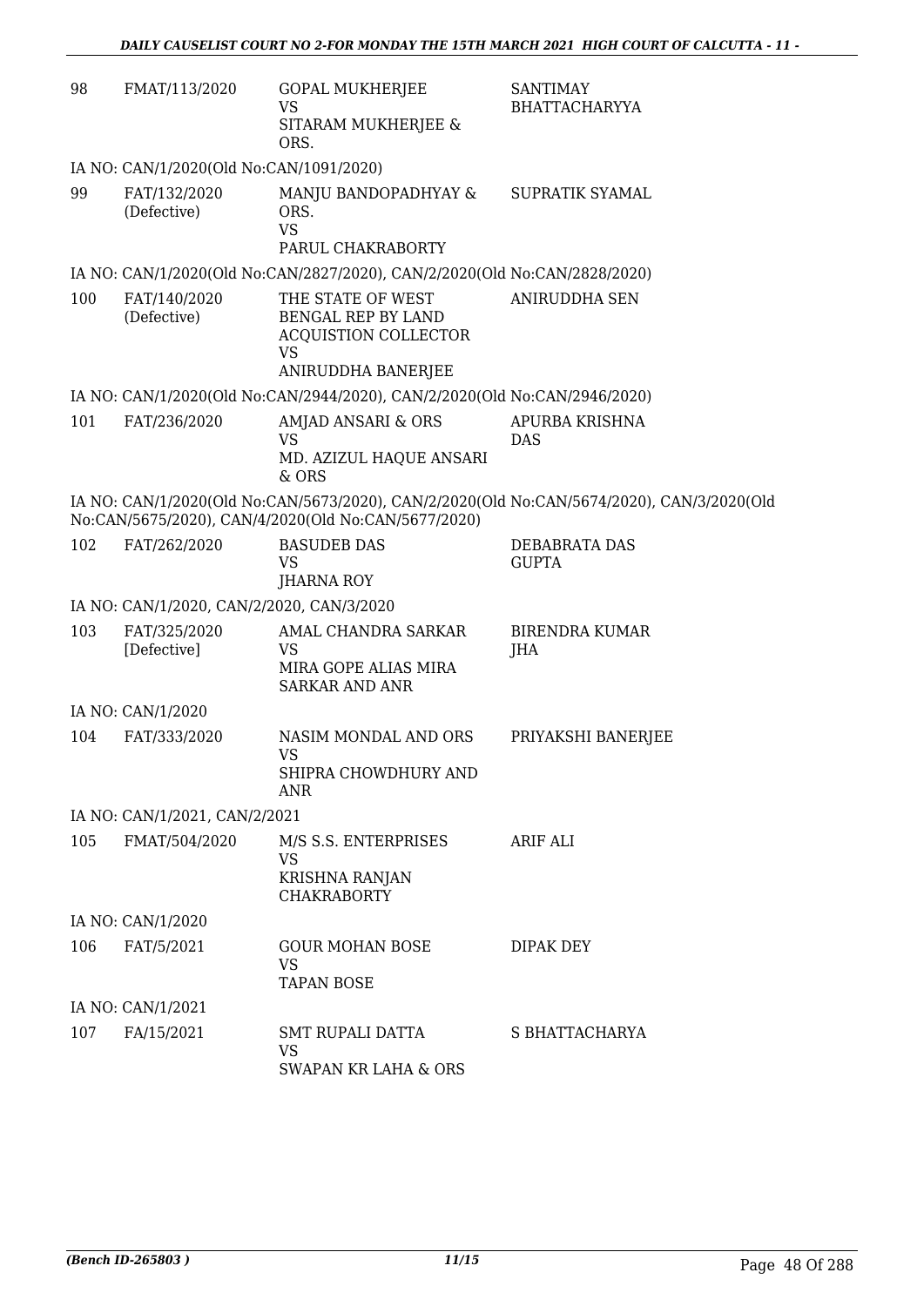| | | | |
|---|---|---|---|
| 98 | FMAT/113/2020 | GOPAL MUKHERJEE<br>VS<br>SITARAM MUKHERJEE & ORS. | SANTIMAY BHATTACHARYYA |
| | IA NO: CAN/1/2020(Old No:CAN/1091/2020) | | |
| 99 | FAT/132/2020 (Defective) | MANJU BANDOPADHYAY & ORS.<br>VS<br>PARUL CHAKRABORTY | SUPRATIK SYAMAL |
| | IA NO: CAN/1/2020(Old No:CAN/2827/2020), CAN/2/2020(Old No:CAN/2828/2020) | | |
| 100 | FAT/140/2020 (Defective) | THE STATE OF WEST BENGAL REP BY LAND ACQUISTION COLLECTOR<br>VS<br>ANIRUDDHA BANERJEE | ANIRUDDHA SEN |
| | IA NO: CAN/1/2020(Old No:CAN/2944/2020), CAN/2/2020(Old No:CAN/2946/2020) | | |
| 101 | FAT/236/2020 | AMJAD ANSARI & ORS<br>VS<br>MD. AZIZUL HAQUE ANSARI & ORS | APURBA KRISHNA DAS |
| | IA NO: CAN/1/2020(Old No:CAN/5673/2020), CAN/2/2020(Old No:CAN/5674/2020), CAN/3/2020(Old No:CAN/5675/2020), CAN/4/2020(Old No:CAN/5677/2020) | | |
| 102 | FAT/262/2020 | BASUDEB DAS<br>VS<br>JHARNA ROY | DEBABRATA DAS GUPTA |
| | IA NO: CAN/1/2020, CAN/2/2020, CAN/3/2020 | | |
| 103 | FAT/325/2020 [Defective] | AMAL CHANDRA SARKAR<br>VS<br>MIRA GOPE ALIAS MIRA SARKAR AND ANR | BIRENDRA KUMAR JHA |
| | IA NO: CAN/1/2020 | | |
| 104 | FAT/333/2020 | NASIM MONDAL AND ORS<br>VS<br>SHIPRA CHOWDHURY AND ANR | PRIYAKSHI BANERJEE |
| | IA NO: CAN/1/2021, CAN/2/2021 | | |
| 105 | FMAT/504/2020 | M/S S.S. ENTERPRISES<br>VS<br>KRISHNA RANJAN CHAKRABORTY | ARIF ALI |
| | IA NO: CAN/1/2020 | | |
| 106 | FAT/5/2021 | GOUR MOHAN BOSE<br>VS<br>TAPAN BOSE | DIPAK DEY |
| | IA NO: CAN/1/2021 | | |
| 107 | FA/15/2021 | SMT RUPALI DATTA<br>VS<br>SWAPAN KR LAHA & ORS | S BHATTACHARYA |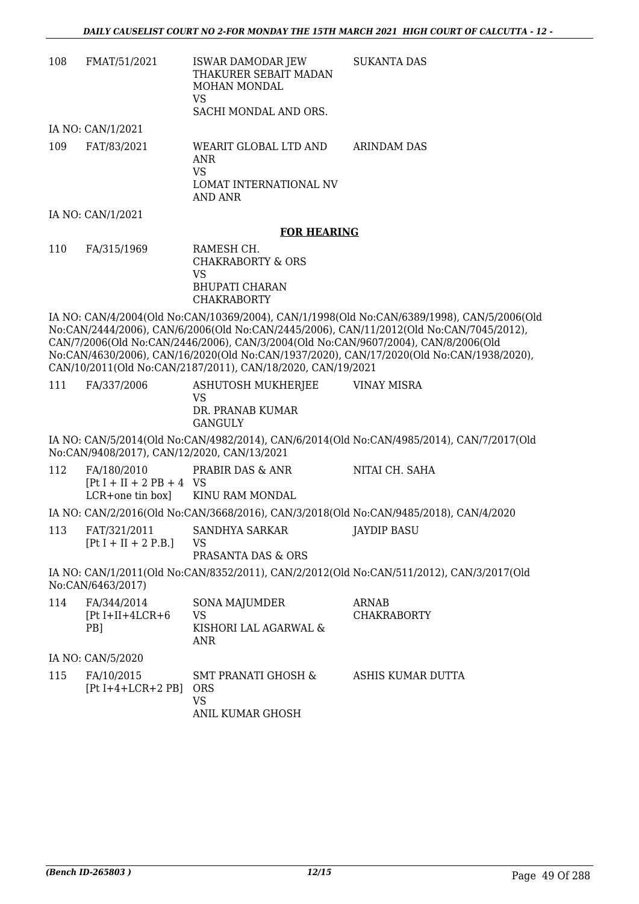| | | | |
|---|---|---|---|
| 108 | FMAT/51/2021 | ISWAR DAMODAR JEW THAKURER SEBAIT MADAN MOHAN MONDAL<br>VS<br>SACHI MONDAL AND ORS. | SUKANTA DAS |

IA NO: CAN/1/2021

| | | | |
|---|---|---|---|
| 109 | FAT/83/2021 | WEARIT GLOBAL LTD AND ANR<br>VS<br>LOMAT INTERNATIONAL NV AND ANR | ARINDAM DAS |

IA NO: CAN/1/2021

**FOR HEARING**

| | | | |
|---|---|---|---|
| 110 | FA/315/1969 | RAMESH CH. CHAKRABORTY & ORS<br>VS<br>BHUPATI CHARAN CHAKRABORTY | |

IA NO: CAN/4/2004(Old No:CAN/10369/2004), CAN/1/1998(Old No:CAN/6389/1998), CAN/5/2006(Old No:CAN/2444/2006), CAN/6/2006(Old No:CAN/2445/2006), CAN/11/2012(Old No:CAN/7045/2012), CAN/7/2006(Old No:CAN/2446/2006), CAN/3/2004(Old No:CAN/9607/2004), CAN/8/2006(Old No:CAN/4630/2006), CAN/16/2020(Old No:CAN/1937/2020), CAN/17/2020(Old No:CAN/1938/2020), CAN/10/2011(Old No:CAN/2187/2011), CAN/18/2020, CAN/19/2021

| | | | |
|---|---|---|---|
| 111 | FA/337/2006 | ASHUTOSH MUKHERJEE<br>VS<br>DR. PRANAB KUMAR GANGULY | VINAY MISRA |

IA NO: CAN/5/2014(Old No:CAN/4982/2014), CAN/6/2014(Old No:CAN/4985/2014), CAN/7/2017(Old No:CAN/9408/2017), CAN/12/2020, CAN/13/2021

| | | | |
|---|---|---|---|
| 112 | FA/180/2010<br>[Pt I + II + 2 PB + 4 LCR+one tin box] | PRABIR DAS & ANR<br>VS<br>KINU RAM MONDAL | NITAI CH. SAHA |

IA NO: CAN/2/2016(Old No:CAN/3668/2016), CAN/3/2018(Old No:CAN/9485/2018), CAN/4/2020

| | | | |
|---|---|---|---|
| 113 | FAT/321/2011<br>[Pt I + II + 2 P.B.] | SANDHYA SARKAR<br>VS<br>PRASANTA DAS & ORS | JAYDIP BASU |

IA NO: CAN/1/2011(Old No:CAN/8352/2011), CAN/2/2012(Old No:CAN/511/2012), CAN/3/2017(Old No:CAN/6463/2017)

| | | | |
|---|---|---|---|
| 114 | FA/344/2014<br>[Pt I+II+4LCR+6 PB] | SONA MAJUMDER<br>VS<br>KISHORI LAL AGARWAL & ANR | ARNAB CHAKRABORTY |

IA NO: CAN/5/2020

| | | | |
|---|---|---|---|
| 115 | FA/10/2015<br>[Pt I+4+LCR+2 PB] | SMT PRANATI GHOSH & ORS<br>VS<br>ANIL KUMAR GHOSH | ASHIS KUMAR DUTTA |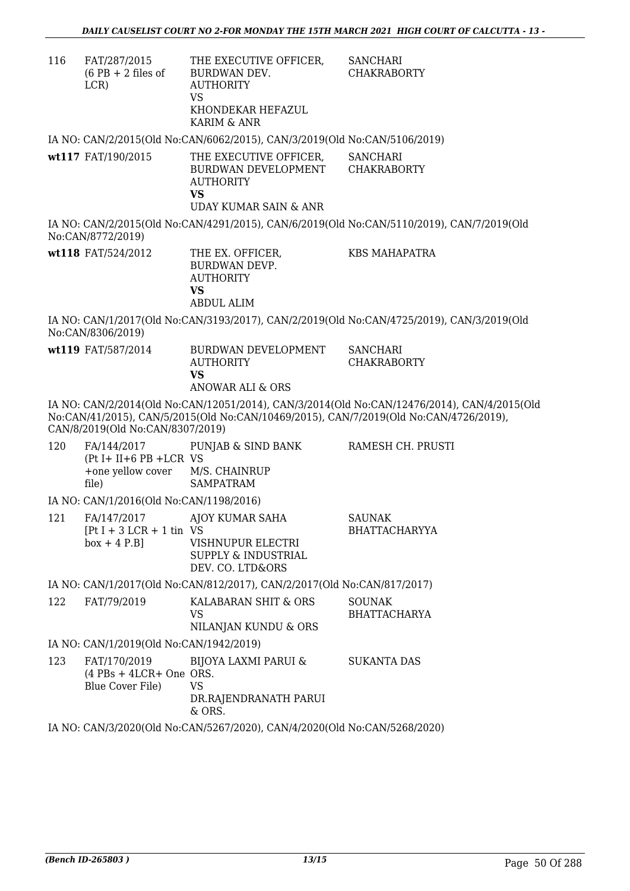| | | | |
|---|---|---|---|
| 116 | FAT/287/2015 (6 PB + 2 files of LCR) | THE EXECUTIVE OFFICER, BURDWAN DEV. AUTHORITY VS KHONDEKAR HEFAZUL KARIM & ANR | SANCHARI CHAKRABORTY |

IA NO: CAN/2/2015(Old No:CAN/6062/2015), CAN/3/2019(Old No:CAN/5106/2019)

| | | | |
|---|---|---|---|
| wt117 | FAT/190/2015 | THE EXECUTIVE OFFICER, BURDWAN DEVELOPMENT AUTHORITY **VS** UDAY KUMAR SAIN & ANR | SANCHARI CHAKRABORTY |

IA NO: CAN/2/2015(Old No:CAN/4291/2015), CAN/6/2019(Old No:CAN/5110/2019), CAN/7/2019(Old No:CAN/8772/2019)

| | | | |
|---|---|---|---|
| wt118 | FAT/524/2012 | THE EX. OFFICER, BURDWAN DEVP. AUTHORITY **VS** ABDUL ALIM | KBS MAHAPATRA |

IA NO: CAN/1/2017(Old No:CAN/3193/2017), CAN/2/2019(Old No:CAN/4725/2019), CAN/3/2019(Old No:CAN/8306/2019)

| | | | |
|---|---|---|---|
| wt119 | FAT/587/2014 | BURDWAN DEVELOPMENT AUTHORITY **VS** ANOWAR ALI & ORS | SANCHARI CHAKRABORTY |

IA NO: CAN/2/2014(Old No:CAN/12051/2014), CAN/3/2014(Old No:CAN/12476/2014), CAN/4/2015(Old No:CAN/41/2015), CAN/5/2015(Old No:CAN/10469/2015), CAN/7/2019(Old No:CAN/4726/2019), CAN/8/2019(Old No:CAN/8307/2019)

| | | | |
|---|---|---|---|
| 120 | FA/144/2017 (Pt I+ II+6 PB +LCR +one yellow cover file) | PUNJAB & SIND BANK VS M/S. CHAINRUP SAMPATRAM | RAMESH CH. PRUSTI |

IA NO: CAN/1/2016(Old No:CAN/1198/2016)

| | | | |
|---|---|---|---|
| 121 | FA/147/2017 [Pt I + 3 LCR + 1 tin box + 4 P.B] | AJOY KUMAR SAHA VS VISHNUPUR ELECTRI SUPPLY & INDUSTRIAL DEV. CO. LTD&ORS | SAUNAK BHATTACHARYYA |

IA NO: CAN/1/2017(Old No:CAN/812/2017), CAN/2/2017(Old No:CAN/817/2017)

| | | | |
|---|---|---|---|
| 122 | FAT/79/2019 | KALABARAN SHIT & ORS VS NILANJAN KUNDU & ORS | SOUNAK BHATTACHARYA |

IA NO: CAN/1/2019(Old No:CAN/1942/2019)

| | | | |
|---|---|---|---|
| 123 | FAT/170/2019 (4 PBs + 4LCR+ One Blue Cover File) | BIJOYA LAXMI PARUI & ORS. VS DR.RAJENDRANATH PARUI & ORS. | SUKANTA DAS |

IA NO: CAN/3/2020(Old No:CAN/5267/2020), CAN/4/2020(Old No:CAN/5268/2020)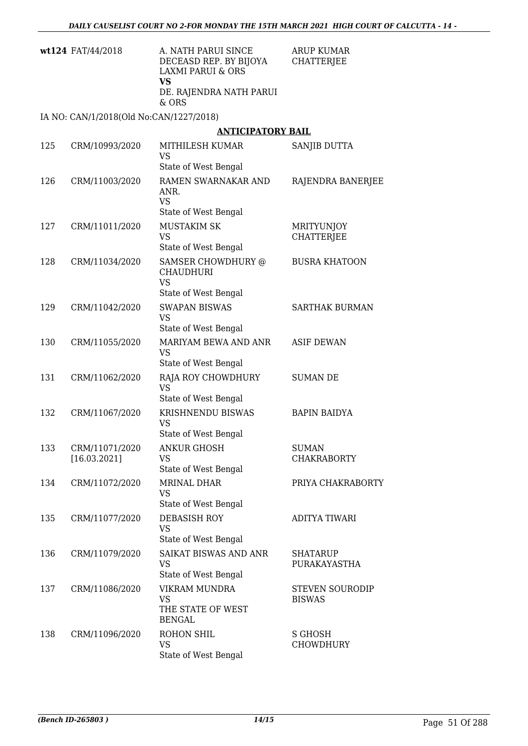| | | | |
|---|---|---|---|
| **wt124** | FAT/44/2018 | A. NATH PARUI SINCE DECEASD REP. BY BIJOYA LAXMI PARUI & ORS<br>**VS**<br>DE. RAJENDRA NATH PARUI & ORS | ARUP KUMAR CHATTERJEE |

IA NO: CAN/1/2018(Old No:CAN/1227/2018)

## ANTICIPATORY BAIL

| | | | |
|---|---|---|---|
| 125 | CRM/10993/2020 | MITHILESH KUMAR<br>VS<br>State of West Bengal | SANJIB DUTTA |
| 126 | CRM/11003/2020 | RAMEN SWARNAKAR AND ANR.<br>VS<br>State of West Bengal | RAJENDRA BANERJEE |
| 127 | CRM/11011/2020 | MUSTAKIM SK<br>VS<br>State of West Bengal | MRITYUNJOY CHATTERJEE |
| 128 | CRM/11034/2020 | SAMSER CHOWDHURY @ CHAUDHURI<br>VS<br>State of West Bengal | BUSRA KHATOON |
| 129 | CRM/11042/2020 | SWAPAN BISWAS<br>VS<br>State of West Bengal | SARTHAK BURMAN |
| 130 | CRM/11055/2020 | MARIYAM BEWA AND ANR<br>VS<br>State of West Bengal | ASIF DEWAN |
| 131 | CRM/11062/2020 | RAJA ROY CHOWDHURY<br>VS<br>State of West Bengal | SUMAN DE |
| 132 | CRM/11067/2020 | KRISHNENDU BISWAS<br>VS<br>State of West Bengal | BAPIN BAIDYA |
| 133 | CRM/11071/2020<br>[16.03.2021] | ANKUR GHOSH<br>VS<br>State of West Bengal | SUMAN CHAKRABORTY |
| 134 | CRM/11072/2020 | MRINAL DHAR<br>VS<br>State of West Bengal | PRIYA CHAKRABORTY |
| 135 | CRM/11077/2020 | DEBASISH ROY<br>VS<br>State of West Bengal | ADITYA TIWARI |
| 136 | CRM/11079/2020 | SAIKAT BISWAS AND ANR<br>VS<br>State of West Bengal | SHATARUP PURAKAYASTHA |
| 137 | CRM/11086/2020 | VIKRAM MUNDRA<br>VS<br>THE STATE OF WEST BENGAL | STEVEN SOURODIP BISWAS |
| 138 | CRM/11096/2020 | ROHON SHIL<br>VS<br>State of West Bengal | S GHOSH CHOWDHURY |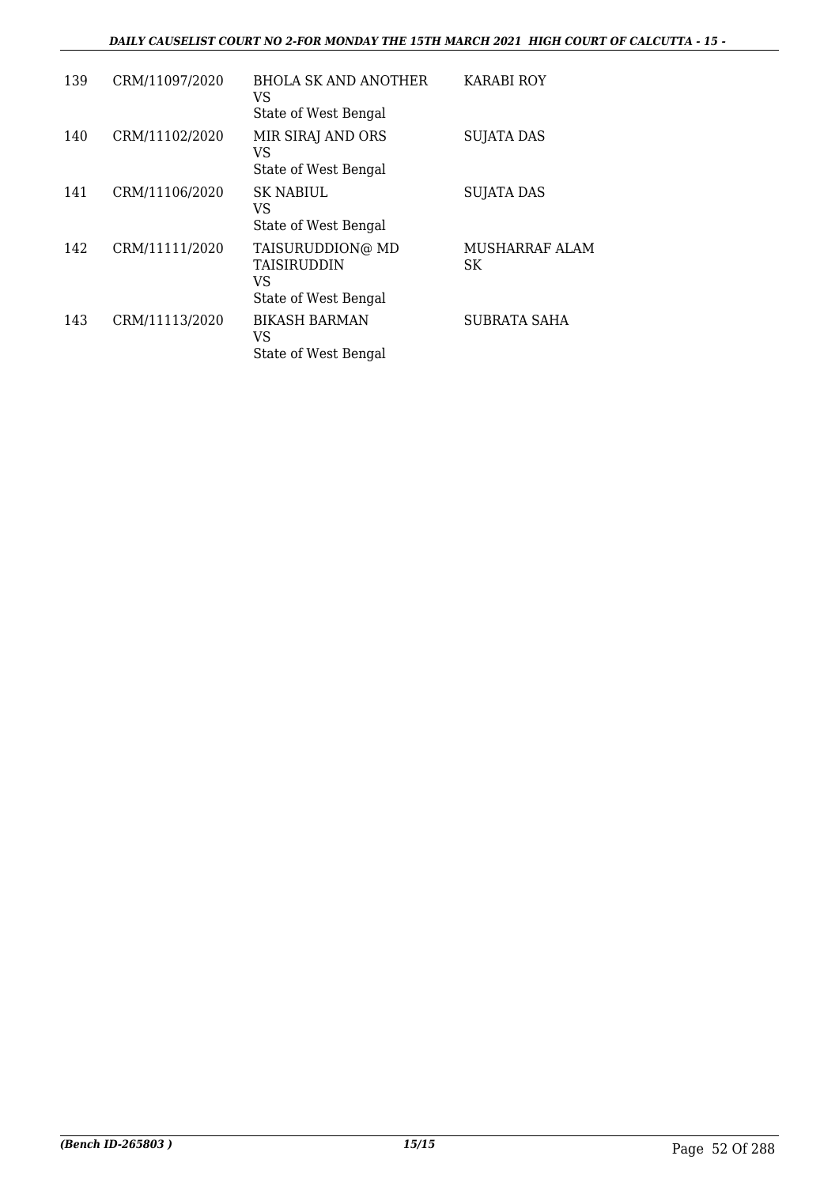| 139 | CRM/11097/2020 | BHOLA SK AND ANOTHER<br>VS<br>State of West Bengal | KARABI ROY |
|---|---|---|---|
| 140 | CRM/11102/2020 | MIR SIRAJ AND ORS<br>VS<br>State of West Bengal | SUJATA DAS |
| 141 | CRM/11106/2020 | SK NABIUL<br>VS<br>State of West Bengal | SUJATA DAS |
| 142 | CRM/11111/2020 | TAISURUDDION@ MD TAISIRUDDIN<br>VS<br>State of West Bengal | MUSHARRAF ALAM SK |
| 143 | CRM/11113/2020 | BIKASH BARMAN<br>VS<br>State of West Bengal | SUBRATA SAHA |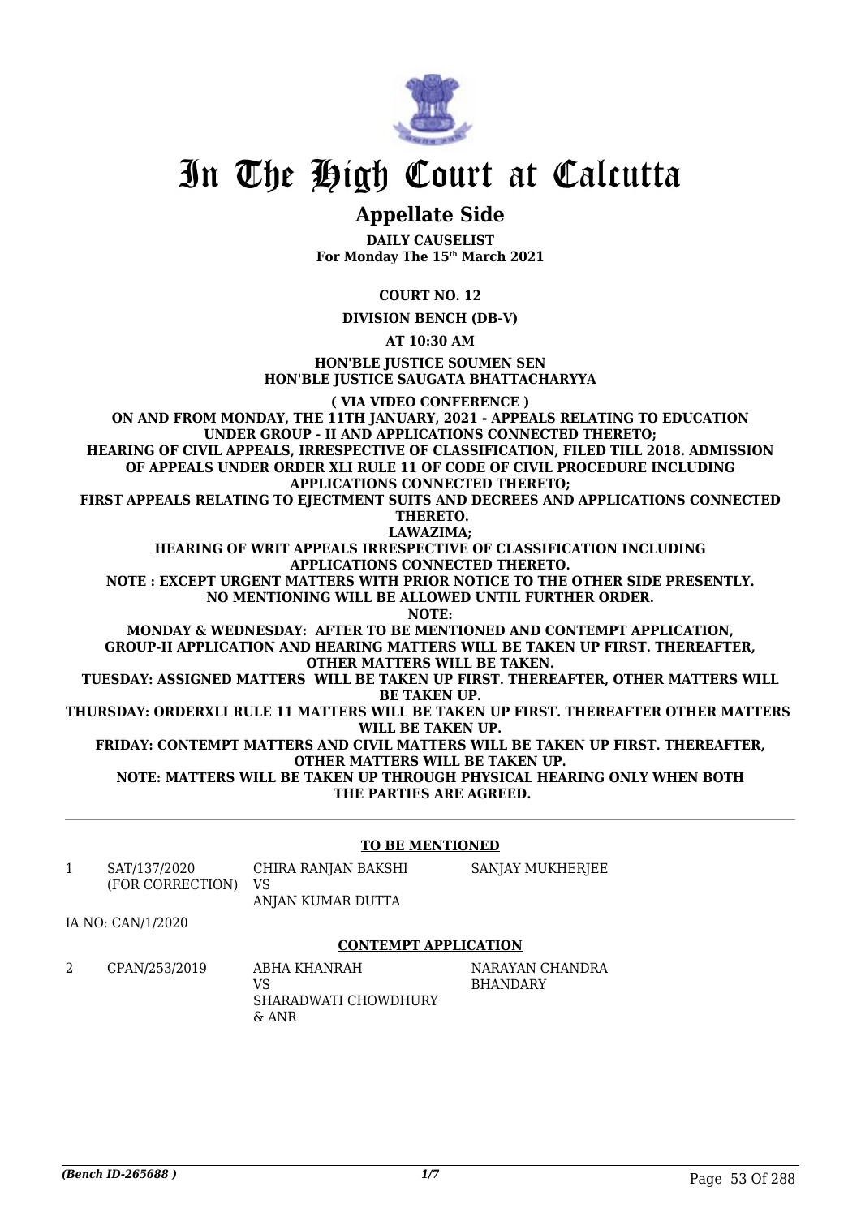# In The High Court at Calcutta

## Appellate Side

**DAILY CAUSELIST**
**For Monday The 15th March 2021**

**COURT NO. 12**

**DIVISION BENCH (DB-V)**

**AT 10:30 AM**

**HON'BLE JUSTICE SOUMEN SEN**
**HON'BLE JUSTICE SAUGATA BHATTACHARYYA**

**( VIA VIDEO CONFERENCE )**

**ON AND FROM MONDAY, THE 11TH JANUARY, 2021 - APPEALS RELATING TO EDUCATION UNDER GROUP - II AND APPLICATIONS CONNECTED THERETO;**
**HEARING OF CIVIL APPEALS, IRRESPECTIVE OF CLASSIFICATION, FILED TILL 2018. ADMISSION OF APPEALS UNDER ORDER XLI RULE 11 OF CODE OF CIVIL PROCEDURE INCLUDING APPLICATIONS CONNECTED THERETO;**
**FIRST APPEALS RELATING TO EJECTMENT SUITS AND DECREES AND APPLICATIONS CONNECTED THERETO.**
**LAWAZIMA;**
**HEARING OF WRIT APPEALS IRRESPECTIVE OF CLASSIFICATION INCLUDING APPLICATIONS CONNECTED THERETO.**
**NOTE : EXCEPT URGENT MATTERS WITH PRIOR NOTICE TO THE OTHER SIDE PRESENTLY. NO MENTIONING WILL BE ALLOWED UNTIL FURTHER ORDER.**
**NOTE:**
**MONDAY & WEDNESDAY: AFTER TO BE MENTIONED AND CONTEMPT APPLICATION, GROUP-II APPLICATION AND HEARING MATTERS WILL BE TAKEN UP FIRST. THEREAFTER, OTHER MATTERS WILL BE TAKEN.**
**TUESDAY: ASSIGNED MATTERS WILL BE TAKEN UP FIRST. THEREAFTER, OTHER MATTERS WILL BE TAKEN UP.**
**THURSDAY: ORDERXLI RULE 11 MATTERS WILL BE TAKEN UP FIRST. THEREAFTER OTHER MATTERS WILL BE TAKEN UP.**
**FRIDAY: CONTEMPT MATTERS AND CIVIL MATTERS WILL BE TAKEN UP FIRST. THEREAFTER, OTHER MATTERS WILL BE TAKEN UP.**
**NOTE: MATTERS WILL BE TAKEN UP THROUGH PHYSICAL HEARING ONLY WHEN BOTH THE PARTIES ARE AGREED.**

---

### TO BE MENTIONED

| | | | |
|---|---|---|---|
| 1 | SAT/137/2020 (FOR CORRECTION) | CHIRA RANJAN BAKSHI VS ANJAN KUMAR DUTTA | SANJAY MUKHERJEE |

IA NO: CAN/1/2020

### CONTEMPT APPLICATION

| | | | |
|---|---|---|---|
| 2 | CPAN/253/2019 | ABHA KHANRAH VS SHARADWATI CHOWDHURY & ANR | NARAYAN CHANDRA BHANDARY |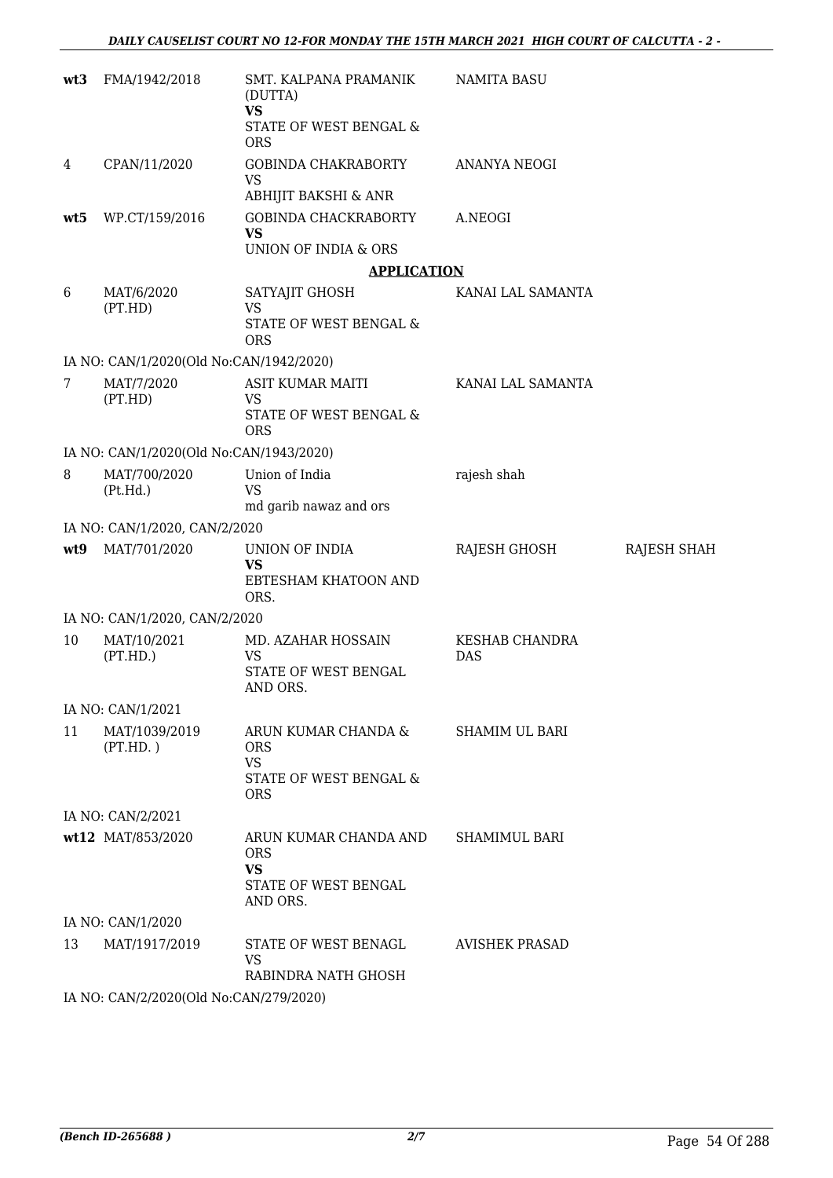| | | | | |
|---|---|---|---|---|
| **wt3** | FMA/1942/2018 | SMT. KALPANA PRAMANIK (DUTTA)<br>**VS**<br>STATE OF WEST BENGAL & ORS | NAMITA BASU | |
| 4 | CPAN/11/2020 | GOBINDA CHAKRABORTY<br>VS<br>ABHIJIT BAKSHI & ANR | ANANYA NEOGI | |
| **wt5** | WP.CT/159/2016 | GOBINDA CHACKRABORTY<br>**VS**<br>UNION OF INDIA & ORS | A.NEOGI | |

**APPLICATION**

| | | | | |
|---|---|---|---|---|
| 6 | MAT/6/2020 (PT.HD) | SATYAJIT GHOSH<br>VS<br>STATE OF WEST BENGAL & ORS | KANAI LAL SAMANTA | |
| | IA NO: CAN/1/2020(Old No:CAN/1942/2020) | | | |
| 7 | MAT/7/2020 (PT.HD) | ASIT KUMAR MAITI<br>VS<br>STATE OF WEST BENGAL & ORS | KANAI LAL SAMANTA | |
| | IA NO: CAN/1/2020(Old No:CAN/1943/2020) | | | |
| 8 | MAT/700/2020 (Pt.Hd.) | Union of India<br>VS<br>md garib nawaz and ors | rajesh shah | |
| | IA NO: CAN/1/2020, CAN/2/2020 | | | |
| **wt9** | MAT/701/2020 | UNION OF INDIA<br>**VS**<br>EBTESHAM KHATOON AND ORS. | RAJESH GHOSH | RAJESH SHAH |
| | IA NO: CAN/1/2020, CAN/2/2020 | | | |
| 10 | MAT/10/2021 (PT.HD.) | MD. AZAHAR HOSSAIN<br>VS<br>STATE OF WEST BENGAL AND ORS. | KESHAB CHANDRA DAS | |
| | IA NO: CAN/1/2021 | | | |
| 11 | MAT/1039/2019 (PT.HD. ) | ARUN KUMAR CHANDA & ORS<br>VS<br>STATE OF WEST BENGAL & ORS | SHAMIM UL BARI | |
| | IA NO: CAN/2/2021 | | | |
| **wt12** | MAT/853/2020 | ARUN KUMAR CHANDA AND ORS<br>**VS**<br>STATE OF WEST BENGAL AND ORS. | SHAMIMUL BARI | |
| | IA NO: CAN/1/2020 | | | |
| 13 | MAT/1917/2019 | STATE OF WEST BENAGL<br>VS<br>RABINDRA NATH GHOSH | AVISHEK PRASAD | |
| | IA NO: CAN/2/2020(Old No:CAN/279/2020) | | | |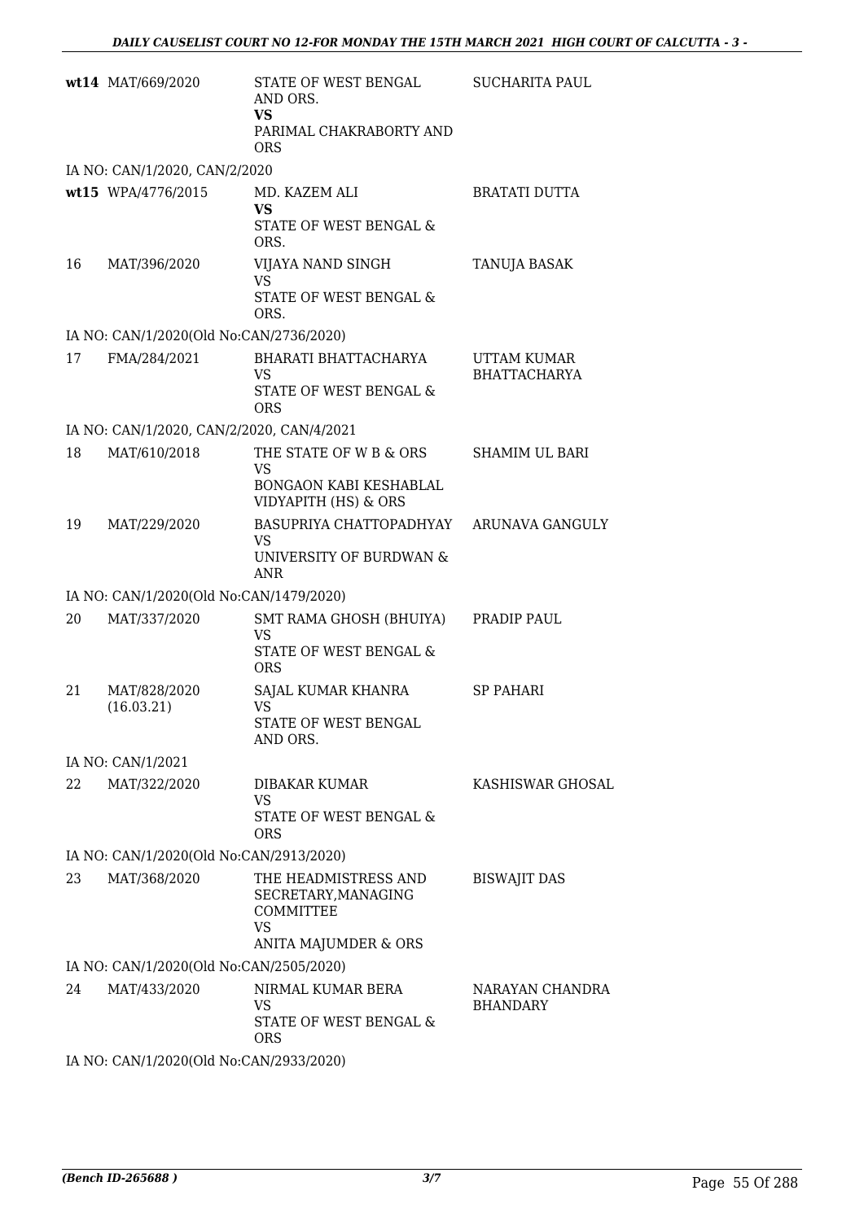| | | | |
|---|---|---|---|
| **wt14** | MAT/669/2020 | STATE OF WEST BENGAL AND ORS.<br>**VS**<br>PARIMAL CHAKRABORTY AND ORS | SUCHARITA PAUL |
| IA NO: CAN/1/2020, CAN/2/2020 | | | |
| **wt15** | WPA/4776/2015 | MD. KAZEM ALI<br>**VS**<br>STATE OF WEST BENGAL & ORS. | BRATATI DUTTA |
| 16 | MAT/396/2020 | VIJAYA NAND SINGH<br>VS<br>STATE OF WEST BENGAL & ORS. | TANUJA BASAK |
| IA NO: CAN/1/2020(Old No:CAN/2736/2020) | | | |
| 17 | FMA/284/2021 | BHARATI BHATTACHARYA<br>VS<br>STATE OF WEST BENGAL & ORS | UTTAM KUMAR BHATTACHARYA |
| IA NO: CAN/1/2020, CAN/2/2020, CAN/4/2021 | | | |
| 18 | MAT/610/2018 | THE STATE OF W B & ORS<br>VS<br>BONGAON KABI KESHABLAL VIDYAPITH (HS) & ORS | SHAMIM UL BARI |
| 19 | MAT/229/2020 | BASUPRIYA CHATTOPADHYAY<br>VS<br>UNIVERSITY OF BURDWAN & ANR | ARUNAVA GANGULY |
| IA NO: CAN/1/2020(Old No:CAN/1479/2020) | | | |
| 20 | MAT/337/2020 | SMT RAMA GHOSH (BHUIYA)<br>VS<br>STATE OF WEST BENGAL & ORS | PRADIP PAUL |
| 21 | MAT/828/2020<br>(16.03.21) | SAJAL KUMAR KHANRA<br>VS<br>STATE OF WEST BENGAL AND ORS. | SP PAHARI |
| IA NO: CAN/1/2021 | | | |
| 22 | MAT/322/2020 | DIBAKAR KUMAR<br>VS<br>STATE OF WEST BENGAL & ORS | KASHISWAR GHOSAL |
| IA NO: CAN/1/2020(Old No:CAN/2913/2020) | | | |
| 23 | MAT/368/2020 | THE HEADMISTRESS AND SECRETARY,MANAGING COMMITTEE<br>VS<br>ANITA MAJUMDER & ORS | BISWAJIT DAS |
| IA NO: CAN/1/2020(Old No:CAN/2505/2020) | | | |
| 24 | MAT/433/2020 | NIRMAL KUMAR BERA<br>VS<br>STATE OF WEST BENGAL & ORS | NARAYAN CHANDRA BHANDARY |
| IA NO: CAN/1/2020(Old No:CAN/2933/2020) | | | |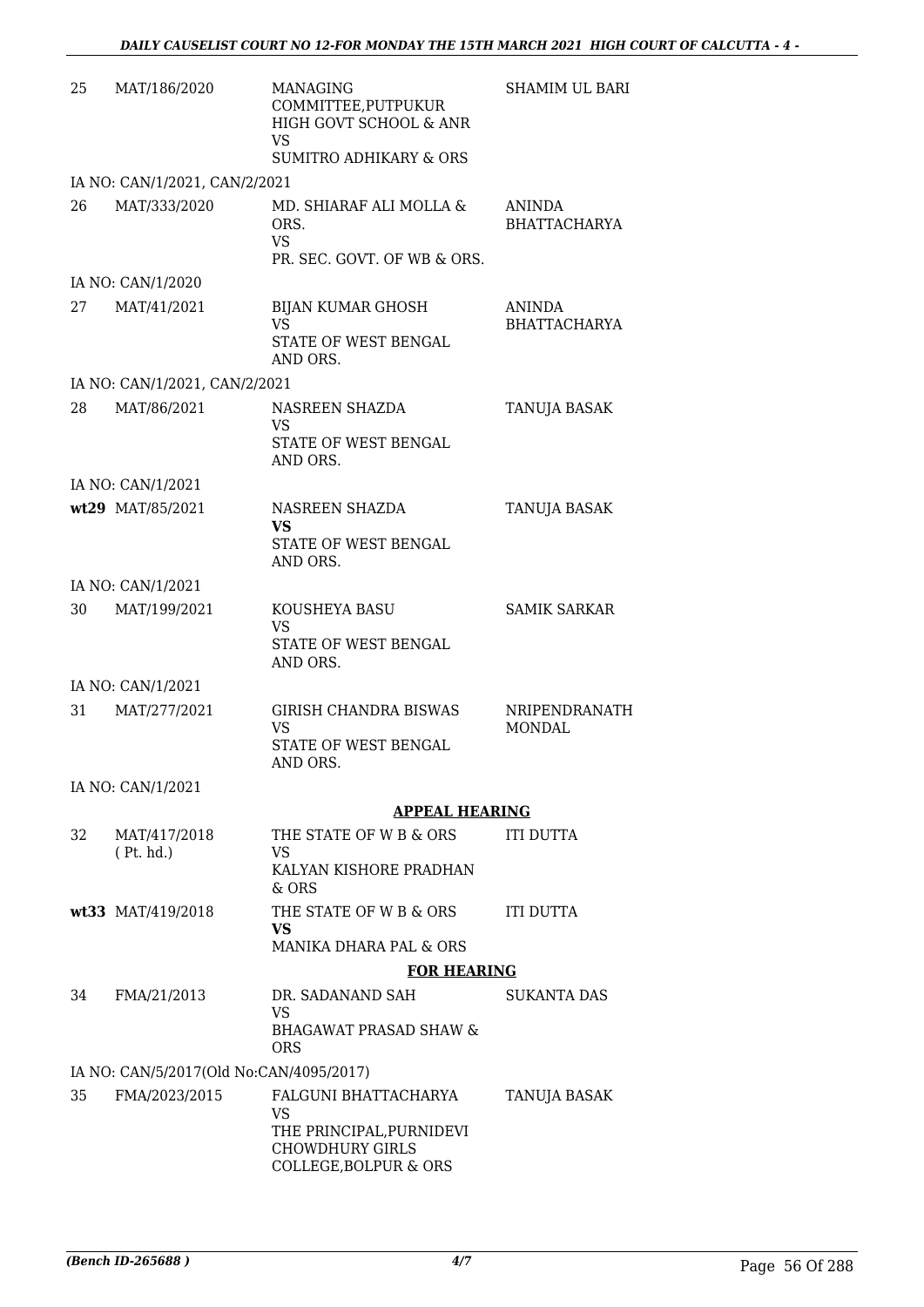| | | | |
|---|---|---|---|
| 25 | MAT/186/2020 | MANAGING COMMITTEE,PUTPUKUR HIGH GOVT SCHOOL & ANR<br>VS<br>SUMITRO ADHIKARY & ORS | SHAMIM UL BARI |
| | IA NO: CAN/1/2021, CAN/2/2021 | | |
| 26 | MAT/333/2020 | MD. SHIARAF ALI MOLLA & ORS.<br>VS<br>PR. SEC. GOVT. OF WB & ORS. | ANINDA BHATTACHARYA |
| | IA NO: CAN/1/2020 | | |
| 27 | MAT/41/2021 | BIJAN KUMAR GHOSH<br>VS<br>STATE OF WEST BENGAL AND ORS. | ANINDA BHATTACHARYA |
| | IA NO: CAN/1/2021, CAN/2/2021 | | |
| 28 | MAT/86/2021 | NASREEN SHAZDA<br>VS<br>STATE OF WEST BENGAL AND ORS. | TANUJA BASAK |
| | IA NO: CAN/1/2021 | | |
| wt29 | MAT/85/2021 | NASREEN SHAZDA<br>**VS**<br>STATE OF WEST BENGAL AND ORS. | TANUJA BASAK |
| | IA NO: CAN/1/2021 | | |
| 30 | MAT/199/2021 | KOUSHEYA BASU<br>VS<br>STATE OF WEST BENGAL AND ORS. | SAMIK SARKAR |
| | IA NO: CAN/1/2021 | | |
| 31 | MAT/277/2021 | GIRISH CHANDRA BISWAS<br>VS<br>STATE OF WEST BENGAL AND ORS. | NRIPENDRANATH MONDAL |
| | IA NO: CAN/1/2021 | | |

**APPEAL HEARING**

| | | | |
|---|---|---|---|
| 32 | MAT/417/2018 ( Pt. hd.) | THE STATE OF W B & ORS<br>VS<br>KALYAN KISHORE PRADHAN & ORS | ITI DUTTA |
| wt33 | MAT/419/2018 | THE STATE OF W B & ORS<br>**VS**<br>MANIKA DHARA PAL & ORS | ITI DUTTA |

**FOR HEARING**

| | | | |
|---|---|---|---|
| 34 | FMA/21/2013 | DR. SADANAND SAH<br>VS<br>BHAGAWAT PRASAD SHAW & ORS | SUKANTA DAS |
| | IA NO: CAN/5/2017(Old No:CAN/4095/2017) | | |
| 35 | FMA/2023/2015 | FALGUNI BHATTACHARYA<br>VS<br>THE PRINCIPAL,PURNIDEVI CHOWDHURY GIRLS COLLEGE,BOLPUR & ORS | TANUJA BASAK |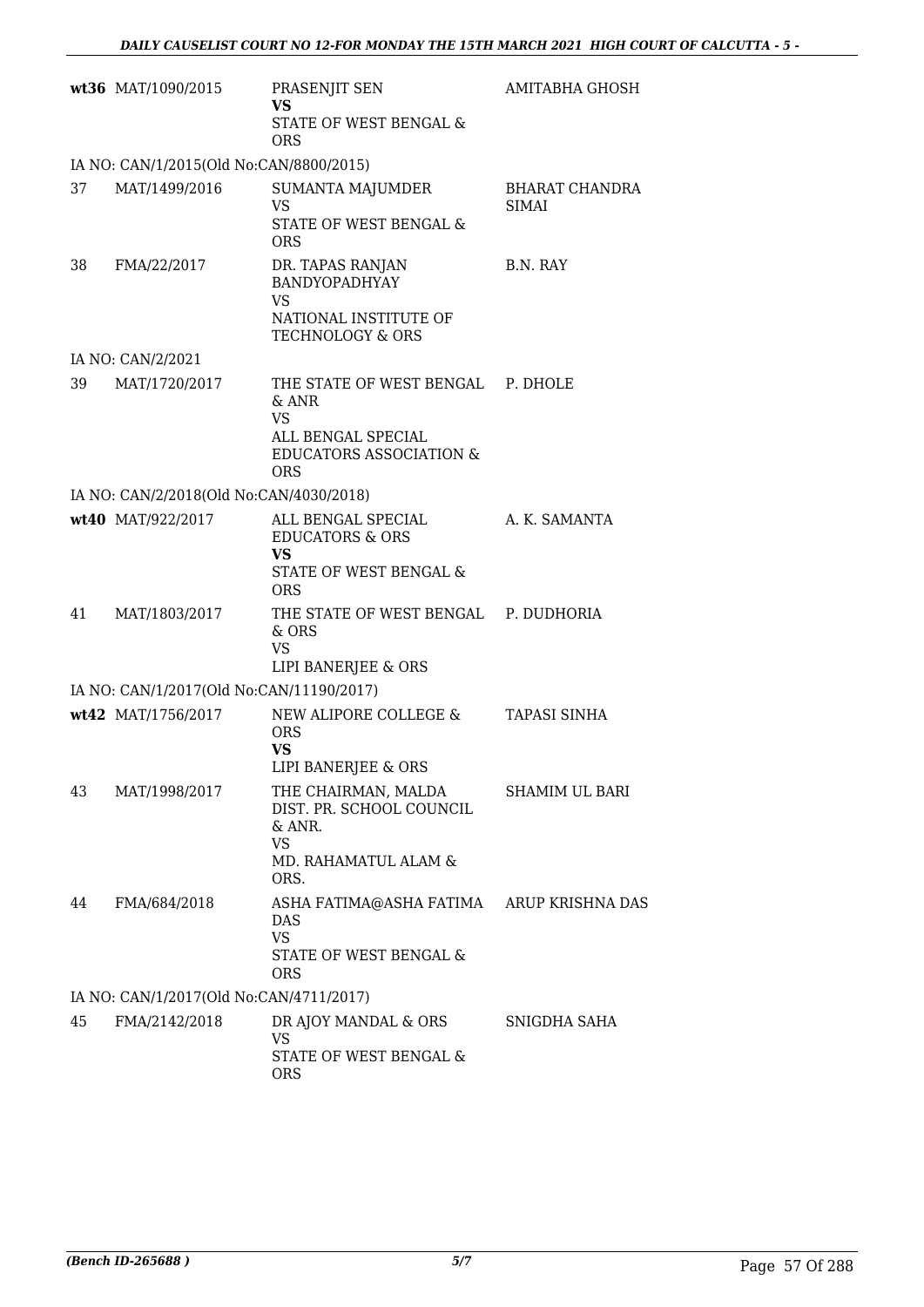| | | | |
|---|---|---|---|
| **wt36** | MAT/1090/2015 | PRASENJIT SEN<br>**VS**<br>STATE OF WEST BENGAL & ORS | AMITABHA GHOSH |
| IA NO: CAN/1/2015(Old No:CAN/8800/2015) | | | |
| 37 | MAT/1499/2016 | SUMANTA MAJUMDER<br>VS<br>STATE OF WEST BENGAL & ORS | BHARAT CHANDRA SIMAI |
| 38 | FMA/22/2017 | DR. TAPAS RANJAN BANDYOPADHYAY<br>VS<br>NATIONAL INSTITUTE OF TECHNOLOGY & ORS | B.N. RAY |
| IA NO: CAN/2/2021 | | | |
| 39 | MAT/1720/2017 | THE STATE OF WEST BENGAL & ANR<br>VS<br>ALL BENGAL SPECIAL EDUCATORS ASSOCIATION & ORS | P. DHOLE |
| IA NO: CAN/2/2018(Old No:CAN/4030/2018) | | | |
| **wt40** | MAT/922/2017 | ALL BENGAL SPECIAL EDUCATORS & ORS<br>**VS**<br>STATE OF WEST BENGAL & ORS | A. K. SAMANTA |
| 41 | MAT/1803/2017 | THE STATE OF WEST BENGAL & ORS<br>VS<br>LIPI BANERJEE & ORS | P. DUDHORIA |
| IA NO: CAN/1/2017(Old No:CAN/11190/2017) | | | |
| **wt42** | MAT/1756/2017 | NEW ALIPORE COLLEGE & ORS<br>**VS**<br>LIPI BANERJEE & ORS | TAPASI SINHA |
| 43 | MAT/1998/2017 | THE CHAIRMAN, MALDA DIST. PR. SCHOOL COUNCIL & ANR.<br>VS<br>MD. RAHAMATUL ALAM & ORS. | SHAMIM UL BARI |
| 44 | FMA/684/2018 | ASHA FATIMA@ASHA FATIMA DAS<br>VS<br>STATE OF WEST BENGAL & ORS | ARUP KRISHNA DAS |
| IA NO: CAN/1/2017(Old No:CAN/4711/2017) | | | |
| 45 | FMA/2142/2018 | DR AJOY MANDAL & ORS<br>VS<br>STATE OF WEST BENGAL & ORS | SNIGDHA SAHA |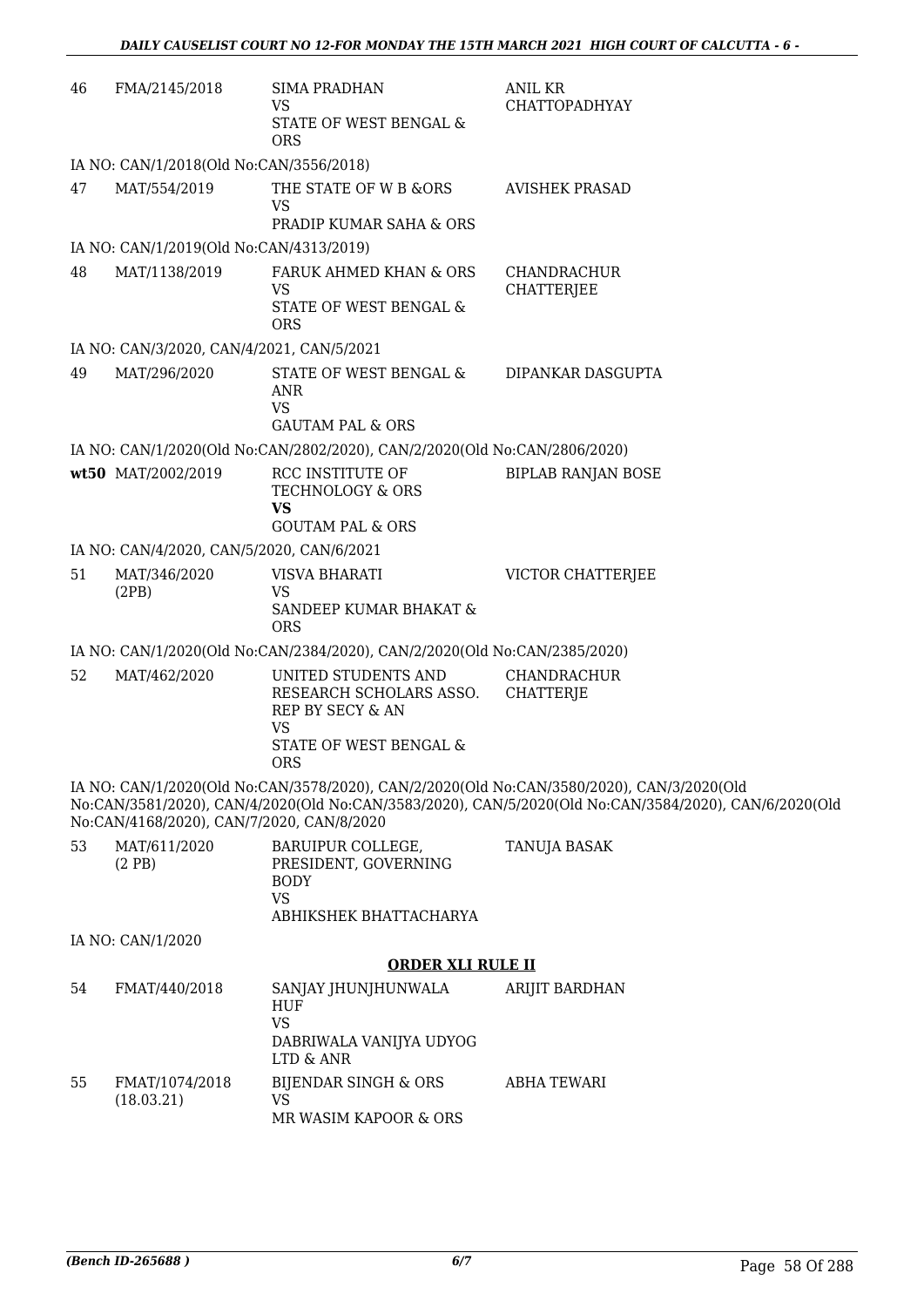| | | | |
|---|---|---|---|
| 46 | FMA/2145/2018 | SIMA PRADHAN<br>VS<br>STATE OF WEST BENGAL & ORS | ANIL KR CHATTOPADHYAY |

IA NO: CAN/1/2018(Old No:CAN/3556/2018)

| | | | |
|---|---|---|---|
| 47 | MAT/554/2019 | THE STATE OF W B &ORS<br>VS<br>PRADIP KUMAR SAHA & ORS | AVISHEK PRASAD |

IA NO: CAN/1/2019(Old No:CAN/4313/2019)

| | | | |
|---|---|---|---|
| 48 | MAT/1138/2019 | FARUK AHMED KHAN & ORS<br>VS<br>STATE OF WEST BENGAL & ORS | CHANDRACHUR CHATTERJEE |

IA NO: CAN/3/2020, CAN/4/2021, CAN/5/2021

| | | | |
|---|---|---|---|
| 49 | MAT/296/2020 | STATE OF WEST BENGAL & ANR<br>VS<br>GAUTAM PAL & ORS | DIPANKAR DASGUPTA |

IA NO: CAN/1/2020(Old No:CAN/2802/2020), CAN/2/2020(Old No:CAN/2806/2020)

| | | | |
|---|---|---|---|
| **wt50** | MAT/2002/2019 | RCC INSTITUTE OF TECHNOLOGY & ORS<br>**VS**<br>GOUTAM PAL & ORS | BIPLAB RANJAN BOSE |

IA NO: CAN/4/2020, CAN/5/2020, CAN/6/2021

| | | | |
|---|---|---|---|
| 51 | MAT/346/2020 (2PB) | VISVA BHARATI<br>VS<br>SANDEEP KUMAR BHAKAT & ORS | VICTOR CHATTERJEE |

IA NO: CAN/1/2020(Old No:CAN/2384/2020), CAN/2/2020(Old No:CAN/2385/2020)

| | | | |
|---|---|---|---|
| 52 | MAT/462/2020 | UNITED STUDENTS AND RESEARCH SCHOLARS ASSO. REP BY SECY & AN<br>VS<br>STATE OF WEST BENGAL & ORS | CHANDRACHUR CHATTERJE |

IA NO: CAN/1/2020(Old No:CAN/3578/2020), CAN/2/2020(Old No:CAN/3580/2020), CAN/3/2020(Old No:CAN/3581/2020), CAN/4/2020(Old No:CAN/3583/2020), CAN/5/2020(Old No:CAN/3584/2020), CAN/6/2020(Old No:CAN/4168/2020), CAN/7/2020, CAN/8/2020

| | | | |
|---|---|---|---|
| 53 | MAT/611/2020 (2 PB) | BARUIPUR COLLEGE, PRESIDENT, GOVERNING BODY<br>VS<br>ABHIKSHEK BHATTACHARYA | TANUJA BASAK |

IA NO: CAN/1/2020

## ORDER XLI RULE II

| | | | |
|---|---|---|---|
| 54 | FMAT/440/2018 | SANJAY JHUNJHUNWALA HUF<br>VS<br>DABRIWALA VANIJYA UDYOG LTD & ANR | ARIJIT BARDHAN |
| 55 | FMAT/1074/2018 (18.03.21) | BIJENDAR SINGH & ORS<br>VS<br>MR WASIM KAPOOR & ORS | ABHA TEWARI |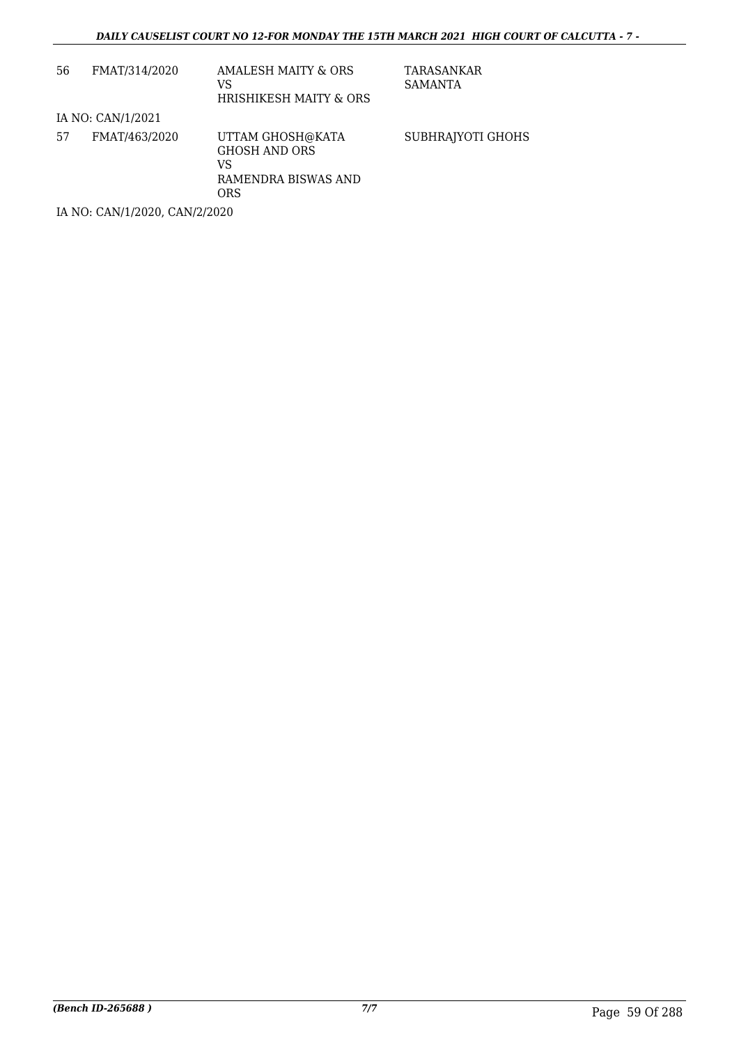| | | | |
|---|---|---|---|
| 56 | FMAT/314/2020 | AMALESH MAITY & ORS<br>VS<br>HRISHIKESH MAITY & ORS | TARASANKAR SAMANTA |
| IA NO: CAN/1/2021 | | | |
| 57 | FMAT/463/2020 | UTTAM GHOSH@KATA GHOSH AND ORS<br>VS<br>RAMENDRA BISWAS AND ORS | SUBHRAJYOTI GHOHS |
| IA NO: CAN/1/2020, CAN/2/2020 | | | |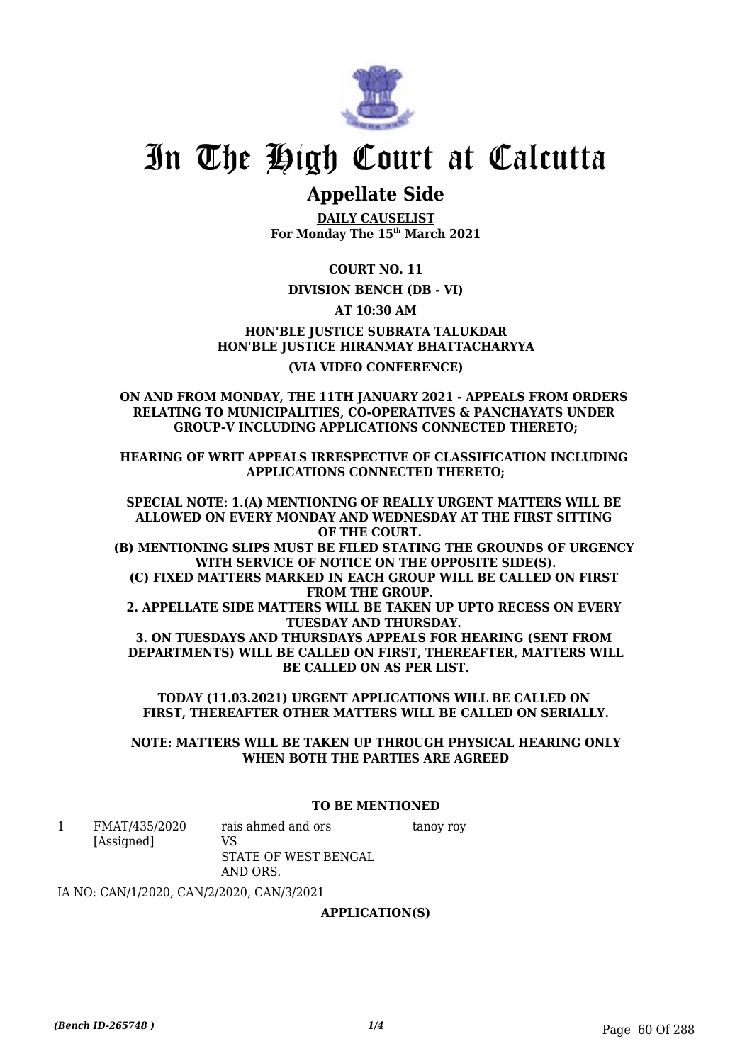# In The High Court at Calcutta

## Appellate Side

**DAILY CAUSELIST**
**For Monday The 15th March 2021**

**COURT NO. 11**

**DIVISION BENCH (DB - VI)**

**AT 10:30 AM**

**HON'BLE JUSTICE SUBRATA TALUKDAR**
**HON'BLE JUSTICE HIRANMAY BHATTACHARYYA**

**(VIA VIDEO CONFERENCE)**

**ON AND FROM MONDAY, THE 11TH JANUARY 2021 - APPEALS FROM ORDERS RELATING TO MUNICIPALITIES, CO-OPERATIVES & PANCHAYATS UNDER GROUP-V INCLUDING APPLICATIONS CONNECTED THERETO;**

**HEARING OF WRIT APPEALS IRRESPECTIVE OF CLASSIFICATION INCLUDING APPLICATIONS CONNECTED THERETO;**

**SPECIAL NOTE: 1.(A) MENTIONING OF REALLY URGENT MATTERS WILL BE ALLOWED ON EVERY MONDAY AND WEDNESDAY AT THE FIRST SITTING OF THE COURT.**
**(B) MENTIONING SLIPS MUST BE FILED STATING THE GROUNDS OF URGENCY WITH SERVICE OF NOTICE ON THE OPPOSITE SIDE(S).**
**(C) FIXED MATTERS MARKED IN EACH GROUP WILL BE CALLED ON FIRST FROM THE GROUP.**
**2. APPELLATE SIDE MATTERS WILL BE TAKEN UP UPTO RECESS ON EVERY TUESDAY AND THURSDAY.**
**3. ON TUESDAYS AND THURSDAYS APPEALS FOR HEARING (SENT FROM DEPARTMENTS) WILL BE CALLED ON FIRST, THEREAFTER, MATTERS WILL BE CALLED ON AS PER LIST.**

**TODAY (11.03.2021) URGENT APPLICATIONS WILL BE CALLED ON FIRST, THEREAFTER OTHER MATTERS WILL BE CALLED ON SERIALLY.**

**NOTE: MATTERS WILL BE TAKEN UP THROUGH PHYSICAL HEARING ONLY WHEN BOTH THE PARTIES ARE AGREED**

---

**TO BE MENTIONED**

| | | | |
|---|---|---|---|
| 1 | FMAT/435/2020 [Assigned] | rais ahmed and ors VS STATE OF WEST BENGAL AND ORS. | tanoy roy |

IA NO: CAN/1/2020, CAN/2/2020, CAN/3/2021

**APPLICATION(S)**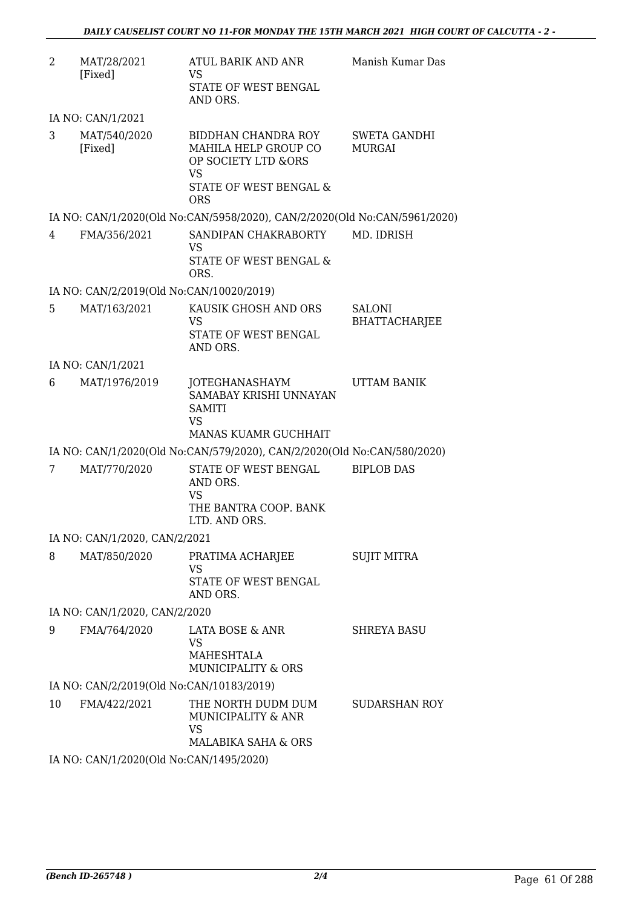| | | | |
|---|---|---|---|
| 2 | MAT/28/2021 [Fixed] | ATUL BARIK AND ANR VS STATE OF WEST BENGAL AND ORS. | Manish Kumar Das |

IA NO: CAN/1/2021

| | | | |
|---|---|---|---|
| 3 | MAT/540/2020 [Fixed] | BIDDHAN CHANDRA ROY MAHILA HELP GROUP CO OP SOCIETY LTD &ORS VS STATE OF WEST BENGAL & ORS | SWETA GANDHI MURGAI |

IA NO: CAN/1/2020(Old No:CAN/5958/2020), CAN/2/2020(Old No:CAN/5961/2020)

| | | | |
|---|---|---|---|
| 4 | FMA/356/2021 | SANDIPAN CHAKRABORTY VS STATE OF WEST BENGAL & ORS. | MD. IDRISH |

IA NO: CAN/2/2019(Old No:CAN/10020/2019)

| | | | |
|---|---|---|---|
| 5 | MAT/163/2021 | KAUSIK GHOSH AND ORS VS STATE OF WEST BENGAL AND ORS. | SALONI BHATTACHARJEE |

IA NO: CAN/1/2021

| | | | |
|---|---|---|---|
| 6 | MAT/1976/2019 | JOTEGHANASHAYM SAMABAY KRISHI UNNAYAN SAMITI VS MANAS KUAMR GUCHHAIT | UTTAM BANIK |

IA NO: CAN/1/2020(Old No:CAN/579/2020), CAN/2/2020(Old No:CAN/580/2020)

| | | | |
|---|---|---|---|
| 7 | MAT/770/2020 | STATE OF WEST BENGAL AND ORS. VS THE BANTRA COOP. BANK LTD. AND ORS. | BIPLOB DAS |

IA NO: CAN/1/2020, CAN/2/2021

| | | | |
|---|---|---|---|
| 8 | MAT/850/2020 | PRATIMA ACHARJEE VS STATE OF WEST BENGAL AND ORS. | SUJIT MITRA |

IA NO: CAN/1/2020, CAN/2/2020

| | | | |
|---|---|---|---|
| 9 | FMA/764/2020 | LATA BOSE & ANR VS MAHESHTALA MUNICIPALITY & ORS | SHREYA BASU |

IA NO: CAN/2/2019(Old No:CAN/10183/2019)

| | | | |
|---|---|---|---|
| 10 | FMA/422/2021 | THE NORTH DUDM DUM MUNICIPALITY & ANR VS MALABIKA SAHA & ORS | SUDARSHAN ROY |

IA NO: CAN/1/2020(Old No:CAN/1495/2020)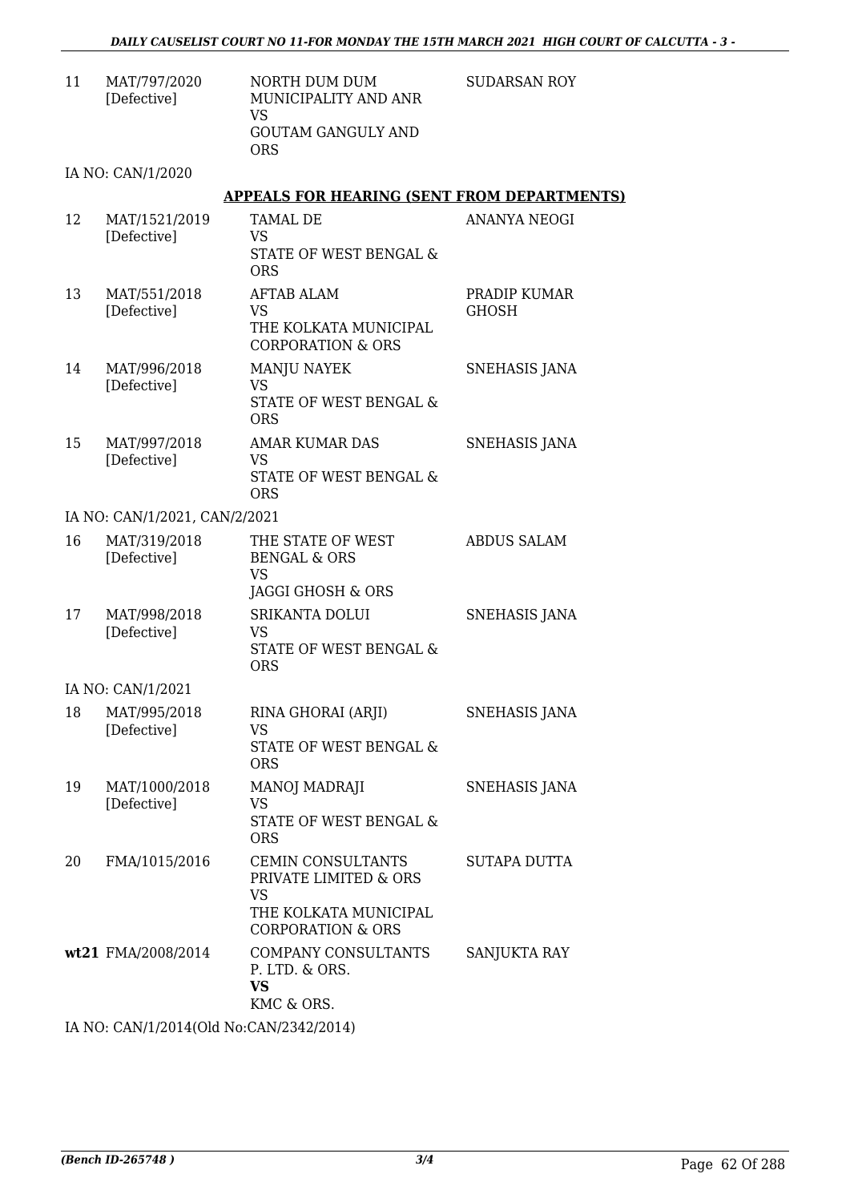| 11 | MAT/797/2020 [Defective] | NORTH DUM DUM MUNICIPALITY AND ANR VS GOUTAM GANGULY AND ORS | SUDARSAN ROY |
|---|---|---|---|

IA NO: CAN/1/2020

## APPEALS FOR HEARING (SENT FROM DEPARTMENTS)

| 12 | MAT/1521/2019 [Defective] | TAMAL DE VS STATE OF WEST BENGAL & ORS | ANANYA NEOGI |
|---|---|---|---|
| 13 | MAT/551/2018 [Defective] | AFTAB ALAM VS THE KOLKATA MUNICIPAL CORPORATION & ORS | PRADIP KUMAR GHOSH |
| 14 | MAT/996/2018 [Defective] | MANJU NAYEK VS STATE OF WEST BENGAL & ORS | SNEHASIS JANA |
| 15 | MAT/997/2018 [Defective] | AMAR KUMAR DAS VS STATE OF WEST BENGAL & ORS | SNEHASIS JANA |

IA NO: CAN/1/2021, CAN/2/2021

| 16 | MAT/319/2018 [Defective] | THE STATE OF WEST BENGAL & ORS VS JAGGI GHOSH & ORS | ABDUS SALAM |
|---|---|---|---|
| 17 | MAT/998/2018 [Defective] | SRIKANTA DOLUI VS STATE OF WEST BENGAL & ORS | SNEHASIS JANA |

IA NO: CAN/1/2021

| 18 | MAT/995/2018 [Defective] | RINA GHORAI (ARJI) VS STATE OF WEST BENGAL & ORS | SNEHASIS JANA |
|---|---|---|---|
| 19 | MAT/1000/2018 [Defective] | MANOJ MADRAJI VS STATE OF WEST BENGAL & ORS | SNEHASIS JANA |
| 20 | FMA/1015/2016 | CEMIN CONSULTANTS PRIVATE LIMITED & ORS VS THE KOLKATA MUNICIPAL CORPORATION & ORS | SUTAPA DUTTA |
| **wt21** | FMA/2008/2014 | COMPANY CONSULTANTS P. LTD. & ORS. **VS** KMC & ORS. | SANJUKTA RAY |

IA NO: CAN/1/2014(Old No:CAN/2342/2014)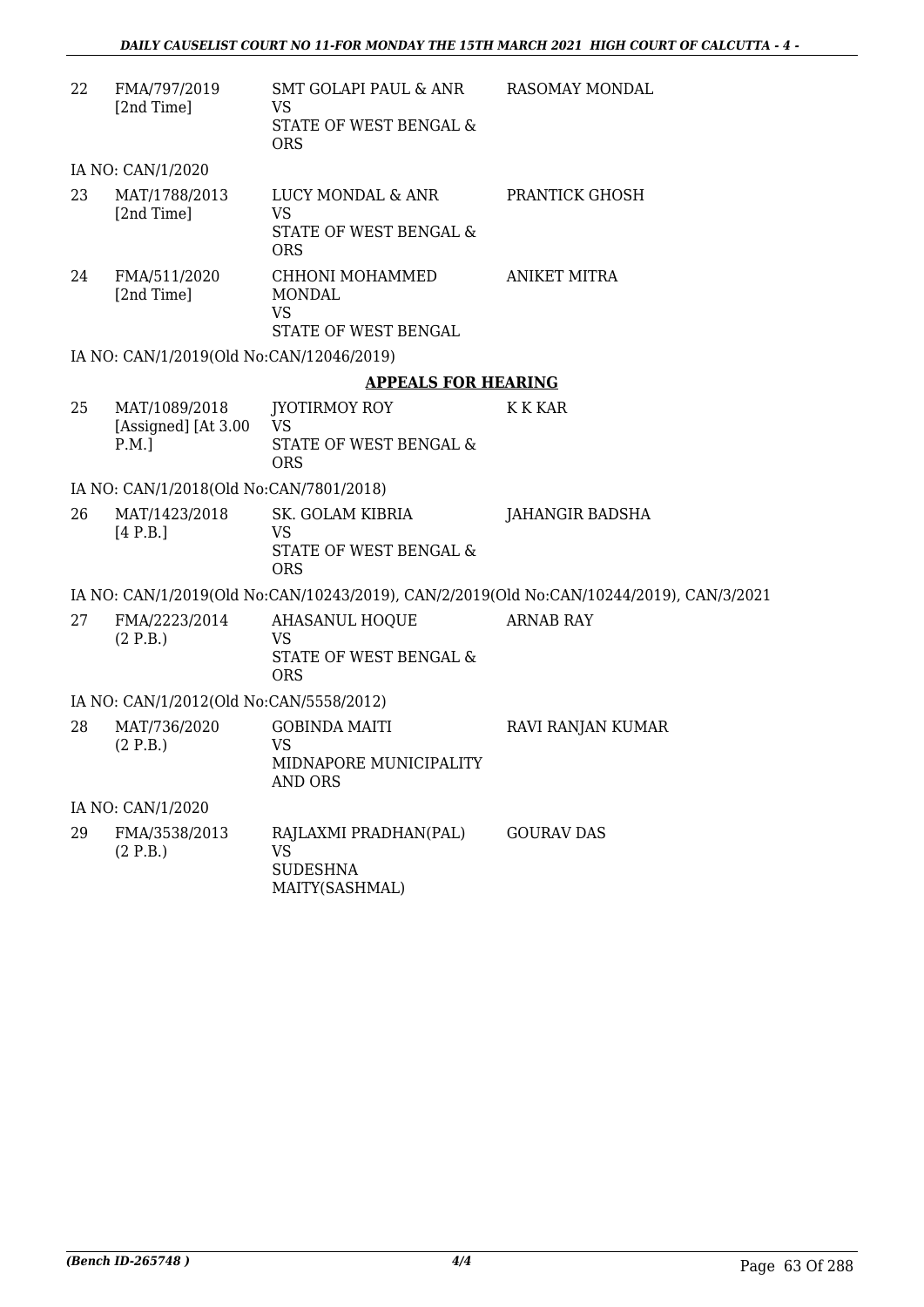| | | | |
|---|---|---|---|
| 22 | FMA/797/2019 [2nd Time] | SMT GOLAPI PAUL & ANR VS STATE OF WEST BENGAL & ORS | RASOMAY MONDAL |

IA NO: CAN/1/2020

| | | | |
|---|---|---|---|
| 23 | MAT/1788/2013 [2nd Time] | LUCY MONDAL & ANR VS STATE OF WEST BENGAL & ORS | PRANTICK GHOSH |
| 24 | FMA/511/2020 [2nd Time] | CHHONI MOHAMMED MONDAL VS STATE OF WEST BENGAL | ANIKET MITRA |

IA NO: CAN/1/2019(Old No:CAN/12046/2019)

## APPEALS FOR HEARING

| | | | |
|---|---|---|---|
| 25 | MAT/1089/2018 [Assigned] [At 3.00 P.M.] | JYOTIRMOY ROY VS STATE OF WEST BENGAL & ORS | K K KAR |

IA NO: CAN/1/2018(Old No:CAN/7801/2018)

| | | | |
|---|---|---|---|
| 26 | MAT/1423/2018 [4 P.B.] | SK. GOLAM KIBRIA VS STATE OF WEST BENGAL & ORS | JAHANGIR BADSHA |

IA NO: CAN/1/2019(Old No:CAN/10243/2019), CAN/2/2019(Old No:CAN/10244/2019), CAN/3/2021

| | | | |
|---|---|---|---|
| 27 | FMA/2223/2014 (2 P.B.) | AHASANUL HOQUE VS STATE OF WEST BENGAL & ORS | ARNAB RAY |

IA NO: CAN/1/2012(Old No:CAN/5558/2012)

| | | | |
|---|---|---|---|
| 28 | MAT/736/2020 (2 P.B.) | GOBINDA MAITI VS MIDNAPORE MUNICIPALITY AND ORS | RAVI RANJAN KUMAR |

IA NO: CAN/1/2020

| | | | |
|---|---|---|---|
| 29 | FMA/3538/2013 (2 P.B.) | RAJLAXMI PRADHAN(PAL) VS SUDESHNA MAITY(SASHMAL) | GOURAV DAS |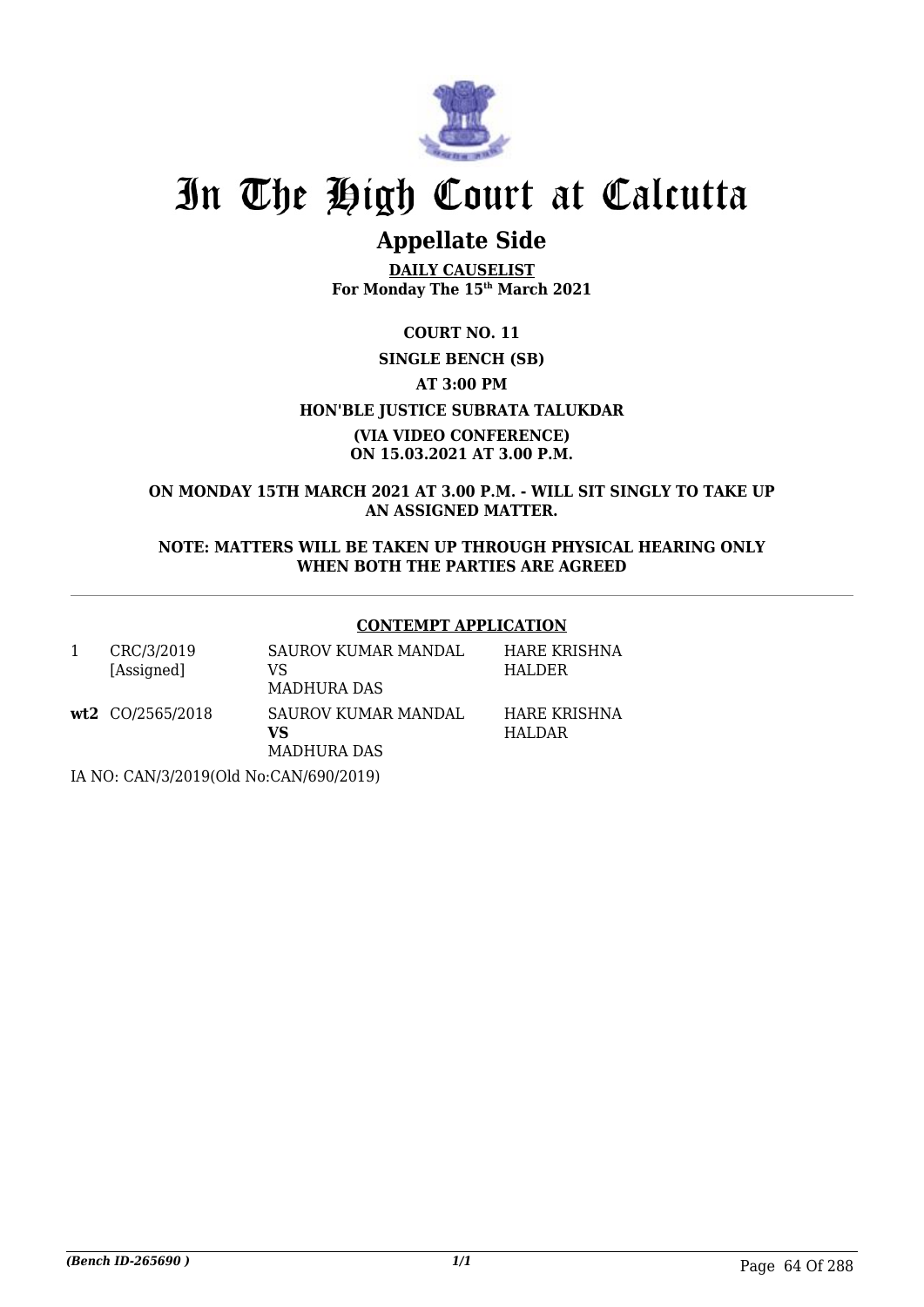# In The High Court at Calcutta

## Appellate Side

**DAILY CAUSELIST**
**For Monday The 15th March 2021**

**COURT NO. 11**

**SINGLE BENCH (SB)**

**AT 3:00 PM**

**HON'BLE JUSTICE SUBRATA TALUKDAR**

**(VIA VIDEO CONFERENCE)**
**ON 15.03.2021 AT 3.00 P.M.**

**ON MONDAY 15TH MARCH 2021 AT 3.00 P.M. - WILL SIT SINGLY TO TAKE UP AN ASSIGNED MATTER.**

**NOTE: MATTERS WILL BE TAKEN UP THROUGH PHYSICAL HEARING ONLY WHEN BOTH THE PARTIES ARE AGREED**

**CONTEMPT APPLICATION**

| | | | |
|---|---|---|---|
| 1 | CRC/3/2019 [Assigned] | SAUROV KUMAR MANDAL VS MADHURA DAS | HARE KRISHNA HALDER |
| **wt2** | CO/2565/2018 | SAUROV KUMAR MANDAL **VS** MADHURA DAS | HARE KRISHNA HALDAR |

IA NO: CAN/3/2019(Old No:CAN/690/2019)

*(Bench ID-265690 )*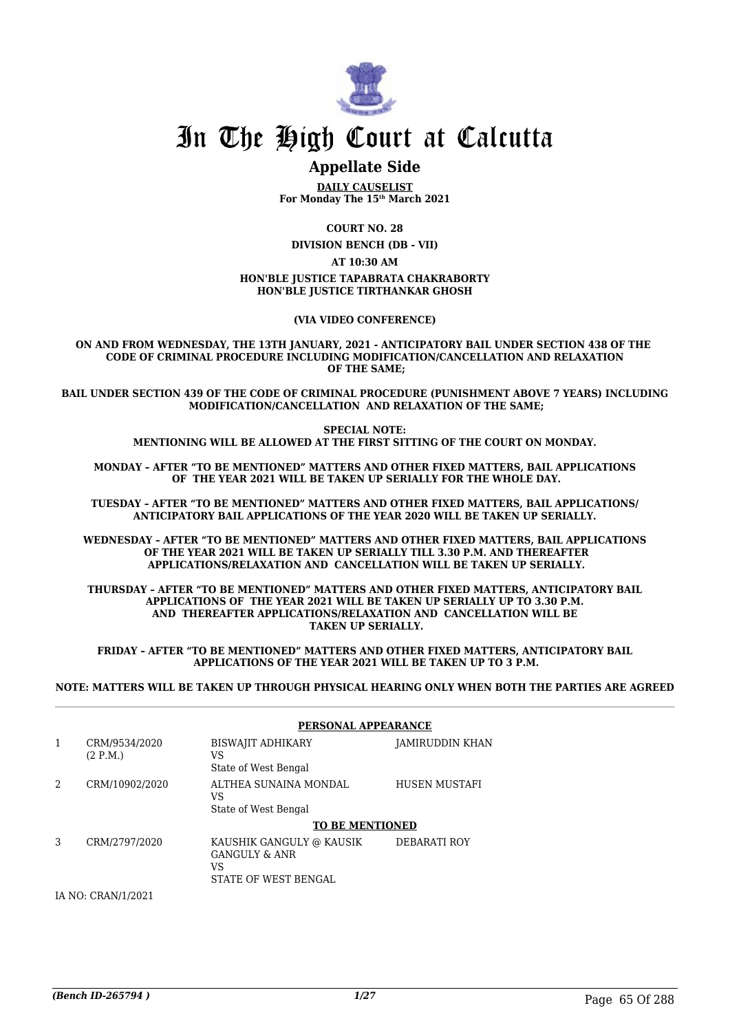# In The High Court at Calcutta

## Appellate Side

**DAILY CAUSELIST**
**For Monday The 15th March 2021**

**COURT NO. 28**

**DIVISION BENCH (DB - VII)**

**AT 10:30 AM**

**HON'BLE JUSTICE TAPABRATA CHAKRABORTY**
**HON'BLE JUSTICE TIRTHANKAR GHOSH**

**(VIA VIDEO CONFERENCE)**

**ON AND FROM WEDNESDAY, THE 13TH JANUARY, 2021 - ANTICIPATORY BAIL UNDER SECTION 438 OF THE CODE OF CRIMINAL PROCEDURE INCLUDING MODIFICATION/CANCELLATION AND RELAXATION OF THE SAME;**

**BAIL UNDER SECTION 439 OF THE CODE OF CRIMINAL PROCEDURE (PUNISHMENT ABOVE 7 YEARS) INCLUDING MODIFICATION/CANCELLATION AND RELAXATION OF THE SAME;**

**SPECIAL NOTE:**
**MENTIONING WILL BE ALLOWED AT THE FIRST SITTING OF THE COURT ON MONDAY.**

**MONDAY – AFTER "TO BE MENTIONED" MATTERS AND OTHER FIXED MATTERS, BAIL APPLICATIONS OF THE YEAR 2021 WILL BE TAKEN UP SERIALLY FOR THE WHOLE DAY.**

**TUESDAY – AFTER "TO BE MENTIONED" MATTERS AND OTHER FIXED MATTERS, BAIL APPLICATIONS/ ANTICIPATORY BAIL APPLICATIONS OF THE YEAR 2020 WILL BE TAKEN UP SERIALLY.**

**WEDNESDAY – AFTER "TO BE MENTIONED" MATTERS AND OTHER FIXED MATTERS, BAIL APPLICATIONS OF THE YEAR 2021 WILL BE TAKEN UP SERIALLY TILL 3.30 P.M. AND THEREAFTER APPLICATIONS/RELAXATION AND CANCELLATION WILL BE TAKEN UP SERIALLY.**

**THURSDAY – AFTER "TO BE MENTIONED" MATTERS AND OTHER FIXED MATTERS, ANTICIPATORY BAIL APPLICATIONS OF THE YEAR 2021 WILL BE TAKEN UP SERIALLY UP TO 3.30 P.M. AND THEREAFTER APPLICATIONS/RELAXATION AND CANCELLATION WILL BE TAKEN UP SERIALLY.**

**FRIDAY – AFTER "TO BE MENTIONED" MATTERS AND OTHER FIXED MATTERS, ANTICIPATORY BAIL APPLICATIONS OF THE YEAR 2021 WILL BE TAKEN UP TO 3 P.M.**

**NOTE: MATTERS WILL BE TAKEN UP THROUGH PHYSICAL HEARING ONLY WHEN BOTH THE PARTIES ARE AGREED**

**PERSONAL APPEARANCE**

| | | | |
|---|---|---|---|
| 1 | CRM/9534/2020 (2 P.M.) | BISWAJIT ADHIKARY VS State of West Bengal | JAMIRUDDIN KHAN |
| 2 | CRM/10902/2020 | ALTHEA SUNAINA MONDAL VS State of West Bengal | HUSEN MUSTAFI |

**TO BE MENTIONED**

| | | | |
|---|---|---|---|
| 3 | CRM/2797/2020 | KAUSHIK GANGULY @ KAUSIK GANGULY & ANR VS STATE OF WEST BENGAL | DEBARATI ROY |

IA NO: CRAN/1/2021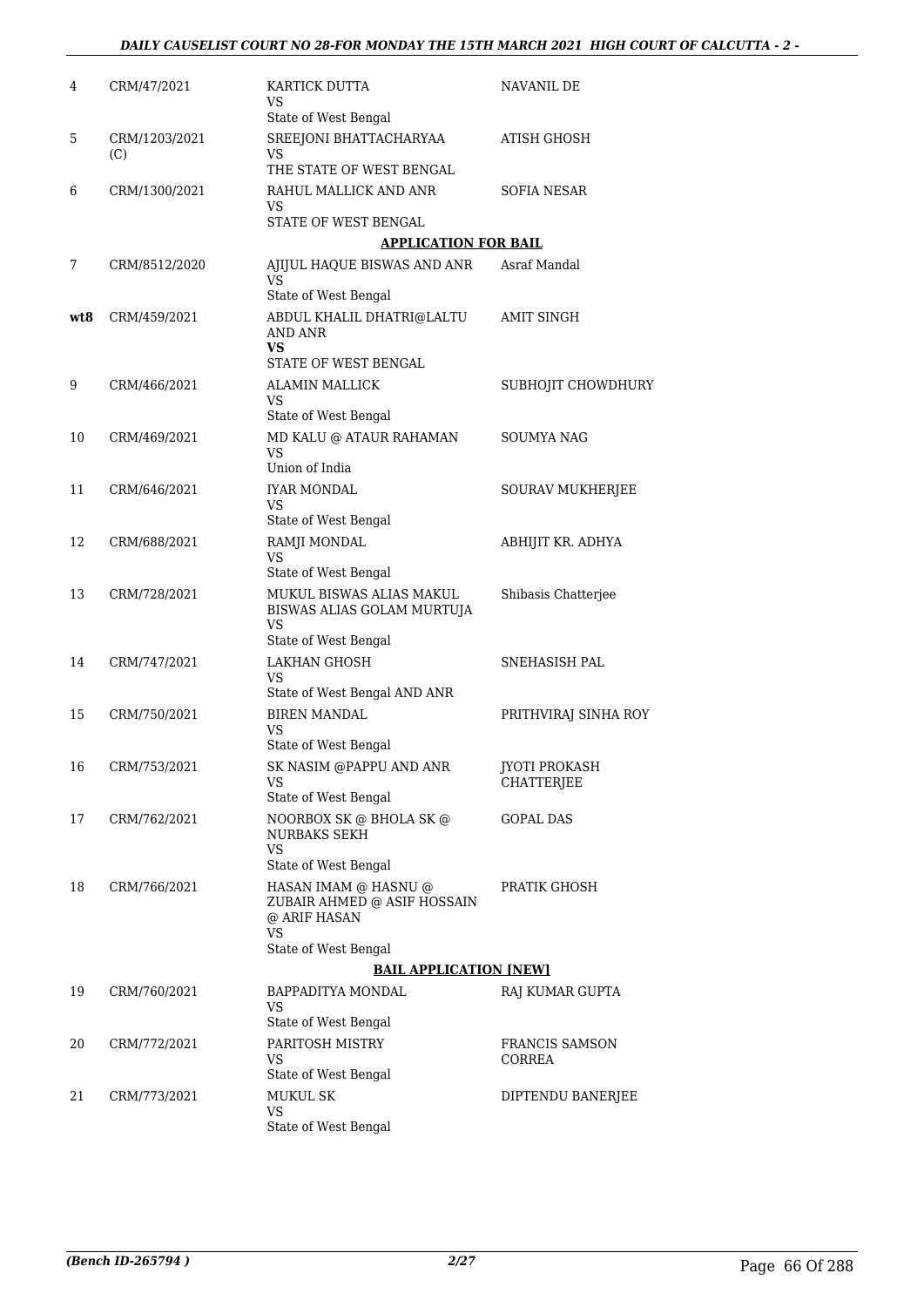| | | | |
|---|---|---|---|
| 4 | CRM/47/2021 | KARTICK DUTTA<br>VS<br>State of West Bengal | NAVANIL DE |
| 5 | CRM/1203/2021 (C) | SREEJONI BHATTACHARYAA<br>VS<br>THE STATE OF WEST BENGAL | ATISH GHOSH |
| 6 | CRM/1300/2021 | RAHUL MALLICK AND ANR<br>VS<br>STATE OF WEST BENGAL | SOFIA NESAR |

**APPLICATION FOR BAIL**

| | | | |
|---|---|---|---|
| 7 | CRM/8512/2020 | AJIJUL HAQUE BISWAS AND ANR<br>VS<br>State of West Bengal | Asraf Mandal |
| **wt8** | CRM/459/2021 | ABDUL KHALIL DHATRI@LALTU AND ANR<br>**VS**<br>STATE OF WEST BENGAL | AMIT SINGH |
| 9 | CRM/466/2021 | ALAMIN MALLICK<br>VS<br>State of West Bengal | SUBHOJIT CHOWDHURY |
| 10 | CRM/469/2021 | MD KALU @ ATAUR RAHAMAN<br>VS<br>Union of India | SOUMYA NAG |
| 11 | CRM/646/2021 | IYAR MONDAL<br>VS<br>State of West Bengal | SOURAV MUKHERJEE |
| 12 | CRM/688/2021 | RAMJI MONDAL<br>VS<br>State of West Bengal | ABHIJIT KR. ADHYA |
| 13 | CRM/728/2021 | MUKUL BISWAS ALIAS MAKUL BISWAS ALIAS GOLAM MURTUJA<br>VS<br>State of West Bengal | Shibasis Chatterjee |
| 14 | CRM/747/2021 | LAKHAN GHOSH<br>VS<br>State of West Bengal AND ANR | SNEHASISH PAL |
| 15 | CRM/750/2021 | BIREN MANDAL<br>VS<br>State of West Bengal | PRITHVIRAJ SINHA ROY |
| 16 | CRM/753/2021 | SK NASIM @PAPPU AND ANR<br>VS<br>State of West Bengal | JYOTI PROKASH CHATTERJEE |
| 17 | CRM/762/2021 | NOORBOX SK @ BHOLA SK @ NURBAKS SEKH<br>VS<br>State of West Bengal | GOPAL DAS |
| 18 | CRM/766/2021 | HASAN IMAM @ HASNU @ ZUBAIR AHMED @ ASIF HOSSAIN @ ARIF HASAN<br>VS<br>State of West Bengal | PRATIK GHOSH |

**BAIL APPLICATION [NEW]**

| | | | |
|---|---|---|---|
| 19 | CRM/760/2021 | BAPPADITYA MONDAL<br>VS<br>State of West Bengal | RAJ KUMAR GUPTA |
| 20 | CRM/772/2021 | PARITOSH MISTRY<br>VS<br>State of West Bengal | FRANCIS SAMSON CORREA |
| 21 | CRM/773/2021 | MUKUL SK<br>VS<br>State of West Bengal | DIPTENDU BANERJEE |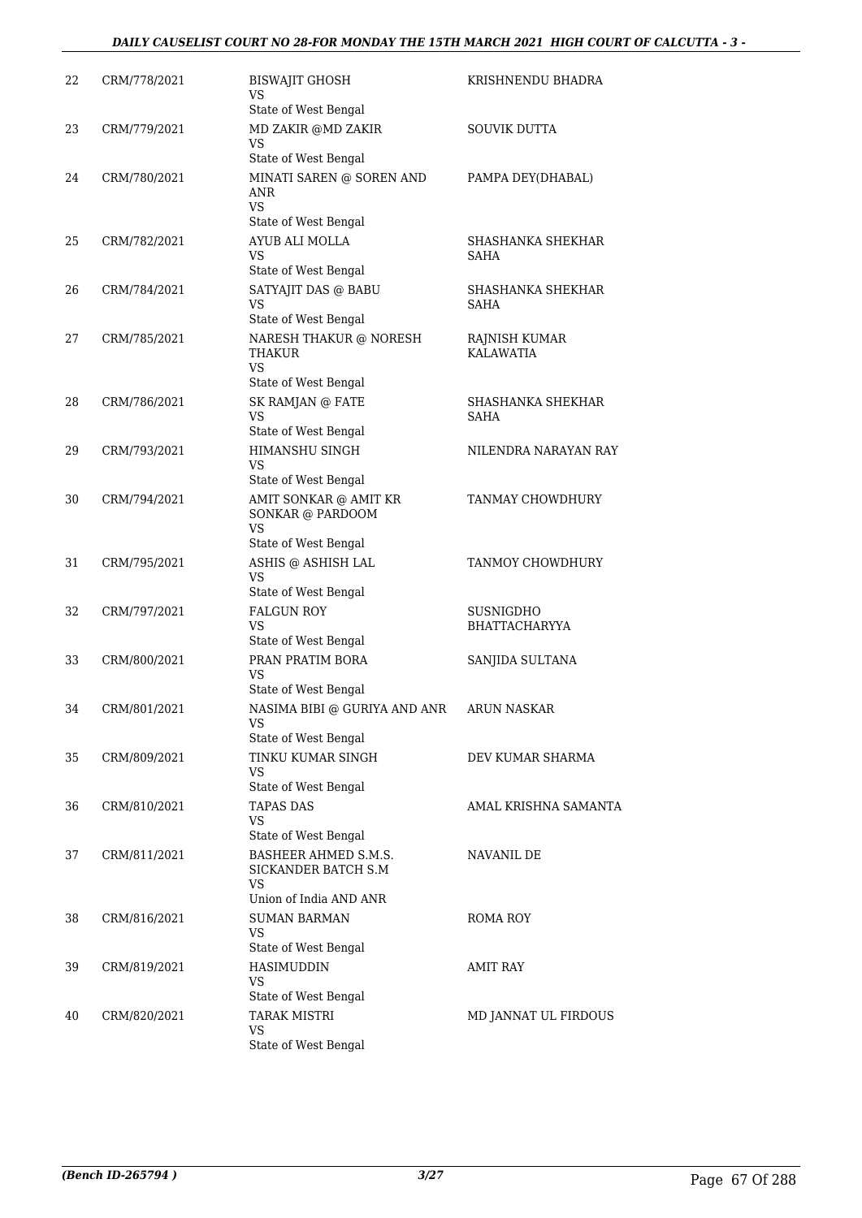| 22 | CRM/778/2021 | BISWAJIT GHOSH<br>VS<br>State of West Bengal | KRISHNENDU BHADRA |
|---|---|---|---|
| 23 | CRM/779/2021 | MD ZAKIR @MD ZAKIR<br>VS<br>State of West Bengal | SOUVIK DUTTA |
| 24 | CRM/780/2021 | MINATI SAREN @ SOREN AND ANR<br>VS<br>State of West Bengal | PAMPA DEY(DHABAL) |
| 25 | CRM/782/2021 | AYUB ALI MOLLA<br>VS<br>State of West Bengal | SHASHANKA SHEKHAR SAHA |
| 26 | CRM/784/2021 | SATYAJIT DAS @ BABU<br>VS<br>State of West Bengal | SHASHANKA SHEKHAR SAHA |
| 27 | CRM/785/2021 | NARESH THAKUR @ NORESH THAKUR<br>VS<br>State of West Bengal | RAJNISH KUMAR KALAWATIA |
| 28 | CRM/786/2021 | SK RAMJAN @ FATE<br>VS<br>State of West Bengal | SHASHANKA SHEKHAR SAHA |
| 29 | CRM/793/2021 | HIMANSHU SINGH<br>VS<br>State of West Bengal | NILENDRA NARAYAN RAY |
| 30 | CRM/794/2021 | AMIT SONKAR @ AMIT KR SONKAR @ PARDOOM<br>VS<br>State of West Bengal | TANMAY CHOWDHURY |
| 31 | CRM/795/2021 | ASHIS @ ASHISH LAL<br>VS<br>State of West Bengal | TANMOY CHOWDHURY |
| 32 | CRM/797/2021 | FALGUN ROY<br>VS<br>State of West Bengal | SUSNIGDHO BHATTACHARYYA |
| 33 | CRM/800/2021 | PRAN PRATIM BORA<br>VS<br>State of West Bengal | SANJIDA SULTANA |
| 34 | CRM/801/2021 | NASIMA BIBI @ GURIYA AND ANR<br>VS<br>State of West Bengal | ARUN NASKAR |
| 35 | CRM/809/2021 | TINKU KUMAR SINGH<br>VS<br>State of West Bengal | DEV KUMAR SHARMA |
| 36 | CRM/810/2021 | TAPAS DAS<br>VS<br>State of West Bengal | AMAL KRISHNA SAMANTA |
| 37 | CRM/811/2021 | BASHEER AHMED S.M.S. SICKANDER BATCH S.M<br>VS<br>Union of India AND ANR | NAVANIL DE |
| 38 | CRM/816/2021 | SUMAN BARMAN<br>VS<br>State of West Bengal | ROMA ROY |
| 39 | CRM/819/2021 | HASIMUDDIN<br>VS<br>State of West Bengal | AMIT RAY |
| 40 | CRM/820/2021 | TARAK MISTRI<br>VS<br>State of West Bengal | MD JANNAT UL FIRDOUS |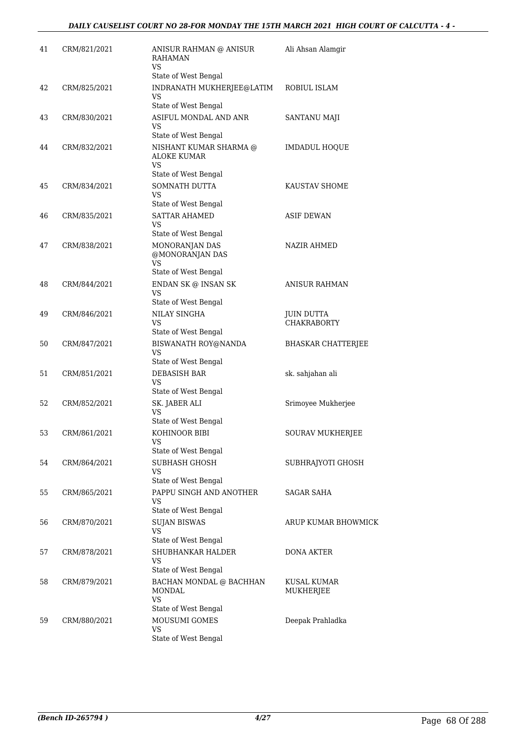| | | | |
|---|---|---|---|
| 41 | CRM/821/2021 | ANISUR RAHMAN @ ANISUR RAHAMAN<br>VS<br>State of West Bengal | Ali Ahsan Alamgir |
| 42 | CRM/825/2021 | INDRANATH MUKHERJEE@LATIM<br>VS<br>State of West Bengal | ROBIUL ISLAM |
| 43 | CRM/830/2021 | ASIFUL MONDAL AND ANR<br>VS<br>State of West Bengal | SANTANU MAJI |
| 44 | CRM/832/2021 | NISHANT KUMAR SHARMA @ ALOKE KUMAR<br>VS<br>State of West Bengal | IMDADUL HOQUE |
| 45 | CRM/834/2021 | SOMNATH DUTTA<br>VS<br>State of West Bengal | KAUSTAV SHOME |
| 46 | CRM/835/2021 | SATTAR AHAMED<br>VS<br>State of West Bengal | ASIF DEWAN |
| 47 | CRM/838/2021 | MONORANJAN DAS @MONORANJAN DAS<br>VS<br>State of West Bengal | NAZIR AHMED |
| 48 | CRM/844/2021 | ENDAN SK @ INSAN SK<br>VS<br>State of West Bengal | ANISUR RAHMAN |
| 49 | CRM/846/2021 | NILAY SINGHA<br>VS<br>State of West Bengal | JUIN DUTTA CHAKRABORTY |
| 50 | CRM/847/2021 | BISWANATH ROY@NANDA<br>VS<br>State of West Bengal | BHASKAR CHATTERJEE |
| 51 | CRM/851/2021 | DEBASISH BAR<br>VS<br>State of West Bengal | sk. sahjahan ali |
| 52 | CRM/852/2021 | SK. JABER ALI<br>VS<br>State of West Bengal | Srimoyee Mukherjee |
| 53 | CRM/861/2021 | KOHINOOR BIBI<br>VS<br>State of West Bengal | SOURAV MUKHERJEE |
| 54 | CRM/864/2021 | SUBHASH GHOSH<br>VS<br>State of West Bengal | SUBHRAJYOTI GHOSH |
| 55 | CRM/865/2021 | PAPPU SINGH AND ANOTHER<br>VS<br>State of West Bengal | SAGAR SAHA |
| 56 | CRM/870/2021 | SUJAN BISWAS<br>VS<br>State of West Bengal | ARUP KUMAR BHOWMICK |
| 57 | CRM/878/2021 | SHUBHANKAR HALDER<br>VS<br>State of West Bengal | DONA AKTER |
| 58 | CRM/879/2021 | BACHAN MONDAL @ BACHHAN MONDAL<br>VS<br>State of West Bengal | KUSAL KUMAR MUKHERJEE |
| 59 | CRM/880/2021 | MOUSUMI GOMES<br>VS<br>State of West Bengal | Deepak Prahladka |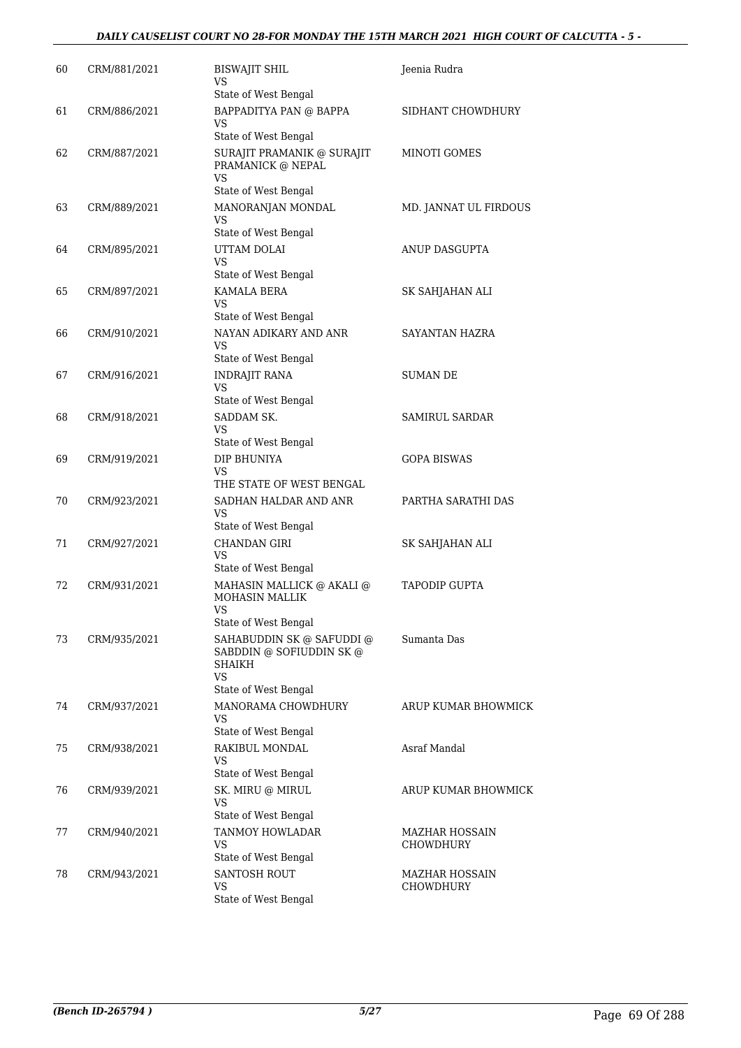| | | | |
|---|---|---|---|
| 60 | CRM/881/2021 | BISWAJIT SHIL<br>VS<br>State of West Bengal | Jeenia Rudra |
| 61 | CRM/886/2021 | BAPPADITYA PAN @ BAPPA<br>VS<br>State of West Bengal | SIDHANT CHOWDHURY |
| 62 | CRM/887/2021 | SURAJIT PRAMANIK @ SURAJIT PRAMANICK @ NEPAL<br>VS<br>State of West Bengal | MINOTI GOMES |
| 63 | CRM/889/2021 | MANORANJAN MONDAL<br>VS<br>State of West Bengal | MD. JANNAT UL FIRDOUS |
| 64 | CRM/895/2021 | UTTAM DOLAI<br>VS<br>State of West Bengal | ANUP DASGUPTA |
| 65 | CRM/897/2021 | KAMALA BERA<br>VS<br>State of West Bengal | SK SAHJAHAN ALI |
| 66 | CRM/910/2021 | NAYAN ADIKARY AND ANR<br>VS<br>State of West Bengal | SAYANTAN HAZRA |
| 67 | CRM/916/2021 | INDRAJIT RANA<br>VS<br>State of West Bengal | SUMAN DE |
| 68 | CRM/918/2021 | SADDAM SK.<br>VS<br>State of West Bengal | SAMIRUL SARDAR |
| 69 | CRM/919/2021 | DIP BHUNIYA<br>VS<br>THE STATE OF WEST BENGAL | GOPA BISWAS |
| 70 | CRM/923/2021 | SADHAN HALDAR AND ANR<br>VS<br>State of West Bengal | PARTHA SARATHI DAS |
| 71 | CRM/927/2021 | CHANDAN GIRI<br>VS<br>State of West Bengal | SK SAHJAHAN ALI |
| 72 | CRM/931/2021 | MAHASIN MALLICK @ AKALI @ MOHASIN MALLIK<br>VS<br>State of West Bengal | TAPODIP GUPTA |
| 73 | CRM/935/2021 | SAHABUDDIN SK @ SAFUDDI @ SABDDIN @ SOFIUDDIN SK @ SHAIKH<br>VS<br>State of West Bengal | Sumanta Das |
| 74 | CRM/937/2021 | MANORAMA CHOWDHURY<br>VS<br>State of West Bengal | ARUP KUMAR BHOWMICK |
| 75 | CRM/938/2021 | RAKIBUL MONDAL<br>VS<br>State of West Bengal | Asraf Mandal |
| 76 | CRM/939/2021 | SK. MIRU @ MIRUL<br>VS<br>State of West Bengal | ARUP KUMAR BHOWMICK |
| 77 | CRM/940/2021 | TANMOY HOWLADAR<br>VS<br>State of West Bengal | MAZHAR HOSSAIN CHOWDHURY |
| 78 | CRM/943/2021 | SANTOSH ROUT<br>VS<br>State of West Bengal | MAZHAR HOSSAIN CHOWDHURY |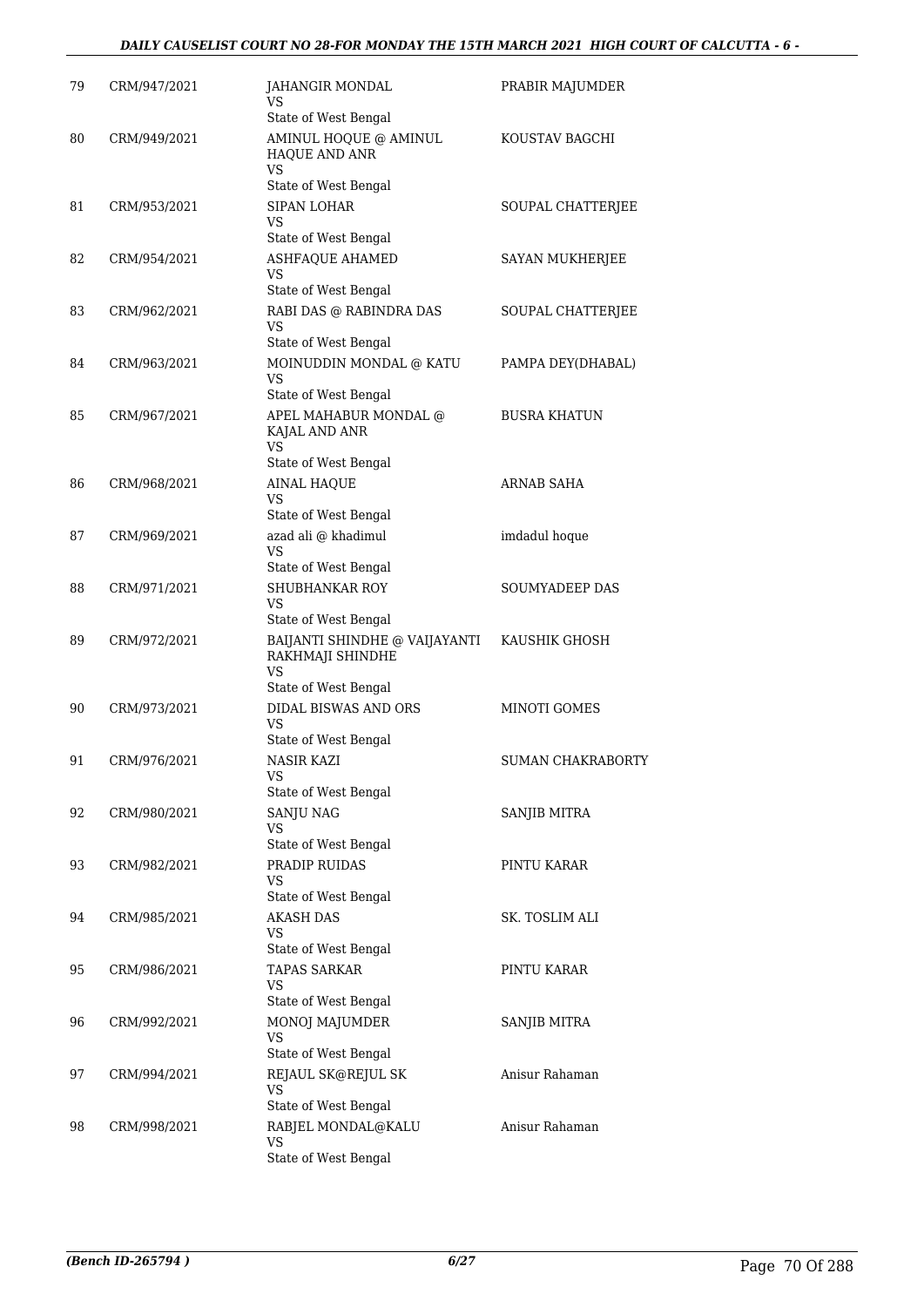| 79 | CRM/947/2021 | JAHANGIR MONDAL<br>VS<br>State of West Bengal | PRABIR MAJUMDER |
|---|---|---|---|
| 80 | CRM/949/2021 | AMINUL HOQUE @ AMINUL HAQUE AND ANR<br>VS<br>State of West Bengal | KOUSTAV BAGCHI |
| 81 | CRM/953/2021 | SIPAN LOHAR<br>VS<br>State of West Bengal | SOUPAL CHATTERJEE |
| 82 | CRM/954/2021 | ASHFAQUE AHAMED<br>VS<br>State of West Bengal | SAYAN MUKHERJEE |
| 83 | CRM/962/2021 | RABI DAS @ RABINDRA DAS<br>VS<br>State of West Bengal | SOUPAL CHATTERJEE |
| 84 | CRM/963/2021 | MOINUDDIN MONDAL @ KATU<br>VS<br>State of West Bengal | PAMPA DEY(DHABAL) |
| 85 | CRM/967/2021 | APEL MAHABUR MONDAL @ KAJAL AND ANR<br>VS<br>State of West Bengal | BUSRA KHATUN |
| 86 | CRM/968/2021 | AINAL HAQUE<br>VS<br>State of West Bengal | ARNAB SAHA |
| 87 | CRM/969/2021 | azad ali @ khadimul<br>VS<br>State of West Bengal | imdadul hoque |
| 88 | CRM/971/2021 | SHUBHANKAR ROY<br>VS<br>State of West Bengal | SOUMYADEEP DAS |
| 89 | CRM/972/2021 | BAIJANTI SHINDHE @ VAIJAYANTI RAKHMAJI SHINDHE<br>VS<br>State of West Bengal | KAUSHIK GHOSH |
| 90 | CRM/973/2021 | DIDAL BISWAS AND ORS<br>VS<br>State of West Bengal | MINOTI GOMES |
| 91 | CRM/976/2021 | NASIR KAZI<br>VS<br>State of West Bengal | SUMAN CHAKRABORTY |
| 92 | CRM/980/2021 | SANJU NAG<br>VS<br>State of West Bengal | SANJIB MITRA |
| 93 | CRM/982/2021 | PRADIP RUIDAS<br>VS<br>State of West Bengal | PINTU KARAR |
| 94 | CRM/985/2021 | AKASH DAS<br>VS<br>State of West Bengal | SK. TOSLIM ALI |
| 95 | CRM/986/2021 | TAPAS SARKAR<br>VS<br>State of West Bengal | PINTU KARAR |
| 96 | CRM/992/2021 | MONOJ MAJUMDER<br>VS<br>State of West Bengal | SANJIB MITRA |
| 97 | CRM/994/2021 | REJAUL SK@REJUL SK<br>VS<br>State of West Bengal | Anisur Rahaman |
| 98 | CRM/998/2021 | RABJEL MONDAL@KALU<br>VS<br>State of West Bengal | Anisur Rahaman |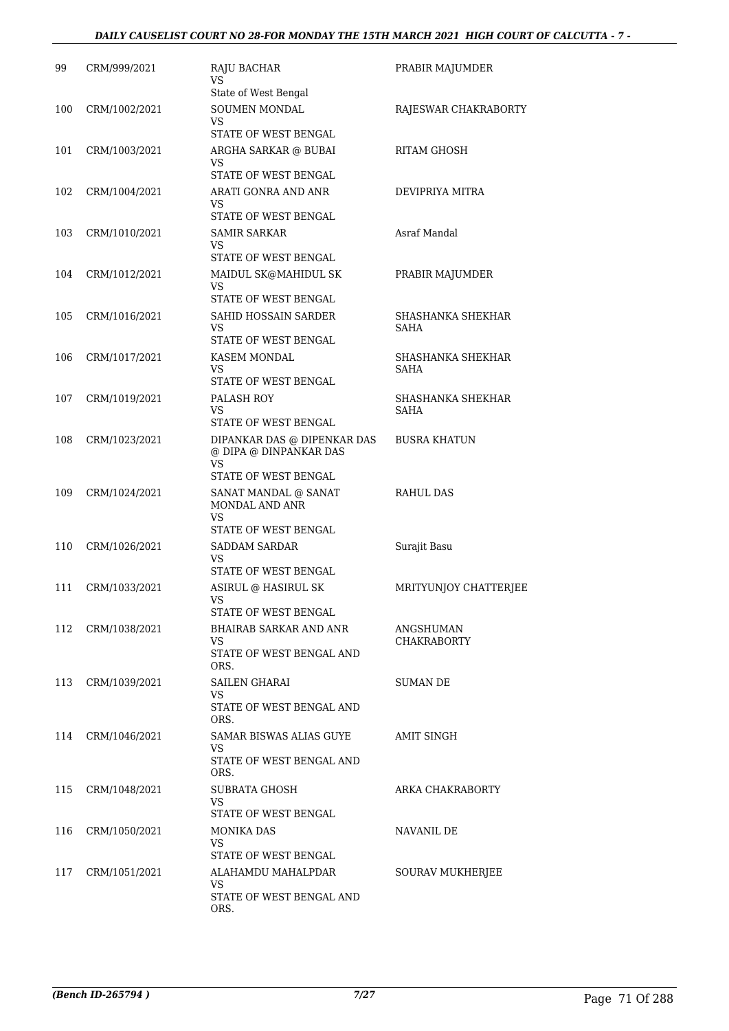| 99 | CRM/999/2021 | RAJU BACHAR<br>VS<br>State of West Bengal | PRABIR MAJUMDER |
|---|---|---|---|
| 100 | CRM/1002/2021 | SOUMEN MONDAL<br>VS<br>STATE OF WEST BENGAL | RAJESWAR CHAKRABORTY |
| 101 | CRM/1003/2021 | ARGHA SARKAR @ BUBAI<br>VS<br>STATE OF WEST BENGAL | RITAM GHOSH |
| 102 | CRM/1004/2021 | ARATI GONRA AND ANR<br>VS<br>STATE OF WEST BENGAL | DEVIPRIYA MITRA |
| 103 | CRM/1010/2021 | SAMIR SARKAR<br>VS<br>STATE OF WEST BENGAL | Asraf Mandal |
| 104 | CRM/1012/2021 | MAIDUL SK@MAHIDUL SK<br>VS<br>STATE OF WEST BENGAL | PRABIR MAJUMDER |
| 105 | CRM/1016/2021 | SAHID HOSSAIN SARDER<br>VS<br>STATE OF WEST BENGAL | SHASHANKA SHEKHAR SAHA |
| 106 | CRM/1017/2021 | KASEM MONDAL<br>VS<br>STATE OF WEST BENGAL | SHASHANKA SHEKHAR SAHA |
| 107 | CRM/1019/2021 | PALASH ROY<br>VS<br>STATE OF WEST BENGAL | SHASHANKA SHEKHAR SAHA |
| 108 | CRM/1023/2021 | DIPANKAR DAS @ DIPENKAR DAS @ DIPA @ DINPANKAR DAS<br>VS<br>STATE OF WEST BENGAL | BUSRA KHATUN |
| 109 | CRM/1024/2021 | SANAT MANDAL @ SANAT MONDAL AND ANR<br>VS<br>STATE OF WEST BENGAL | RAHUL DAS |
| 110 | CRM/1026/2021 | SADDAM SARDAR<br>VS<br>STATE OF WEST BENGAL | Surajit Basu |
| 111 | CRM/1033/2021 | ASIRUL @ HASIRUL SK<br>VS<br>STATE OF WEST BENGAL | MRITYUNJOY CHATTERJEE |
| 112 | CRM/1038/2021 | BHAIRAB SARKAR AND ANR<br>VS<br>STATE OF WEST BENGAL AND ORS. | ANGSHUMAN CHAKRABORTY |
| 113 | CRM/1039/2021 | SAILEN GHARAI<br>VS<br>STATE OF WEST BENGAL AND ORS. | SUMAN DE |
| 114 | CRM/1046/2021 | SAMAR BISWAS ALIAS GUYE<br>VS<br>STATE OF WEST BENGAL AND ORS. | AMIT SINGH |
| 115 | CRM/1048/2021 | SUBRATA GHOSH<br>VS<br>STATE OF WEST BENGAL | ARKA CHAKRABORTY |
| 116 | CRM/1050/2021 | MONIKA DAS<br>VS<br>STATE OF WEST BENGAL | NAVANIL DE |
| 117 | CRM/1051/2021 | ALAHAMDU MAHALPDAR<br>VS<br>STATE OF WEST BENGAL AND ORS. | SOURAV MUKHERJEE |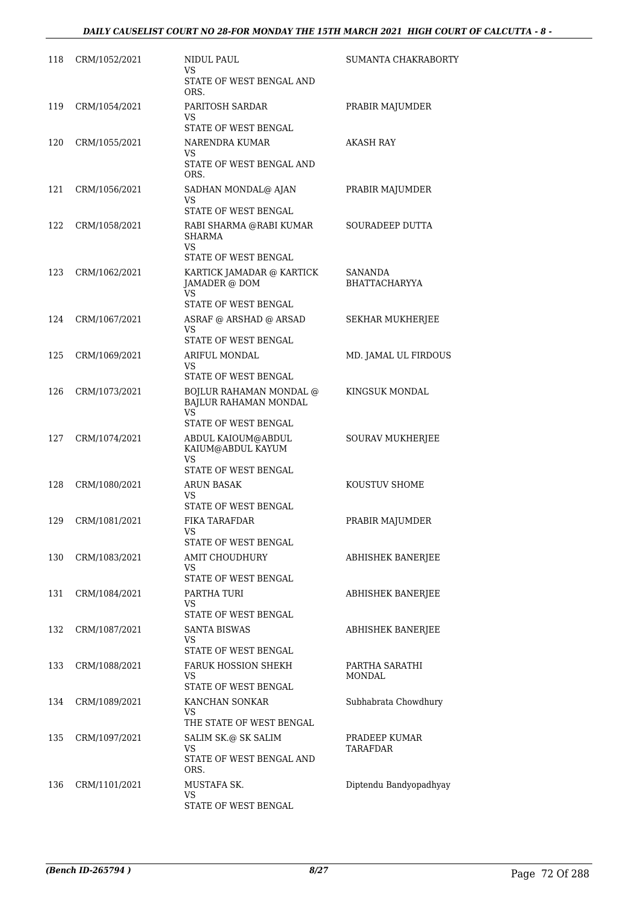| | | | |
|---|---|---|---|
| 118 | CRM/1052/2021 | NIDUL PAUL<br>VS<br>STATE OF WEST BENGAL AND ORS. | SUMANTA CHAKRABORTY |
| 119 | CRM/1054/2021 | PARITOSH SARDAR<br>VS<br>STATE OF WEST BENGAL | PRABIR MAJUMDER |
| 120 | CRM/1055/2021 | NARENDRA KUMAR<br>VS<br>STATE OF WEST BENGAL AND ORS. | AKASH RAY |
| 121 | CRM/1056/2021 | SADHAN MONDAL@ AJAN<br>VS<br>STATE OF WEST BENGAL | PRABIR MAJUMDER |
| 122 | CRM/1058/2021 | RABI SHARMA @RABI KUMAR SHARMA<br>VS<br>STATE OF WEST BENGAL | SOURADEEP DUTTA |
| 123 | CRM/1062/2021 | KARTICK JAMADAR @ KARTICK JAMADER @ DOM<br>VS<br>STATE OF WEST BENGAL | SANANDA BHATTACHARYYA |
| 124 | CRM/1067/2021 | ASRAF @ ARSHAD @ ARSAD<br>VS<br>STATE OF WEST BENGAL | SEKHAR MUKHERJEE |
| 125 | CRM/1069/2021 | ARIFUL MONDAL<br>VS<br>STATE OF WEST BENGAL | MD. JAMAL UL FIRDOUS |
| 126 | CRM/1073/2021 | BOJLUR RAHAMAN MONDAL @ BAJLUR RAHAMAN MONDAL<br>VS<br>STATE OF WEST BENGAL | KINGSUK MONDAL |
| 127 | CRM/1074/2021 | ABDUL KAIOUM@ABDUL KAIUM@ABDUL KAYUM<br>VS<br>STATE OF WEST BENGAL | SOURAV MUKHERJEE |
| 128 | CRM/1080/2021 | ARUN BASAK<br>VS<br>STATE OF WEST BENGAL | KOUSTUV SHOME |
| 129 | CRM/1081/2021 | FIKA TARAFDAR<br>VS<br>STATE OF WEST BENGAL | PRABIR MAJUMDER |
| 130 | CRM/1083/2021 | AMIT CHOUDHURY<br>VS<br>STATE OF WEST BENGAL | ABHISHEK BANERJEE |
| 131 | CRM/1084/2021 | PARTHA TURI<br>VS<br>STATE OF WEST BENGAL | ABHISHEK BANERJEE |
| 132 | CRM/1087/2021 | SANTA BISWAS<br>VS<br>STATE OF WEST BENGAL | ABHISHEK BANERJEE |
| 133 | CRM/1088/2021 | FARUK HOSSION SHEKH<br>VS<br>STATE OF WEST BENGAL | PARTHA SARATHI MONDAL |
| 134 | CRM/1089/2021 | KANCHAN SONKAR<br>VS<br>THE STATE OF WEST BENGAL | Subhabrata Chowdhury |
| 135 | CRM/1097/2021 | SALIM SK.@ SK SALIM<br>VS<br>STATE OF WEST BENGAL AND ORS. | PRADEEP KUMAR TARAFDAR |
| 136 | CRM/1101/2021 | MUSTAFA SK.<br>VS<br>STATE OF WEST BENGAL | Diptendu Bandyopadhyay |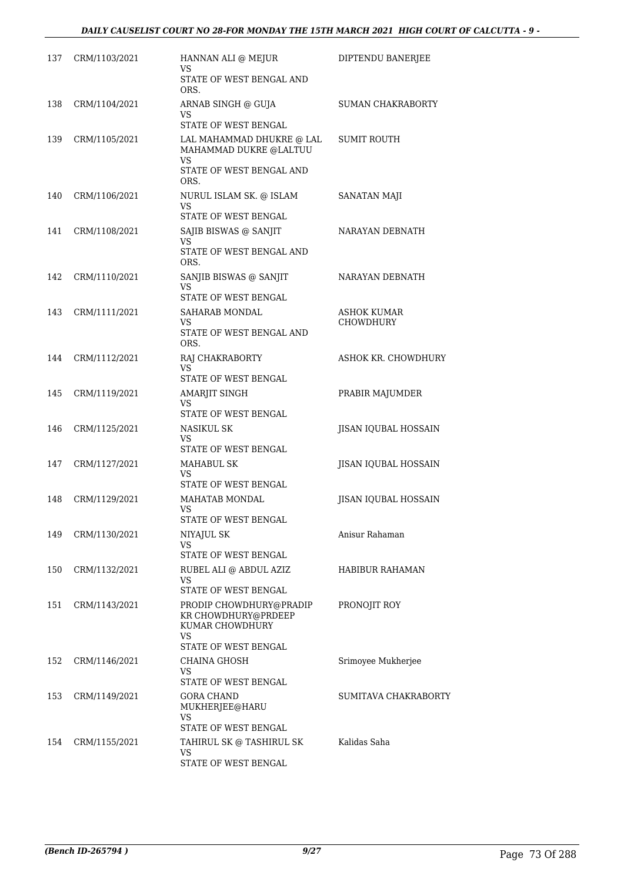| 137 | CRM/1103/2021 | HANNAN ALI @ MEJUR VS STATE OF WEST BENGAL AND ORS. | DIPTENDU BANERJEE |
|---|---|---|---|
| 138 | CRM/1104/2021 | ARNAB SINGH @ GUJA VS STATE OF WEST BENGAL | SUMAN CHAKRABORTY |
| 139 | CRM/1105/2021 | LAL MAHAMMAD DHUKRE @ LAL MAHAMMAD DUKRE @LALTUU VS STATE OF WEST BENGAL AND ORS. | SUMIT ROUTH |
| 140 | CRM/1106/2021 | NURUL ISLAM SK. @ ISLAM VS STATE OF WEST BENGAL | SANATAN MAJI |
| 141 | CRM/1108/2021 | SAJIB BISWAS @ SANJIT VS STATE OF WEST BENGAL AND ORS. | NARAYAN DEBNATH |
| 142 | CRM/1110/2021 | SANJIB BISWAS @ SANJIT VS STATE OF WEST BENGAL | NARAYAN DEBNATH |
| 143 | CRM/1111/2021 | SAHARAB MONDAL VS STATE OF WEST BENGAL AND ORS. | ASHOK KUMAR CHOWDHURY |
| 144 | CRM/1112/2021 | RAJ CHAKRABORTY VS STATE OF WEST BENGAL | ASHOK KR. CHOWDHURY |
| 145 | CRM/1119/2021 | AMARJIT SINGH VS STATE OF WEST BENGAL | PRABIR MAJUMDER |
| 146 | CRM/1125/2021 | NASIKUL SK VS STATE OF WEST BENGAL | JISAN IQUBAL HOSSAIN |
| 147 | CRM/1127/2021 | MAHABUL SK VS STATE OF WEST BENGAL | JISAN IQUBAL HOSSAIN |
| 148 | CRM/1129/2021 | MAHATAB MONDAL VS STATE OF WEST BENGAL | JISAN IQUBAL HOSSAIN |
| 149 | CRM/1130/2021 | NIYAJUL SK VS STATE OF WEST BENGAL | Anisur Rahaman |
| 150 | CRM/1132/2021 | RUBEL ALI @ ABDUL AZIZ VS STATE OF WEST BENGAL | HABIBUR RAHAMAN |
| 151 | CRM/1143/2021 | PRODIP CHOWDHURY@PRADIP KR CHOWDHURY@PRDEEP KUMAR CHOWDHURY VS STATE OF WEST BENGAL | PRONOJIT ROY |
| 152 | CRM/1146/2021 | CHAINA GHOSH VS STATE OF WEST BENGAL | Srimoyee Mukherjee |
| 153 | CRM/1149/2021 | GORA CHAND MUKHERJEE@HARU VS STATE OF WEST BENGAL | SUMITAVA CHAKRABORTY |
| 154 | CRM/1155/2021 | TAHIRUL SK @ TASHIRUL SK VS STATE OF WEST BENGAL | Kalidas Saha |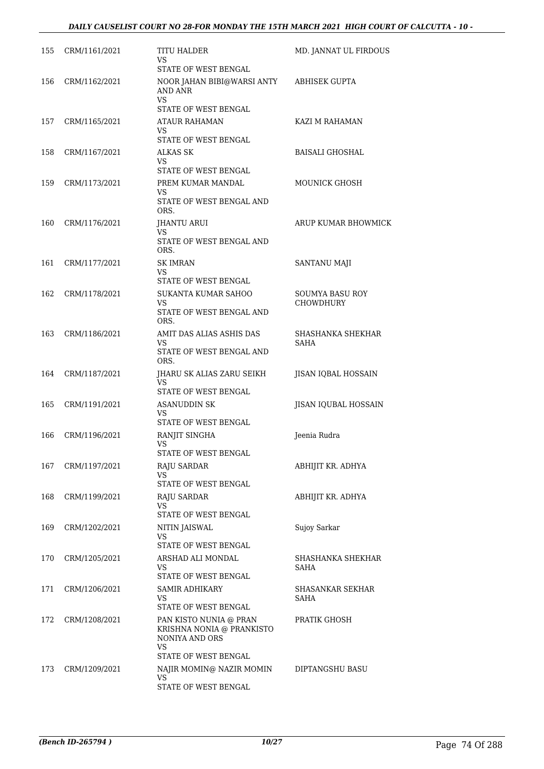| | | | |
|---|---|---|---|
| 155 | CRM/1161/2021 | TITU HALDER<br>VS<br>STATE OF WEST BENGAL | MD. JANNAT UL FIRDOUS |
| 156 | CRM/1162/2021 | NOOR JAHAN BIBI@WARSI ANTY AND ANR<br>VS<br>STATE OF WEST BENGAL | ABHISEK GUPTA |
| 157 | CRM/1165/2021 | ATAUR RAHAMAN<br>VS<br>STATE OF WEST BENGAL | KAZI M RAHAMAN |
| 158 | CRM/1167/2021 | ALKAS SK<br>VS<br>STATE OF WEST BENGAL | BAISALI GHOSHAL |
| 159 | CRM/1173/2021 | PREM KUMAR MANDAL<br>VS<br>STATE OF WEST BENGAL AND ORS. | MOUNICK GHOSH |
| 160 | CRM/1176/2021 | JHANTU ARUI<br>VS<br>STATE OF WEST BENGAL AND ORS. | ARUP KUMAR BHOWMICK |
| 161 | CRM/1177/2021 | SK IMRAN<br>VS<br>STATE OF WEST BENGAL | SANTANU MAJI |
| 162 | CRM/1178/2021 | SUKANTA KUMAR SAHOO<br>VS<br>STATE OF WEST BENGAL AND ORS. | SOUMYA BASU ROY CHOWDHURY |
| 163 | CRM/1186/2021 | AMIT DAS ALIAS ASHIS DAS<br>VS<br>STATE OF WEST BENGAL AND ORS. | SHASHANKA SHEKHAR SAHA |
| 164 | CRM/1187/2021 | JHARU SK ALIAS ZARU SEIKH<br>VS<br>STATE OF WEST BENGAL | JISAN IQBAL HOSSAIN |
| 165 | CRM/1191/2021 | ASANUDDIN SK<br>VS<br>STATE OF WEST BENGAL | JISAN IQUBAL HOSSAIN |
| 166 | CRM/1196/2021 | RANJIT SINGHA<br>VS<br>STATE OF WEST BENGAL | Jeenia Rudra |
| 167 | CRM/1197/2021 | RAJU SARDAR<br>VS<br>STATE OF WEST BENGAL | ABHIJIT KR. ADHYA |
| 168 | CRM/1199/2021 | RAJU SARDAR<br>VS<br>STATE OF WEST BENGAL | ABHIJIT KR. ADHYA |
| 169 | CRM/1202/2021 | NITIN JAISWAL<br>VS<br>STATE OF WEST BENGAL | Sujoy Sarkar |
| 170 | CRM/1205/2021 | ARSHAD ALI MONDAL<br>VS<br>STATE OF WEST BENGAL | SHASHANKA SHEKHAR SAHA |
| 171 | CRM/1206/2021 | SAMIR ADHIKARY<br>VS<br>STATE OF WEST BENGAL | SHASANKAR SEKHAR SAHA |
| 172 | CRM/1208/2021 | PAN KISTO NUNIA @ PRAN KRISHNA NONIA @ PRANKISTO NONIYA AND ORS<br>VS<br>STATE OF WEST BENGAL | PRATIK GHOSH |
| 173 | CRM/1209/2021 | NAJIR MOMIN@ NAZIR MOMIN<br>VS<br>STATE OF WEST BENGAL | DIPTANGSHU BASU |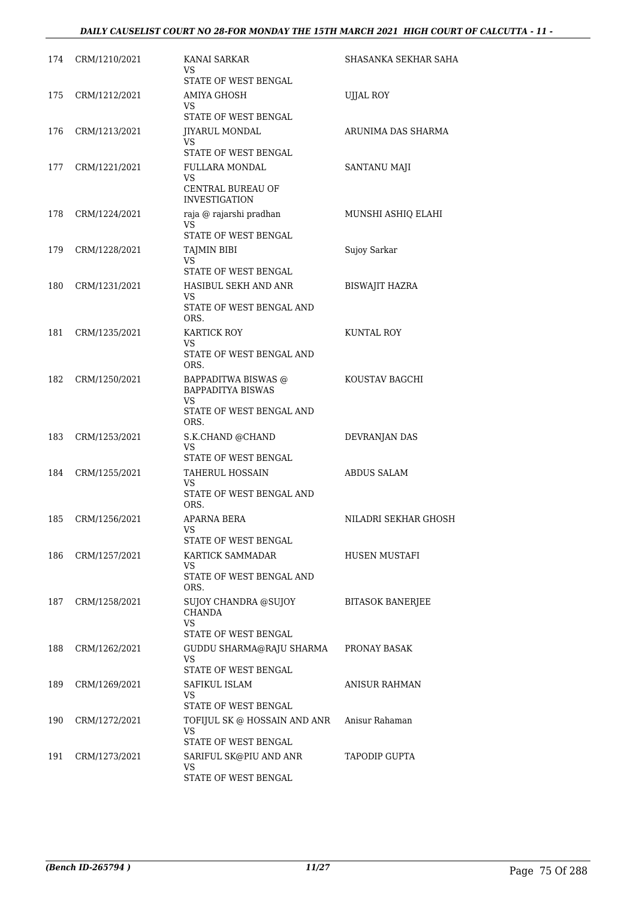| | | | |
|---|---|---|---|
| 174 | CRM/1210/2021 | KANAI SARKAR<br>VS<br>STATE OF WEST BENGAL | SHASANKA SEKHAR SAHA |
| 175 | CRM/1212/2021 | AMIYA GHOSH<br>VS<br>STATE OF WEST BENGAL | UJJAL ROY |
| 176 | CRM/1213/2021 | JIYARUL MONDAL<br>VS<br>STATE OF WEST BENGAL | ARUNIMA DAS SHARMA |
| 177 | CRM/1221/2021 | FULLARA MONDAL<br>VS<br>CENTRAL BUREAU OF INVESTIGATION | SANTANU MAJI |
| 178 | CRM/1224/2021 | raja @ rajarshi pradhan<br>VS<br>STATE OF WEST BENGAL | MUNSHI ASHIQ ELAHI |
| 179 | CRM/1228/2021 | TAJMIN BIBI<br>VS<br>STATE OF WEST BENGAL | Sujoy Sarkar |
| 180 | CRM/1231/2021 | HASIBUL SEKH AND ANR<br>VS<br>STATE OF WEST BENGAL AND ORS. | BISWAJIT HAZRA |
| 181 | CRM/1235/2021 | KARTICK ROY<br>VS<br>STATE OF WEST BENGAL AND ORS. | KUNTAL ROY |
| 182 | CRM/1250/2021 | BAPPADITWA BISWAS @ BAPPADITYA BISWAS<br>VS<br>STATE OF WEST BENGAL AND ORS. | KOUSTAV BAGCHI |
| 183 | CRM/1253/2021 | S.K.CHAND @CHAND<br>VS<br>STATE OF WEST BENGAL | DEVRANJAN DAS |
| 184 | CRM/1255/2021 | TAHERUL HOSSAIN<br>VS<br>STATE OF WEST BENGAL AND ORS. | ABDUS SALAM |
| 185 | CRM/1256/2021 | APARNA BERA<br>VS<br>STATE OF WEST BENGAL | NILADRI SEKHAR GHOSH |
| 186 | CRM/1257/2021 | KARTICK SAMMADAR<br>VS<br>STATE OF WEST BENGAL AND ORS. | HUSEN MUSTAFI |
| 187 | CRM/1258/2021 | SUJOY CHANDRA @SUJOY CHANDA<br>VS<br>STATE OF WEST BENGAL | BITASOK BANERJEE |
| 188 | CRM/1262/2021 | GUDDU SHARMA@RAJU SHARMA<br>VS<br>STATE OF WEST BENGAL | PRONAY BASAK |
| 189 | CRM/1269/2021 | SAFIKUL ISLAM<br>VS<br>STATE OF WEST BENGAL | ANISUR RAHMAN |
| 190 | CRM/1272/2021 | TOFIJUL SK @ HOSSAIN AND ANR<br>VS<br>STATE OF WEST BENGAL | Anisur Rahaman |
| 191 | CRM/1273/2021 | SARIFUL SK@PIU AND ANR<br>VS<br>STATE OF WEST BENGAL | TAPODIP GUPTA |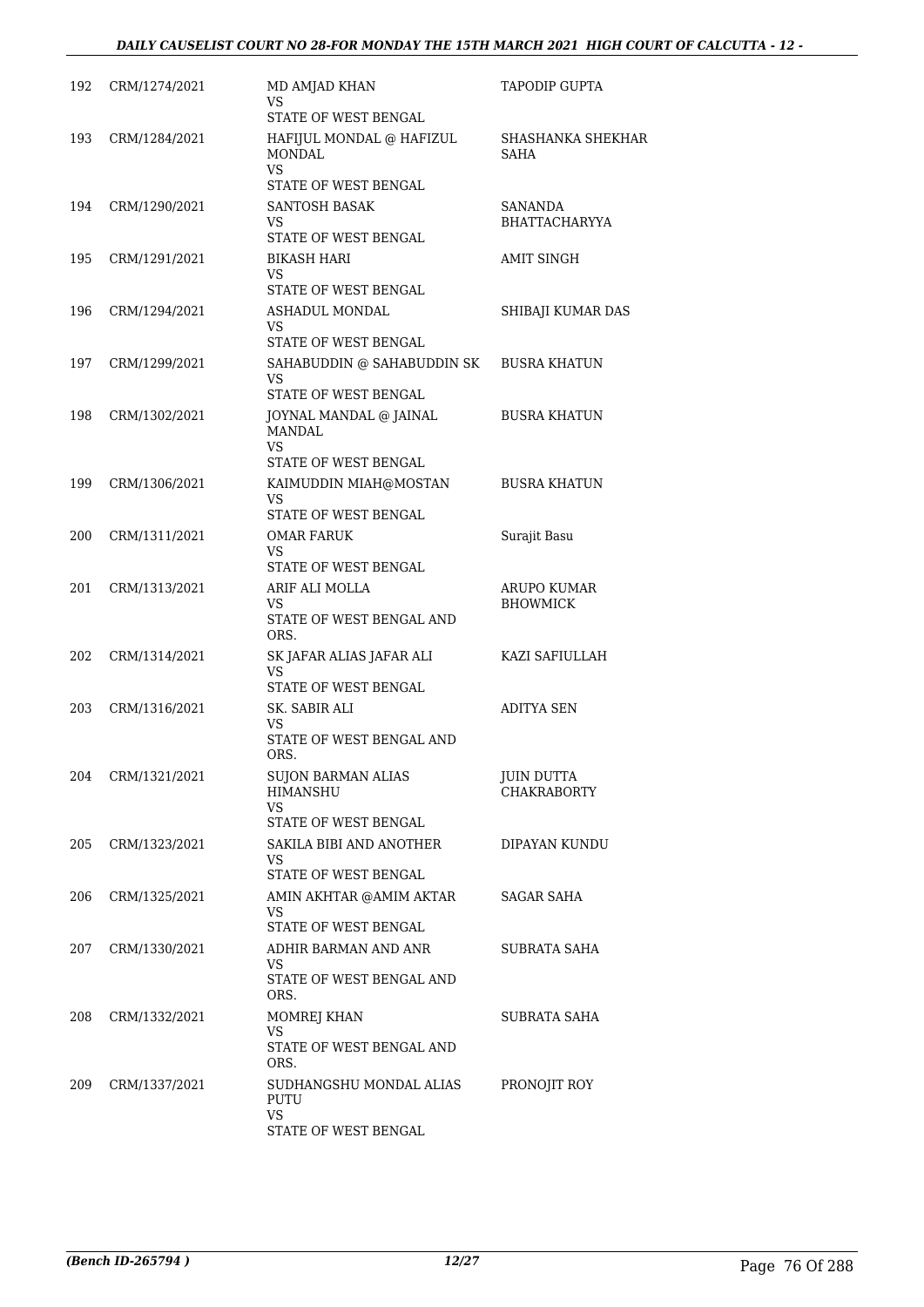| | | | |
|---|---|---|---|
| 192 | CRM/1274/2021 | MD AMJAD KHAN<br>VS<br>STATE OF WEST BENGAL | TAPODIP GUPTA |
| 193 | CRM/1284/2021 | HAFIJUL MONDAL @ HAFIZUL MONDAL<br>VS<br>STATE OF WEST BENGAL | SHASHANKA SHEKHAR SAHA |
| 194 | CRM/1290/2021 | SANTOSH BASAK<br>VS<br>STATE OF WEST BENGAL | SANANDA BHATTACHARYYA |
| 195 | CRM/1291/2021 | BIKASH HARI<br>VS<br>STATE OF WEST BENGAL | AMIT SINGH |
| 196 | CRM/1294/2021 | ASHADUL MONDAL<br>VS<br>STATE OF WEST BENGAL | SHIBAJI KUMAR DAS |
| 197 | CRM/1299/2021 | SAHABUDDIN @ SAHABUDDIN SK<br>VS<br>STATE OF WEST BENGAL | BUSRA KHATUN |
| 198 | CRM/1302/2021 | JOYNAL MANDAL @ JAINAL MANDAL<br>VS<br>STATE OF WEST BENGAL | BUSRA KHATUN |
| 199 | CRM/1306/2021 | KAIMUDDIN MIAH@MOSTAN<br>VS<br>STATE OF WEST BENGAL | BUSRA KHATUN |
| 200 | CRM/1311/2021 | OMAR FARUK<br>VS<br>STATE OF WEST BENGAL | Surajit Basu |
| 201 | CRM/1313/2021 | ARIF ALI MOLLA<br>VS<br>STATE OF WEST BENGAL AND ORS. | ARUPO KUMAR BHOWMICK |
| 202 | CRM/1314/2021 | SK JAFAR ALIAS JAFAR ALI<br>VS<br>STATE OF WEST BENGAL | KAZI SAFIULLAH |
| 203 | CRM/1316/2021 | SK. SABIR ALI<br>VS<br>STATE OF WEST BENGAL AND ORS. | ADITYA SEN |
| 204 | CRM/1321/2021 | SUJON BARMAN ALIAS HIMANSHU<br>VS<br>STATE OF WEST BENGAL | JUIN DUTTA CHAKRABORTY |
| 205 | CRM/1323/2021 | SAKILA BIBI AND ANOTHER<br>VS<br>STATE OF WEST BENGAL | DIPAYAN KUNDU |
| 206 | CRM/1325/2021 | AMIN AKHTAR @AMIM AKTAR<br>VS<br>STATE OF WEST BENGAL | SAGAR SAHA |
| 207 | CRM/1330/2021 | ADHIR BARMAN AND ANR<br>VS<br>STATE OF WEST BENGAL AND ORS. | SUBRATA SAHA |
| 208 | CRM/1332/2021 | MOMREJ KHAN<br>VS<br>STATE OF WEST BENGAL AND ORS. | SUBRATA SAHA |
| 209 | CRM/1337/2021 | SUDHANGSHU MONDAL ALIAS PUTU<br>VS<br>STATE OF WEST BENGAL | PRONOJIT ROY |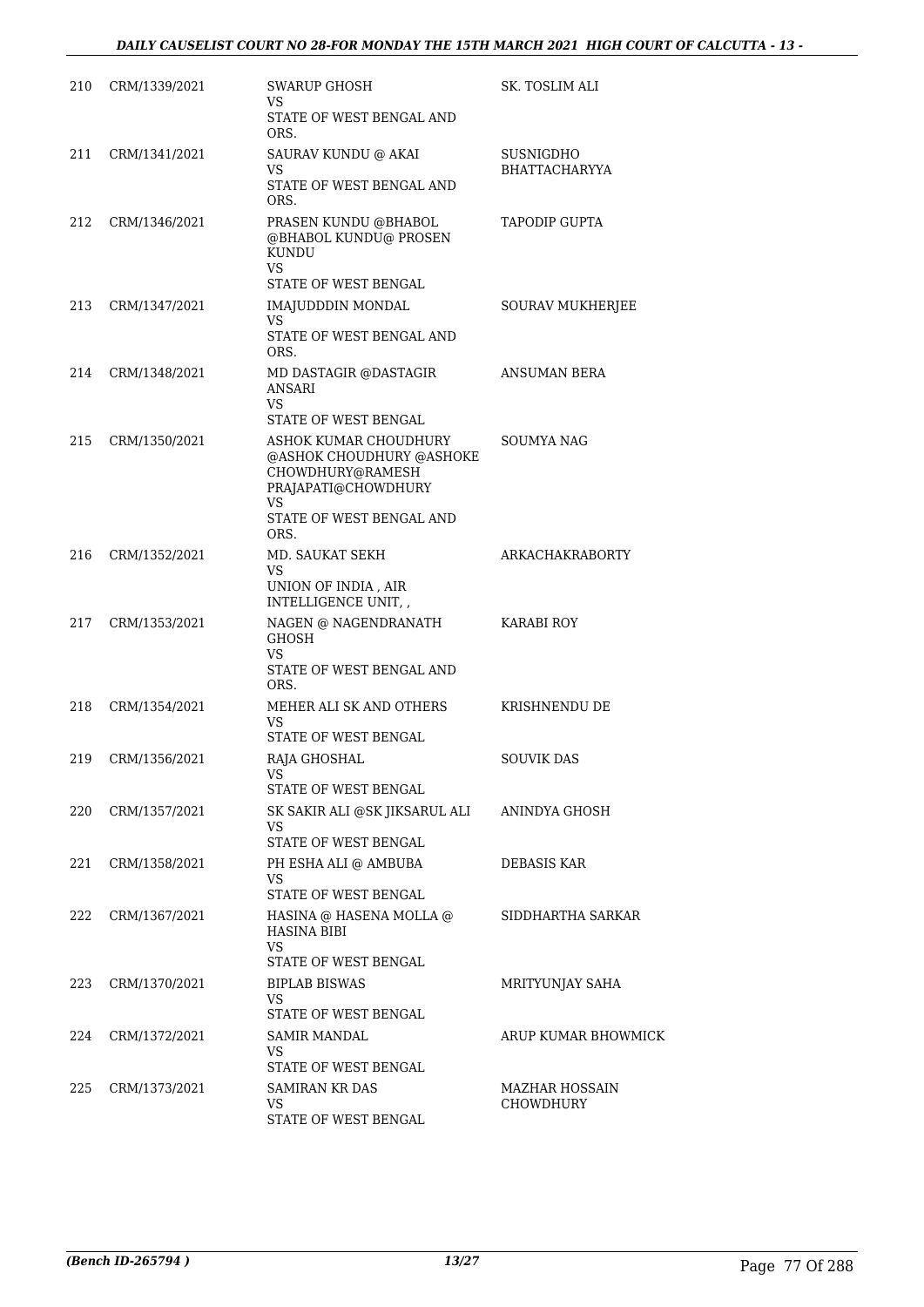| | | | |
|---|---|---|---|
| 210 | CRM/1339/2021 | SWARUP GHOSH<br>VS<br>STATE OF WEST BENGAL AND ORS. | SK. TOSLIM ALI |
| 211 | CRM/1341/2021 | SAURAV KUNDU @ AKAI<br>VS<br>STATE OF WEST BENGAL AND ORS. | SUSNIGDHO BHATTACHARYYA |
| 212 | CRM/1346/2021 | PRASEN KUNDU @BHABOL @BHABOL KUNDU@ PROSEN KUNDU<br>VS<br>STATE OF WEST BENGAL | TAPODIP GUPTA |
| 213 | CRM/1347/2021 | IMAJUDDDIN MONDAL<br>VS<br>STATE OF WEST BENGAL AND ORS. | SOURAV MUKHERJEE |
| 214 | CRM/1348/2021 | MD DASTAGIR @DASTAGIR ANSARI<br>VS<br>STATE OF WEST BENGAL | ANSUMAN BERA |
| 215 | CRM/1350/2021 | ASHOK KUMAR CHOUDHURY @ASHOK CHOUDHURY @ASHOKE CHOWDHURY@RAMESH PRAJAPATI@CHOWDHURY<br>VS<br>STATE OF WEST BENGAL AND ORS. | SOUMYA NAG |
| 216 | CRM/1352/2021 | MD. SAUKAT SEKH<br>VS<br>UNION OF INDIA , AIR INTELLIGENCE UNIT, , | ARKACHAKRABORTY |
| 217 | CRM/1353/2021 | NAGEN @ NAGENDRANATH GHOSH<br>VS<br>STATE OF WEST BENGAL AND ORS. | KARABI ROY |
| 218 | CRM/1354/2021 | MEHER ALI SK AND OTHERS<br>VS<br>STATE OF WEST BENGAL | KRISHNENDU DE |
| 219 | CRM/1356/2021 | RAJA GHOSHAL<br>VS<br>STATE OF WEST BENGAL | SOUVIK DAS |
| 220 | CRM/1357/2021 | SK SAKIR ALI @SK JIKSARUL ALI<br>VS<br>STATE OF WEST BENGAL | ANINDYA GHOSH |
| 221 | CRM/1358/2021 | PH ESHA ALI @ AMBUBA<br>VS<br>STATE OF WEST BENGAL | DEBASIS KAR |
| 222 | CRM/1367/2021 | HASINA @ HASENA MOLLA @ HASINA BIBI<br>VS<br>STATE OF WEST BENGAL | SIDDHARTHA SARKAR |
| 223 | CRM/1370/2021 | BIPLAB BISWAS<br>VS<br>STATE OF WEST BENGAL | MRITYUNJAY SAHA |
| 224 | CRM/1372/2021 | SAMIR MANDAL<br>VS<br>STATE OF WEST BENGAL | ARUP KUMAR BHOWMICK |
| 225 | CRM/1373/2021 | SAMIRAN KR DAS<br>VS<br>STATE OF WEST BENGAL | MAZHAR HOSSAIN CHOWDHURY |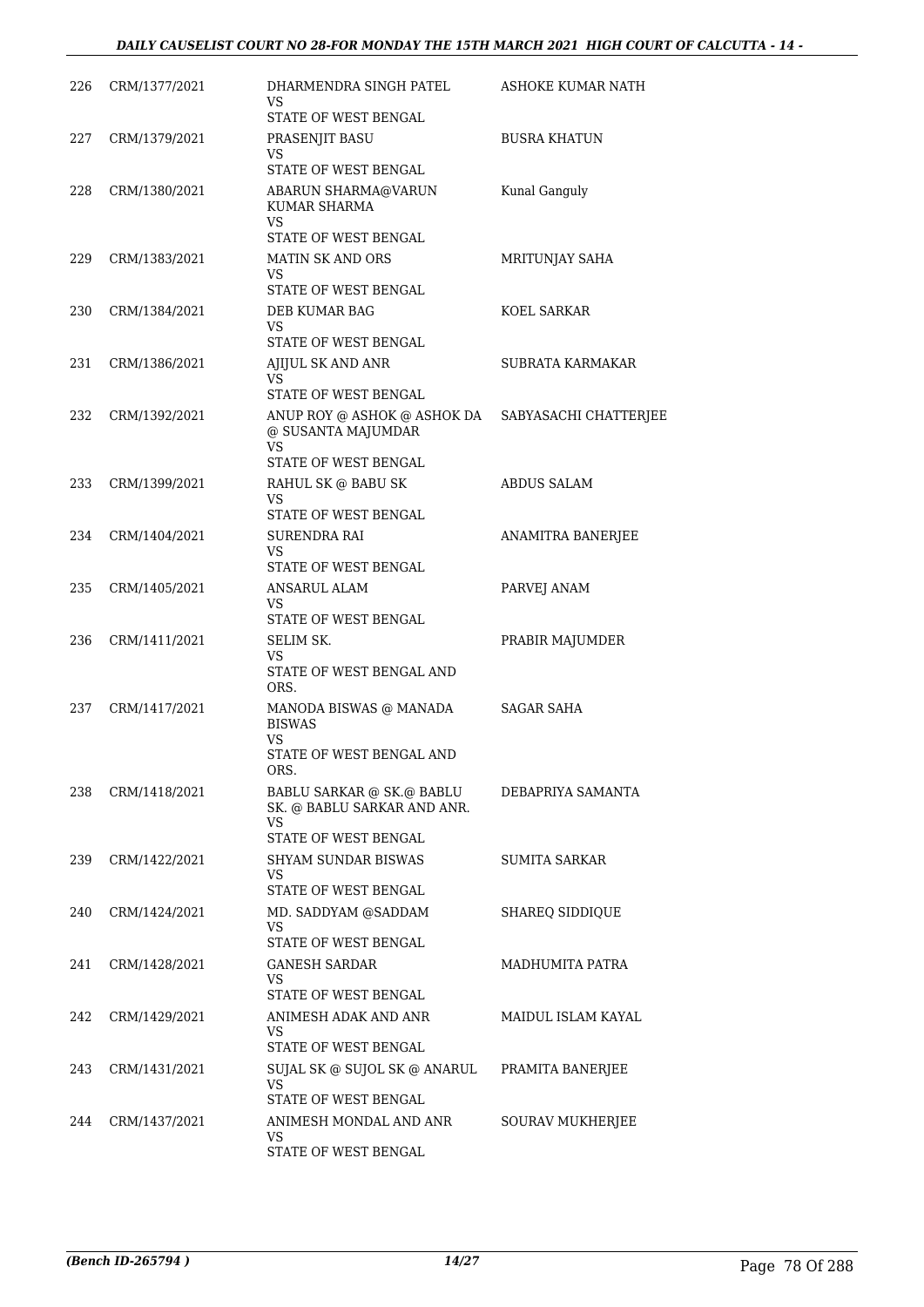| | | | |
|---|---|---|---|
| 226 | CRM/1377/2021 | DHARMENDRA SINGH PATEL<br>VS<br>STATE OF WEST BENGAL | ASHOKE KUMAR NATH |
| 227 | CRM/1379/2021 | PRASENJIT BASU<br>VS<br>STATE OF WEST BENGAL | BUSRA KHATUN |
| 228 | CRM/1380/2021 | ABARUN SHARMA@VARUN KUMAR SHARMA<br>VS<br>STATE OF WEST BENGAL | Kunal Ganguly |
| 229 | CRM/1383/2021 | MATIN SK AND ORS<br>VS<br>STATE OF WEST BENGAL | MRITUNJAY SAHA |
| 230 | CRM/1384/2021 | DEB KUMAR BAG<br>VS<br>STATE OF WEST BENGAL | KOEL SARKAR |
| 231 | CRM/1386/2021 | AJIJUL SK AND ANR<br>VS<br>STATE OF WEST BENGAL | SUBRATA KARMAKAR |
| 232 | CRM/1392/2021 | ANUP ROY @ ASHOK @ ASHOK DA @ SUSANTA MAJUMDAR<br>VS<br>STATE OF WEST BENGAL | SABYASACHI CHATTERJEE |
| 233 | CRM/1399/2021 | RAHUL SK @ BABU SK<br>VS<br>STATE OF WEST BENGAL | ABDUS SALAM |
| 234 | CRM/1404/2021 | SURENDRA RAI<br>VS<br>STATE OF WEST BENGAL | ANAMITRA BANERJEE |
| 235 | CRM/1405/2021 | ANSARUL ALAM<br>VS<br>STATE OF WEST BENGAL | PARVEJ ANAM |
| 236 | CRM/1411/2021 | SELIM SK.<br>VS<br>STATE OF WEST BENGAL AND ORS. | PRABIR MAJUMDER |
| 237 | CRM/1417/2021 | MANODA BISWAS @ MANADA BISWAS<br>VS<br>STATE OF WEST BENGAL AND ORS. | SAGAR SAHA |
| 238 | CRM/1418/2021 | BABLU SARKAR @ SK.@ BABLU SK. @ BABLU SARKAR AND ANR.<br>VS<br>STATE OF WEST BENGAL | DEBAPRIYA SAMANTA |
| 239 | CRM/1422/2021 | SHYAM SUNDAR BISWAS<br>VS<br>STATE OF WEST BENGAL | SUMITA SARKAR |
| 240 | CRM/1424/2021 | MD. SADDYAM @SADDAM<br>VS<br>STATE OF WEST BENGAL | SHAREQ SIDDIQUE |
| 241 | CRM/1428/2021 | GANESH SARDAR<br>VS<br>STATE OF WEST BENGAL | MADHUMITA PATRA |
| 242 | CRM/1429/2021 | ANIMESH ADAK AND ANR<br>VS<br>STATE OF WEST BENGAL | MAIDUL ISLAM KAYAL |
| 243 | CRM/1431/2021 | SUJAL SK @ SUJOL SK @ ANARUL<br>VS<br>STATE OF WEST BENGAL | PRAMITA BANERJEE |
| 244 | CRM/1437/2021 | ANIMESH MONDAL AND ANR<br>VS<br>STATE OF WEST BENGAL | SOURAV MUKHERJEE |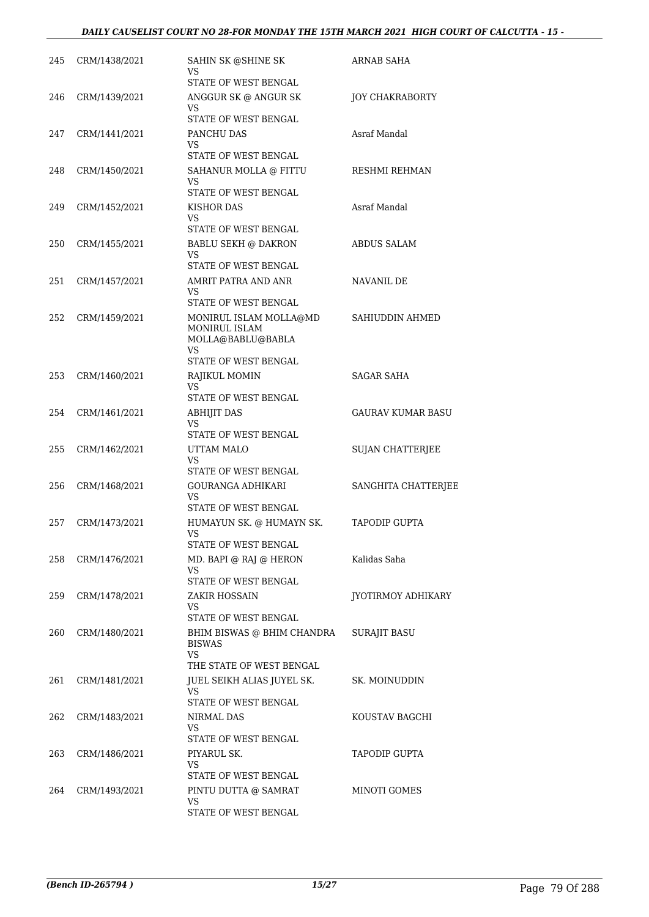| 245 | CRM/1438/2021 | SAHIN SK @SHINE SK<br>VS<br>STATE OF WEST BENGAL | ARNAB SAHA |
|---|---|---|---|
| 246 | CRM/1439/2021 | ANGGUR SK @ ANGUR SK<br>VS<br>STATE OF WEST BENGAL | JOY CHAKRABORTY |
| 247 | CRM/1441/2021 | PANCHU DAS<br>VS<br>STATE OF WEST BENGAL | Asraf Mandal |
| 248 | CRM/1450/2021 | SAHANUR MOLLA @ FITTU<br>VS<br>STATE OF WEST BENGAL | RESHMI REHMAN |
| 249 | CRM/1452/2021 | KISHOR DAS<br>VS<br>STATE OF WEST BENGAL | Asraf Mandal |
| 250 | CRM/1455/2021 | BABLU SEKH @ DAKRON<br>VS<br>STATE OF WEST BENGAL | ABDUS SALAM |
| 251 | CRM/1457/2021 | AMRIT PATRA AND ANR<br>VS<br>STATE OF WEST BENGAL | NAVANIL DE |
| 252 | CRM/1459/2021 | MONIRUL ISLAM MOLLA@MD MONIRUL ISLAM MOLLA@BABLU@BABLA<br>VS<br>STATE OF WEST BENGAL | SAHIUDDIN AHMED |
| 253 | CRM/1460/2021 | RAJIKUL MOMIN<br>VS<br>STATE OF WEST BENGAL | SAGAR SAHA |
| 254 | CRM/1461/2021 | ABHIJIT DAS<br>VS<br>STATE OF WEST BENGAL | GAURAV KUMAR BASU |
| 255 | CRM/1462/2021 | UTTAM MALO<br>VS<br>STATE OF WEST BENGAL | SUJAN CHATTERJEE |
| 256 | CRM/1468/2021 | GOURANGA ADHIKARI<br>VS<br>STATE OF WEST BENGAL | SANGHITA CHATTERJEE |
| 257 | CRM/1473/2021 | HUMAYUN SK. @ HUMAYN SK.<br>VS<br>STATE OF WEST BENGAL | TAPODIP GUPTA |
| 258 | CRM/1476/2021 | MD. BAPI @ RAJ @ HERON<br>VS<br>STATE OF WEST BENGAL | Kalidas Saha |
| 259 | CRM/1478/2021 | ZAKIR HOSSAIN<br>VS<br>STATE OF WEST BENGAL | JYOTIRMOY ADHIKARY |
| 260 | CRM/1480/2021 | BHIM BISWAS @ BHIM CHANDRA BISWAS<br>VS<br>THE STATE OF WEST BENGAL | SURAJIT BASU |
| 261 | CRM/1481/2021 | JUEL SEIKH ALIAS JUYEL SK.<br>VS<br>STATE OF WEST BENGAL | SK. MOINUDDIN |
| 262 | CRM/1483/2021 | NIRMAL DAS<br>VS<br>STATE OF WEST BENGAL | KOUSTAV BAGCHI |
| 263 | CRM/1486/2021 | PIYARUL SK.<br>VS<br>STATE OF WEST BENGAL | TAPODIP GUPTA |
| 264 | CRM/1493/2021 | PINTU DUTTA @ SAMRAT<br>VS<br>STATE OF WEST BENGAL | MINOTI GOMES |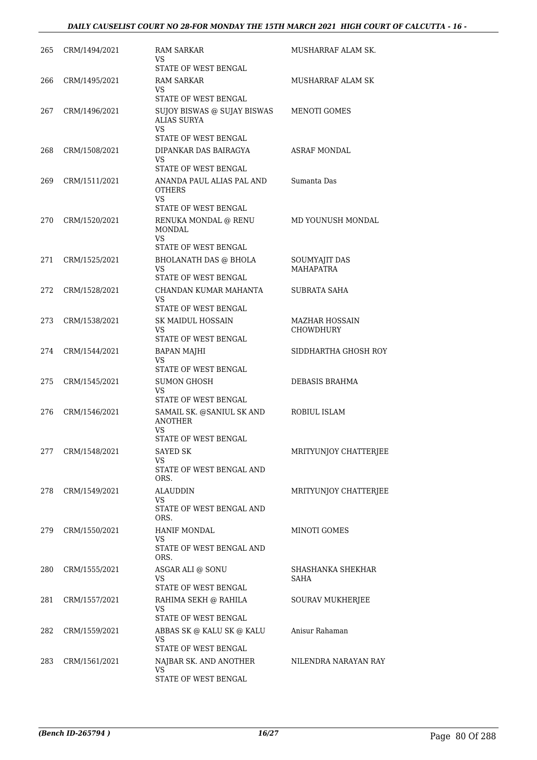| | | | |
|---|---|---|---|
| 265 | CRM/1494/2021 | RAM SARKAR<br>VS<br>STATE OF WEST BENGAL | MUSHARRAF ALAM SK. |
| 266 | CRM/1495/2021 | RAM SARKAR<br>VS<br>STATE OF WEST BENGAL | MUSHARRAF ALAM SK |
| 267 | CRM/1496/2021 | SUJOY BISWAS @ SUJAY BISWAS ALIAS SURYA<br>VS<br>STATE OF WEST BENGAL | MENOTI GOMES |
| 268 | CRM/1508/2021 | DIPANKAR DAS BAIRAGYA<br>VS<br>STATE OF WEST BENGAL | ASRAF MONDAL |
| 269 | CRM/1511/2021 | ANANDA PAUL ALIAS PAL AND OTHERS<br>VS<br>STATE OF WEST BENGAL | Sumanta Das |
| 270 | CRM/1520/2021 | RENUKA MONDAL @ RENU MONDAL<br>VS<br>STATE OF WEST BENGAL | MD YOUNUSH MONDAL |
| 271 | CRM/1525/2021 | BHOLANATH DAS @ BHOLA<br>VS<br>STATE OF WEST BENGAL | SOUMYAJIT DAS MAHAPATRA |
| 272 | CRM/1528/2021 | CHANDAN KUMAR MAHANTA<br>VS<br>STATE OF WEST BENGAL | SUBRATA SAHA |
| 273 | CRM/1538/2021 | SK MAIDUL HOSSAIN<br>VS<br>STATE OF WEST BENGAL | MAZHAR HOSSAIN CHOWDHURY |
| 274 | CRM/1544/2021 | BAPAN MAJHI<br>VS<br>STATE OF WEST BENGAL | SIDDHARTHA GHOSH ROY |
| 275 | CRM/1545/2021 | SUMON GHOSH<br>VS<br>STATE OF WEST BENGAL | DEBASIS BRAHMA |
| 276 | CRM/1546/2021 | SAMAIL SK. @SANIUL SK AND ANOTHER<br>VS<br>STATE OF WEST BENGAL | ROBIUL ISLAM |
| 277 | CRM/1548/2021 | SAYED SK<br>VS<br>STATE OF WEST BENGAL AND ORS. | MRITYUNJOY CHATTERJEE |
| 278 | CRM/1549/2021 | ALAUDDIN<br>VS<br>STATE OF WEST BENGAL AND ORS. | MRITYUNJOY CHATTERJEE |
| 279 | CRM/1550/2021 | HANIF MONDAL<br>VS<br>STATE OF WEST BENGAL AND ORS. | MINOTI GOMES |
| 280 | CRM/1555/2021 | ASGAR ALI @ SONU<br>VS<br>STATE OF WEST BENGAL | SHASHANKA SHEKHAR SAHA |
| 281 | CRM/1557/2021 | RAHIMA SEKH @ RAHILA<br>VS<br>STATE OF WEST BENGAL | SOURAV MUKHERJEE |
| 282 | CRM/1559/2021 | ABBAS SK @ KALU SK @ KALU<br>VS<br>STATE OF WEST BENGAL | Anisur Rahaman |
| 283 | CRM/1561/2021 | NAJBAR SK. AND ANOTHER<br>VS<br>STATE OF WEST BENGAL | NILENDRA NARAYAN RAY |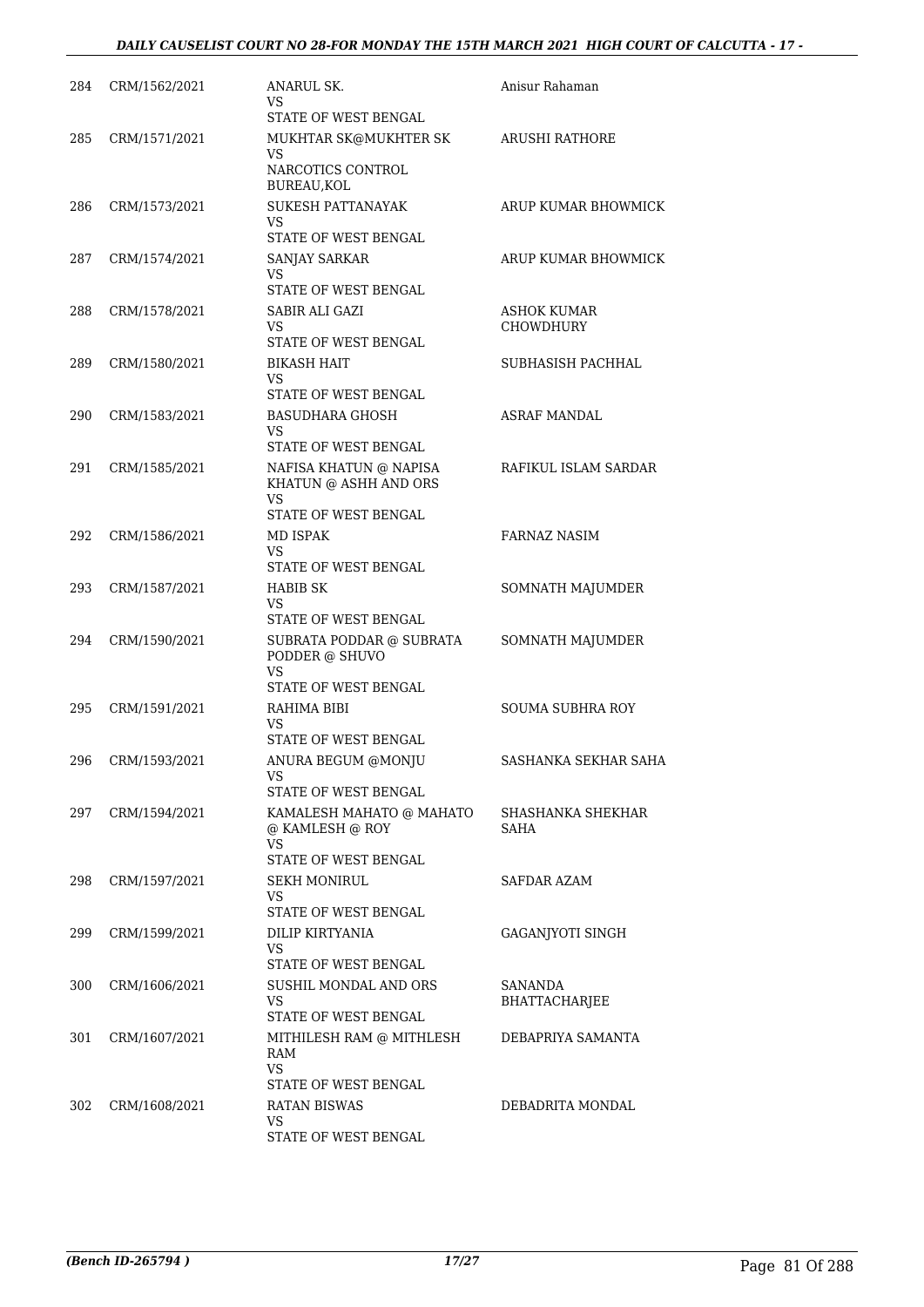| | | | |
|---|---|---|---|
| 284 | CRM/1562/2021 | ANARUL SK.<br>VS<br>STATE OF WEST BENGAL | Anisur Rahaman |
| 285 | CRM/1571/2021 | MUKHTAR SK@MUKHTER SK<br>VS<br>NARCOTICS CONTROL BUREAU,KOL | ARUSHI RATHORE |
| 286 | CRM/1573/2021 | SUKESH PATTANAYAK<br>VS<br>STATE OF WEST BENGAL | ARUP KUMAR BHOWMICK |
| 287 | CRM/1574/2021 | SANJAY SARKAR<br>VS<br>STATE OF WEST BENGAL | ARUP KUMAR BHOWMICK |
| 288 | CRM/1578/2021 | SABIR ALI GAZI<br>VS<br>STATE OF WEST BENGAL | ASHOK KUMAR CHOWDHURY |
| 289 | CRM/1580/2021 | BIKASH HAIT<br>VS<br>STATE OF WEST BENGAL | SUBHASISH PACHHAL |
| 290 | CRM/1583/2021 | BASUDHARA GHOSH<br>VS<br>STATE OF WEST BENGAL | ASRAF MANDAL |
| 291 | CRM/1585/2021 | NAFISA KHATUN @ NAPISA KHATUN @ ASHH AND ORS<br>VS<br>STATE OF WEST BENGAL | RAFIKUL ISLAM SARDAR |
| 292 | CRM/1586/2021 | MD ISPAK<br>VS<br>STATE OF WEST BENGAL | FARNAZ NASIM |
| 293 | CRM/1587/2021 | HABIB SK<br>VS<br>STATE OF WEST BENGAL | SOMNATH MAJUMDER |
| 294 | CRM/1590/2021 | SUBRATA PODDAR @ SUBRATA PODDER @ SHUVO<br>VS<br>STATE OF WEST BENGAL | SOMNATH MAJUMDER |
| 295 | CRM/1591/2021 | RAHIMA BIBI<br>VS<br>STATE OF WEST BENGAL | SOUMA SUBHRA ROY |
| 296 | CRM/1593/2021 | ANURA BEGUM @MONJU<br>VS<br>STATE OF WEST BENGAL | SASHANKA SEKHAR SAHA |
| 297 | CRM/1594/2021 | KAMALESH MAHATO @ MAHATO @ KAMLESH @ ROY<br>VS<br>STATE OF WEST BENGAL | SHASHANKA SHEKHAR SAHA |
| 298 | CRM/1597/2021 | SEKH MONIRUL<br>VS<br>STATE OF WEST BENGAL | SAFDAR AZAM |
| 299 | CRM/1599/2021 | DILIP KIRTYANIA<br>VS<br>STATE OF WEST BENGAL | GAGANJYOTI SINGH |
| 300 | CRM/1606/2021 | SUSHIL MONDAL AND ORS<br>VS<br>STATE OF WEST BENGAL | SANANDA BHATTACHARJEE |
| 301 | CRM/1607/2021 | MITHILESH RAM @ MITHLESH RAM<br>VS<br>STATE OF WEST BENGAL | DEBAPRIYA SAMANTA |
| 302 | CRM/1608/2021 | RATAN BISWAS<br>VS<br>STATE OF WEST BENGAL | DEBADRITA MONDAL |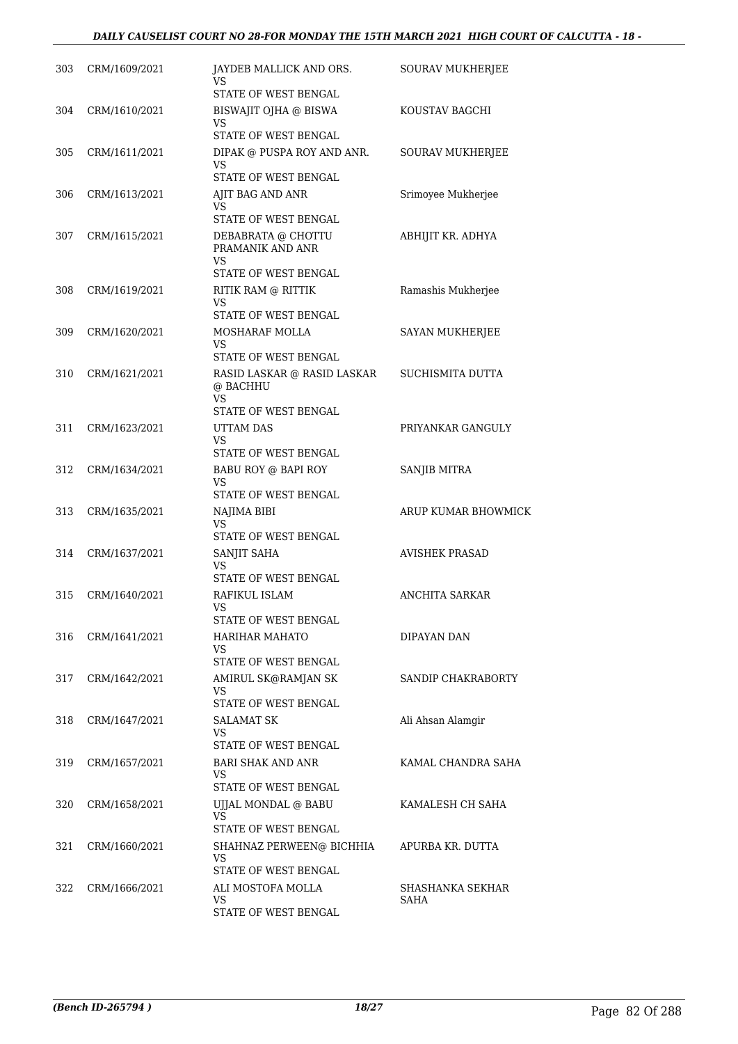| | | | |
|---|---|---|---|
| 303 | CRM/1609/2021 | JAYDEB MALLICK AND ORS.<br>VS<br>STATE OF WEST BENGAL | SOURAV MUKHERJEE |
| 304 | CRM/1610/2021 | BISWAJIT OJHA @ BISWA<br>VS<br>STATE OF WEST BENGAL | KOUSTAV BAGCHI |
| 305 | CRM/1611/2021 | DIPAK @ PUSPA ROY AND ANR.<br>VS<br>STATE OF WEST BENGAL | SOURAV MUKHERJEE |
| 306 | CRM/1613/2021 | AJIT BAG AND ANR<br>VS<br>STATE OF WEST BENGAL | Srimoyee Mukherjee |
| 307 | CRM/1615/2021 | DEBABRATA @ CHOTTU PRAMANIK AND ANR<br>VS<br>STATE OF WEST BENGAL | ABHIJIT KR. ADHYA |
| 308 | CRM/1619/2021 | RITIK RAM @ RITTIK<br>VS<br>STATE OF WEST BENGAL | Ramashis Mukherjee |
| 309 | CRM/1620/2021 | MOSHARAF MOLLA<br>VS<br>STATE OF WEST BENGAL | SAYAN MUKHERJEE |
| 310 | CRM/1621/2021 | RASID LASKAR @ RASID LASKAR @ BACHHU<br>VS<br>STATE OF WEST BENGAL | SUCHISMITA DUTTA |
| 311 | CRM/1623/2021 | UTTAM DAS<br>VS<br>STATE OF WEST BENGAL | PRIYANKAR GANGULY |
| 312 | CRM/1634/2021 | BABU ROY @ BAPI ROY<br>VS<br>STATE OF WEST BENGAL | SANJIB MITRA |
| 313 | CRM/1635/2021 | NAJIMA BIBI<br>VS<br>STATE OF WEST BENGAL | ARUP KUMAR BHOWMICK |
| 314 | CRM/1637/2021 | SANJIT SAHA<br>VS<br>STATE OF WEST BENGAL | AVISHEK PRASAD |
| 315 | CRM/1640/2021 | RAFIKUL ISLAM<br>VS<br>STATE OF WEST BENGAL | ANCHITA SARKAR |
| 316 | CRM/1641/2021 | HARIHAR MAHATO<br>VS<br>STATE OF WEST BENGAL | DIPAYAN DAN |
| 317 | CRM/1642/2021 | AMIRUL SK@RAMJAN SK<br>VS<br>STATE OF WEST BENGAL | SANDIP CHAKRABORTY |
| 318 | CRM/1647/2021 | SALAMAT SK<br>VS<br>STATE OF WEST BENGAL | Ali Ahsan Alamgir |
| 319 | CRM/1657/2021 | BARI SHAK AND ANR<br>VS<br>STATE OF WEST BENGAL | KAMAL CHANDRA SAHA |
| 320 | CRM/1658/2021 | UJJAL MONDAL @ BABU<br>VS<br>STATE OF WEST BENGAL | KAMALESH CH SAHA |
| 321 | CRM/1660/2021 | SHAHNAZ PERWEEN@ BICHHIA<br>VS<br>STATE OF WEST BENGAL | APURBA KR. DUTTA |
| 322 | CRM/1666/2021 | ALI MOSTOFA MOLLA<br>VS<br>STATE OF WEST BENGAL | SHASHANKA SEKHAR SAHA |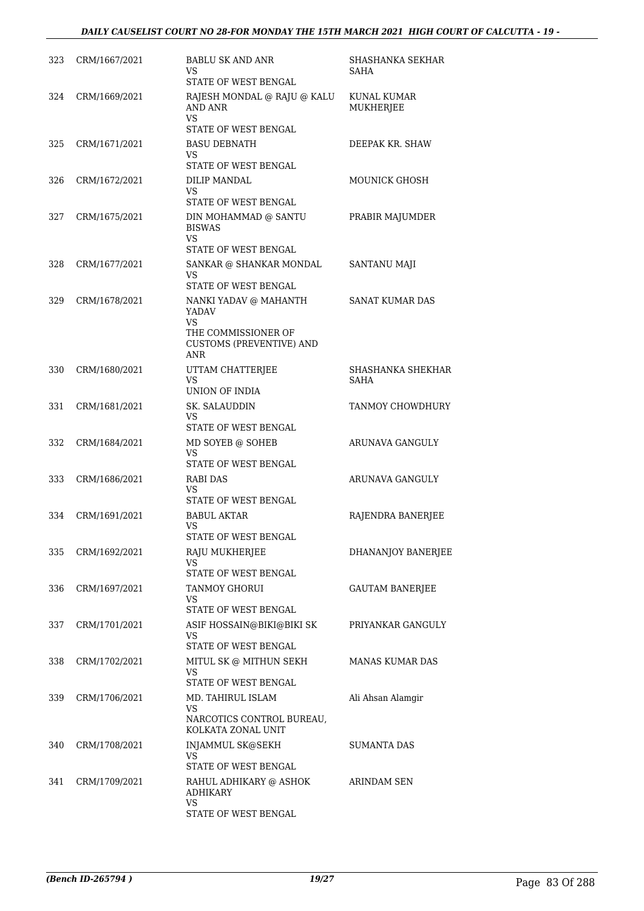| | | | |
|---|---|---|---|
| 323 | CRM/1667/2021 | BABLU SK AND ANR<br>VS<br>STATE OF WEST BENGAL | SHASHANKA SEKHAR SAHA |
| 324 | CRM/1669/2021 | RAJESH MONDAL @ RAJU @ KALU AND ANR<br>VS<br>STATE OF WEST BENGAL | KUNAL KUMAR MUKHERJEE |
| 325 | CRM/1671/2021 | BASU DEBNATH<br>VS<br>STATE OF WEST BENGAL | DEEPAK KR. SHAW |
| 326 | CRM/1672/2021 | DILIP MANDAL<br>VS<br>STATE OF WEST BENGAL | MOUNICK GHOSH |
| 327 | CRM/1675/2021 | DIN MOHAMMAD @ SANTU BISWAS<br>VS<br>STATE OF WEST BENGAL | PRABIR MAJUMDER |
| 328 | CRM/1677/2021 | SANKAR @ SHANKAR MONDAL<br>VS<br>STATE OF WEST BENGAL | SANTANU MAJI |
| 329 | CRM/1678/2021 | NANKI YADAV @ MAHANTH YADAV<br>VS<br>THE COMMISSIONER OF CUSTOMS (PREVENTIVE) AND ANR | SANAT KUMAR DAS |
| 330 | CRM/1680/2021 | UTTAM CHATTERJEE<br>VS<br>UNION OF INDIA | SHASHANKA SHEKHAR SAHA |
| 331 | CRM/1681/2021 | SK. SALAUDDIN<br>VS<br>STATE OF WEST BENGAL | TANMOY CHOWDHURY |
| 332 | CRM/1684/2021 | MD SOYEB @ SOHEB<br>VS<br>STATE OF WEST BENGAL | ARUNAVA GANGULY |
| 333 | CRM/1686/2021 | RABI DAS<br>VS<br>STATE OF WEST BENGAL | ARUNAVA GANGULY |
| 334 | CRM/1691/2021 | BABUL AKTAR<br>VS<br>STATE OF WEST BENGAL | RAJENDRA BANERJEE |
| 335 | CRM/1692/2021 | RAJU MUKHERJEE<br>VS<br>STATE OF WEST BENGAL | DHANANJOY BANERJEE |
| 336 | CRM/1697/2021 | TANMOY GHORUI<br>VS<br>STATE OF WEST BENGAL | GAUTAM BANERJEE |
| 337 | CRM/1701/2021 | ASIF HOSSAIN@BIKI@BIKI SK<br>VS<br>STATE OF WEST BENGAL | PRIYANKAR GANGULY |
| 338 | CRM/1702/2021 | MITUL SK @ MITHUN SEKH<br>VS<br>STATE OF WEST BENGAL | MANAS KUMAR DAS |
| 339 | CRM/1706/2021 | MD. TAHIRUL ISLAM<br>VS<br>NARCOTICS CONTROL BUREAU, KOLKATA ZONAL UNIT | Ali Ahsan Alamgir |
| 340 | CRM/1708/2021 | INJAMMUL SK@SEKH<br>VS<br>STATE OF WEST BENGAL | SUMANTA DAS |
| 341 | CRM/1709/2021 | RAHUL ADHIKARY @ ASHOK ADHIKARY<br>VS<br>STATE OF WEST BENGAL | ARINDAM SEN |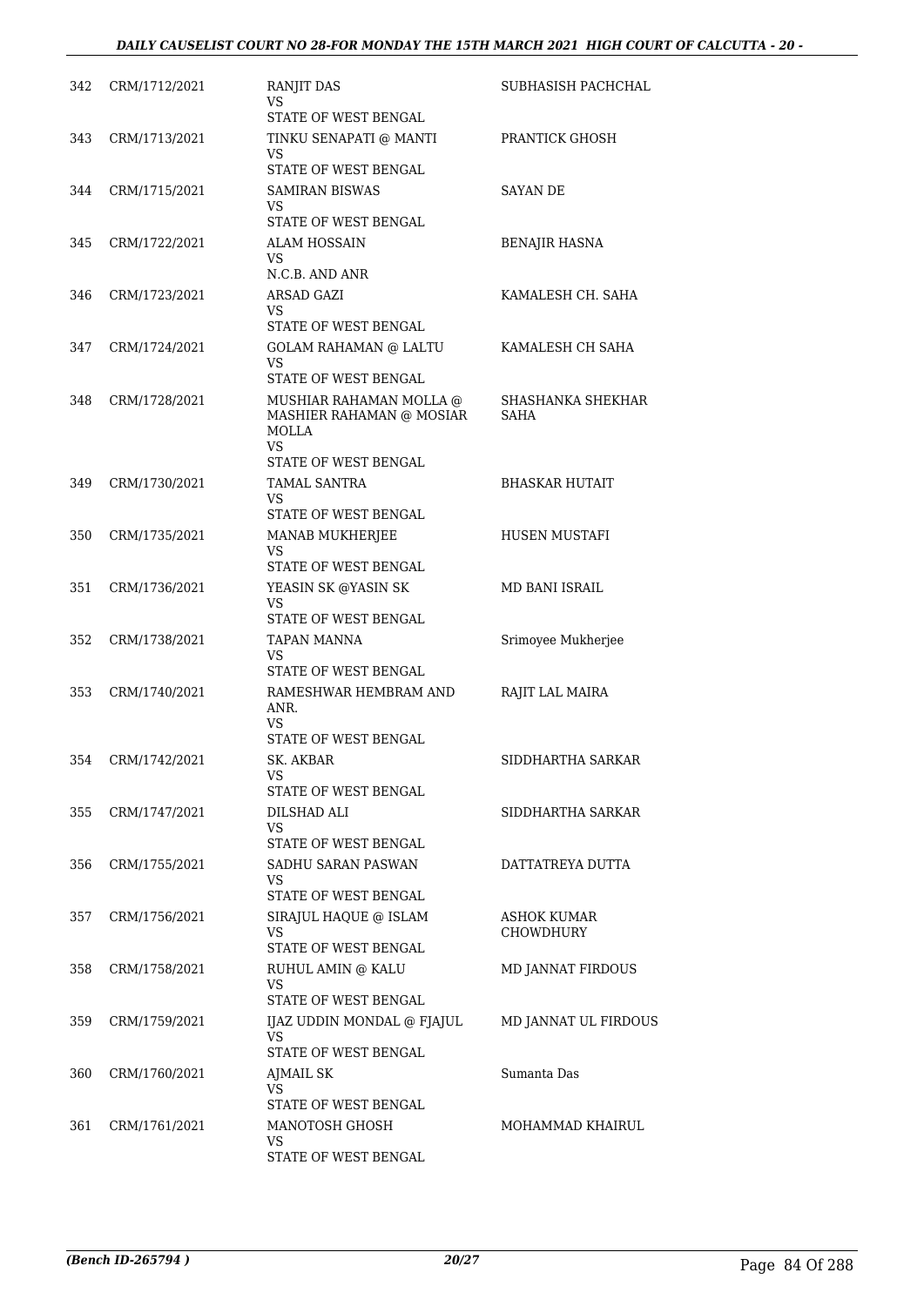| | | | |
|---|---|---|---|
| 342 | CRM/1712/2021 | RANJIT DAS<br>VS<br>STATE OF WEST BENGAL | SUBHASISH PACHCHAL |
| 343 | CRM/1713/2021 | TINKU SENAPATI @ MANTI<br>VS<br>STATE OF WEST BENGAL | PRANTICK GHOSH |
| 344 | CRM/1715/2021 | SAMIRAN BISWAS<br>VS<br>STATE OF WEST BENGAL | SAYAN DE |
| 345 | CRM/1722/2021 | ALAM HOSSAIN<br>VS<br>N.C.B. AND ANR | BENAJIR HASNA |
| 346 | CRM/1723/2021 | ARSAD GAZI<br>VS<br>STATE OF WEST BENGAL | KAMALESH CH. SAHA |
| 347 | CRM/1724/2021 | GOLAM RAHAMAN @ LALTU<br>VS<br>STATE OF WEST BENGAL | KAMALESH CH SAHA |
| 348 | CRM/1728/2021 | MUSHIAR RAHAMAN MOLLA @ MASHIER RAHAMAN @ MOSIAR MOLLA<br>VS<br>STATE OF WEST BENGAL | SHASHANKA SHEKHAR SAHA |
| 349 | CRM/1730/2021 | TAMAL SANTRA<br>VS<br>STATE OF WEST BENGAL | BHASKAR HUTAIT |
| 350 | CRM/1735/2021 | MANAB MUKHERJEE<br>VS<br>STATE OF WEST BENGAL | HUSEN MUSTAFI |
| 351 | CRM/1736/2021 | YEASIN SK @YASIN SK<br>VS<br>STATE OF WEST BENGAL | MD BANI ISRAIL |
| 352 | CRM/1738/2021 | TAPAN MANNA<br>VS<br>STATE OF WEST BENGAL | Srimoyee Mukherjee |
| 353 | CRM/1740/2021 | RAMESHWAR HEMBRAM AND ANR.<br>VS<br>STATE OF WEST BENGAL | RAJIT LAL MAIRA |
| 354 | CRM/1742/2021 | SK. AKBAR<br>VS<br>STATE OF WEST BENGAL | SIDDHARTHA SARKAR |
| 355 | CRM/1747/2021 | DILSHAD ALI<br>VS<br>STATE OF WEST BENGAL | SIDDHARTHA SARKAR |
| 356 | CRM/1755/2021 | SADHU SARAN PASWAN<br>VS<br>STATE OF WEST BENGAL | DATTATREYA DUTTA |
| 357 | CRM/1756/2021 | SIRAJUL HAQUE @ ISLAM<br>VS<br>STATE OF WEST BENGAL | ASHOK KUMAR CHOWDHURY |
| 358 | CRM/1758/2021 | RUHUL AMIN @ KALU<br>VS<br>STATE OF WEST BENGAL | MD JANNAT FIRDOUS |
| 359 | CRM/1759/2021 | IJAZ UDDIN MONDAL @ FJAJUL<br>VS<br>STATE OF WEST BENGAL | MD JANNAT UL FIRDOUS |
| 360 | CRM/1760/2021 | AJMAIL SK<br>VS<br>STATE OF WEST BENGAL | Sumanta Das |
| 361 | CRM/1761/2021 | MANOTOSH GHOSH<br>VS<br>STATE OF WEST BENGAL | MOHAMMAD KHAIRUL |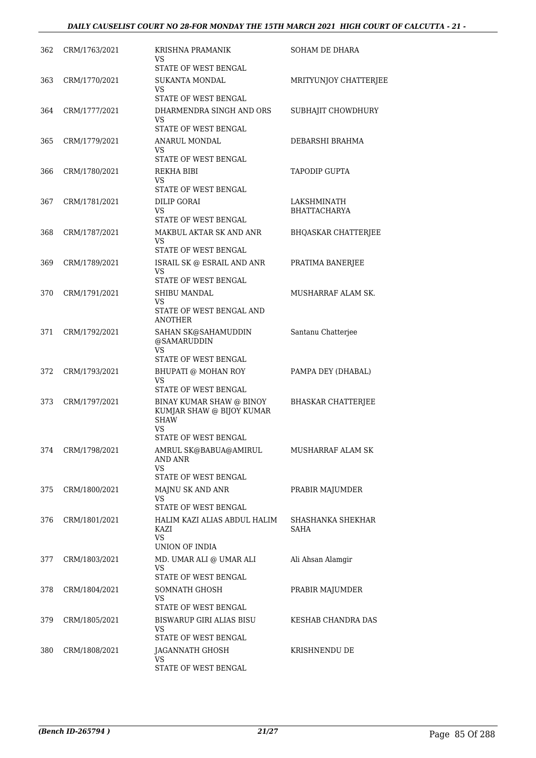| | | | |
|---|---|---|---|
| 362 | CRM/1763/2021 | KRISHNA PRAMANIK<br>VS<br>STATE OF WEST BENGAL | SOHAM DE DHARA |
| 363 | CRM/1770/2021 | SUKANTA MONDAL<br>VS<br>STATE OF WEST BENGAL | MRITYUNJOY CHATTERJEE |
| 364 | CRM/1777/2021 | DHARMENDRA SINGH AND ORS<br>VS<br>STATE OF WEST BENGAL | SUBHAJIT CHOWDHURY |
| 365 | CRM/1779/2021 | ANARUL MONDAL<br>VS<br>STATE OF WEST BENGAL | DEBARSHI BRAHMA |
| 366 | CRM/1780/2021 | REKHA BIBI<br>VS<br>STATE OF WEST BENGAL | TAPODIP GUPTA |
| 367 | CRM/1781/2021 | DILIP GORAI<br>VS<br>STATE OF WEST BENGAL | LAKSHMINATH BHATTACHARYA |
| 368 | CRM/1787/2021 | MAKBUL AKTAR SK AND ANR<br>VS<br>STATE OF WEST BENGAL | BHQASKAR CHATTERJEE |
| 369 | CRM/1789/2021 | ISRAIL SK @ ESRAIL AND ANR<br>VS<br>STATE OF WEST BENGAL | PRATIMA BANERJEE |
| 370 | CRM/1791/2021 | SHIBU MANDAL<br>VS<br>STATE OF WEST BENGAL AND ANOTHER | MUSHARRAF ALAM SK. |
| 371 | CRM/1792/2021 | SAHAN SK@SAHAMUDDIN @SAMARUDDIN<br>VS<br>STATE OF WEST BENGAL | Santanu Chatterjee |
| 372 | CRM/1793/2021 | BHUPATI @ MOHAN ROY<br>VS<br>STATE OF WEST BENGAL | PAMPA DEY (DHABAL) |
| 373 | CRM/1797/2021 | BINAY KUMAR SHAW @ BINOY KUMJAR SHAW @ BIJOY KUMAR SHAW<br>VS<br>STATE OF WEST BENGAL | BHASKAR CHATTERJEE |
| 374 | CRM/1798/2021 | AMRUL SK@BABUA@AMIRUL AND ANR<br>VS<br>STATE OF WEST BENGAL | MUSHARRAF ALAM SK |
| 375 | CRM/1800/2021 | MAJNU SK AND ANR<br>VS<br>STATE OF WEST BENGAL | PRABIR MAJUMDER |
| 376 | CRM/1801/2021 | HALIM KAZI ALIAS ABDUL HALIM KAZI<br>VS<br>UNION OF INDIA | SHASHANKA SHEKHAR SAHA |
| 377 | CRM/1803/2021 | MD. UMAR ALI @ UMAR ALI<br>VS<br>STATE OF WEST BENGAL | Ali Ahsan Alamgir |
| 378 | CRM/1804/2021 | SOMNATH GHOSH<br>VS<br>STATE OF WEST BENGAL | PRABIR MAJUMDER |
| 379 | CRM/1805/2021 | BISWARUP GIRI ALIAS BISU<br>VS<br>STATE OF WEST BENGAL | KESHAB CHANDRA DAS |
| 380 | CRM/1808/2021 | JAGANNATH GHOSH<br>VS<br>STATE OF WEST BENGAL | KRISHNENDU DE |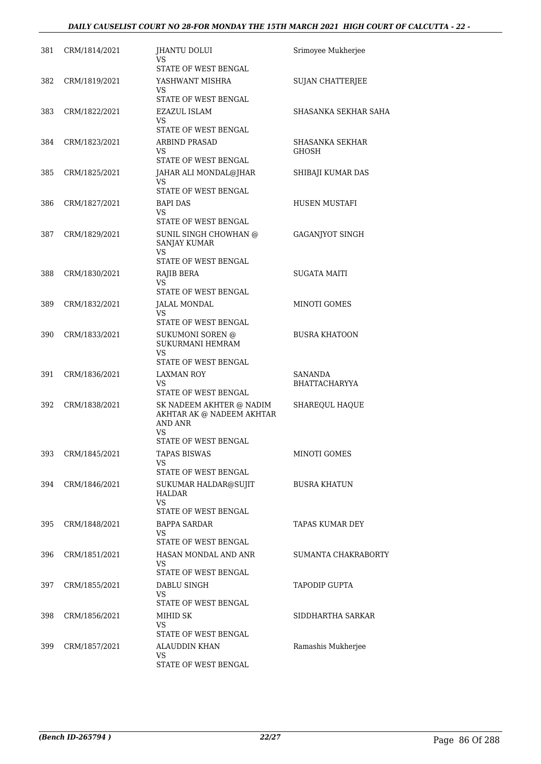| | | | |
|---|---|---|---|
| 381 | CRM/1814/2021 | JHANTU DOLUI<br>VS<br>STATE OF WEST BENGAL | Srimoyee Mukherjee |
| 382 | CRM/1819/2021 | YASHWANT MISHRA<br>VS<br>STATE OF WEST BENGAL | SUJAN CHATTERJEE |
| 383 | CRM/1822/2021 | EZAZUL ISLAM<br>VS<br>STATE OF WEST BENGAL | SHASANKA SEKHAR SAHA |
| 384 | CRM/1823/2021 | ARBIND PRASAD<br>VS<br>STATE OF WEST BENGAL | SHASANKA SEKHAR GHOSH |
| 385 | CRM/1825/2021 | JAHAR ALI MONDAL@JHAR<br>VS<br>STATE OF WEST BENGAL | SHIBAJI KUMAR DAS |
| 386 | CRM/1827/2021 | BAPI DAS<br>VS<br>STATE OF WEST BENGAL | HUSEN MUSTAFI |
| 387 | CRM/1829/2021 | SUNIL SINGH CHOWHAN @ SANJAY KUMAR<br>VS<br>STATE OF WEST BENGAL | GAGANJYOT SINGH |
| 388 | CRM/1830/2021 | RAJIB BERA<br>VS<br>STATE OF WEST BENGAL | SUGATA MAITI |
| 389 | CRM/1832/2021 | JALAL MONDAL<br>VS<br>STATE OF WEST BENGAL | MINOTI GOMES |
| 390 | CRM/1833/2021 | SUKUMONI SOREN @ SUKURMANI HEMRAM<br>VS<br>STATE OF WEST BENGAL | BUSRA KHATOON |
| 391 | CRM/1836/2021 | LAXMAN ROY<br>VS<br>STATE OF WEST BENGAL | SANANDA BHATTACHARYYA |
| 392 | CRM/1838/2021 | SK NADEEM AKHTER @ NADIM AKHTAR AK @ NADEEM AKHTAR AND ANR<br>VS<br>STATE OF WEST BENGAL | SHAREQUL HAQUE |
| 393 | CRM/1845/2021 | TAPAS BISWAS<br>VS<br>STATE OF WEST BENGAL | MINOTI GOMES |
| 394 | CRM/1846/2021 | SUKUMAR HALDAR@SUJIT HALDAR<br>VS<br>STATE OF WEST BENGAL | BUSRA KHATUN |
| 395 | CRM/1848/2021 | BAPPA SARDAR<br>VS<br>STATE OF WEST BENGAL | TAPAS KUMAR DEY |
| 396 | CRM/1851/2021 | HASAN MONDAL AND ANR<br>VS<br>STATE OF WEST BENGAL | SUMANTA CHAKRABORTY |
| 397 | CRM/1855/2021 | DABLU SINGH<br>VS<br>STATE OF WEST BENGAL | TAPODIP GUPTA |
| 398 | CRM/1856/2021 | MIHID SK<br>VS<br>STATE OF WEST BENGAL | SIDDHARTHA SARKAR |
| 399 | CRM/1857/2021 | ALAUDDIN KHAN<br>VS<br>STATE OF WEST BENGAL | Ramashis Mukherjee |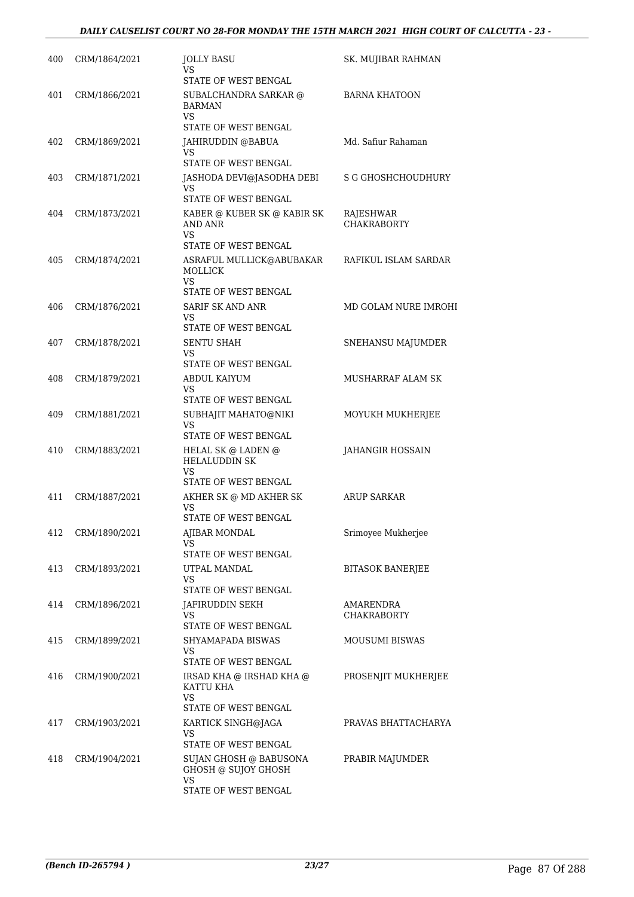| | | | |
|---|---|---|---|
| 400 | CRM/1864/2021 | JOLLY BASU<br>VS<br>STATE OF WEST BENGAL | SK. MUJIBAR RAHMAN |
| 401 | CRM/1866/2021 | SUBALCHANDRA SARKAR @ BARMAN<br>VS<br>STATE OF WEST BENGAL | BARNA KHATOON |
| 402 | CRM/1869/2021 | JAHIRUDDIN @BABUA<br>VS<br>STATE OF WEST BENGAL | Md. Safiur Rahaman |
| 403 | CRM/1871/2021 | JASHODA DEVI@JASODHA DEBI<br>VS<br>STATE OF WEST BENGAL | S G GHOSHCHOUDHURY |
| 404 | CRM/1873/2021 | KABER @ KUBER SK @ KABIR SK AND ANR<br>VS<br>STATE OF WEST BENGAL | RAJESHWAR CHAKRABORTY |
| 405 | CRM/1874/2021 | ASRAFUL MULLICK@ABUBAKAR MOLLICK<br>VS<br>STATE OF WEST BENGAL | RAFIKUL ISLAM SARDAR |
| 406 | CRM/1876/2021 | SARIF SK AND ANR<br>VS<br>STATE OF WEST BENGAL | MD GOLAM NURE IMROHI |
| 407 | CRM/1878/2021 | SENTU SHAH<br>VS<br>STATE OF WEST BENGAL | SNEHANSU MAJUMDER |
| 408 | CRM/1879/2021 | ABDUL KAIYUM<br>VS<br>STATE OF WEST BENGAL | MUSHARRAF ALAM SK |
| 409 | CRM/1881/2021 | SUBHAJIT MAHATO@NIKI<br>VS<br>STATE OF WEST BENGAL | MOYUKH MUKHERJEE |
| 410 | CRM/1883/2021 | HELAL SK @ LADEN @ HELALUDDIN SK<br>VS<br>STATE OF WEST BENGAL | JAHANGIR HOSSAIN |
| 411 | CRM/1887/2021 | AKHER SK @ MD AKHER SK<br>VS<br>STATE OF WEST BENGAL | ARUP SARKAR |
| 412 | CRM/1890/2021 | AJIBAR MONDAL<br>VS<br>STATE OF WEST BENGAL | Srimoyee Mukherjee |
| 413 | CRM/1893/2021 | UTPAL MANDAL<br>VS<br>STATE OF WEST BENGAL | BITASOK BANERJEE |
| 414 | CRM/1896/2021 | JAFIRUDDIN SEKH<br>VS<br>STATE OF WEST BENGAL | AMARENDRA CHAKRABORTY |
| 415 | CRM/1899/2021 | SHYAMAPADA BISWAS<br>VS<br>STATE OF WEST BENGAL | MOUSUMI BISWAS |
| 416 | CRM/1900/2021 | IRSAD KHA @ IRSHAD KHA @ KATTU KHA<br>VS<br>STATE OF WEST BENGAL | PROSENJIT MUKHERJEE |
| 417 | CRM/1903/2021 | KARTICK SINGH@JAGA<br>VS<br>STATE OF WEST BENGAL | PRAVAS BHATTACHARYA |
| 418 | CRM/1904/2021 | SUJAN GHOSH @ BABUSONA GHOSH @ SUJOY GHOSH<br>VS<br>STATE OF WEST BENGAL | PRABIR MAJUMDER |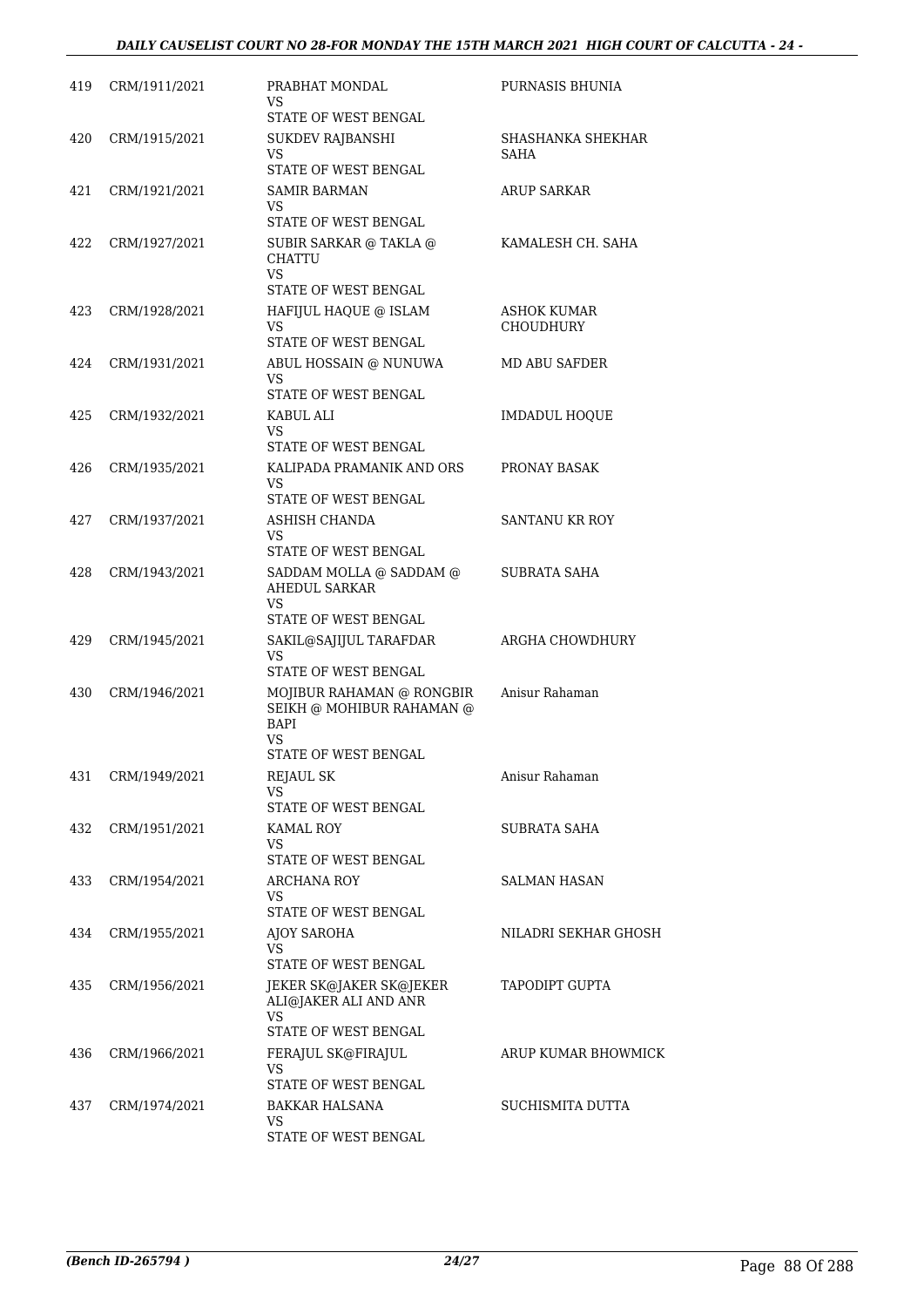| 419 | CRM/1911/2021 | PRABHAT MONDAL<br>VS<br>STATE OF WEST BENGAL | PURNASIS BHUNIA |
|---|---|---|---|
| 420 | CRM/1915/2021 | SUKDEV RAJBANSHI<br>VS<br>STATE OF WEST BENGAL | SHASHANKA SHEKHAR SAHA |
| 421 | CRM/1921/2021 | SAMIR BARMAN<br>VS<br>STATE OF WEST BENGAL | ARUP SARKAR |
| 422 | CRM/1927/2021 | SUBIR SARKAR @ TAKLA @ CHATTU<br>VS<br>STATE OF WEST BENGAL | KAMALESH CH. SAHA |
| 423 | CRM/1928/2021 | HAFIJUL HAQUE @ ISLAM<br>VS<br>STATE OF WEST BENGAL | ASHOK KUMAR CHOUDHURY |
| 424 | CRM/1931/2021 | ABUL HOSSAIN @ NUNUWA<br>VS<br>STATE OF WEST BENGAL | MD ABU SAFDER |
| 425 | CRM/1932/2021 | KABUL ALI<br>VS<br>STATE OF WEST BENGAL | IMDADUL HOQUE |
| 426 | CRM/1935/2021 | KALIPADA PRAMANIK AND ORS<br>VS<br>STATE OF WEST BENGAL | PRONAY BASAK |
| 427 | CRM/1937/2021 | ASHISH CHANDA<br>VS<br>STATE OF WEST BENGAL | SANTANU KR ROY |
| 428 | CRM/1943/2021 | SADDAM MOLLA @ SADDAM @ AHEDUL SARKAR<br>VS<br>STATE OF WEST BENGAL | SUBRATA SAHA |
| 429 | CRM/1945/2021 | SAKIL@SAJIJUL TARAFDAR<br>VS<br>STATE OF WEST BENGAL | ARGHA CHOWDHURY |
| 430 | CRM/1946/2021 | MOJIBUR RAHAMAN @ RONGBIR SEIKH @ MOHIBUR RAHAMAN @ BAPI<br>VS<br>STATE OF WEST BENGAL | Anisur Rahaman |
| 431 | CRM/1949/2021 | REJAUL SK<br>VS<br>STATE OF WEST BENGAL | Anisur Rahaman |
| 432 | CRM/1951/2021 | KAMAL ROY<br>VS<br>STATE OF WEST BENGAL | SUBRATA SAHA |
| 433 | CRM/1954/2021 | ARCHANA ROY<br>VS<br>STATE OF WEST BENGAL | SALMAN HASAN |
| 434 | CRM/1955/2021 | AJOY SAROHA<br>VS<br>STATE OF WEST BENGAL | NILADRI SEKHAR GHOSH |
| 435 | CRM/1956/2021 | JEKER SK@JAKER SK@JEKER ALI@JAKER ALI AND ANR<br>VS<br>STATE OF WEST BENGAL | TAPODIPT GUPTA |
| 436 | CRM/1966/2021 | FERAJUL SK@FIRAJUL<br>VS<br>STATE OF WEST BENGAL | ARUP KUMAR BHOWMICK |
| 437 | CRM/1974/2021 | BAKKAR HALSANA<br>VS<br>STATE OF WEST BENGAL | SUCHISMITA DUTTA |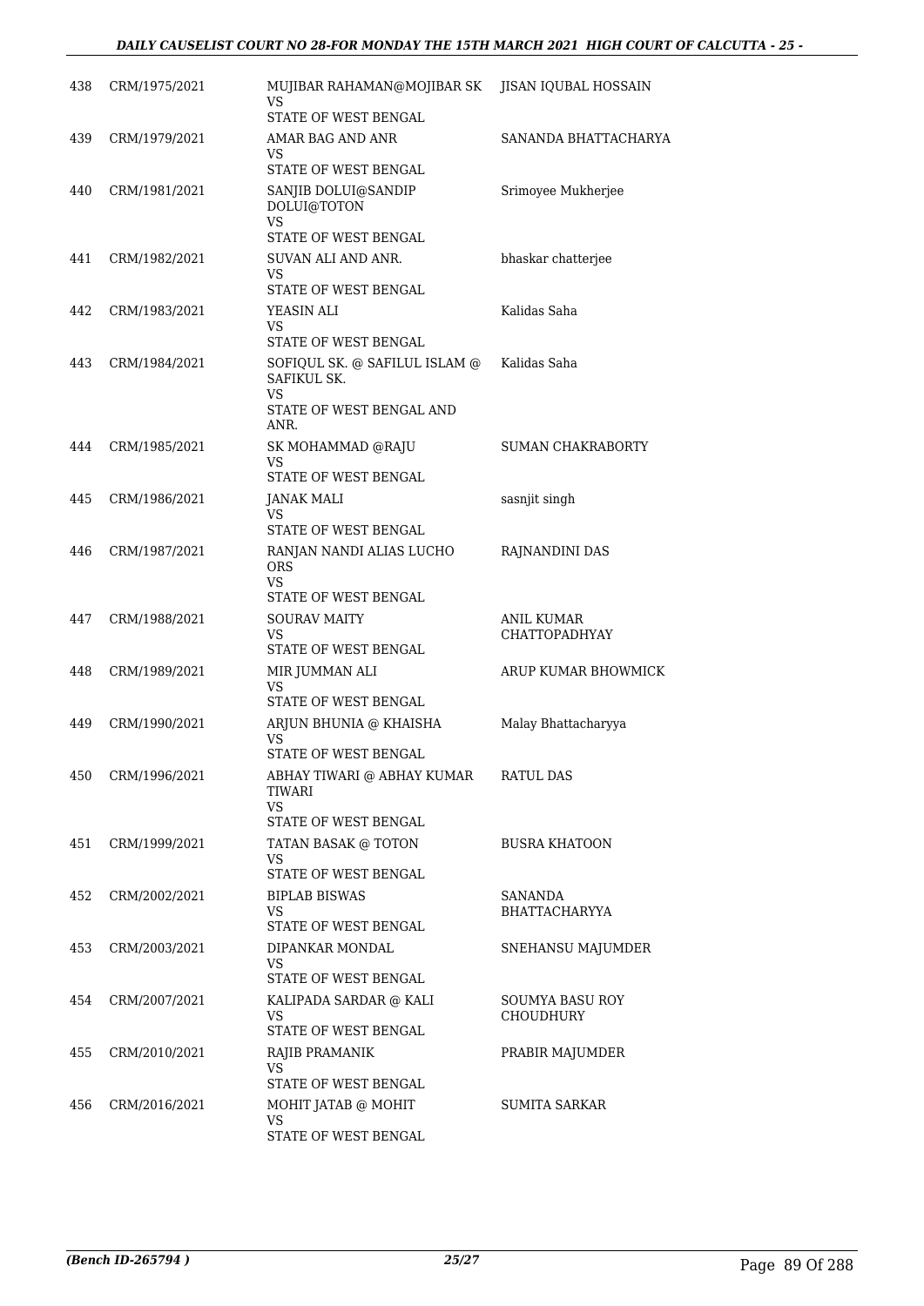| | | | |
|---|---|---|---|
| 438 | CRM/1975/2021 | MUJIBAR RAHAMAN@MOJIBAR SK<br>VS<br>STATE OF WEST BENGAL | JISAN IQUBAL HOSSAIN |
| 439 | CRM/1979/2021 | AMAR BAG AND ANR<br>VS<br>STATE OF WEST BENGAL | SANANDA BHATTACHARYA |
| 440 | CRM/1981/2021 | SANJIB DOLUI@SANDIP DOLUI@TOTON<br>VS<br>STATE OF WEST BENGAL | Srimoyee Mukherjee |
| 441 | CRM/1982/2021 | SUVAN ALI AND ANR.<br>VS<br>STATE OF WEST BENGAL | bhaskar chatterjee |
| 442 | CRM/1983/2021 | YEASIN ALI<br>VS<br>STATE OF WEST BENGAL | Kalidas Saha |
| 443 | CRM/1984/2021 | SOFIQUL SK. @ SAFILUL ISLAM @ SAFIKUL SK.<br>VS<br>STATE OF WEST BENGAL AND ANR. | Kalidas Saha |
| 444 | CRM/1985/2021 | SK MOHAMMAD @RAJU<br>VS<br>STATE OF WEST BENGAL | SUMAN CHAKRABORTY |
| 445 | CRM/1986/2021 | JANAK MALI<br>VS<br>STATE OF WEST BENGAL | sasnjit singh |
| 446 | CRM/1987/2021 | RANJAN NANDI ALIAS LUCHO ORS<br>VS<br>STATE OF WEST BENGAL | RAJNANDINI DAS |
| 447 | CRM/1988/2021 | SOURAV MAITY<br>VS<br>STATE OF WEST BENGAL | ANIL KUMAR CHATTOPADHYAY |
| 448 | CRM/1989/2021 | MIR JUMMAN ALI<br>VS<br>STATE OF WEST BENGAL | ARUP KUMAR BHOWMICK |
| 449 | CRM/1990/2021 | ARJUN BHUNIA @ KHAISHA<br>VS<br>STATE OF WEST BENGAL | Malay Bhattacharyya |
| 450 | CRM/1996/2021 | ABHAY TIWARI @ ABHAY KUMAR TIWARI<br>VS<br>STATE OF WEST BENGAL | RATUL DAS |
| 451 | CRM/1999/2021 | TATAN BASAK @ TOTON<br>VS<br>STATE OF WEST BENGAL | BUSRA KHATOON |
| 452 | CRM/2002/2021 | BIPLAB BISWAS<br>VS<br>STATE OF WEST BENGAL | SANANDA BHATTACHARYYA |
| 453 | CRM/2003/2021 | DIPANKAR MONDAL<br>VS<br>STATE OF WEST BENGAL | SNEHANSU MAJUMDER |
| 454 | CRM/2007/2021 | KALIPADA SARDAR @ KALI<br>VS<br>STATE OF WEST BENGAL | SOUMYA BASU ROY CHOUDHURY |
| 455 | CRM/2010/2021 | RAJIB PRAMANIK<br>VS<br>STATE OF WEST BENGAL | PRABIR MAJUMDER |
| 456 | CRM/2016/2021 | MOHIT JATAB @ MOHIT<br>VS<br>STATE OF WEST BENGAL | SUMITA SARKAR |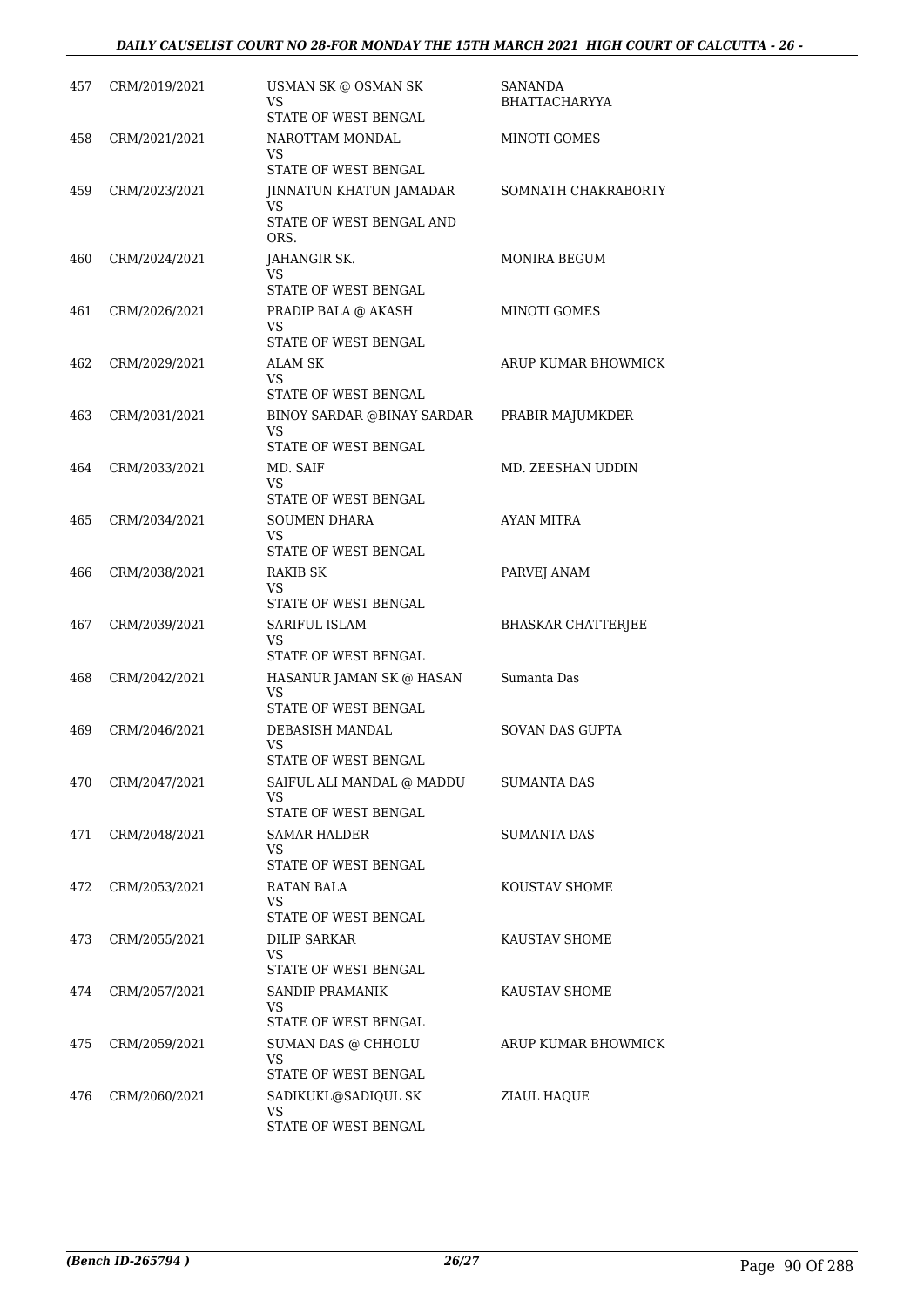| 457 | CRM/2019/2021 | USMAN SK @ OSMAN SK<br>VS<br>STATE OF WEST BENGAL | SANANDA BHATTACHARYYA |
|---|---|---|---|
| 458 | CRM/2021/2021 | NAROTTAM MONDAL<br>VS<br>STATE OF WEST BENGAL | MINOTI GOMES |
| 459 | CRM/2023/2021 | JINNATUN KHATUN JAMADAR<br>VS<br>STATE OF WEST BENGAL AND ORS. | SOMNATH CHAKRABORTY |
| 460 | CRM/2024/2021 | JAHANGIR SK.<br>VS<br>STATE OF WEST BENGAL | MONIRA BEGUM |
| 461 | CRM/2026/2021 | PRADIP BALA @ AKASH<br>VS<br>STATE OF WEST BENGAL | MINOTI GOMES |
| 462 | CRM/2029/2021 | ALAM SK<br>VS<br>STATE OF WEST BENGAL | ARUP KUMAR BHOWMICK |
| 463 | CRM/2031/2021 | BINOY SARDAR @BINAY SARDAR<br>VS<br>STATE OF WEST BENGAL | PRABIR MAJUMKDER |
| 464 | CRM/2033/2021 | MD. SAIF<br>VS<br>STATE OF WEST BENGAL | MD. ZEESHAN UDDIN |
| 465 | CRM/2034/2021 | SOUMEN DHARA<br>VS<br>STATE OF WEST BENGAL | AYAN MITRA |
| 466 | CRM/2038/2021 | RAKIB SK<br>VS<br>STATE OF WEST BENGAL | PARVEJ ANAM |
| 467 | CRM/2039/2021 | SARIFUL ISLAM<br>VS<br>STATE OF WEST BENGAL | BHASKAR CHATTERJEE |
| 468 | CRM/2042/2021 | HASANUR JAMAN SK @ HASAN<br>VS<br>STATE OF WEST BENGAL | Sumanta Das |
| 469 | CRM/2046/2021 | DEBASISH MANDAL<br>VS<br>STATE OF WEST BENGAL | SOVAN DAS GUPTA |
| 470 | CRM/2047/2021 | SAIFUL ALI MANDAL @ MADDU<br>VS<br>STATE OF WEST BENGAL | SUMANTA DAS |
| 471 | CRM/2048/2021 | SAMAR HALDER<br>VS<br>STATE OF WEST BENGAL | SUMANTA DAS |
| 472 | CRM/2053/2021 | RATAN BALA<br>VS<br>STATE OF WEST BENGAL | KOUSTAV SHOME |
| 473 | CRM/2055/2021 | DILIP SARKAR<br>VS<br>STATE OF WEST BENGAL | KAUSTAV SHOME |
| 474 | CRM/2057/2021 | SANDIP PRAMANIK<br>VS<br>STATE OF WEST BENGAL | KAUSTAV SHOME |
| 475 | CRM/2059/2021 | SUMAN DAS @ CHHOLU<br>VS<br>STATE OF WEST BENGAL | ARUP KUMAR BHOWMICK |
| 476 | CRM/2060/2021 | SADIKUKL@SADIQUL SK<br>VS<br>STATE OF WEST BENGAL | ZIAUL HAQUE |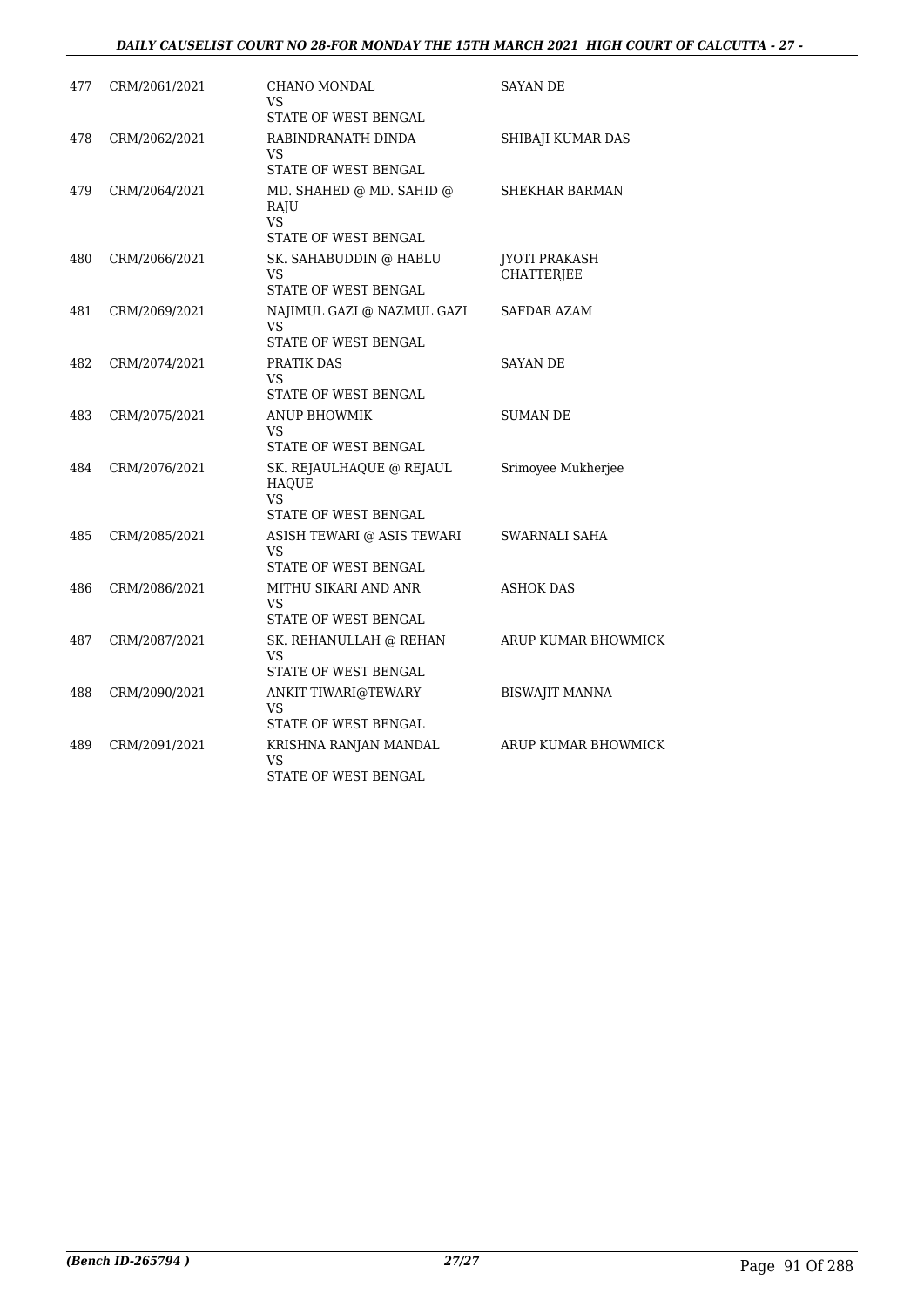| | | | |
|---|---|---|---|
| 477 | CRM/2061/2021 | CHANO MONDAL<br>VS<br>STATE OF WEST BENGAL | SAYAN DE |
| 478 | CRM/2062/2021 | RABINDRANATH DINDA<br>VS<br>STATE OF WEST BENGAL | SHIBAJI KUMAR DAS |
| 479 | CRM/2064/2021 | MD. SHAHED @ MD. SAHID @ RAJU<br>VS<br>STATE OF WEST BENGAL | SHEKHAR BARMAN |
| 480 | CRM/2066/2021 | SK. SAHABUDDIN @ HABLU<br>VS<br>STATE OF WEST BENGAL | JYOTI PRAKASH CHATTERJEE |
| 481 | CRM/2069/2021 | NAJIMUL GAZI @ NAZMUL GAZI<br>VS<br>STATE OF WEST BENGAL | SAFDAR AZAM |
| 482 | CRM/2074/2021 | PRATIK DAS<br>VS<br>STATE OF WEST BENGAL | SAYAN DE |
| 483 | CRM/2075/2021 | ANUP BHOWMIK<br>VS<br>STATE OF WEST BENGAL | SUMAN DE |
| 484 | CRM/2076/2021 | SK. REJAULHAQUE @ REJAUL HAQUE<br>VS<br>STATE OF WEST BENGAL | Srimoyee Mukherjee |
| 485 | CRM/2085/2021 | ASISH TEWARI @ ASIS TEWARI<br>VS<br>STATE OF WEST BENGAL | SWARNALI SAHA |
| 486 | CRM/2086/2021 | MITHU SIKARI AND ANR<br>VS<br>STATE OF WEST BENGAL | ASHOK DAS |
| 487 | CRM/2087/2021 | SK. REHANULLAH @ REHAN<br>VS<br>STATE OF WEST BENGAL | ARUP KUMAR BHOWMICK |
| 488 | CRM/2090/2021 | ANKIT TIWARI@TEWARY<br>VS<br>STATE OF WEST BENGAL | BISWAJIT MANNA |
| 489 | CRM/2091/2021 | KRISHNA RANJAN MANDAL<br>VS<br>STATE OF WEST BENGAL | ARUP KUMAR BHOWMICK |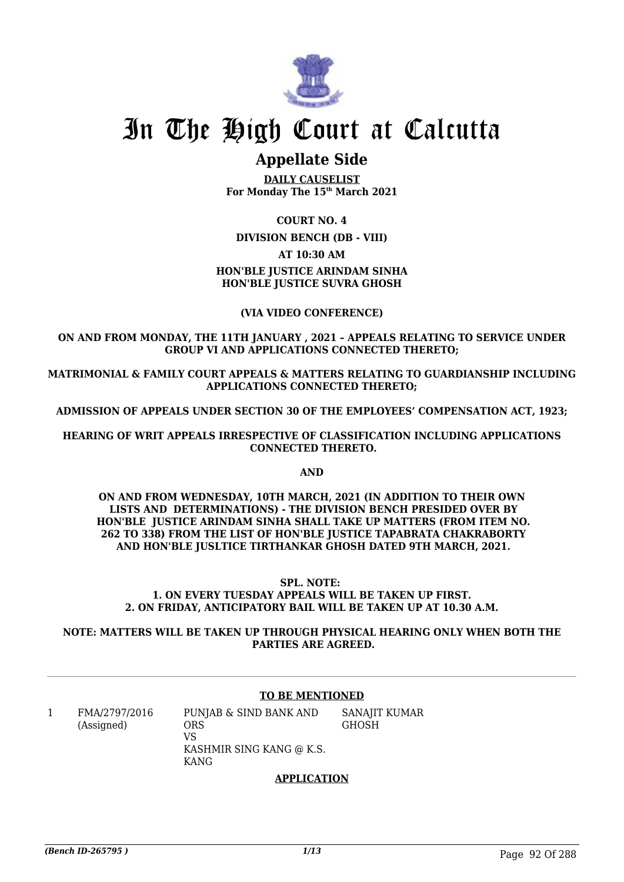# In The High Court at Calcutta

## Appellate Side

**DAILY CAUSELIST**
**For Monday The 15th March 2021**

**COURT NO. 4**

**DIVISION BENCH (DB - VIII)**

**AT 10:30 AM**

**HON'BLE JUSTICE ARINDAM SINHA**
**HON'BLE JUSTICE SUVRA GHOSH**

**(VIA VIDEO CONFERENCE)**

**ON AND FROM MONDAY, THE 11TH JANUARY , 2021 – APPEALS RELATING TO SERVICE UNDER GROUP VI AND APPLICATIONS CONNECTED THERETO;**

**MATRIMONIAL & FAMILY COURT APPEALS & MATTERS RELATING TO GUARDIANSHIP INCLUDING APPLICATIONS CONNECTED THERETO;**

**ADMISSION OF APPEALS UNDER SECTION 30 OF THE EMPLOYEES' COMPENSATION ACT, 1923;**

**HEARING OF WRIT APPEALS IRRESPECTIVE OF CLASSIFICATION INCLUDING APPLICATIONS CONNECTED THERETO.**

**AND**

**ON AND FROM WEDNESDAY, 10TH MARCH, 2021 (IN ADDITION TO THEIR OWN LISTS AND DETERMINATIONS) - THE DIVISION BENCH PRESIDED OVER BY HON'BLE JUSTICE ARINDAM SINHA SHALL TAKE UP MATTERS (FROM ITEM NO. 262 TO 338) FROM THE LIST OF HON'BLE JUSTICE TAPABRATA CHAKRABORTY AND HON'BLE JUSLTICE TIRTHANKAR GHOSH DATED 9TH MARCH, 2021.**

**SPL. NOTE:**
**1. ON EVERY TUESDAY APPEALS WILL BE TAKEN UP FIRST.**
**2. ON FRIDAY, ANTICIPATORY BAIL WILL BE TAKEN UP AT 10.30 A.M.**

**NOTE: MATTERS WILL BE TAKEN UP THROUGH PHYSICAL HEARING ONLY WHEN BOTH THE PARTIES ARE AGREED.**

---

**TO BE MENTIONED**

| | | | |
|---|---|---|---|
| 1 | FMA/2797/2016 (Assigned) | PUNJAB & SIND BANK AND ORS VS KASHMIR SING KANG @ K.S. KANG | SANAJIT KUMAR GHOSH |

**APPLICATION**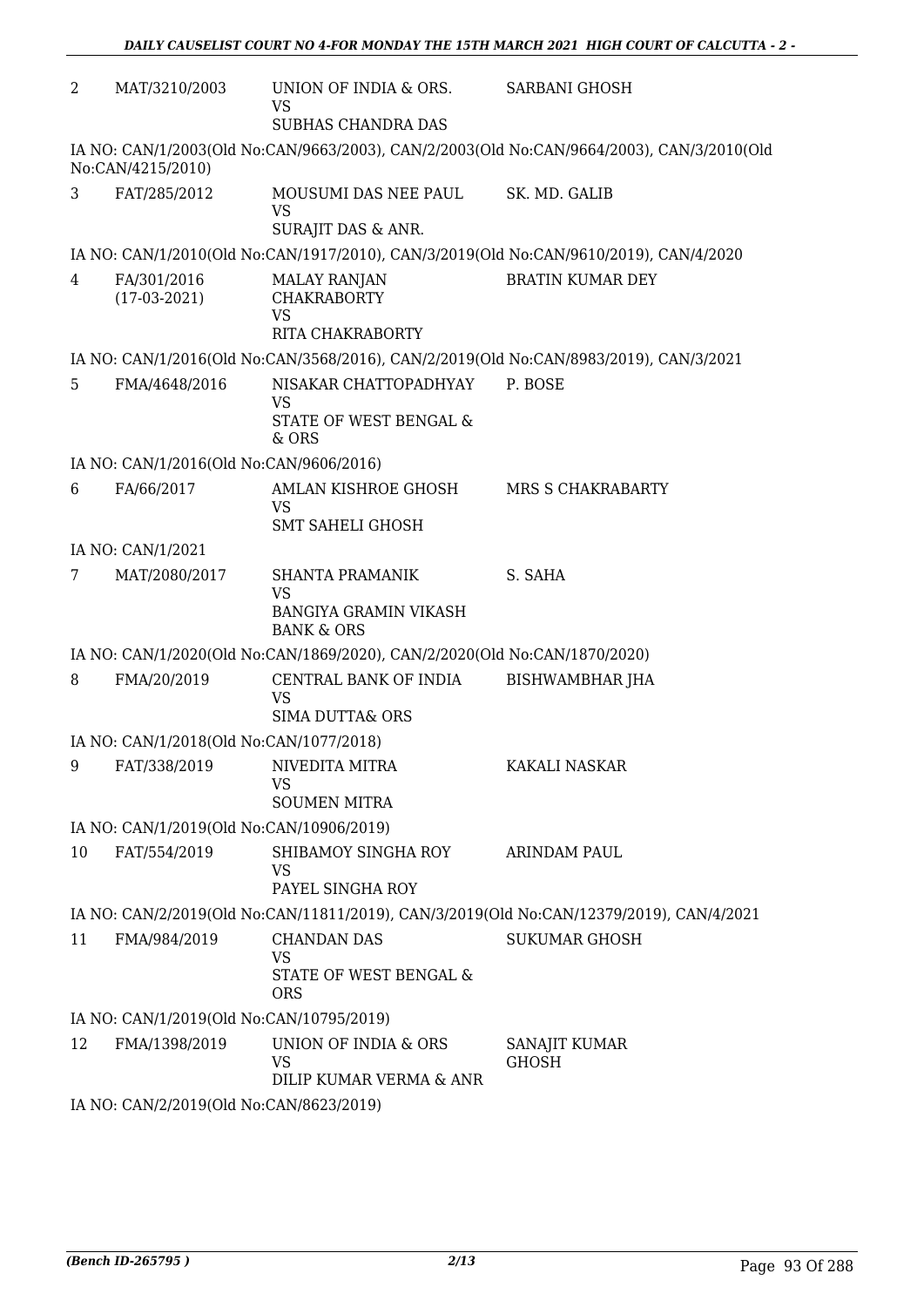| | | | |
|---|---|---|---|
| 2 | MAT/3210/2003 | UNION OF INDIA & ORS.<br>VS<br>SUBHAS CHANDRA DAS | SARBANI GHOSH |

IA NO: CAN/1/2003(Old No:CAN/9663/2003), CAN/2/2003(Old No:CAN/9664/2003), CAN/3/2010(Old No:CAN/4215/2010)

| | | | |
|---|---|---|---|
| 3 | FAT/285/2012 | MOUSUMI DAS NEE PAUL<br>VS<br>SURAJIT DAS & ANR. | SK. MD. GALIB |

IA NO: CAN/1/2010(Old No:CAN/1917/2010), CAN/3/2019(Old No:CAN/9610/2019), CAN/4/2020

| | | | |
|---|---|---|---|
| 4 | FA/301/2016<br>(17-03-2021) | MALAY RANJAN CHAKRABORTY<br>VS<br>RITA CHAKRABORTY | BRATIN KUMAR DEY |

IA NO: CAN/1/2016(Old No:CAN/3568/2016), CAN/2/2019(Old No:CAN/8983/2019), CAN/3/2021

| | | | |
|---|---|---|---|
| 5 | FMA/4648/2016 | NISAKAR CHATTOPADHYAY<br>VS<br>STATE OF WEST BENGAL & & ORS | P. BOSE |

IA NO: CAN/1/2016(Old No:CAN/9606/2016)

| | | | |
|---|---|---|---|
| 6 | FA/66/2017 | AMLAN KISHROE GHOSH<br>VS<br>SMT SAHELI GHOSH | MRS S CHAKRABARTY |

IA NO: CAN/1/2021

| | | | |
|---|---|---|---|
| 7 | MAT/2080/2017 | SHANTA PRAMANIK<br>VS<br>BANGIYA GRAMIN VIKASH BANK & ORS | S. SAHA |

IA NO: CAN/1/2020(Old No:CAN/1869/2020), CAN/2/2020(Old No:CAN/1870/2020)

| | | | |
|---|---|---|---|
| 8 | FMA/20/2019 | CENTRAL BANK OF INDIA<br>VS<br>SIMA DUTTA& ORS | BISHWAMBHAR JHA |

IA NO: CAN/1/2018(Old No:CAN/1077/2018)

| | | | |
|---|---|---|---|
| 9 | FAT/338/2019 | NIVEDITA MITRA<br>VS<br>SOUMEN MITRA | KAKALI NASKAR |

IA NO: CAN/1/2019(Old No:CAN/10906/2019)

| | | | |
|---|---|---|---|
| 10 | FAT/554/2019 | SHIBAMOY SINGHA ROY<br>VS<br>PAYEL SINGHA ROY | ARINDAM PAUL |

IA NO: CAN/2/2019(Old No:CAN/11811/2019), CAN/3/2019(Old No:CAN/12379/2019), CAN/4/2021

| | | | |
|---|---|---|---|
| 11 | FMA/984/2019 | CHANDAN DAS<br>VS<br>STATE OF WEST BENGAL & ORS | SUKUMAR GHOSH |

IA NO: CAN/1/2019(Old No:CAN/10795/2019)

| | | | |
|---|---|---|---|
| 12 | FMA/1398/2019 | UNION OF INDIA & ORS<br>VS<br>DILIP KUMAR VERMA & ANR | SANAJIT KUMAR GHOSH |

IA NO: CAN/2/2019(Old No:CAN/8623/2019)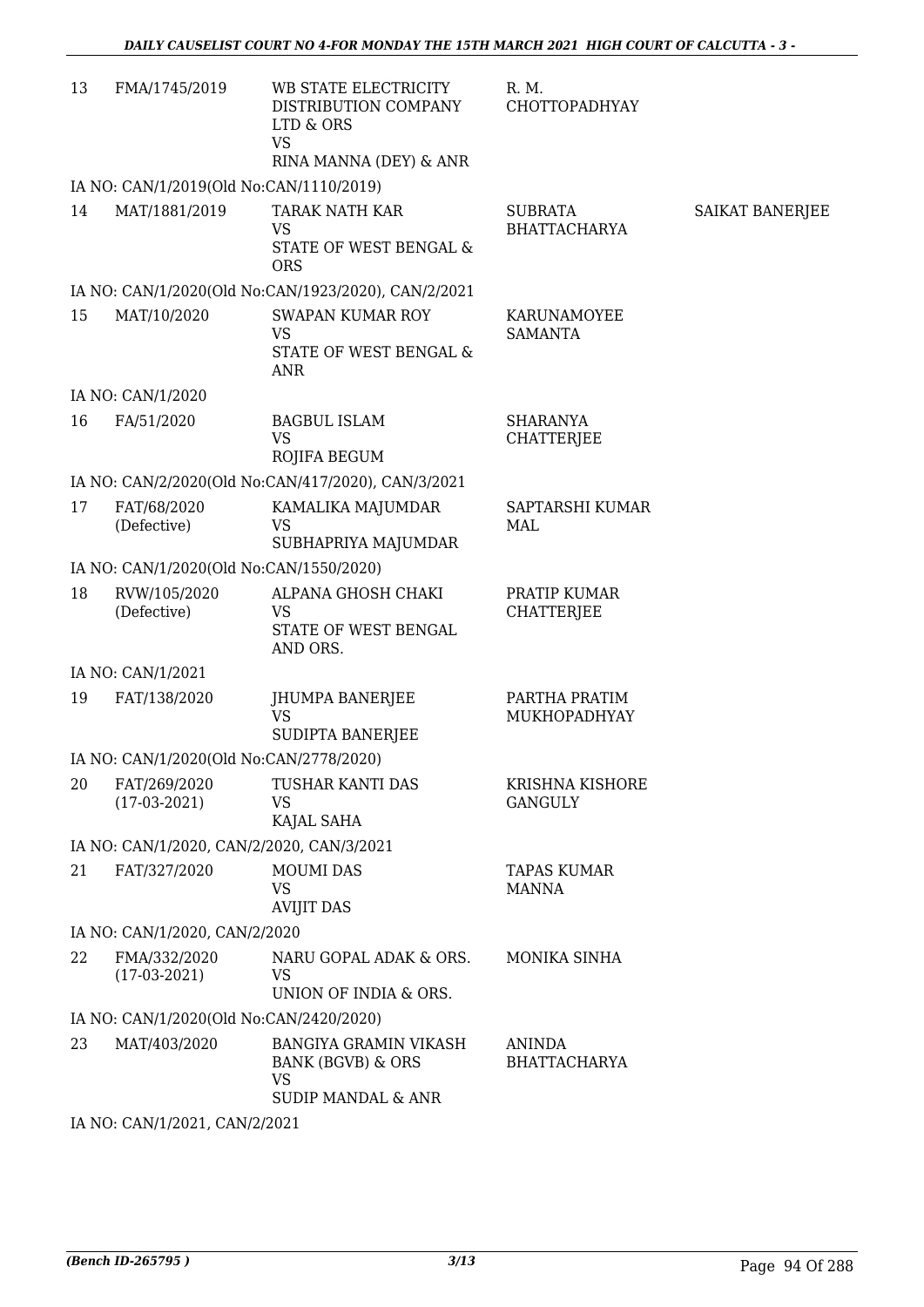| | | | | |
|---|---|---|---|---|
| 13 | FMA/1745/2019 | WB STATE ELECTRICITY DISTRIBUTION COMPANY LTD & ORS<br>VS<br>RINA MANNA (DEY) & ANR | R. M. CHOTTOPADHYAY | |
| | IA NO: CAN/1/2019(Old No:CAN/1110/2019) | | | |
| 14 | MAT/1881/2019 | TARAK NATH KAR<br>VS<br>STATE OF WEST BENGAL & ORS | SUBRATA BHATTACHARYA | SAIKAT BANERJEE |
| | IA NO: CAN/1/2020(Old No:CAN/1923/2020), CAN/2/2021 | | | |
| 15 | MAT/10/2020 | SWAPAN KUMAR ROY<br>VS<br>STATE OF WEST BENGAL & ANR | KARUNAMOYEE SAMANTA | |
| | IA NO: CAN/1/2020 | | | |
| 16 | FA/51/2020 | BAGBUL ISLAM<br>VS<br>ROJIFA BEGUM | SHARANYA CHATTERJEE | |
| | IA NO: CAN/2/2020(Old No:CAN/417/2020), CAN/3/2021 | | | |
| 17 | FAT/68/2020<br>(Defective) | KAMALIKA MAJUMDAR<br>VS<br>SUBHAPRIYA MAJUMDAR | SAPTARSHI KUMAR MAL | |
| | IA NO: CAN/1/2020(Old No:CAN/1550/2020) | | | |
| 18 | RVW/105/2020<br>(Defective) | ALPANA GHOSH CHAKI<br>VS<br>STATE OF WEST BENGAL AND ORS. | PRATIP KUMAR CHATTERJEE | |
| | IA NO: CAN/1/2021 | | | |
| 19 | FAT/138/2020 | JHUMPA BANERJEE<br>VS<br>SUDIPTA BANERJEE | PARTHA PRATIM MUKHOPADHYAY | |
| | IA NO: CAN/1/2020(Old No:CAN/2778/2020) | | | |
| 20 | FAT/269/2020<br>(17-03-2021) | TUSHAR KANTI DAS<br>VS<br>KAJAL SAHA | KRISHNA KISHORE GANGULY | |
| | IA NO: CAN/1/2020, CAN/2/2020, CAN/3/2021 | | | |
| 21 | FAT/327/2020 | MOUMI DAS<br>VS<br>AVIJIT DAS | TAPAS KUMAR MANNA | |
| | IA NO: CAN/1/2020, CAN/2/2020 | | | |
| 22 | FMA/332/2020<br>(17-03-2021) | NARU GOPAL ADAK & ORS.<br>VS<br>UNION OF INDIA & ORS. | MONIKA SINHA | |
| | IA NO: CAN/1/2020(Old No:CAN/2420/2020) | | | |
| 23 | MAT/403/2020 | BANGIYA GRAMIN VIKASH BANK (BGVB) & ORS<br>VS<br>SUDIP MANDAL & ANR | ANINDA BHATTACHARYA | |
| | IA NO: CAN/1/2021, CAN/2/2021 | | | |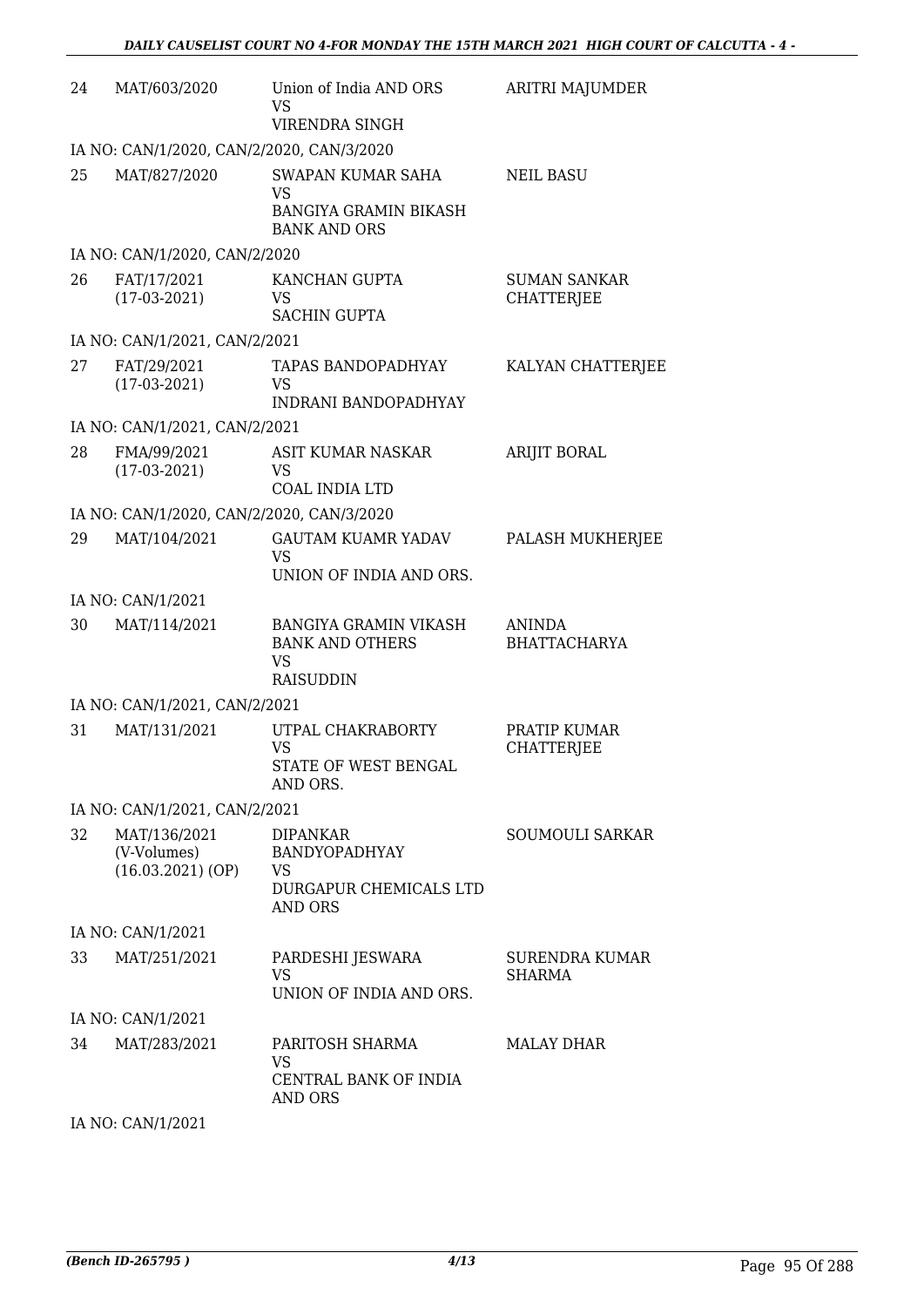| 24 | MAT/603/2020 | Union of India AND ORS VS VIRENDRA SINGH | ARITRI MAJUMDER |
|---|---|---|---|
| | IA NO: CAN/1/2020, CAN/2/2020, CAN/3/2020 | | |
| 25 | MAT/827/2020 | SWAPAN KUMAR SAHA VS BANGIYA GRAMIN BIKASH BANK AND ORS | NEIL BASU |
| | IA NO: CAN/1/2020, CAN/2/2020 | | |
| 26 | FAT/17/2021 (17-03-2021) | KANCHAN GUPTA VS SACHIN GUPTA | SUMAN SANKAR CHATTERJEE |
| | IA NO: CAN/1/2021, CAN/2/2021 | | |
| 27 | FAT/29/2021 (17-03-2021) | TAPAS BANDOPADHYAY VS INDRANI BANDOPADHYAY | KALYAN CHATTERJEE |
| | IA NO: CAN/1/2021, CAN/2/2021 | | |
| 28 | FMA/99/2021 (17-03-2021) | ASIT KUMAR NASKAR VS COAL INDIA LTD | ARIJIT BORAL |
| | IA NO: CAN/1/2020, CAN/2/2020, CAN/3/2020 | | |
| 29 | MAT/104/2021 | GAUTAM KUAMR YADAV VS UNION OF INDIA AND ORS. | PALASH MUKHERJEE |
| | IA NO: CAN/1/2021 | | |
| 30 | MAT/114/2021 | BANGIYA GRAMIN VIKASH BANK AND OTHERS VS RAISUDDIN | ANINDA BHATTACHARYA |
| | IA NO: CAN/1/2021, CAN/2/2021 | | |
| 31 | MAT/131/2021 | UTPAL CHAKRABORTY VS STATE OF WEST BENGAL AND ORS. | PRATIP KUMAR CHATTERJEE |
| | IA NO: CAN/1/2021, CAN/2/2021 | | |
| 32 | MAT/136/2021 (V-Volumes) (16.03.2021) (OP) | DIPANKAR BANDYOPADHYAY VS DURGAPUR CHEMICALS LTD AND ORS | SOUMOULI SARKAR |
| | IA NO: CAN/1/2021 | | |
| 33 | MAT/251/2021 | PARDESHI JESWARA VS UNION OF INDIA AND ORS. | SURENDRA KUMAR SHARMA |
| | IA NO: CAN/1/2021 | | |
| 34 | MAT/283/2021 | PARITOSH SHARMA VS CENTRAL BANK OF INDIA AND ORS | MALAY DHAR |
| | IA NO: CAN/1/2021 | | |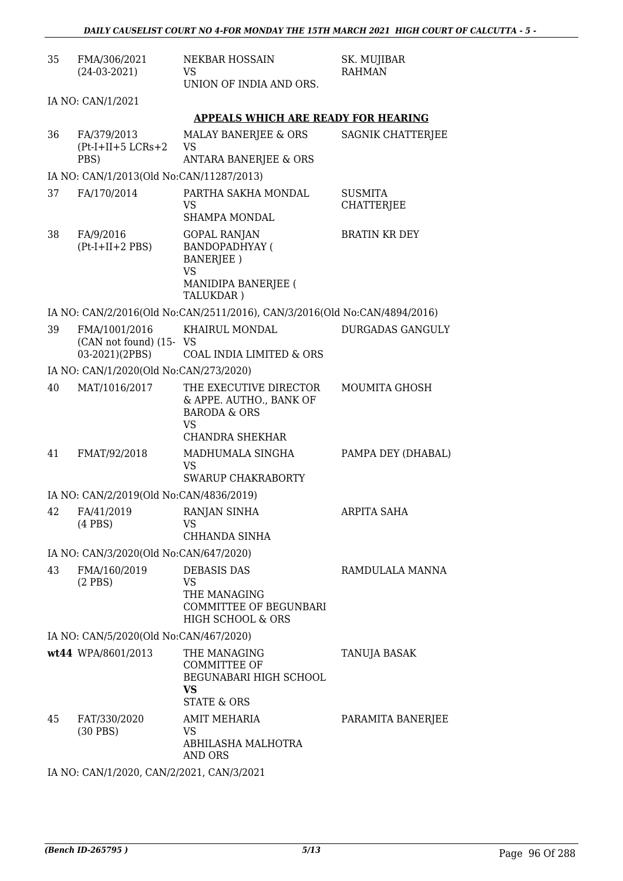| | | | |
|---|---|---|---|
| 35 | FMA/306/2021 (24-03-2021) | NEKBAR HOSSAIN VS UNION OF INDIA AND ORS. | SK. MUJIBAR RAHMAN |

IA NO: CAN/1/2021

**APPEALS WHICH ARE READY FOR HEARING**

| | | | |
|---|---|---|---|
| 36 | FA/379/2013 (Pt-I+II+5 LCRs+2 PBS) | MALAY BANERJEE & ORS VS ANTARA BANERJEE & ORS | SAGNIK CHATTERJEE |

IA NO: CAN/1/2013(Old No:CAN/11287/2013)

| | | | |
|---|---|---|---|
| 37 | FA/170/2014 | PARTHA SAKHA MONDAL VS SHAMPA MONDAL | SUSMITA CHATTERJEE |
| 38 | FA/9/2016 (Pt-I+II+2 PBS) | GOPAL RANJAN BANDOPADHYAY ( BANERJEE ) VS MANIDIPA BANERJEE ( TALUKDAR ) | BRATIN KR DEY |

IA NO: CAN/2/2016(Old No:CAN/2511/2016), CAN/3/2016(Old No:CAN/4894/2016)

| | | | |
|---|---|---|---|
| 39 | FMA/1001/2016 (CAN not found) (15-03-2021)(2PBS) | KHAIRUL MONDAL VS COAL INDIA LIMITED & ORS | DURGADAS GANGULY |

IA NO: CAN/1/2020(Old No:CAN/273/2020)

| | | | |
|---|---|---|---|
| 40 | MAT/1016/2017 | THE EXECUTIVE DIRECTOR & APPE. AUTHO., BANK OF BARODA & ORS VS CHANDRA SHEKHAR | MOUMITA GHOSH |
| 41 | FMAT/92/2018 | MADHUMALA SINGHA VS SWARUP CHAKRABORTY | PAMPA DEY (DHABAL) |

IA NO: CAN/2/2019(Old No:CAN/4836/2019)

| | | | |
|---|---|---|---|
| 42 | FA/41/2019 (4 PBS) | RANJAN SINHA VS CHHANDA SINHA | ARPITA SAHA |

IA NO: CAN/3/2020(Old No:CAN/647/2020)

| | | | |
|---|---|---|---|
| 43 | FMA/160/2019 (2 PBS) | DEBASIS DAS VS THE MANAGING COMMITTEE OF BEGUNBARI HIGH SCHOOL & ORS | RAMDULALA MANNA |

IA NO: CAN/5/2020(Old No:CAN/467/2020)

| | | | |
|---|---|---|---|
| **wt44** | WPA/8601/2013 | THE MANAGING COMMITTEE OF BEGUNABARI HIGH SCHOOL **VS** STATE & ORS | TANUJA BASAK |
| 45 | FAT/330/2020 (30 PBS) | AMIT MEHARIA VS ABHILASHA MALHOTRA AND ORS | PARAMITA BANERJEE |

IA NO: CAN/1/2020, CAN/2/2021, CAN/3/2021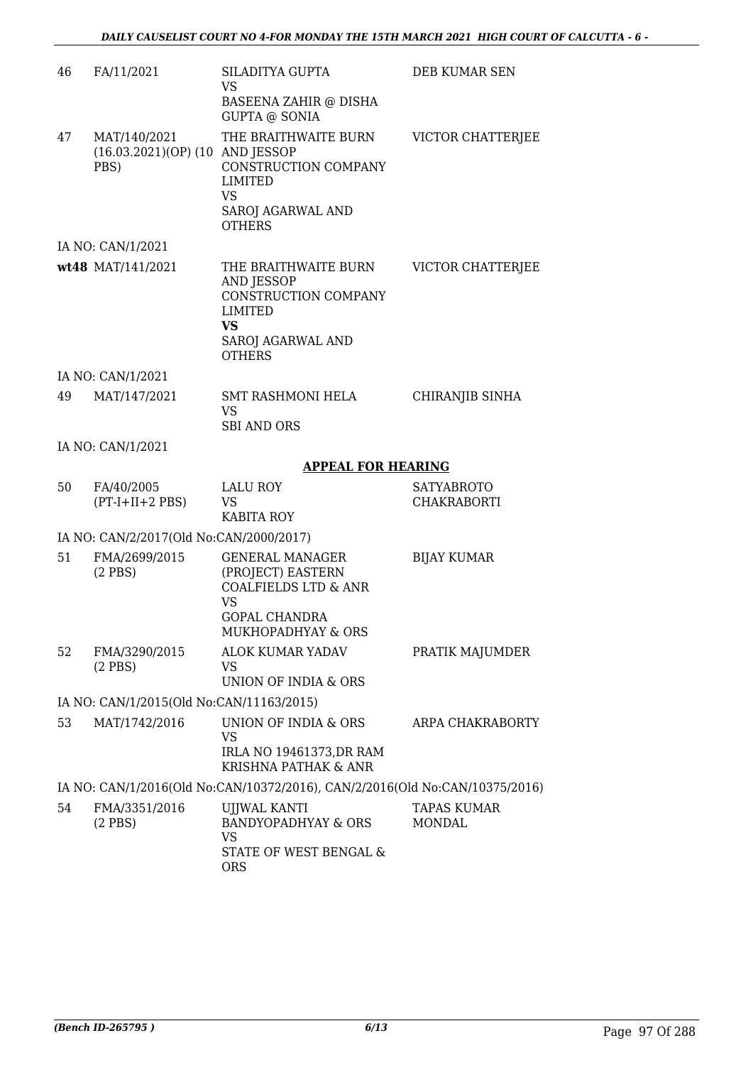| | | | |
|---|---|---|---|
| 46 | FA/11/2021 | SILADITYA GUPTA<br>VS<br>BASEENA ZAHIR @ DISHA GUPTA @ SONIA | DEB KUMAR SEN |
| 47 | MAT/140/2021<br>(16.03.2021)(OP) (10 PBS) | THE BRAITHWAITE BURN AND JESSOP CONSTRUCTION COMPANY LIMITED<br>VS<br>SAROJ AGARWAL AND OTHERS | VICTOR CHATTERJEE |
| | IA NO: CAN/1/2021 | | |
| wt48 | MAT/141/2021 | THE BRAITHWAITE BURN AND JESSOP CONSTRUCTION COMPANY LIMITED<br>**VS**<br>SAROJ AGARWAL AND OTHERS | VICTOR CHATTERJEE |
| | IA NO: CAN/1/2021 | | |
| 49 | MAT/147/2021 | SMT RASHMONI HELA<br>VS<br>SBI AND ORS | CHIRANJIB SINHA |
| | IA NO: CAN/1/2021 | | |

**APPEAL FOR HEARING**

| | | | |
|---|---|---|---|
| 50 | FA/40/2005<br>(PT-I+II+2 PBS) | LALU ROY<br>VS<br>KABITA ROY | SATYABROTO CHAKRABORTI |
| | IA NO: CAN/2/2017(Old No:CAN/2000/2017) | | |
| 51 | FMA/2699/2015<br>(2 PBS) | GENERAL MANAGER (PROJECT) EASTERN COALFIELDS LTD & ANR<br>VS<br>GOPAL CHANDRA MUKHOPADHYAY & ORS | BIJAY KUMAR |
| 52 | FMA/3290/2015<br>(2 PBS) | ALOK KUMAR YADAV<br>VS<br>UNION OF INDIA & ORS | PRATIK MAJUMDER |
| | IA NO: CAN/1/2015(Old No:CAN/11163/2015) | | |
| 53 | MAT/1742/2016 | UNION OF INDIA & ORS<br>VS<br>IRLA NO 19461373,DR RAM KRISHNA PATHAK & ANR | ARPA CHAKRABORTY |
| | IA NO: CAN/1/2016(Old No:CAN/10372/2016), CAN/2/2016(Old No:CAN/10375/2016) | | |
| 54 | FMA/3351/2016<br>(2 PBS) | UJJWAL KANTI BANDYOPADHYAY & ORS<br>VS<br>STATE OF WEST BENGAL & ORS | TAPAS KUMAR MONDAL |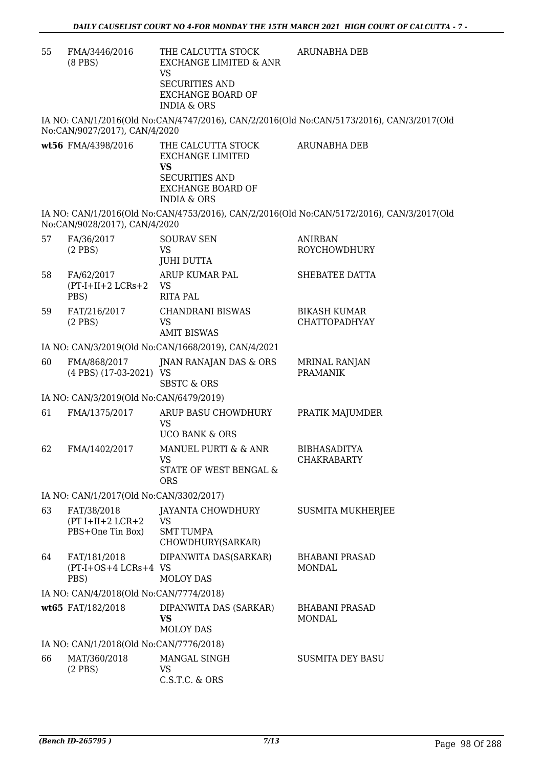| | | | |
|---|---|---|---|
| 55 | FMA/3446/2016 (8 PBS) | THE CALCUTTA STOCK EXCHANGE LIMITED & ANR VS SECURITIES AND EXCHANGE BOARD OF INDIA & ORS | ARUNABHA DEB |

IA NO: CAN/1/2016(Old No:CAN/4747/2016), CAN/2/2016(Old No:CAN/5173/2016), CAN/3/2017(Old No:CAN/9027/2017), CAN/4/2020

| | | | |
|---|---|---|---|
| **wt56** | FMA/4398/2016 | THE CALCUTTA STOCK EXCHANGE LIMITED **VS** SECURITIES AND EXCHANGE BOARD OF INDIA & ORS | ARUNABHA DEB |

IA NO: CAN/1/2016(Old No:CAN/4753/2016), CAN/2/2016(Old No:CAN/5172/2016), CAN/3/2017(Old No:CAN/9028/2017), CAN/4/2020

| | | | |
|---|---|---|---|
| 57 | FA/36/2017 (2 PBS) | SOURAV SEN VS JUHI DUTTA | ANIRBAN ROYCHOWDHURY |
| 58 | FA/62/2017 (PT-I+II+2 LCRs+2 PBS) | ARUP KUMAR PAL VS RITA PAL | SHEBATEE DATTA |
| 59 | FAT/216/2017 (2 PBS) | CHANDRANI BISWAS VS AMIT BISWAS | BIKASH KUMAR CHATTOPADHYAY |

IA NO: CAN/3/2019(Old No:CAN/1668/2019), CAN/4/2021

| | | | |
|---|---|---|---|
| 60 | FMA/868/2017 (4 PBS) (17-03-2021) | JNAN RANAJAN DAS & ORS VS SBSTC & ORS | MRINAL RANJAN PRAMANIK |

IA NO: CAN/3/2019(Old No:CAN/6479/2019)

| | | | |
|---|---|---|---|
| 61 | FMA/1375/2017 | ARUP BASU CHOWDHURY VS UCO BANK & ORS | PRATIK MAJUMDER |
| 62 | FMA/1402/2017 | MANUEL PURTI & & ANR VS STATE OF WEST BENGAL & ORS | BIBHASADITYA CHAKRABARTY |

IA NO: CAN/1/2017(Old No:CAN/3302/2017)

| | | | |
|---|---|---|---|
| 63 | FAT/38/2018 (PT I+II+2 LCR+2 PBS+One Tin Box) | JAYANTA CHOWDHURY VS SMT TUMPA CHOWDHURY(SARKAR) | SUSMITA MUKHERJEE |
| 64 | FAT/181/2018 (PT-I+OS+4 LCRs+4 PBS) | DIPANWITA DAS(SARKAR) VS MOLOY DAS | BHABANI PRASAD MONDAL |

IA NO: CAN/4/2018(Old No:CAN/7774/2018)

| | | | |
|---|---|---|---|
| **wt65** | FAT/182/2018 | DIPANWITA DAS (SARKAR) **VS** MOLOY DAS | BHABANI PRASAD MONDAL |

IA NO: CAN/1/2018(Old No:CAN/7776/2018)

| | | | |
|---|---|---|---|
| 66 | MAT/360/2018 (2 PBS) | MANGAL SINGH VS C.S.T.C. & ORS | SUSMITA DEY BASU |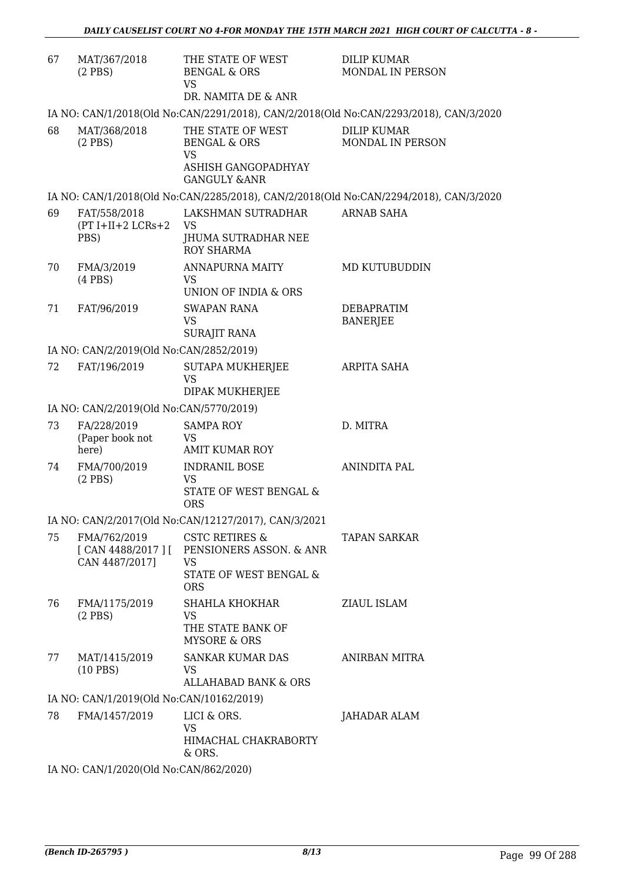| | | | |
|---|---|---|---|
| 67 | MAT/367/2018 (2 PBS) | THE STATE OF WEST BENGAL & ORS VS DR. NAMITA DE & ANR | DILIP KUMAR MONDAL IN PERSON |

IA NO: CAN/1/2018(Old No:CAN/2291/2018), CAN/2/2018(Old No:CAN/2293/2018), CAN/3/2020

| | | | |
|---|---|---|---|
| 68 | MAT/368/2018 (2 PBS) | THE STATE OF WEST BENGAL & ORS VS ASHISH GANGOPADHYAY GANGULY &ANR | DILIP KUMAR MONDAL IN PERSON |

IA NO: CAN/1/2018(Old No:CAN/2285/2018), CAN/2/2018(Old No:CAN/2294/2018), CAN/3/2020

| | | | |
|---|---|---|---|
| 69 | FAT/558/2018 (PT I+II+2 LCRs+2 PBS) | LAKSHMAN SUTRADHAR VS JHUMA SUTRADHAR NEE ROY SHARMA | ARNAB SAHA |
| 70 | FMA/3/2019 (4 PBS) | ANNAPURNA MAITY VS UNION OF INDIA & ORS | MD KUTUBUDDIN |
| 71 | FAT/96/2019 | SWAPAN RANA VS SURAJIT RANA | DEBAPRATIM BANERJEE |

IA NO: CAN/2/2019(Old No:CAN/2852/2019)

| | | | |
|---|---|---|---|
| 72 | FAT/196/2019 | SUTAPA MUKHERJEE VS DIPAK MUKHERJEE | ARPITA SAHA |

IA NO: CAN/2/2019(Old No:CAN/5770/2019)

| | | | |
|---|---|---|---|
| 73 | FA/228/2019 (Paper book not here) | SAMPA ROY VS AMIT KUMAR ROY | D. MITRA |
| 74 | FMA/700/2019 (2 PBS) | INDRANIL BOSE VS STATE OF WEST BENGAL & ORS | ANINDITA PAL |

IA NO: CAN/2/2017(Old No:CAN/12127/2017), CAN/3/2021

| | | | |
|---|---|---|---|
| 75 | FMA/762/2019 [ CAN 4488/2017 ] [ CAN 4487/2017] | CSTC RETIRES & PENSIONERS ASSON. & ANR VS STATE OF WEST BENGAL & ORS | TAPAN SARKAR |
| 76 | FMA/1175/2019 (2 PBS) | SHAHLA KHOKHAR VS THE STATE BANK OF MYSORE & ORS | ZIAUL ISLAM |
| 77 | MAT/1415/2019 (10 PBS) | SANKAR KUMAR DAS VS ALLAHABAD BANK & ORS | ANIRBAN MITRA |

IA NO: CAN/1/2019(Old No:CAN/10162/2019)

| | | | |
|---|---|---|---|
| 78 | FMA/1457/2019 | LICI & ORS. VS HIMACHAL CHAKRABORTY & ORS. | JAHADAR ALAM |

IA NO: CAN/1/2020(Old No:CAN/862/2020)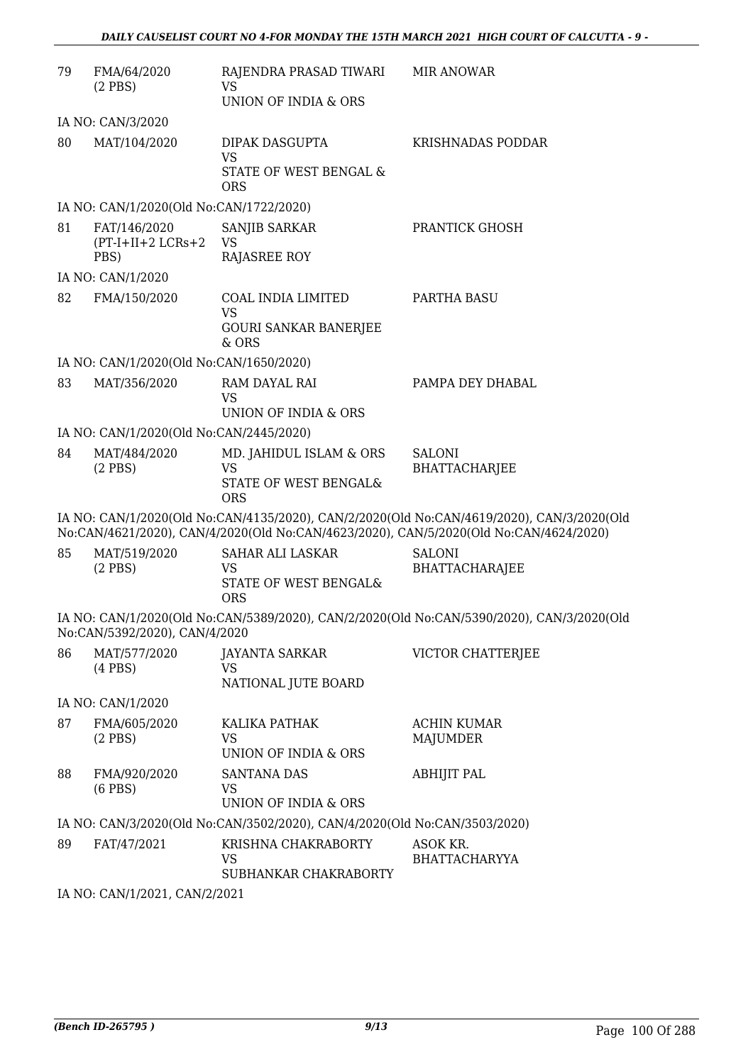| | | | |
|---|---|---|---|
| 79 | FMA/64/2020 (2 PBS) | RAJENDRA PRASAD TIWARI VS UNION OF INDIA & ORS | MIR ANOWAR |

IA NO: CAN/3/2020

| | | | |
|---|---|---|---|
| 80 | MAT/104/2020 | DIPAK DASGUPTA VS STATE OF WEST BENGAL & ORS | KRISHNADAS PODDAR |

IA NO: CAN/1/2020(Old No:CAN/1722/2020)

| | | | |
|---|---|---|---|
| 81 | FAT/146/2020 (PT-I+II+2 LCRs+2 PBS) | SANJIB SARKAR VS RAJASREE ROY | PRANTICK GHOSH |

IA NO: CAN/1/2020

| | | | |
|---|---|---|---|
| 82 | FMA/150/2020 | COAL INDIA LIMITED VS GOURI SANKAR BANERJEE & ORS | PARTHA BASU |

IA NO: CAN/1/2020(Old No:CAN/1650/2020)

| | | | |
|---|---|---|---|
| 83 | MAT/356/2020 | RAM DAYAL RAI VS UNION OF INDIA & ORS | PAMPA DEY DHABAL |

IA NO: CAN/1/2020(Old No:CAN/2445/2020)

| | | | |
|---|---|---|---|
| 84 | MAT/484/2020 (2 PBS) | MD. JAHIDUL ISLAM & ORS VS STATE OF WEST BENGAL& ORS | SALONI BHATTACHARJEE |

IA NO: CAN/1/2020(Old No:CAN/4135/2020), CAN/2/2020(Old No:CAN/4619/2020), CAN/3/2020(Old No:CAN/4621/2020), CAN/4/2020(Old No:CAN/4623/2020), CAN/5/2020(Old No:CAN/4624/2020)

| | | | |
|---|---|---|---|
| 85 | MAT/519/2020 (2 PBS) | SAHAR ALI LASKAR VS STATE OF WEST BENGAL& ORS | SALONI BHATTACHARAJEE |

IA NO: CAN/1/2020(Old No:CAN/5389/2020), CAN/2/2020(Old No:CAN/5390/2020), CAN/3/2020(Old No:CAN/5392/2020), CAN/4/2020

| | | | |
|---|---|---|---|
| 86 | MAT/577/2020 (4 PBS) | JAYANTA SARKAR VS NATIONAL JUTE BOARD | VICTOR CHATTERJEE |

IA NO: CAN/1/2020

| | | | |
|---|---|---|---|
| 87 | FMA/605/2020 (2 PBS) | KALIKA PATHAK VS UNION OF INDIA & ORS | ACHIN KUMAR MAJUMDER |
| 88 | FMA/920/2020 (6 PBS) | SANTANA DAS VS UNION OF INDIA & ORS | ABHIJIT PAL |

IA NO: CAN/3/2020(Old No:CAN/3502/2020), CAN/4/2020(Old No:CAN/3503/2020)

| | | | |
|---|---|---|---|
| 89 | FAT/47/2021 | KRISHNA CHAKRABORTY VS SUBHANKAR CHAKRABORTY | ASOK KR. BHATTACHARYYA |

IA NO: CAN/1/2021, CAN/2/2021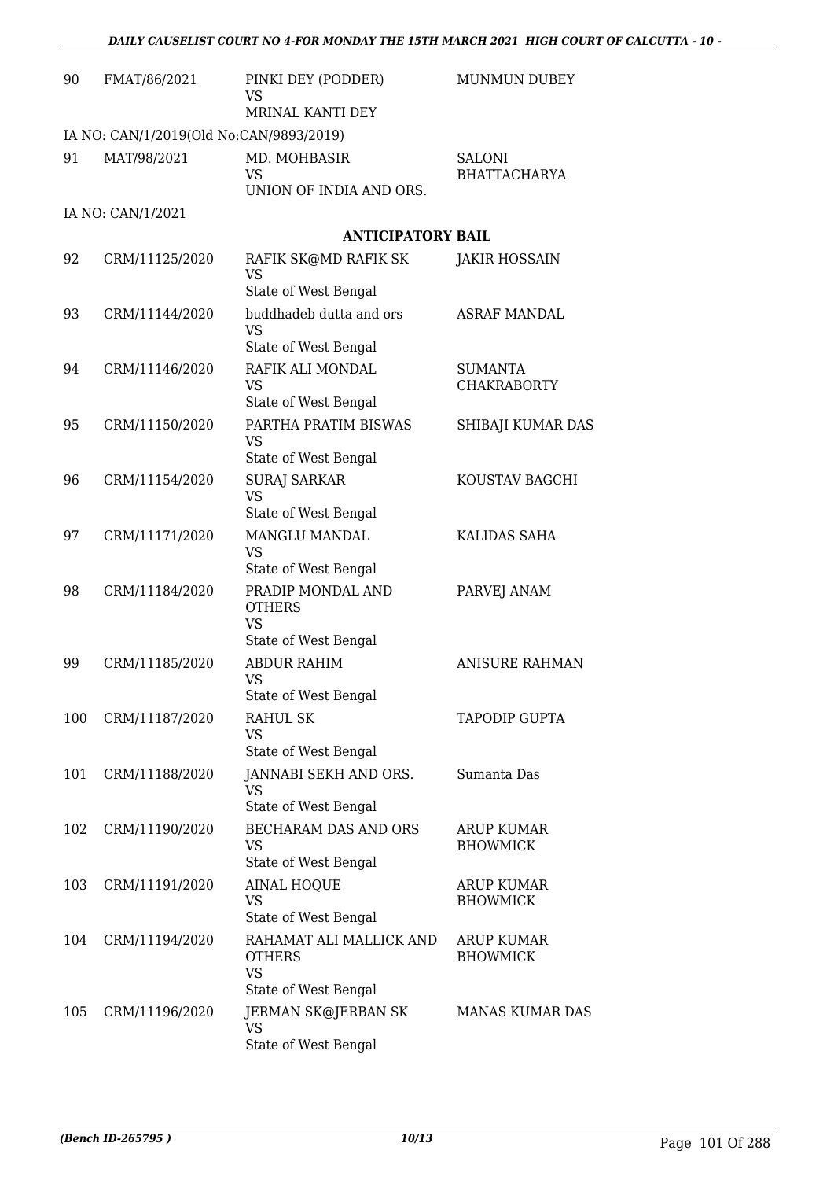| | | | |
|---|---|---|---|
| 90 | FMAT/86/2021 | PINKI DEY (PODDER)<br>VS<br>MRINAL KANTI DEY | MUNMUN DUBEY |

IA NO: CAN/1/2019(Old No:CAN/9893/2019)

| | | | |
|---|---|---|---|
| 91 | MAT/98/2021 | MD. MOHBASIR<br>VS<br>UNION OF INDIA AND ORS. | SALONI BHATTACHARYA |

IA NO: CAN/1/2021

**ANTICIPATORY BAIL**

| | | | |
|---|---|---|---|
| 92 | CRM/11125/2020 | RAFIK SK@MD RAFIK SK<br>VS<br>State of West Bengal | JAKIR HOSSAIN |
| 93 | CRM/11144/2020 | buddhadeb dutta and ors<br>VS<br>State of West Bengal | ASRAF MANDAL |
| 94 | CRM/11146/2020 | RAFIK ALI MONDAL<br>VS<br>State of West Bengal | SUMANTA CHAKRABORTY |
| 95 | CRM/11150/2020 | PARTHA PRATIM BISWAS<br>VS<br>State of West Bengal | SHIBAJI KUMAR DAS |
| 96 | CRM/11154/2020 | SURAJ SARKAR<br>VS<br>State of West Bengal | KOUSTAV BAGCHI |
| 97 | CRM/11171/2020 | MANGLU MANDAL<br>VS<br>State of West Bengal | KALIDAS SAHA |
| 98 | CRM/11184/2020 | PRADIP MONDAL AND OTHERS<br>VS<br>State of West Bengal | PARVEJ ANAM |
| 99 | CRM/11185/2020 | ABDUR RAHIM<br>VS<br>State of West Bengal | ANISURE RAHMAN |
| 100 | CRM/11187/2020 | RAHUL SK<br>VS<br>State of West Bengal | TAPODIP GUPTA |
| 101 | CRM/11188/2020 | JANNABI SEKH AND ORS.<br>VS<br>State of West Bengal | Sumanta Das |
| 102 | CRM/11190/2020 | BECHARAM DAS AND ORS<br>VS<br>State of West Bengal | ARUP KUMAR BHOWMICK |
| 103 | CRM/11191/2020 | AINAL HOQUE<br>VS<br>State of West Bengal | ARUP KUMAR BHOWMICK |
| 104 | CRM/11194/2020 | RAHAMAT ALI MALLICK AND OTHERS<br>VS<br>State of West Bengal | ARUP KUMAR BHOWMICK |
| 105 | CRM/11196/2020 | JERMAN SK@JERBAN SK<br>VS<br>State of West Bengal | MANAS KUMAR DAS |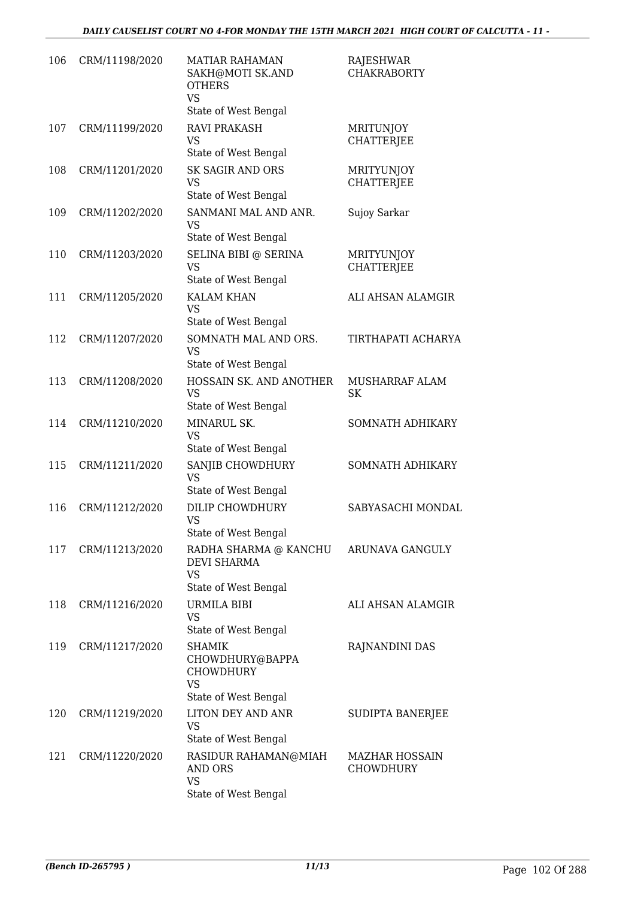| | | | |
|---|---|---|---|
| 106 | CRM/11198/2020 | MATIAR RAHAMAN SAKH@MOTI SK.AND OTHERS<br>VS<br>State of West Bengal | RAJESHWAR CHAKRABORTY |
| 107 | CRM/11199/2020 | RAVI PRAKASH<br>VS<br>State of West Bengal | MRITUNJOY CHATTERJEE |
| 108 | CRM/11201/2020 | SK SAGIR AND ORS<br>VS<br>State of West Bengal | MRITYUNJOY CHATTERJEE |
| 109 | CRM/11202/2020 | SANMANI MAL AND ANR.<br>VS<br>State of West Bengal | Sujoy Sarkar |
| 110 | CRM/11203/2020 | SELINA BIBI @ SERINA<br>VS<br>State of West Bengal | MRITYUNJOY CHATTERJEE |
| 111 | CRM/11205/2020 | KALAM KHAN<br>VS<br>State of West Bengal | ALI AHSAN ALAMGIR |
| 112 | CRM/11207/2020 | SOMNATH MAL AND ORS.<br>VS<br>State of West Bengal | TIRTHAPATI ACHARYA |
| 113 | CRM/11208/2020 | HOSSAIN SK. AND ANOTHER<br>VS<br>State of West Bengal | MUSHARRAF ALAM SK |
| 114 | CRM/11210/2020 | MINARUL SK.<br>VS<br>State of West Bengal | SOMNATH ADHIKARY |
| 115 | CRM/11211/2020 | SANJIB CHOWDHURY<br>VS<br>State of West Bengal | SOMNATH ADHIKARY |
| 116 | CRM/11212/2020 | DILIP CHOWDHURY<br>VS<br>State of West Bengal | SABYASACHI MONDAL |
| 117 | CRM/11213/2020 | RADHA SHARMA @ KANCHU DEVI SHARMA<br>VS<br>State of West Bengal | ARUNAVA GANGULY |
| 118 | CRM/11216/2020 | URMILA BIBI<br>VS<br>State of West Bengal | ALI AHSAN ALAMGIR |
| 119 | CRM/11217/2020 | SHAMIK CHOWDHURY@BAPPA CHOWDHURY<br>VS<br>State of West Bengal | RAJNANDINI DAS |
| 120 | CRM/11219/2020 | LITON DEY AND ANR<br>VS<br>State of West Bengal | SUDIPTA BANERJEE |
| 121 | CRM/11220/2020 | RASIDUR RAHAMAN@MIAH AND ORS<br>VS<br>State of West Bengal | MAZHAR HOSSAIN CHOWDHURY |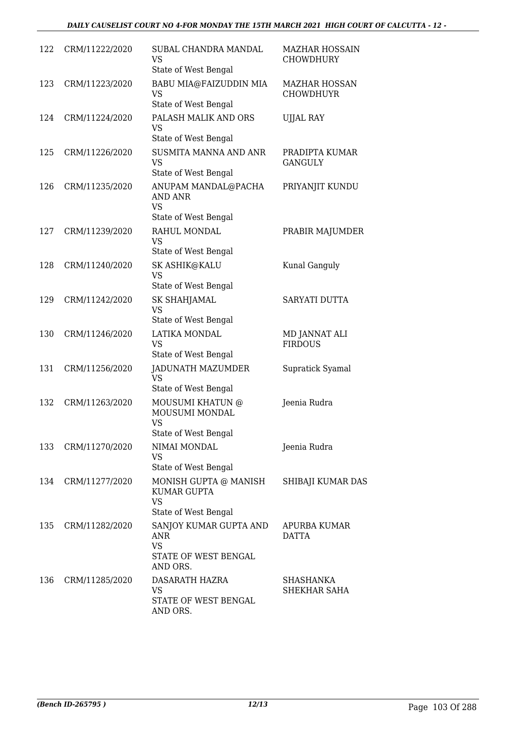| | | | |
|---|---|---|---|
| 122 | CRM/11222/2020 | SUBAL CHANDRA MANDAL<br>VS<br>State of West Bengal | MAZHAR HOSSAIN CHOWDHURY |
| 123 | CRM/11223/2020 | BABU MIA@FAIZUDDIN MIA<br>VS<br>State of West Bengal | MAZHAR HOSSAN CHOWDHUYR |
| 124 | CRM/11224/2020 | PALASH MALIK AND ORS<br>VS<br>State of West Bengal | UJJAL RAY |
| 125 | CRM/11226/2020 | SUSMITA MANNA AND ANR<br>VS<br>State of West Bengal | PRADIPTA KUMAR GANGULY |
| 126 | CRM/11235/2020 | ANUPAM MANDAL@PACHA AND ANR<br>VS<br>State of West Bengal | PRIYANJIT KUNDU |
| 127 | CRM/11239/2020 | RAHUL MONDAL<br>VS<br>State of West Bengal | PRABIR MAJUMDER |
| 128 | CRM/11240/2020 | SK ASHIK@KALU<br>VS<br>State of West Bengal | Kunal Ganguly |
| 129 | CRM/11242/2020 | SK SHAHJAMAL<br>VS<br>State of West Bengal | SARYATI DUTTA |
| 130 | CRM/11246/2020 | LATIKA MONDAL<br>VS<br>State of West Bengal | MD JANNAT ALI FIRDOUS |
| 131 | CRM/11256/2020 | JADUNATH MAZUMDER<br>VS<br>State of West Bengal | Supratick Syamal |
| 132 | CRM/11263/2020 | MOUSUMI KHATUN @ MOUSUMI MONDAL<br>VS<br>State of West Bengal | Jeenia Rudra |
| 133 | CRM/11270/2020 | NIMAI MONDAL<br>VS<br>State of West Bengal | Jeenia Rudra |
| 134 | CRM/11277/2020 | MONISH GUPTA @ MANISH KUMAR GUPTA<br>VS<br>State of West Bengal | SHIBAJI KUMAR DAS |
| 135 | CRM/11282/2020 | SANJOY KUMAR GUPTA AND ANR<br>VS<br>STATE OF WEST BENGAL AND ORS. | APURBA KUMAR DATTA |
| 136 | CRM/11285/2020 | DASARATH HAZRA<br>VS<br>STATE OF WEST BENGAL AND ORS. | SHASHANKA SHEKHAR SAHA |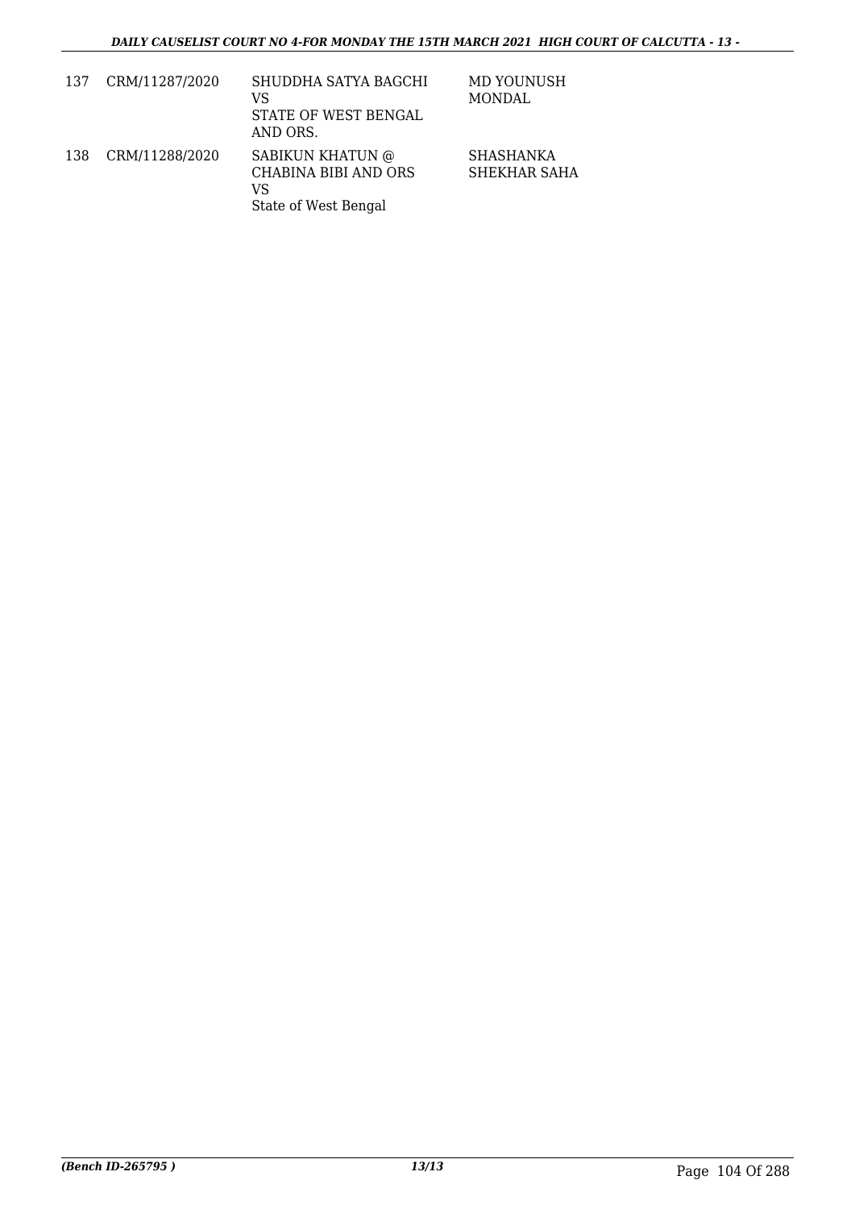| 137 | CRM/11287/2020 | SHUDDHA SATYA BAGCHI<br>VS<br>STATE OF WEST BENGAL AND ORS. | MD YOUNUSH MONDAL |
|---|---|---|---|
| 138 | CRM/11288/2020 | SABIKUN KHATUN @ CHABINA BIBI AND ORS<br>VS<br>State of West Bengal | SHASHANKA SHEKHAR SAHA |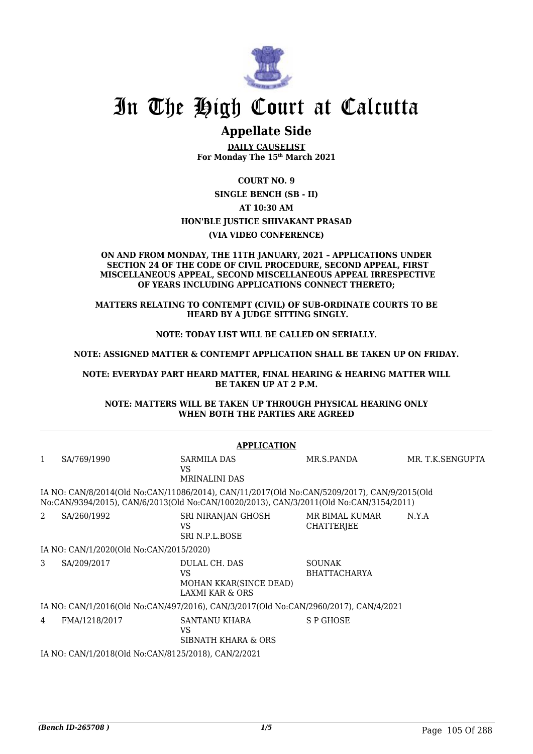# In The High Court at Calcutta

## Appellate Side

**DAILY CAUSELIST**
**For Monday The 15th March 2021**

**COURT NO. 9**

**SINGLE BENCH (SB - II)**

**AT 10:30 AM**

**HON'BLE JUSTICE SHIVAKANT PRASAD**

**(VIA VIDEO CONFERENCE)**

**ON AND FROM MONDAY, THE 11TH JANUARY, 2021 – APPLICATIONS UNDER SECTION 24 OF THE CODE OF CIVIL PROCEDURE, SECOND APPEAL, FIRST MISCELLANEOUS APPEAL, SECOND MISCELLANEOUS APPEAL IRRESPECTIVE OF YEARS INCLUDING APPLICATIONS CONNECT THERETO;**

**MATTERS RELATING TO CONTEMPT (CIVIL) OF SUB-ORDINATE COURTS TO BE HEARD BY A JUDGE SITTING SINGLY.**

**NOTE: TODAY LIST WILL BE CALLED ON SERIALLY.**

**NOTE: ASSIGNED MATTER & CONTEMPT APPLICATION SHALL BE TAKEN UP ON FRIDAY.**

**NOTE: EVERYDAY PART HEARD MATTER, FINAL HEARING & HEARING MATTER WILL BE TAKEN UP AT 2 P.M.**

**NOTE: MATTERS WILL BE TAKEN UP THROUGH PHYSICAL HEARING ONLY WHEN BOTH THE PARTIES ARE AGREED**

**APPLICATION**

| | | | | |
|---|---|---|---|---|
| 1 | SA/769/1990 | SARMILA DAS<br>VS<br>MRINALINI DAS | MR.S.PANDA | MR. T.K.SENGUPTA |

IA NO: CAN/8/2014(Old No:CAN/11086/2014), CAN/11/2017(Old No:CAN/5209/2017), CAN/9/2015(Old No:CAN/9394/2015), CAN/6/2013(Old No:CAN/10020/2013), CAN/3/2011(Old No:CAN/3154/2011)

| | | | | |
|---|---|---|---|---|
| 2 | SA/260/1992 | SRI NIRANJAN GHOSH<br>VS<br>SRI N.P.L.BOSE | MR BIMAL KUMAR CHATTERJEE | N.Y.A |

IA NO: CAN/1/2020(Old No:CAN/2015/2020)

| | | | | |
|---|---|---|---|---|
| 3 | SA/209/2017 | DULAL CH. DAS<br>VS<br>MOHAN KKAR(SINCE DEAD) LAXMI KAR & ORS | SOUNAK BHATTACHARYA | |

IA NO: CAN/1/2016(Old No:CAN/497/2016), CAN/3/2017(Old No:CAN/2960/2017), CAN/4/2021

| | | | | |
|---|---|---|---|---|
| 4 | FMA/1218/2017 | SANTANU KHARA<br>VS<br>SIBNATH KHARA & ORS | S P GHOSE | |

IA NO: CAN/1/2018(Old No:CAN/8125/2018), CAN/2/2021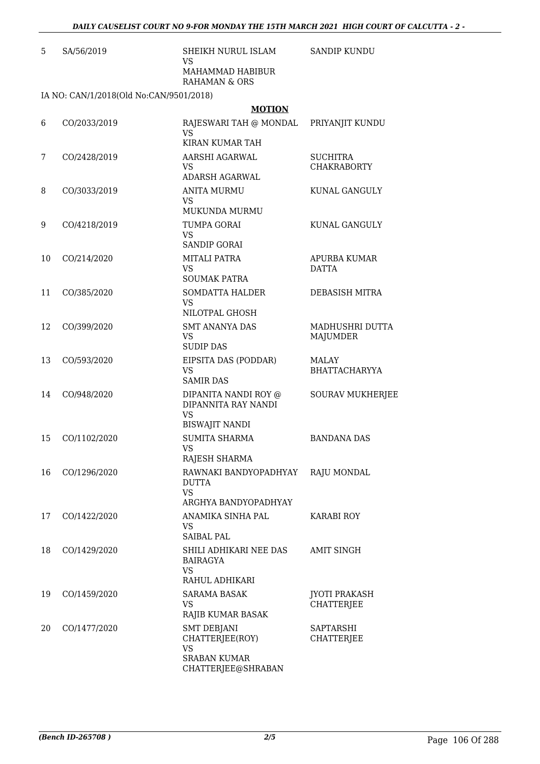| 5 | SA/56/2019 | SHEIKH NURUL ISLAM<br>VS<br>MAHAMMAD HABIBUR RAHAMAN & ORS | SANDIP KUNDU |
|---|---|---|---|

IA NO: CAN/1/2018(Old No:CAN/9501/2018)

**MOTION**

| | | | |
|---|---|---|---|
| 6 | CO/2033/2019 | RAJESWARI TAH @ MONDAL<br>VS<br>KIRAN KUMAR TAH | PRIYANJIT KUNDU |
| 7 | CO/2428/2019 | AARSHI AGARWAL<br>VS<br>ADARSH AGARWAL | SUCHITRA CHAKRABORTY |
| 8 | CO/3033/2019 | ANITA MURMU<br>VS<br>MUKUNDA MURMU | KUNAL GANGULY |
| 9 | CO/4218/2019 | TUMPA GORAI<br>VS<br>SANDIP GORAI | KUNAL GANGULY |
| 10 | CO/214/2020 | MITALI PATRA<br>VS<br>SOUMAK PATRA | APURBA KUMAR DATTA |
| 11 | CO/385/2020 | SOMDATTA HALDER<br>VS<br>NILOTPAL GHOSH | DEBASISH MITRA |
| 12 | CO/399/2020 | SMT ANANYA DAS<br>VS<br>SUDIP DAS | MADHUSHRI DUTTA MAJUMDER |
| 13 | CO/593/2020 | EIPSITA DAS (PODDAR)<br>VS<br>SAMIR DAS | MALAY BHATTACHARYYA |
| 14 | CO/948/2020 | DIPANITA NANDI ROY @ DIPANNITA RAY NANDI<br>VS<br>BISWAJIT NANDI | SOURAV MUKHERJEE |
| 15 | CO/1102/2020 | SUMITA SHARMA<br>VS<br>RAJESH SHARMA | BANDANA DAS |
| 16 | CO/1296/2020 | RAWNAKI BANDYOPADHYAY DUTTA<br>VS<br>ARGHYA BANDYOPADHYAY | RAJU MONDAL |
| 17 | CO/1422/2020 | ANAMIKA SINHA PAL<br>VS<br>SAIBAL PAL | KARABI ROY |
| 18 | CO/1429/2020 | SHILI ADHIKARI NEE DAS BAIRAGYA<br>VS<br>RAHUL ADHIKARI | AMIT SINGH |
| 19 | CO/1459/2020 | SARAMA BASAK<br>VS<br>RAJIB KUMAR BASAK | JYOTI PRAKASH CHATTERJEE |
| 20 | CO/1477/2020 | SMT DEBJANI CHATTERJEE(ROY)<br>VS<br>SRABAN KUMAR CHATTERJEE@SHRABAN | SAPTARSHI CHATTERJEE |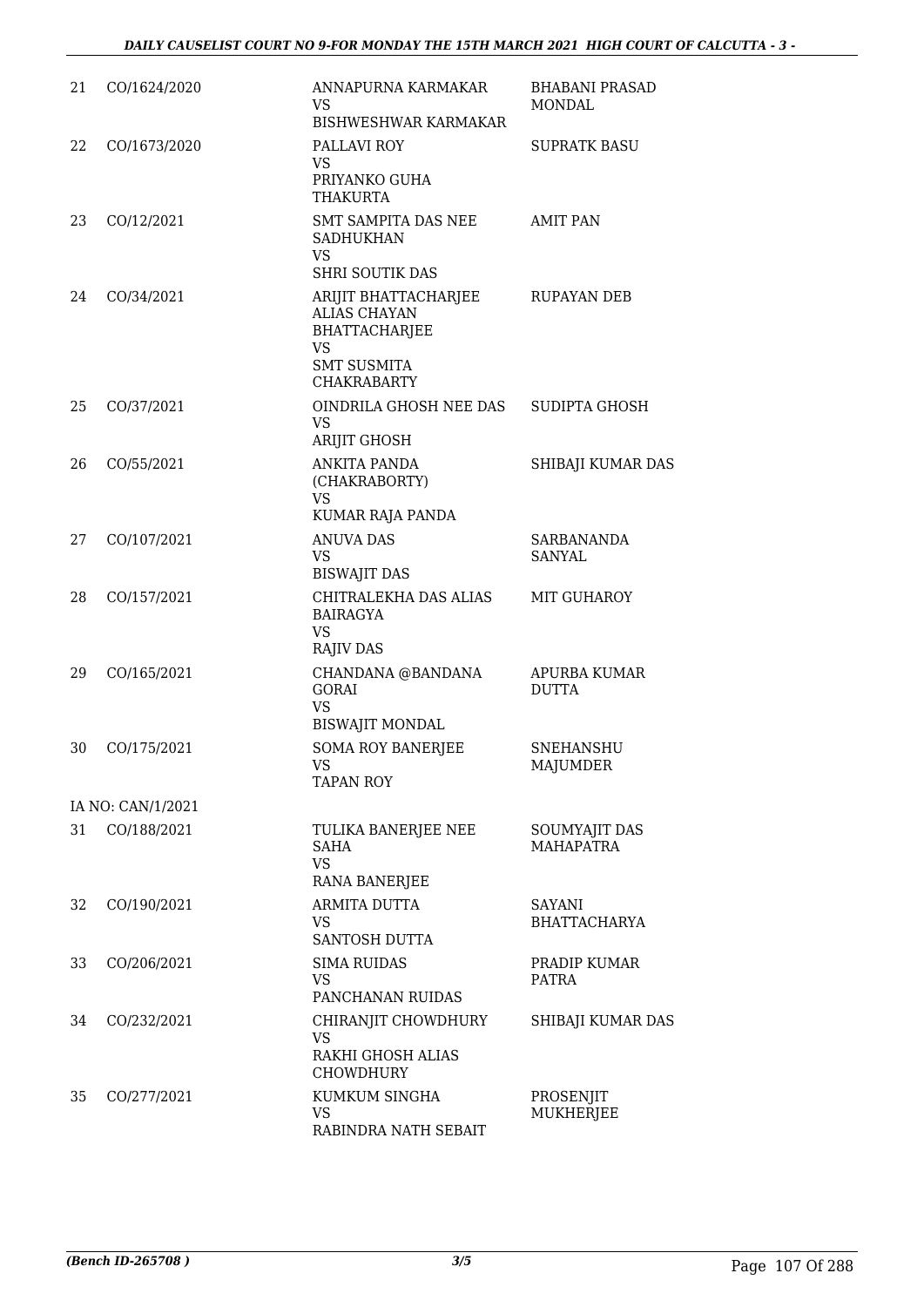| | | | |
|---|---|---|---|
| 21 | CO/1624/2020 | ANNAPURNA KARMAKAR<br>VS<br>BISHWESHWAR KARMAKAR | BHABANI PRASAD MONDAL |
| 22 | CO/1673/2020 | PALLAVI ROY<br>VS<br>PRIYANKO GUHA THAKURTA | SUPRATK BASU |
| 23 | CO/12/2021 | SMT SAMPITA DAS NEE SADHUKHAN<br>VS<br>SHRI SOUTIK DAS | AMIT PAN |
| 24 | CO/34/2021 | ARIJIT BHATTACHARJEE ALIAS CHAYAN BHATTACHARJEE<br>VS<br>SMT SUSMITA CHAKRABARTY | RUPAYAN DEB |
| 25 | CO/37/2021 | OINDRILA GHOSH NEE DAS<br>VS<br>ARIJIT GHOSH | SUDIPTA GHOSH |
| 26 | CO/55/2021 | ANKITA PANDA (CHAKRABORTY)<br>VS<br>KUMAR RAJA PANDA | SHIBAJI KUMAR DAS |
| 27 | CO/107/2021 | ANUVA DAS<br>VS<br>BISWAJIT DAS | SARBANANDA SANYAL |
| 28 | CO/157/2021 | CHITRALEKHA DAS ALIAS BAIRAGYA<br>VS<br>RAJIV DAS | MIT GUHAROY |
| 29 | CO/165/2021 | CHANDANA @BANDANA GORAI<br>VS<br>BISWAJIT MONDAL | APURBA KUMAR DUTTA |
| 30 | CO/175/2021 | SOMA ROY BANERJEE<br>VS<br>TAPAN ROY | SNEHANSHU MAJUMDER |
| | IA NO: CAN/1/2021 | | |
| 31 | CO/188/2021 | TULIKA BANERJEE NEE SAHA<br>VS<br>RANA BANERJEE | SOUMYAJIT DAS MAHAPATRA |
| 32 | CO/190/2021 | ARMITA DUTTA<br>VS<br>SANTOSH DUTTA | SAYANI BHATTACHARYA |
| 33 | CO/206/2021 | SIMA RUIDAS<br>VS<br>PANCHANAN RUIDAS | PRADIP KUMAR PATRA |
| 34 | CO/232/2021 | CHIRANJIT CHOWDHURY<br>VS<br>RAKHI GHOSH ALIAS CHOWDHURY | SHIBAJI KUMAR DAS |
| 35 | CO/277/2021 | KUMKUM SINGHA<br>VS<br>RABINDRA NATH SEBAIT | PROSENJIT MUKHERJEE |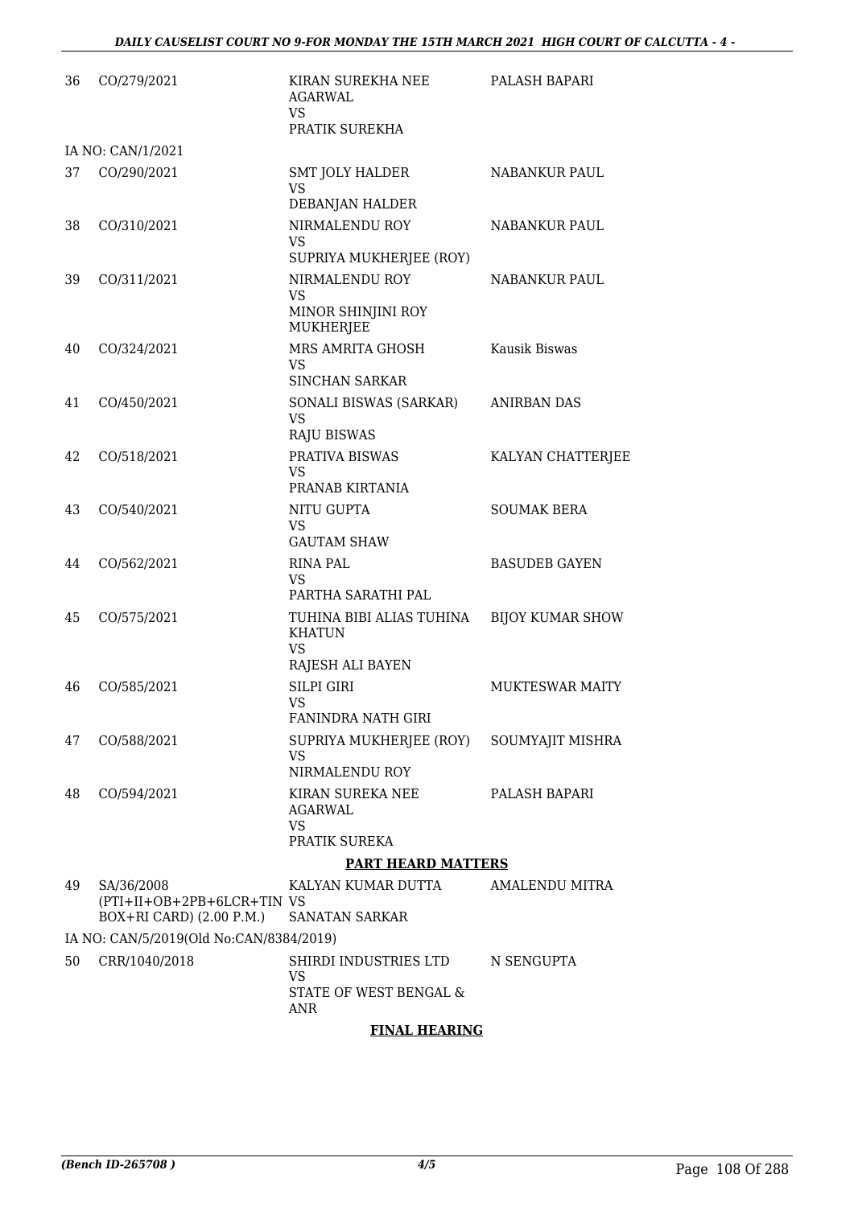| | | | |
|---|---|---|---|
| 36 | CO/279/2021 | KIRAN SUREKHA NEE AGARWAL<br>VS<br>PRATIK SUREKHA | PALASH BAPARI |
| | IA NO: CAN/1/2021 | | |
| 37 | CO/290/2021 | SMT JOLY HALDER<br>VS<br>DEBANJAN HALDER | NABANKUR PAUL |
| 38 | CO/310/2021 | NIRMALENDU ROY<br>VS<br>SUPRIYA MUKHERJEE (ROY) | NABANKUR PAUL |
| 39 | CO/311/2021 | NIRMALENDU ROY<br>VS<br>MINOR SHINJINI ROY MUKHERJEE | NABANKUR PAUL |
| 40 | CO/324/2021 | MRS AMRITA GHOSH<br>VS<br>SINCHAN SARKAR | Kausik Biswas |
| 41 | CO/450/2021 | SONALI BISWAS (SARKAR)<br>VS<br>RAJU BISWAS | ANIRBAN DAS |
| 42 | CO/518/2021 | PRATIVA BISWAS<br>VS<br>PRANAB KIRTANIA | KALYAN CHATTERJEE |
| 43 | CO/540/2021 | NITU GUPTA<br>VS<br>GAUTAM SHAW | SOUMAK BERA |
| 44 | CO/562/2021 | RINA PAL<br>VS<br>PARTHA SARATHI PAL | BASUDEB GAYEN |
| 45 | CO/575/2021 | TUHINA BIBI ALIAS TUHINA KHATUN<br>VS<br>RAJESH ALI BAYEN | BIJOY KUMAR SHOW |
| 46 | CO/585/2021 | SILPI GIRI<br>VS<br>FANINDRA NATH GIRI | MUKTESWAR MAITY |
| 47 | CO/588/2021 | SUPRIYA MUKHERJEE (ROY)<br>VS<br>NIRMALENDU ROY | SOUMYAJIT MISHRA |
| 48 | CO/594/2021 | KIRAN SUREKA NEE AGARWAL<br>VS<br>PRATIK SUREKA | PALASH BAPARI |

**PART HEARD MATTERS**

| | | | |
|---|---|---|---|
| 49 | SA/36/2008<br>(PTI+II+OB+2PB+6LCR+TIN BOX+RI CARD) (2.00 P.M.) | KALYAN KUMAR DUTTA<br>VS<br>SANATAN SARKAR | AMALENDU MITRA |
| | IA NO: CAN/5/2019(Old No:CAN/8384/2019) | | |
| 50 | CRR/1040/2018 | SHIRDI INDUSTRIES LTD<br>VS<br>STATE OF WEST BENGAL & ANR | N SENGUPTA |

**FINAL HEARING**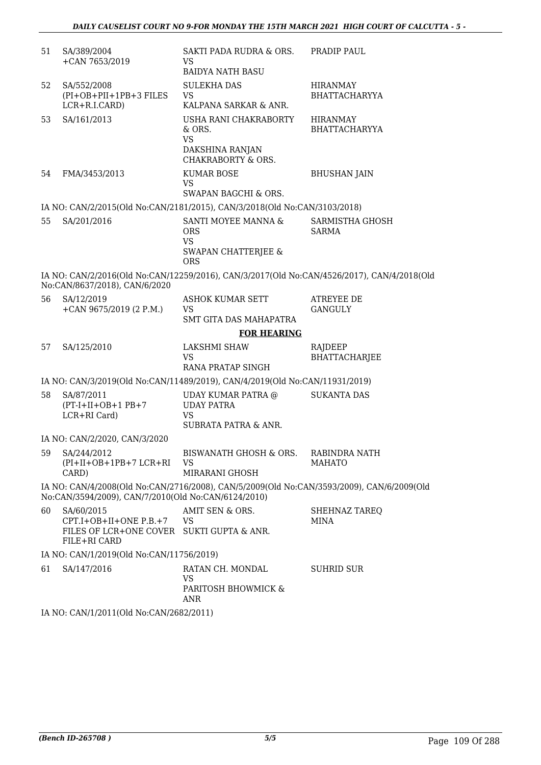| | | | |
|---|---|---|---|
| 51 | SA/389/2004<br>+CAN 7653/2019 | SAKTI PADA RUDRA & ORS.<br>VS<br>BAIDYA NATH BASU | PRADIP PAUL |
| 52 | SA/552/2008<br>(PI+OB+PII+1PB+3 FILES LCR+R.I.CARD) | SULEKHA DAS<br>VS<br>KALPANA SARKAR & ANR. | HIRANMAY BHATTACHARYYA |
| 53 | SA/161/2013 | USHA RANI CHAKRABORTY & ORS.<br>VS<br>DAKSHINA RANJAN CHAKRABORTY & ORS. | HIRANMAY BHATTACHARYYA |
| 54 | FMA/3453/2013 | KUMAR BOSE<br>VS<br>SWAPAN BAGCHI & ORS. | BHUSHAN JAIN |

IA NO: CAN/2/2015(Old No:CAN/2181/2015), CAN/3/2018(Old No:CAN/3103/2018)

| | | | |
|---|---|---|---|
| 55 | SA/201/2016 | SANTI MOYEE MANNA & ORS<br>VS<br>SWAPAN CHATTERJEE & ORS | SARMISTHA GHOSH SARMA |

IA NO: CAN/2/2016(Old No:CAN/12259/2016), CAN/3/2017(Old No:CAN/4526/2017), CAN/4/2018(Old No:CAN/8637/2018), CAN/6/2020

| | | | |
|---|---|---|---|
| 56 | SA/12/2019<br>+CAN 9675/2019 (2 P.M.) | ASHOK KUMAR SETT<br>VS<br>SMT GITA DAS MAHAPATRA | ATREYEE DE GANGULY |

**FOR HEARING**

| | | | |
|---|---|---|---|
| 57 | SA/125/2010 | LAKSHMI SHAW<br>VS<br>RANA PRATAP SINGH | RAJDEEP BHATTACHARJEE |

IA NO: CAN/3/2019(Old No:CAN/11489/2019), CAN/4/2019(Old No:CAN/11931/2019)

| | | | |
|---|---|---|---|
| 58 | SA/87/2011<br>(PT-I+II+OB+1 PB+7 LCR+RI Card) | UDAY KUMAR PATRA @ UDAY PATRA<br>VS<br>SUBRATA PATRA & ANR. | SUKANTA DAS |

IA NO: CAN/2/2020, CAN/3/2020

| | | | |
|---|---|---|---|
| 59 | SA/244/2012<br>(PI+II+OB+1PB+7 LCR+RI CARD) | BISWANATH GHOSH & ORS.<br>VS<br>MIRARANI GHOSH | RABINDRA NATH MAHATO |

IA NO: CAN/4/2008(Old No:CAN/2716/2008), CAN/5/2009(Old No:CAN/3593/2009), CAN/6/2009(Old No:CAN/3594/2009), CAN/7/2010(Old No:CAN/6124/2010)

| | | | |
|---|---|---|---|
| 60 | SA/60/2015<br>CPT.I+OB+II+ONE P.B.+7 FILES OF LCR+ONE COVER FILE+RI CARD | AMIT SEN & ORS.<br>VS<br>SUKTI GUPTA & ANR. | SHEHNAZ TAREQ MINA |

IA NO: CAN/1/2019(Old No:CAN/11756/2019)

| | | | |
|---|---|---|---|
| 61 | SA/147/2016 | RATAN CH. MONDAL<br>VS<br>PARITOSH BHOWMICK & ANR | SUHRID SUR |

IA NO: CAN/1/2011(Old No:CAN/2682/2011)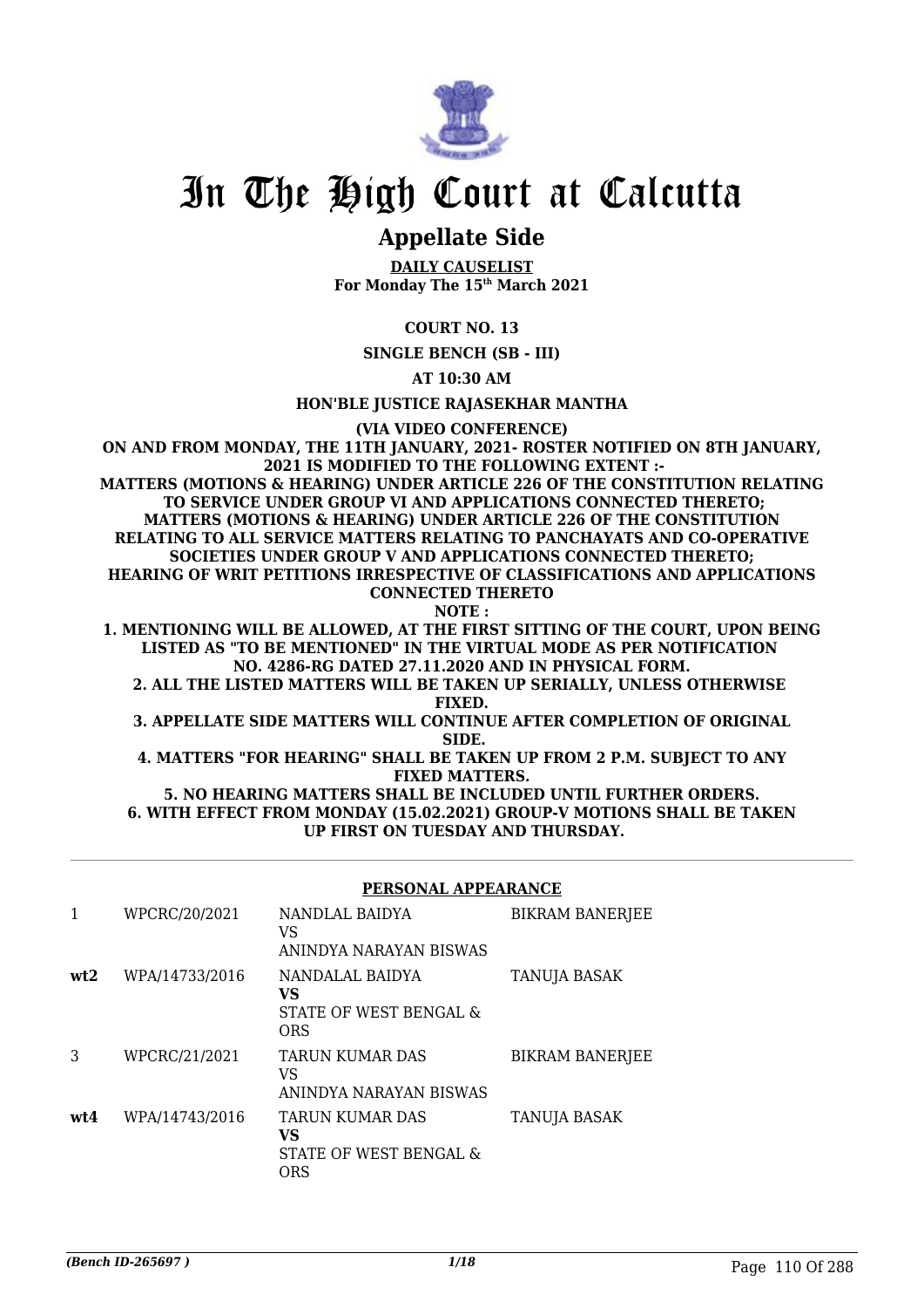# In The High Court at Calcutta

## Appellate Side

**DAILY CAUSELIST**
**For Monday The 15th March 2021**

**COURT NO. 13**

**SINGLE BENCH (SB - III)**

**AT 10:30 AM**

**HON'BLE JUSTICE RAJASEKHAR MANTHA**

**(VIA VIDEO CONFERENCE)**

**ON AND FROM MONDAY, THE 11TH JANUARY, 2021- ROSTER NOTIFIED ON 8TH JANUARY, 2021 IS MODIFIED TO THE FOLLOWING EXTENT :-**
**MATTERS (MOTIONS & HEARING) UNDER ARTICLE 226 OF THE CONSTITUTION RELATING TO SERVICE UNDER GROUP VI AND APPLICATIONS CONNECTED THERETO;**
**MATTERS (MOTIONS & HEARING) UNDER ARTICLE 226 OF THE CONSTITUTION RELATING TO ALL SERVICE MATTERS RELATING TO PANCHAYATS AND CO-OPERATIVE SOCIETIES UNDER GROUP V AND APPLICATIONS CONNECTED THERETO;**
**HEARING OF WRIT PETITIONS IRRESPECTIVE OF CLASSIFICATIONS AND APPLICATIONS CONNECTED THERETO**
**NOTE :**
**1. MENTIONING WILL BE ALLOWED, AT THE FIRST SITTING OF THE COURT, UPON BEING LISTED AS "TO BE MENTIONED" IN THE VIRTUAL MODE AS PER NOTIFICATION NO. 4286-RG DATED 27.11.2020 AND IN PHYSICAL FORM.**
**2. ALL THE LISTED MATTERS WILL BE TAKEN UP SERIALLY, UNLESS OTHERWISE FIXED.**
**3. APPELLATE SIDE MATTERS WILL CONTINUE AFTER COMPLETION OF ORIGINAL SIDE.**
**4. MATTERS "FOR HEARING" SHALL BE TAKEN UP FROM 2 P.M. SUBJECT TO ANY FIXED MATTERS.**
**5. NO HEARING MATTERS SHALL BE INCLUDED UNTIL FURTHER ORDERS.**
**6. WITH EFFECT FROM MONDAY (15.02.2021) GROUP-V MOTIONS SHALL BE TAKEN UP FIRST ON TUESDAY AND THURSDAY.**

**PERSONAL APPEARANCE**

| | | | |
|---|---|---|---|
| 1 | WPCRC/20/2021 | NANDLAL BAIDYA<br>VS<br>ANINDYA NARAYAN BISWAS | BIKRAM BANERJEE |
| **wt2** | WPA/14733/2016 | NANDALAL BAIDYA<br>**VS**<br>STATE OF WEST BENGAL & ORS | TANUJA BASAK |
| 3 | WPCRC/21/2021 | TARUN KUMAR DAS<br>VS<br>ANINDYA NARAYAN BISWAS | BIKRAM BANERJEE |
| **wt4** | WPA/14743/2016 | TARUN KUMAR DAS<br>**VS**<br>STATE OF WEST BENGAL & ORS | TANUJA BASAK |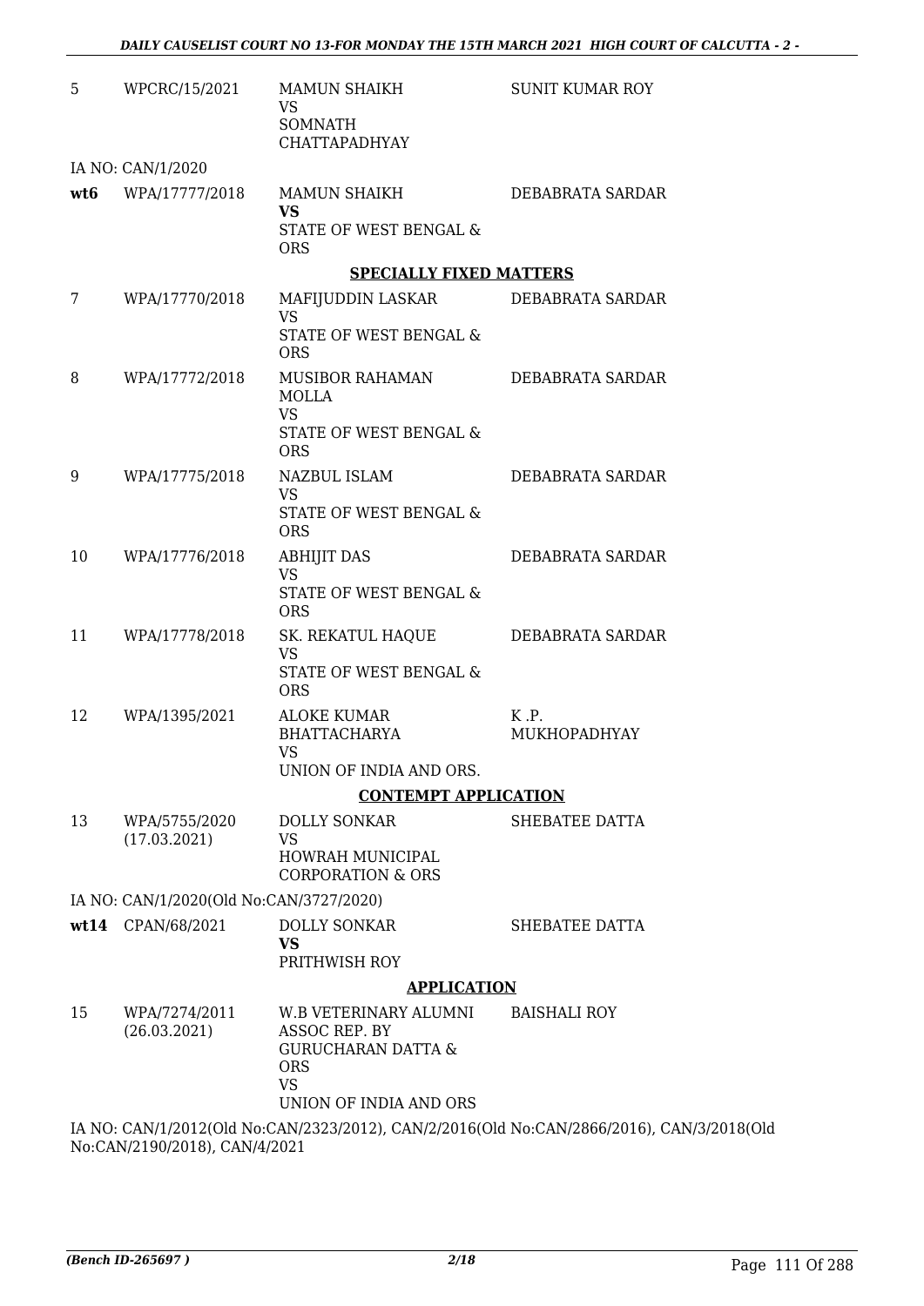| 5 | WPCRC/15/2021 | MAMUN SHAIKH<br>VS<br>SOMNATH CHATTAPADHYAY | SUNIT KUMAR ROY |
|---|---|---|---|
| | IA NO: CAN/1/2020 | | |
| **wt6** | WPA/17777/2018 | MAMUN SHAIKH<br>**VS**<br>STATE OF WEST BENGAL & ORS | DEBABRATA SARDAR |
| | | **SPECIALLY FIXED MATTERS** | |
| 7 | WPA/17770/2018 | MAFIJUDDIN LASKAR<br>VS<br>STATE OF WEST BENGAL & ORS | DEBABRATA SARDAR |
| 8 | WPA/17772/2018 | MUSIBOR RAHAMAN MOLLA<br>VS<br>STATE OF WEST BENGAL & ORS | DEBABRATA SARDAR |
| 9 | WPA/17775/2018 | NAZBUL ISLAM<br>VS<br>STATE OF WEST BENGAL & ORS | DEBABRATA SARDAR |
| 10 | WPA/17776/2018 | ABHIJIT DAS<br>VS<br>STATE OF WEST BENGAL & ORS | DEBABRATA SARDAR |
| 11 | WPA/17778/2018 | SK. REKATUL HAQUE<br>VS<br>STATE OF WEST BENGAL & ORS | DEBABRATA SARDAR |
| 12 | WPA/1395/2021 | ALOKE KUMAR BHATTACHARYA<br>VS<br>UNION OF INDIA AND ORS. | K .P. MUKHOPADHYAY |
| | | **CONTEMPT APPLICATION** | |
| 13 | WPA/5755/2020<br>(17.03.2021) | DOLLY SONKAR<br>VS<br>HOWRAH MUNICIPAL CORPORATION & ORS | SHEBATEE DATTA |
| | IA NO: CAN/1/2020(Old No:CAN/3727/2020) | | |
| **wt14** | CPAN/68/2021 | DOLLY SONKAR<br>**VS**<br>PRITHWISH ROY | SHEBATEE DATTA |
| | | **APPLICATION** | |
| 15 | WPA/7274/2011<br>(26.03.2021) | W.B VETERINARY ALUMNI ASSOC REP. BY GURUCHARAN DATTA & ORS<br>VS<br>UNION OF INDIA AND ORS | BAISHALI ROY |

IA NO: CAN/1/2012(Old No:CAN/2323/2012), CAN/2/2016(Old No:CAN/2866/2016), CAN/3/2018(Old No:CAN/2190/2018), CAN/4/2021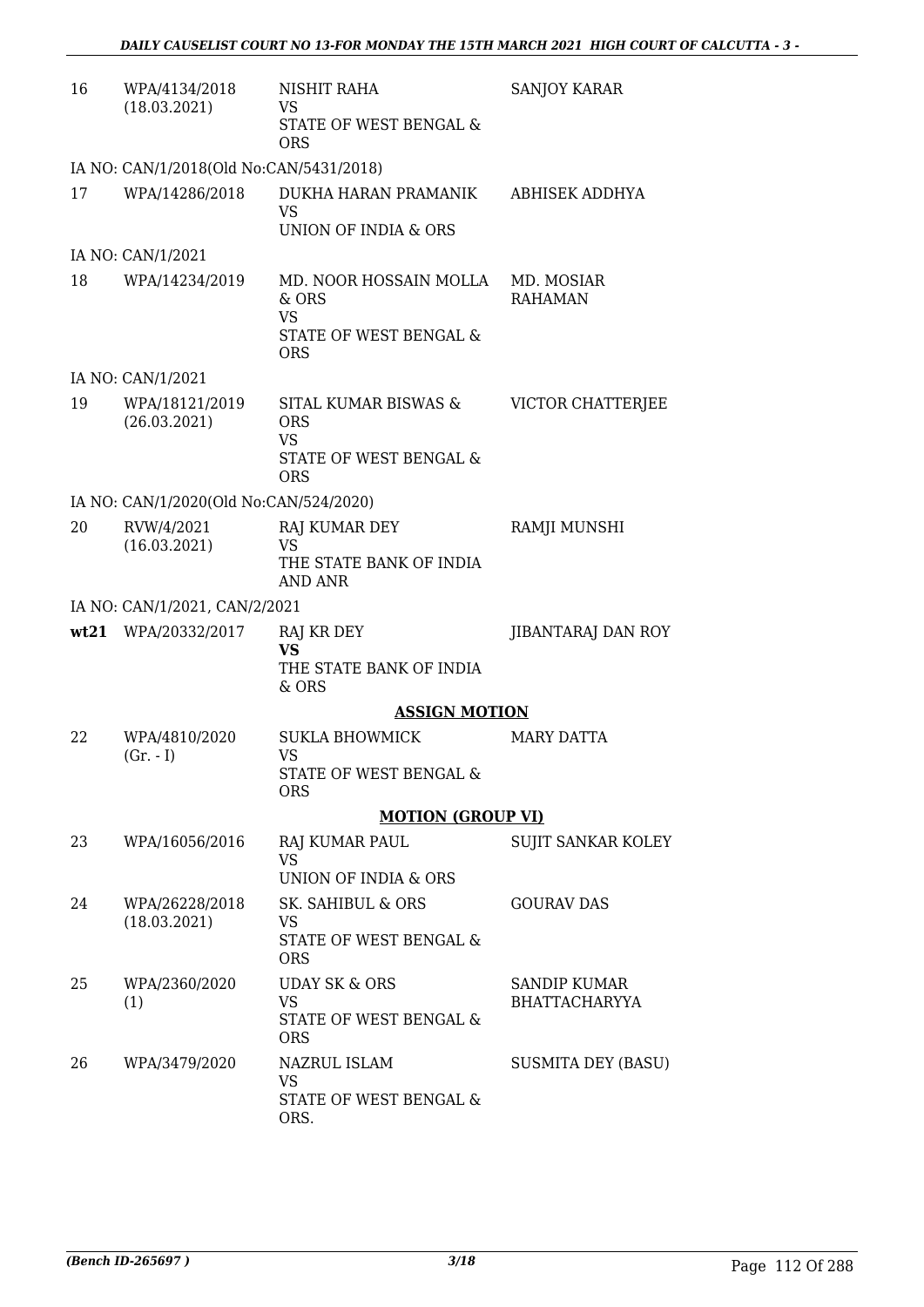| | | | |
|---|---|---|---|
| 16 | WPA/4134/2018 (18.03.2021) | NISHIT RAHA VS STATE OF WEST BENGAL & ORS | SANJOY KARAR |
| | IA NO: CAN/1/2018(Old No:CAN/5431/2018) | | |
| 17 | WPA/14286/2018 | DUKHA HARAN PRAMANIK VS UNION OF INDIA & ORS | ABHISEK ADDHYA |
| | IA NO: CAN/1/2021 | | |
| 18 | WPA/14234/2019 | MD. NOOR HOSSAIN MOLLA & ORS VS STATE OF WEST BENGAL & ORS | MD. MOSIAR RAHAMAN |
| | IA NO: CAN/1/2021 | | |
| 19 | WPA/18121/2019 (26.03.2021) | SITAL KUMAR BISWAS & ORS VS STATE OF WEST BENGAL & ORS | VICTOR CHATTERJEE |
| | IA NO: CAN/1/2020(Old No:CAN/524/2020) | | |
| 20 | RVW/4/2021 (16.03.2021) | RAJ KUMAR DEY VS THE STATE BANK OF INDIA AND ANR | RAMJI MUNSHI |
| | IA NO: CAN/1/2021, CAN/2/2021 | | |
| **wt21** | WPA/20332/2017 | RAJ KR DEY **VS** THE STATE BANK OF INDIA & ORS | JIBANTARAJ DAN ROY |

**ASSIGN MOTION**

| | | | |
|---|---|---|---|
| 22 | WPA/4810/2020 (Gr. - I) | SUKLA BHOWMICK VS STATE OF WEST BENGAL & ORS | MARY DATTA |

**MOTION (GROUP VI)**

| | | | |
|---|---|---|---|
| 23 | WPA/16056/2016 | RAJ KUMAR PAUL VS UNION OF INDIA & ORS | SUJIT SANKAR KOLEY |
| 24 | WPA/26228/2018 (18.03.2021) | SK. SAHIBUL & ORS VS STATE OF WEST BENGAL & ORS | GOURAV DAS |
| 25 | WPA/2360/2020 (1) | UDAY SK & ORS VS STATE OF WEST BENGAL & ORS | SANDIP KUMAR BHATTACHARYYA |
| 26 | WPA/3479/2020 | NAZRUL ISLAM VS STATE OF WEST BENGAL & ORS. | SUSMITA DEY (BASU) |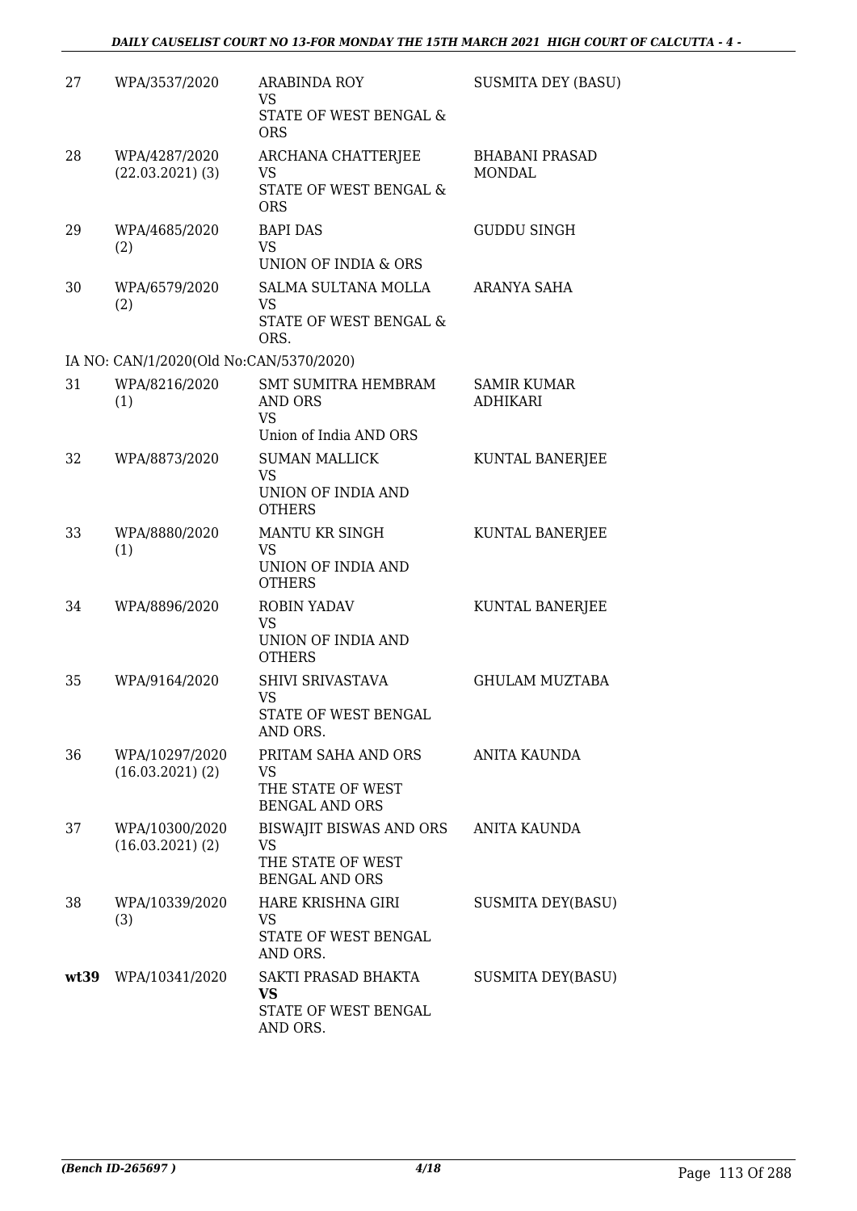| 27 | WPA/3537/2020 | ARABINDA ROY<br>VS<br>STATE OF WEST BENGAL & ORS | SUSMITA DEY (BASU) |
|---|---|---|---|
| 28 | WPA/4287/2020<br>(22.03.2021) (3) | ARCHANA CHATTERJEE<br>VS<br>STATE OF WEST BENGAL & ORS | BHABANI PRASAD MONDAL |
| 29 | WPA/4685/2020<br>(2) | BAPI DAS<br>VS<br>UNION OF INDIA & ORS | GUDDU SINGH |
| 30 | WPA/6579/2020<br>(2) | SALMA SULTANA MOLLA<br>VS<br>STATE OF WEST BENGAL & ORS. | ARANYA SAHA |
| | IA NO: CAN/1/2020(Old No:CAN/5370/2020) | | |
| 31 | WPA/8216/2020<br>(1) | SMT SUMITRA HEMBRAM AND ORS<br>VS<br>Union of India AND ORS | SAMIR KUMAR ADHIKARI |
| 32 | WPA/8873/2020 | SUMAN MALLICK<br>VS<br>UNION OF INDIA AND OTHERS | KUNTAL BANERJEE |
| 33 | WPA/8880/2020<br>(1) | MANTU KR SINGH<br>VS<br>UNION OF INDIA AND OTHERS | KUNTAL BANERJEE |
| 34 | WPA/8896/2020 | ROBIN YADAV<br>VS<br>UNION OF INDIA AND OTHERS | KUNTAL BANERJEE |
| 35 | WPA/9164/2020 | SHIVI SRIVASTAVA<br>VS<br>STATE OF WEST BENGAL AND ORS. | GHULAM MUZTABA |
| 36 | WPA/10297/2020<br>(16.03.2021) (2) | PRITAM SAHA AND ORS<br>VS<br>THE STATE OF WEST BENGAL AND ORS | ANITA KAUNDA |
| 37 | WPA/10300/2020<br>(16.03.2021) (2) | BISWAJIT BISWAS AND ORS<br>VS<br>THE STATE OF WEST BENGAL AND ORS | ANITA KAUNDA |
| 38 | WPA/10339/2020<br>(3) | HARE KRISHNA GIRI<br>VS<br>STATE OF WEST BENGAL AND ORS. | SUSMITA DEY(BASU) |
| **wt39** | WPA/10341/2020 | SAKTI PRASAD BHAKTA<br>**VS**<br>STATE OF WEST BENGAL AND ORS. | SUSMITA DEY(BASU) |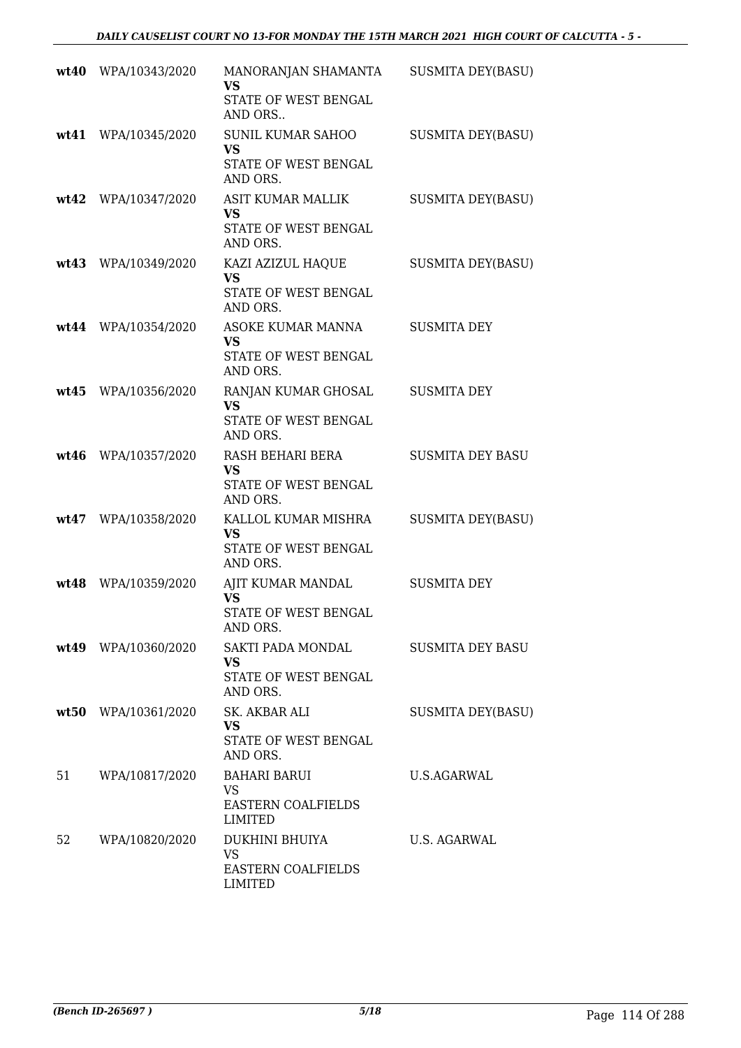| | | | |
|---|---|---|---|
| **wt40** | WPA/10343/2020 | MANORANJAN SHAMANTA<br>**VS**<br>STATE OF WEST BENGAL AND ORS.. | SUSMITA DEY(BASU) |
| **wt41** | WPA/10345/2020 | SUNIL KUMAR SAHOO<br>**VS**<br>STATE OF WEST BENGAL AND ORS. | SUSMITA DEY(BASU) |
| **wt42** | WPA/10347/2020 | ASIT KUMAR MALLIK<br>**VS**<br>STATE OF WEST BENGAL AND ORS. | SUSMITA DEY(BASU) |
| **wt43** | WPA/10349/2020 | KAZI AZIZUL HAQUE<br>**VS**<br>STATE OF WEST BENGAL AND ORS. | SUSMITA DEY(BASU) |
| **wt44** | WPA/10354/2020 | ASOKE KUMAR MANNA<br>**VS**<br>STATE OF WEST BENGAL AND ORS. | SUSMITA DEY |
| **wt45** | WPA/10356/2020 | RANJAN KUMAR GHOSAL<br>**VS**<br>STATE OF WEST BENGAL AND ORS. | SUSMITA DEY |
| **wt46** | WPA/10357/2020 | RASH BEHARI BERA<br>**VS**<br>STATE OF WEST BENGAL AND ORS. | SUSMITA DEY BASU |
| **wt47** | WPA/10358/2020 | KALLOL KUMAR MISHRA<br>**VS**<br>STATE OF WEST BENGAL AND ORS. | SUSMITA DEY(BASU) |
| **wt48** | WPA/10359/2020 | AJIT KUMAR MANDAL<br>**VS**<br>STATE OF WEST BENGAL AND ORS. | SUSMITA DEY |
| **wt49** | WPA/10360/2020 | SAKTI PADA MONDAL<br>**VS**<br>STATE OF WEST BENGAL AND ORS. | SUSMITA DEY BASU |
| **wt50** | WPA/10361/2020 | SK. AKBAR ALI<br>**VS**<br>STATE OF WEST BENGAL AND ORS. | SUSMITA DEY(BASU) |
| 51 | WPA/10817/2020 | BAHARI BARUI<br>VS<br>EASTERN COALFIELDS LIMITED | U.S.AGARWAL |
| 52 | WPA/10820/2020 | DUKHINI BHUIYA<br>VS<br>EASTERN COALFIELDS LIMITED | U.S. AGARWAL |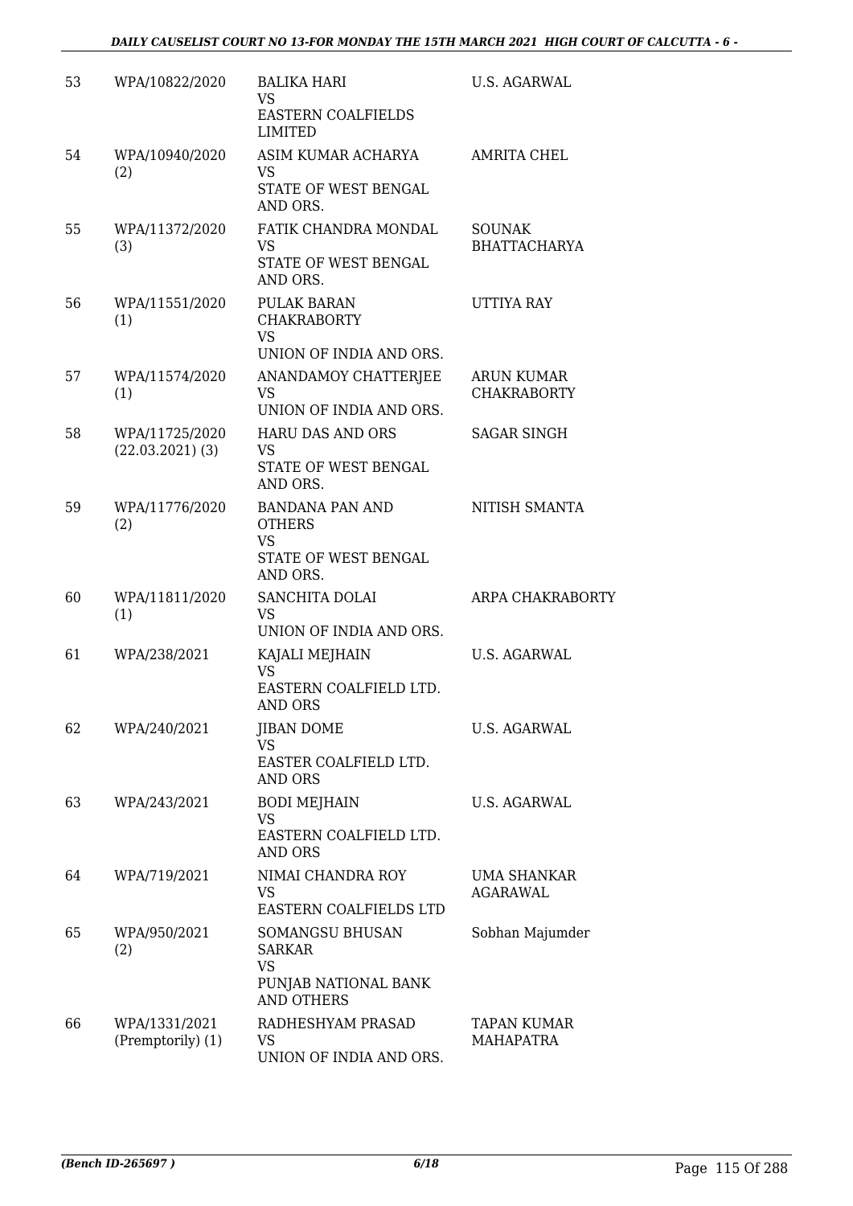| 53 | WPA/10822/2020 | BALIKA HARI<br>VS<br>EASTERN COALFIELDS LIMITED | U.S. AGARWAL |
|---|---|---|---|
| 54 | WPA/10940/2020 (2) | ASIM KUMAR ACHARYA<br>VS<br>STATE OF WEST BENGAL AND ORS. | AMRITA CHEL |
| 55 | WPA/11372/2020 (3) | FATIK CHANDRA MONDAL<br>VS<br>STATE OF WEST BENGAL AND ORS. | SOUNAK BHATTACHARYA |
| 56 | WPA/11551/2020 (1) | PULAK BARAN CHAKRABORTY<br>VS<br>UNION OF INDIA AND ORS. | UTTIYA RAY |
| 57 | WPA/11574/2020 (1) | ANANDAMOY CHATTERJEE<br>VS<br>UNION OF INDIA AND ORS. | ARUN KUMAR CHAKRABORTY |
| 58 | WPA/11725/2020 (22.03.2021) (3) | HARU DAS AND ORS<br>VS<br>STATE OF WEST BENGAL AND ORS. | SAGAR SINGH |
| 59 | WPA/11776/2020 (2) | BANDANA PAN AND OTHERS<br>VS<br>STATE OF WEST BENGAL AND ORS. | NITISH SMANTA |
| 60 | WPA/11811/2020 (1) | SANCHITA DOLAI<br>VS<br>UNION OF INDIA AND ORS. | ARPA CHAKRABORTY |
| 61 | WPA/238/2021 | KAJALI MEJHAIN<br>VS<br>EASTERN COALFIELD LTD. AND ORS | U.S. AGARWAL |
| 62 | WPA/240/2021 | JIBAN DOME<br>VS<br>EASTER COALFIELD LTD. AND ORS | U.S. AGARWAL |
| 63 | WPA/243/2021 | BODI MEJHAIN<br>VS<br>EASTERN COALFIELD LTD. AND ORS | U.S. AGARWAL |
| 64 | WPA/719/2021 | NIMAI CHANDRA ROY<br>VS<br>EASTERN COALFIELDS LTD | UMA SHANKAR AGARAWAL |
| 65 | WPA/950/2021 (2) | SOMANGSU BHUSAN SARKAR<br>VS<br>PUNJAB NATIONAL BANK AND OTHERS | Sobhan Majumder |
| 66 | WPA/1331/2021 (Premptorily) (1) | RADHESHYAM PRASAD<br>VS<br>UNION OF INDIA AND ORS. | TAPAN KUMAR MAHAPATRA |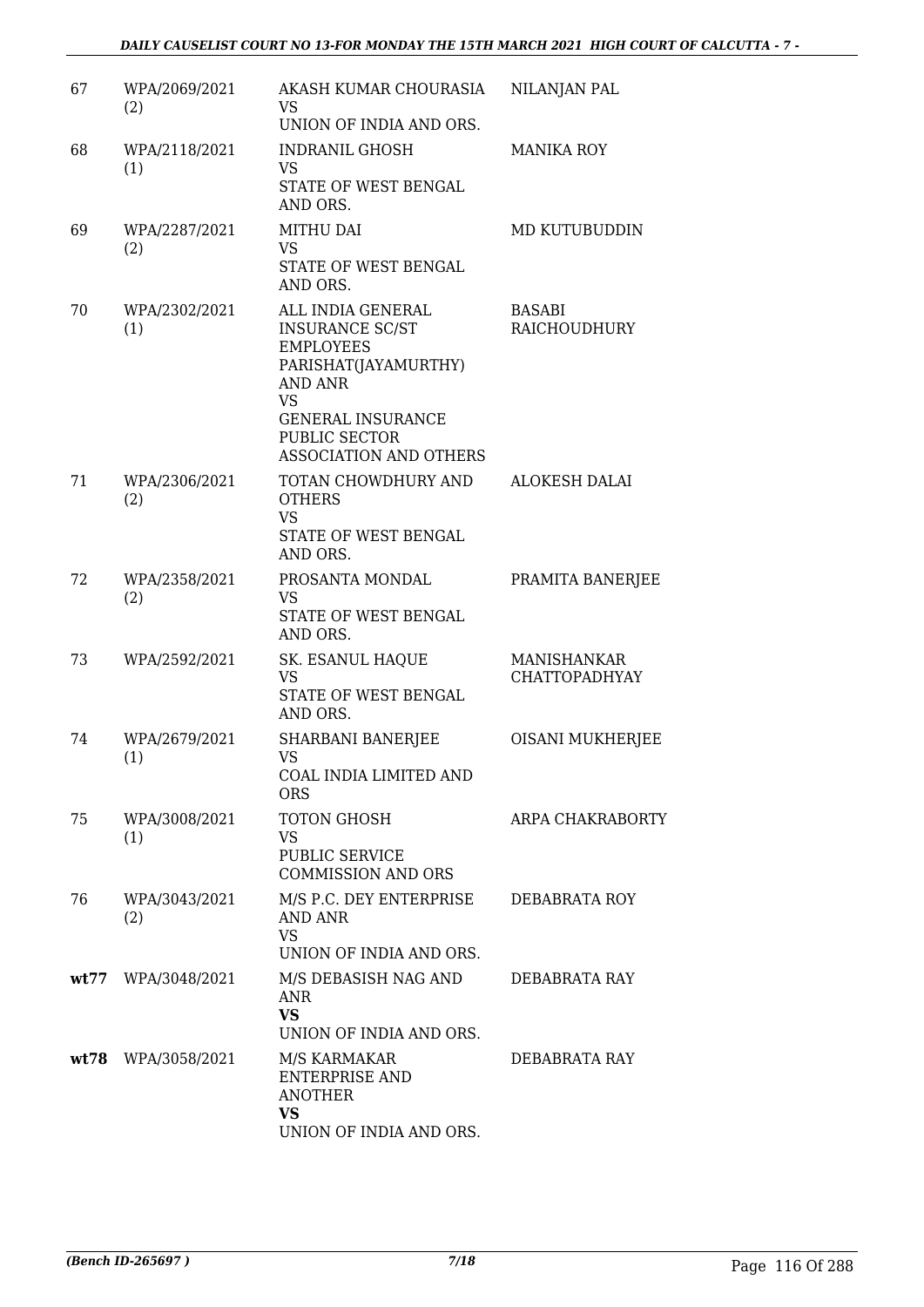| | | | |
|---|---|---|---|
| 67 | WPA/2069/2021 (2) | AKASH KUMAR CHOURASIA VS UNION OF INDIA AND ORS. | NILANJAN PAL |
| 68 | WPA/2118/2021 (1) | INDRANIL GHOSH VS STATE OF WEST BENGAL AND ORS. | MANIKA ROY |
| 69 | WPA/2287/2021 (2) | MITHU DAI VS STATE OF WEST BENGAL AND ORS. | MD KUTUBUDDIN |
| 70 | WPA/2302/2021 (1) | ALL INDIA GENERAL INSURANCE SC/ST EMPLOYEES PARISHAT(JAYAMURTHY) AND ANR VS GENERAL INSURANCE PUBLIC SECTOR ASSOCIATION AND OTHERS | BASABI RAICHOUDHURY |
| 71 | WPA/2306/2021 (2) | TOTAN CHOWDHURY AND OTHERS VS STATE OF WEST BENGAL AND ORS. | ALOKESH DALAI |
| 72 | WPA/2358/2021 (2) | PROSANTA MONDAL VS STATE OF WEST BENGAL AND ORS. | PRAMITA BANERJEE |
| 73 | WPA/2592/2021 | SK. ESANUL HAQUE VS STATE OF WEST BENGAL AND ORS. | MANISHANKAR CHATTOPADHYAY |
| 74 | WPA/2679/2021 (1) | SHARBANI BANERJEE VS COAL INDIA LIMITED AND ORS | OISANI MUKHERJEE |
| 75 | WPA/3008/2021 (1) | TOTON GHOSH VS PUBLIC SERVICE COMMISSION AND ORS | ARPA CHAKRABORTY |
| 76 | WPA/3043/2021 (2) | M/S P.C. DEY ENTERPRISE AND ANR VS UNION OF INDIA AND ORS. | DEBABRATA ROY |
| **wt77** | WPA/3048/2021 | M/S DEBASISH NAG AND ANR **VS** UNION OF INDIA AND ORS. | DEBABRATA RAY |
| **wt78** | WPA/3058/2021 | M/S KARMAKAR ENTERPRISE AND ANOTHER **VS** UNION OF INDIA AND ORS. | DEBABRATA RAY |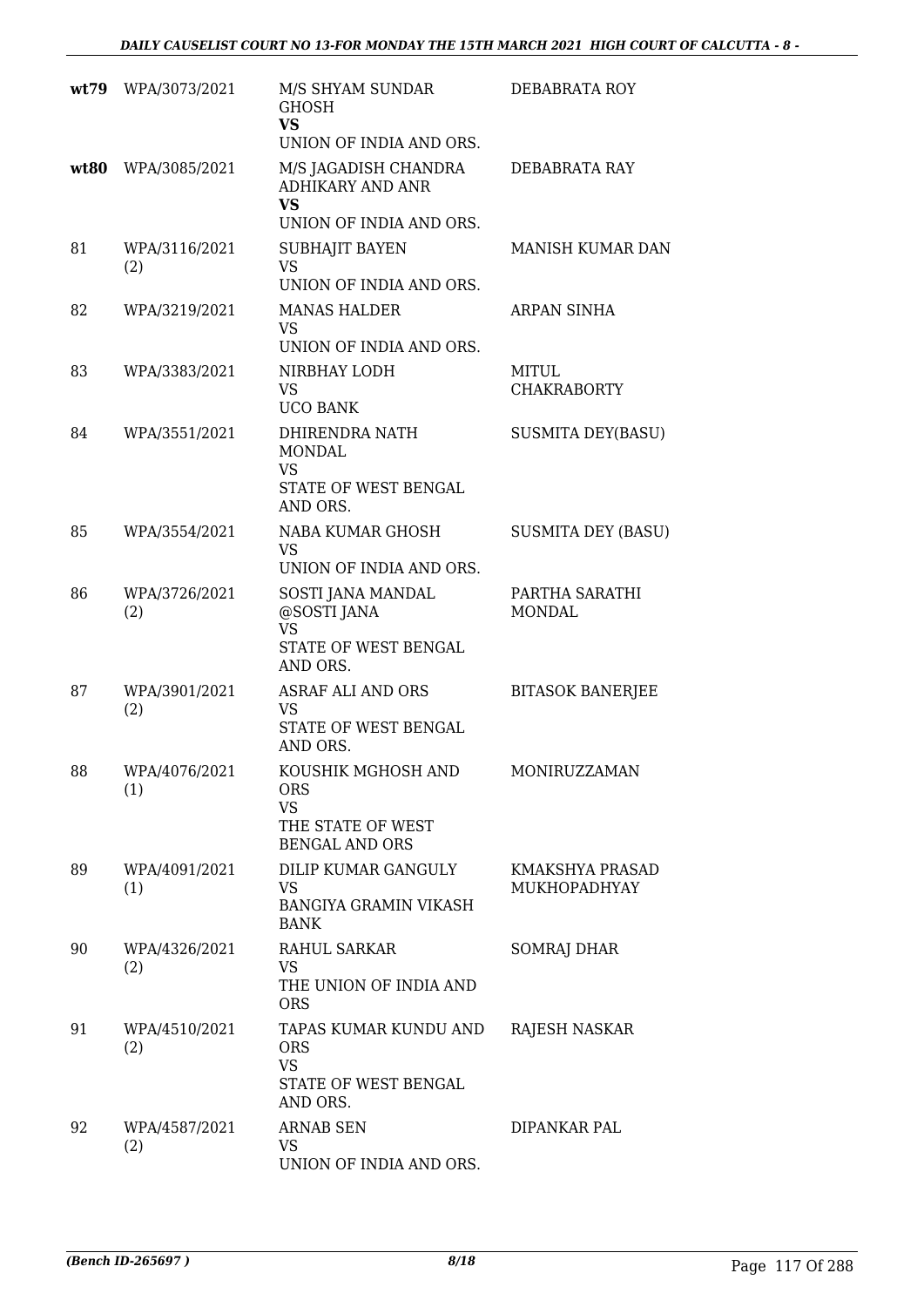| | | | |
|---|---|---|---|
| **wt79** | WPA/3073/2021 | M/S SHYAM SUNDAR GHOSH<br>**VS**<br>UNION OF INDIA AND ORS. | DEBABRATA ROY |
| **wt80** | WPA/3085/2021 | M/S JAGADISH CHANDRA ADHIKARY AND ANR<br>**VS**<br>UNION OF INDIA AND ORS. | DEBABRATA RAY |
| 81 | WPA/3116/2021 (2) | SUBHAJIT BAYEN<br>VS<br>UNION OF INDIA AND ORS. | MANISH KUMAR DAN |
| 82 | WPA/3219/2021 | MANAS HALDER<br>VS<br>UNION OF INDIA AND ORS. | ARPAN SINHA |
| 83 | WPA/3383/2021 | NIRBHAY LODH<br>VS<br>UCO BANK | MITUL CHAKRABORTY |
| 84 | WPA/3551/2021 | DHIRENDRA NATH MONDAL<br>VS<br>STATE OF WEST BENGAL AND ORS. | SUSMITA DEY(BASU) |
| 85 | WPA/3554/2021 | NABA KUMAR GHOSH<br>VS<br>UNION OF INDIA AND ORS. | SUSMITA DEY (BASU) |
| 86 | WPA/3726/2021 (2) | SOSTI JANA MANDAL @SOSTI JANA<br>VS<br>STATE OF WEST BENGAL AND ORS. | PARTHA SARATHI MONDAL |
| 87 | WPA/3901/2021 (2) | ASRAF ALI AND ORS<br>VS<br>STATE OF WEST BENGAL AND ORS. | BITASOK BANERJEE |
| 88 | WPA/4076/2021 (1) | KOUSHIK MGHOSH AND ORS<br>VS<br>THE STATE OF WEST BENGAL AND ORS | MONIRUZZAMAN |
| 89 | WPA/4091/2021 (1) | DILIP KUMAR GANGULY<br>VS<br>BANGIYA GRAMIN VIKASH BANK | KMAKSHYA PRASAD MUKHOPADHYAY |
| 90 | WPA/4326/2021 (2) | RAHUL SARKAR<br>VS<br>THE UNION OF INDIA AND ORS | SOMRAJ DHAR |
| 91 | WPA/4510/2021 (2) | TAPAS KUMAR KUNDU AND ORS<br>VS<br>STATE OF WEST BENGAL AND ORS. | RAJESH NASKAR |
| 92 | WPA/4587/2021 (2) | ARNAB SEN<br>VS<br>UNION OF INDIA AND ORS. | DIPANKAR PAL |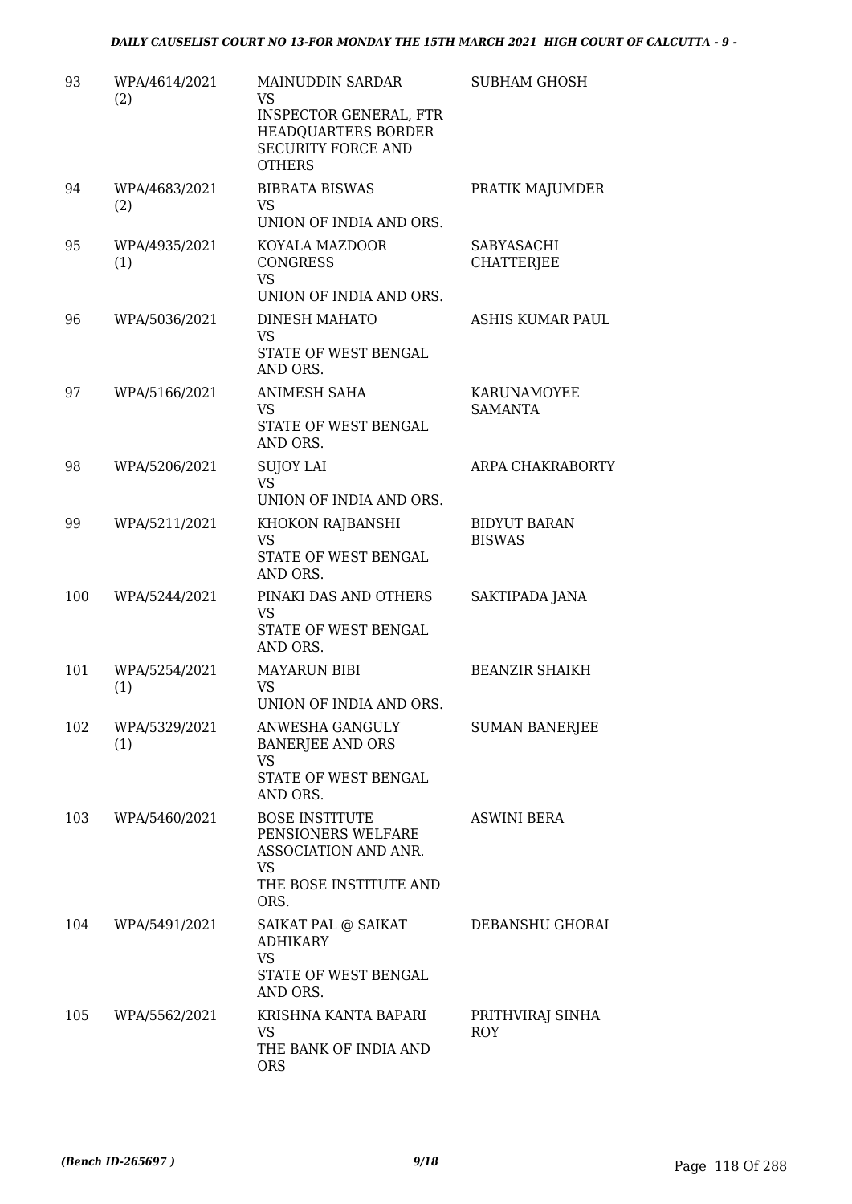| 93 | WPA/4614/2021 (2) | MAINUDDIN SARDAR VS INSPECTOR GENERAL, FTR HEADQUARTERS BORDER SECURITY FORCE AND OTHERS | SUBHAM GHOSH |
|---|---|---|---|
| 94 | WPA/4683/2021 (2) | BIBRATA BISWAS VS UNION OF INDIA AND ORS. | PRATIK MAJUMDER |
| 95 | WPA/4935/2021 (1) | KOYALA MAZDOOR CONGRESS VS UNION OF INDIA AND ORS. | SABYASACHI CHATTERJEE |
| 96 | WPA/5036/2021 | DINESH MAHATO VS STATE OF WEST BENGAL AND ORS. | ASHIS KUMAR PAUL |
| 97 | WPA/5166/2021 | ANIMESH SAHA VS STATE OF WEST BENGAL AND ORS. | KARUNAMOYEE SAMANTA |
| 98 | WPA/5206/2021 | SUJOY LAI VS UNION OF INDIA AND ORS. | ARPA CHAKRABORTY |
| 99 | WPA/5211/2021 | KHOKON RAJBANSHI VS STATE OF WEST BENGAL AND ORS. | BIDYUT BARAN BISWAS |
| 100 | WPA/5244/2021 | PINAKI DAS AND OTHERS VS STATE OF WEST BENGAL AND ORS. | SAKTIPADA JANA |
| 101 | WPA/5254/2021 (1) | MAYARUN BIBI VS UNION OF INDIA AND ORS. | BEANZIR SHAIKH |
| 102 | WPA/5329/2021 (1) | ANWESHA GANGULY BANERJEE AND ORS VS STATE OF WEST BENGAL AND ORS. | SUMAN BANERJEE |
| 103 | WPA/5460/2021 | BOSE INSTITUTE PENSIONERS WELFARE ASSOCIATION AND ANR. VS THE BOSE INSTITUTE AND ORS. | ASWINI BERA |
| 104 | WPA/5491/2021 | SAIKAT PAL @ SAIKAT ADHIKARY VS STATE OF WEST BENGAL AND ORS. | DEBANSHU GHORAI |
| 105 | WPA/5562/2021 | KRISHNA KANTA BAPARI VS THE BANK OF INDIA AND ORS | PRITHVIRAJ SINHA ROY |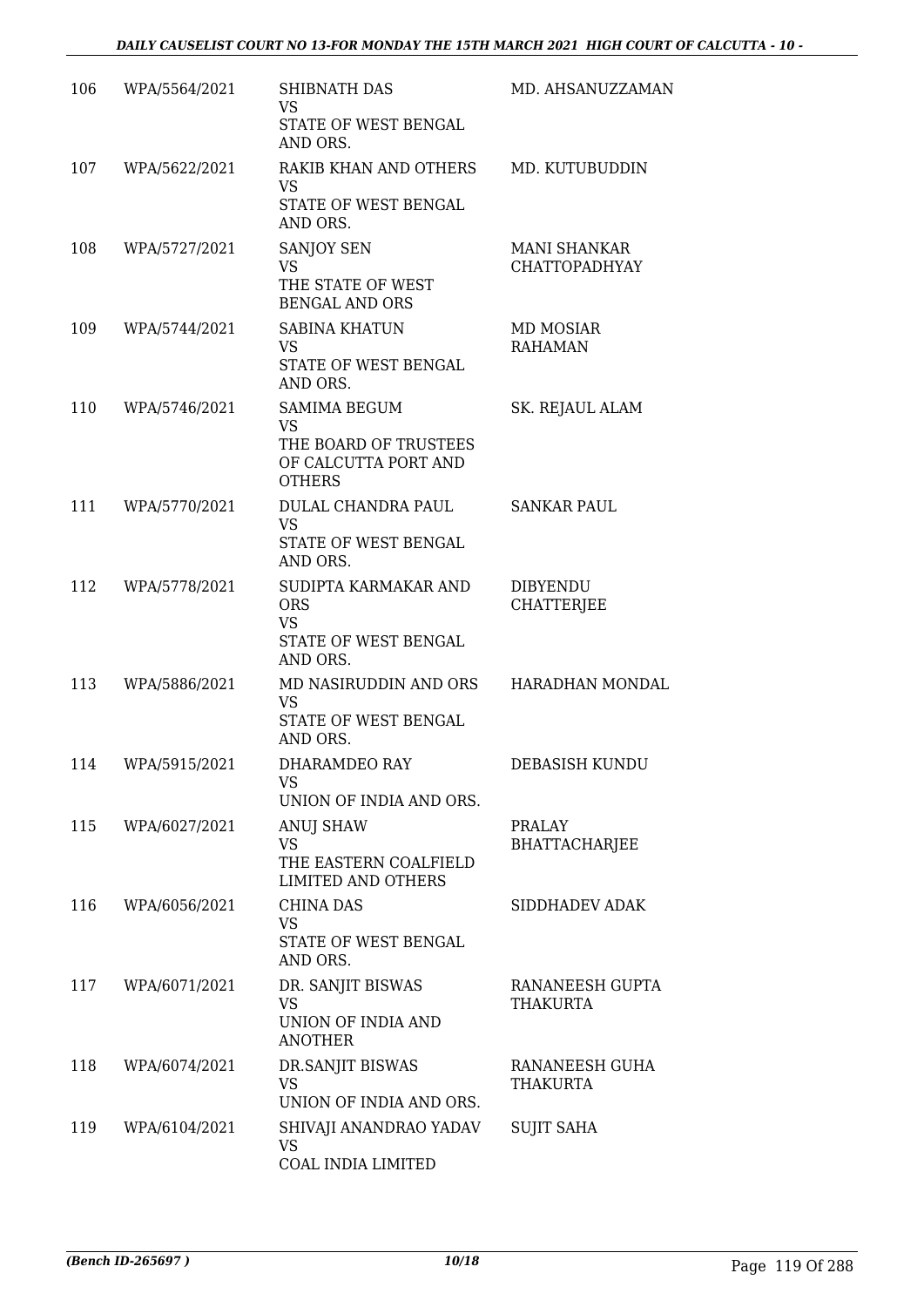| 106 | WPA/5564/2021 | SHIBNATH DAS<br>VS<br>STATE OF WEST BENGAL AND ORS. | MD. AHSANUZZAMAN |
|---|---|---|---|
| 107 | WPA/5622/2021 | RAKIB KHAN AND OTHERS<br>VS<br>STATE OF WEST BENGAL AND ORS. | MD. KUTUBUDDIN |
| 108 | WPA/5727/2021 | SANJOY SEN<br>VS<br>THE STATE OF WEST BENGAL AND ORS | MANI SHANKAR CHATTOPADHYAY |
| 109 | WPA/5744/2021 | SABINA KHATUN<br>VS<br>STATE OF WEST BENGAL AND ORS. | MD MOSIAR RAHAMAN |
| 110 | WPA/5746/2021 | SAMIMA BEGUM<br>VS<br>THE BOARD OF TRUSTEES OF CALCUTTA PORT AND OTHERS | SK. REJAUL ALAM |
| 111 | WPA/5770/2021 | DULAL CHANDRA PAUL<br>VS<br>STATE OF WEST BENGAL AND ORS. | SANKAR PAUL |
| 112 | WPA/5778/2021 | SUDIPTA KARMAKAR AND ORS<br>VS<br>STATE OF WEST BENGAL AND ORS. | DIBYENDU CHATTERJEE |
| 113 | WPA/5886/2021 | MD NASIRUDDIN AND ORS<br>VS<br>STATE OF WEST BENGAL AND ORS. | HARADHAN MONDAL |
| 114 | WPA/5915/2021 | DHARAMDEO RAY<br>VS<br>UNION OF INDIA AND ORS. | DEBASISH KUNDU |
| 115 | WPA/6027/2021 | ANUJ SHAW<br>VS<br>THE EASTERN COALFIELD LIMITED AND OTHERS | PRALAY BHATTACHARJEE |
| 116 | WPA/6056/2021 | CHINA DAS<br>VS<br>STATE OF WEST BENGAL AND ORS. | SIDDHADEV ADAK |
| 117 | WPA/6071/2021 | DR. SANJIT BISWAS<br>VS<br>UNION OF INDIA AND ANOTHER | RANANEESH GUPTA THAKURTA |
| 118 | WPA/6074/2021 | DR.SANJIT BISWAS<br>VS<br>UNION OF INDIA AND ORS. | RANANEESH GUHA THAKURTA |
| 119 | WPA/6104/2021 | SHIVAJI ANANDRAO YADAV<br>VS<br>COAL INDIA LIMITED | SUJIT SAHA |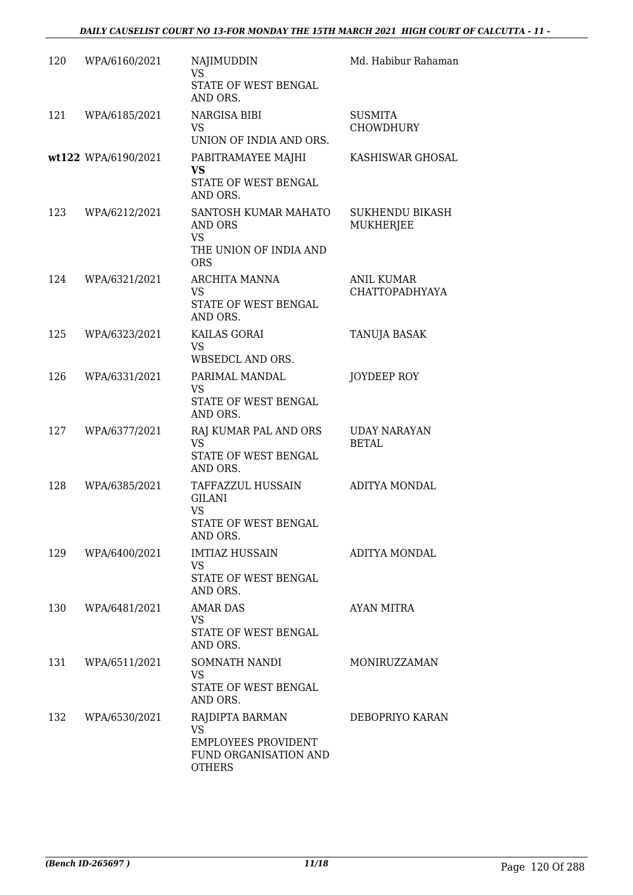| | | | |
|---|---|---|---|
| 120 | WPA/6160/2021 | NAJIMUDDIN<br>VS<br>STATE OF WEST BENGAL AND ORS. | Md. Habibur Rahaman |
| 121 | WPA/6185/2021 | NARGISA BIBI<br>VS<br>UNION OF INDIA AND ORS. | SUSMITA CHOWDHURY |
| wt122 | WPA/6190/2021 | PABITRAMAYEE MAJHI<br>**VS**<br>STATE OF WEST BENGAL AND ORS. | KASHISWAR GHOSAL |
| 123 | WPA/6212/2021 | SANTOSH KUMAR MAHATO AND ORS<br>VS<br>THE UNION OF INDIA AND ORS | SUKHENDU BIKASH MUKHERJEE |
| 124 | WPA/6321/2021 | ARCHITA MANNA<br>VS<br>STATE OF WEST BENGAL AND ORS. | ANIL KUMAR CHATTOPADHYAYA |
| 125 | WPA/6323/2021 | KAILAS GORAI<br>VS<br>WBSEDCL AND ORS. | TANUJA BASAK |
| 126 | WPA/6331/2021 | PARIMAL MANDAL<br>VS<br>STATE OF WEST BENGAL AND ORS. | JOYDEEP ROY |
| 127 | WPA/6377/2021 | RAJ KUMAR PAL AND ORS<br>VS<br>STATE OF WEST BENGAL AND ORS. | UDAY NARAYAN BETAL |
| 128 | WPA/6385/2021 | TAFFAZZUL HUSSAIN GILANI<br>VS<br>STATE OF WEST BENGAL AND ORS. | ADITYA MONDAL |
| 129 | WPA/6400/2021 | IMTIAZ HUSSAIN<br>VS<br>STATE OF WEST BENGAL AND ORS. | ADITYA MONDAL |
| 130 | WPA/6481/2021 | AMAR DAS<br>VS<br>STATE OF WEST BENGAL AND ORS. | AYAN MITRA |
| 131 | WPA/6511/2021 | SOMNATH NANDI<br>VS<br>STATE OF WEST BENGAL AND ORS. | MONIRUZZAMAN |
| 132 | WPA/6530/2021 | RAJDIPTA BARMAN<br>VS<br>EMPLOYEES PROVIDENT FUND ORGANISATION AND OTHERS | DEBOPRIYO KARAN |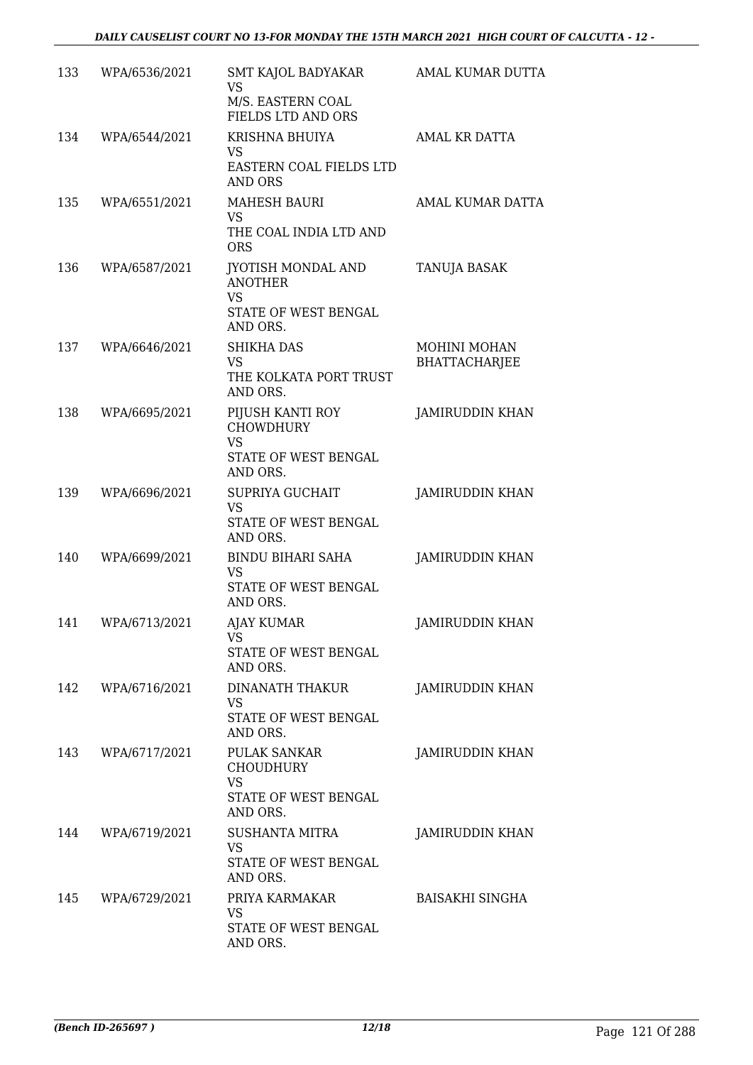| 133 | WPA/6536/2021 | SMT KAJOL BADYAKAR<br>VS<br>M/S. EASTERN COAL FIELDS LTD AND ORS | AMAL KUMAR DUTTA |
|---|---|---|---|
| 134 | WPA/6544/2021 | KRISHNA BHUIYA<br>VS<br>EASTERN COAL FIELDS LTD AND ORS | AMAL KR DATTA |
| 135 | WPA/6551/2021 | MAHESH BAURI<br>VS<br>THE COAL INDIA LTD AND ORS | AMAL KUMAR DATTA |
| 136 | WPA/6587/2021 | JYOTISH MONDAL AND ANOTHER<br>VS<br>STATE OF WEST BENGAL AND ORS. | TANUJA BASAK |
| 137 | WPA/6646/2021 | SHIKHA DAS<br>VS<br>THE KOLKATA PORT TRUST AND ORS. | MOHINI MOHAN BHATTACHARJEE |
| 138 | WPA/6695/2021 | PIJUSH KANTI ROY CHOWDHURY<br>VS<br>STATE OF WEST BENGAL AND ORS. | JAMIRUDDIN KHAN |
| 139 | WPA/6696/2021 | SUPRIYA GUCHAIT<br>VS<br>STATE OF WEST BENGAL AND ORS. | JAMIRUDDIN KHAN |
| 140 | WPA/6699/2021 | BINDU BIHARI SAHA<br>VS<br>STATE OF WEST BENGAL AND ORS. | JAMIRUDDIN KHAN |
| 141 | WPA/6713/2021 | AJAY KUMAR<br>VS<br>STATE OF WEST BENGAL AND ORS. | JAMIRUDDIN KHAN |
| 142 | WPA/6716/2021 | DINANATH THAKUR<br>VS<br>STATE OF WEST BENGAL AND ORS. | JAMIRUDDIN KHAN |
| 143 | WPA/6717/2021 | PULAK SANKAR CHOUDHURY<br>VS<br>STATE OF WEST BENGAL AND ORS. | JAMIRUDDIN KHAN |
| 144 | WPA/6719/2021 | SUSHANTA MITRA<br>VS<br>STATE OF WEST BENGAL AND ORS. | JAMIRUDDIN KHAN |
| 145 | WPA/6729/2021 | PRIYA KARMAKAR<br>VS<br>STATE OF WEST BENGAL AND ORS. | BAISAKHI SINGHA |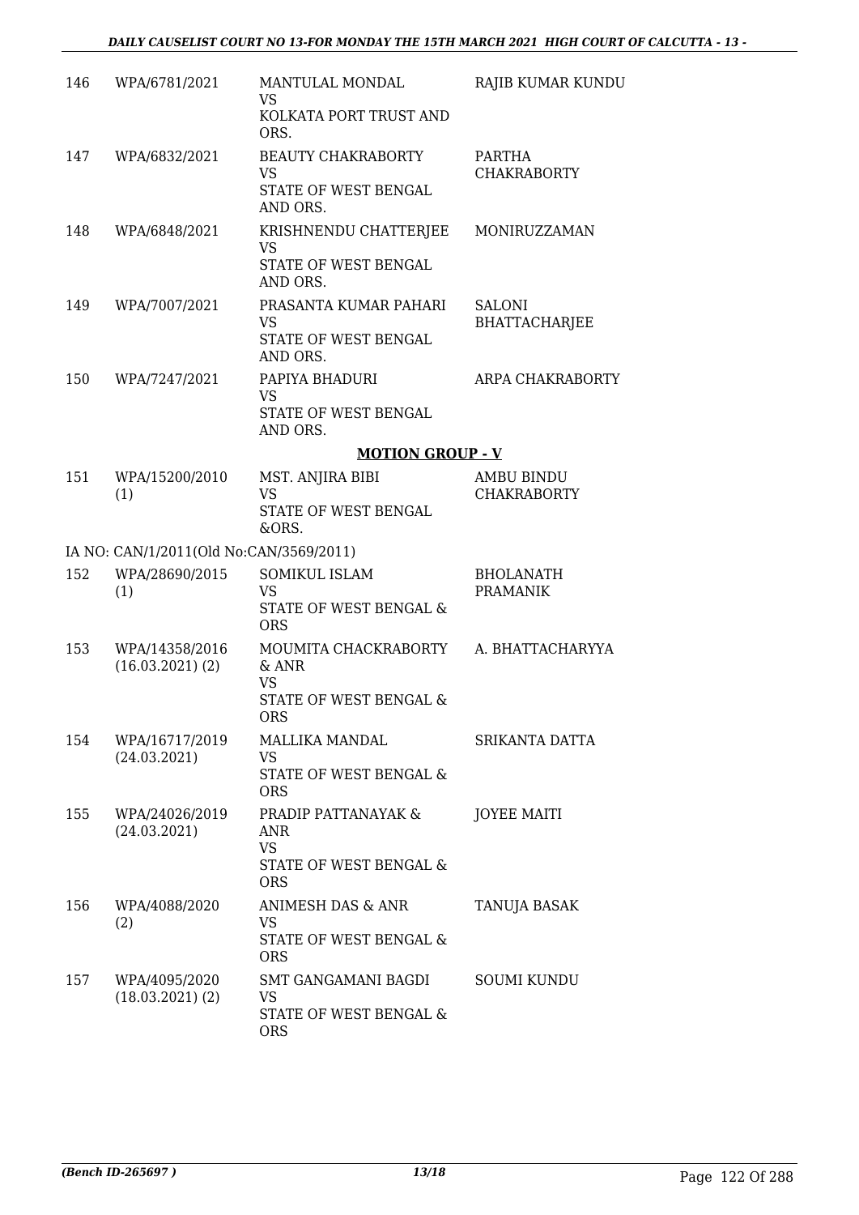| | | | |
|---|---|---|---|
| 146 | WPA/6781/2021 | MANTULAL MONDAL<br>VS<br>KOLKATA PORT TRUST AND ORS. | RAJIB KUMAR KUNDU |
| 147 | WPA/6832/2021 | BEAUTY CHAKRABORTY<br>VS<br>STATE OF WEST BENGAL AND ORS. | PARTHA CHAKRABORTY |
| 148 | WPA/6848/2021 | KRISHNENDU CHATTERJEE<br>VS<br>STATE OF WEST BENGAL AND ORS. | MONIRUZZAMAN |
| 149 | WPA/7007/2021 | PRASANTA KUMAR PAHARI<br>VS<br>STATE OF WEST BENGAL AND ORS. | SALONI BHATTACHARJEE |
| 150 | WPA/7247/2021 | PAPIYA BHADURI<br>VS<br>STATE OF WEST BENGAL AND ORS. | ARPA CHAKRABORTY |

**MOTION GROUP - V**

| | | | |
|---|---|---|---|
| 151 | WPA/15200/2010 (1) | MST. ANJIRA BIBI<br>VS<br>STATE OF WEST BENGAL &ORS. | AMBU BINDU CHAKRABORTY |

IA NO: CAN/1/2011(Old No:CAN/3569/2011)

| | | | |
|---|---|---|---|
| 152 | WPA/28690/2015 (1) | SOMIKUL ISLAM<br>VS<br>STATE OF WEST BENGAL & ORS | BHOLANATH PRAMANIK |
| 153 | WPA/14358/2016 (16.03.2021) (2) | MOUMITA CHACKRABORTY & ANR<br>VS<br>STATE OF WEST BENGAL & ORS | A. BHATTACHARYYA |
| 154 | WPA/16717/2019 (24.03.2021) | MALLIKA MANDAL<br>VS<br>STATE OF WEST BENGAL & ORS | SRIKANTA DATTA |
| 155 | WPA/24026/2019 (24.03.2021) | PRADIP PATTANAYAK & ANR<br>VS<br>STATE OF WEST BENGAL & ORS | JOYEE MAITI |
| 156 | WPA/4088/2020 (2) | ANIMESH DAS & ANR<br>VS<br>STATE OF WEST BENGAL & ORS | TANUJA BASAK |
| 157 | WPA/4095/2020 (18.03.2021) (2) | SMT GANGAMANI BAGDI<br>VS<br>STATE OF WEST BENGAL & ORS | SOUMI KUNDU |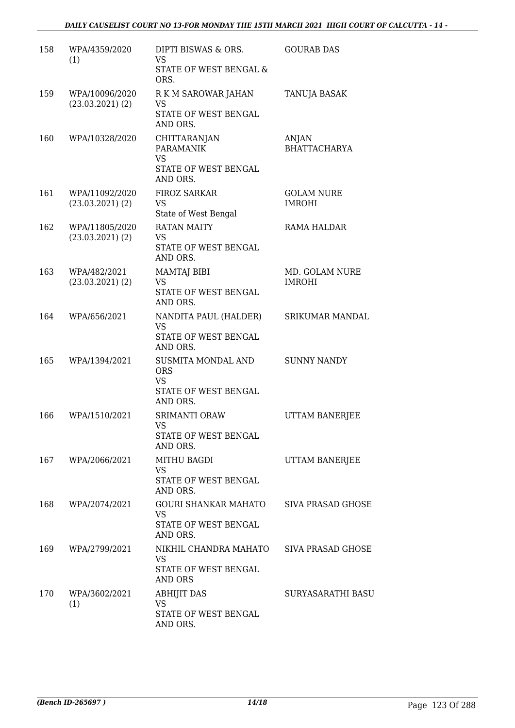| 158 | WPA/4359/2020 (1) | DIPTI BISWAS & ORS. VS STATE OF WEST BENGAL & ORS. | GOURAB DAS |
|---|---|---|---|
| 159 | WPA/10096/2020 (23.03.2021) (2) | R K M SAROWAR JAHAN VS STATE OF WEST BENGAL AND ORS. | TANUJA BASAK |
| 160 | WPA/10328/2020 | CHITTARANJAN PARAMANIK VS STATE OF WEST BENGAL AND ORS. | ANJAN BHATTACHARYA |
| 161 | WPA/11092/2020 (23.03.2021) (2) | FIROZ SARKAR VS State of West Bengal | GOLAM NURE IMROHI |
| 162 | WPA/11805/2020 (23.03.2021) (2) | RATAN MAITY VS STATE OF WEST BENGAL AND ORS. | RAMA HALDAR |
| 163 | WPA/482/2021 (23.03.2021) (2) | MAMTAJ BIBI VS STATE OF WEST BENGAL AND ORS. | MD. GOLAM NURE IMROHI |
| 164 | WPA/656/2021 | NANDITA PAUL (HALDER) VS STATE OF WEST BENGAL AND ORS. | SRIKUMAR MANDAL |
| 165 | WPA/1394/2021 | SUSMITA MONDAL AND ORS VS STATE OF WEST BENGAL AND ORS. | SUNNY NANDY |
| 166 | WPA/1510/2021 | SRIMANTI ORAW VS STATE OF WEST BENGAL AND ORS. | UTTAM BANERJEE |
| 167 | WPA/2066/2021 | MITHU BAGDI VS STATE OF WEST BENGAL AND ORS. | UTTAM BANERJEE |
| 168 | WPA/2074/2021 | GOURI SHANKAR MAHATO VS STATE OF WEST BENGAL AND ORS. | SIVA PRASAD GHOSE |
| 169 | WPA/2799/2021 | NIKHIL CHANDRA MAHATO VS STATE OF WEST BENGAL AND ORS | SIVA PRASAD GHOSE |
| 170 | WPA/3602/2021 (1) | ABHIJIT DAS VS STATE OF WEST BENGAL AND ORS. | SURYASARATHI BASU |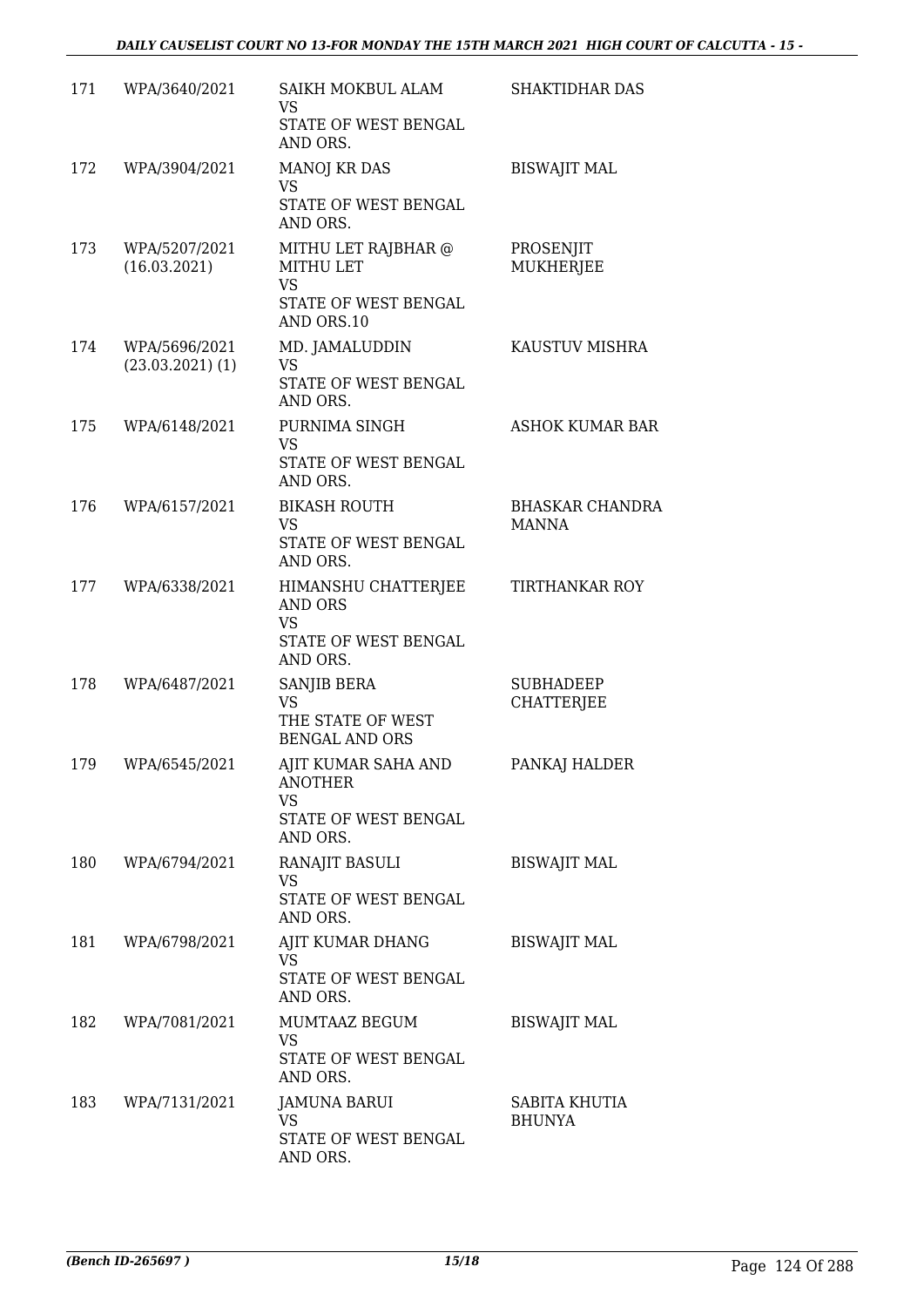| | | | |
|---|---|---|---|
| 171 | WPA/3640/2021 | SAIKH MOKBUL ALAM<br>VS<br>STATE OF WEST BENGAL AND ORS. | SHAKTIDHAR DAS |
| 172 | WPA/3904/2021 | MANOJ KR DAS<br>VS<br>STATE OF WEST BENGAL AND ORS. | BISWAJIT MAL |
| 173 | WPA/5207/2021<br>(16.03.2021) | MITHU LET RAJBHAR @ MITHU LET<br>VS<br>STATE OF WEST BENGAL AND ORS.10 | PROSENJIT MUKHERJEE |
| 174 | WPA/5696/2021<br>(23.03.2021) (1) | MD. JAMALUDDIN<br>VS<br>STATE OF WEST BENGAL AND ORS. | KAUSTUV MISHRA |
| 175 | WPA/6148/2021 | PURNIMA SINGH<br>VS<br>STATE OF WEST BENGAL AND ORS. | ASHOK KUMAR BAR |
| 176 | WPA/6157/2021 | BIKASH ROUTH<br>VS<br>STATE OF WEST BENGAL AND ORS. | BHASKAR CHANDRA MANNA |
| 177 | WPA/6338/2021 | HIMANSHU CHATTERJEE AND ORS<br>VS<br>STATE OF WEST BENGAL AND ORS. | TIRTHANKAR ROY |
| 178 | WPA/6487/2021 | SANJIB BERA<br>VS<br>THE STATE OF WEST BENGAL AND ORS | SUBHADEEP CHATTERJEE |
| 179 | WPA/6545/2021 | AJIT KUMAR SAHA AND ANOTHER<br>VS<br>STATE OF WEST BENGAL AND ORS. | PANKAJ HALDER |
| 180 | WPA/6794/2021 | RANAJIT BASULI<br>VS<br>STATE OF WEST BENGAL AND ORS. | BISWAJIT MAL |
| 181 | WPA/6798/2021 | AJIT KUMAR DHANG<br>VS<br>STATE OF WEST BENGAL AND ORS. | BISWAJIT MAL |
| 182 | WPA/7081/2021 | MUMTAAZ BEGUM<br>VS<br>STATE OF WEST BENGAL AND ORS. | BISWAJIT MAL |
| 183 | WPA/7131/2021 | JAMUNA BARUI<br>VS<br>STATE OF WEST BENGAL AND ORS. | SABITA KHUTIA BHUNYA |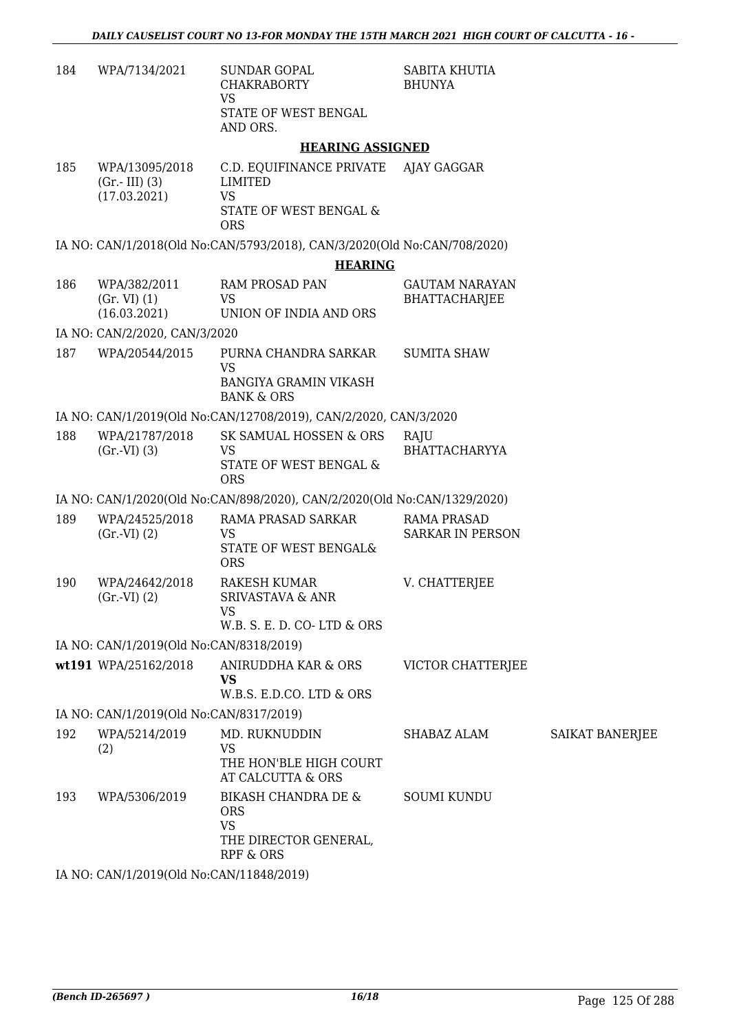| | | | | |
|---|---|---|---|---|
| 184 | WPA/7134/2021 | SUNDAR GOPAL CHAKRABORTY<br>VS<br>STATE OF WEST BENGAL AND ORS. | SABITA KHUTIA BHUNYA | |

**HEARING ASSIGNED**

| | | | | |
|---|---|---|---|---|
| 185 | WPA/13095/2018 (Gr.- III) (3) (17.03.2021) | C.D. EQUIFINANCE PRIVATE LIMITED<br>VS<br>STATE OF WEST BENGAL & ORS | AJAY GAGGAR | |

IA NO: CAN/1/2018(Old No:CAN/5793/2018), CAN/3/2020(Old No:CAN/708/2020)

**HEARING**

| | | | | |
|---|---|---|---|---|
| 186 | WPA/382/2011 (Gr. VI) (1) (16.03.2021) | RAM PROSAD PAN<br>VS<br>UNION OF INDIA AND ORS | GAUTAM NARAYAN BHATTACHARJEE | |

IA NO: CAN/2/2020, CAN/3/2020

| | | | | |
|---|---|---|---|---|
| 187 | WPA/20544/2015 | PURNA CHANDRA SARKAR<br>VS<br>BANGIYA GRAMIN VIKASH BANK & ORS | SUMITA SHAW | |

IA NO: CAN/1/2019(Old No:CAN/12708/2019), CAN/2/2020, CAN/3/2020

| | | | | |
|---|---|---|---|---|
| 188 | WPA/21787/2018 (Gr.-VI) (3) | SK SAMUAL HOSSEN & ORS<br>VS<br>STATE OF WEST BENGAL & ORS | RAJU BHATTACHARYYA | |

IA NO: CAN/1/2020(Old No:CAN/898/2020), CAN/2/2020(Old No:CAN/1329/2020)

| | | | | |
|---|---|---|---|---|
| 189 | WPA/24525/2018 (Gr.-VI) (2) | RAMA PRASAD SARKAR<br>VS<br>STATE OF WEST BENGAL& ORS | RAMA PRASAD SARKAR IN PERSON | |
| 190 | WPA/24642/2018 (Gr.-VI) (2) | RAKESH KUMAR SRIVASTAVA & ANR<br>VS<br>W.B. S. E. D. CO- LTD & ORS | V. CHATTERJEE | |

IA NO: CAN/1/2019(Old No:CAN/8318/2019)

| | | | | |
|---|---|---|---|---|
| wt191 | WPA/25162/2018 | ANIRUDDHA KAR & ORS<br>**VS**<br>W.B.S. E.D.CO. LTD & ORS | VICTOR CHATTERJEE | |

IA NO: CAN/1/2019(Old No:CAN/8317/2019)

| | | | | |
|---|---|---|---|---|
| 192 | WPA/5214/2019 (2) | MD. RUKNUDDIN<br>VS<br>THE HON'BLE HIGH COURT AT CALCUTTA & ORS | SHABAZ ALAM | SAIKAT BANERJEE |
| 193 | WPA/5306/2019 | BIKASH CHANDRA DE & ORS<br>VS<br>THE DIRECTOR GENERAL, RPF & ORS | SOUMI KUNDU | |

IA NO: CAN/1/2019(Old No:CAN/11848/2019)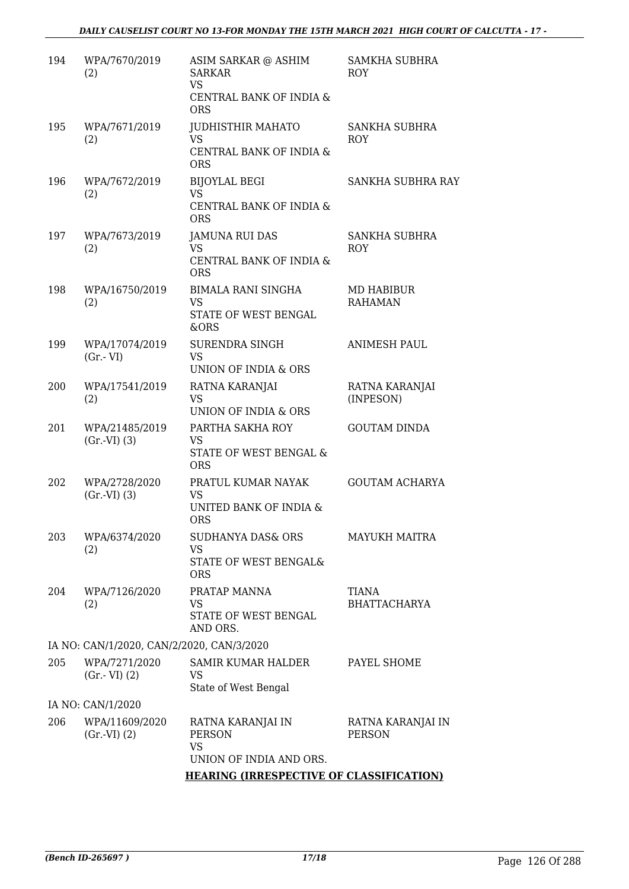| | | | |
|---|---|---|---|
| 194 | WPA/7670/2019 (2) | ASIM SARKAR @ ASHIM SARKAR VS CENTRAL BANK OF INDIA & ORS | SAMKHA SUBHRA ROY |
| 195 | WPA/7671/2019 (2) | JUDHISTHIR MAHATO VS CENTRAL BANK OF INDIA & ORS | SANKHA SUBHRA ROY |
| 196 | WPA/7672/2019 (2) | BIJOYLAL BEGI VS CENTRAL BANK OF INDIA & ORS | SANKHA SUBHRA RAY |
| 197 | WPA/7673/2019 (2) | JAMUNA RUI DAS VS CENTRAL BANK OF INDIA & ORS | SANKHA SUBHRA ROY |
| 198 | WPA/16750/2019 (2) | BIMALA RANI SINGHA VS STATE OF WEST BENGAL &ORS | MD HABIBUR RAHAMAN |
| 199 | WPA/17074/2019 (Gr.- VI) | SURENDRA SINGH VS UNION OF INDIA & ORS | ANIMESH PAUL |
| 200 | WPA/17541/2019 (2) | RATNA KARANJAI VS UNION OF INDIA & ORS | RATNA KARANJAI (INPESON) |
| 201 | WPA/21485/2019 (Gr.-VI) (3) | PARTHA SAKHA ROY VS STATE OF WEST BENGAL & ORS | GOUTAM DINDA |
| 202 | WPA/2728/2020 (Gr.-VI) (3) | PRATUL KUMAR NAYAK VS UNITED BANK OF INDIA & ORS | GOUTAM ACHARYA |
| 203 | WPA/6374/2020 (2) | SUDHANYA DAS& ORS VS STATE OF WEST BENGAL& ORS | MAYUKH MAITRA |
| 204 | WPA/7126/2020 (2) | PRATAP MANNA VS STATE OF WEST BENGAL AND ORS. | TIANA BHATTACHARYA |
| | IA NO: CAN/1/2020, CAN/2/2020, CAN/3/2020 | | |
| 205 | WPA/7271/2020 (Gr.- VI) (2) | SAMIR KUMAR HALDER VS State of West Bengal | PAYEL SHOME |
| | IA NO: CAN/1/2020 | | |
| 206 | WPA/11609/2020 (Gr.-VI) (2) | RATNA KARANJAI IN PERSON VS UNION OF INDIA AND ORS. | RATNA KARANJAI IN PERSON |

**HEARING (IRRESPECTIVE OF CLASSIFICATION)**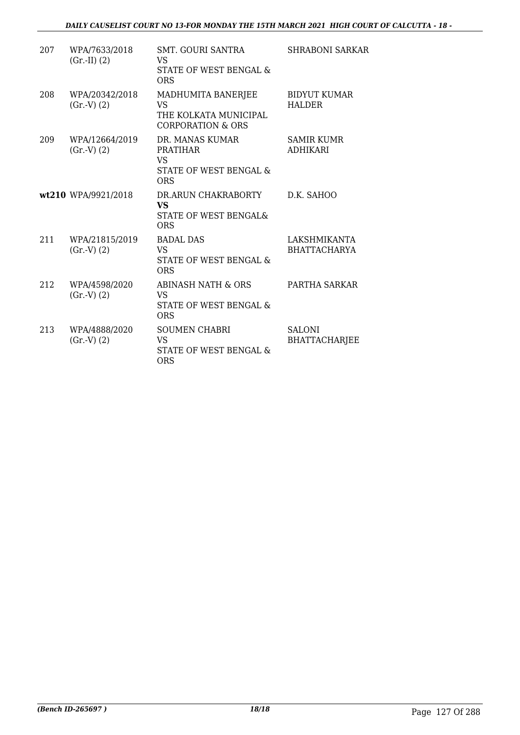| | | | |
|---|---|---|---|
| 207 | WPA/7633/2018 (Gr.-II) (2) | SMT. GOURI SANTRA<br>VS<br>STATE OF WEST BENGAL & ORS | SHRABONI SARKAR |
| 208 | WPA/20342/2018 (Gr.-V) (2) | MADHUMITA BANERJEE<br>VS<br>THE KOLKATA MUNICIPAL CORPORATION & ORS | BIDYUT KUMAR HALDER |
| 209 | WPA/12664/2019 (Gr.-V) (2) | DR. MANAS KUMAR PRATIHAR<br>VS<br>STATE OF WEST BENGAL & ORS | SAMIR KUMR ADHIKARI |
| **wt210** | WPA/9921/2018 | DR.ARUN CHAKRABORTY<br>**VS**<br>STATE OF WEST BENGAL& ORS | D.K. SAHOO |
| 211 | WPA/21815/2019 (Gr.-V) (2) | BADAL DAS<br>VS<br>STATE OF WEST BENGAL & ORS | LAKSHMIKANTA BHATTACHARYA |
| 212 | WPA/4598/2020 (Gr.-V) (2) | ABINASH NATH & ORS<br>VS<br>STATE OF WEST BENGAL & ORS | PARTHA SARKAR |
| 213 | WPA/4888/2020 (Gr.-V) (2) | SOUMEN CHABRI<br>VS<br>STATE OF WEST BENGAL & ORS | SALONI BHATTACHARJEE |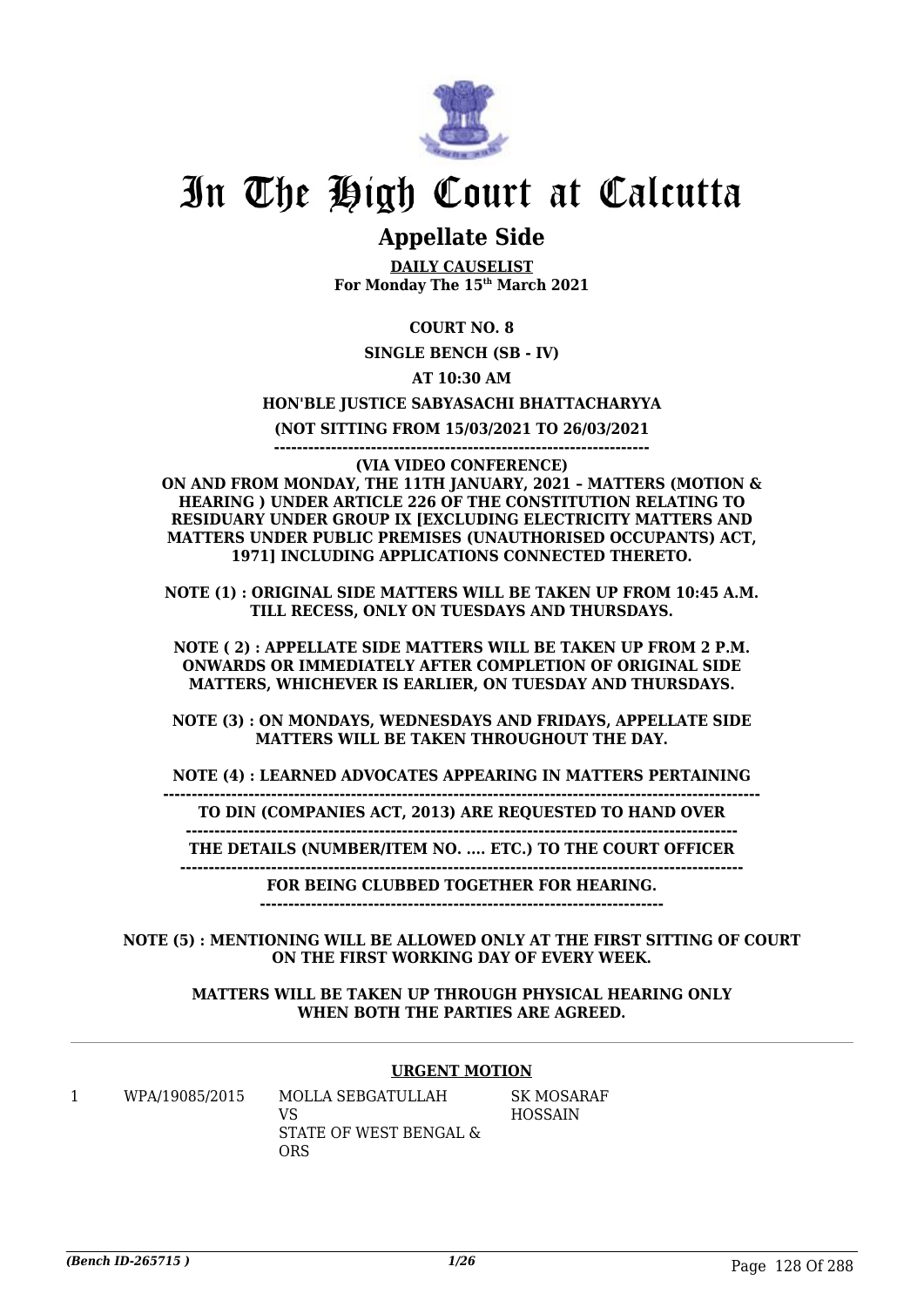# In The High Court at Calcutta

## Appellate Side

**DAILY CAUSELIST**
**For Monday The 15th March 2021**

**COURT NO. 8**

**SINGLE BENCH (SB - IV)**

**AT 10:30 AM**

**HON'BLE JUSTICE SABYASACHI BHATTACHARYYA**

**(NOT SITTING FROM 15/03/2021 TO 26/03/2021**

**(VIA VIDEO CONFERENCE)**

**ON AND FROM MONDAY, THE 11TH JANUARY, 2021 – MATTERS (MOTION & HEARING ) UNDER ARTICLE 226 OF THE CONSTITUTION RELATING TO RESIDUARY UNDER GROUP IX [EXCLUDING ELECTRICITY MATTERS AND MATTERS UNDER PUBLIC PREMISES (UNAUTHORISED OCCUPANTS) ACT, 1971] INCLUDING APPLICATIONS CONNECTED THERETO.**

**NOTE (1) : ORIGINAL SIDE MATTERS WILL BE TAKEN UP FROM 10:45 A.M. TILL RECESS, ONLY ON TUESDAYS AND THURSDAYS.**

**NOTE ( 2) : APPELLATE SIDE MATTERS WILL BE TAKEN UP FROM 2 P.M. ONWARDS OR IMMEDIATELY AFTER COMPLETION OF ORIGINAL SIDE MATTERS, WHICHEVER IS EARLIER, ON TUESDAY AND THURSDAYS.**

**NOTE (3) : ON MONDAYS, WEDNESDAYS AND FRIDAYS, APPELLATE SIDE MATTERS WILL BE TAKEN THROUGHOUT THE DAY.**

**NOTE (4) : LEARNED ADVOCATES APPEARING IN MATTERS PERTAINING TO DIN (COMPANIES ACT, 2013) ARE REQUESTED TO HAND OVER THE DETAILS (NUMBER/ITEM NO. .... ETC.) TO THE COURT OFFICER FOR BEING CLUBBED TOGETHER FOR HEARING.**

**NOTE (5) : MENTIONING WILL BE ALLOWED ONLY AT THE FIRST SITTING OF COURT ON THE FIRST WORKING DAY OF EVERY WEEK.**

**MATTERS WILL BE TAKEN UP THROUGH PHYSICAL HEARING ONLY WHEN BOTH THE PARTIES ARE AGREED.**

**URGENT MOTION**

| | | | |
|---|---|---|---|
| 1 | WPA/19085/2015 | MOLLA SEBGATULLAH<br>VS<br>STATE OF WEST BENGAL & ORS | SK MOSARAF HOSSAIN |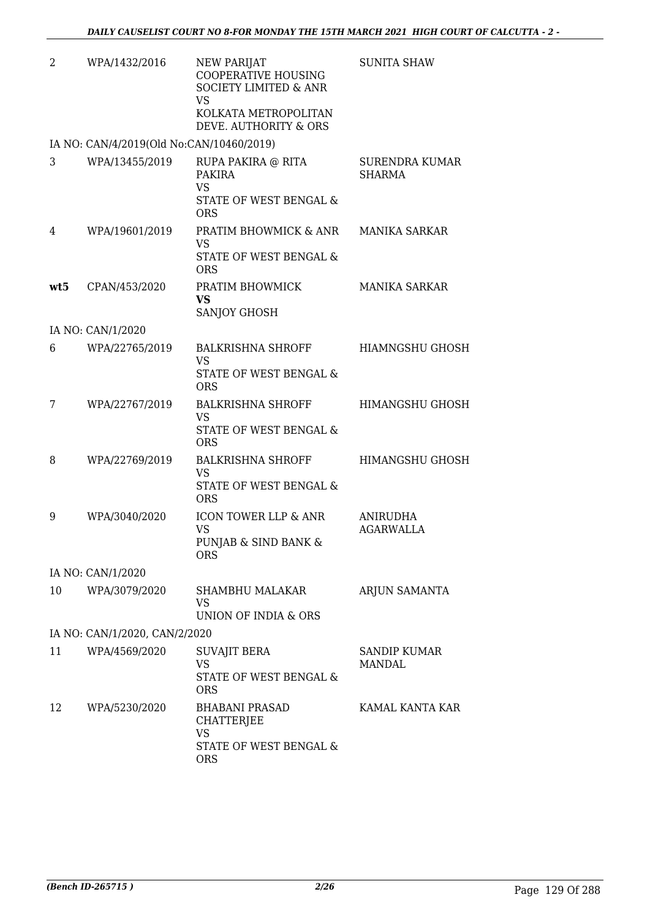| | | | |
|---|---|---|---|
| 2 | WPA/1432/2016 | NEW PARIJAT COOPERATIVE HOUSING SOCIETY LIMITED & ANR VS KOLKATA METROPOLITAN DEVE. AUTHORITY & ORS | SUNITA SHAW |
| IA NO: CAN/4/2019(Old No:CAN/10460/2019) | | | |
| 3 | WPA/13455/2019 | RUPA PAKIRA @ RITA PAKIRA VS STATE OF WEST BENGAL & ORS | SURENDRA KUMAR SHARMA |
| 4 | WPA/19601/2019 | PRATIM BHOWMICK & ANR VS STATE OF WEST BENGAL & ORS | MANIKA SARKAR |
| **wt5** | CPAN/453/2020 | PRATIM BHOWMICK **VS** SANJOY GHOSH | MANIKA SARKAR |
| IA NO: CAN/1/2020 | | | |
| 6 | WPA/22765/2019 | BALKRISHNA SHROFF VS STATE OF WEST BENGAL & ORS | HIAMNGSHU GHOSH |
| 7 | WPA/22767/2019 | BALKRISHNA SHROFF VS STATE OF WEST BENGAL & ORS | HIMANGSHU GHOSH |
| 8 | WPA/22769/2019 | BALKRISHNA SHROFF VS STATE OF WEST BENGAL & ORS | HIMANGSHU GHOSH |
| 9 | WPA/3040/2020 | ICON TOWER LLP & ANR VS PUNJAB & SIND BANK & ORS | ANIRUDHA AGARWALLA |
| IA NO: CAN/1/2020 | | | |
| 10 | WPA/3079/2020 | SHAMBHU MALAKAR VS UNION OF INDIA & ORS | ARJUN SAMANTA |
| IA NO: CAN/1/2020, CAN/2/2020 | | | |
| 11 | WPA/4569/2020 | SUVAJIT BERA VS STATE OF WEST BENGAL & ORS | SANDIP KUMAR MANDAL |
| 12 | WPA/5230/2020 | BHABANI PRASAD CHATTERJEE VS STATE OF WEST BENGAL & ORS | KAMAL KANTA KAR |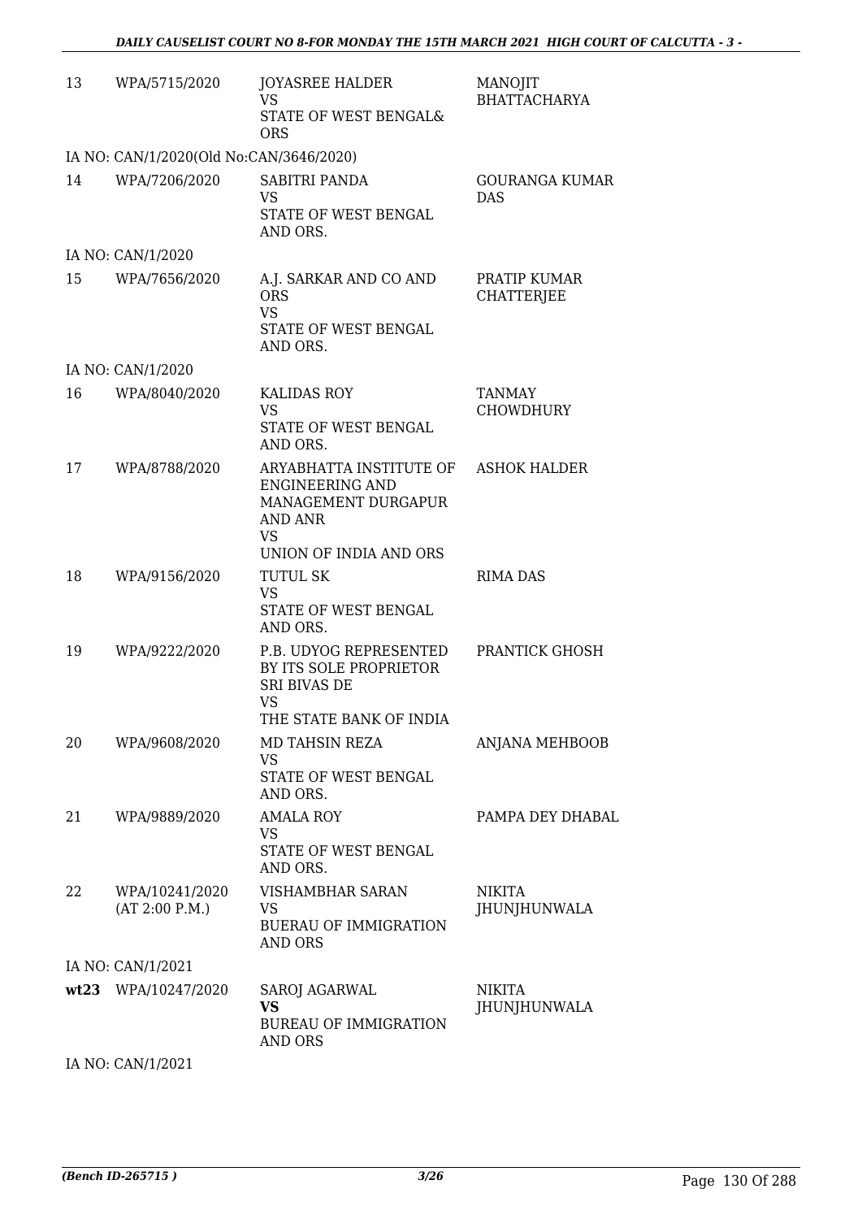| 13 | WPA/5715/2020 | JOYASREE HALDER<br>VS<br>STATE OF WEST BENGAL& ORS | MANOJIT BHATTACHARYA |
|---|---|---|---|
| | IA NO: CAN/1/2020(Old No:CAN/3646/2020) | | |
| 14 | WPA/7206/2020 | SABITRI PANDA<br>VS<br>STATE OF WEST BENGAL AND ORS. | GOURANGA KUMAR DAS |
| | IA NO: CAN/1/2020 | | |
| 15 | WPA/7656/2020 | A.J. SARKAR AND CO AND ORS<br>VS<br>STATE OF WEST BENGAL AND ORS. | PRATIP KUMAR CHATTERJEE |
| | IA NO: CAN/1/2020 | | |
| 16 | WPA/8040/2020 | KALIDAS ROY<br>VS<br>STATE OF WEST BENGAL AND ORS. | TANMAY CHOWDHURY |
| 17 | WPA/8788/2020 | ARYABHATTA INSTITUTE OF ENGINEERING AND MANAGEMENT DURGAPUR AND ANR<br>VS<br>UNION OF INDIA AND ORS | ASHOK HALDER |
| 18 | WPA/9156/2020 | TUTUL SK<br>VS<br>STATE OF WEST BENGAL AND ORS. | RIMA DAS |
| 19 | WPA/9222/2020 | P.B. UDYOG REPRESENTED BY ITS SOLE PROPRIETOR SRI BIVAS DE<br>VS<br>THE STATE BANK OF INDIA | PRANTICK GHOSH |
| 20 | WPA/9608/2020 | MD TAHSIN REZA<br>VS<br>STATE OF WEST BENGAL AND ORS. | ANJANA MEHBOOB |
| 21 | WPA/9889/2020 | AMALA ROY<br>VS<br>STATE OF WEST BENGAL AND ORS. | PAMPA DEY DHABAL |
| 22 | WPA/10241/2020 (AT 2:00 P.M.) | VISHAMBHAR SARAN<br>VS<br>BUERAU OF IMMIGRATION AND ORS | NIKITA JHUNJHUNWALA |
| | IA NO: CAN/1/2021 | | |
| wt23 | WPA/10247/2020 | SAROJ AGARWAL<br>**VS**<br>BUREAU OF IMMIGRATION AND ORS | NIKITA JHUNJHUNWALA |
| | IA NO: CAN/1/2021 | | |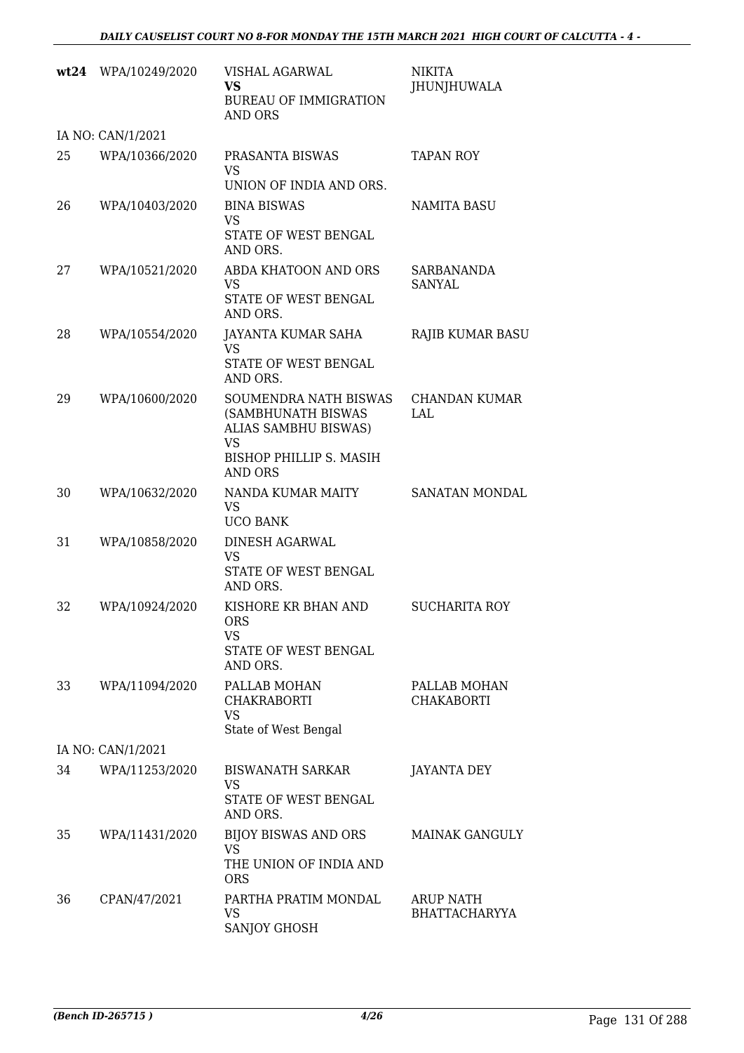| | | | |
|---|---|---|---|
| **wt24** | WPA/10249/2020 | VISHAL AGARWAL<br>**VS**<br>BUREAU OF IMMIGRATION AND ORS | NIKITA JHUNJHUWALA |
| IA NO: CAN/1/2021 | | | |
| 25 | WPA/10366/2020 | PRASANTA BISWAS<br>VS<br>UNION OF INDIA AND ORS. | TAPAN ROY |
| 26 | WPA/10403/2020 | BINA BISWAS<br>VS<br>STATE OF WEST BENGAL AND ORS. | NAMITA BASU |
| 27 | WPA/10521/2020 | ABDA KHATOON AND ORS<br>VS<br>STATE OF WEST BENGAL AND ORS. | SARBANANDA SANYAL |
| 28 | WPA/10554/2020 | JAYANTA KUMAR SAHA<br>VS<br>STATE OF WEST BENGAL AND ORS. | RAJIB KUMAR BASU |
| 29 | WPA/10600/2020 | SOUMENDRA NATH BISWAS (SAMBHUNATH BISWAS ALIAS SAMBHU BISWAS)<br>VS<br>BISHOP PHILLIP S. MASIH AND ORS | CHANDAN KUMAR LAL |
| 30 | WPA/10632/2020 | NANDA KUMAR MAITY<br>VS<br>UCO BANK | SANATAN MONDAL |
| 31 | WPA/10858/2020 | DINESH AGARWAL<br>VS<br>STATE OF WEST BENGAL AND ORS. | |
| 32 | WPA/10924/2020 | KISHORE KR BHAN AND ORS<br>VS<br>STATE OF WEST BENGAL AND ORS. | SUCHARITA ROY |
| 33 | WPA/11094/2020 | PALLAB MOHAN CHAKRABORTI<br>VS<br>State of West Bengal | PALLAB MOHAN CHAKABORTI |
| IA NO: CAN/1/2021 | | | |
| 34 | WPA/11253/2020 | BISWANATH SARKAR<br>VS<br>STATE OF WEST BENGAL AND ORS. | JAYANTA DEY |
| 35 | WPA/11431/2020 | BIJOY BISWAS AND ORS<br>VS<br>THE UNION OF INDIA AND ORS | MAINAK GANGULY |
| 36 | CPAN/47/2021 | PARTHA PRATIM MONDAL<br>VS<br>SANJOY GHOSH | ARUP NATH BHATTACHARYYA |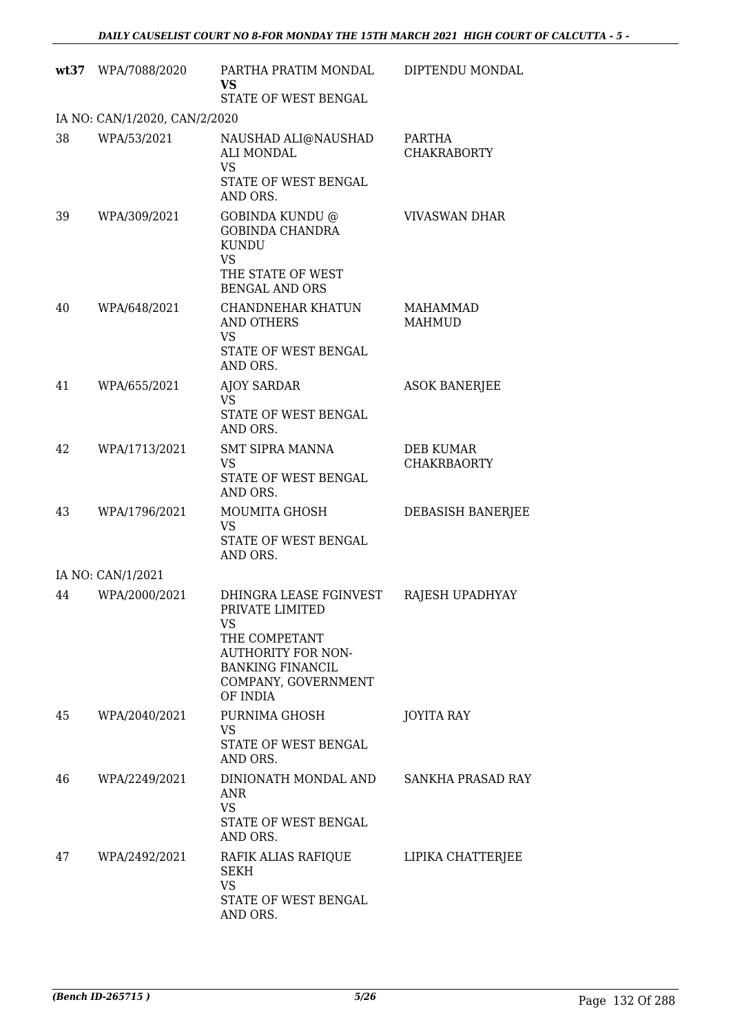| | | | |
|---|---|---|---|
| **wt37** | WPA/7088/2020 | PARTHA PRATIM MONDAL **VS** STATE OF WEST BENGAL | DIPTENDU MONDAL |
| IA NO: CAN/1/2020, CAN/2/2020 | | | |
| 38 | WPA/53/2021 | NAUSHAD ALI@NAUSHAD ALI MONDAL VS STATE OF WEST BENGAL AND ORS. | PARTHA CHAKRABORTY |
| 39 | WPA/309/2021 | GOBINDA KUNDU @ GOBINDA CHANDRA KUNDU VS THE STATE OF WEST BENGAL AND ORS | VIVASWAN DHAR |
| 40 | WPA/648/2021 | CHANDNEHAR KHATUN AND OTHERS VS STATE OF WEST BENGAL AND ORS. | MAHAMMAD MAHMUD |
| 41 | WPA/655/2021 | AJOY SARDAR VS STATE OF WEST BENGAL AND ORS. | ASOK BANERJEE |
| 42 | WPA/1713/2021 | SMT SIPRA MANNA VS STATE OF WEST BENGAL AND ORS. | DEB KUMAR CHAKRBAORTY |
| 43 | WPA/1796/2021 | MOUMITA GHOSH VS STATE OF WEST BENGAL AND ORS. | DEBASISH BANERJEE |
| IA NO: CAN/1/2021 | | | |
| 44 | WPA/2000/2021 | DHINGRA LEASE FGINVEST PRIVATE LIMITED VS THE COMPETANT AUTHORITY FOR NON-BANKING FINANCIL COMPANY, GOVERNMENT OF INDIA | RAJESH UPADHYAY |
| 45 | WPA/2040/2021 | PURNIMA GHOSH VS STATE OF WEST BENGAL AND ORS. | JOYITA RAY |
| 46 | WPA/2249/2021 | DINIONATH MONDAL AND ANR VS STATE OF WEST BENGAL AND ORS. | SANKHA PRASAD RAY |
| 47 | WPA/2492/2021 | RAFIK ALIAS RAFIQUE SEKH VS STATE OF WEST BENGAL AND ORS. | LIPIKA CHATTERJEE |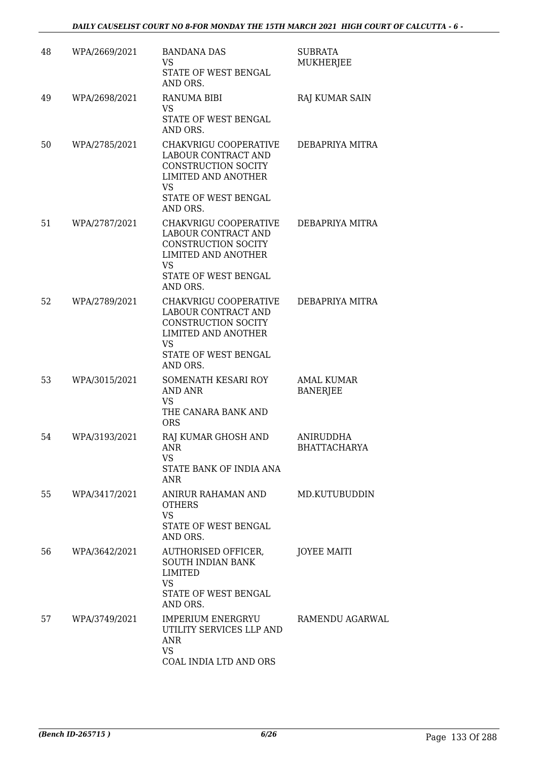| 48 | WPA/2669/2021 | BANDANA DAS<br>VS<br>STATE OF WEST BENGAL AND ORS. | SUBRATA MUKHERJEE |
|---|---|---|---|
| 49 | WPA/2698/2021 | RANUMA BIBI<br>VS<br>STATE OF WEST BENGAL AND ORS. | RAJ KUMAR SAIN |
| 50 | WPA/2785/2021 | CHAKVRIGU COOPERATIVE LABOUR CONTRACT AND CONSTRUCTION SOCITY LIMITED AND ANOTHER<br>VS<br>STATE OF WEST BENGAL AND ORS. | DEBAPRIYA MITRA |
| 51 | WPA/2787/2021 | CHAKVRIGU COOPERATIVE LABOUR CONTRACT AND CONSTRUCTION SOCITY LIMITED AND ANOTHER<br>VS<br>STATE OF WEST BENGAL AND ORS. | DEBAPRIYA MITRA |
| 52 | WPA/2789/2021 | CHAKVRIGU COOPERATIVE LABOUR CONTRACT AND CONSTRUCTION SOCITY LIMITED AND ANOTHER<br>VS<br>STATE OF WEST BENGAL AND ORS. | DEBAPRIYA MITRA |
| 53 | WPA/3015/2021 | SOMENATH KESARI ROY AND ANR<br>VS<br>THE CANARA BANK AND ORS | AMAL KUMAR BANERJEE |
| 54 | WPA/3193/2021 | RAJ KUMAR GHOSH AND ANR<br>VS<br>STATE BANK OF INDIA ANA ANR | ANIRUDDHA BHATTACHARYA |
| 55 | WPA/3417/2021 | ANIRUR RAHAMAN AND OTHERS<br>VS<br>STATE OF WEST BENGAL AND ORS. | MD.KUTUBUDDIN |
| 56 | WPA/3642/2021 | AUTHORISED OFFICER, SOUTH INDIAN BANK LIMITED<br>VS<br>STATE OF WEST BENGAL AND ORS. | JOYEE MAITI |
| 57 | WPA/3749/2021 | IMPERIUM ENERGRYU UTILITY SERVICES LLP AND ANR<br>VS<br>COAL INDIA LTD AND ORS | RAMENDU AGARWAL |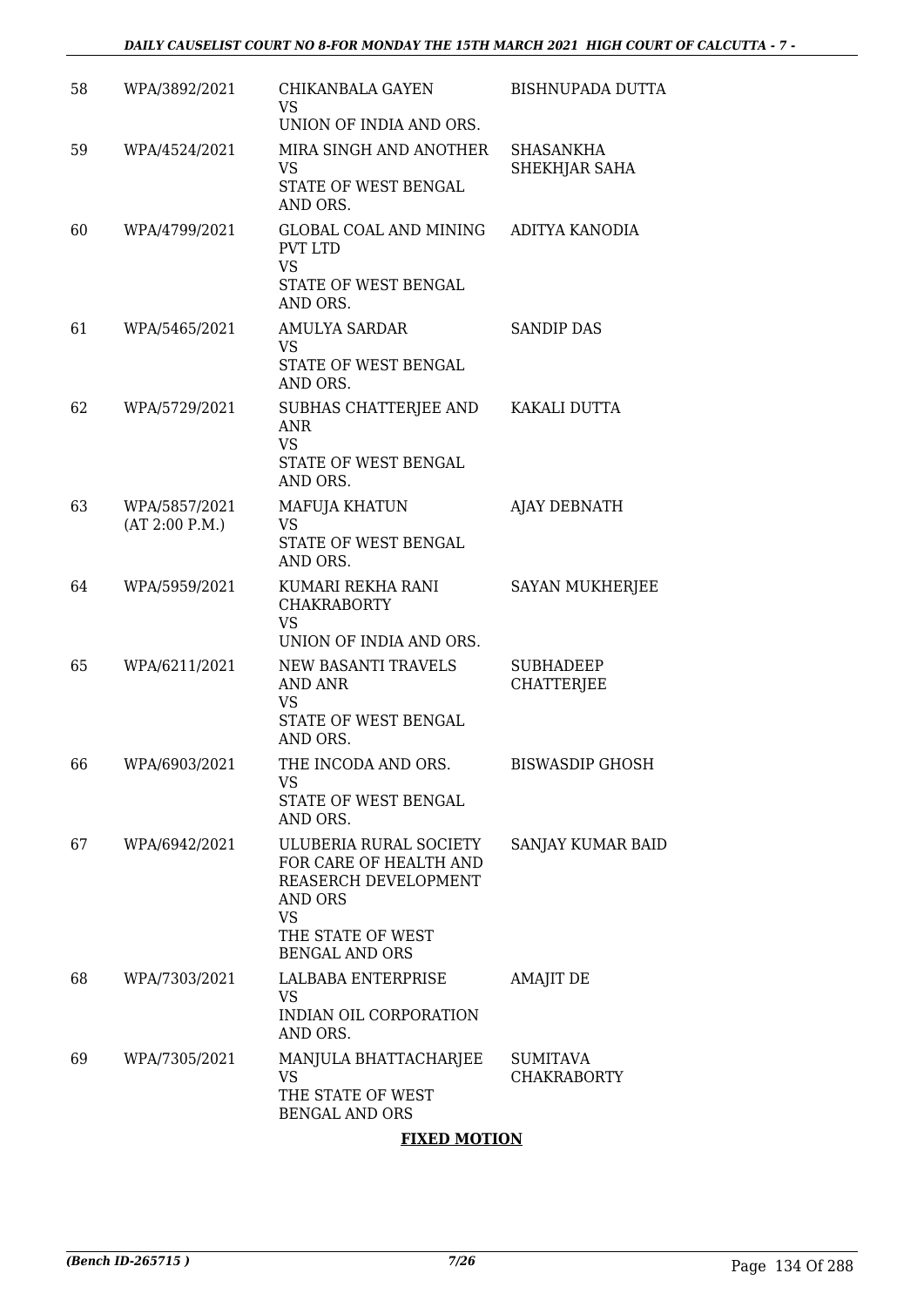| | | | |
|---|---|---|---|
| 58 | WPA/3892/2021 | CHIKANBALA GAYEN<br>VS<br>UNION OF INDIA AND ORS. | BISHNUPADA DUTTA |
| 59 | WPA/4524/2021 | MIRA SINGH AND ANOTHER<br>VS<br>STATE OF WEST BENGAL AND ORS. | SHASANKHA SHEKHJAR SAHA |
| 60 | WPA/4799/2021 | GLOBAL COAL AND MINING PVT LTD<br>VS<br>STATE OF WEST BENGAL AND ORS. | ADITYA KANODIA |
| 61 | WPA/5465/2021 | AMULYA SARDAR<br>VS<br>STATE OF WEST BENGAL AND ORS. | SANDIP DAS |
| 62 | WPA/5729/2021 | SUBHAS CHATTERJEE AND ANR<br>VS<br>STATE OF WEST BENGAL AND ORS. | KAKALI DUTTA |
| 63 | WPA/5857/2021<br>(AT 2:00 P.M.) | MAFUJA KHATUN<br>VS<br>STATE OF WEST BENGAL AND ORS. | AJAY DEBNATH |
| 64 | WPA/5959/2021 | KUMARI REKHA RANI CHAKRABORTY<br>VS<br>UNION OF INDIA AND ORS. | SAYAN MUKHERJEE |
| 65 | WPA/6211/2021 | NEW BASANTI TRAVELS AND ANR<br>VS<br>STATE OF WEST BENGAL AND ORS. | SUBHADEEP CHATTERJEE |
| 66 | WPA/6903/2021 | THE INCODA AND ORS.<br>VS<br>STATE OF WEST BENGAL AND ORS. | BISWASDIP GHOSH |
| 67 | WPA/6942/2021 | ULUBERIA RURAL SOCIETY FOR CARE OF HEALTH AND REASERCH DEVELOPMENT AND ORS<br>VS<br>THE STATE OF WEST BENGAL AND ORS | SANJAY KUMAR BAID |
| 68 | WPA/7303/2021 | LALBABA ENTERPRISE<br>VS<br>INDIAN OIL CORPORATION AND ORS. | AMAJIT DE |
| 69 | WPA/7305/2021 | MANJULA BHATTACHARJEE<br>VS<br>THE STATE OF WEST BENGAL AND ORS | SUMITAVA CHAKRABORTY |

**FIXED MOTION**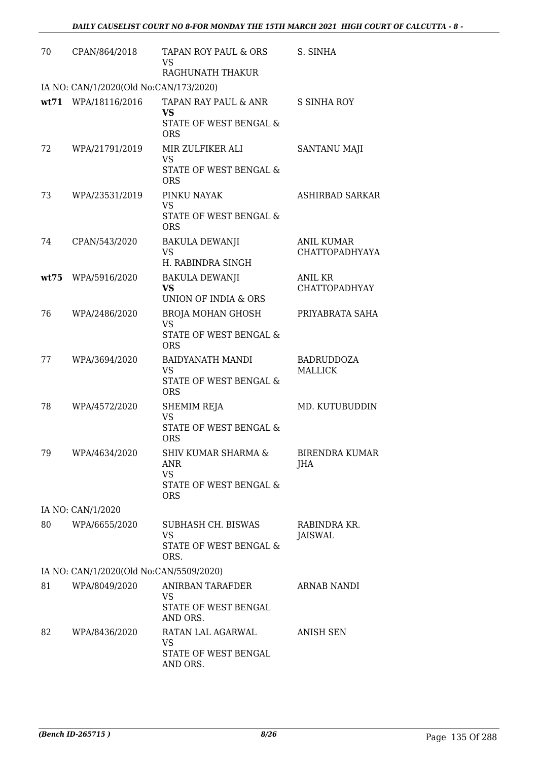| | | | |
|---|---|---|---|
| 70 | CPAN/864/2018 | TAPAN ROY PAUL & ORS<br>VS<br>RAGHUNATH THAKUR | S. SINHA |
| IA NO: CAN/1/2020(Old No:CAN/173/2020) | | | |
| **wt71** | WPA/18116/2016 | TAPAN RAY PAUL & ANR<br>**VS**<br>STATE OF WEST BENGAL & ORS | S SINHA ROY |
| 72 | WPA/21791/2019 | MIR ZULFIKER ALI<br>VS<br>STATE OF WEST BENGAL & ORS | SANTANU MAJI |
| 73 | WPA/23531/2019 | PINKU NAYAK<br>VS<br>STATE OF WEST BENGAL & ORS | ASHIRBAD SARKAR |
| 74 | CPAN/543/2020 | BAKULA DEWANJI<br>VS<br>H. RABINDRA SINGH | ANIL KUMAR CHATTOPADHYAYA |
| **wt75** | WPA/5916/2020 | BAKULA DEWANJI<br>**VS**<br>UNION OF INDIA & ORS | ANIL KR CHATTOPADHYAY |
| 76 | WPA/2486/2020 | BROJA MOHAN GHOSH<br>VS<br>STATE OF WEST BENGAL & ORS | PRIYABRATA SAHA |
| 77 | WPA/3694/2020 | BAIDYANATH MANDI<br>VS<br>STATE OF WEST BENGAL & ORS | BADRUDDOZA MALLICK |
| 78 | WPA/4572/2020 | SHEMIM REJA<br>VS<br>STATE OF WEST BENGAL & ORS | MD. KUTUBUDDIN |
| 79 | WPA/4634/2020 | SHIV KUMAR SHARMA & ANR<br>VS<br>STATE OF WEST BENGAL & ORS | BIRENDRA KUMAR JHA |
| IA NO: CAN/1/2020 | | | |
| 80 | WPA/6655/2020 | SUBHASH CH. BISWAS<br>VS<br>STATE OF WEST BENGAL & ORS. | RABINDRA KR. JAISWAL |
| IA NO: CAN/1/2020(Old No:CAN/5509/2020) | | | |
| 81 | WPA/8049/2020 | ANIRBAN TARAFDER<br>VS<br>STATE OF WEST BENGAL AND ORS. | ARNAB NANDI |
| 82 | WPA/8436/2020 | RATAN LAL AGARWAL<br>VS<br>STATE OF WEST BENGAL AND ORS. | ANISH SEN |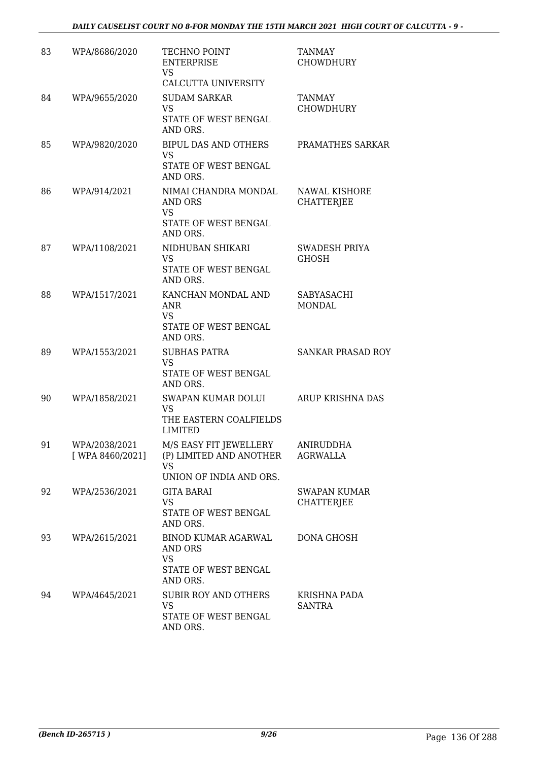| 83 | WPA/8686/2020 | TECHNO POINT ENTERPRISE VS CALCUTTA UNIVERSITY | TANMAY CHOWDHURY |
|---|---|---|---|
| 84 | WPA/9655/2020 | SUDAM SARKAR VS STATE OF WEST BENGAL AND ORS. | TANMAY CHOWDHURY |
| 85 | WPA/9820/2020 | BIPUL DAS AND OTHERS VS STATE OF WEST BENGAL AND ORS. | PRAMATHES SARKAR |
| 86 | WPA/914/2021 | NIMAI CHANDRA MONDAL AND ORS VS STATE OF WEST BENGAL AND ORS. | NAWAL KISHORE CHATTERJEE |
| 87 | WPA/1108/2021 | NIDHUBAN SHIKARI VS STATE OF WEST BENGAL AND ORS. | SWADESH PRIYA GHOSH |
| 88 | WPA/1517/2021 | KANCHAN MONDAL AND ANR VS STATE OF WEST BENGAL AND ORS. | SABYASACHI MONDAL |
| 89 | WPA/1553/2021 | SUBHAS PATRA VS STATE OF WEST BENGAL AND ORS. | SANKAR PRASAD ROY |
| 90 | WPA/1858/2021 | SWAPAN KUMAR DOLUI VS THE EASTERN COALFIELDS LIMITED | ARUP KRISHNA DAS |
| 91 | WPA/2038/2021 [ WPA 8460/2021] | M/S EASY FIT JEWELLERY (P) LIMITED AND ANOTHER VS UNION OF INDIA AND ORS. | ANIRUDDHA AGRWALLA |
| 92 | WPA/2536/2021 | GITA BARAI VS STATE OF WEST BENGAL AND ORS. | SWAPAN KUMAR CHATTERJEE |
| 93 | WPA/2615/2021 | BINOD KUMAR AGARWAL AND ORS VS STATE OF WEST BENGAL AND ORS. | DONA GHOSH |
| 94 | WPA/4645/2021 | SUBIR ROY AND OTHERS VS STATE OF WEST BENGAL AND ORS. | KRISHNA PADA SANTRA |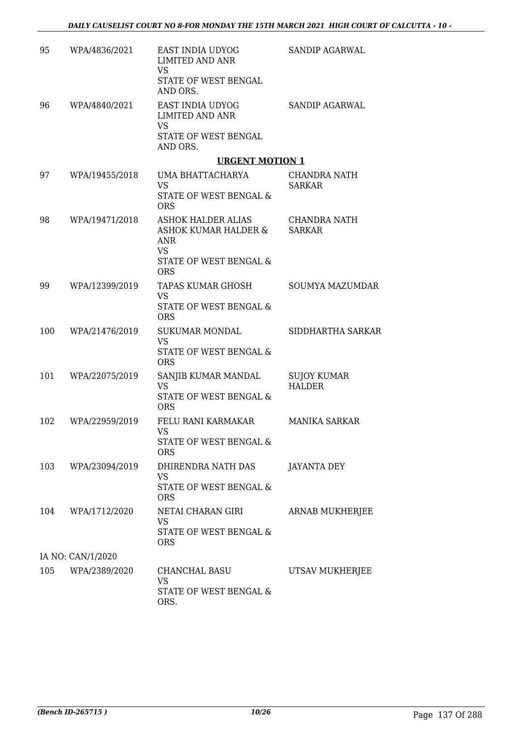| 95 | WPA/4836/2021 | EAST INDIA UDYOG LIMITED AND ANR VS STATE OF WEST BENGAL AND ORS. | SANDIP AGARWAL |
|---|---|---|---|
| 96 | WPA/4840/2021 | EAST INDIA UDYOG LIMITED AND ANR VS STATE OF WEST BENGAL AND ORS. | SANDIP AGARWAL |

**URGENT MOTION 1**

| 97 | WPA/19455/2018 | UMA BHATTACHARYA VS STATE OF WEST BENGAL & ORS | CHANDRA NATH SARKAR |
|---|---|---|---|
| 98 | WPA/19471/2018 | ASHOK HALDER ALIAS ASHOK KUMAR HALDER & ANR VS STATE OF WEST BENGAL & ORS | CHANDRA NATH SARKAR |
| 99 | WPA/12399/2019 | TAPAS KUMAR GHOSH VS STATE OF WEST BENGAL & ORS | SOUMYA MAZUMDAR |
| 100 | WPA/21476/2019 | SUKUMAR MONDAL VS STATE OF WEST BENGAL & ORS | SIDDHARTHA SARKAR |
| 101 | WPA/22075/2019 | SANJIB KUMAR MANDAL VS STATE OF WEST BENGAL & ORS | SUJOY KUMAR HALDER |
| 102 | WPA/22959/2019 | FELU RANI KARMAKAR VS STATE OF WEST BENGAL & ORS | MANIKA SARKAR |
| 103 | WPA/23094/2019 | DHIRENDRA NATH DAS VS STATE OF WEST BENGAL & ORS | JAYANTA DEY |
| 104 | WPA/1712/2020 | NETAI CHARAN GIRI VS STATE OF WEST BENGAL & ORS | ARNAB MUKHERJEE |
| | IA NO: CAN/1/2020 | | |
| 105 | WPA/2389/2020 | CHANCHAL BASU VS STATE OF WEST BENGAL & ORS. | UTSAV MUKHERJEE |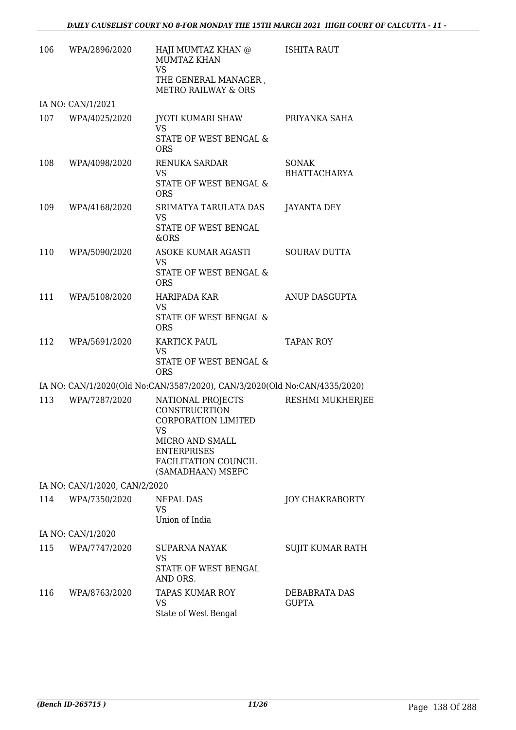| | | | |
|---|---|---|---|
| 106 | WPA/2896/2020 | HAJI MUMTAZ KHAN @ MUMTAZ KHAN<br>VS<br>THE GENERAL MANAGER , METRO RAILWAY & ORS | ISHITA RAUT |
| | IA NO: CAN/1/2021 | | |
| 107 | WPA/4025/2020 | JYOTI KUMARI SHAW<br>VS<br>STATE OF WEST BENGAL & ORS | PRIYANKA SAHA |
| 108 | WPA/4098/2020 | RENUKA SARDAR<br>VS<br>STATE OF WEST BENGAL & ORS | SONAK BHATTACHARYA |
| 109 | WPA/4168/2020 | SRIMATYA TARULATA DAS<br>VS<br>STATE OF WEST BENGAL &ORS | JAYANTA DEY |
| 110 | WPA/5090/2020 | ASOKE KUMAR AGASTI<br>VS<br>STATE OF WEST BENGAL & ORS | SOURAV DUTTA |
| 111 | WPA/5108/2020 | HARIPADA KAR<br>VS<br>STATE OF WEST BENGAL & ORS | ANUP DASGUPTA |
| 112 | WPA/5691/2020 | KARTICK PAUL<br>VS<br>STATE OF WEST BENGAL & ORS | TAPAN ROY |
| | IA NO: CAN/1/2020(Old No:CAN/3587/2020), CAN/3/2020(Old No:CAN/4335/2020) | | |
| 113 | WPA/7287/2020 | NATIONAL PROJECTS CONSTRUCRTION CORPORATION LIMITED<br>VS<br>MICRO AND SMALL ENTERPRISES FACILITATION COUNCIL (SAMADHAAN) MSEFC | RESHMI MUKHERJEE |
| | IA NO: CAN/1/2020, CAN/2/2020 | | |
| 114 | WPA/7350/2020 | NEPAL DAS<br>VS<br>Union of India | JOY CHAKRABORTY |
| | IA NO: CAN/1/2020 | | |
| 115 | WPA/7747/2020 | SUPARNA NAYAK<br>VS<br>STATE OF WEST BENGAL AND ORS. | SUJIT KUMAR RATH |
| 116 | WPA/8763/2020 | TAPAS KUMAR ROY<br>VS<br>State of West Bengal | DEBABRATA DAS GUPTA |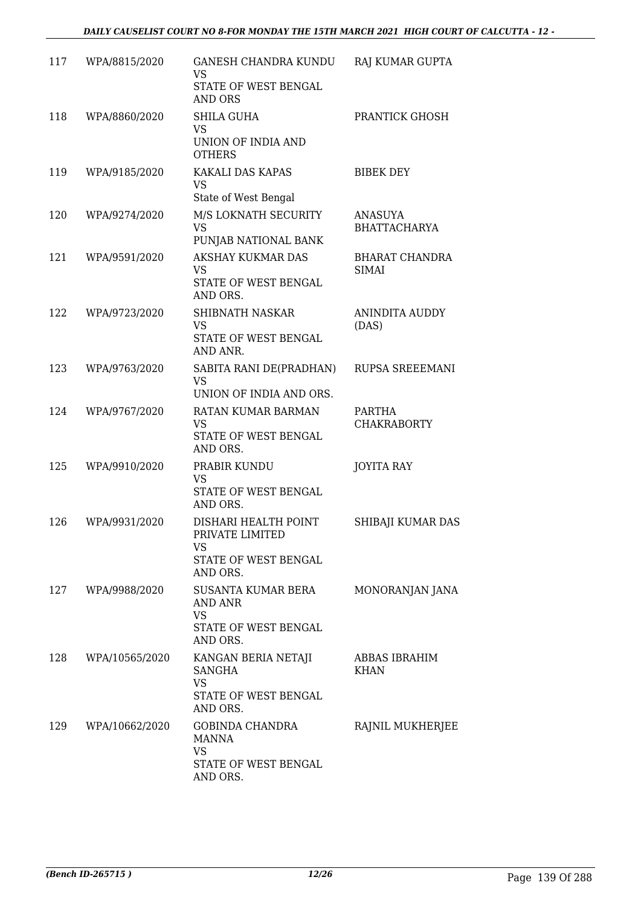| 117 | WPA/8815/2020 | GANESH CHANDRA KUNDU<br>VS<br>STATE OF WEST BENGAL AND ORS | RAJ KUMAR GUPTA |
|---|---|---|---|
| 118 | WPA/8860/2020 | SHILA GUHA<br>VS<br>UNION OF INDIA AND OTHERS | PRANTICK GHOSH |
| 119 | WPA/9185/2020 | KAKALI DAS KAPAS<br>VS<br>State of West Bengal | BIBEK DEY |
| 120 | WPA/9274/2020 | M/S LOKNATH SECURITY<br>VS<br>PUNJAB NATIONAL BANK | ANASUYA BHATTACHARYA |
| 121 | WPA/9591/2020 | AKSHAY KUKMAR DAS<br>VS<br>STATE OF WEST BENGAL AND ORS. | BHARAT CHANDRA SIMAI |
| 122 | WPA/9723/2020 | SHIBNATH NASKAR<br>VS<br>STATE OF WEST BENGAL AND ANR. | ANINDITA AUDDY (DAS) |
| 123 | WPA/9763/2020 | SABITA RANI DE(PRADHAN)<br>VS<br>UNION OF INDIA AND ORS. | RUPSA SREEEMANI |
| 124 | WPA/9767/2020 | RATAN KUMAR BARMAN<br>VS<br>STATE OF WEST BENGAL AND ORS. | PARTHA CHAKRABORTY |
| 125 | WPA/9910/2020 | PRABIR KUNDU<br>VS<br>STATE OF WEST BENGAL AND ORS. | JOYITA RAY |
| 126 | WPA/9931/2020 | DISHARI HEALTH POINT PRIVATE LIMITED<br>VS<br>STATE OF WEST BENGAL AND ORS. | SHIBAJI KUMAR DAS |
| 127 | WPA/9988/2020 | SUSANTA KUMAR BERA AND ANR<br>VS<br>STATE OF WEST BENGAL AND ORS. | MONORANJAN JANA |
| 128 | WPA/10565/2020 | KANGAN BERIA NETAJI SANGHA<br>VS<br>STATE OF WEST BENGAL AND ORS. | ABBAS IBRAHIM KHAN |
| 129 | WPA/10662/2020 | GOBINDA CHANDRA MANNA<br>VS<br>STATE OF WEST BENGAL AND ORS. | RAJNIL MUKHERJEE |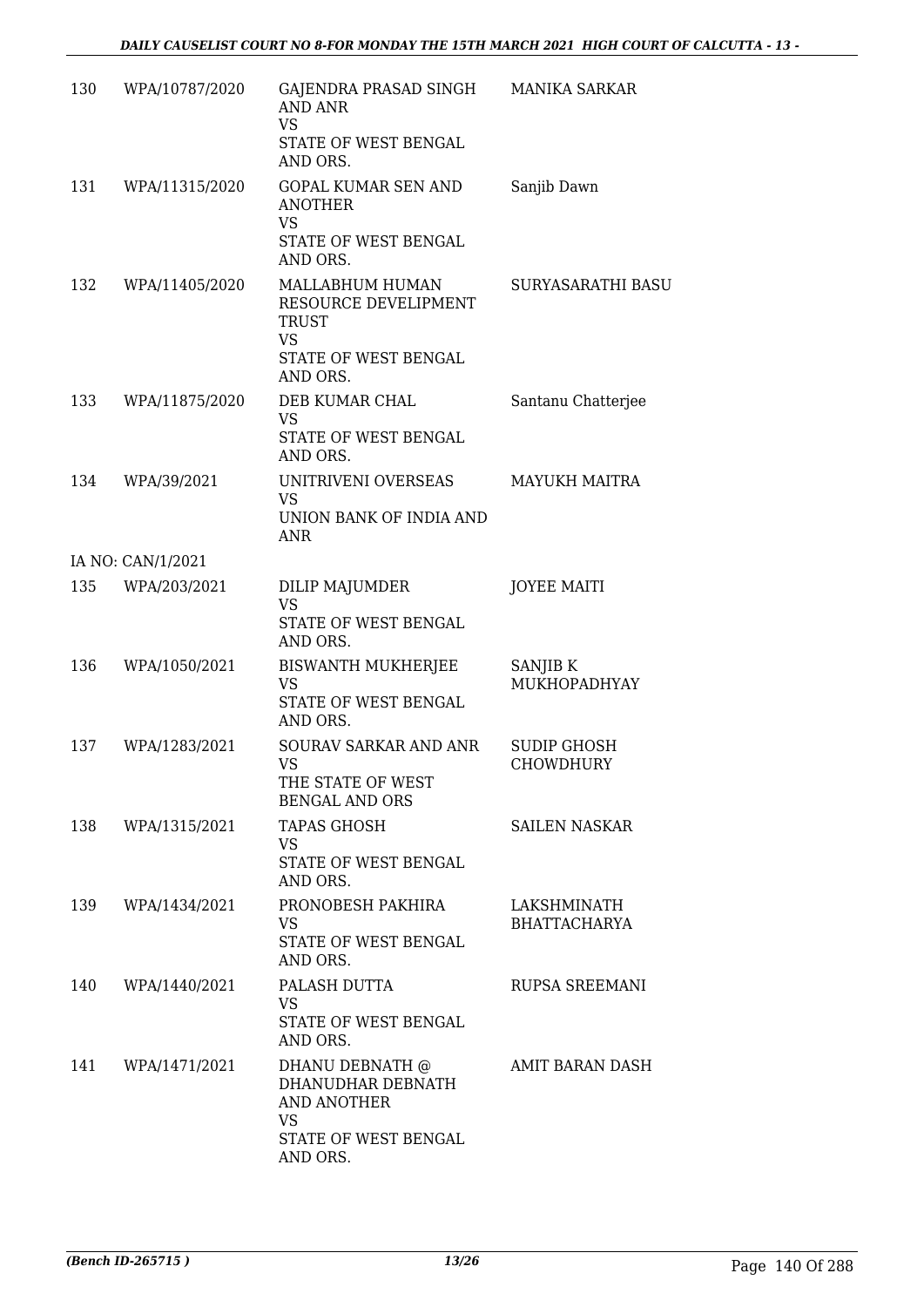| 130 | WPA/10787/2020 | GAJENDRA PRASAD SINGH AND ANR VS STATE OF WEST BENGAL AND ORS. | MANIKA SARKAR |
|---|---|---|---|
| 131 | WPA/11315/2020 | GOPAL KUMAR SEN AND ANOTHER VS STATE OF WEST BENGAL AND ORS. | Sanjib Dawn |
| 132 | WPA/11405/2020 | MALLABHUM HUMAN RESOURCE DEVELIPMENT TRUST VS STATE OF WEST BENGAL AND ORS. | SURYASARATHI BASU |
| 133 | WPA/11875/2020 | DEB KUMAR CHAL VS STATE OF WEST BENGAL AND ORS. | Santanu Chatterjee |
| 134 | WPA/39/2021 | UNITRIVENI OVERSEAS VS UNION BANK OF INDIA AND ANR | MAYUKH MAITRA |
| | IA NO: CAN/1/2021 | | |
| 135 | WPA/203/2021 | DILIP MAJUMDER VS STATE OF WEST BENGAL AND ORS. | JOYEE MAITI |
| 136 | WPA/1050/2021 | BISWANTH MUKHERJEE VS STATE OF WEST BENGAL AND ORS. | SANJIB K MUKHOPADHYAY |
| 137 | WPA/1283/2021 | SOURAV SARKAR AND ANR VS THE STATE OF WEST BENGAL AND ORS | SUDIP GHOSH CHOWDHURY |
| 138 | WPA/1315/2021 | TAPAS GHOSH VS STATE OF WEST BENGAL AND ORS. | SAILEN NASKAR |
| 139 | WPA/1434/2021 | PRONOBESH PAKHIRA VS STATE OF WEST BENGAL AND ORS. | LAKSHMINATH BHATTACHARYA |
| 140 | WPA/1440/2021 | PALASH DUTTA VS STATE OF WEST BENGAL AND ORS. | RUPSA SREEMANI |
| 141 | WPA/1471/2021 | DHANU DEBNATH @ DHANUDHAR DEBNATH AND ANOTHER VS STATE OF WEST BENGAL AND ORS. | AMIT BARAN DASH |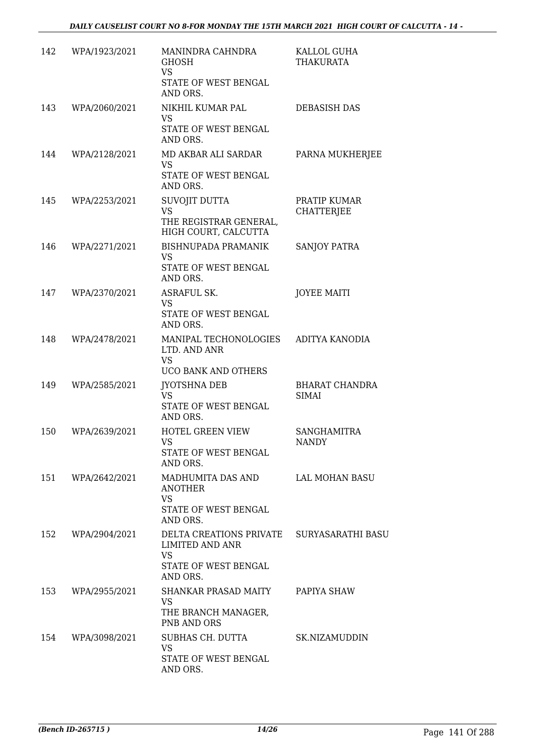| | | | |
|---|---|---|---|
| 142 | WPA/1923/2021 | MANINDRA CAHNDRA GHOSH<br>VS<br>STATE OF WEST BENGAL AND ORS. | KALLOL GUHA THAKURATA |
| 143 | WPA/2060/2021 | NIKHIL KUMAR PAL<br>VS<br>STATE OF WEST BENGAL AND ORS. | DEBASISH DAS |
| 144 | WPA/2128/2021 | MD AKBAR ALI SARDAR<br>VS<br>STATE OF WEST BENGAL AND ORS. | PARNA MUKHERJEE |
| 145 | WPA/2253/2021 | SUVOJIT DUTTA<br>VS<br>THE REGISTRAR GENERAL, HIGH COURT, CALCUTTA | PRATIP KUMAR CHATTERJEE |
| 146 | WPA/2271/2021 | BISHNUPADA PRAMANIK<br>VS<br>STATE OF WEST BENGAL AND ORS. | SANJOY PATRA |
| 147 | WPA/2370/2021 | ASRAFUL SK.<br>VS<br>STATE OF WEST BENGAL AND ORS. | JOYEE MAITI |
| 148 | WPA/2478/2021 | MANIPAL TECHONOLOGIES LTD. AND ANR<br>VS<br>UCO BANK AND OTHERS | ADITYA KANODIA |
| 149 | WPA/2585/2021 | JYOTSHNA DEB<br>VS<br>STATE OF WEST BENGAL AND ORS. | BHARAT CHANDRA SIMAI |
| 150 | WPA/2639/2021 | HOTEL GREEN VIEW<br>VS<br>STATE OF WEST BENGAL AND ORS. | SANGHAMITRA NANDY |
| 151 | WPA/2642/2021 | MADHUMITA DAS AND ANOTHER<br>VS<br>STATE OF WEST BENGAL AND ORS. | LAL MOHAN BASU |
| 152 | WPA/2904/2021 | DELTA CREATIONS PRIVATE LIMITED AND ANR<br>VS<br>STATE OF WEST BENGAL AND ORS. | SURYASARATHI BASU |
| 153 | WPA/2955/2021 | SHANKAR PRASAD MAITY<br>VS<br>THE BRANCH MANAGER, PNB AND ORS | PAPIYA SHAW |
| 154 | WPA/3098/2021 | SUBHAS CH. DUTTA<br>VS<br>STATE OF WEST BENGAL AND ORS. | SK.NIZAMUDDIN |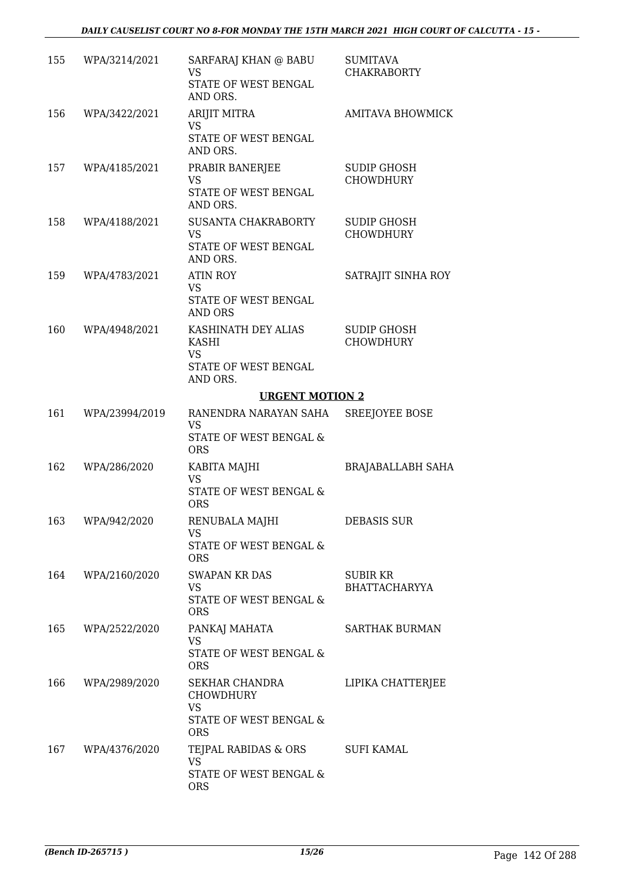| | | | |
|---|---|---|---|
| 155 | WPA/3214/2021 | SARFARAJ KHAN @ BABU<br>VS<br>STATE OF WEST BENGAL AND ORS. | SUMITAVA CHAKRABORTY |
| 156 | WPA/3422/2021 | ARIJIT MITRA<br>VS<br>STATE OF WEST BENGAL AND ORS. | AMITAVA BHOWMICK |
| 157 | WPA/4185/2021 | PRABIR BANERJEE<br>VS<br>STATE OF WEST BENGAL AND ORS. | SUDIP GHOSH CHOWDHURY |
| 158 | WPA/4188/2021 | SUSANTA CHAKRABORTY<br>VS<br>STATE OF WEST BENGAL AND ORS. | SUDIP GHOSH CHOWDHURY |
| 159 | WPA/4783/2021 | ATIN ROY<br>VS<br>STATE OF WEST BENGAL AND ORS | SATRAJIT SINHA ROY |
| 160 | WPA/4948/2021 | KASHINATH DEY ALIAS KASHI<br>VS<br>STATE OF WEST BENGAL AND ORS. | SUDIP GHOSH CHOWDHURY |

**URGENT MOTION 2**

| | | | |
|---|---|---|---|
| 161 | WPA/23994/2019 | RANENDRA NARAYAN SAHA<br>VS<br>STATE OF WEST BENGAL & ORS | SREEJOYEE BOSE |
| 162 | WPA/286/2020 | KABITA MAJHI<br>VS<br>STATE OF WEST BENGAL & ORS | BRAJABALLABH SAHA |
| 163 | WPA/942/2020 | RENUBALA MAJHI<br>VS<br>STATE OF WEST BENGAL & ORS | DEBASIS SUR |
| 164 | WPA/2160/2020 | SWAPAN KR DAS<br>VS<br>STATE OF WEST BENGAL & ORS | SUBIR KR BHATTACHARYYA |
| 165 | WPA/2522/2020 | PANKAJ MAHATA<br>VS<br>STATE OF WEST BENGAL & ORS | SARTHAK BURMAN |
| 166 | WPA/2989/2020 | SEKHAR CHANDRA CHOWDHURY<br>VS<br>STATE OF WEST BENGAL & ORS | LIPIKA CHATTERJEE |
| 167 | WPA/4376/2020 | TEJPAL RABIDAS & ORS<br>VS<br>STATE OF WEST BENGAL & ORS | SUFI KAMAL |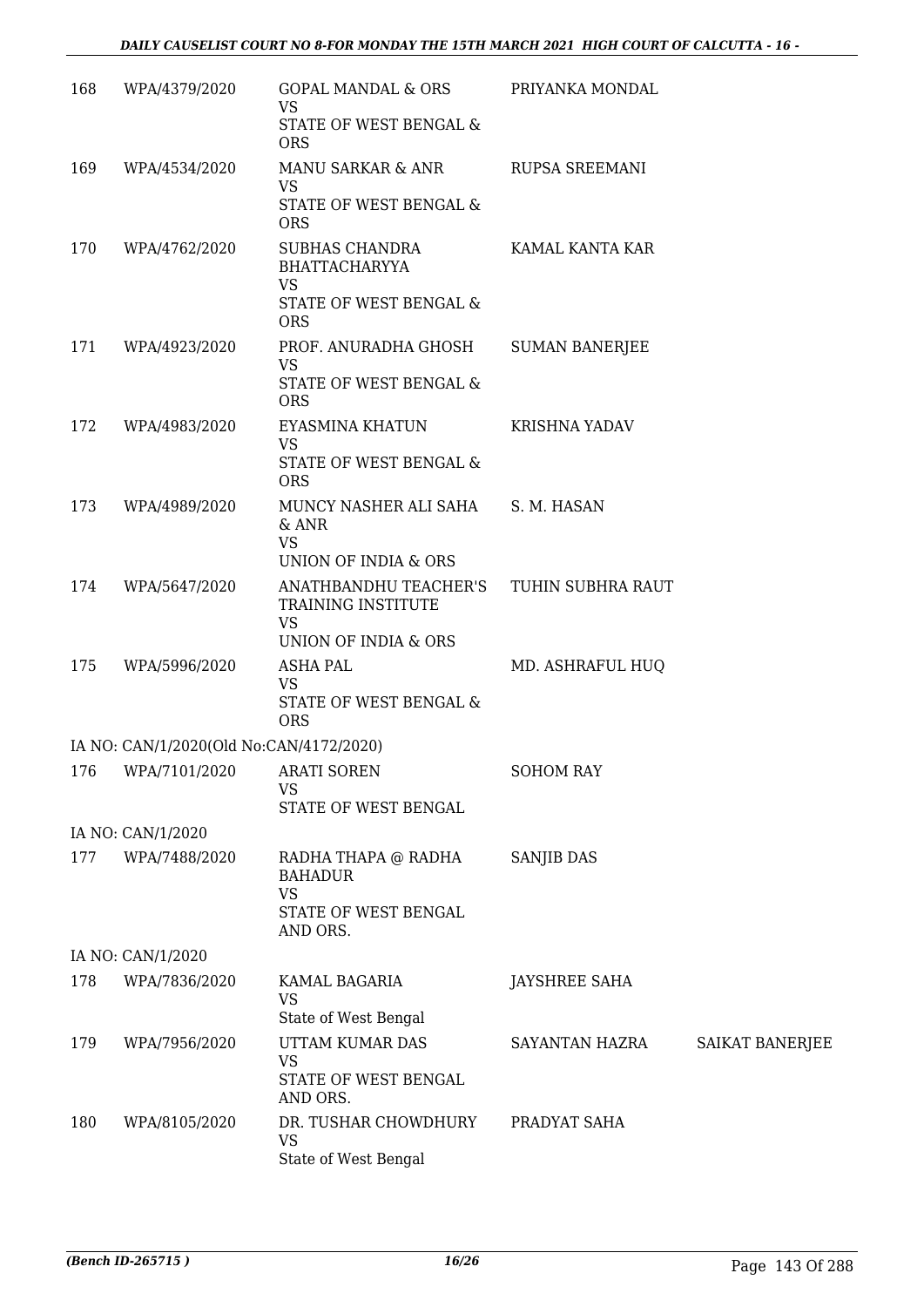| | | | | |
|---|---|---|---|---|
| 168 | WPA/4379/2020 | GOPAL MANDAL & ORS<br>VS<br>STATE OF WEST BENGAL & ORS | PRIYANKA MONDAL | |
| 169 | WPA/4534/2020 | MANU SARKAR & ANR<br>VS<br>STATE OF WEST BENGAL & ORS | RUPSA SREEMANI | |
| 170 | WPA/4762/2020 | SUBHAS CHANDRA BHATTACHARYYA<br>VS<br>STATE OF WEST BENGAL & ORS | KAMAL KANTA KAR | |
| 171 | WPA/4923/2020 | PROF. ANURADHA GHOSH<br>VS<br>STATE OF WEST BENGAL & ORS | SUMAN BANERJEE | |
| 172 | WPA/4983/2020 | EYASMINA KHATUN<br>VS<br>STATE OF WEST BENGAL & ORS | KRISHNA YADAV | |
| 173 | WPA/4989/2020 | MUNCY NASHER ALI SAHA & ANR<br>VS<br>UNION OF INDIA & ORS | S. M. HASAN | |
| 174 | WPA/5647/2020 | ANATHBANDHU TEACHER'S TRAINING INSTITUTE<br>VS<br>UNION OF INDIA & ORS | TUHIN SUBHRA RAUT | |
| 175 | WPA/5996/2020 | ASHA PAL<br>VS<br>STATE OF WEST BENGAL & ORS | MD. ASHRAFUL HUQ | |
| | IA NO: CAN/1/2020(Old No:CAN/4172/2020) | | | |
| 176 | WPA/7101/2020 | ARATI SOREN<br>VS<br>STATE OF WEST BENGAL | SOHOM RAY | |
| | IA NO: CAN/1/2020 | | | |
| 177 | WPA/7488/2020 | RADHA THAPA @ RADHA BAHADUR<br>VS<br>STATE OF WEST BENGAL AND ORS. | SANJIB DAS | |
| | IA NO: CAN/1/2020 | | | |
| 178 | WPA/7836/2020 | KAMAL BAGARIA<br>VS<br>State of West Bengal | JAYSHREE SAHA | |
| 179 | WPA/7956/2020 | UTTAM KUMAR DAS<br>VS<br>STATE OF WEST BENGAL AND ORS. | SAYANTAN HAZRA | SAIKAT BANERJEE |
| 180 | WPA/8105/2020 | DR. TUSHAR CHOWDHURY<br>VS<br>State of West Bengal | PRADYAT SAHA | |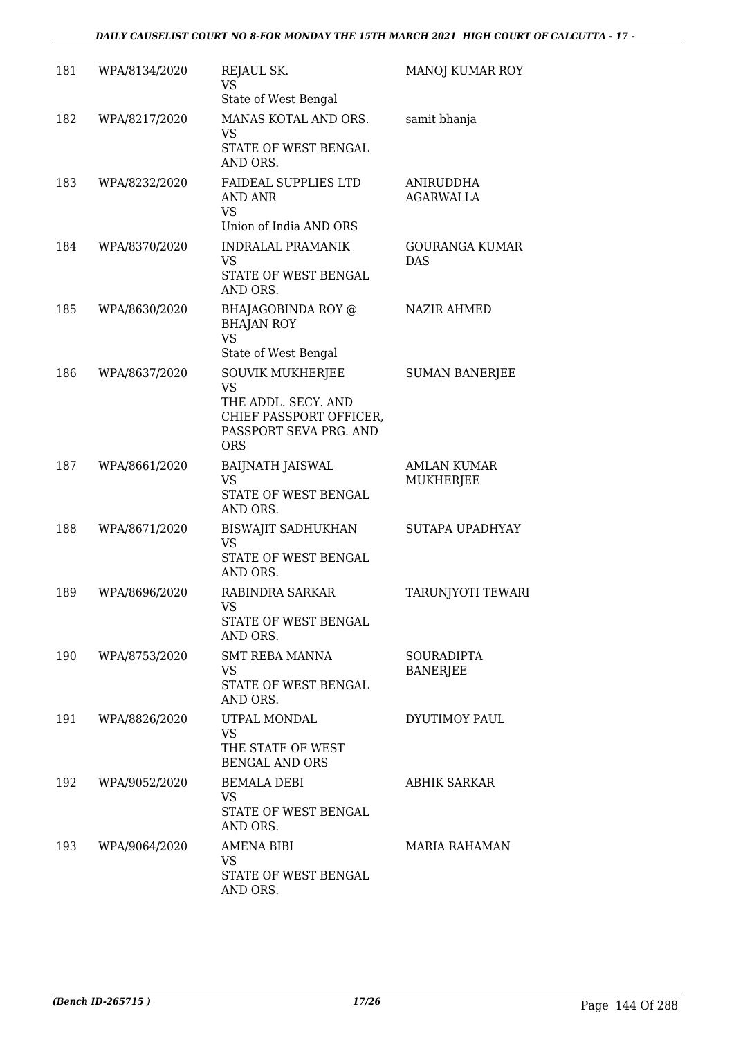| | | | |
|---|---|---|---|
| 181 | WPA/8134/2020 | REJAUL SK.<br>VS<br>State of West Bengal | MANOJ KUMAR ROY |
| 182 | WPA/8217/2020 | MANAS KOTAL AND ORS.<br>VS<br>STATE OF WEST BENGAL AND ORS. | samit bhanja |
| 183 | WPA/8232/2020 | FAIDEAL SUPPLIES LTD AND ANR<br>VS<br>Union of India AND ORS | ANIRUDDHA AGARWALLA |
| 184 | WPA/8370/2020 | INDRALAL PRAMANIK<br>VS<br>STATE OF WEST BENGAL AND ORS. | GOURANGA KUMAR DAS |
| 185 | WPA/8630/2020 | BHAJAGOBINDA ROY @ BHAJAN ROY<br>VS<br>State of West Bengal | NAZIR AHMED |
| 186 | WPA/8637/2020 | SOUVIK MUKHERJEE<br>VS<br>THE ADDL. SECY. AND CHIEF PASSPORT OFFICER, PASSPORT SEVA PRG. AND ORS | SUMAN BANERJEE |
| 187 | WPA/8661/2020 | BAIJNATH JAISWAL<br>VS<br>STATE OF WEST BENGAL AND ORS. | AMLAN KUMAR MUKHERJEE |
| 188 | WPA/8671/2020 | BISWAJIT SADHUKHAN<br>VS<br>STATE OF WEST BENGAL AND ORS. | SUTAPA UPADHYAY |
| 189 | WPA/8696/2020 | RABINDRA SARKAR<br>VS<br>STATE OF WEST BENGAL AND ORS. | TARUNJYOTI TEWARI |
| 190 | WPA/8753/2020 | SMT REBA MANNA<br>VS<br>STATE OF WEST BENGAL AND ORS. | SOURADIPTA BANERJEE |
| 191 | WPA/8826/2020 | UTPAL MONDAL<br>VS<br>THE STATE OF WEST BENGAL AND ORS | DYUTIMOY PAUL |
| 192 | WPA/9052/2020 | BEMALA DEBI<br>VS<br>STATE OF WEST BENGAL AND ORS. | ABHIK SARKAR |
| 193 | WPA/9064/2020 | AMENA BIBI<br>VS<br>STATE OF WEST BENGAL AND ORS. | MARIA RAHAMAN |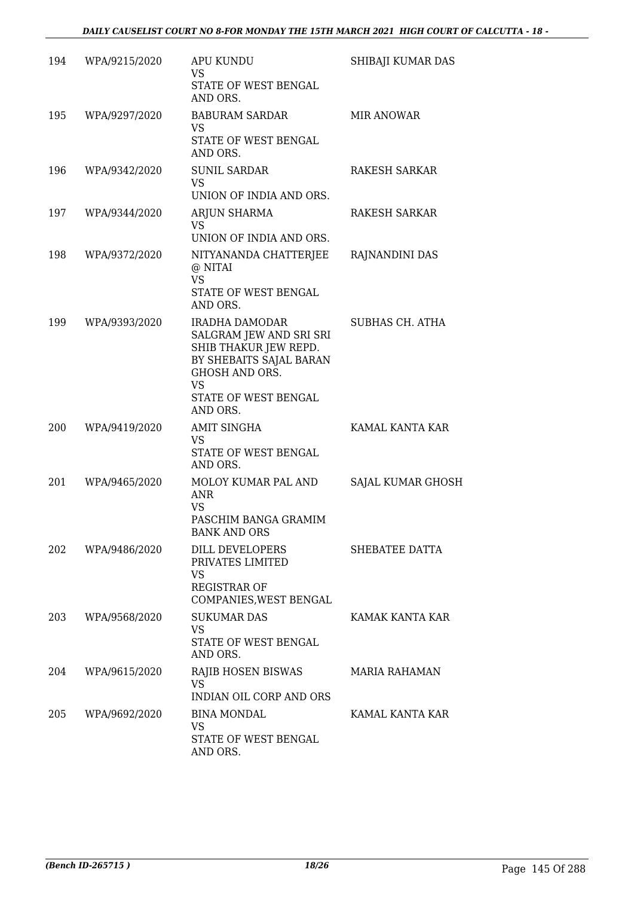| 194 | WPA/9215/2020 | APU KUNDU<br>VS<br>STATE OF WEST BENGAL AND ORS. | SHIBAJI KUMAR DAS |
|---|---|---|---|
| 195 | WPA/9297/2020 | BABURAM SARDAR<br>VS<br>STATE OF WEST BENGAL AND ORS. | MIR ANOWAR |
| 196 | WPA/9342/2020 | SUNIL SARDAR<br>VS<br>UNION OF INDIA AND ORS. | RAKESH SARKAR |
| 197 | WPA/9344/2020 | ARJUN SHARMA<br>VS<br>UNION OF INDIA AND ORS. | RAKESH SARKAR |
| 198 | WPA/9372/2020 | NITYANANDA CHATTERJEE @ NITAI<br>VS<br>STATE OF WEST BENGAL AND ORS. | RAJNANDINI DAS |
| 199 | WPA/9393/2020 | IRADHA DAMODAR SALGRAM JEW AND SRI SRI SHIB THAKUR JEW REPD. BY SHEBAITS SAJAL BARAN GHOSH AND ORS.<br>VS<br>STATE OF WEST BENGAL AND ORS. | SUBHAS CH. ATHA |
| 200 | WPA/9419/2020 | AMIT SINGHA<br>VS<br>STATE OF WEST BENGAL AND ORS. | KAMAL KANTA KAR |
| 201 | WPA/9465/2020 | MOLOY KUMAR PAL AND ANR<br>VS<br>PASCHIM BANGA GRAMIM BANK AND ORS | SAJAL KUMAR GHOSH |
| 202 | WPA/9486/2020 | DILL DEVELOPERS PRIVATES LIMITED<br>VS<br>REGISTRAR OF COMPANIES,WEST BENGAL | SHEBATEE DATTA |
| 203 | WPA/9568/2020 | SUKUMAR DAS<br>VS<br>STATE OF WEST BENGAL AND ORS. | KAMAK KANTA KAR |
| 204 | WPA/9615/2020 | RAJIB HOSEN BISWAS<br>VS<br>INDIAN OIL CORP AND ORS | MARIA RAHAMAN |
| 205 | WPA/9692/2020 | BINA MONDAL<br>VS<br>STATE OF WEST BENGAL AND ORS. | KAMAL KANTA KAR |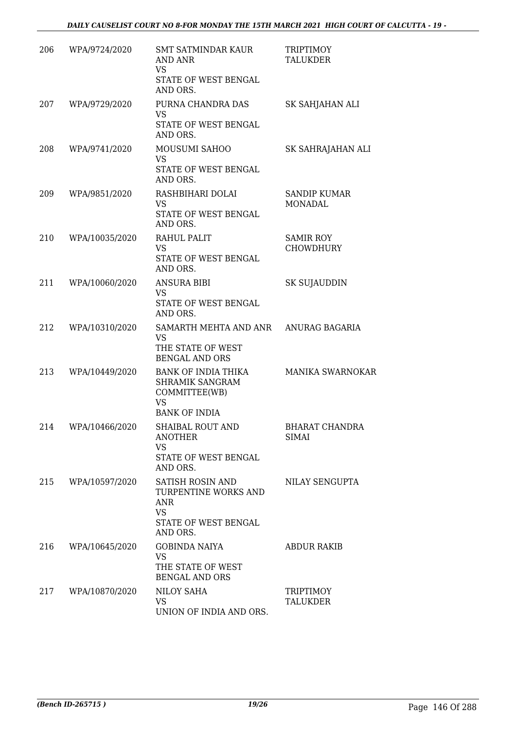| 206 | WPA/9724/2020 | SMT SATMINDAR KAUR AND ANR<br>VS<br>STATE OF WEST BENGAL AND ORS. | TRIPTIMOY TALUKDER |
|---|---|---|---|
| 207 | WPA/9729/2020 | PURNA CHANDRA DAS<br>VS<br>STATE OF WEST BENGAL AND ORS. | SK SAHJAHAN ALI |
| 208 | WPA/9741/2020 | MOUSUMI SAHOO<br>VS<br>STATE OF WEST BENGAL AND ORS. | SK SAHRAJAHAN ALI |
| 209 | WPA/9851/2020 | RASHBIHARI DOLAI<br>VS<br>STATE OF WEST BENGAL AND ORS. | SANDIP KUMAR MONADAL |
| 210 | WPA/10035/2020 | RAHUL PALIT<br>VS<br>STATE OF WEST BENGAL AND ORS. | SAMIR ROY CHOWDHURY |
| 211 | WPA/10060/2020 | ANSURA BIBI<br>VS<br>STATE OF WEST BENGAL AND ORS. | SK SUJAUDDIN |
| 212 | WPA/10310/2020 | SAMARTH MEHTA AND ANR<br>VS<br>THE STATE OF WEST BENGAL AND ORS | ANURAG BAGARIA |
| 213 | WPA/10449/2020 | BANK OF INDIA THIKA SHRAMIK SANGRAM COMMITTEE(WB)<br>VS<br>BANK OF INDIA | MANIKA SWARNOKAR |
| 214 | WPA/10466/2020 | SHAIBAL ROUT AND ANOTHER<br>VS<br>STATE OF WEST BENGAL AND ORS. | BHARAT CHANDRA SIMAI |
| 215 | WPA/10597/2020 | SATISH ROSIN AND TURPENTINE WORKS AND ANR<br>VS<br>STATE OF WEST BENGAL AND ORS. | NILAY SENGUPTA |
| 216 | WPA/10645/2020 | GOBINDA NAIYA<br>VS<br>THE STATE OF WEST BENGAL AND ORS | ABDUR RAKIB |
| 217 | WPA/10870/2020 | NILOY SAHA<br>VS<br>UNION OF INDIA AND ORS. | TRIPTIMOY TALUKDER |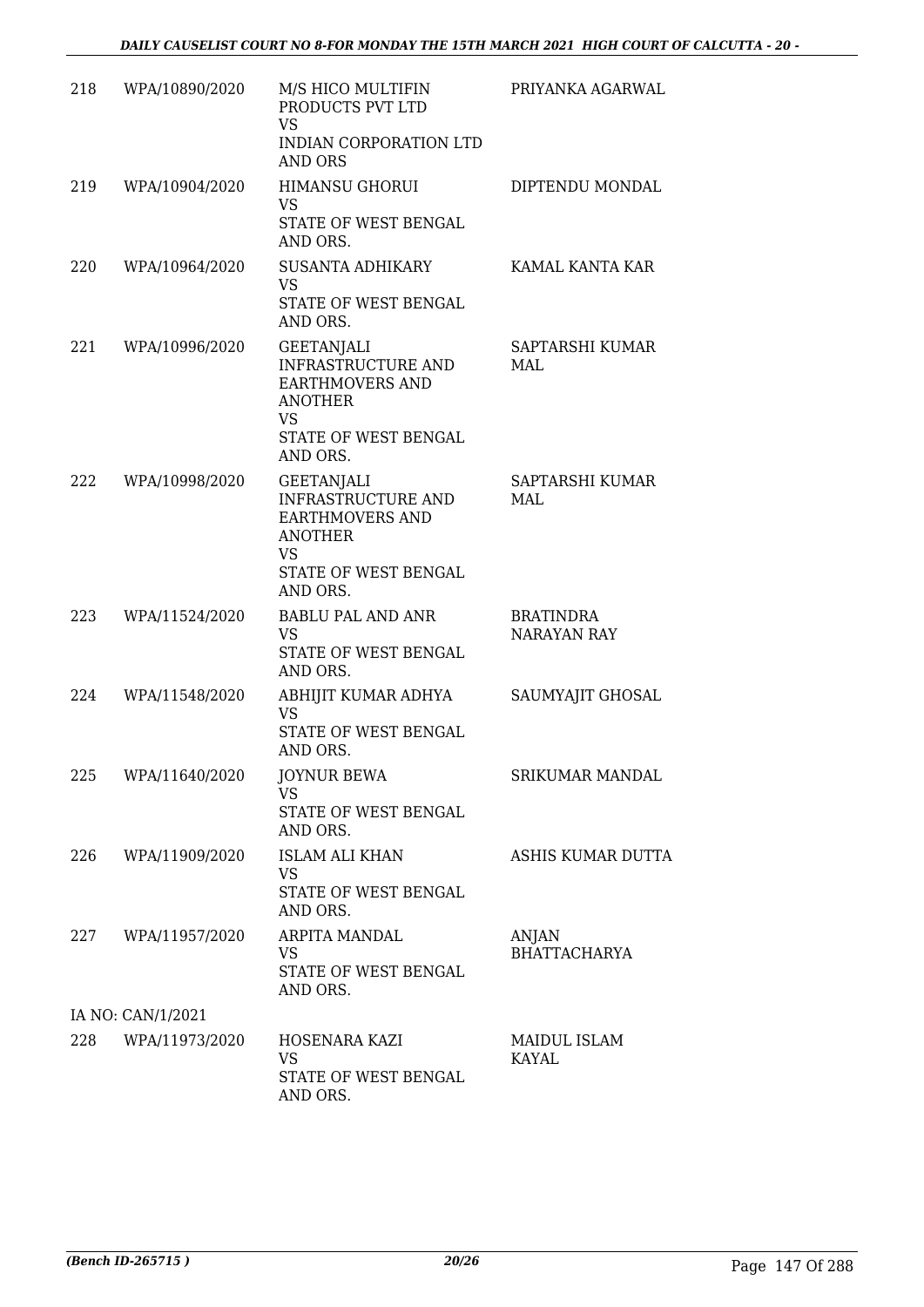| | | | |
|---|---|---|---|
| 218 | WPA/10890/2020 | M/S HICO MULTIFIN PRODUCTS PVT LTD<br>VS<br>INDIAN CORPORATION LTD AND ORS | PRIYANKA AGARWAL |
| 219 | WPA/10904/2020 | HIMANSU GHORUI<br>VS<br>STATE OF WEST BENGAL AND ORS. | DIPTENDU MONDAL |
| 220 | WPA/10964/2020 | SUSANTA ADHIKARY<br>VS<br>STATE OF WEST BENGAL AND ORS. | KAMAL KANTA KAR |
| 221 | WPA/10996/2020 | GEETANJALI INFRASTRUCTURE AND EARTHMOVERS AND ANOTHER<br>VS<br>STATE OF WEST BENGAL AND ORS. | SAPTARSHI KUMAR MAL |
| 222 | WPA/10998/2020 | GEETANJALI INFRASTRUCTURE AND EARTHMOVERS AND ANOTHER<br>VS<br>STATE OF WEST BENGAL AND ORS. | SAPTARSHI KUMAR MAL |
| 223 | WPA/11524/2020 | BABLU PAL AND ANR<br>VS<br>STATE OF WEST BENGAL AND ORS. | BRATINDRA NARAYAN RAY |
| 224 | WPA/11548/2020 | ABHIJIT KUMAR ADHYA<br>VS<br>STATE OF WEST BENGAL AND ORS. | SAUMYAJIT GHOSAL |
| 225 | WPA/11640/2020 | JOYNUR BEWA<br>VS<br>STATE OF WEST BENGAL AND ORS. | SRIKUMAR MANDAL |
| 226 | WPA/11909/2020 | ISLAM ALI KHAN<br>VS<br>STATE OF WEST BENGAL AND ORS. | ASHIS KUMAR DUTTA |
| 227 | WPA/11957/2020 | ARPITA MANDAL<br>VS<br>STATE OF WEST BENGAL AND ORS. | ANJAN BHATTACHARYA |
| IA NO: CAN/1/2021 | | | |
| 228 | WPA/11973/2020 | HOSENARA KAZI<br>VS<br>STATE OF WEST BENGAL AND ORS. | MAIDUL ISLAM KAYAL |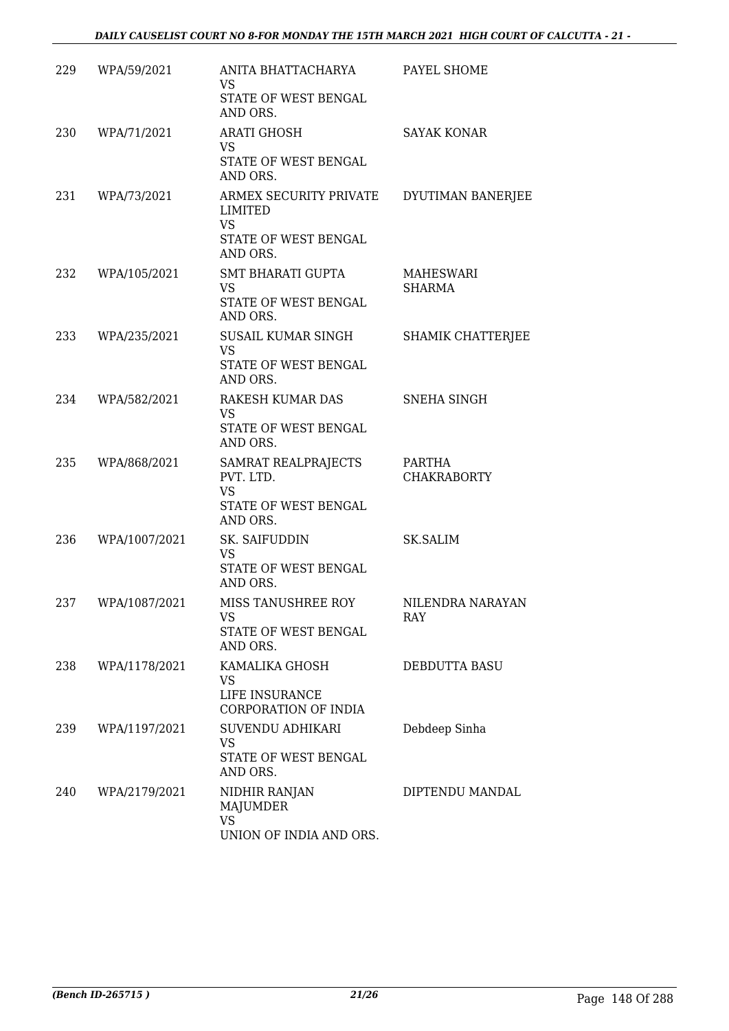| | | | |
|---|---|---|---|
| 229 | WPA/59/2021 | ANITA BHATTACHARYA<br>VS<br>STATE OF WEST BENGAL AND ORS. | PAYEL SHOME |
| 230 | WPA/71/2021 | ARATI GHOSH<br>VS<br>STATE OF WEST BENGAL AND ORS. | SAYAK KONAR |
| 231 | WPA/73/2021 | ARMEX SECURITY PRIVATE LIMITED<br>VS<br>STATE OF WEST BENGAL AND ORS. | DYUTIMAN BANERJEE |
| 232 | WPA/105/2021 | SMT BHARATI GUPTA<br>VS<br>STATE OF WEST BENGAL AND ORS. | MAHESWARI SHARMA |
| 233 | WPA/235/2021 | SUSAIL KUMAR SINGH<br>VS<br>STATE OF WEST BENGAL AND ORS. | SHAMIK CHATTERJEE |
| 234 | WPA/582/2021 | RAKESH KUMAR DAS<br>VS<br>STATE OF WEST BENGAL AND ORS. | SNEHA SINGH |
| 235 | WPA/868/2021 | SAMRAT REALPRAJECTS PVT. LTD.<br>VS<br>STATE OF WEST BENGAL AND ORS. | PARTHA CHAKRABORTY |
| 236 | WPA/1007/2021 | SK. SAIFUDDIN<br>VS<br>STATE OF WEST BENGAL AND ORS. | SK.SALIM |
| 237 | WPA/1087/2021 | MISS TANUSHREE ROY<br>VS<br>STATE OF WEST BENGAL AND ORS. | NILENDRA NARAYAN RAY |
| 238 | WPA/1178/2021 | KAMALIKA GHOSH<br>VS<br>LIFE INSURANCE CORPORATION OF INDIA | DEBDUTTA BASU |
| 239 | WPA/1197/2021 | SUVENDU ADHIKARI<br>VS<br>STATE OF WEST BENGAL AND ORS. | Debdeep Sinha |
| 240 | WPA/2179/2021 | NIDHIR RANJAN MAJUMDER<br>VS<br>UNION OF INDIA AND ORS. | DIPTENDU MANDAL |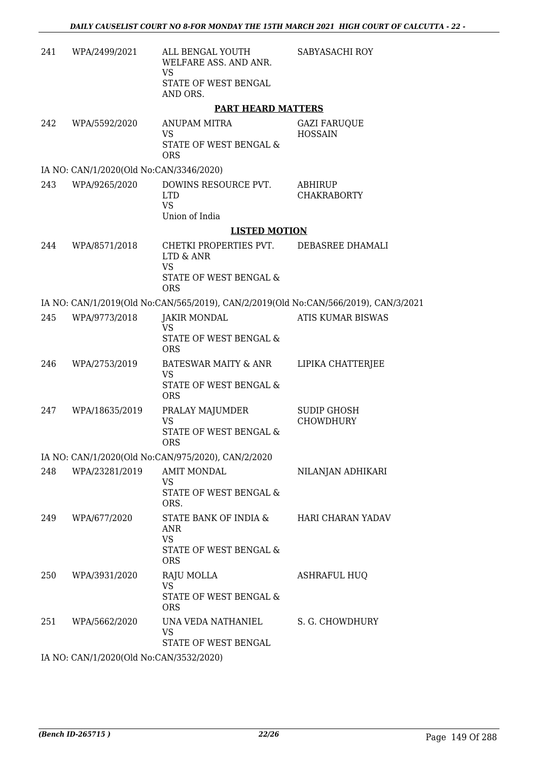| | | | |
|---|---|---|---|
| 241 | WPA/2499/2021 | ALL BENGAL YOUTH WELFARE ASS. AND ANR.<br>VS<br>STATE OF WEST BENGAL AND ORS. | SABYASACHI ROY |

**PART HEARD MATTERS**

| | | | |
|---|---|---|---|
| 242 | WPA/5592/2020 | ANUPAM MITRA<br>VS<br>STATE OF WEST BENGAL & ORS | GAZI FARUQUE HOSSAIN |

IA NO: CAN/1/2020(Old No:CAN/3346/2020)

| | | | |
|---|---|---|---|
| 243 | WPA/9265/2020 | DOWINS RESOURCE PVT. LTD<br>VS<br>Union of India | ABHIRUP CHAKRABORTY |

**LISTED MOTION**

| | | | |
|---|---|---|---|
| 244 | WPA/8571/2018 | CHETKI PROPERTIES PVT. LTD & ANR<br>VS<br>STATE OF WEST BENGAL & ORS | DEBASREE DHAMALI |

IA NO: CAN/1/2019(Old No:CAN/565/2019), CAN/2/2019(Old No:CAN/566/2019), CAN/3/2021

| | | | |
|---|---|---|---|
| 245 | WPA/9773/2018 | JAKIR MONDAL<br>VS<br>STATE OF WEST BENGAL & ORS | ATIS KUMAR BISWAS |
| 246 | WPA/2753/2019 | BATESWAR MAITY & ANR<br>VS<br>STATE OF WEST BENGAL & ORS | LIPIKA CHATTERJEE |
| 247 | WPA/18635/2019 | PRALAY MAJUMDER<br>VS<br>STATE OF WEST BENGAL & ORS | SUDIP GHOSH CHOWDHURY |

IA NO: CAN/1/2020(Old No:CAN/975/2020), CAN/2/2020

| | | | |
|---|---|---|---|
| 248 | WPA/23281/2019 | AMIT MONDAL<br>VS<br>STATE OF WEST BENGAL & ORS. | NILANJAN ADHIKARI |
| 249 | WPA/677/2020 | STATE BANK OF INDIA & ANR<br>VS<br>STATE OF WEST BENGAL & ORS | HARI CHARAN YADAV |
| 250 | WPA/3931/2020 | RAJU MOLLA<br>VS<br>STATE OF WEST BENGAL & ORS | ASHRAFUL HUQ |
| 251 | WPA/5662/2020 | UNA VEDA NATHANIEL<br>VS<br>STATE OF WEST BENGAL | S. G. CHOWDHURY |

IA NO: CAN/1/2020(Old No:CAN/3532/2020)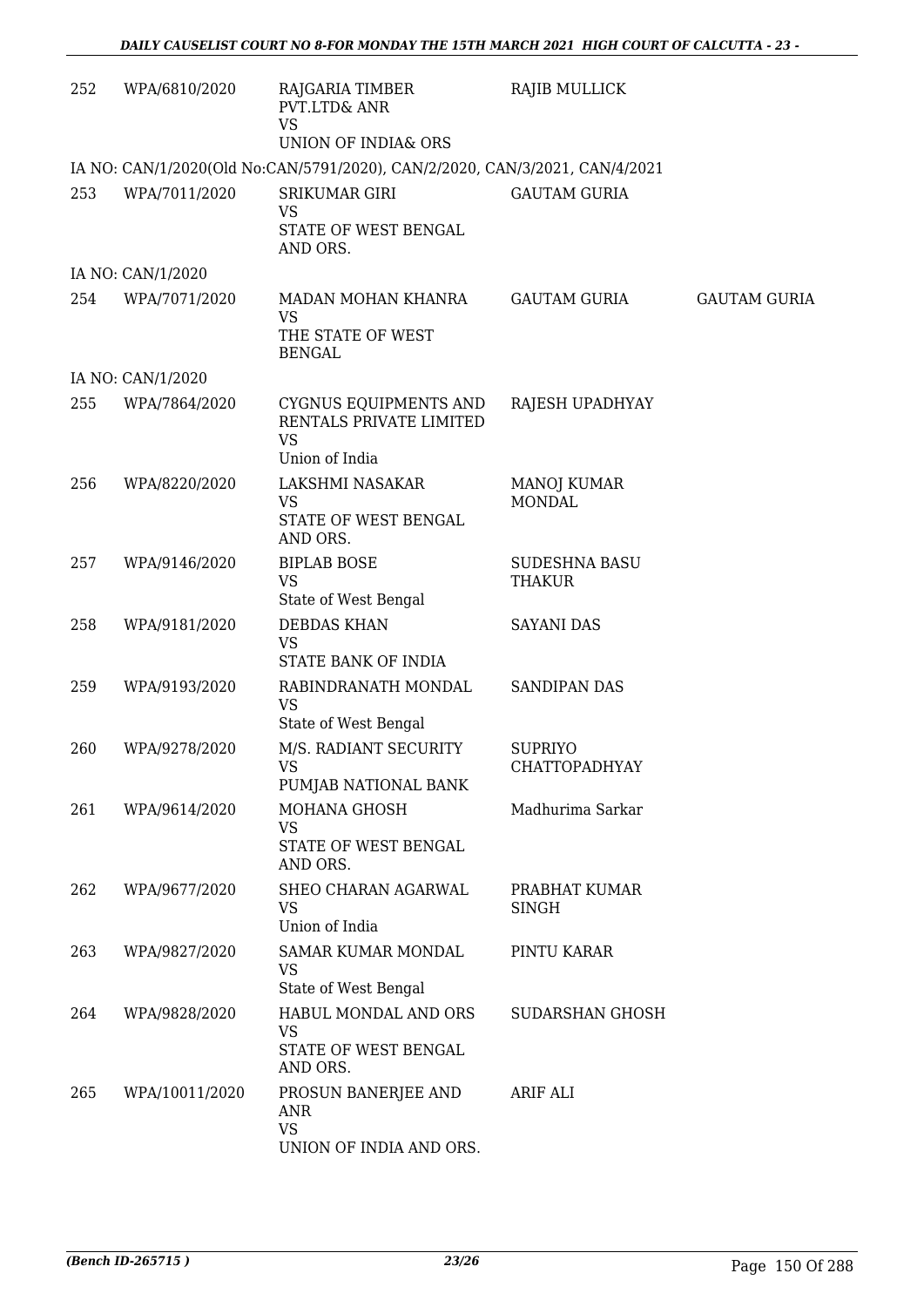| | | | | |
|---|---|---|---|---|
| 252 | WPA/6810/2020 | RAJGARIA TIMBER PVT.LTD& ANR<br>VS<br>UNION OF INDIA& ORS | RAJIB MULLICK | |
| | IA NO: CAN/1/2020(Old No:CAN/5791/2020), CAN/2/2020, CAN/3/2021, CAN/4/2021 | | | |
| 253 | WPA/7011/2020 | SRIKUMAR GIRI<br>VS<br>STATE OF WEST BENGAL AND ORS. | GAUTAM GURIA | |
| | IA NO: CAN/1/2020 | | | |
| 254 | WPA/7071/2020 | MADAN MOHAN KHANRA<br>VS<br>THE STATE OF WEST BENGAL | GAUTAM GURIA | GAUTAM GURIA |
| | IA NO: CAN/1/2020 | | | |
| 255 | WPA/7864/2020 | CYGNUS EQUIPMENTS AND RENTALS PRIVATE LIMITED<br>VS<br>Union of India | RAJESH UPADHYAY | |
| 256 | WPA/8220/2020 | LAKSHMI NASAKAR<br>VS<br>STATE OF WEST BENGAL AND ORS. | MANOJ KUMAR MONDAL | |
| 257 | WPA/9146/2020 | BIPLAB BOSE<br>VS<br>State of West Bengal | SUDESHNA BASU THAKUR | |
| 258 | WPA/9181/2020 | DEBDAS KHAN<br>VS<br>STATE BANK OF INDIA | SAYANI DAS | |
| 259 | WPA/9193/2020 | RABINDRANATH MONDAL<br>VS<br>State of West Bengal | SANDIPAN DAS | |
| 260 | WPA/9278/2020 | M/S. RADIANT SECURITY<br>VS<br>PUMJAB NATIONAL BANK | SUPRIYO CHATTOPADHYAY | |
| 261 | WPA/9614/2020 | MOHANA GHOSH<br>VS<br>STATE OF WEST BENGAL AND ORS. | Madhurima Sarkar | |
| 262 | WPA/9677/2020 | SHEO CHARAN AGARWAL<br>VS<br>Union of India | PRABHAT KUMAR SINGH | |
| 263 | WPA/9827/2020 | SAMAR KUMAR MONDAL<br>VS<br>State of West Bengal | PINTU KARAR | |
| 264 | WPA/9828/2020 | HABUL MONDAL AND ORS<br>VS<br>STATE OF WEST BENGAL AND ORS. | SUDARSHAN GHOSH | |
| 265 | WPA/10011/2020 | PROSUN BANERJEE AND ANR<br>VS<br>UNION OF INDIA AND ORS. | ARIF ALI | |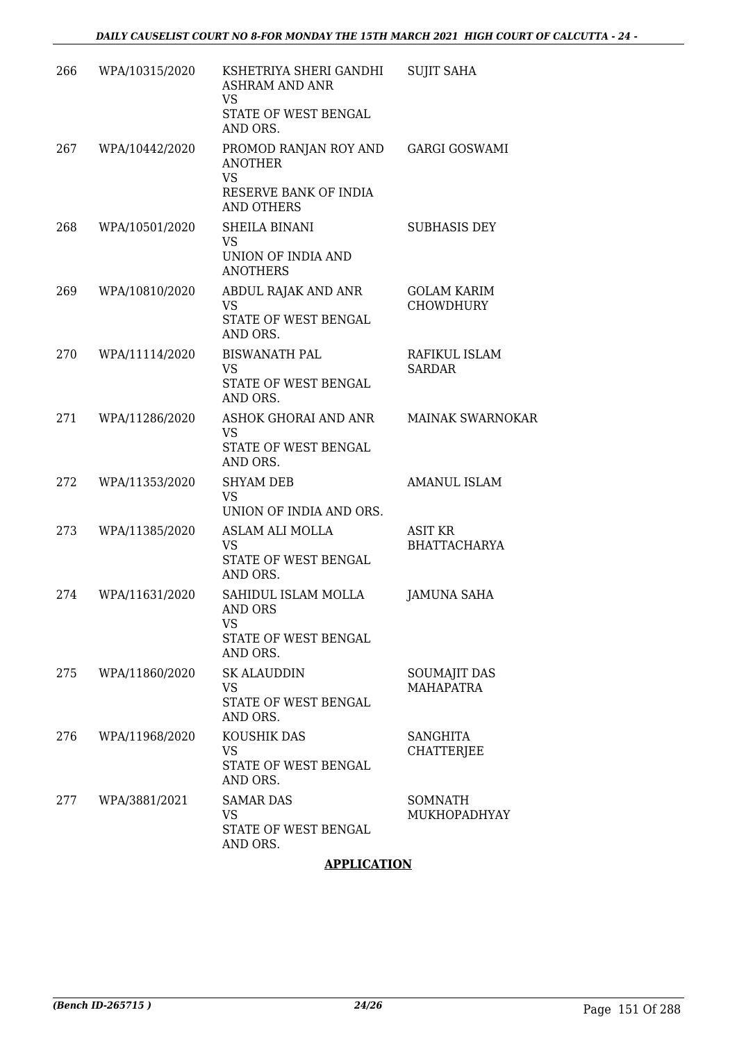| | | | |
|---|---|---|---|
| 266 | WPA/10315/2020 | KSHETRIYA SHERI GANDHI ASHRAM AND ANR<br>VS<br>STATE OF WEST BENGAL AND ORS. | SUJIT SAHA |
| 267 | WPA/10442/2020 | PROMOD RANJAN ROY AND ANOTHER<br>VS<br>RESERVE BANK OF INDIA AND OTHERS | GARGI GOSWAMI |
| 268 | WPA/10501/2020 | SHEILA BINANI<br>VS<br>UNION OF INDIA AND ANOTHERS | SUBHASIS DEY |
| 269 | WPA/10810/2020 | ABDUL RAJAK AND ANR<br>VS<br>STATE OF WEST BENGAL AND ORS. | GOLAM KARIM CHOWDHURY |
| 270 | WPA/11114/2020 | BISWANATH PAL<br>VS<br>STATE OF WEST BENGAL AND ORS. | RAFIKUL ISLAM SARDAR |
| 271 | WPA/11286/2020 | ASHOK GHORAI AND ANR<br>VS<br>STATE OF WEST BENGAL AND ORS. | MAINAK SWARNOKAR |
| 272 | WPA/11353/2020 | SHYAM DEB<br>VS<br>UNION OF INDIA AND ORS. | AMANUL ISLAM |
| 273 | WPA/11385/2020 | ASLAM ALI MOLLA<br>VS<br>STATE OF WEST BENGAL AND ORS. | ASIT KR BHATTACHARYA |
| 274 | WPA/11631/2020 | SAHIDUL ISLAM MOLLA AND ORS<br>VS<br>STATE OF WEST BENGAL AND ORS. | JAMUNA SAHA |
| 275 | WPA/11860/2020 | SK ALAUDDIN<br>VS<br>STATE OF WEST BENGAL AND ORS. | SOUMAJIT DAS MAHAPATRA |
| 276 | WPA/11968/2020 | KOUSHIK DAS<br>VS<br>STATE OF WEST BENGAL AND ORS. | SANGHITA CHATTERJEE |
| 277 | WPA/3881/2021 | SAMAR DAS<br>VS<br>STATE OF WEST BENGAL AND ORS. | SOMNATH MUKHOPADHYAY |

**APPLICATION**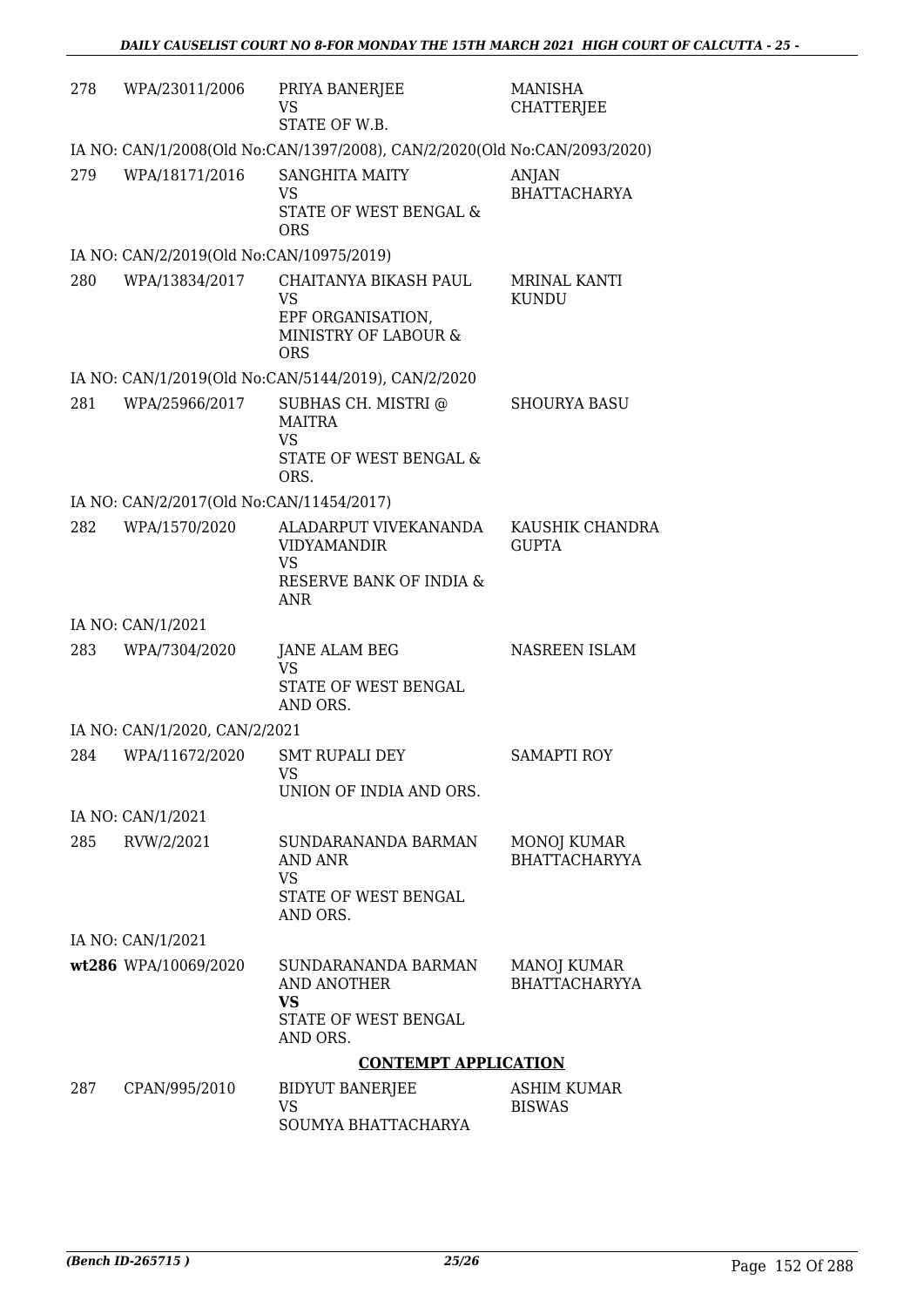| | | | |
|---|---|---|---|
| 278 | WPA/23011/2006 | PRIYA BANERJEE<br>VS<br>STATE OF W.B. | MANISHA CHATTERJEE |
| IA NO: CAN/1/2008(Old No:CAN/1397/2008), CAN/2/2020(Old No:CAN/2093/2020) | | | |
| 279 | WPA/18171/2016 | SANGHITA MAITY<br>VS<br>STATE OF WEST BENGAL & ORS | ANJAN BHATTACHARYA |
| IA NO: CAN/2/2019(Old No:CAN/10975/2019) | | | |
| 280 | WPA/13834/2017 | CHAITANYA BIKASH PAUL<br>VS<br>EPF ORGANISATION, MINISTRY OF LABOUR & ORS | MRINAL KANTI KUNDU |
| IA NO: CAN/1/2019(Old No:CAN/5144/2019), CAN/2/2020 | | | |
| 281 | WPA/25966/2017 | SUBHAS CH. MISTRI @ MAITRA<br>VS<br>STATE OF WEST BENGAL & ORS. | SHOURYA BASU |
| IA NO: CAN/2/2017(Old No:CAN/11454/2017) | | | |
| 282 | WPA/1570/2020 | ALADARPUT VIVEKANANDA VIDYAMANDIR<br>VS<br>RESERVE BANK OF INDIA & ANR | KAUSHIK CHANDRA GUPTA |
| IA NO: CAN/1/2021 | | | |
| 283 | WPA/7304/2020 | JANE ALAM BEG<br>VS<br>STATE OF WEST BENGAL AND ORS. | NASREEN ISLAM |
| IA NO: CAN/1/2020, CAN/2/2021 | | | |
| 284 | WPA/11672/2020 | SMT RUPALI DEY<br>VS<br>UNION OF INDIA AND ORS. | SAMAPTI ROY |
| IA NO: CAN/1/2021 | | | |
| 285 | RVW/2/2021 | SUNDARANANDA BARMAN AND ANR<br>VS<br>STATE OF WEST BENGAL AND ORS. | MONOJ KUMAR BHATTACHARYYA |
| IA NO: CAN/1/2021 | | | |
| **wt**286 | WPA/10069/2020 | SUNDARANANDA BARMAN AND ANOTHER<br>**VS**<br>STATE OF WEST BENGAL AND ORS. | MANOJ KUMAR BHATTACHARYYA |

**CONTEMPT APPLICATION**

| | | | |
|---|---|---|---|
| 287 | CPAN/995/2010 | BIDYUT BANERJEE<br>VS<br>SOUMYA BHATTACHARYA | ASHIM KUMAR BISWAS |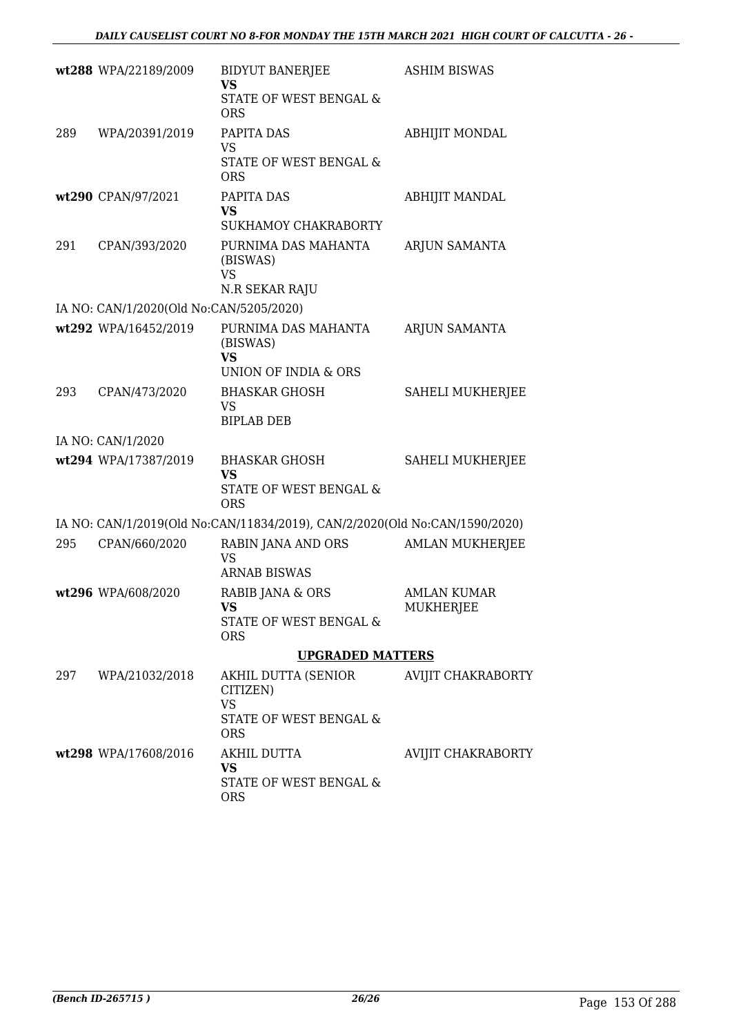| | | | |
|---|---|---|---|
| wt288 | WPA/22189/2009 | BIDYUT BANERJEE<br>**VS**<br>STATE OF WEST BENGAL & ORS | ASHIM BISWAS |
| 289 | WPA/20391/2019 | PAPITA DAS<br>VS<br>STATE OF WEST BENGAL & ORS | ABHIJIT MONDAL |
| wt290 | CPAN/97/2021 | PAPITA DAS<br>**VS**<br>SUKHAMOY CHAKRABORTY | ABHIJIT MANDAL |
| 291 | CPAN/393/2020 | PURNIMA DAS MAHANTA (BISWAS)<br>VS<br>N.R SEKAR RAJU | ARJUN SAMANTA |
| IA NO: CAN/1/2020(Old No:CAN/5205/2020) | | | |
| wt292 | WPA/16452/2019 | PURNIMA DAS MAHANTA (BISWAS)<br>**VS**<br>UNION OF INDIA & ORS | ARJUN SAMANTA |
| 293 | CPAN/473/2020 | BHASKAR GHOSH<br>VS<br>BIPLAB DEB | SAHELI MUKHERJEE |
| IA NO: CAN/1/2020 | | | |
| wt294 | WPA/17387/2019 | BHASKAR GHOSH<br>**VS**<br>STATE OF WEST BENGAL & ORS | SAHELI MUKHERJEE |
| IA NO: CAN/1/2019(Old No:CAN/11834/2019), CAN/2/2020(Old No:CAN/1590/2020) | | | |
| 295 | CPAN/660/2020 | RABIN JANA AND ORS<br>VS<br>ARNAB BISWAS | AMLAN MUKHERJEE |
| wt296 | WPA/608/2020 | RABIB JANA & ORS<br>**VS**<br>STATE OF WEST BENGAL & ORS | AMLAN KUMAR MUKHERJEE |

**UPGRADED MATTERS**

| | | | |
|---|---|---|---|
| 297 | WPA/21032/2018 | AKHIL DUTTA (SENIOR CITIZEN)<br>VS<br>STATE OF WEST BENGAL & ORS | AVIJIT CHAKRABORTY |
| wt298 | WPA/17608/2016 | AKHIL DUTTA<br>**VS**<br>STATE OF WEST BENGAL & ORS | AVIJIT CHAKRABORTY |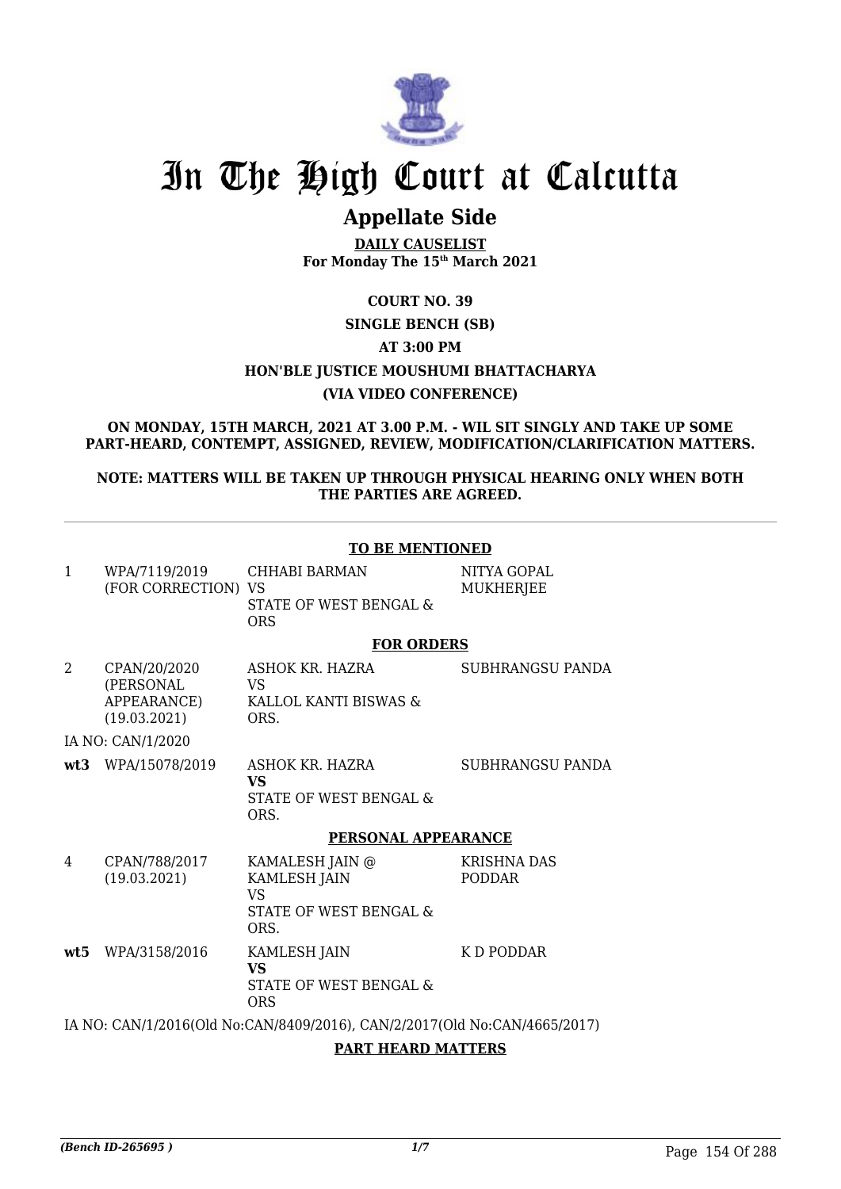# In The High Court at Calcutta

## Appellate Side

**DAILY CAUSELIST**
**For Monday The 15th March 2021**

**COURT NO. 39**

**SINGLE BENCH (SB)**

**AT 3:00 PM**

**HON'BLE JUSTICE MOUSHUMI BHATTACHARYA**

**(VIA VIDEO CONFERENCE)**

**ON MONDAY, 15TH MARCH, 2021 AT 3.00 P.M. - WIL SIT SINGLY AND TAKE UP SOME PART-HEARD, CONTEMPT, ASSIGNED, REVIEW, MODIFICATION/CLARIFICATION MATTERS.**

**NOTE: MATTERS WILL BE TAKEN UP THROUGH PHYSICAL HEARING ONLY WHEN BOTH THE PARTIES ARE AGREED.**

**TO BE MENTIONED**

| | | | |
|---|---|---|---|
| 1 | WPA/7119/2019 (FOR CORRECTION) | CHHABI BARMAN VS STATE OF WEST BENGAL & ORS | NITYA GOPAL MUKHERJEE |

**FOR ORDERS**

| | | | |
|---|---|---|---|
| 2 | CPAN/20/2020 (PERSONAL APPEARANCE) (19.03.2021) | ASHOK KR. HAZRA VS KALLOL KANTI BISWAS & ORS. | SUBHRANGSU PANDA |
| | IA NO: CAN/1/2020 | | |
| **wt3** | WPA/15078/2019 | ASHOK KR. HAZRA **VS** STATE OF WEST BENGAL & ORS. | SUBHRANGSU PANDA |

**PERSONAL APPEARANCE**

| | | | |
|---|---|---|---|
| 4 | CPAN/788/2017 (19.03.2021) | KAMALESH JAIN @ KAMLESH JAIN VS STATE OF WEST BENGAL & ORS. | KRISHNA DAS PODDAR |
| **wt5** | WPA/3158/2016 | KAMLESH JAIN **VS** STATE OF WEST BENGAL & ORS | K D PODDAR |

IA NO: CAN/1/2016(Old No:CAN/8409/2016), CAN/2/2017(Old No:CAN/4665/2017)

**PART HEARD MATTERS**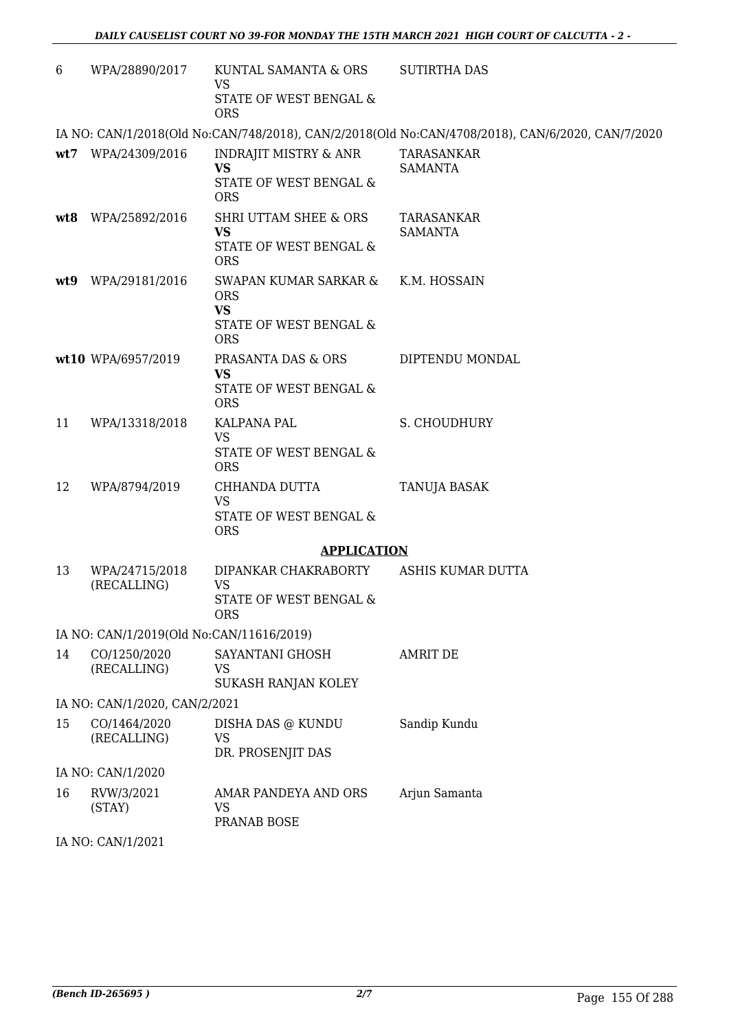| 6 | WPA/28890/2017 | KUNTAL SAMANTA & ORS<br>VS<br>STATE OF WEST BENGAL & ORS | SUTIRTHA DAS |
|---|---|---|---|

IA NO: CAN/1/2018(Old No:CAN/748/2018), CAN/2/2018(Old No:CAN/4708/2018), CAN/6/2020, CAN/7/2020

| | | | |
|---|---|---|---|
| **wt7** | WPA/24309/2016 | INDRAJIT MISTRY & ANR<br>**VS**<br>STATE OF WEST BENGAL & ORS | TARASANKAR SAMANTA |
| **wt8** | WPA/25892/2016 | SHRI UTTAM SHEE & ORS<br>**VS**<br>STATE OF WEST BENGAL & ORS | TARASANKAR SAMANTA |
| **wt9** | WPA/29181/2016 | SWAPAN KUMAR SARKAR & ORS<br>**VS**<br>STATE OF WEST BENGAL & ORS | K.M. HOSSAIN |
| **wt10** | WPA/6957/2019 | PRASANTA DAS & ORS<br>**VS**<br>STATE OF WEST BENGAL & ORS | DIPTENDU MONDAL |
| 11 | WPA/13318/2018 | KALPANA PAL<br>VS<br>STATE OF WEST BENGAL & ORS | S. CHOUDHURY |
| 12 | WPA/8794/2019 | CHHANDA DUTTA<br>VS<br>STATE OF WEST BENGAL & ORS | TANUJA BASAK |

**APPLICATION**

| | | | |
|---|---|---|---|
| 13 | WPA/24715/2018 (RECALLING) | DIPANKAR CHAKRABORTY<br>VS<br>STATE OF WEST BENGAL & ORS | ASHIS KUMAR DUTTA |

IA NO: CAN/1/2019(Old No:CAN/11616/2019)

| | | | |
|---|---|---|---|
| 14 | CO/1250/2020 (RECALLING) | SAYANTANI GHOSH<br>VS<br>SUKASH RANJAN KOLEY | AMRIT DE |

IA NO: CAN/1/2020, CAN/2/2021

| | | | |
|---|---|---|---|
| 15 | CO/1464/2020 (RECALLING) | DISHA DAS @ KUNDU<br>VS<br>DR. PROSENJIT DAS | Sandip Kundu |

IA NO: CAN/1/2020

| | | | |
|---|---|---|---|
| 16 | RVW/3/2021 (STAY) | AMAR PANDEYA AND ORS<br>VS<br>PRANAB BOSE | Arjun Samanta |

IA NO: CAN/1/2021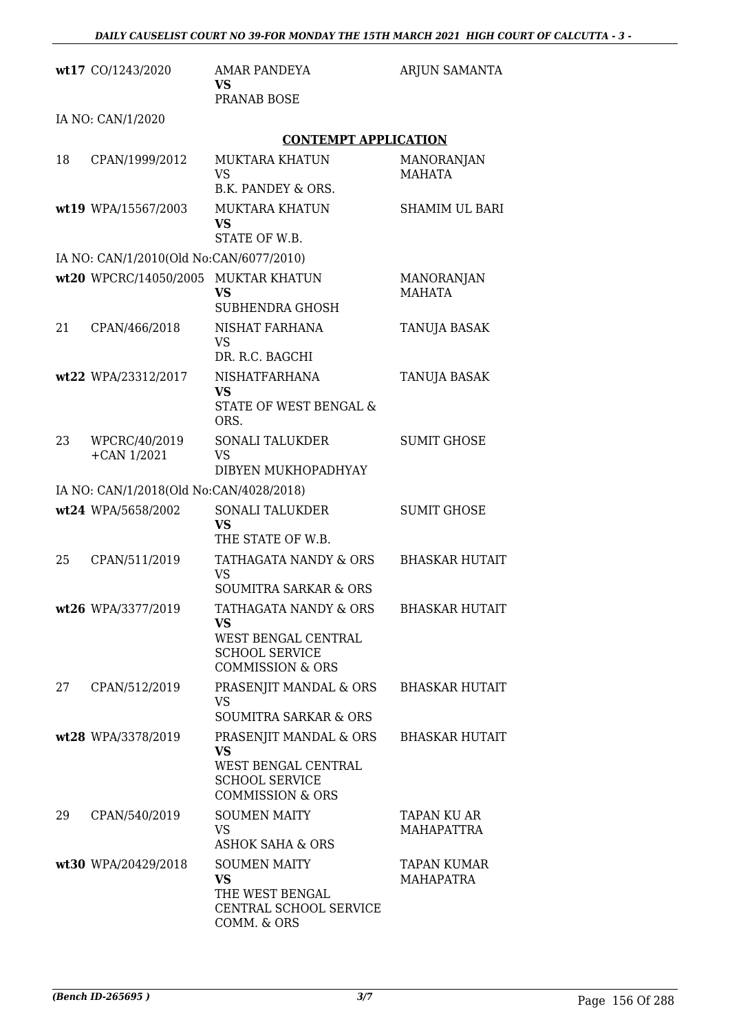| | | | |
|---|---|---|---|
| wt17 | CO/1243/2020 | AMAR PANDEYA **VS** PRANAB BOSE | ARJUN SAMANTA |
| | IA NO: CAN/1/2020 | | |

**CONTEMPT APPLICATION**

| | | | |
|---|---|---|---|
| 18 | CPAN/1999/2012 | MUKTARA KHATUN VS B.K. PANDEY & ORS. | MANORANJAN MAHATA |
| wt19 | WPA/15567/2003 | MUKTARA KHATUN **VS** STATE OF W.B. | SHAMIM UL BARI |
| | IA NO: CAN/1/2010(Old No:CAN/6077/2010) | | |
| wt20 | WPCRC/14050/2005 | MUKTAR KHATUN **VS** SUBHENDRA GHOSH | MANORANJAN MAHATA |
| 21 | CPAN/466/2018 | NISHAT FARHANA VS DR. R.C. BAGCHI | TANUJA BASAK |
| wt22 | WPA/23312/2017 | NISHATFARHANA **VS** STATE OF WEST BENGAL & ORS. | TANUJA BASAK |
| 23 | WPCRC/40/2019 +CAN 1/2021 | SONALI TALUKDER VS DIBYEN MUKHOPADHYAY | SUMIT GHOSE |
| | IA NO: CAN/1/2018(Old No:CAN/4028/2018) | | |
| wt24 | WPA/5658/2002 | SONALI TALUKDER **VS** THE STATE OF W.B. | SUMIT GHOSE |
| 25 | CPAN/511/2019 | TATHAGATA NANDY & ORS VS SOUMITRA SARKAR & ORS | BHASKAR HUTAIT |
| wt26 | WPA/3377/2019 | TATHAGATA NANDY & ORS **VS** WEST BENGAL CENTRAL SCHOOL SERVICE COMMISSION & ORS | BHASKAR HUTAIT |
| 27 | CPAN/512/2019 | PRASENJIT MANDAL & ORS VS SOUMITRA SARKAR & ORS | BHASKAR HUTAIT |
| wt28 | WPA/3378/2019 | PRASENJIT MANDAL & ORS **VS** WEST BENGAL CENTRAL SCHOOL SERVICE COMMISSION & ORS | BHASKAR HUTAIT |
| 29 | CPAN/540/2019 | SOUMEN MAITY VS ASHOK SAHA & ORS | TAPAN KU AR MAHAPATTRA |
| wt30 | WPA/20429/2018 | SOUMEN MAITY **VS** THE WEST BENGAL CENTRAL SCHOOL SERVICE COMM. & ORS | TAPAN KUMAR MAHAPATRA |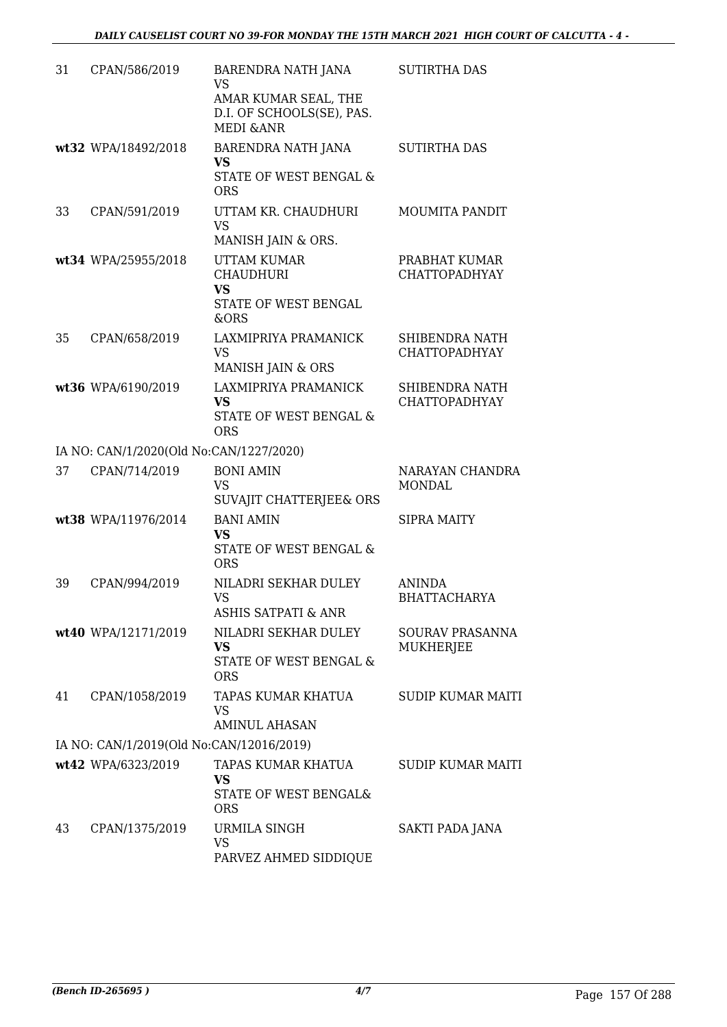| | | | |
|---|---|---|---|
| 31 | CPAN/586/2019 | BARENDRA NATH JANA<br>VS<br>AMAR KUMAR SEAL, THE D.I. OF SCHOOLS(SE), PAS. MEDI &ANR | SUTIRTHA DAS |
| wt32 | WPA/18492/2018 | BARENDRA NATH JANA<br>**VS**<br>STATE OF WEST BENGAL & ORS | SUTIRTHA DAS |
| 33 | CPAN/591/2019 | UTTAM KR. CHAUDHURI<br>VS<br>MANISH JAIN & ORS. | MOUMITA PANDIT |
| wt34 | WPA/25955/2018 | UTTAM KUMAR CHAUDHURI<br>**VS**<br>STATE OF WEST BENGAL &ORS | PRABHAT KUMAR CHATTOPADHYAY |
| 35 | CPAN/658/2019 | LAXMIPRIYA PRAMANICK<br>VS<br>MANISH JAIN & ORS | SHIBENDRA NATH CHATTOPADHYAY |
| wt36 | WPA/6190/2019 | LAXMIPRIYA PRAMANICK<br>**VS**<br>STATE OF WEST BENGAL & ORS | SHIBENDRA NATH CHATTOPADHYAY |
| IA NO: CAN/1/2020(Old No:CAN/1227/2020) | | | |
| 37 | CPAN/714/2019 | BONI AMIN<br>VS<br>SUVAJIT CHATTERJEE& ORS | NARAYAN CHANDRA MONDAL |
| wt38 | WPA/11976/2014 | BANI AMIN<br>**VS**<br>STATE OF WEST BENGAL & ORS | SIPRA MAITY |
| 39 | CPAN/994/2019 | NILADRI SEKHAR DULEY<br>VS<br>ASHIS SATPATI & ANR | ANINDA BHATTACHARYA |
| wt40 | WPA/12171/2019 | NILADRI SEKHAR DULEY<br>**VS**<br>STATE OF WEST BENGAL & ORS | SOURAV PRASANNA MUKHERJEE |
| 41 | CPAN/1058/2019 | TAPAS KUMAR KHATUA<br>VS<br>AMINUL AHASAN | SUDIP KUMAR MAITI |
| IA NO: CAN/1/2019(Old No:CAN/12016/2019) | | | |
| wt42 | WPA/6323/2019 | TAPAS KUMAR KHATUA<br>**VS**<br>STATE OF WEST BENGAL& ORS | SUDIP KUMAR MAITI |
| 43 | CPAN/1375/2019 | URMILA SINGH<br>VS<br>PARVEZ AHMED SIDDIQUE | SAKTI PADA JANA |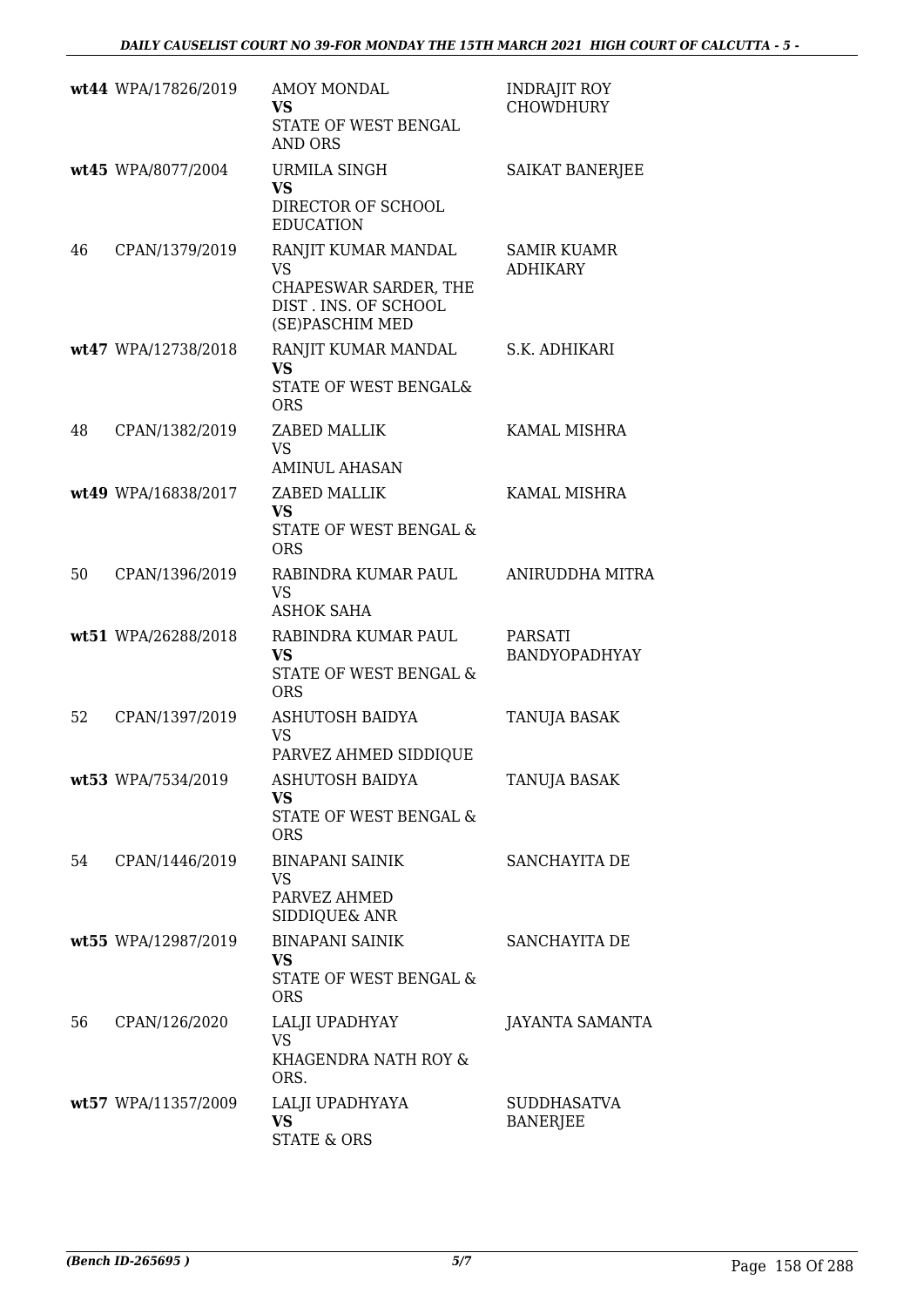| | | | |
|---|---|---|---|
| wt44 | WPA/17826/2019 | AMOY MONDAL<br>**VS**<br>STATE OF WEST BENGAL AND ORS | INDRAJIT ROY CHOWDHURY |
| wt45 | WPA/8077/2004 | URMILA SINGH<br>**VS**<br>DIRECTOR OF SCHOOL EDUCATION | SAIKAT BANERJEE |
| 46 | CPAN/1379/2019 | RANJIT KUMAR MANDAL<br>VS<br>CHAPESWAR SARDER, THE DIST . INS. OF SCHOOL (SE)PASCHIM MED | SAMIR KUAMR ADHIKARY |
| wt47 | WPA/12738/2018 | RANJIT KUMAR MANDAL<br>**VS**<br>STATE OF WEST BENGAL& ORS | S.K. ADHIKARI |
| 48 | CPAN/1382/2019 | ZABED MALLIK<br>VS<br>AMINUL AHASAN | KAMAL MISHRA |
| wt49 | WPA/16838/2017 | ZABED MALLIK<br>**VS**<br>STATE OF WEST BENGAL & ORS | KAMAL MISHRA |
| 50 | CPAN/1396/2019 | RABINDRA KUMAR PAUL<br>VS<br>ASHOK SAHA | ANIRUDDHA MITRA |
| wt51 | WPA/26288/2018 | RABINDRA KUMAR PAUL<br>**VS**<br>STATE OF WEST BENGAL & ORS | PARSATI BANDYOPADHYAY |
| 52 | CPAN/1397/2019 | ASHUTOSH BAIDYA<br>VS<br>PARVEZ AHMED SIDDIQUE | TANUJA BASAK |
| wt53 | WPA/7534/2019 | ASHUTOSH BAIDYA<br>**VS**<br>STATE OF WEST BENGAL & ORS | TANUJA BASAK |
| 54 | CPAN/1446/2019 | BINAPANI SAINIK<br>VS<br>PARVEZ AHMED SIDDIQUE& ANR | SANCHAYITA DE |
| wt55 | WPA/12987/2019 | BINAPANI SAINIK<br>**VS**<br>STATE OF WEST BENGAL & ORS | SANCHAYITA DE |
| 56 | CPAN/126/2020 | LALJI UPADHYAY<br>VS<br>KHAGENDRA NATH ROY & ORS. | JAYANTA SAMANTA |
| wt57 | WPA/11357/2009 | LALJI UPADHYAYA<br>**VS**<br>STATE & ORS | SUDDHASATVA BANERJEE |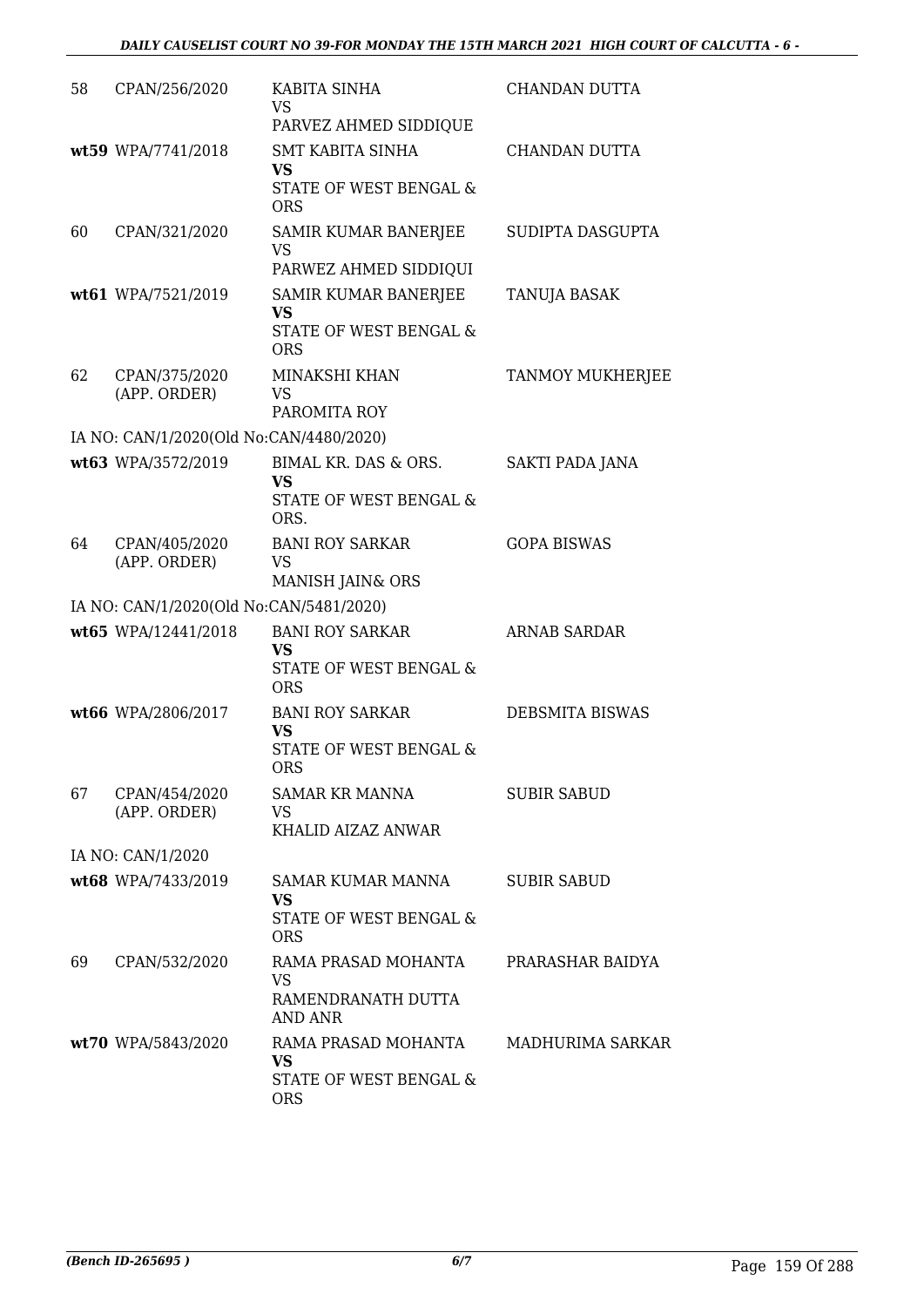| | | | |
|---|---|---|---|
| 58 | CPAN/256/2020 | KABITA SINHA<br>VS<br>PARVEZ AHMED SIDDIQUE | CHANDAN DUTTA |
| wt59 | WPA/7741/2018 | SMT KABITA SINHA<br>**VS**<br>STATE OF WEST BENGAL & ORS | CHANDAN DUTTA |
| 60 | CPAN/321/2020 | SAMIR KUMAR BANERJEE<br>VS<br>PARWEZ AHMED SIDDIQUI | SUDIPTA DASGUPTA |
| wt61 | WPA/7521/2019 | SAMIR KUMAR BANERJEE<br>**VS**<br>STATE OF WEST BENGAL & ORS | TANUJA BASAK |
| 62 | CPAN/375/2020 (APP. ORDER) | MINAKSHI KHAN<br>VS<br>PAROMITA ROY | TANMOY MUKHERJEE |
| | IA NO: CAN/1/2020(Old No:CAN/4480/2020) | | |
| wt63 | WPA/3572/2019 | BIMAL KR. DAS & ORS.<br>**VS**<br>STATE OF WEST BENGAL & ORS. | SAKTI PADA JANA |
| 64 | CPAN/405/2020 (APP. ORDER) | BANI ROY SARKAR<br>VS<br>MANISH JAIN& ORS | GOPA BISWAS |
| | IA NO: CAN/1/2020(Old No:CAN/5481/2020) | | |
| wt65 | WPA/12441/2018 | BANI ROY SARKAR<br>**VS**<br>STATE OF WEST BENGAL & ORS | ARNAB SARDAR |
| wt66 | WPA/2806/2017 | BANI ROY SARKAR<br>**VS**<br>STATE OF WEST BENGAL & ORS | DEBSMITA BISWAS |
| 67 | CPAN/454/2020 (APP. ORDER) | SAMAR KR MANNA<br>VS<br>KHALID AIZAZ ANWAR | SUBIR SABUD |
| | IA NO: CAN/1/2020 | | |
| wt68 | WPA/7433/2019 | SAMAR KUMAR MANNA<br>**VS**<br>STATE OF WEST BENGAL & ORS | SUBIR SABUD |
| 69 | CPAN/532/2020 | RAMA PRASAD MOHANTA<br>VS<br>RAMENDRANATH DUTTA AND ANR | PRARASHAR BAIDYA |
| wt70 | WPA/5843/2020 | RAMA PRASAD MOHANTA<br>**VS**<br>STATE OF WEST BENGAL & ORS | MADHURIMA SARKAR |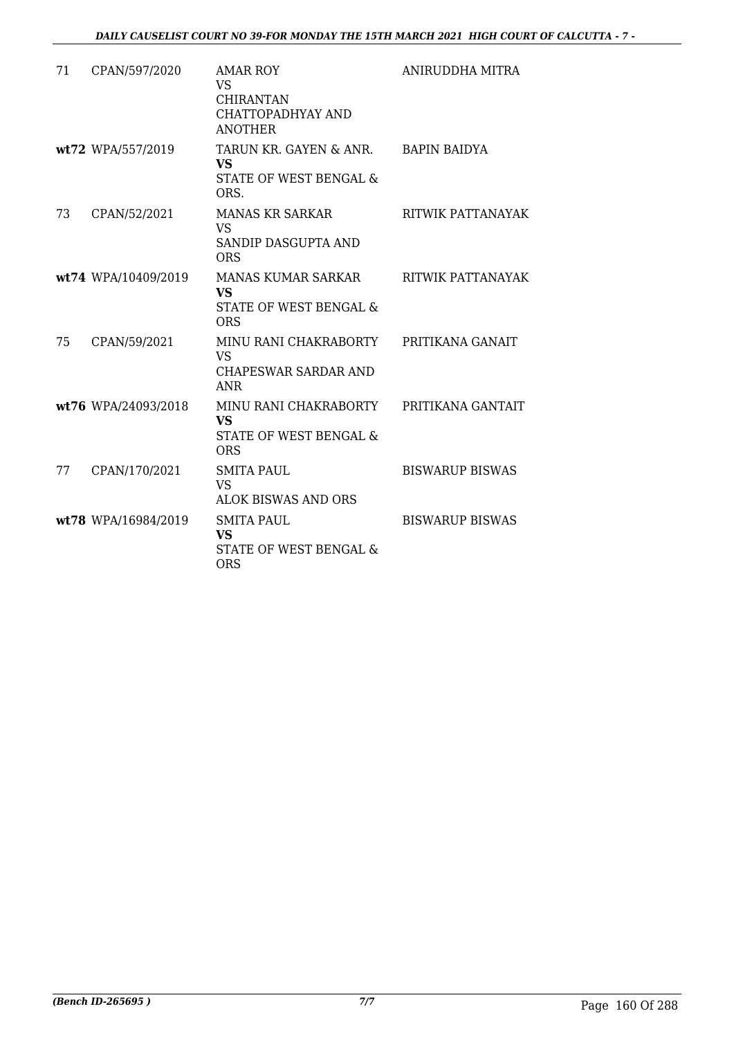| | | | |
|---|---|---|---|
| 71 | CPAN/597/2020 | AMAR ROY<br>VS<br>CHIRANTAN CHATTOPADHYAY AND ANOTHER | ANIRUDDHA MITRA |
| **wt**72 | WPA/557/2019 | TARUN KR. GAYEN & ANR.<br>**VS**<br>STATE OF WEST BENGAL & ORS. | BAPIN BAIDYA |
| 73 | CPAN/52/2021 | MANAS KR SARKAR<br>VS<br>SANDIP DASGUPTA AND ORS | RITWIK PATTANAYAK |
| **wt**74 | WPA/10409/2019 | MANAS KUMAR SARKAR<br>**VS**<br>STATE OF WEST BENGAL & ORS | RITWIK PATTANAYAK |
| 75 | CPAN/59/2021 | MINU RANI CHAKRABORTY<br>VS<br>CHAPESWAR SARDAR AND ANR | PRITIKANA GANAIT |
| **wt**76 | WPA/24093/2018 | MINU RANI CHAKRABORTY<br>**VS**<br>STATE OF WEST BENGAL & ORS | PRITIKANA GANTAIT |
| 77 | CPAN/170/2021 | SMITA PAUL<br>VS<br>ALOK BISWAS AND ORS | BISWARUP BISWAS |
| **wt**78 | WPA/16984/2019 | SMITA PAUL<br>**VS**<br>STATE OF WEST BENGAL & ORS | BISWARUP BISWAS |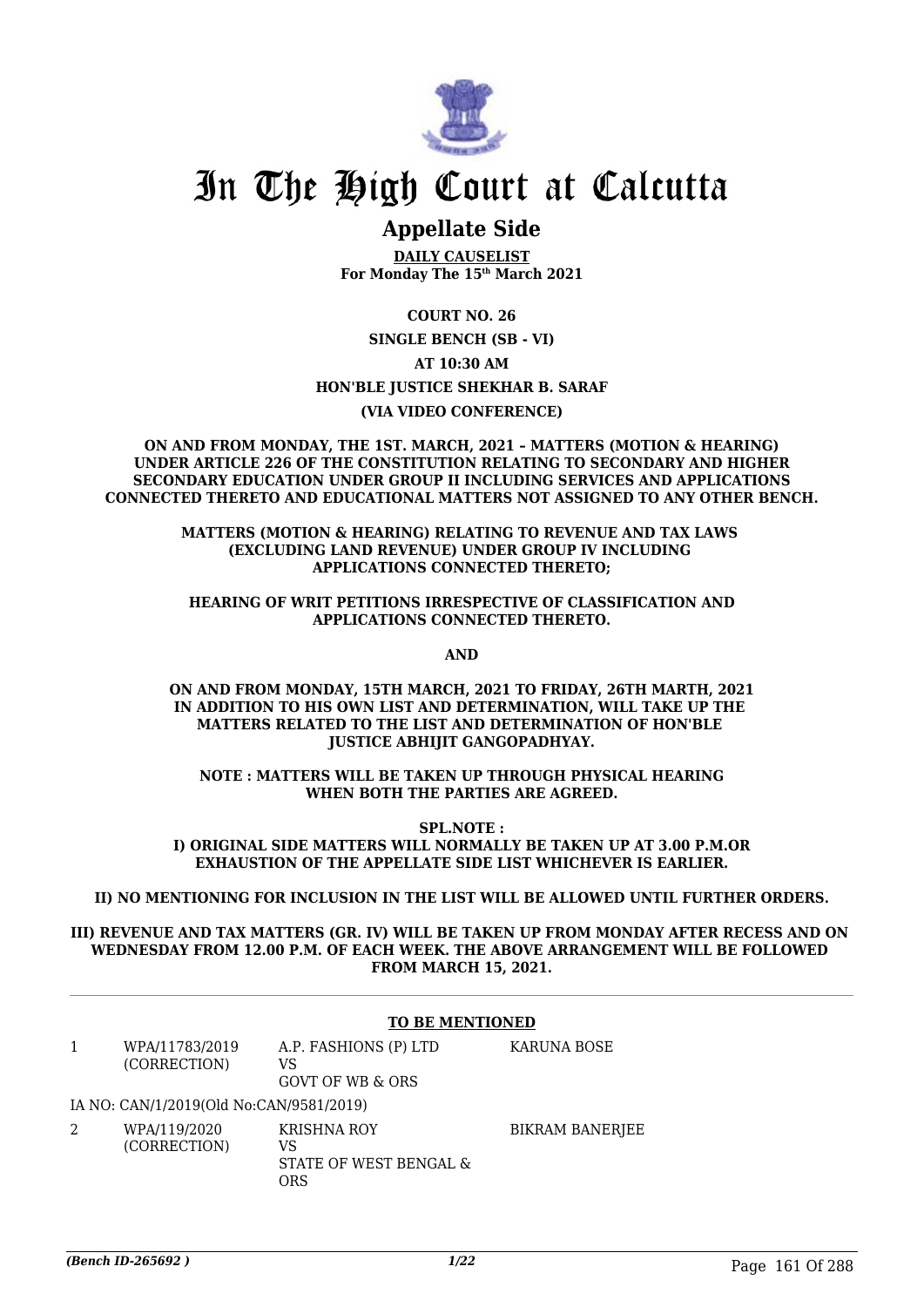# In The High Court at Calcutta

## Appellate Side

**DAILY CAUSELIST**
**For Monday The 15th March 2021**

**COURT NO. 26**

**SINGLE BENCH (SB - VI)**

**AT 10:30 AM**

**HON'BLE JUSTICE SHEKHAR B. SARAF**

**(VIA VIDEO CONFERENCE)**

**ON AND FROM MONDAY, THE 1ST. MARCH, 2021 – MATTERS (MOTION & HEARING) UNDER ARTICLE 226 OF THE CONSTITUTION RELATING TO SECONDARY AND HIGHER SECONDARY EDUCATION UNDER GROUP II INCLUDING SERVICES AND APPLICATIONS CONNECTED THERETO AND EDUCATIONAL MATTERS NOT ASSIGNED TO ANY OTHER BENCH.**

**MATTERS (MOTION & HEARING) RELATING TO REVENUE AND TAX LAWS (EXCLUDING LAND REVENUE) UNDER GROUP IV INCLUDING APPLICATIONS CONNECTED THERETO;**

**HEARING OF WRIT PETITIONS IRRESPECTIVE OF CLASSIFICATION AND APPLICATIONS CONNECTED THERETO.**

**AND**

**ON AND FROM MONDAY, 15TH MARCH, 2021 TO FRIDAY, 26TH MARTH, 2021 IN ADDITION TO HIS OWN LIST AND DETERMINATION, WILL TAKE UP THE MATTERS RELATED TO THE LIST AND DETERMINATION OF HON'BLE JUSTICE ABHIJIT GANGOPADHYAY.**

**NOTE : MATTERS WILL BE TAKEN UP THROUGH PHYSICAL HEARING WHEN BOTH THE PARTIES ARE AGREED.**

**SPL.NOTE :**
**I) ORIGINAL SIDE MATTERS WILL NORMALLY BE TAKEN UP AT 3.00 P.M.OR EXHAUSTION OF THE APPELLATE SIDE LIST WHICHEVER IS EARLIER.**

**II) NO MENTIONING FOR INCLUSION IN THE LIST WILL BE ALLOWED UNTIL FURTHER ORDERS.**

**III) REVENUE AND TAX MATTERS (GR. IV) WILL BE TAKEN UP FROM MONDAY AFTER RECESS AND ON WEDNESDAY FROM 12.00 P.M. OF EACH WEEK. THE ABOVE ARRANGEMENT WILL BE FOLLOWED FROM MARCH 15, 2021.**

**TO BE MENTIONED**

| | | | |
|---|---|---|---|
| 1 | WPA/11783/2019 (CORRECTION) | A.P. FASHIONS (P) LTD VS GOVT OF WB & ORS | KARUNA BOSE |
| | IA NO: CAN/1/2019(Old No:CAN/9581/2019) | | |
| 2 | WPA/119/2020 (CORRECTION) | KRISHNA ROY VS STATE OF WEST BENGAL & ORS | BIKRAM BANERJEE |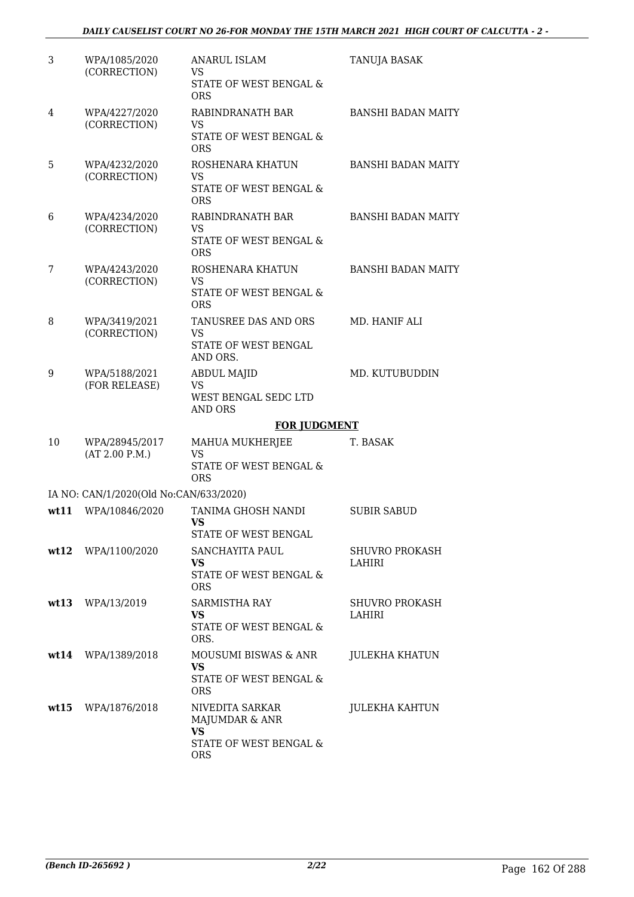| 3 | WPA/1085/2020 (CORRECTION) | ANARUL ISLAM VS STATE OF WEST BENGAL & ORS | TANUJA BASAK |
|---|---|---|---|
| 4 | WPA/4227/2020 (CORRECTION) | RABINDRANATH BAR VS STATE OF WEST BENGAL & ORS | BANSHI BADAN MAITY |
| 5 | WPA/4232/2020 (CORRECTION) | ROSHENARA KHATUN VS STATE OF WEST BENGAL & ORS | BANSHI BADAN MAITY |
| 6 | WPA/4234/2020 (CORRECTION) | RABINDRANATH BAR VS STATE OF WEST BENGAL & ORS | BANSHI BADAN MAITY |
| 7 | WPA/4243/2020 (CORRECTION) | ROSHENARA KHATUN VS STATE OF WEST BENGAL & ORS | BANSHI BADAN MAITY |
| 8 | WPA/3419/2021 (CORRECTION) | TANUSREE DAS AND ORS VS STATE OF WEST BENGAL AND ORS. | MD. HANIF ALI |
| 9 | WPA/5188/2021 (FOR RELEASE) | ABDUL MAJID VS WEST BENGAL SEDC LTD AND ORS | MD. KUTUBUDDIN |

**FOR JUDGMENT**

| 10 | WPA/28945/2017 (AT 2.00 P.M.) | MAHUA MUKHERJEE VS STATE OF WEST BENGAL & ORS | T. BASAK |
|---|---|---|---|
| | IA NO: CAN/1/2020(Old No:CAN/633/2020) | | |
| **wt11** | WPA/10846/2020 | TANIMA GHOSH NANDI **VS** STATE OF WEST BENGAL | SUBIR SABUD |
| **wt12** | WPA/1100/2020 | SANCHAYITA PAUL **VS** STATE OF WEST BENGAL & ORS | SHUVRO PROKASH LAHIRI |
| **wt13** | WPA/13/2019 | SARMISTHA RAY **VS** STATE OF WEST BENGAL & ORS. | SHUVRO PROKASH LAHIRI |
| **wt14** | WPA/1389/2018 | MOUSUMI BISWAS & ANR **VS** STATE OF WEST BENGAL & ORS | JULEKHA KHATUN |
| **wt15** | WPA/1876/2018 | NIVEDITA SARKAR MAJUMDAR & ANR **VS** STATE OF WEST BENGAL & ORS | JULEKHA KAHTUN |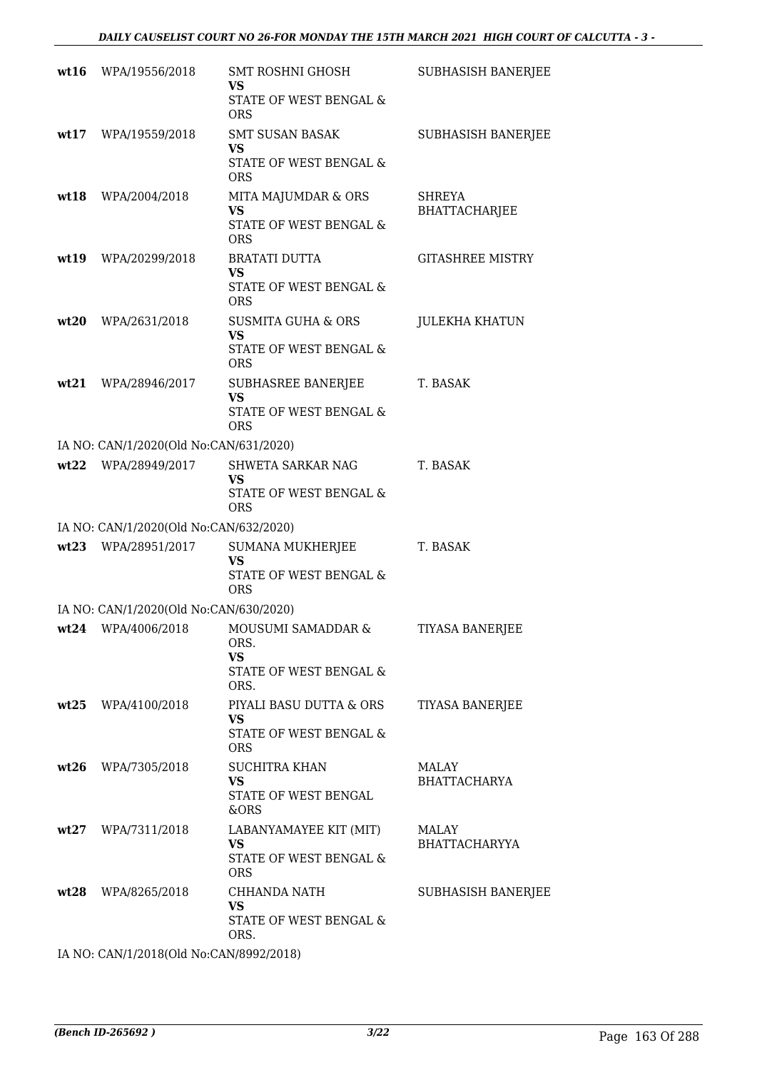| | | | |
|---|---|---|---|
| **wt16** | WPA/19556/2018 | SMT ROSHNI GHOSH<br>**VS**<br>STATE OF WEST BENGAL & ORS | SUBHASISH BANERJEE |
| **wt17** | WPA/19559/2018 | SMT SUSAN BASAK<br>**VS**<br>STATE OF WEST BENGAL & ORS | SUBHASISH BANERJEE |
| **wt18** | WPA/2004/2018 | MITA MAJUMDAR & ORS<br>**VS**<br>STATE OF WEST BENGAL & ORS | SHREYA BHATTACHARJEE |
| **wt19** | WPA/20299/2018 | BRATATI DUTTA<br>**VS**<br>STATE OF WEST BENGAL & ORS | GITASHREE MISTRY |
| **wt20** | WPA/2631/2018 | SUSMITA GUHA & ORS<br>**VS**<br>STATE OF WEST BENGAL & ORS | JULEKHA KHATUN |
| **wt21** | WPA/28946/2017 | SUBHASREE BANERJEE<br>**VS**<br>STATE OF WEST BENGAL & ORS | T. BASAK |
| IA NO: CAN/1/2020(Old No:CAN/631/2020) | | | |
| **wt22** | WPA/28949/2017 | SHWETA SARKAR NAG<br>**VS**<br>STATE OF WEST BENGAL & ORS | T. BASAK |
| IA NO: CAN/1/2020(Old No:CAN/632/2020) | | | |
| **wt23** | WPA/28951/2017 | SUMANA MUKHERJEE<br>**VS**<br>STATE OF WEST BENGAL & ORS | T. BASAK |
| IA NO: CAN/1/2020(Old No:CAN/630/2020) | | | |
| **wt24** | WPA/4006/2018 | MOUSUMI SAMADDAR & ORS.<br>**VS**<br>STATE OF WEST BENGAL & ORS. | TIYASA BANERJEE |
| **wt25** | WPA/4100/2018 | PIYALI BASU DUTTA & ORS<br>**VS**<br>STATE OF WEST BENGAL & ORS | TIYASA BANERJEE |
| **wt26** | WPA/7305/2018 | SUCHITRA KHAN<br>**VS**<br>STATE OF WEST BENGAL &ORS | MALAY BHATTACHARYA |
| **wt27** | WPA/7311/2018 | LABANYAMAYEE KIT (MIT)<br>**VS**<br>STATE OF WEST BENGAL & ORS | MALAY BHATTACHARYYA |
| **wt28** | WPA/8265/2018 | CHHANDA NATH<br>**VS**<br>STATE OF WEST BENGAL & ORS. | SUBHASISH BANERJEE |
| IA NO: CAN/1/2018(Old No:CAN/8992/2018) | | | |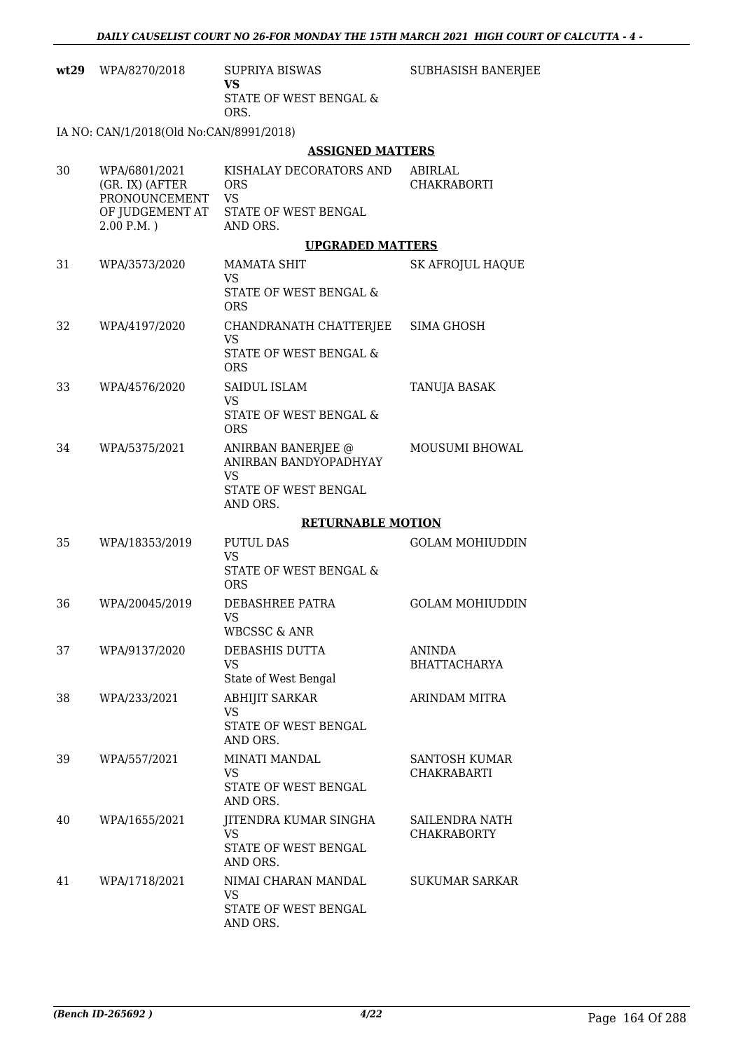| | | | |
|---|---|---|---|
| **wt29** | WPA/8270/2018 | SUPRIYA BISWAS **VS** STATE OF WEST BENGAL & ORS. | SUBHASISH BANERJEE |

IA NO: CAN/1/2018(Old No:CAN/8991/2018)

**ASSIGNED MATTERS**

| | | | |
|---|---|---|---|
| 30 | WPA/6801/2021 (GR. IX) (AFTER PRONOUNCEMENT OF JUDGEMENT AT 2.00 P.M. ) | KISHALAY DECORATORS AND ORS VS STATE OF WEST BENGAL AND ORS. | ABIRLAL CHAKRABORTI |

**UPGRADED MATTERS**

| | | | |
|---|---|---|---|
| 31 | WPA/3573/2020 | MAMATA SHIT VS STATE OF WEST BENGAL & ORS | SK AFROJUL HAQUE |
| 32 | WPA/4197/2020 | CHANDRANATH CHATTERJEE VS STATE OF WEST BENGAL & ORS | SIMA GHOSH |
| 33 | WPA/4576/2020 | SAIDUL ISLAM VS STATE OF WEST BENGAL & ORS | TANUJA BASAK |
| 34 | WPA/5375/2021 | ANIRBAN BANERJEE @ ANIRBAN BANDYOPADHYAY VS STATE OF WEST BENGAL AND ORS. | MOUSUMI BHOWAL |

**RETURNABLE MOTION**

| | | | |
|---|---|---|---|
| 35 | WPA/18353/2019 | PUTUL DAS VS STATE OF WEST BENGAL & ORS | GOLAM MOHIUDDIN |
| 36 | WPA/20045/2019 | DEBASHREE PATRA VS WBCSSC & ANR | GOLAM MOHIUDDIN |
| 37 | WPA/9137/2020 | DEBASHIS DUTTA VS State of West Bengal | ANINDA BHATTACHARYA |
| 38 | WPA/233/2021 | ABHIJIT SARKAR VS STATE OF WEST BENGAL AND ORS. | ARINDAM MITRA |
| 39 | WPA/557/2021 | MINATI MANDAL VS STATE OF WEST BENGAL AND ORS. | SANTOSH KUMAR CHAKRABARTI |
| 40 | WPA/1655/2021 | JITENDRA KUMAR SINGHA VS STATE OF WEST BENGAL AND ORS. | SAILENDRA NATH CHAKRABORTY |
| 41 | WPA/1718/2021 | NIMAI CHARAN MANDAL VS STATE OF WEST BENGAL AND ORS. | SUKUMAR SARKAR |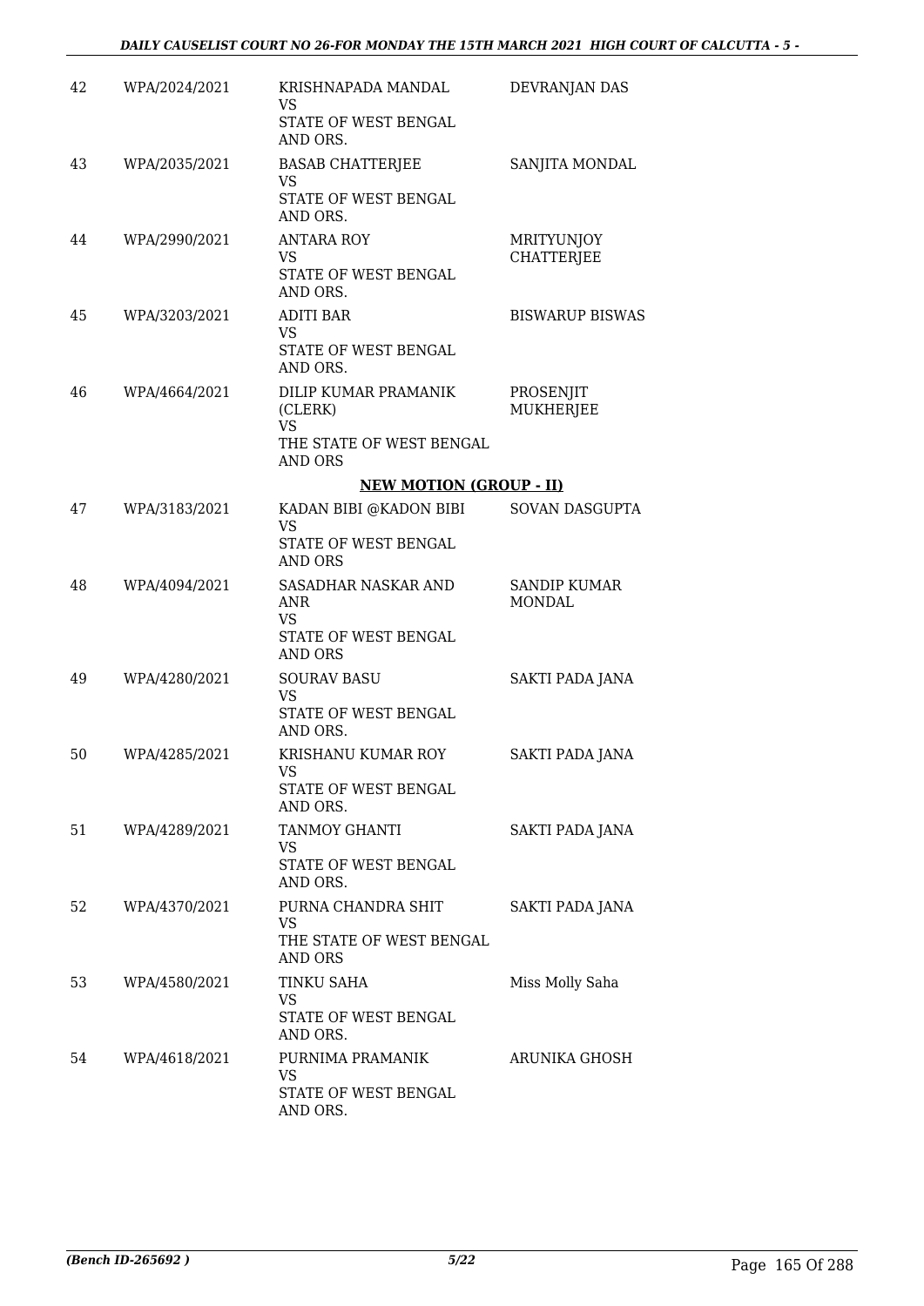| | | | |
|---|---|---|---|
| 42 | WPA/2024/2021 | KRISHNAPADA MANDAL<br>VS<br>STATE OF WEST BENGAL AND ORS. | DEVRANJAN DAS |
| 43 | WPA/2035/2021 | BASAB CHATTERJEE<br>VS<br>STATE OF WEST BENGAL AND ORS. | SANJITA MONDAL |
| 44 | WPA/2990/2021 | ANTARA ROY<br>VS<br>STATE OF WEST BENGAL AND ORS. | MRITYUNJOY CHATTERJEE |
| 45 | WPA/3203/2021 | ADITI BAR<br>VS<br>STATE OF WEST BENGAL AND ORS. | BISWARUP BISWAS |
| 46 | WPA/4664/2021 | DILIP KUMAR PRAMANIK (CLERK)<br>VS<br>THE STATE OF WEST BENGAL AND ORS | PROSENJIT MUKHERJEE |

**NEW MOTION (GROUP - II)**

| | | | |
|---|---|---|---|
| 47 | WPA/3183/2021 | KADAN BIBI @KADON BIBI<br>VS<br>STATE OF WEST BENGAL AND ORS | SOVAN DASGUPTA |
| 48 | WPA/4094/2021 | SASADHAR NASKAR AND ANR<br>VS<br>STATE OF WEST BENGAL AND ORS | SANDIP KUMAR MONDAL |
| 49 | WPA/4280/2021 | SOURAV BASU<br>VS<br>STATE OF WEST BENGAL AND ORS. | SAKTI PADA JANA |
| 50 | WPA/4285/2021 | KRISHANU KUMAR ROY<br>VS<br>STATE OF WEST BENGAL AND ORS. | SAKTI PADA JANA |
| 51 | WPA/4289/2021 | TANMOY GHANTI<br>VS<br>STATE OF WEST BENGAL AND ORS. | SAKTI PADA JANA |
| 52 | WPA/4370/2021 | PURNA CHANDRA SHIT<br>VS<br>THE STATE OF WEST BENGAL AND ORS | SAKTI PADA JANA |
| 53 | WPA/4580/2021 | TINKU SAHA<br>VS<br>STATE OF WEST BENGAL AND ORS. | Miss Molly Saha |
| 54 | WPA/4618/2021 | PURNIMA PRAMANIK<br>VS<br>STATE OF WEST BENGAL AND ORS. | ARUNIKA GHOSH |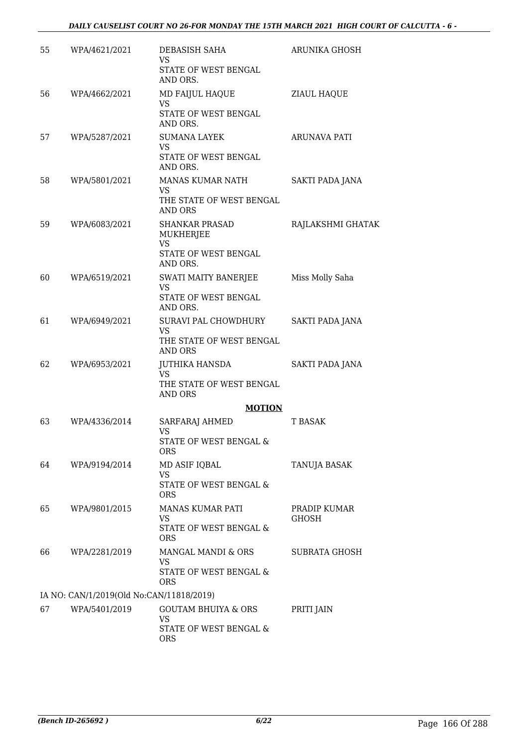| 55 | WPA/4621/2021 | DEBASISH SAHA<br>VS<br>STATE OF WEST BENGAL AND ORS. | ARUNIKA GHOSH |
|---|---|---|---|
| 56 | WPA/4662/2021 | MD FAIJUL HAQUE<br>VS<br>STATE OF WEST BENGAL AND ORS. | ZIAUL HAQUE |
| 57 | WPA/5287/2021 | SUMANA LAYEK<br>VS<br>STATE OF WEST BENGAL AND ORS. | ARUNAVA PATI |
| 58 | WPA/5801/2021 | MANAS KUMAR NATH<br>VS<br>THE STATE OF WEST BENGAL AND ORS | SAKTI PADA JANA |
| 59 | WPA/6083/2021 | SHANKAR PRASAD MUKHERJEE<br>VS<br>STATE OF WEST BENGAL AND ORS. | RAJLAKSHMI GHATAK |
| 60 | WPA/6519/2021 | SWATI MAITY BANERJEE<br>VS<br>STATE OF WEST BENGAL AND ORS. | Miss Molly Saha |
| 61 | WPA/6949/2021 | SURAVI PAL CHOWDHURY<br>VS<br>THE STATE OF WEST BENGAL AND ORS | SAKTI PADA JANA |
| 62 | WPA/6953/2021 | JUTHIKA HANSDA<br>VS<br>THE STATE OF WEST BENGAL AND ORS | SAKTI PADA JANA |

**MOTION**

| 63 | WPA/4336/2014 | SARFARAJ AHMED<br>VS<br>STATE OF WEST BENGAL & ORS | T BASAK |
|---|---|---|---|
| 64 | WPA/9194/2014 | MD ASIF IQBAL<br>VS<br>STATE OF WEST BENGAL & ORS | TANUJA BASAK |
| 65 | WPA/9801/2015 | MANAS KUMAR PATI<br>VS<br>STATE OF WEST BENGAL & ORS | PRADIP KUMAR GHOSH |
| 66 | WPA/2281/2019 | MANGAL MANDI & ORS<br>VS<br>STATE OF WEST BENGAL & ORS | SUBRATA GHOSH |

IA NO: CAN/1/2019(Old No:CAN/11818/2019)

| 67 | WPA/5401/2019 | GOUTAM BHUIYA & ORS<br>VS<br>STATE OF WEST BENGAL & ORS | PRITI JAIN |
|---|---|---|---|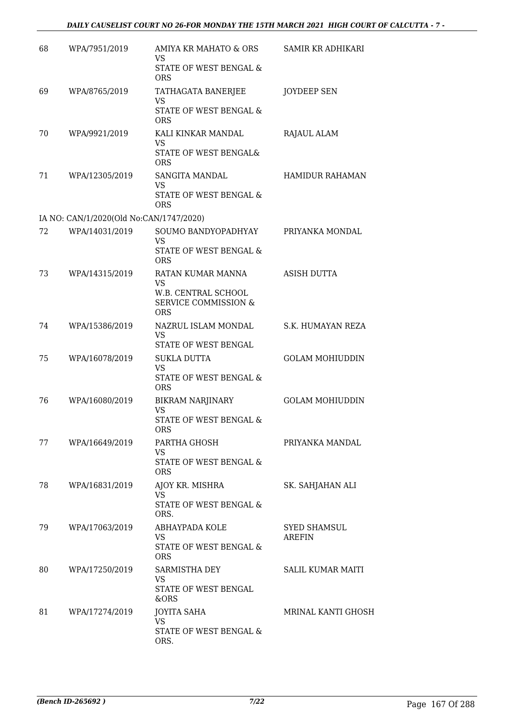| | | | |
|---|---|---|---|
| 68 | WPA/7951/2019 | AMIYA KR MAHATO & ORS<br>VS<br>STATE OF WEST BENGAL & ORS | SAMIR KR ADHIKARI |
| 69 | WPA/8765/2019 | TATHAGATA BANERJEE<br>VS<br>STATE OF WEST BENGAL & ORS | JOYDEEP SEN |
| 70 | WPA/9921/2019 | KALI KINKAR MANDAL<br>VS<br>STATE OF WEST BENGAL& ORS | RAJAUL ALAM |
| 71 | WPA/12305/2019 | SANGITA MANDAL<br>VS<br>STATE OF WEST BENGAL & ORS | HAMIDUR RAHAMAN |
| | IA NO: CAN/1/2020(Old No:CAN/1747/2020) | | |
| 72 | WPA/14031/2019 | SOUMO BANDYOPADHYAY<br>VS<br>STATE OF WEST BENGAL & ORS | PRIYANKA MONDAL |
| 73 | WPA/14315/2019 | RATAN KUMAR MANNA<br>VS<br>W.B. CENTRAL SCHOOL SERVICE COMMISSION & ORS | ASISH DUTTA |
| 74 | WPA/15386/2019 | NAZRUL ISLAM MONDAL<br>VS<br>STATE OF WEST BENGAL | S.K. HUMAYAN REZA |
| 75 | WPA/16078/2019 | SUKLA DUTTA<br>VS<br>STATE OF WEST BENGAL & ORS | GOLAM MOHIUDDIN |
| 76 | WPA/16080/2019 | BIKRAM NARJINARY<br>VS<br>STATE OF WEST BENGAL & ORS | GOLAM MOHIUDDIN |
| 77 | WPA/16649/2019 | PARTHA GHOSH<br>VS<br>STATE OF WEST BENGAL & ORS | PRIYANKA MANDAL |
| 78 | WPA/16831/2019 | AJOY KR. MISHRA<br>VS<br>STATE OF WEST BENGAL & ORS. | SK. SAHJAHAN ALI |
| 79 | WPA/17063/2019 | ABHAYPADA KOLE<br>VS<br>STATE OF WEST BENGAL & ORS | SYED SHAMSUL AREFIN |
| 80 | WPA/17250/2019 | SARMISTHA DEY<br>VS<br>STATE OF WEST BENGAL &ORS | SALIL KUMAR MAITI |
| 81 | WPA/17274/2019 | JOYITA SAHA<br>VS<br>STATE OF WEST BENGAL & ORS. | MRINAL KANTI GHOSH |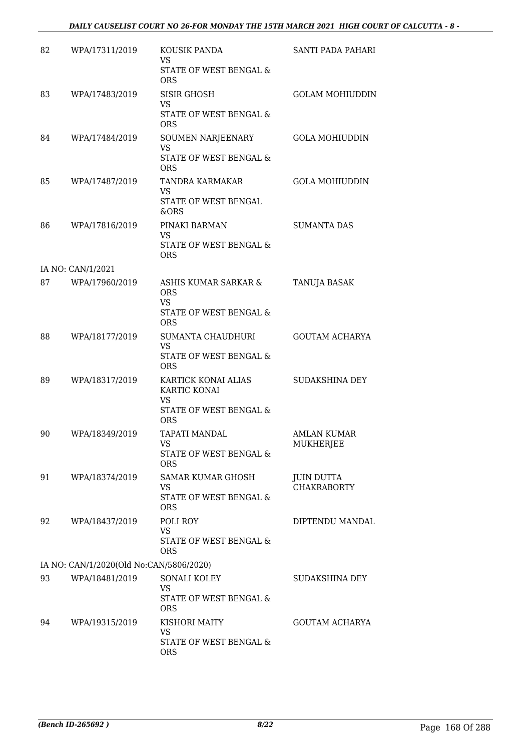| | | | |
|---|---|---|---|
| 82 | WPA/17311/2019 | KOUSIK PANDA<br>VS<br>STATE OF WEST BENGAL & ORS | SANTI PADA PAHARI |
| 83 | WPA/17483/2019 | SISIR GHOSH<br>VS<br>STATE OF WEST BENGAL & ORS | GOLAM MOHIUDDIN |
| 84 | WPA/17484/2019 | SOUMEN NARJEENARY<br>VS<br>STATE OF WEST BENGAL & ORS | GOLA MOHIUDDIN |
| 85 | WPA/17487/2019 | TANDRA KARMAKAR<br>VS<br>STATE OF WEST BENGAL &ORS | GOLA MOHIUDDIN |
| 86 | WPA/17816/2019 | PINAKI BARMAN<br>VS<br>STATE OF WEST BENGAL & ORS | SUMANTA DAS |
| IA NO: CAN/1/2021 | | | |
| 87 | WPA/17960/2019 | ASHIS KUMAR SARKAR & ORS<br>VS<br>STATE OF WEST BENGAL & ORS | TANUJA BASAK |
| 88 | WPA/18177/2019 | SUMANTA CHAUDHURI<br>VS<br>STATE OF WEST BENGAL & ORS | GOUTAM ACHARYA |
| 89 | WPA/18317/2019 | KARTICK KONAI ALIAS KARTIC KONAI<br>VS<br>STATE OF WEST BENGAL & ORS | SUDAKSHINA DEY |
| 90 | WPA/18349/2019 | TAPATI MANDAL<br>VS<br>STATE OF WEST BENGAL & ORS | AMLAN KUMAR MUKHERJEE |
| 91 | WPA/18374/2019 | SAMAR KUMAR GHOSH<br>VS<br>STATE OF WEST BENGAL & ORS | JUIN DUTTA CHAKRABORTY |
| 92 | WPA/18437/2019 | POLI ROY<br>VS<br>STATE OF WEST BENGAL & ORS | DIPTENDU MANDAL |
| IA NO: CAN/1/2020(Old No:CAN/5806/2020) | | | |
| 93 | WPA/18481/2019 | SONALI KOLEY<br>VS<br>STATE OF WEST BENGAL & ORS | SUDAKSHINA DEY |
| 94 | WPA/19315/2019 | KISHORI MAITY<br>VS<br>STATE OF WEST BENGAL & ORS | GOUTAM ACHARYA |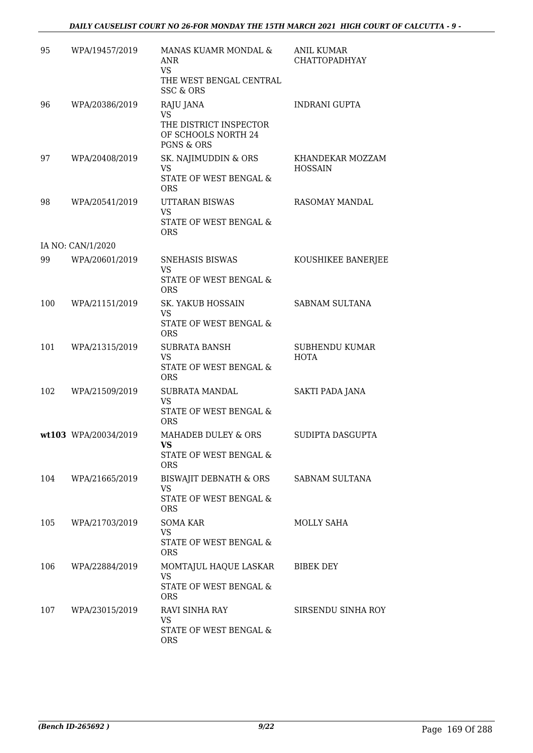| | | | |
|---|---|---|---|
| 95 | WPA/19457/2019 | MANAS KUAMR MONDAL & ANR<br>VS<br>THE WEST BENGAL CENTRAL SSC & ORS | ANIL KUMAR CHATTOPADHYAY |
| 96 | WPA/20386/2019 | RAJU JANA<br>VS<br>THE DISTRICT INSPECTOR OF SCHOOLS NORTH 24 PGNS & ORS | INDRANI GUPTA |
| 97 | WPA/20408/2019 | SK. NAJIMUDDIN & ORS<br>VS<br>STATE OF WEST BENGAL & ORS | KHANDEKAR MOZZAM HOSSAIN |
| 98 | WPA/20541/2019 | UTTARAN BISWAS<br>VS<br>STATE OF WEST BENGAL & ORS | RASOMAY MANDAL |
| IA NO: CAN/1/2020 | | | |
| 99 | WPA/20601/2019 | SNEHASIS BISWAS<br>VS<br>STATE OF WEST BENGAL & ORS | KOUSHIKEE BANERJEE |
| 100 | WPA/21151/2019 | SK. YAKUB HOSSAIN<br>VS<br>STATE OF WEST BENGAL & ORS | SABNAM SULTANA |
| 101 | WPA/21315/2019 | SUBRATA BANSH<br>VS<br>STATE OF WEST BENGAL & ORS | SUBHENDU KUMAR HOTA |
| 102 | WPA/21509/2019 | SUBRATA MANDAL<br>VS<br>STATE OF WEST BENGAL & ORS | SAKTI PADA JANA |
| **wt103** | WPA/20034/2019 | MAHADEB DULEY & ORS<br>**VS**<br>STATE OF WEST BENGAL & ORS | SUDIPTA DASGUPTA |
| 104 | WPA/21665/2019 | BISWAJIT DEBNATH & ORS<br>VS<br>STATE OF WEST BENGAL & ORS | SABNAM SULTANA |
| 105 | WPA/21703/2019 | SOMA KAR<br>VS<br>STATE OF WEST BENGAL & ORS | MOLLY SAHA |
| 106 | WPA/22884/2019 | MOMTAJUL HAQUE LASKAR<br>VS<br>STATE OF WEST BENGAL & ORS | BIBEK DEY |
| 107 | WPA/23015/2019 | RAVI SINHA RAY<br>VS<br>STATE OF WEST BENGAL & ORS | SIRSENDU SINHA ROY |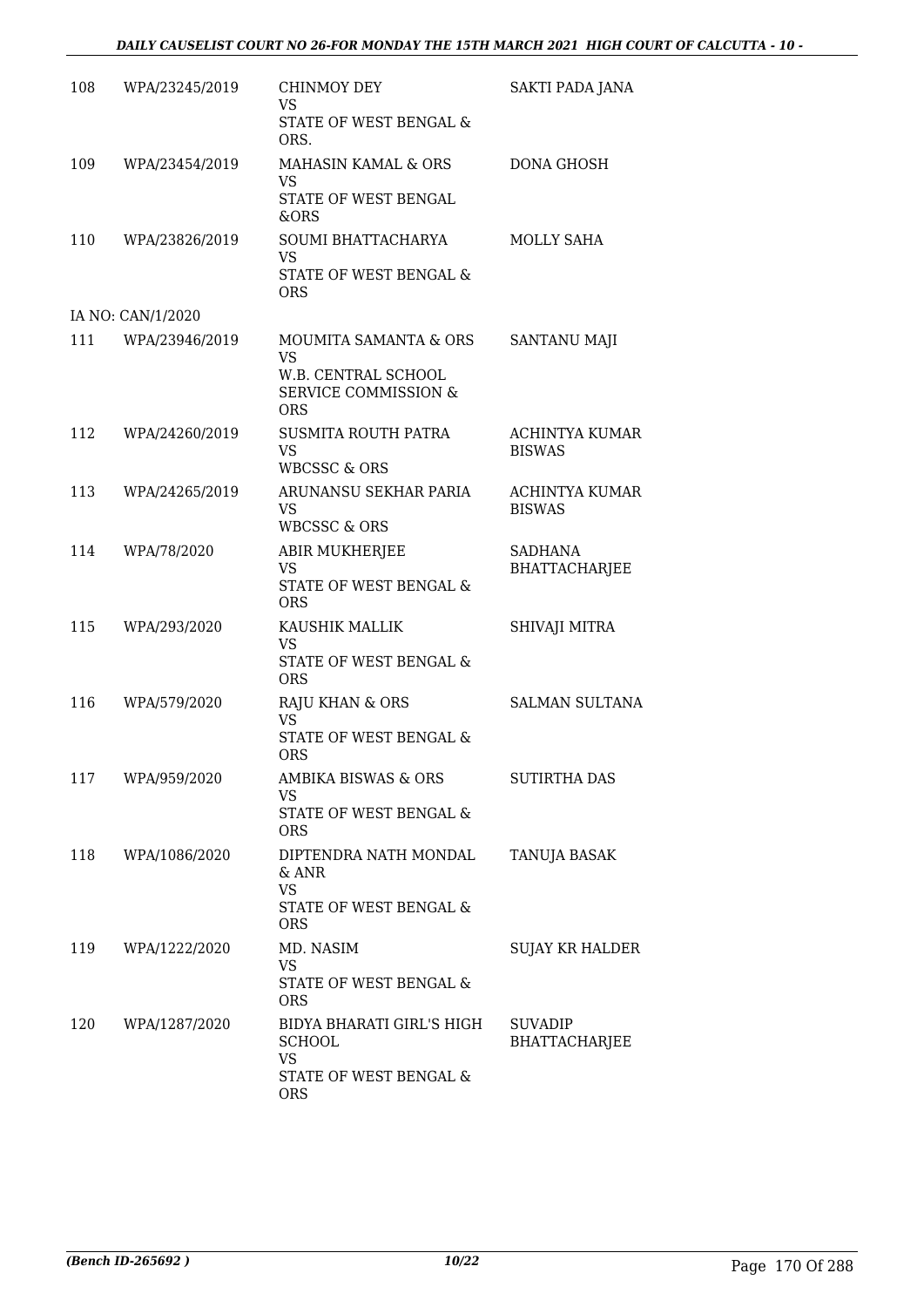| | | | |
|---|---|---|---|
| 108 | WPA/23245/2019 | CHINMOY DEY<br>VS<br>STATE OF WEST BENGAL & ORS. | SAKTI PADA JANA |
| 109 | WPA/23454/2019 | MAHASIN KAMAL & ORS<br>VS<br>STATE OF WEST BENGAL &ORS | DONA GHOSH |
| 110 | WPA/23826/2019 | SOUMI BHATTACHARYA<br>VS<br>STATE OF WEST BENGAL & ORS | MOLLY SAHA |
| | IA NO: CAN/1/2020 | | |
| 111 | WPA/23946/2019 | MOUMITA SAMANTA & ORS<br>VS<br>W.B. CENTRAL SCHOOL SERVICE COMMISSION & ORS | SANTANU MAJI |
| 112 | WPA/24260/2019 | SUSMITA ROUTH PATRA<br>VS<br>WBCSSC & ORS | ACHINTYA KUMAR BISWAS |
| 113 | WPA/24265/2019 | ARUNANSU SEKHAR PARIA<br>VS<br>WBCSSC & ORS | ACHINTYA KUMAR BISWAS |
| 114 | WPA/78/2020 | ABIR MUKHERJEE<br>VS<br>STATE OF WEST BENGAL & ORS | SADHANA BHATTACHARJEE |
| 115 | WPA/293/2020 | KAUSHIK MALLIK<br>VS<br>STATE OF WEST BENGAL & ORS | SHIVAJI MITRA |
| 116 | WPA/579/2020 | RAJU KHAN & ORS<br>VS<br>STATE OF WEST BENGAL & ORS | SALMAN SULTANA |
| 117 | WPA/959/2020 | AMBIKA BISWAS & ORS<br>VS<br>STATE OF WEST BENGAL & ORS | SUTIRTHA DAS |
| 118 | WPA/1086/2020 | DIPTENDRA NATH MONDAL & ANR<br>VS<br>STATE OF WEST BENGAL & ORS | TANUJA BASAK |
| 119 | WPA/1222/2020 | MD. NASIM<br>VS<br>STATE OF WEST BENGAL & ORS | SUJAY KR HALDER |
| 120 | WPA/1287/2020 | BIDYA BHARATI GIRL'S HIGH SCHOOL<br>VS<br>STATE OF WEST BENGAL & ORS | SUVADIP BHATTACHARJEE |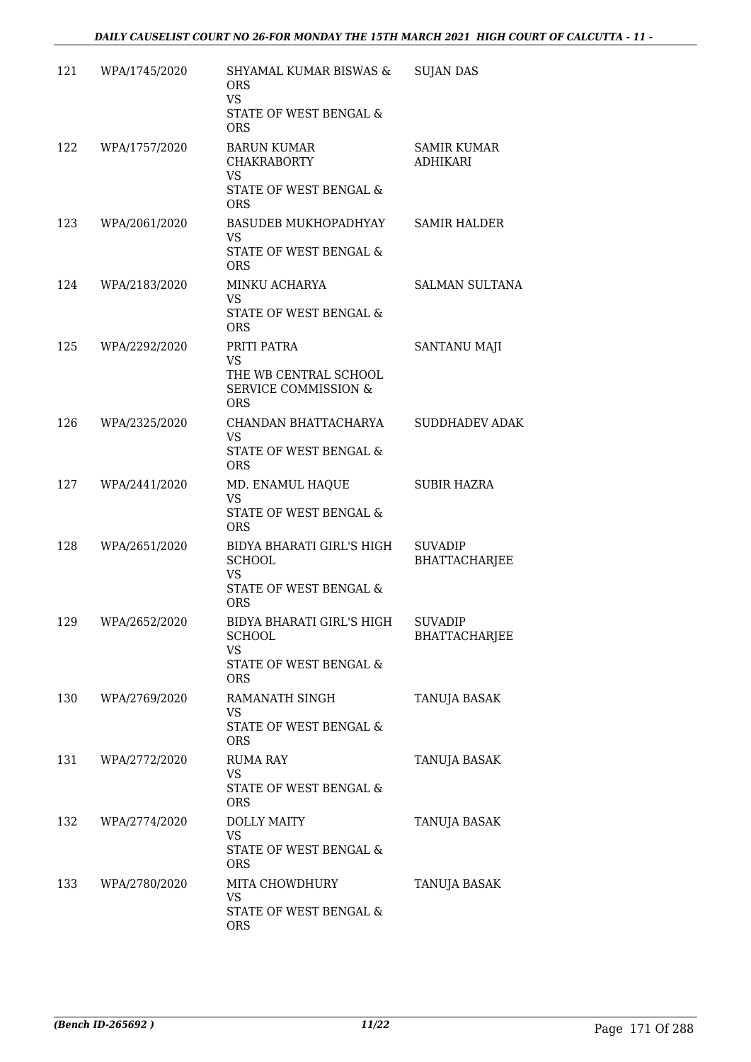| | | | |
|---|---|---|---|
| 121 | WPA/1745/2020 | SHYAMAL KUMAR BISWAS & ORS<br>VS<br>STATE OF WEST BENGAL & ORS | SUJAN DAS |
| 122 | WPA/1757/2020 | BARUN KUMAR CHAKRABORTY<br>VS<br>STATE OF WEST BENGAL & ORS | SAMIR KUMAR ADHIKARI |
| 123 | WPA/2061/2020 | BASUDEB MUKHOPADHYAY<br>VS<br>STATE OF WEST BENGAL & ORS | SAMIR HALDER |
| 124 | WPA/2183/2020 | MINKU ACHARYA<br>VS<br>STATE OF WEST BENGAL & ORS | SALMAN SULTANA |
| 125 | WPA/2292/2020 | PRITI PATRA<br>VS<br>THE WB CENTRAL SCHOOL SERVICE COMMISSION & ORS | SANTANU MAJI |
| 126 | WPA/2325/2020 | CHANDAN BHATTACHARYA<br>VS<br>STATE OF WEST BENGAL & ORS | SUDDHADEV ADAK |
| 127 | WPA/2441/2020 | MD. ENAMUL HAQUE<br>VS<br>STATE OF WEST BENGAL & ORS | SUBIR HAZRA |
| 128 | WPA/2651/2020 | BIDYA BHARATI GIRL'S HIGH SCHOOL<br>VS<br>STATE OF WEST BENGAL & ORS | SUVADIP BHATTACHARJEE |
| 129 | WPA/2652/2020 | BIDYA BHARATI GIRL'S HIGH SCHOOL<br>VS<br>STATE OF WEST BENGAL & ORS | SUVADIP BHATTACHARJEE |
| 130 | WPA/2769/2020 | RAMANATH SINGH<br>VS<br>STATE OF WEST BENGAL & ORS | TANUJA BASAK |
| 131 | WPA/2772/2020 | RUMA RAY<br>VS<br>STATE OF WEST BENGAL & ORS | TANUJA BASAK |
| 132 | WPA/2774/2020 | DOLLY MAITY<br>VS<br>STATE OF WEST BENGAL & ORS | TANUJA BASAK |
| 133 | WPA/2780/2020 | MITA CHOWDHURY<br>VS<br>STATE OF WEST BENGAL & ORS | TANUJA BASAK |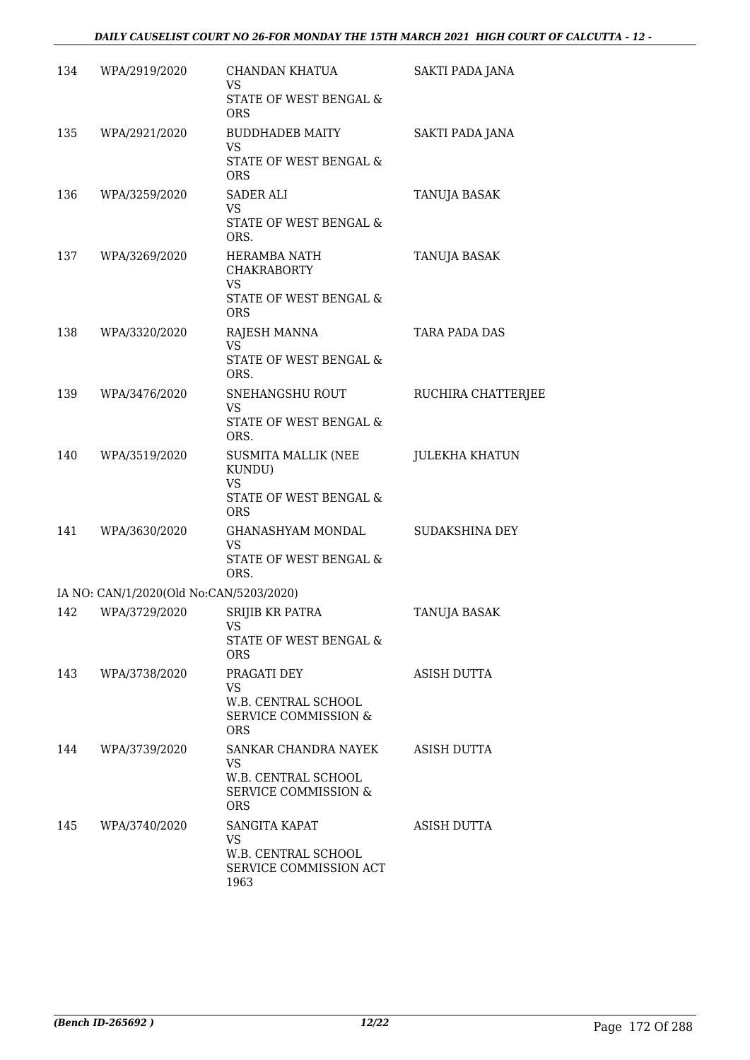| 134 | WPA/2919/2020 | CHANDAN KHATUA<br>VS<br>STATE OF WEST BENGAL & ORS | SAKTI PADA JANA |
|---|---|---|---|
| 135 | WPA/2921/2020 | BUDDHADEB MAITY<br>VS<br>STATE OF WEST BENGAL & ORS | SAKTI PADA JANA |
| 136 | WPA/3259/2020 | SADER ALI<br>VS<br>STATE OF WEST BENGAL & ORS. | TANUJA BASAK |
| 137 | WPA/3269/2020 | HERAMBA NATH CHAKRABORTY<br>VS<br>STATE OF WEST BENGAL & ORS | TANUJA BASAK |
| 138 | WPA/3320/2020 | RAJESH MANNA<br>VS<br>STATE OF WEST BENGAL & ORS. | TARA PADA DAS |
| 139 | WPA/3476/2020 | SNEHANGSHU ROUT<br>VS<br>STATE OF WEST BENGAL & ORS. | RUCHIRA CHATTERJEE |
| 140 | WPA/3519/2020 | SUSMITA MALLIK (NEE KUNDU)<br>VS<br>STATE OF WEST BENGAL & ORS | JULEKHA KHATUN |
| 141 | WPA/3630/2020 | GHANASHYAM MONDAL<br>VS<br>STATE OF WEST BENGAL & ORS. | SUDAKSHINA DEY |
| | IA NO: CAN/1/2020(Old No:CAN/5203/2020) | | |
| 142 | WPA/3729/2020 | SRIJIB KR PATRA<br>VS<br>STATE OF WEST BENGAL & ORS | TANUJA BASAK |
| 143 | WPA/3738/2020 | PRAGATI DEY<br>VS<br>W.B. CENTRAL SCHOOL SERVICE COMMISSION & ORS | ASISH DUTTA |
| 144 | WPA/3739/2020 | SANKAR CHANDRA NAYEK<br>VS<br>W.B. CENTRAL SCHOOL SERVICE COMMISSION & ORS | ASISH DUTTA |
| 145 | WPA/3740/2020 | SANGITA KAPAT<br>VS<br>W.B. CENTRAL SCHOOL SERVICE COMMISSION ACT 1963 | ASISH DUTTA |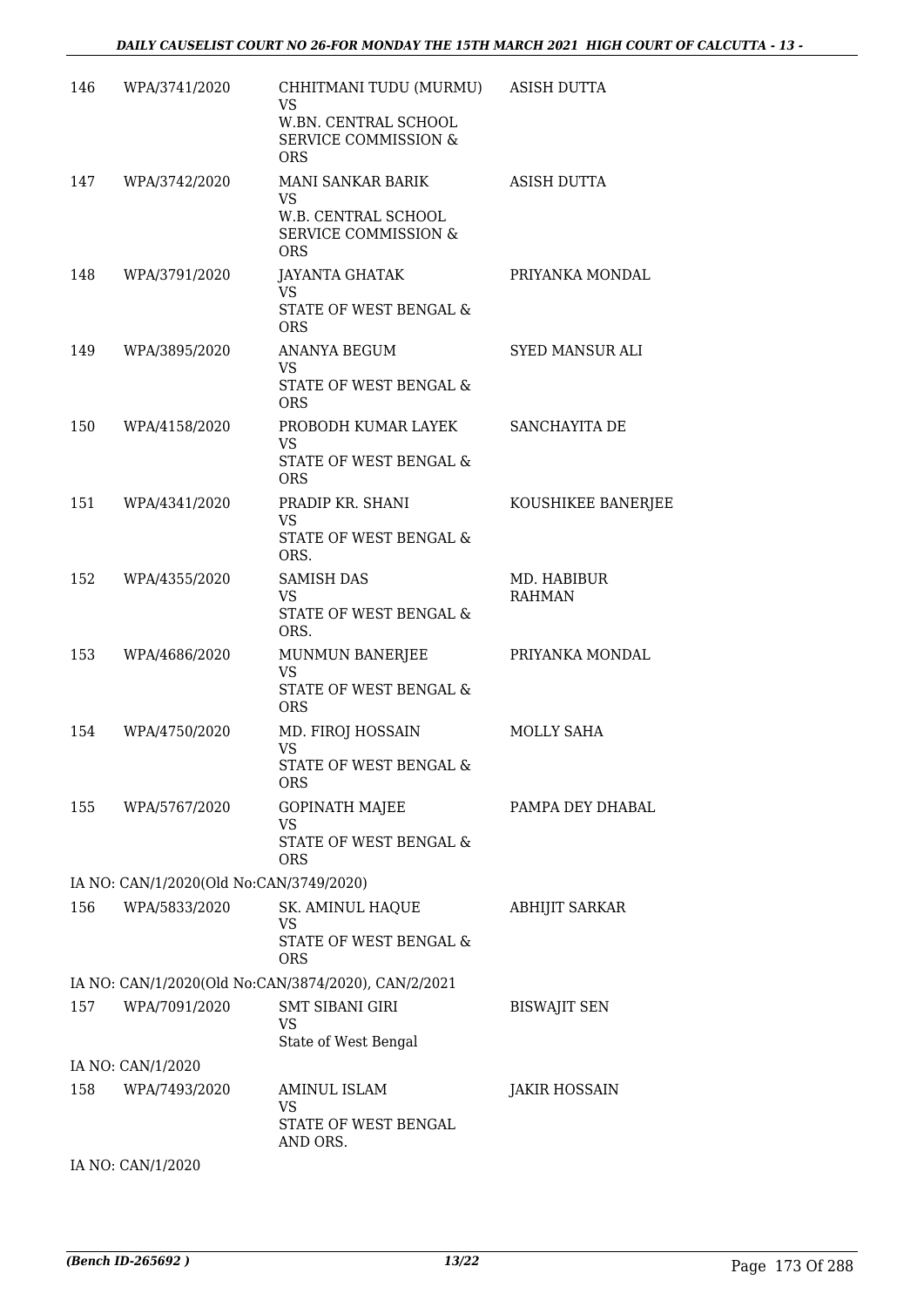| | | | |
|---|---|---|---|
| 146 | WPA/3741/2020 | CHHITMANI TUDU (MURMU)<br>VS<br>W.BN. CENTRAL SCHOOL SERVICE COMMISSION & ORS | ASISH DUTTA |
| 147 | WPA/3742/2020 | MANI SANKAR BARIK<br>VS<br>W.B. CENTRAL SCHOOL SERVICE COMMISSION & ORS | ASISH DUTTA |
| 148 | WPA/3791/2020 | JAYANTA GHATAK<br>VS<br>STATE OF WEST BENGAL & ORS | PRIYANKA MONDAL |
| 149 | WPA/3895/2020 | ANANYA BEGUM<br>VS<br>STATE OF WEST BENGAL & ORS | SYED MANSUR ALI |
| 150 | WPA/4158/2020 | PROBODH KUMAR LAYEK<br>VS<br>STATE OF WEST BENGAL & ORS | SANCHAYITA DE |
| 151 | WPA/4341/2020 | PRADIP KR. SHANI<br>VS<br>STATE OF WEST BENGAL & ORS. | KOUSHIKEE BANERJEE |
| 152 | WPA/4355/2020 | SAMISH DAS<br>VS<br>STATE OF WEST BENGAL & ORS. | MD. HABIBUR RAHMAN |
| 153 | WPA/4686/2020 | MUNMUN BANERJEE<br>VS<br>STATE OF WEST BENGAL & ORS | PRIYANKA MONDAL |
| 154 | WPA/4750/2020 | MD. FIROJ HOSSAIN<br>VS<br>STATE OF WEST BENGAL & ORS | MOLLY SAHA |
| 155 | WPA/5767/2020 | GOPINATH MAJEE<br>VS<br>STATE OF WEST BENGAL & ORS | PAMPA DEY DHABAL |
| | IA NO: CAN/1/2020(Old No:CAN/3749/2020) | | |
| 156 | WPA/5833/2020 | SK. AMINUL HAQUE<br>VS<br>STATE OF WEST BENGAL & ORS | ABHIJIT SARKAR |
| | IA NO: CAN/1/2020(Old No:CAN/3874/2020), CAN/2/2021 | | |
| 157 | WPA/7091/2020 | SMT SIBANI GIRI<br>VS<br>State of West Bengal | BISWAJIT SEN |
| | IA NO: CAN/1/2020 | | |
| 158 | WPA/7493/2020 | AMINUL ISLAM<br>VS<br>STATE OF WEST BENGAL AND ORS. | JAKIR HOSSAIN |
| | IA NO: CAN/1/2020 | | |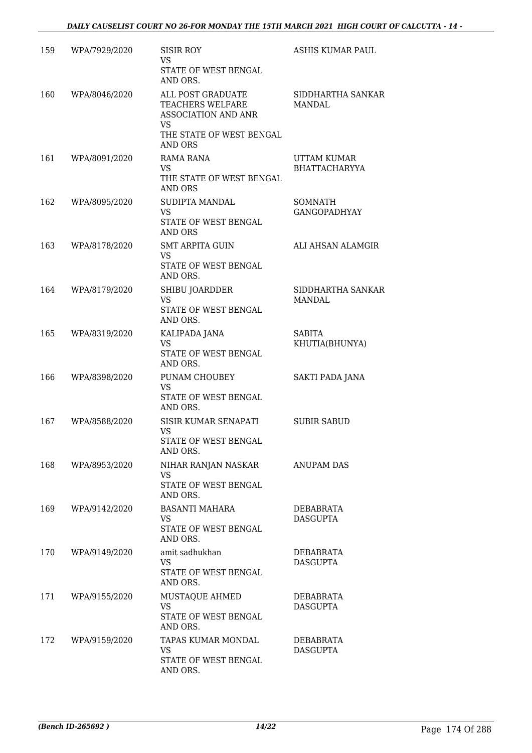| | | | |
|---|---|---|---|
| 159 | WPA/7929/2020 | SISIR ROY<br>VS<br>STATE OF WEST BENGAL AND ORS. | ASHIS KUMAR PAUL |
| 160 | WPA/8046/2020 | ALL POST GRADUATE TEACHERS WELFARE ASSOCIATION AND ANR<br>VS<br>THE STATE OF WEST BENGAL AND ORS | SIDDHARTHA SANKAR MANDAL |
| 161 | WPA/8091/2020 | RAMA RANA<br>VS<br>THE STATE OF WEST BENGAL AND ORS | UTTAM KUMAR BHATTACHARYYA |
| 162 | WPA/8095/2020 | SUDIPTA MANDAL<br>VS<br>STATE OF WEST BENGAL AND ORS | SOMNATH GANGOPADHYAY |
| 163 | WPA/8178/2020 | SMT ARPITA GUIN<br>VS<br>STATE OF WEST BENGAL AND ORS. | ALI AHSAN ALAMGIR |
| 164 | WPA/8179/2020 | SHIBU JOARDDER<br>VS<br>STATE OF WEST BENGAL AND ORS. | SIDDHARTHA SANKAR MANDAL |
| 165 | WPA/8319/2020 | KALIPADA JANA<br>VS<br>STATE OF WEST BENGAL AND ORS. | SABITA KHUTIA(BHUNYA) |
| 166 | WPA/8398/2020 | PUNAM CHOUBEY<br>VS<br>STATE OF WEST BENGAL AND ORS. | SAKTI PADA JANA |
| 167 | WPA/8588/2020 | SISIR KUMAR SENAPATI<br>VS<br>STATE OF WEST BENGAL AND ORS. | SUBIR SABUD |
| 168 | WPA/8953/2020 | NIHAR RANJAN NASKAR<br>VS<br>STATE OF WEST BENGAL AND ORS. | ANUPAM DAS |
| 169 | WPA/9142/2020 | BASANTI MAHARA<br>VS<br>STATE OF WEST BENGAL AND ORS. | DEBABRATA DASGUPTA |
| 170 | WPA/9149/2020 | amit sadhukhan<br>VS<br>STATE OF WEST BENGAL AND ORS. | DEBABRATA DASGUPTA |
| 171 | WPA/9155/2020 | MUSTAQUE AHMED<br>VS<br>STATE OF WEST BENGAL AND ORS. | DEBABRATA DASGUPTA |
| 172 | WPA/9159/2020 | TAPAS KUMAR MONDAL<br>VS<br>STATE OF WEST BENGAL AND ORS. | DEBABRATA DASGUPTA |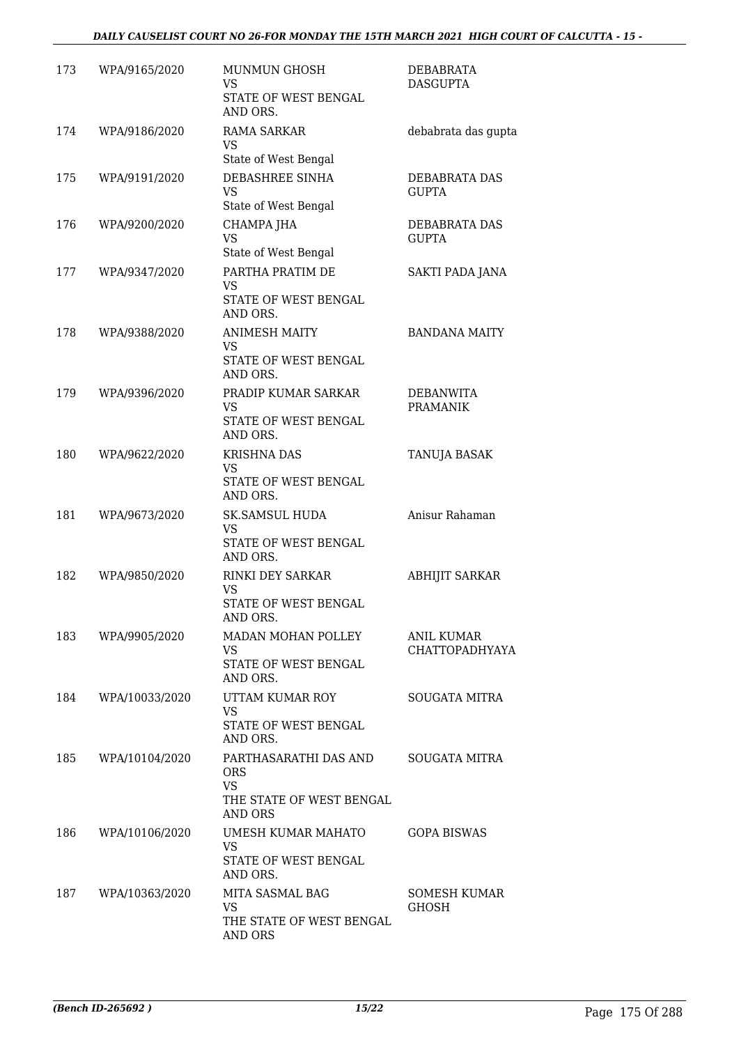| | | | |
|---|---|---|---|
| 173 | WPA/9165/2020 | MUNMUN GHOSH<br>VS<br>STATE OF WEST BENGAL AND ORS. | DEBABRATA DASGUPTA |
| 174 | WPA/9186/2020 | RAMA SARKAR<br>VS<br>State of West Bengal | debabrata das gupta |
| 175 | WPA/9191/2020 | DEBASHREE SINHA<br>VS<br>State of West Bengal | DEBABRATA DAS GUPTA |
| 176 | WPA/9200/2020 | CHAMPA JHA<br>VS<br>State of West Bengal | DEBABRATA DAS GUPTA |
| 177 | WPA/9347/2020 | PARTHA PRATIM DE<br>VS<br>STATE OF WEST BENGAL AND ORS. | SAKTI PADA JANA |
| 178 | WPA/9388/2020 | ANIMESH MAITY<br>VS<br>STATE OF WEST BENGAL AND ORS. | BANDANA MAITY |
| 179 | WPA/9396/2020 | PRADIP KUMAR SARKAR<br>VS<br>STATE OF WEST BENGAL AND ORS. | DEBANWITA PRAMANIK |
| 180 | WPA/9622/2020 | KRISHNA DAS<br>VS<br>STATE OF WEST BENGAL AND ORS. | TANUJA BASAK |
| 181 | WPA/9673/2020 | SK.SAMSUL HUDA<br>VS<br>STATE OF WEST BENGAL AND ORS. | Anisur Rahaman |
| 182 | WPA/9850/2020 | RINKI DEY SARKAR<br>VS<br>STATE OF WEST BENGAL AND ORS. | ABHIJIT SARKAR |
| 183 | WPA/9905/2020 | MADAN MOHAN POLLEY<br>VS<br>STATE OF WEST BENGAL AND ORS. | ANIL KUMAR CHATTOPADHYAYA |
| 184 | WPA/10033/2020 | UTTAM KUMAR ROY<br>VS<br>STATE OF WEST BENGAL AND ORS. | SOUGATA MITRA |
| 185 | WPA/10104/2020 | PARTHASARATHI DAS AND ORS<br>VS<br>THE STATE OF WEST BENGAL AND ORS | SOUGATA MITRA |
| 186 | WPA/10106/2020 | UMESH KUMAR MAHATO<br>VS<br>STATE OF WEST BENGAL AND ORS. | GOPA BISWAS |
| 187 | WPA/10363/2020 | MITA SASMAL BAG<br>VS<br>THE STATE OF WEST BENGAL AND ORS | SOMESH KUMAR GHOSH |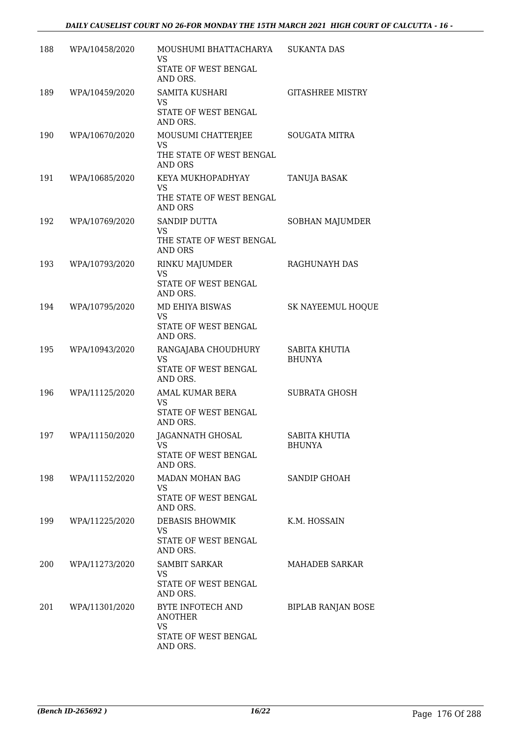| 188 | WPA/10458/2020 | MOUSHUMI BHATTACHARYA<br>VS<br>STATE OF WEST BENGAL AND ORS. | SUKANTA DAS |
|---|---|---|---|
| 189 | WPA/10459/2020 | SAMITA KUSHARI<br>VS<br>STATE OF WEST BENGAL AND ORS. | GITASHREE MISTRY |
| 190 | WPA/10670/2020 | MOUSUMI CHATTERJEE<br>VS<br>THE STATE OF WEST BENGAL AND ORS | SOUGATA MITRA |
| 191 | WPA/10685/2020 | KEYA MUKHOPADHYAY<br>VS<br>THE STATE OF WEST BENGAL AND ORS | TANUJA BASAK |
| 192 | WPA/10769/2020 | SANDIP DUTTA<br>VS<br>THE STATE OF WEST BENGAL AND ORS | SOBHAN MAJUMDER |
| 193 | WPA/10793/2020 | RINKU MAJUMDER<br>VS<br>STATE OF WEST BENGAL AND ORS. | RAGHUNAYH DAS |
| 194 | WPA/10795/2020 | MD EHIYA BISWAS<br>VS<br>STATE OF WEST BENGAL AND ORS. | SK NAYEEMUL HOQUE |
| 195 | WPA/10943/2020 | RANGAJABA CHOUDHURY<br>VS<br>STATE OF WEST BENGAL AND ORS. | SABITA KHUTIA BHUNYA |
| 196 | WPA/11125/2020 | AMAL KUMAR BERA<br>VS<br>STATE OF WEST BENGAL AND ORS. | SUBRATA GHOSH |
| 197 | WPA/11150/2020 | JAGANNATH GHOSAL<br>VS<br>STATE OF WEST BENGAL AND ORS. | SABITA KHUTIA BHUNYA |
| 198 | WPA/11152/2020 | MADAN MOHAN BAG<br>VS<br>STATE OF WEST BENGAL AND ORS. | SANDIP GHOAH |
| 199 | WPA/11225/2020 | DEBASIS BHOWMIK<br>VS<br>STATE OF WEST BENGAL AND ORS. | K.M. HOSSAIN |
| 200 | WPA/11273/2020 | SAMBIT SARKAR<br>VS<br>STATE OF WEST BENGAL AND ORS. | MAHADEB SARKAR |
| 201 | WPA/11301/2020 | BYTE INFOTECH AND ANOTHER<br>VS<br>STATE OF WEST BENGAL AND ORS. | BIPLAB RANJAN BOSE |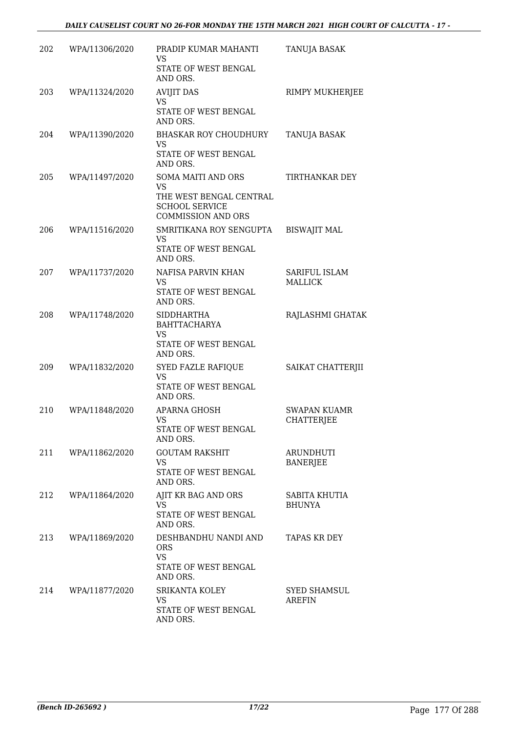| | | | |
|---|---|---|---|
| 202 | WPA/11306/2020 | PRADIP KUMAR MAHANTI<br>VS<br>STATE OF WEST BENGAL AND ORS. | TANUJA BASAK |
| 203 | WPA/11324/2020 | AVIJIT DAS<br>VS<br>STATE OF WEST BENGAL AND ORS. | RIMPY MUKHERJEE |
| 204 | WPA/11390/2020 | BHASKAR ROY CHOUDHURY<br>VS<br>STATE OF WEST BENGAL AND ORS. | TANUJA BASAK |
| 205 | WPA/11497/2020 | SOMA MAITI AND ORS<br>VS<br>THE WEST BENGAL CENTRAL SCHOOL SERVICE COMMISSION AND ORS | TIRTHANKAR DEY |
| 206 | WPA/11516/2020 | SMRITIKANA ROY SENGUPTA<br>VS<br>STATE OF WEST BENGAL AND ORS. | BISWAJIT MAL |
| 207 | WPA/11737/2020 | NAFISA PARVIN KHAN<br>VS<br>STATE OF WEST BENGAL AND ORS. | SARIFUL ISLAM MALLICK |
| 208 | WPA/11748/2020 | SIDDHARTHA BAHTTACHARYA<br>VS<br>STATE OF WEST BENGAL AND ORS. | RAJLASHMI GHATAK |
| 209 | WPA/11832/2020 | SYED FAZLE RAFIQUE<br>VS<br>STATE OF WEST BENGAL AND ORS. | SAIKAT CHATTERJII |
| 210 | WPA/11848/2020 | APARNA GHOSH<br>VS<br>STATE OF WEST BENGAL AND ORS. | SWAPAN KUAMR CHATTERJEE |
| 211 | WPA/11862/2020 | GOUTAM RAKSHIT<br>VS<br>STATE OF WEST BENGAL AND ORS. | ARUNDHUTI BANERJEE |
| 212 | WPA/11864/2020 | AJIT KR BAG AND ORS<br>VS<br>STATE OF WEST BENGAL AND ORS. | SABITA KHUTIA BHUNYA |
| 213 | WPA/11869/2020 | DESHBANDHU NANDI AND ORS<br>VS<br>STATE OF WEST BENGAL AND ORS. | TAPAS KR DEY |
| 214 | WPA/11877/2020 | SRIKANTA KOLEY<br>VS<br>STATE OF WEST BENGAL AND ORS. | SYED SHAMSUL AREFIN |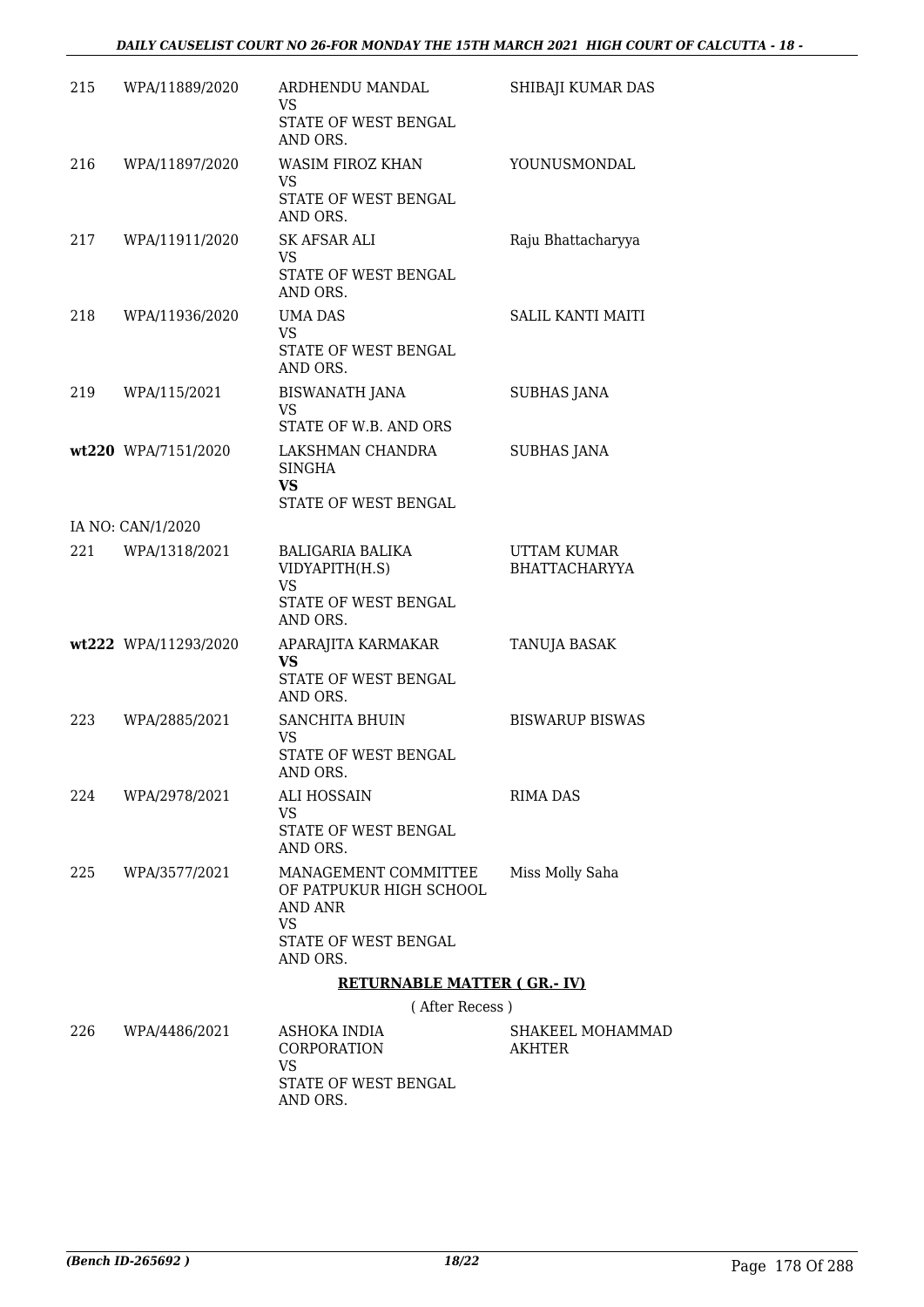| | | | |
|---|---|---|---|
| 215 | WPA/11889/2020 | ARDHENDU MANDAL<br>VS<br>STATE OF WEST BENGAL AND ORS. | SHIBAJI KUMAR DAS |
| 216 | WPA/11897/2020 | WASIM FIROZ KHAN<br>VS<br>STATE OF WEST BENGAL AND ORS. | YOUNUSMONDAL |
| 217 | WPA/11911/2020 | SK AFSAR ALI<br>VS<br>STATE OF WEST BENGAL AND ORS. | Raju Bhattacharyya |
| 218 | WPA/11936/2020 | UMA DAS<br>VS<br>STATE OF WEST BENGAL AND ORS. | SALIL KANTI MAITI |
| 219 | WPA/115/2021 | BISWANATH JANA<br>VS<br>STATE OF W.B. AND ORS | SUBHAS JANA |
| **wt220** | WPA/7151/2020 | LAKSHMAN CHANDRA SINGHA<br>**VS**<br>STATE OF WEST BENGAL | SUBHAS JANA |
| | IA NO: CAN/1/2020 | | |
| 221 | WPA/1318/2021 | BALIGARIA BALIKA VIDYAPITH(H.S)<br>VS<br>STATE OF WEST BENGAL AND ORS. | UTTAM KUMAR BHATTACHARYYA |
| **wt222** | WPA/11293/2020 | APARAJITA KARMAKAR<br>**VS**<br>STATE OF WEST BENGAL AND ORS. | TANUJA BASAK |
| 223 | WPA/2885/2021 | SANCHITA BHUIN<br>VS<br>STATE OF WEST BENGAL AND ORS. | BISWARUP BISWAS |
| 224 | WPA/2978/2021 | ALI HOSSAIN<br>VS<br>STATE OF WEST BENGAL AND ORS. | RIMA DAS |
| 225 | WPA/3577/2021 | MANAGEMENT COMMITTEE OF PATPUKUR HIGH SCHOOL AND ANR<br>VS<br>STATE OF WEST BENGAL AND ORS. | Miss Molly Saha |

**RETURNABLE MATTER ( GR.- IV)**

( After Recess )

| | | | |
|---|---|---|---|
| 226 | WPA/4486/2021 | ASHOKA INDIA CORPORATION<br>VS<br>STATE OF WEST BENGAL AND ORS. | SHAKEEL MOHAMMAD AKHTER |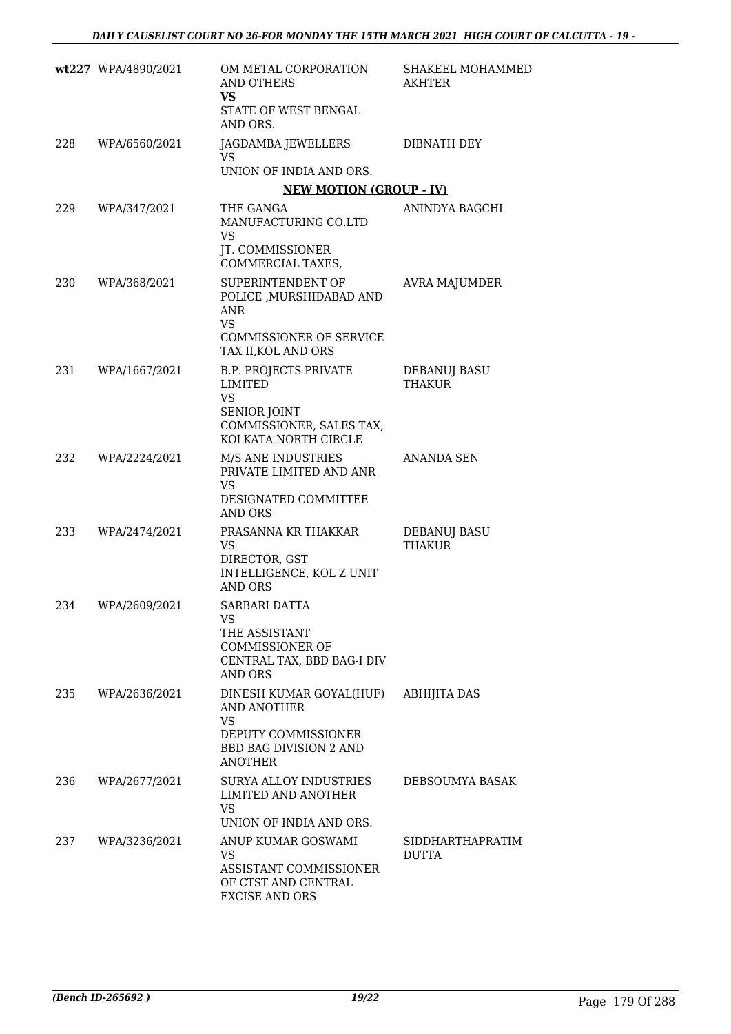| | | | |
|---|---|---|---|
| wt227 | WPA/4890/2021 | OM METAL CORPORATION AND OTHERS<br>**VS**<br>STATE OF WEST BENGAL AND ORS. | SHAKEEL MOHAMMED AKHTER |
| 228 | WPA/6560/2021 | JAGDAMBA JEWELLERS<br>VS<br>UNION OF INDIA AND ORS. | DIBNATH DEY |

**NEW MOTION (GROUP - IV)**

| | | | |
|---|---|---|---|
| 229 | WPA/347/2021 | THE GANGA MANUFACTURING CO.LTD<br>VS<br>JT. COMMISSIONER COMMERCIAL TAXES, | ANINDYA BAGCHI |
| 230 | WPA/368/2021 | SUPERINTENDENT OF POLICE ,MURSHIDABAD AND ANR<br>VS<br>COMMISSIONER OF SERVICE TAX II,KOL AND ORS | AVRA MAJUMDER |
| 231 | WPA/1667/2021 | B.P. PROJECTS PRIVATE LIMITED<br>VS<br>SENIOR JOINT COMMISSIONER, SALES TAX, KOLKATA NORTH CIRCLE | DEBANUJ BASU THAKUR |
| 232 | WPA/2224/2021 | M/S ANE INDUSTRIES PRIVATE LIMITED AND ANR<br>VS<br>DESIGNATED COMMITTEE AND ORS | ANANDA SEN |
| 233 | WPA/2474/2021 | PRASANNA KR THAKKAR<br>VS<br>DIRECTOR, GST INTELLIGENCE, KOL Z UNIT AND ORS | DEBANUJ BASU THAKUR |
| 234 | WPA/2609/2021 | SARBARI DATTA<br>VS<br>THE ASSISTANT COMMISSIONER OF CENTRAL TAX, BBD BAG-I DIV AND ORS | |
| 235 | WPA/2636/2021 | DINESH KUMAR GOYAL(HUF) AND ANOTHER<br>VS<br>DEPUTY COMMISSIONER BBD BAG DIVISION 2 AND ANOTHER | ABHIJITA DAS |
| 236 | WPA/2677/2021 | SURYA ALLOY INDUSTRIES LIMITED AND ANOTHER<br>VS<br>UNION OF INDIA AND ORS. | DEBSOUMYA BASAK |
| 237 | WPA/3236/2021 | ANUP KUMAR GOSWAMI<br>VS<br>ASSISTANT COMMISSIONER OF CTST AND CENTRAL EXCISE AND ORS | SIDDHARTHAPRATIM DUTTA |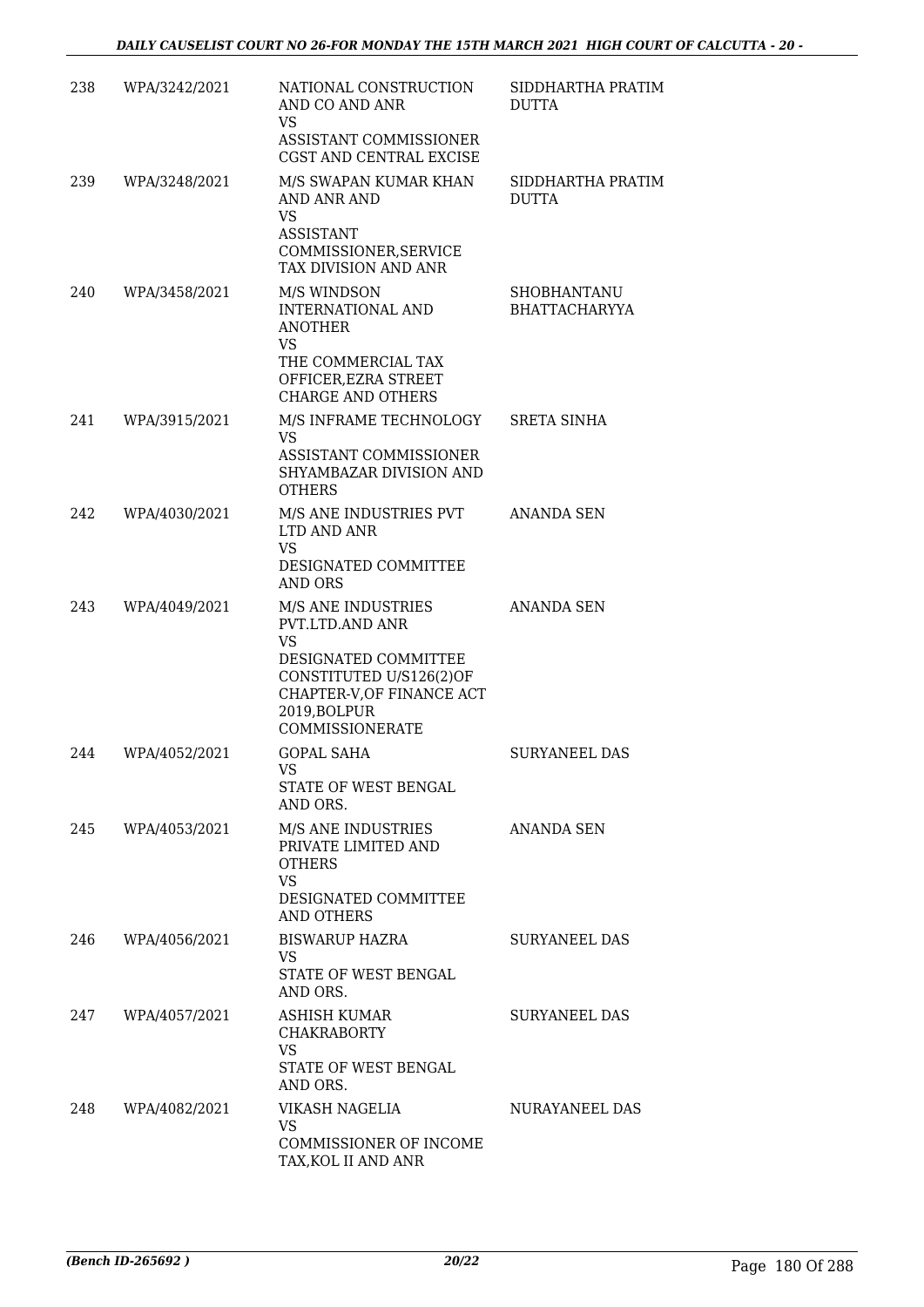| | | | |
|---|---|---|---|
| 238 | WPA/3242/2021 | NATIONAL CONSTRUCTION AND CO AND ANR<br>VS<br>ASSISTANT COMMISSIONER CGST AND CENTRAL EXCISE | SIDDHARTHA PRATIM DUTTA |
| 239 | WPA/3248/2021 | M/S SWAPAN KUMAR KHAN AND ANR AND<br>VS<br>ASSISTANT COMMISSIONER,SERVICE TAX DIVISION AND ANR | SIDDHARTHA PRATIM DUTTA |
| 240 | WPA/3458/2021 | M/S WINDSON INTERNATIONAL AND ANOTHER<br>VS<br>THE COMMERCIAL TAX OFFICER,EZRA STREET CHARGE AND OTHERS | SHOBHANTANU BHATTACHARYYA |
| 241 | WPA/3915/2021 | M/S INFRAME TECHNOLOGY<br>VS<br>ASSISTANT COMMISSIONER SHYAMBAZAR DIVISION AND OTHERS | SRETA SINHA |
| 242 | WPA/4030/2021 | M/S ANE INDUSTRIES PVT LTD AND ANR<br>VS<br>DESIGNATED COMMITTEE AND ORS | ANANDA SEN |
| 243 | WPA/4049/2021 | M/S ANE INDUSTRIES PVT.LTD.AND ANR<br>VS<br>DESIGNATED COMMITTEE CONSTITUTED U/S126(2)OF CHAPTER-V,OF FINANCE ACT 2019,BOLPUR COMMISSIONERATE | ANANDA SEN |
| 244 | WPA/4052/2021 | GOPAL SAHA<br>VS<br>STATE OF WEST BENGAL AND ORS. | SURYANEEL DAS |
| 245 | WPA/4053/2021 | M/S ANE INDUSTRIES PRIVATE LIMITED AND OTHERS<br>VS<br>DESIGNATED COMMITTEE AND OTHERS | ANANDA SEN |
| 246 | WPA/4056/2021 | BISWARUP HAZRA<br>VS<br>STATE OF WEST BENGAL AND ORS. | SURYANEEL DAS |
| 247 | WPA/4057/2021 | ASHISH KUMAR CHAKRABORTY<br>VS<br>STATE OF WEST BENGAL AND ORS. | SURYANEEL DAS |
| 248 | WPA/4082/2021 | VIKASH NAGELIA<br>VS<br>COMMISSIONER OF INCOME TAX,KOL II AND ANR | NURAYANEEL DAS |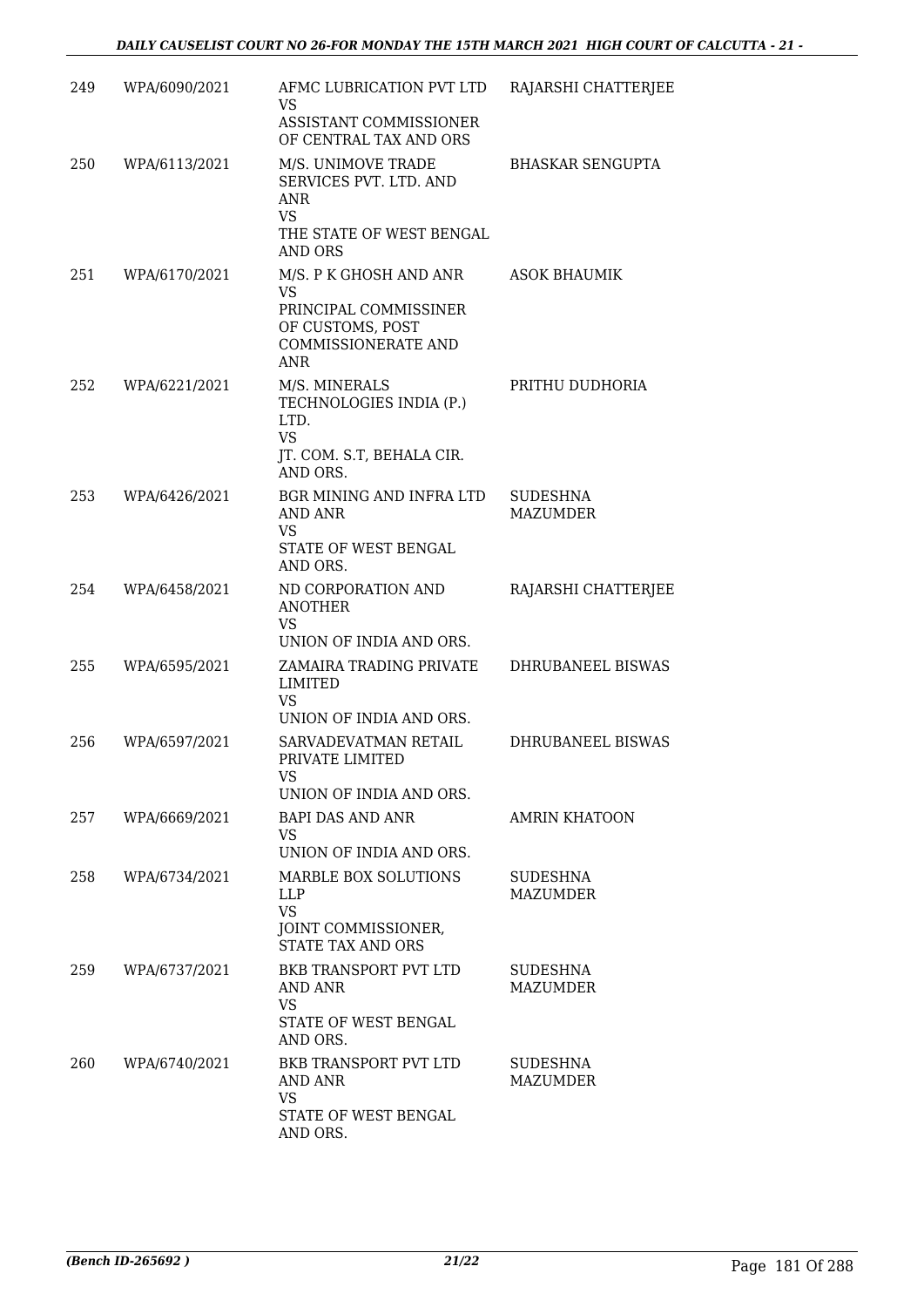| | | | |
|---|---|---|---|
| 249 | WPA/6090/2021 | AFMC LUBRICATION PVT LTD<br>VS<br>ASSISTANT COMMISSIONER OF CENTRAL TAX AND ORS | RAJARSHI CHATTERJEE |
| 250 | WPA/6113/2021 | M/S. UNIMOVE TRADE SERVICES PVT. LTD. AND ANR<br>VS<br>THE STATE OF WEST BENGAL AND ORS | BHASKAR SENGUPTA |
| 251 | WPA/6170/2021 | M/S. P K GHOSH AND ANR<br>VS<br>PRINCIPAL COMMISSINER OF CUSTOMS, POST COMMISSIONERATE AND ANR | ASOK BHAUMIK |
| 252 | WPA/6221/2021 | M/S. MINERALS TECHNOLOGIES INDIA (P.) LTD.<br>VS<br>JT. COM. S.T, BEHALA CIR. AND ORS. | PRITHU DUDHORIA |
| 253 | WPA/6426/2021 | BGR MINING AND INFRA LTD AND ANR<br>VS<br>STATE OF WEST BENGAL AND ORS. | SUDESHNA MAZUMDER |
| 254 | WPA/6458/2021 | ND CORPORATION AND ANOTHER<br>VS<br>UNION OF INDIA AND ORS. | RAJARSHI CHATTERJEE |
| 255 | WPA/6595/2021 | ZAMAIRA TRADING PRIVATE LIMITED<br>VS<br>UNION OF INDIA AND ORS. | DHRUBANEEL BISWAS |
| 256 | WPA/6597/2021 | SARVADEVATMAN RETAIL PRIVATE LIMITED<br>VS<br>UNION OF INDIA AND ORS. | DHRUBANEEL BISWAS |
| 257 | WPA/6669/2021 | BAPI DAS AND ANR<br>VS<br>UNION OF INDIA AND ORS. | AMRIN KHATOON |
| 258 | WPA/6734/2021 | MARBLE BOX SOLUTIONS LLP<br>VS<br>JOINT COMMISSIONER, STATE TAX AND ORS | SUDESHNA MAZUMDER |
| 259 | WPA/6737/2021 | BKB TRANSPORT PVT LTD AND ANR<br>VS<br>STATE OF WEST BENGAL AND ORS. | SUDESHNA MAZUMDER |
| 260 | WPA/6740/2021 | BKB TRANSPORT PVT LTD AND ANR<br>VS<br>STATE OF WEST BENGAL AND ORS. | SUDESHNA MAZUMDER |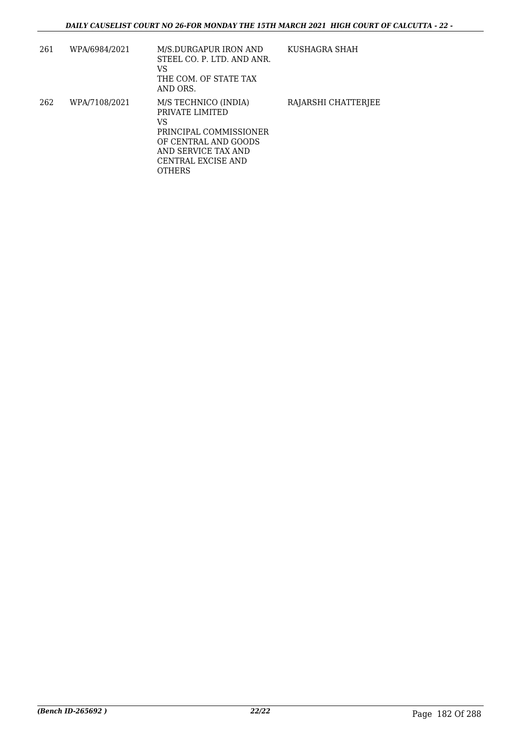| | | | |
|---|---|---|---|
| 261 | WPA/6984/2021 | M/S.DURGAPUR IRON AND STEEL CO. P. LTD. AND ANR.<br>VS<br>THE COM. OF STATE TAX AND ORS. | KUSHAGRA SHAH |
| 262 | WPA/7108/2021 | M/S TECHNICO (INDIA) PRIVATE LIMITED<br>VS<br>PRINCIPAL COMMISSIONER OF CENTRAL AND GOODS AND SERVICE TAX AND CENTRAL EXCISE AND OTHERS | RAJARSHI CHATTERJEE |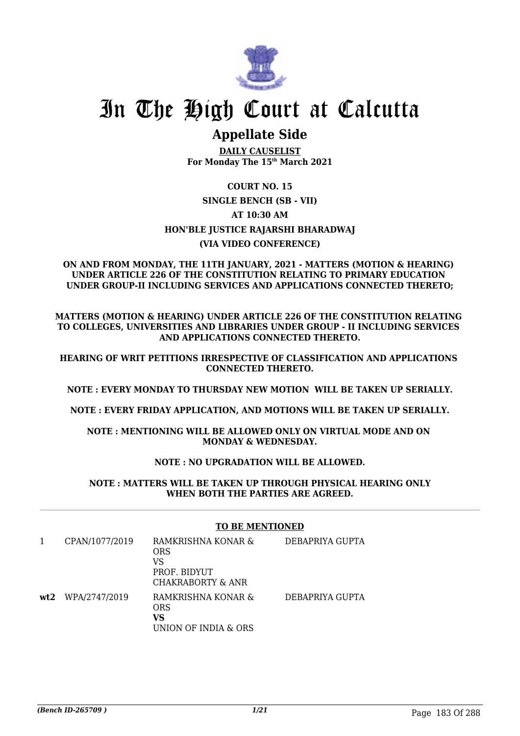# In The High Court at Calcutta

## Appellate Side

**DAILY CAUSELIST**
**For Monday The 15th March 2021**

**COURT NO. 15**

**SINGLE BENCH (SB - VII)**

**AT 10:30 AM**

**HON'BLE JUSTICE RAJARSHI BHARADWAJ**

**(VIA VIDEO CONFERENCE)**

**ON AND FROM MONDAY, THE 11TH JANUARY, 2021 - MATTERS (MOTION & HEARING) UNDER ARTICLE 226 OF THE CONSTITUTION RELATING TO PRIMARY EDUCATION UNDER GROUP-II INCLUDING SERVICES AND APPLICATIONS CONNECTED THERETO;**

**MATTERS (MOTION & HEARING) UNDER ARTICLE 226 OF THE CONSTITUTION RELATING TO COLLEGES, UNIVERSITIES AND LIBRARIES UNDER GROUP - II INCLUDING SERVICES AND APPLICATIONS CONNECTED THERETO.**

**HEARING OF WRIT PETITIONS IRRESPECTIVE OF CLASSIFICATION AND APPLICATIONS CONNECTED THERETO.**

**NOTE : EVERY MONDAY TO THURSDAY NEW MOTION WILL BE TAKEN UP SERIALLY.**

**NOTE : EVERY FRIDAY APPLICATION, AND MOTIONS WILL BE TAKEN UP SERIALLY.**

**NOTE : MENTIONING WILL BE ALLOWED ONLY ON VIRTUAL MODE AND ON MONDAY & WEDNESDAY.**

**NOTE : NO UPGRADATION WILL BE ALLOWED.**

**NOTE : MATTERS WILL BE TAKEN UP THROUGH PHYSICAL HEARING ONLY WHEN BOTH THE PARTIES ARE AGREED.**

**TO BE MENTIONED**

| | | | |
|---|---|---|---|
| 1 | CPAN/1077/2019 | RAMKRISHNA KONAR & ORS<br>VS<br>PROF. BIDYUT CHAKRABORTY & ANR | DEBAPRIYA GUPTA |
| **wt2** | WPA/2747/2019 | RAMKRISHNA KONAR & ORS<br>**VS**<br>UNION OF INDIA & ORS | DEBAPRIYA GUPTA |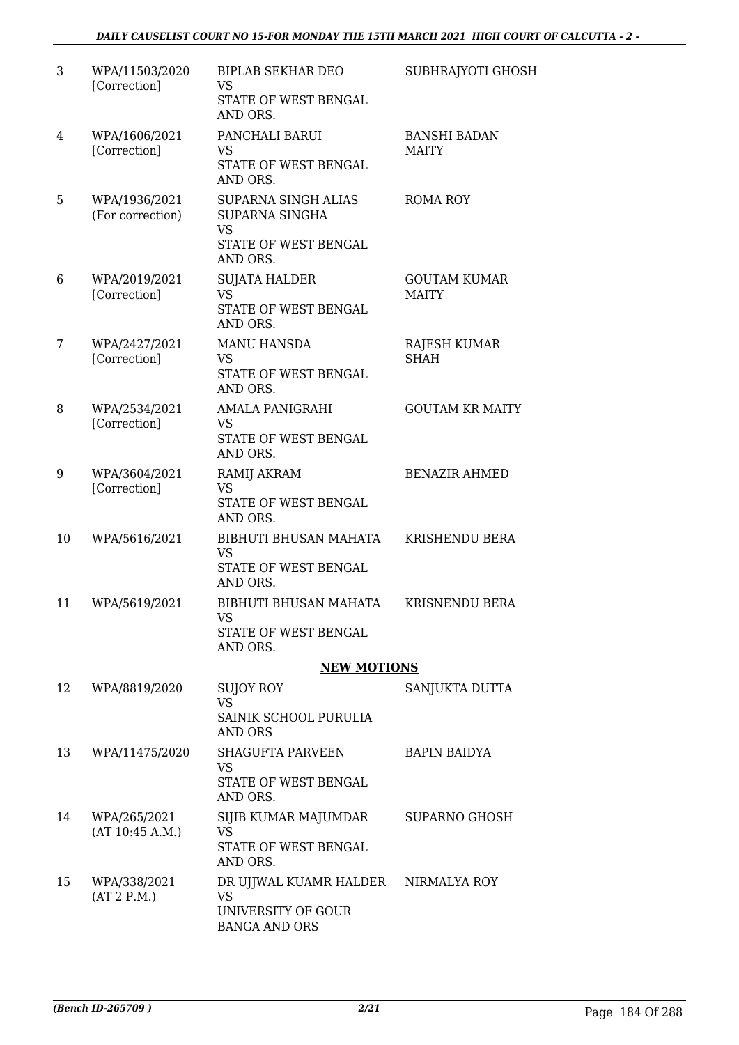| | | | |
|---|---|---|---|
| 3 | WPA/11503/2020 [Correction] | BIPLAB SEKHAR DEO VS STATE OF WEST BENGAL AND ORS. | SUBHRAJYOTI GHOSH |
| 4 | WPA/1606/2021 [Correction] | PANCHALI BARUI VS STATE OF WEST BENGAL AND ORS. | BANSHI BADAN MAITY |
| 5 | WPA/1936/2021 (For correction) | SUPARNA SINGH ALIAS SUPARNA SINGHA VS STATE OF WEST BENGAL AND ORS. | ROMA ROY |
| 6 | WPA/2019/2021 [Correction] | SUJATA HALDER VS STATE OF WEST BENGAL AND ORS. | GOUTAM KUMAR MAITY |
| 7 | WPA/2427/2021 [Correction] | MANU HANSDA VS STATE OF WEST BENGAL AND ORS. | RAJESH KUMAR SHAH |
| 8 | WPA/2534/2021 [Correction] | AMALA PANIGRAHI VS STATE OF WEST BENGAL AND ORS. | GOUTAM KR MAITY |
| 9 | WPA/3604/2021 [Correction] | RAMIJ AKRAM VS STATE OF WEST BENGAL AND ORS. | BENAZIR AHMED |
| 10 | WPA/5616/2021 | BIBHUTI BHUSAN MAHATA VS STATE OF WEST BENGAL AND ORS. | KRISHENDU BERA |
| 11 | WPA/5619/2021 | BIBHUTI BHUSAN MAHATA VS STATE OF WEST BENGAL AND ORS. | KRISNENDU BERA |

**NEW MOTIONS**

| | | | |
|---|---|---|---|
| 12 | WPA/8819/2020 | SUJOY ROY VS SAINIK SCHOOL PURULIA AND ORS | SANJUKTA DUTTA |
| 13 | WPA/11475/2020 | SHAGUFTA PARVEEN VS STATE OF WEST BENGAL AND ORS. | BAPIN BAIDYA |
| 14 | WPA/265/2021 (AT 10:45 A.M.) | SIJIB KUMAR MAJUMDAR VS STATE OF WEST BENGAL AND ORS. | SUPARNO GHOSH |
| 15 | WPA/338/2021 (AT 2 P.M.) | DR UJJWAL KUAMR HALDER VS UNIVERSITY OF GOUR BANGA AND ORS | NIRMALYA ROY |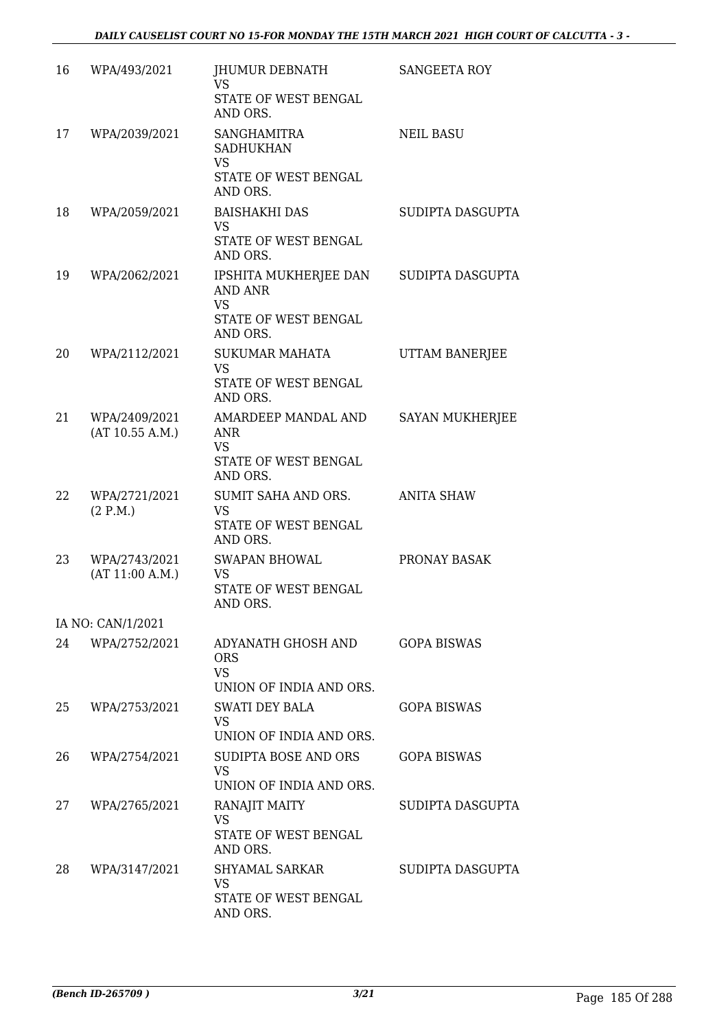| | | | |
|---|---|---|---|
| 16 | WPA/493/2021 | JHUMUR DEBNATH<br>VS<br>STATE OF WEST BENGAL AND ORS. | SANGEETA ROY |
| 17 | WPA/2039/2021 | SANGHAMITRA SADHUKHAN<br>VS<br>STATE OF WEST BENGAL AND ORS. | NEIL BASU |
| 18 | WPA/2059/2021 | BAISHAKHI DAS<br>VS<br>STATE OF WEST BENGAL AND ORS. | SUDIPTA DASGUPTA |
| 19 | WPA/2062/2021 | IPSHITA MUKHERJEE DAN AND ANR<br>VS<br>STATE OF WEST BENGAL AND ORS. | SUDIPTA DASGUPTA |
| 20 | WPA/2112/2021 | SUKUMAR MAHATA<br>VS<br>STATE OF WEST BENGAL AND ORS. | UTTAM BANERJEE |
| 21 | WPA/2409/2021<br>(AT 10.55 A.M.) | AMARDEEP MANDAL AND ANR<br>VS<br>STATE OF WEST BENGAL AND ORS. | SAYAN MUKHERJEE |
| 22 | WPA/2721/2021<br>(2 P.M.) | SUMIT SAHA AND ORS.<br>VS<br>STATE OF WEST BENGAL AND ORS. | ANITA SHAW |
| 23 | WPA/2743/2021<br>(AT 11:00 A.M.) | SWAPAN BHOWAL<br>VS<br>STATE OF WEST BENGAL AND ORS. | PRONAY BASAK |
| | IA NO: CAN/1/2021 | | |
| 24 | WPA/2752/2021 | ADYANATH GHOSH AND ORS<br>VS<br>UNION OF INDIA AND ORS. | GOPA BISWAS |
| 25 | WPA/2753/2021 | SWATI DEY BALA<br>VS<br>UNION OF INDIA AND ORS. | GOPA BISWAS |
| 26 | WPA/2754/2021 | SUDIPTA BOSE AND ORS<br>VS<br>UNION OF INDIA AND ORS. | GOPA BISWAS |
| 27 | WPA/2765/2021 | RANAJIT MAITY<br>VS<br>STATE OF WEST BENGAL AND ORS. | SUDIPTA DASGUPTA |
| 28 | WPA/3147/2021 | SHYAMAL SARKAR<br>VS<br>STATE OF WEST BENGAL AND ORS. | SUDIPTA DASGUPTA |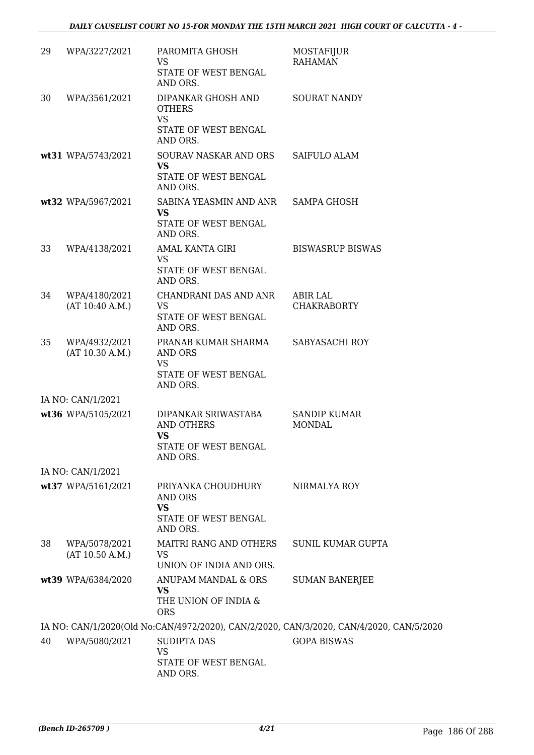| | | | |
|---|---|---|---|
| 29 | WPA/3227/2021 | PAROMITA GHOSH<br>VS<br>STATE OF WEST BENGAL AND ORS. | MOSTAFIJUR RAHAMAN |
| 30 | WPA/3561/2021 | DIPANKAR GHOSH AND OTHERS<br>VS<br>STATE OF WEST BENGAL AND ORS. | SOURAT NANDY |
| **wt31** | WPA/5743/2021 | SOURAV NASKAR AND ORS<br>**VS**<br>STATE OF WEST BENGAL AND ORS. | SAIFULO ALAM |
| **wt32** | WPA/5967/2021 | SABINA YEASMIN AND ANR<br>**VS**<br>STATE OF WEST BENGAL AND ORS. | SAMPA GHOSH |
| 33 | WPA/4138/2021 | AMAL KANTA GIRI<br>VS<br>STATE OF WEST BENGAL AND ORS. | BISWASRUP BISWAS |
| 34 | WPA/4180/2021<br>(AT 10:40 A.M.) | CHANDRANI DAS AND ANR<br>VS<br>STATE OF WEST BENGAL AND ORS. | ABIR LAL CHAKRABORTY |
| 35 | WPA/4932/2021<br>(AT 10.30 A.M.) | PRANAB KUMAR SHARMA AND ORS<br>VS<br>STATE OF WEST BENGAL AND ORS. | SABYASACHI ROY |
| | IA NO: CAN/1/2021 | | |
| **wt36** | WPA/5105/2021 | DIPANKAR SRIWASTABA AND OTHERS<br>**VS**<br>STATE OF WEST BENGAL AND ORS. | SANDIP KUMAR MONDAL |
| | IA NO: CAN/1/2021 | | |
| **wt37** | WPA/5161/2021 | PRIYANKA CHOUDHURY AND ORS<br>**VS**<br>STATE OF WEST BENGAL AND ORS. | NIRMALYA ROY |
| 38 | WPA/5078/2021<br>(AT 10.50 A.M.) | MAITRI RANG AND OTHERS<br>VS<br>UNION OF INDIA AND ORS. | SUNIL KUMAR GUPTA |
| **wt39** | WPA/6384/2020 | ANUPAM MANDAL & ORS<br>**VS**<br>THE UNION OF INDIA & ORS | SUMAN BANERJEE |

IA NO: CAN/1/2020(Old No:CAN/4972/2020), CAN/2/2020, CAN/3/2020, CAN/4/2020, CAN/5/2020

| | | | |
|---|---|---|---|
| 40 | WPA/5080/2021 | SUDIPTA DAS<br>VS<br>STATE OF WEST BENGAL AND ORS. | GOPA BISWAS |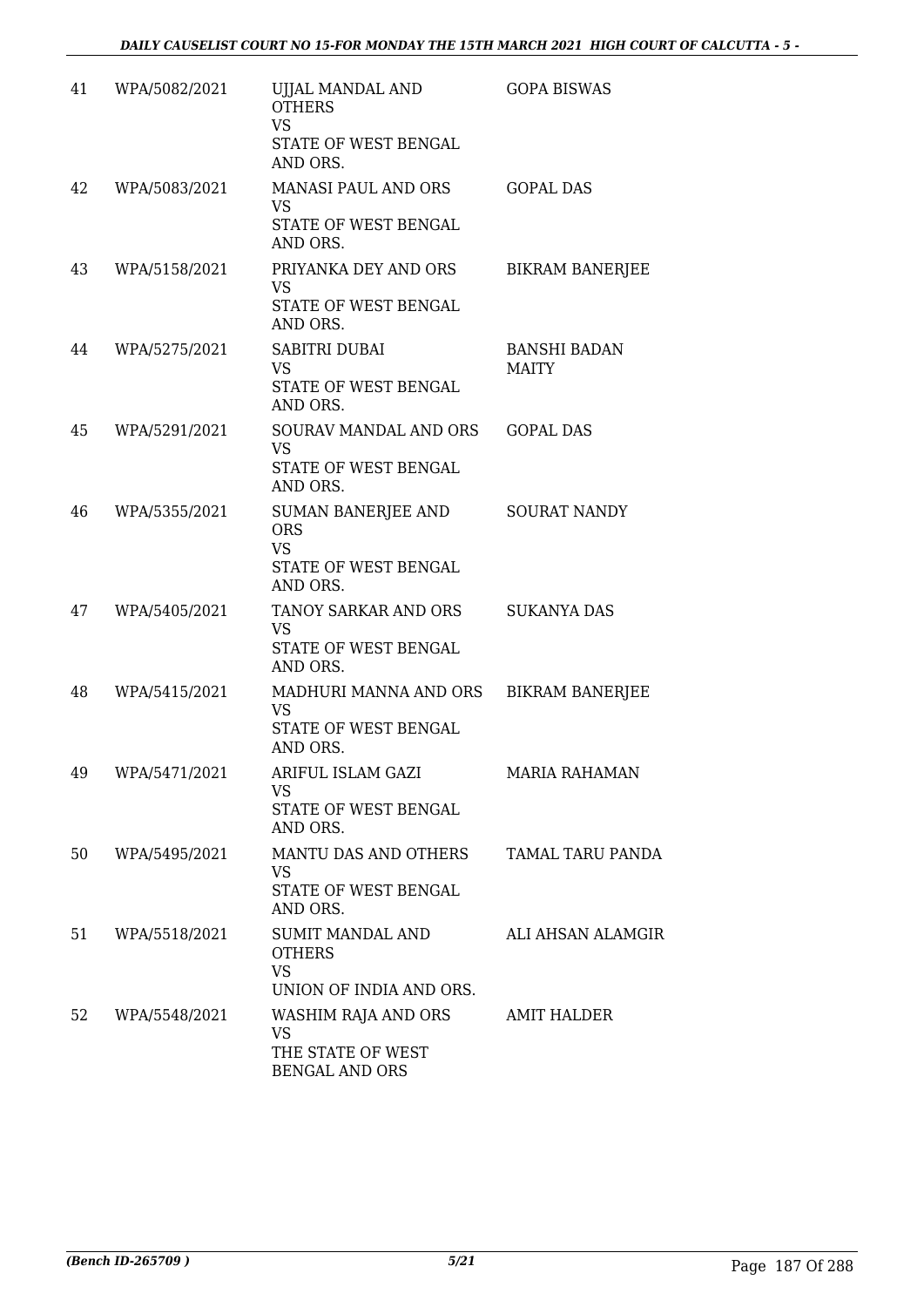| 41 | WPA/5082/2021 | UJJAL MANDAL AND OTHERS VS STATE OF WEST BENGAL AND ORS. | GOPA BISWAS |
|---|---|---|---|
| 42 | WPA/5083/2021 | MANASI PAUL AND ORS VS STATE OF WEST BENGAL AND ORS. | GOPAL DAS |
| 43 | WPA/5158/2021 | PRIYANKA DEY AND ORS VS STATE OF WEST BENGAL AND ORS. | BIKRAM BANERJEE |
| 44 | WPA/5275/2021 | SABITRI DUBAI VS STATE OF WEST BENGAL AND ORS. | BANSHI BADAN MAITY |
| 45 | WPA/5291/2021 | SOURAV MANDAL AND ORS VS STATE OF WEST BENGAL AND ORS. | GOPAL DAS |
| 46 | WPA/5355/2021 | SUMAN BANERJEE AND ORS VS STATE OF WEST BENGAL AND ORS. | SOURAT NANDY |
| 47 | WPA/5405/2021 | TANOY SARKAR AND ORS VS STATE OF WEST BENGAL AND ORS. | SUKANYA DAS |
| 48 | WPA/5415/2021 | MADHURI MANNA AND ORS VS STATE OF WEST BENGAL AND ORS. | BIKRAM BANERJEE |
| 49 | WPA/5471/2021 | ARIFUL ISLAM GAZI VS STATE OF WEST BENGAL AND ORS. | MARIA RAHAMAN |
| 50 | WPA/5495/2021 | MANTU DAS AND OTHERS VS STATE OF WEST BENGAL AND ORS. | TAMAL TARU PANDA |
| 51 | WPA/5518/2021 | SUMIT MANDAL AND OTHERS VS UNION OF INDIA AND ORS. | ALI AHSAN ALAMGIR |
| 52 | WPA/5548/2021 | WASHIM RAJA AND ORS VS THE STATE OF WEST BENGAL AND ORS | AMIT HALDER |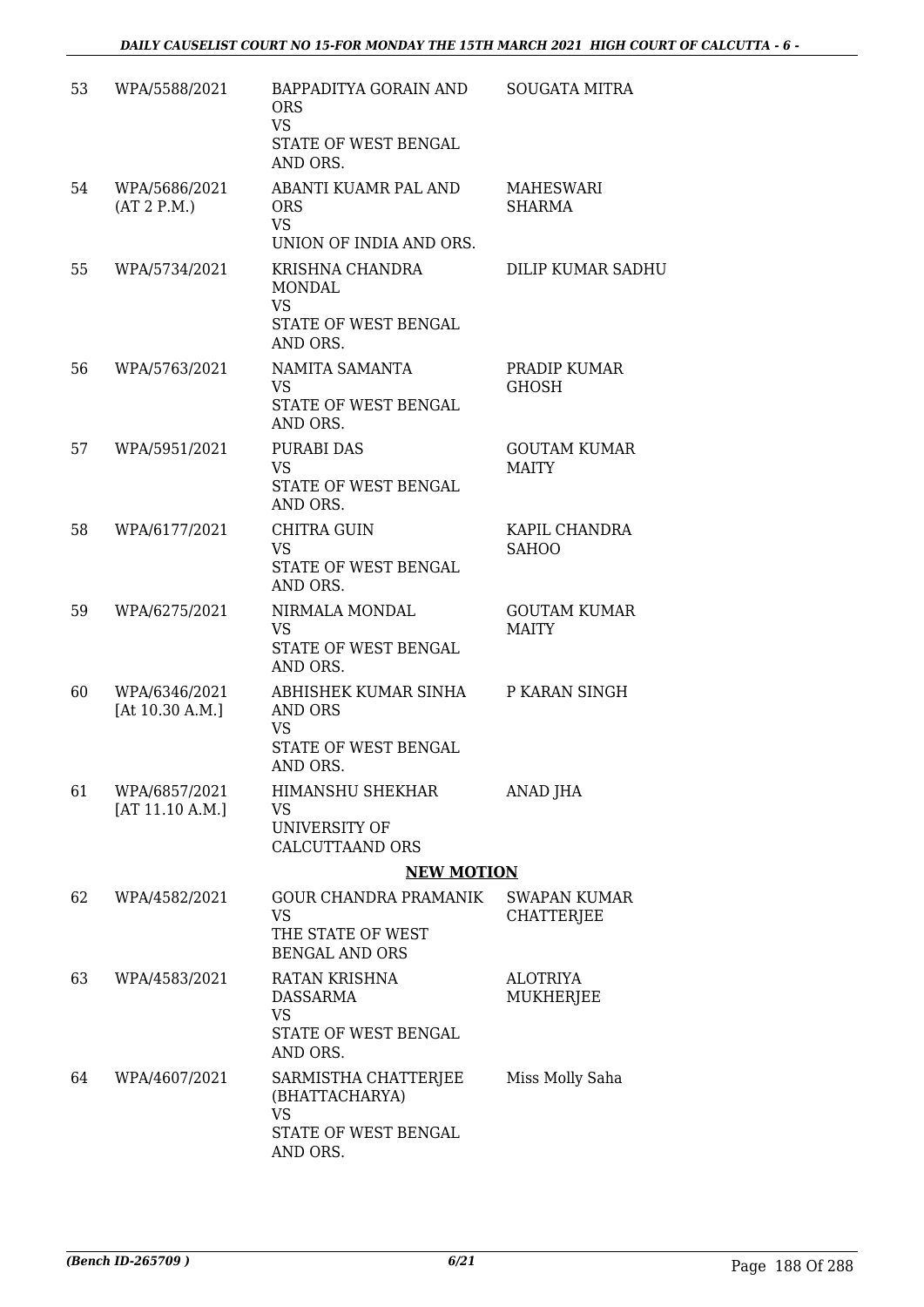| | | | |
|---|---|---|---|
| 53 | WPA/5588/2021 | BAPPADITYA GORAIN AND ORS<br>VS<br>STATE OF WEST BENGAL AND ORS. | SOUGATA MITRA |
| 54 | WPA/5686/2021<br>(AT 2 P.M.) | ABANTI KUAMR PAL AND ORS<br>VS<br>UNION OF INDIA AND ORS. | MAHESWARI SHARMA |
| 55 | WPA/5734/2021 | KRISHNA CHANDRA MONDAL<br>VS<br>STATE OF WEST BENGAL AND ORS. | DILIP KUMAR SADHU |
| 56 | WPA/5763/2021 | NAMITA SAMANTA<br>VS<br>STATE OF WEST BENGAL AND ORS. | PRADIP KUMAR GHOSH |
| 57 | WPA/5951/2021 | PURABI DAS<br>VS<br>STATE OF WEST BENGAL AND ORS. | GOUTAM KUMAR MAITY |
| 58 | WPA/6177/2021 | CHITRA GUIN<br>VS<br>STATE OF WEST BENGAL AND ORS. | KAPIL CHANDRA SAHOO |
| 59 | WPA/6275/2021 | NIRMALA MONDAL<br>VS<br>STATE OF WEST BENGAL AND ORS. | GOUTAM KUMAR MAITY |
| 60 | WPA/6346/2021<br>[At 10.30 A.M.] | ABHISHEK KUMAR SINHA AND ORS<br>VS<br>STATE OF WEST BENGAL AND ORS. | P KARAN SINGH |
| 61 | WPA/6857/2021<br>[AT 11.10 A.M.] | HIMANSHU SHEKHAR<br>VS<br>UNIVERSITY OF CALCUTTAAND ORS | ANAD JHA |

**NEW MOTION**

| | | | |
|---|---|---|---|
| 62 | WPA/4582/2021 | GOUR CHANDRA PRAMANIK<br>VS<br>THE STATE OF WEST BENGAL AND ORS | SWAPAN KUMAR CHATTERJEE |
| 63 | WPA/4583/2021 | RATAN KRISHNA DASSARMA<br>VS<br>STATE OF WEST BENGAL AND ORS. | ALOTRIYA MUKHERJEE |
| 64 | WPA/4607/2021 | SARMISTHA CHATTERJEE (BHATTACHARYA)<br>VS<br>STATE OF WEST BENGAL AND ORS. | Miss Molly Saha |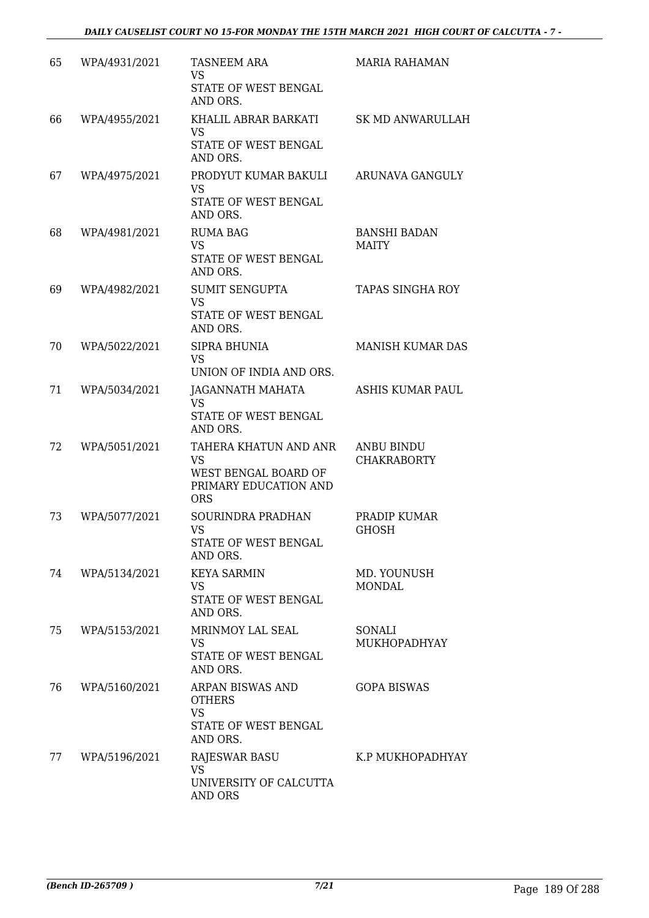| 65 | WPA/4931/2021 | TASNEEM ARA<br>VS<br>STATE OF WEST BENGAL AND ORS. | MARIA RAHAMAN |
|---|---|---|---|
| 66 | WPA/4955/2021 | KHALIL ABRAR BARKATI<br>VS<br>STATE OF WEST BENGAL AND ORS. | SK MD ANWARULLAH |
| 67 | WPA/4975/2021 | PRODYUT KUMAR BAKULI<br>VS<br>STATE OF WEST BENGAL AND ORS. | ARUNAVA GANGULY |
| 68 | WPA/4981/2021 | RUMA BAG<br>VS<br>STATE OF WEST BENGAL AND ORS. | BANSHI BADAN MAITY |
| 69 | WPA/4982/2021 | SUMIT SENGUPTA<br>VS<br>STATE OF WEST BENGAL AND ORS. | TAPAS SINGHA ROY |
| 70 | WPA/5022/2021 | SIPRA BHUNIA<br>VS<br>UNION OF INDIA AND ORS. | MANISH KUMAR DAS |
| 71 | WPA/5034/2021 | JAGANNATH MAHATA<br>VS<br>STATE OF WEST BENGAL AND ORS. | ASHIS KUMAR PAUL |
| 72 | WPA/5051/2021 | TAHERA KHATUN AND ANR<br>VS<br>WEST BENGAL BOARD OF PRIMARY EDUCATION AND ORS | ANBU BINDU CHAKRABORTY |
| 73 | WPA/5077/2021 | SOURINDRA PRADHAN<br>VS<br>STATE OF WEST BENGAL AND ORS. | PRADIP KUMAR GHOSH |
| 74 | WPA/5134/2021 | KEYA SARMIN<br>VS<br>STATE OF WEST BENGAL AND ORS. | MD. YOUNUSH MONDAL |
| 75 | WPA/5153/2021 | MRINMOY LAL SEAL<br>VS<br>STATE OF WEST BENGAL AND ORS. | SONALI MUKHOPADHYAY |
| 76 | WPA/5160/2021 | ARPAN BISWAS AND OTHERS<br>VS<br>STATE OF WEST BENGAL AND ORS. | GOPA BISWAS |
| 77 | WPA/5196/2021 | RAJESWAR BASU<br>VS<br>UNIVERSITY OF CALCUTTA AND ORS | K.P MUKHOPADHYAY |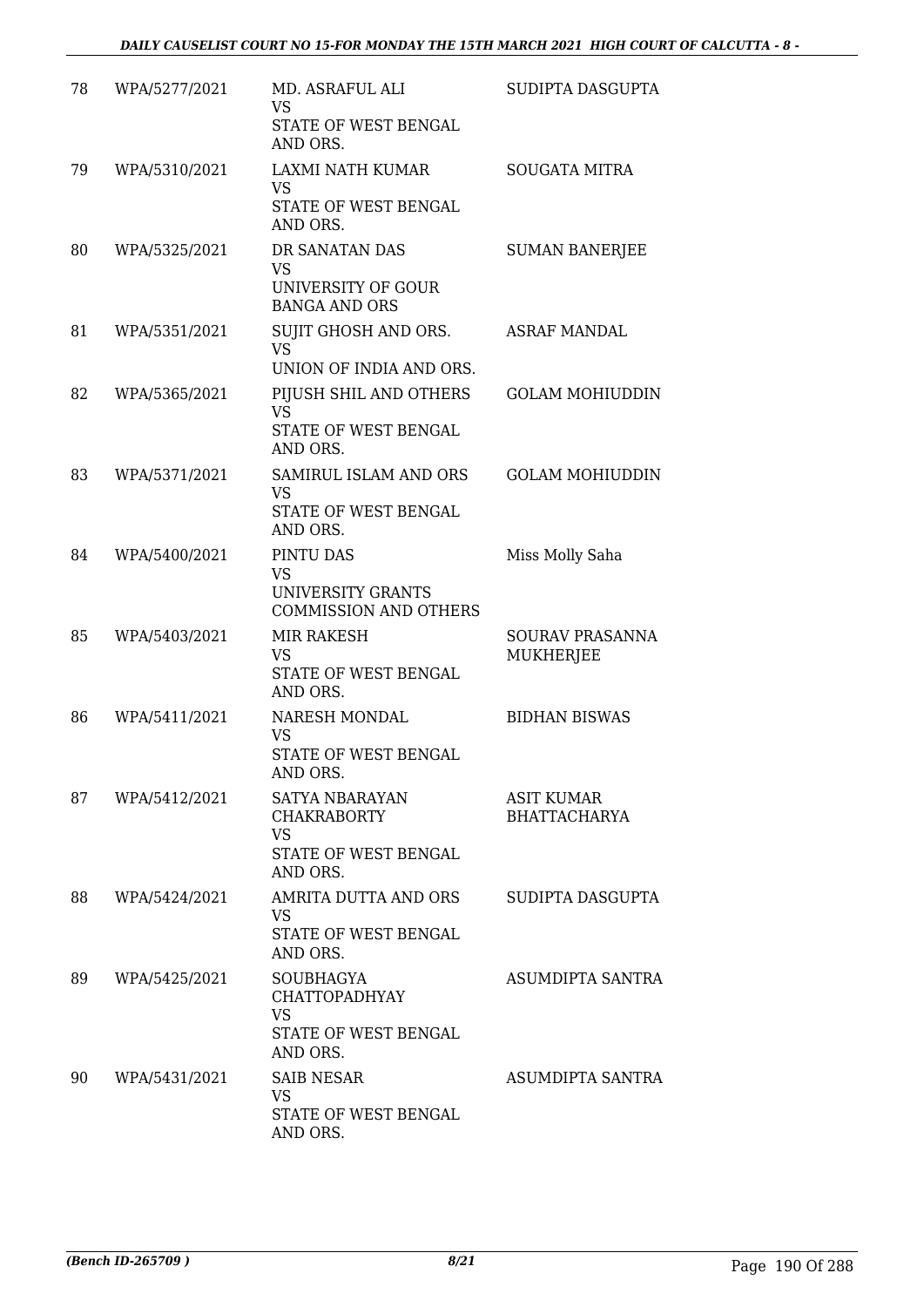| 78 | WPA/5277/2021 | MD. ASRAFUL ALI<br>VS<br>STATE OF WEST BENGAL AND ORS. | SUDIPTA DASGUPTA |
|---|---|---|---|
| 79 | WPA/5310/2021 | LAXMI NATH KUMAR<br>VS<br>STATE OF WEST BENGAL AND ORS. | SOUGATA MITRA |
| 80 | WPA/5325/2021 | DR SANATAN DAS<br>VS<br>UNIVERSITY OF GOUR BANGA AND ORS | SUMAN BANERJEE |
| 81 | WPA/5351/2021 | SUJIT GHOSH AND ORS.<br>VS<br>UNION OF INDIA AND ORS. | ASRAF MANDAL |
| 82 | WPA/5365/2021 | PIJUSH SHIL AND OTHERS<br>VS<br>STATE OF WEST BENGAL AND ORS. | GOLAM MOHIUDDIN |
| 83 | WPA/5371/2021 | SAMIRUL ISLAM AND ORS<br>VS<br>STATE OF WEST BENGAL AND ORS. | GOLAM MOHIUDDIN |
| 84 | WPA/5400/2021 | PINTU DAS<br>VS<br>UNIVERSITY GRANTS COMMISSION AND OTHERS | Miss Molly Saha |
| 85 | WPA/5403/2021 | MIR RAKESH<br>VS<br>STATE OF WEST BENGAL AND ORS. | SOURAV PRASANNA MUKHERJEE |
| 86 | WPA/5411/2021 | NARESH MONDAL<br>VS<br>STATE OF WEST BENGAL AND ORS. | BIDHAN BISWAS |
| 87 | WPA/5412/2021 | SATYA NBARAYAN CHAKRABORTY<br>VS<br>STATE OF WEST BENGAL AND ORS. | ASIT KUMAR BHATTACHARYA |
| 88 | WPA/5424/2021 | AMRITA DUTTA AND ORS<br>VS<br>STATE OF WEST BENGAL AND ORS. | SUDIPTA DASGUPTA |
| 89 | WPA/5425/2021 | SOUBHAGYA CHATTOPADHYAY<br>VS<br>STATE OF WEST BENGAL AND ORS. | ASUMDIPTA SANTRA |
| 90 | WPA/5431/2021 | SAIB NESAR<br>VS<br>STATE OF WEST BENGAL AND ORS. | ASUMDIPTA SANTRA |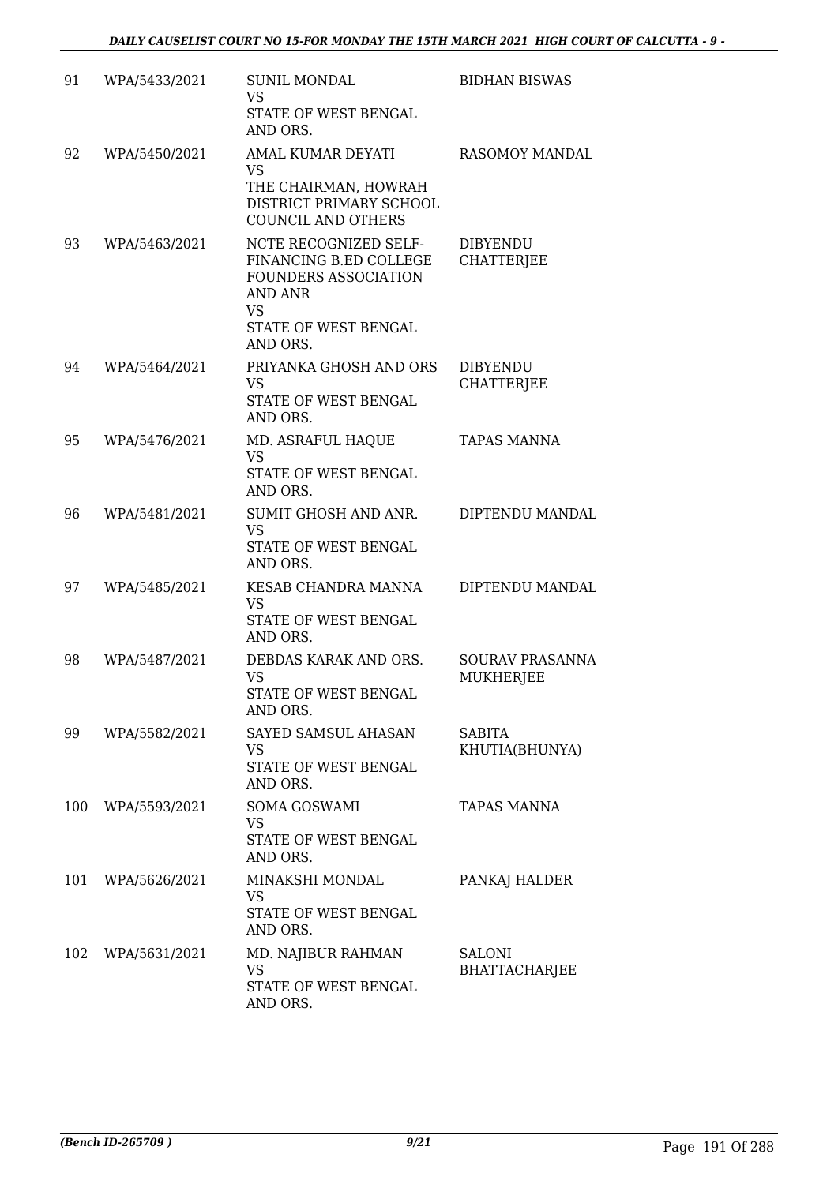| 91 | WPA/5433/2021 | SUNIL MONDAL<br>VS<br>STATE OF WEST BENGAL AND ORS. | BIDHAN BISWAS |
|---|---|---|---|
| 92 | WPA/5450/2021 | AMAL KUMAR DEYATI<br>VS<br>THE CHAIRMAN, HOWRAH DISTRICT PRIMARY SCHOOL COUNCIL AND OTHERS | RASOMOY MANDAL |
| 93 | WPA/5463/2021 | NCTE RECOGNIZED SELF-FINANCING B.ED COLLEGE FOUNDERS ASSOCIATION AND ANR<br>VS<br>STATE OF WEST BENGAL AND ORS. | DIBYENDU CHATTERJEE |
| 94 | WPA/5464/2021 | PRIYANKA GHOSH AND ORS<br>VS<br>STATE OF WEST BENGAL AND ORS. | DIBYENDU CHATTERJEE |
| 95 | WPA/5476/2021 | MD. ASRAFUL HAQUE<br>VS<br>STATE OF WEST BENGAL AND ORS. | TAPAS MANNA |
| 96 | WPA/5481/2021 | SUMIT GHOSH AND ANR.<br>VS<br>STATE OF WEST BENGAL AND ORS. | DIPTENDU MANDAL |
| 97 | WPA/5485/2021 | KESAB CHANDRA MANNA<br>VS<br>STATE OF WEST BENGAL AND ORS. | DIPTENDU MANDAL |
| 98 | WPA/5487/2021 | DEBDAS KARAK AND ORS.<br>VS<br>STATE OF WEST BENGAL AND ORS. | SOURAV PRASANNA MUKHERJEE |
| 99 | WPA/5582/2021 | SAYED SAMSUL AHASAN<br>VS<br>STATE OF WEST BENGAL AND ORS. | SABITA KHUTIA(BHUNYA) |
| 100 | WPA/5593/2021 | SOMA GOSWAMI<br>VS<br>STATE OF WEST BENGAL AND ORS. | TAPAS MANNA |
| 101 | WPA/5626/2021 | MINAKSHI MONDAL<br>VS<br>STATE OF WEST BENGAL AND ORS. | PANKAJ HALDER |
| 102 | WPA/5631/2021 | MD. NAJIBUR RAHMAN<br>VS<br>STATE OF WEST BENGAL AND ORS. | SALONI BHATTACHARJEE |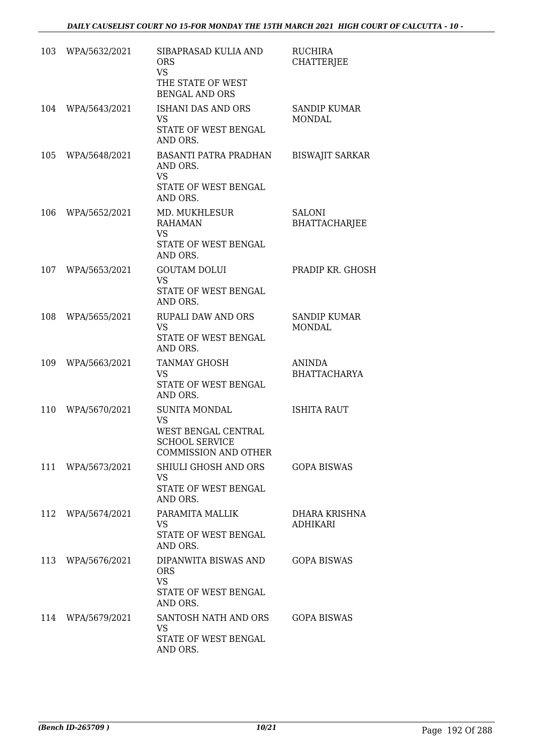| 103 | WPA/5632/2021 | SIBAPRASAD KULIA AND ORS<br>VS<br>THE STATE OF WEST BENGAL AND ORS | RUCHIRA CHATTERJEE |
|---|---|---|---|
| 104 | WPA/5643/2021 | ISHANI DAS AND ORS<br>VS<br>STATE OF WEST BENGAL AND ORS. | SANDIP KUMAR MONDAL |
| 105 | WPA/5648/2021 | BASANTI PATRA PRADHAN AND ORS.<br>VS<br>STATE OF WEST BENGAL AND ORS. | BISWAJIT SARKAR |
| 106 | WPA/5652/2021 | MD. MUKHLESUR RAHAMAN<br>VS<br>STATE OF WEST BENGAL AND ORS. | SALONI BHATTACHARJEE |
| 107 | WPA/5653/2021 | GOUTAM DOLUI<br>VS<br>STATE OF WEST BENGAL AND ORS. | PRADIP KR. GHOSH |
| 108 | WPA/5655/2021 | RUPALI DAW AND ORS<br>VS<br>STATE OF WEST BENGAL AND ORS. | SANDIP KUMAR MONDAL |
| 109 | WPA/5663/2021 | TANMAY GHOSH<br>VS<br>STATE OF WEST BENGAL AND ORS. | ANINDA BHATTACHARYA |
| 110 | WPA/5670/2021 | SUNITA MONDAL<br>VS<br>WEST BENGAL CENTRAL SCHOOL SERVICE COMMISSION AND OTHER | ISHITA RAUT |
| 111 | WPA/5673/2021 | SHIULI GHOSH AND ORS<br>VS<br>STATE OF WEST BENGAL AND ORS. | GOPA BISWAS |
| 112 | WPA/5674/2021 | PARAMITA MALLIK<br>VS<br>STATE OF WEST BENGAL AND ORS. | DHARA KRISHNA ADHIKARI |
| 113 | WPA/5676/2021 | DIPANWITA BISWAS AND ORS<br>VS<br>STATE OF WEST BENGAL AND ORS. | GOPA BISWAS |
| 114 | WPA/5679/2021 | SANTOSH NATH AND ORS<br>VS<br>STATE OF WEST BENGAL AND ORS. | GOPA BISWAS |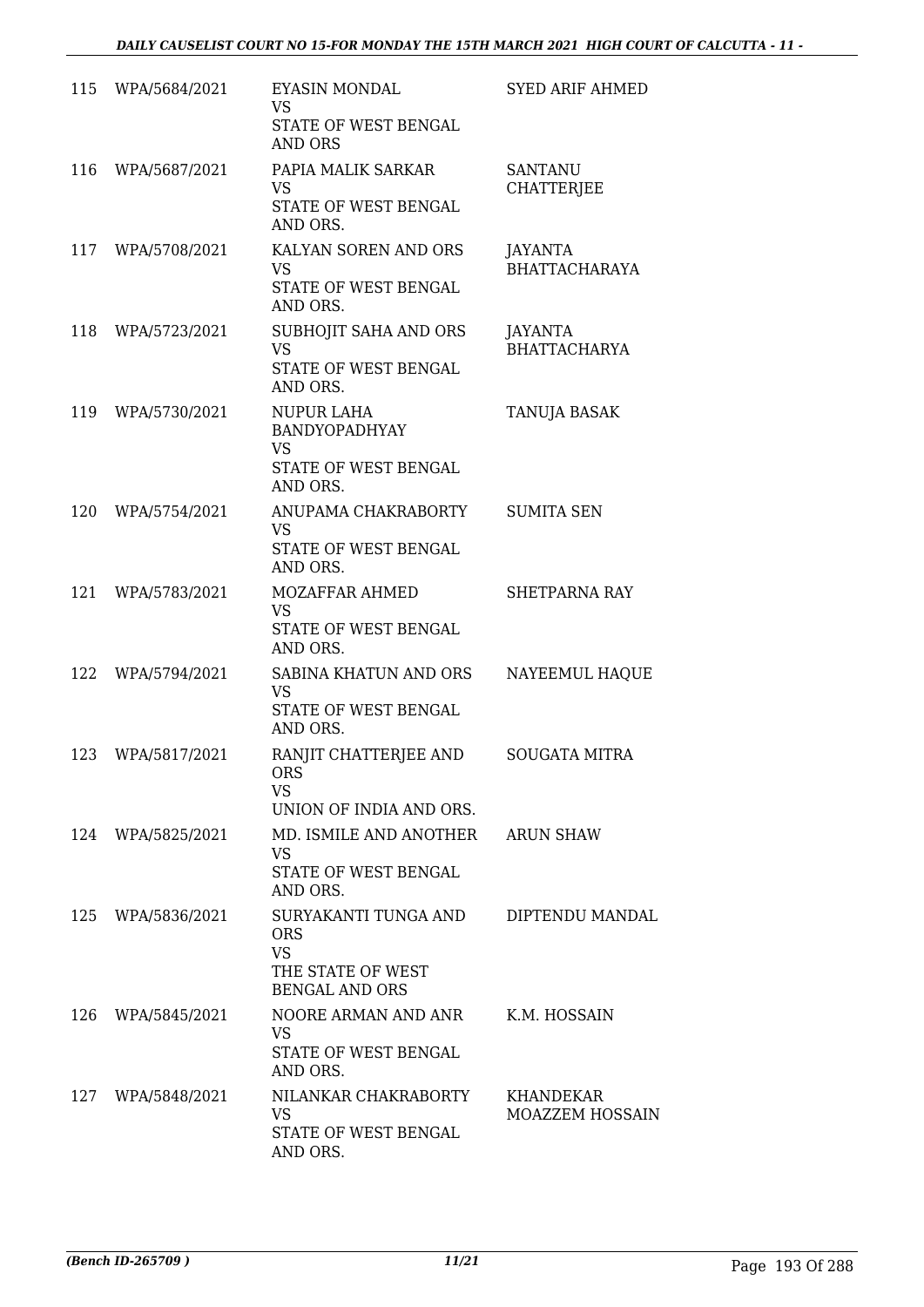| | | | |
|---|---|---|---|
| 115 | WPA/5684/2021 | EYASIN MONDAL<br>VS<br>STATE OF WEST BENGAL AND ORS | SYED ARIF AHMED |
| 116 | WPA/5687/2021 | PAPIA MALIK SARKAR<br>VS<br>STATE OF WEST BENGAL AND ORS. | SANTANU CHATTERJEE |
| 117 | WPA/5708/2021 | KALYAN SOREN AND ORS<br>VS<br>STATE OF WEST BENGAL AND ORS. | JAYANTA BHATTACHARAYA |
| 118 | WPA/5723/2021 | SUBHOJIT SAHA AND ORS<br>VS<br>STATE OF WEST BENGAL AND ORS. | JAYANTA BHATTACHARYA |
| 119 | WPA/5730/2021 | NUPUR LAHA BANDYOPADHYAY<br>VS<br>STATE OF WEST BENGAL AND ORS. | TANUJA BASAK |
| 120 | WPA/5754/2021 | ANUPAMA CHAKRABORTY<br>VS<br>STATE OF WEST BENGAL AND ORS. | SUMITA SEN |
| 121 | WPA/5783/2021 | MOZAFFAR AHMED<br>VS<br>STATE OF WEST BENGAL AND ORS. | SHETPARNA RAY |
| 122 | WPA/5794/2021 | SABINA KHATUN AND ORS<br>VS<br>STATE OF WEST BENGAL AND ORS. | NAYEEMUL HAQUE |
| 123 | WPA/5817/2021 | RANJIT CHATTERJEE AND ORS<br>VS<br>UNION OF INDIA AND ORS. | SOUGATA MITRA |
| 124 | WPA/5825/2021 | MD. ISMILE AND ANOTHER<br>VS<br>STATE OF WEST BENGAL AND ORS. | ARUN SHAW |
| 125 | WPA/5836/2021 | SURYAKANTI TUNGA AND ORS<br>VS<br>THE STATE OF WEST BENGAL AND ORS | DIPTENDU MANDAL |
| 126 | WPA/5845/2021 | NOORE ARMAN AND ANR<br>VS<br>STATE OF WEST BENGAL AND ORS. | K.M. HOSSAIN |
| 127 | WPA/5848/2021 | NILANKAR CHAKRABORTY<br>VS<br>STATE OF WEST BENGAL AND ORS. | KHANDEKAR MOAZZEM HOSSAIN |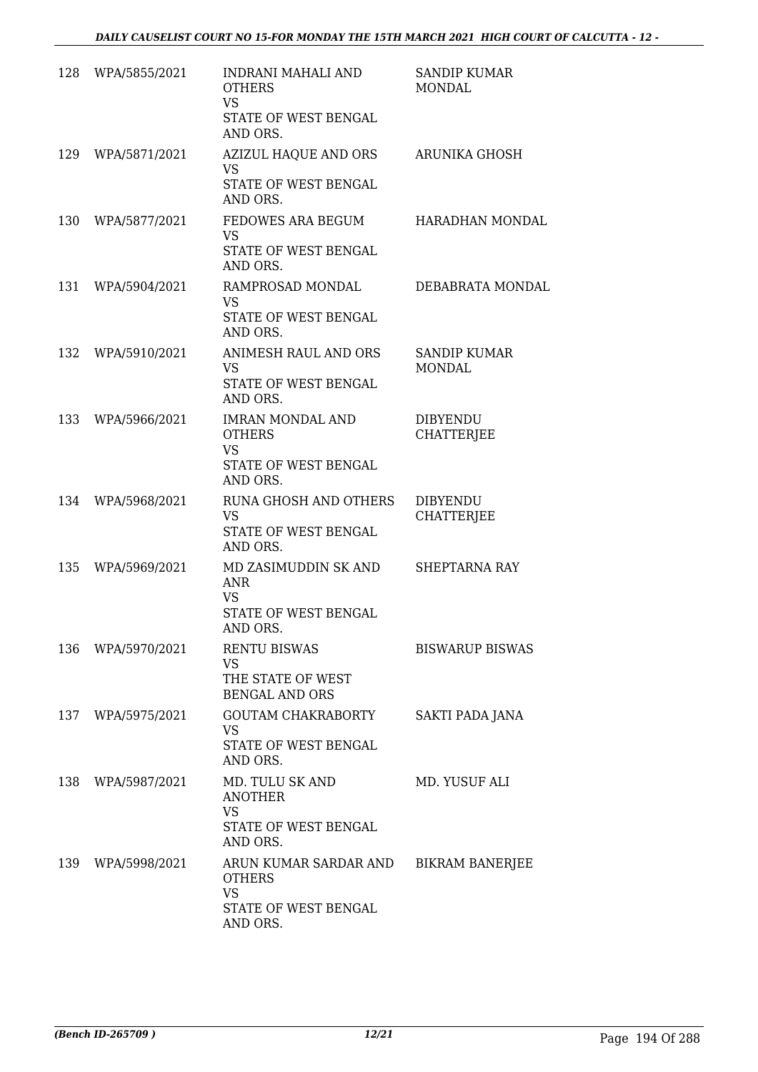| 128 | WPA/5855/2021 | INDRANI MAHALI AND OTHERS<br>VS<br>STATE OF WEST BENGAL AND ORS. | SANDIP KUMAR MONDAL |
|---|---|---|---|
| 129 | WPA/5871/2021 | AZIZUL HAQUE AND ORS<br>VS<br>STATE OF WEST BENGAL AND ORS. | ARUNIKA GHOSH |
| 130 | WPA/5877/2021 | FEDOWES ARA BEGUM<br>VS<br>STATE OF WEST BENGAL AND ORS. | HARADHAN MONDAL |
| 131 | WPA/5904/2021 | RAMPROSAD MONDAL<br>VS<br>STATE OF WEST BENGAL AND ORS. | DEBABRATA MONDAL |
| 132 | WPA/5910/2021 | ANIMESH RAUL AND ORS<br>VS<br>STATE OF WEST BENGAL AND ORS. | SANDIP KUMAR MONDAL |
| 133 | WPA/5966/2021 | IMRAN MONDAL AND OTHERS<br>VS<br>STATE OF WEST BENGAL AND ORS. | DIBYENDU CHATTERJEE |
| 134 | WPA/5968/2021 | RUNA GHOSH AND OTHERS<br>VS<br>STATE OF WEST BENGAL AND ORS. | DIBYENDU CHATTERJEE |
| 135 | WPA/5969/2021 | MD ZASIMUDDIN SK AND ANR<br>VS<br>STATE OF WEST BENGAL AND ORS. | SHEPTARNA RAY |
| 136 | WPA/5970/2021 | RENTU BISWAS<br>VS<br>THE STATE OF WEST BENGAL AND ORS | BISWARUP BISWAS |
| 137 | WPA/5975/2021 | GOUTAM CHAKRABORTY<br>VS<br>STATE OF WEST BENGAL AND ORS. | SAKTI PADA JANA |
| 138 | WPA/5987/2021 | MD. TULU SK AND ANOTHER<br>VS<br>STATE OF WEST BENGAL AND ORS. | MD. YUSUF ALI |
| 139 | WPA/5998/2021 | ARUN KUMAR SARDAR AND OTHERS<br>VS<br>STATE OF WEST BENGAL AND ORS. | BIKRAM BANERJEE |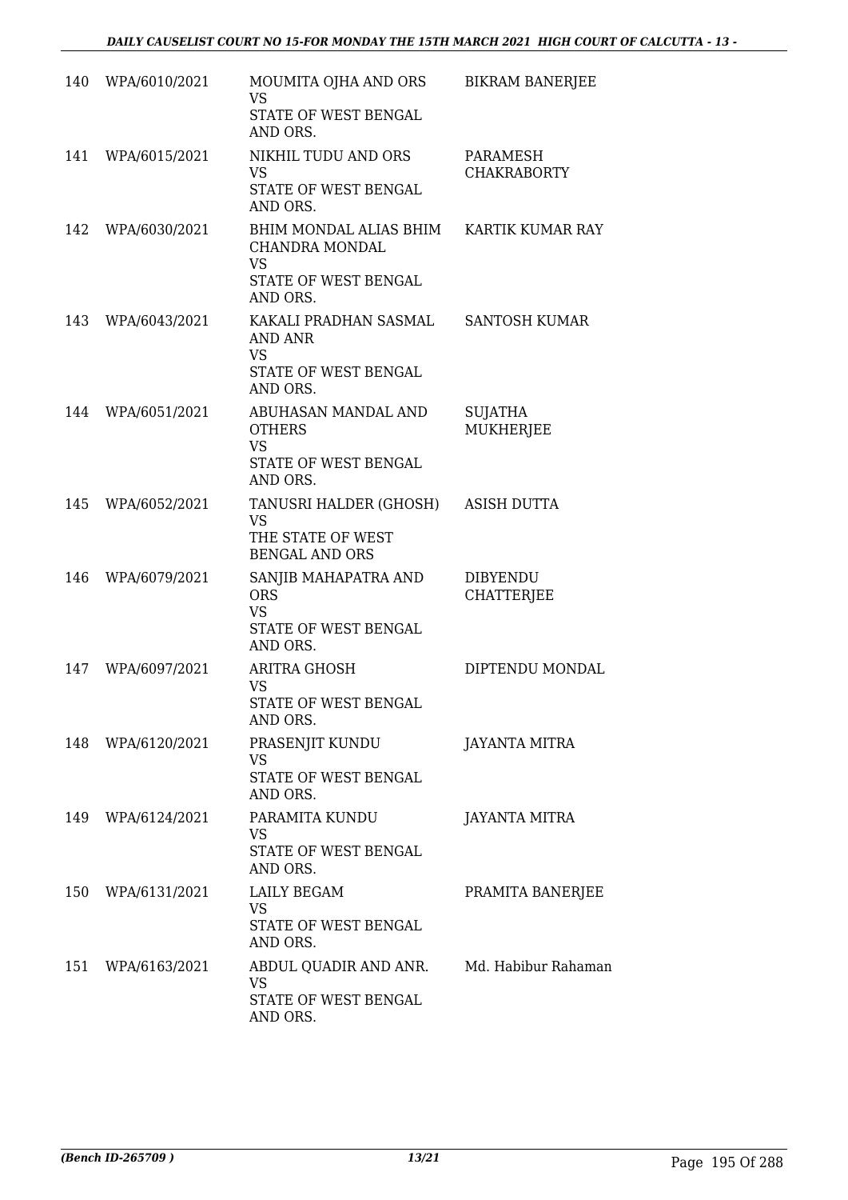| 140 | WPA/6010/2021 | MOUMITA OJHA AND ORS<br>VS<br>STATE OF WEST BENGAL AND ORS. | BIKRAM BANERJEE |
|---|---|---|---|
| 141 | WPA/6015/2021 | NIKHIL TUDU AND ORS<br>VS<br>STATE OF WEST BENGAL AND ORS. | PARAMESH CHAKRABORTY |
| 142 | WPA/6030/2021 | BHIM MONDAL ALIAS BHIM CHANDRA MONDAL<br>VS<br>STATE OF WEST BENGAL AND ORS. | KARTIK KUMAR RAY |
| 143 | WPA/6043/2021 | KAKALI PRADHAN SASMAL AND ANR<br>VS<br>STATE OF WEST BENGAL AND ORS. | SANTOSH KUMAR |
| 144 | WPA/6051/2021 | ABUHASAN MANDAL AND OTHERS<br>VS<br>STATE OF WEST BENGAL AND ORS. | SUJATHA MUKHERJEE |
| 145 | WPA/6052/2021 | TANUSRI HALDER (GHOSH)<br>VS<br>THE STATE OF WEST BENGAL AND ORS | ASISH DUTTA |
| 146 | WPA/6079/2021 | SANJIB MAHAPATRA AND ORS<br>VS<br>STATE OF WEST BENGAL AND ORS. | DIBYENDU CHATTERJEE |
| 147 | WPA/6097/2021 | ARITRA GHOSH<br>VS<br>STATE OF WEST BENGAL AND ORS. | DIPTENDU MONDAL |
| 148 | WPA/6120/2021 | PRASENJIT KUNDU<br>VS<br>STATE OF WEST BENGAL AND ORS. | JAYANTA MITRA |
| 149 | WPA/6124/2021 | PARAMITA KUNDU<br>VS<br>STATE OF WEST BENGAL AND ORS. | JAYANTA MITRA |
| 150 | WPA/6131/2021 | LAILY BEGAM<br>VS<br>STATE OF WEST BENGAL AND ORS. | PRAMITA BANERJEE |
| 151 | WPA/6163/2021 | ABDUL QUADIR AND ANR.<br>VS<br>STATE OF WEST BENGAL AND ORS. | Md. Habibur Rahaman |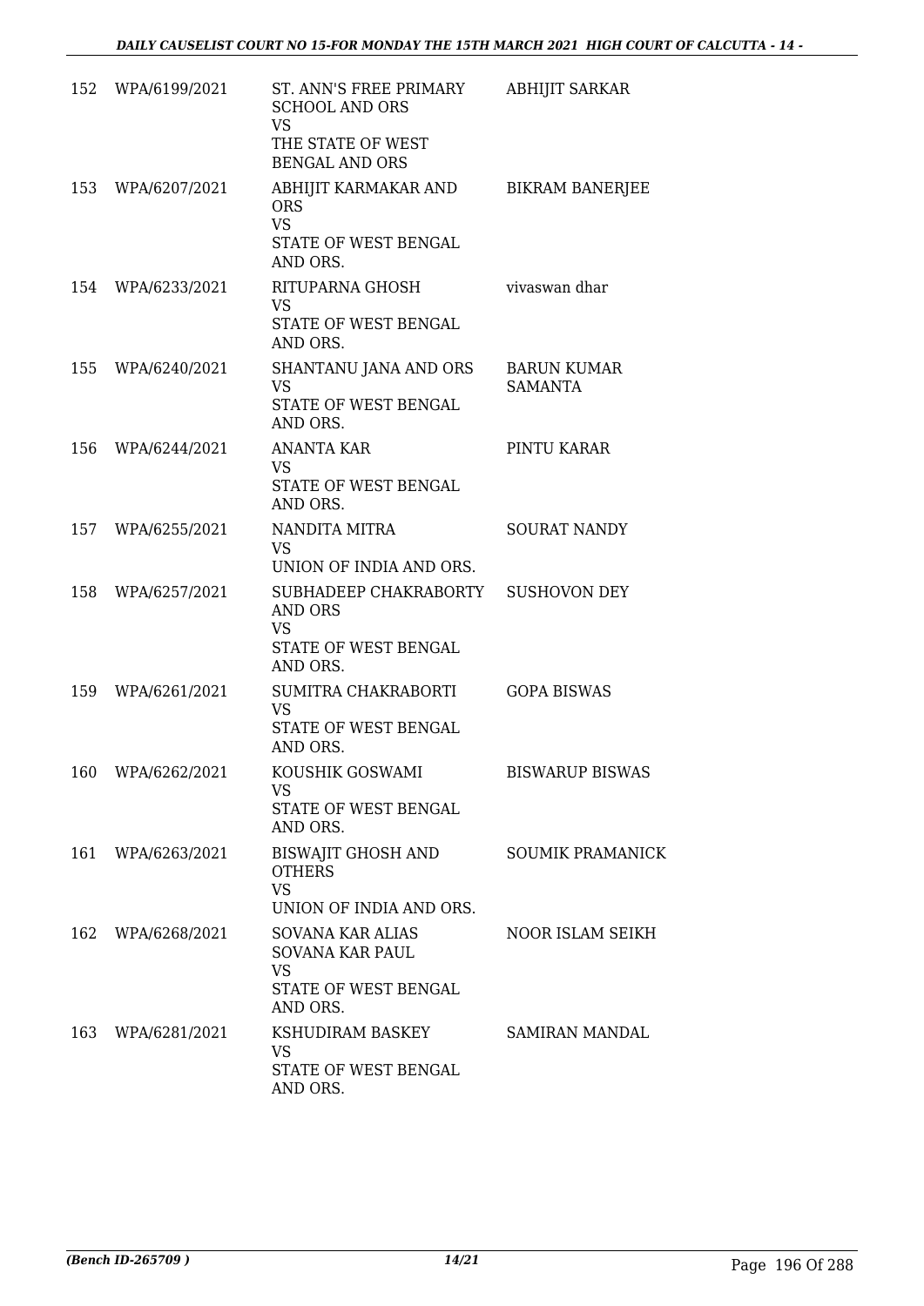| | | | |
|---|---|---|---|
| 152 | WPA/6199/2021 | ST. ANN'S FREE PRIMARY SCHOOL AND ORS<br>VS<br>THE STATE OF WEST BENGAL AND ORS | ABHIJIT SARKAR |
| 153 | WPA/6207/2021 | ABHIJIT KARMAKAR AND ORS<br>VS<br>STATE OF WEST BENGAL AND ORS. | BIKRAM BANERJEE |
| 154 | WPA/6233/2021 | RITUPARNA GHOSH<br>VS<br>STATE OF WEST BENGAL AND ORS. | vivaswan dhar |
| 155 | WPA/6240/2021 | SHANTANU JANA AND ORS<br>VS<br>STATE OF WEST BENGAL AND ORS. | BARUN KUMAR SAMANTA |
| 156 | WPA/6244/2021 | ANANTA KAR<br>VS<br>STATE OF WEST BENGAL AND ORS. | PINTU KARAR |
| 157 | WPA/6255/2021 | NANDITA MITRA<br>VS<br>UNION OF INDIA AND ORS. | SOURAT NANDY |
| 158 | WPA/6257/2021 | SUBHADEEP CHAKRABORTY AND ORS<br>VS<br>STATE OF WEST BENGAL AND ORS. | SUSHOVON DEY |
| 159 | WPA/6261/2021 | SUMITRA CHAKRABORTI<br>VS<br>STATE OF WEST BENGAL AND ORS. | GOPA BISWAS |
| 160 | WPA/6262/2021 | KOUSHIK GOSWAMI<br>VS<br>STATE OF WEST BENGAL AND ORS. | BISWARUP BISWAS |
| 161 | WPA/6263/2021 | BISWAJIT GHOSH AND OTHERS<br>VS<br>UNION OF INDIA AND ORS. | SOUMIK PRAMANICK |
| 162 | WPA/6268/2021 | SOVANA KAR ALIAS SOVANA KAR PAUL<br>VS<br>STATE OF WEST BENGAL AND ORS. | NOOR ISLAM SEIKH |
| 163 | WPA/6281/2021 | KSHUDIRAM BASKEY<br>VS<br>STATE OF WEST BENGAL AND ORS. | SAMIRAN MANDAL |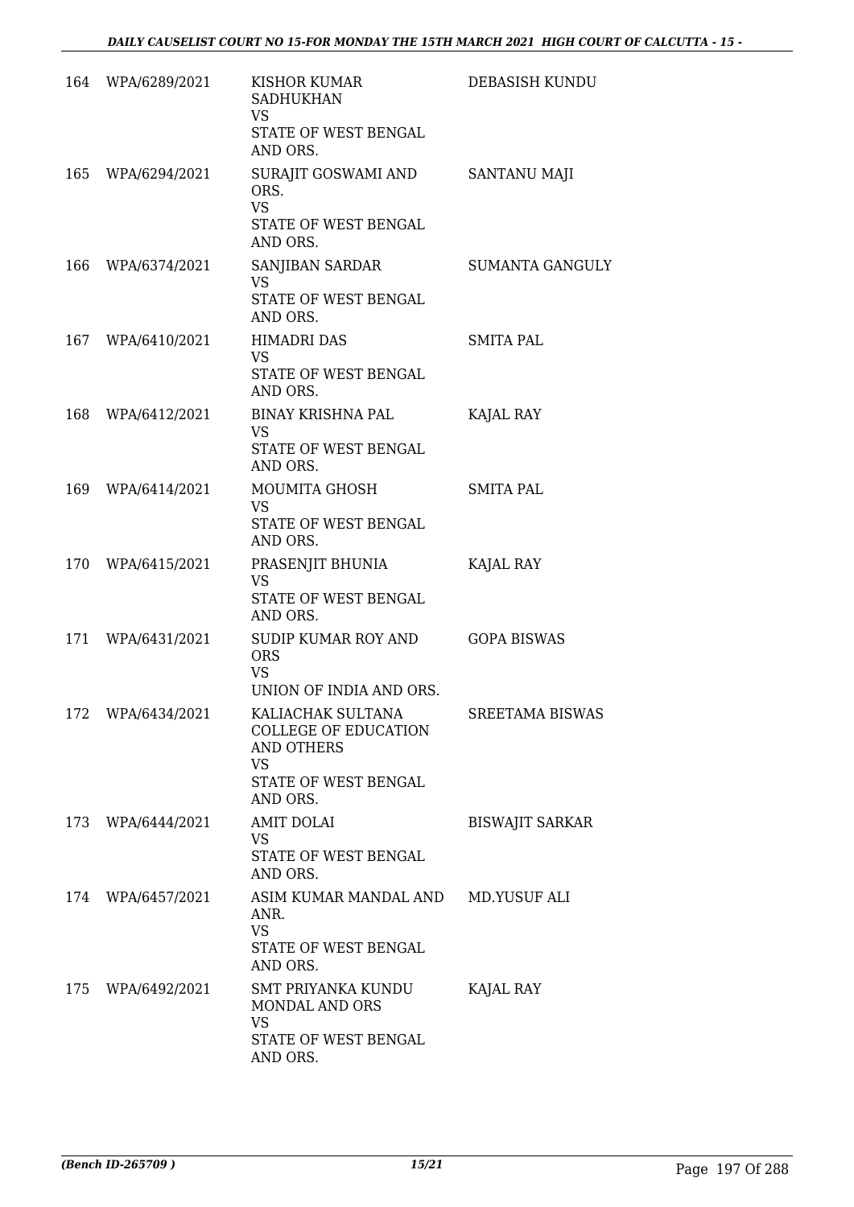| | | | |
|---|---|---|---|
| 164 | WPA/6289/2021 | KISHOR KUMAR SADHUKHAN<br>VS<br>STATE OF WEST BENGAL AND ORS. | DEBASISH KUNDU |
| 165 | WPA/6294/2021 | SURAJIT GOSWAMI AND ORS.<br>VS<br>STATE OF WEST BENGAL AND ORS. | SANTANU MAJI |
| 166 | WPA/6374/2021 | SANJIBAN SARDAR<br>VS<br>STATE OF WEST BENGAL AND ORS. | SUMANTA GANGULY |
| 167 | WPA/6410/2021 | HIMADRI DAS<br>VS<br>STATE OF WEST BENGAL AND ORS. | SMITA PAL |
| 168 | WPA/6412/2021 | BINAY KRISHNA PAL<br>VS<br>STATE OF WEST BENGAL AND ORS. | KAJAL RAY |
| 169 | WPA/6414/2021 | MOUMITA GHOSH<br>VS<br>STATE OF WEST BENGAL AND ORS. | SMITA PAL |
| 170 | WPA/6415/2021 | PRASENJIT BHUNIA<br>VS<br>STATE OF WEST BENGAL AND ORS. | KAJAL RAY |
| 171 | WPA/6431/2021 | SUDIP KUMAR ROY AND ORS<br>VS<br>UNION OF INDIA AND ORS. | GOPA BISWAS |
| 172 | WPA/6434/2021 | KALIACHAK SULTANA COLLEGE OF EDUCATION AND OTHERS<br>VS<br>STATE OF WEST BENGAL AND ORS. | SREETAMA BISWAS |
| 173 | WPA/6444/2021 | AMIT DOLAI<br>VS<br>STATE OF WEST BENGAL AND ORS. | BISWAJIT SARKAR |
| 174 | WPA/6457/2021 | ASIM KUMAR MANDAL AND ANR.<br>VS<br>STATE OF WEST BENGAL AND ORS. | MD.YUSUF ALI |
| 175 | WPA/6492/2021 | SMT PRIYANKA KUNDU MONDAL AND ORS<br>VS<br>STATE OF WEST BENGAL AND ORS. | KAJAL RAY |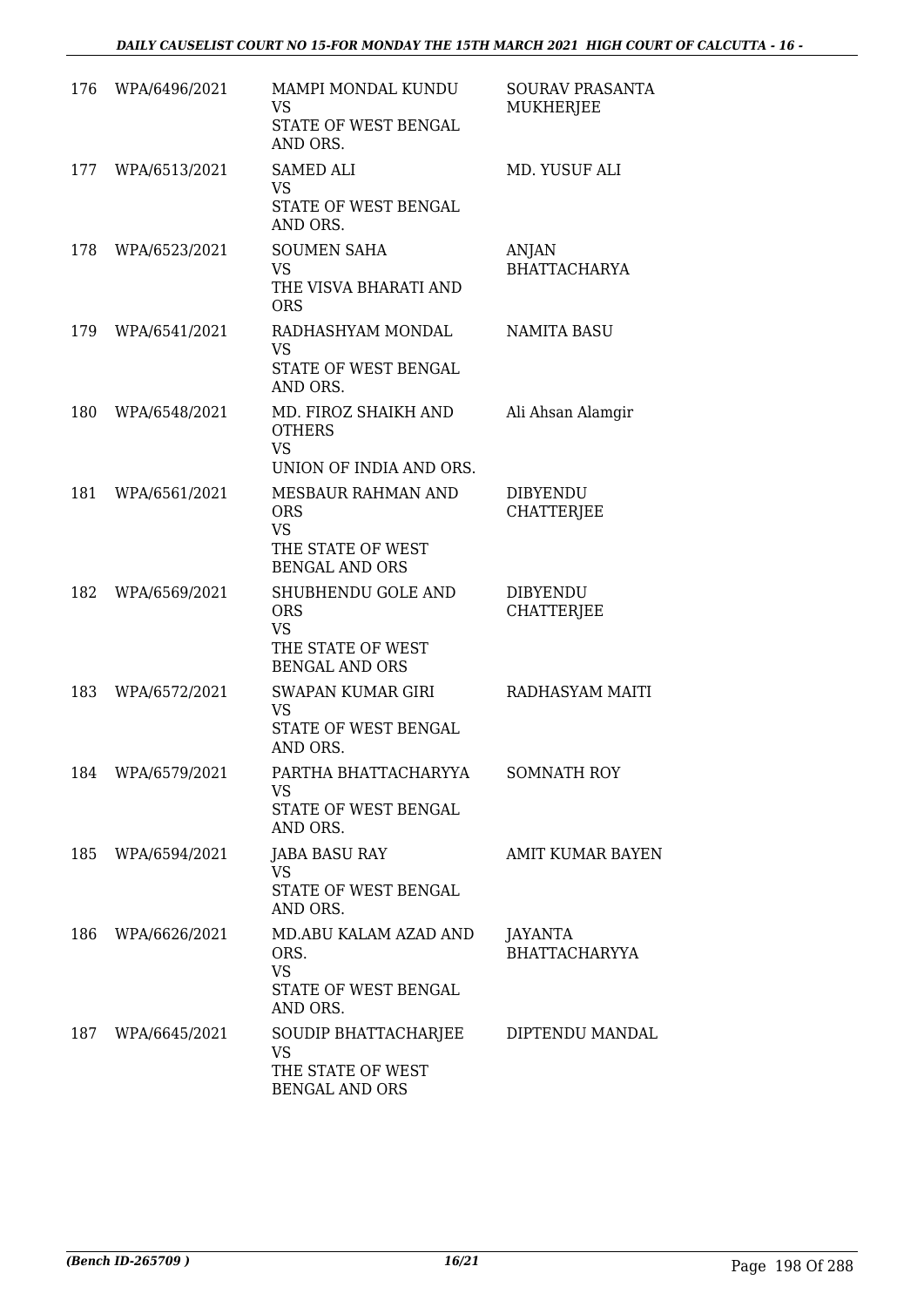| | | | |
|---|---|---|---|
| 176 | WPA/6496/2021 | MAMPI MONDAL KUNDU<br>VS<br>STATE OF WEST BENGAL AND ORS. | SOURAV PRASANTA MUKHERJEE |
| 177 | WPA/6513/2021 | SAMED ALI<br>VS<br>STATE OF WEST BENGAL AND ORS. | MD. YUSUF ALI |
| 178 | WPA/6523/2021 | SOUMEN SAHA<br>VS<br>THE VISVA BHARATI AND ORS | ANJAN BHATTACHARYA |
| 179 | WPA/6541/2021 | RADHASHYAM MONDAL<br>VS<br>STATE OF WEST BENGAL AND ORS. | NAMITA BASU |
| 180 | WPA/6548/2021 | MD. FIROZ SHAIKH AND OTHERS<br>VS<br>UNION OF INDIA AND ORS. | Ali Ahsan Alamgir |
| 181 | WPA/6561/2021 | MESBAUR RAHMAN AND ORS<br>VS<br>THE STATE OF WEST BENGAL AND ORS | DIBYENDU CHATTERJEE |
| 182 | WPA/6569/2021 | SHUBHENDU GOLE AND ORS<br>VS<br>THE STATE OF WEST BENGAL AND ORS | DIBYENDU CHATTERJEE |
| 183 | WPA/6572/2021 | SWAPAN KUMAR GIRI<br>VS<br>STATE OF WEST BENGAL AND ORS. | RADHASYAM MAITI |
| 184 | WPA/6579/2021 | PARTHA BHATTACHARYYA<br>VS<br>STATE OF WEST BENGAL AND ORS. | SOMNATH ROY |
| 185 | WPA/6594/2021 | JABA BASU RAY<br>VS<br>STATE OF WEST BENGAL AND ORS. | AMIT KUMAR BAYEN |
| 186 | WPA/6626/2021 | MD.ABU KALAM AZAD AND ORS.<br>VS<br>STATE OF WEST BENGAL AND ORS. | JAYANTA BHATTACHARYYA |
| 187 | WPA/6645/2021 | SOUDIP BHATTACHARJEE<br>VS<br>THE STATE OF WEST BENGAL AND ORS | DIPTENDU MANDAL |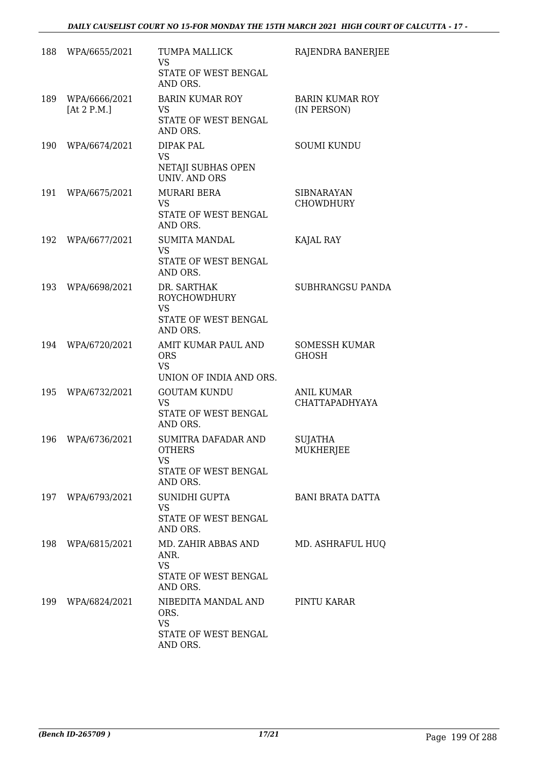| | | | |
|---|---|---|---|
| 188 | WPA/6655/2021 | TUMPA MALLICK<br>VS<br>STATE OF WEST BENGAL AND ORS. | RAJENDRA BANERJEE |
| 189 | WPA/6666/2021<br>[At 2 P.M.] | BARIN KUMAR ROY<br>VS<br>STATE OF WEST BENGAL AND ORS. | BARIN KUMAR ROY (IN PERSON) |
| 190 | WPA/6674/2021 | DIPAK PAL<br>VS<br>NETAJI SUBHAS OPEN UNIV. AND ORS | SOUMI KUNDU |
| 191 | WPA/6675/2021 | MURARI BERA<br>VS<br>STATE OF WEST BENGAL AND ORS. | SIBNARAYAN CHOWDHURY |
| 192 | WPA/6677/2021 | SUMITA MANDAL<br>VS<br>STATE OF WEST BENGAL AND ORS. | KAJAL RAY |
| 193 | WPA/6698/2021 | DR. SARTHAK ROYCHOWDHURY<br>VS<br>STATE OF WEST BENGAL AND ORS. | SUBHRANGSU PANDA |
| 194 | WPA/6720/2021 | AMIT KUMAR PAUL AND ORS<br>VS<br>UNION OF INDIA AND ORS. | SOMESSH KUMAR GHOSH |
| 195 | WPA/6732/2021 | GOUTAM KUNDU<br>VS<br>STATE OF WEST BENGAL AND ORS. | ANIL KUMAR CHATTAPADHYAYA |
| 196 | WPA/6736/2021 | SUMITRA DAFADAR AND OTHERS<br>VS<br>STATE OF WEST BENGAL AND ORS. | SUJATHA MUKHERJEE |
| 197 | WPA/6793/2021 | SUNIDHI GUPTA<br>VS<br>STATE OF WEST BENGAL AND ORS. | BANI BRATA DATTA |
| 198 | WPA/6815/2021 | MD. ZAHIR ABBAS AND ANR.<br>VS<br>STATE OF WEST BENGAL AND ORS. | MD. ASHRAFUL HUQ |
| 199 | WPA/6824/2021 | NIBEDITA MANDAL AND ORS.<br>VS<br>STATE OF WEST BENGAL AND ORS. | PINTU KARAR |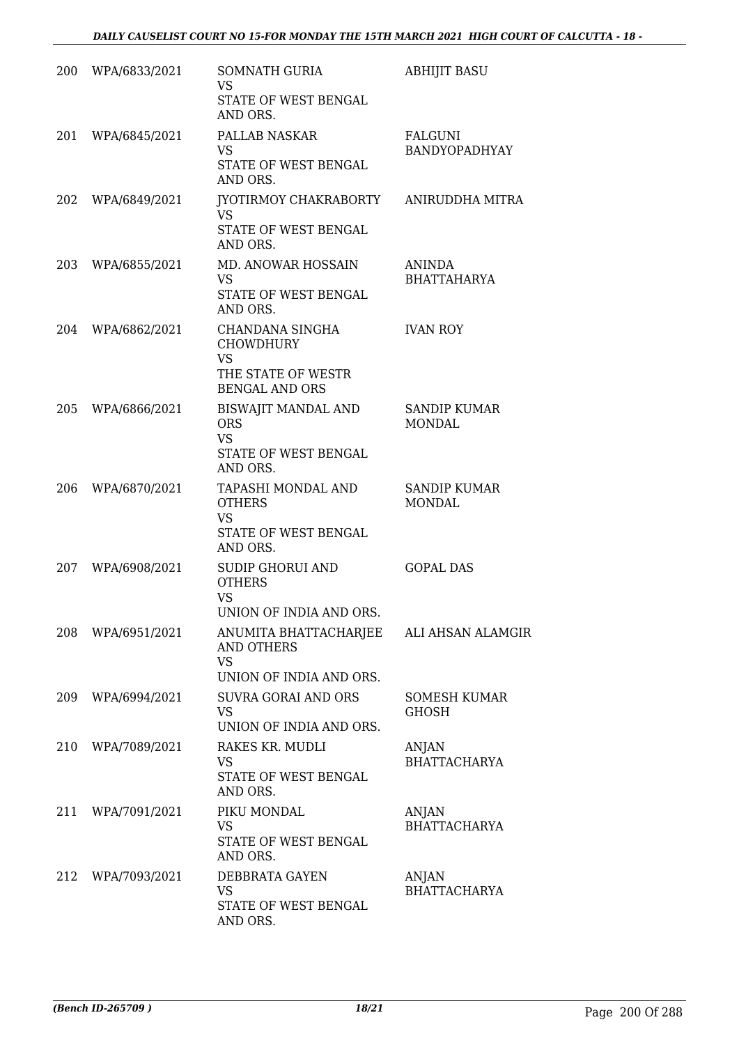| | | | |
|---|---|---|---|
| 200 | WPA/6833/2021 | SOMNATH GURIA<br>VS<br>STATE OF WEST BENGAL AND ORS. | ABHIJIT BASU |
| 201 | WPA/6845/2021 | PALLAB NASKAR<br>VS<br>STATE OF WEST BENGAL AND ORS. | FALGUNI BANDYOPADHYAY |
| 202 | WPA/6849/2021 | JYOTIRMOY CHAKRABORTY<br>VS<br>STATE OF WEST BENGAL AND ORS. | ANIRUDDHA MITRA |
| 203 | WPA/6855/2021 | MD. ANOWAR HOSSAIN<br>VS<br>STATE OF WEST BENGAL AND ORS. | ANINDA BHATTAHARYA |
| 204 | WPA/6862/2021 | CHANDANA SINGHA CHOWDHURY<br>VS<br>THE STATE OF WESTR BENGAL AND ORS | IVAN ROY |
| 205 | WPA/6866/2021 | BISWAJIT MANDAL AND ORS<br>VS<br>STATE OF WEST BENGAL AND ORS. | SANDIP KUMAR MONDAL |
| 206 | WPA/6870/2021 | TAPASHI MONDAL AND OTHERS<br>VS<br>STATE OF WEST BENGAL AND ORS. | SANDIP KUMAR MONDAL |
| 207 | WPA/6908/2021 | SUDIP GHORUI AND OTHERS<br>VS<br>UNION OF INDIA AND ORS. | GOPAL DAS |
| 208 | WPA/6951/2021 | ANUMITA BHATTACHARJEE AND OTHERS<br>VS<br>UNION OF INDIA AND ORS. | ALI AHSAN ALAMGIR |
| 209 | WPA/6994/2021 | SUVRA GORAI AND ORS<br>VS<br>UNION OF INDIA AND ORS. | SOMESH KUMAR GHOSH |
| 210 | WPA/7089/2021 | RAKES KR. MUDLI<br>VS<br>STATE OF WEST BENGAL AND ORS. | ANJAN BHATTACHARYA |
| 211 | WPA/7091/2021 | PIKU MONDAL<br>VS<br>STATE OF WEST BENGAL AND ORS. | ANJAN BHATTACHARYA |
| 212 | WPA/7093/2021 | DEBBRATA GAYEN<br>VS<br>STATE OF WEST BENGAL AND ORS. | ANJAN BHATTACHARYA |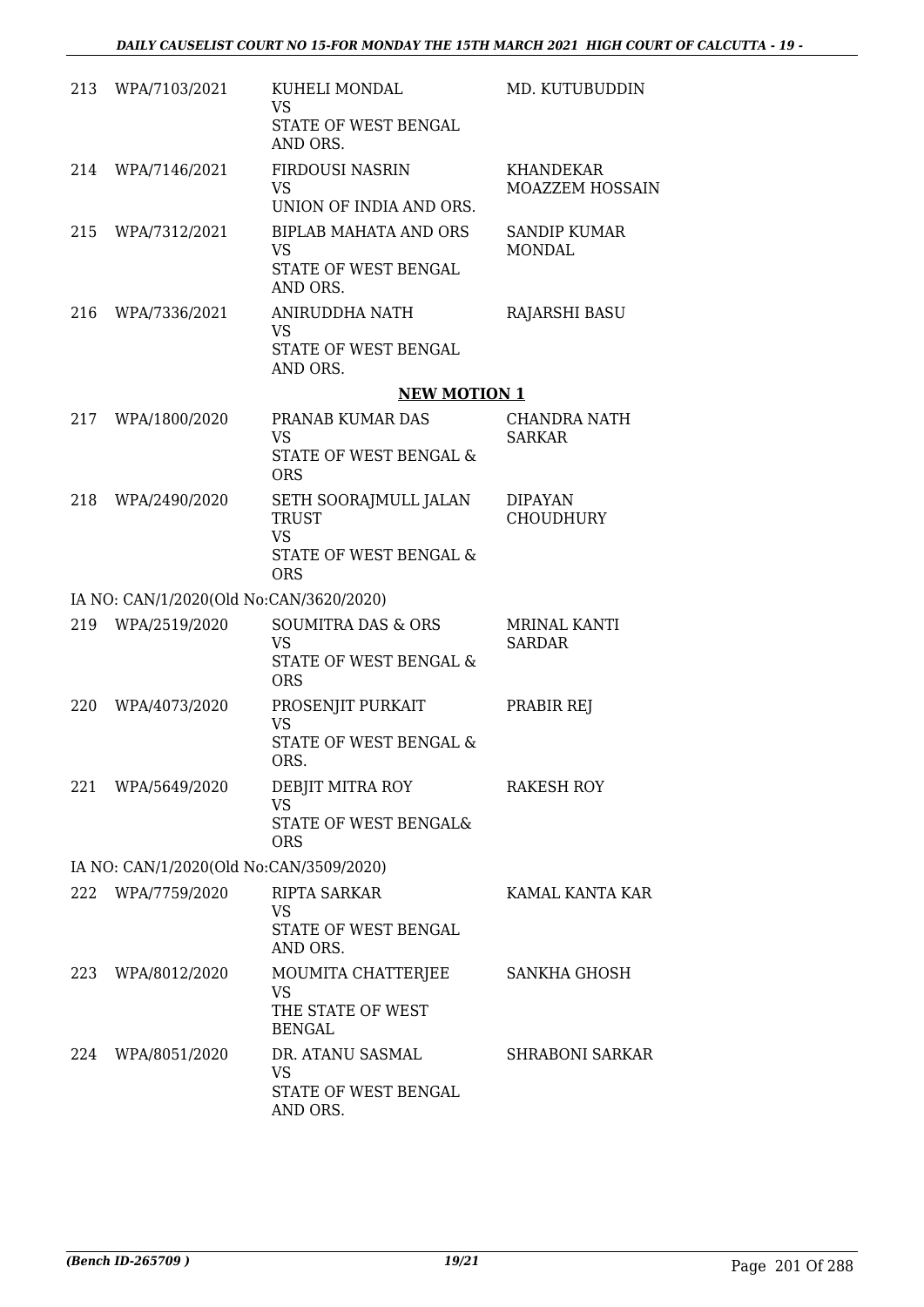| | | | |
|---|---|---|---|
| 213 | WPA/7103/2021 | KUHELI MONDAL<br>VS<br>STATE OF WEST BENGAL AND ORS. | MD. KUTUBUDDIN |
| 214 | WPA/7146/2021 | FIRDOUSI NASRIN<br>VS<br>UNION OF INDIA AND ORS. | KHANDEKAR MOAZZEM HOSSAIN |
| 215 | WPA/7312/2021 | BIPLAB MAHATA AND ORS<br>VS<br>STATE OF WEST BENGAL AND ORS. | SANDIP KUMAR MONDAL |
| 216 | WPA/7336/2021 | ANIRUDDHA NATH<br>VS<br>STATE OF WEST BENGAL AND ORS. | RAJARSHI BASU |

**NEW MOTION 1**

| | | | |
|---|---|---|---|
| 217 | WPA/1800/2020 | PRANAB KUMAR DAS<br>VS<br>STATE OF WEST BENGAL & ORS | CHANDRA NATH SARKAR |
| 218 | WPA/2490/2020 | SETH SOORAJMULL JALAN TRUST<br>VS<br>STATE OF WEST BENGAL & ORS | DIPAYAN CHOUDHURY |

IA NO: CAN/1/2020(Old No:CAN/3620/2020)

| | | | |
|---|---|---|---|
| 219 | WPA/2519/2020 | SOUMITRA DAS & ORS<br>VS<br>STATE OF WEST BENGAL & ORS | MRINAL KANTI SARDAR |
| 220 | WPA/4073/2020 | PROSENJIT PURKAIT<br>VS<br>STATE OF WEST BENGAL & ORS. | PRABIR REJ |
| 221 | WPA/5649/2020 | DEBJIT MITRA ROY<br>VS<br>STATE OF WEST BENGAL& ORS | RAKESH ROY |

IA NO: CAN/1/2020(Old No:CAN/3509/2020)

| | | | |
|---|---|---|---|
| 222 | WPA/7759/2020 | RIPTA SARKAR<br>VS<br>STATE OF WEST BENGAL AND ORS. | KAMAL KANTA KAR |
| 223 | WPA/8012/2020 | MOUMITA CHATTERJEE<br>VS<br>THE STATE OF WEST BENGAL | SANKHA GHOSH |
| 224 | WPA/8051/2020 | DR. ATANU SASMAL<br>VS<br>STATE OF WEST BENGAL AND ORS. | SHRABONI SARKAR |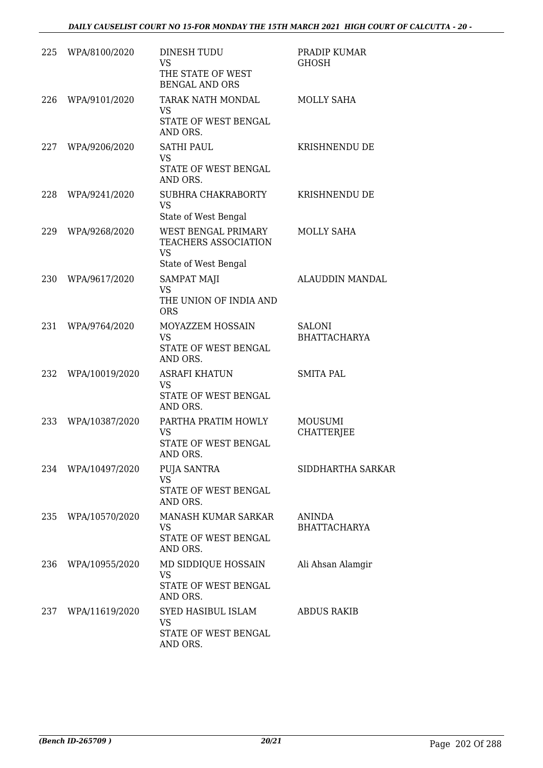| | | | |
|---|---|---|---|
| 225 | WPA/8100/2020 | DINESH TUDU<br>VS<br>THE STATE OF WEST BENGAL AND ORS | PRADIP KUMAR GHOSH |
| 226 | WPA/9101/2020 | TARAK NATH MONDAL<br>VS<br>STATE OF WEST BENGAL AND ORS. | MOLLY SAHA |
| 227 | WPA/9206/2020 | SATHI PAUL<br>VS<br>STATE OF WEST BENGAL AND ORS. | KRISHNENDU DE |
| 228 | WPA/9241/2020 | SUBHRA CHAKRABORTY<br>VS<br>State of West Bengal | KRISHNENDU DE |
| 229 | WPA/9268/2020 | WEST BENGAL PRIMARY TEACHERS ASSOCIATION<br>VS<br>State of West Bengal | MOLLY SAHA |
| 230 | WPA/9617/2020 | SAMPAT MAJI<br>VS<br>THE UNION OF INDIA AND ORS | ALAUDDIN MANDAL |
| 231 | WPA/9764/2020 | MOYAZZEM HOSSAIN<br>VS<br>STATE OF WEST BENGAL AND ORS. | SALONI BHATTACHARYA |
| 232 | WPA/10019/2020 | ASRAFI KHATUN<br>VS<br>STATE OF WEST BENGAL AND ORS. | SMITA PAL |
| 233 | WPA/10387/2020 | PARTHA PRATIM HOWLY<br>VS<br>STATE OF WEST BENGAL AND ORS. | MOUSUMI CHATTERJEE |
| 234 | WPA/10497/2020 | PUJA SANTRA<br>VS<br>STATE OF WEST BENGAL AND ORS. | SIDDHARTHA SARKAR |
| 235 | WPA/10570/2020 | MANASH KUMAR SARKAR<br>VS<br>STATE OF WEST BENGAL AND ORS. | ANINDA BHATTACHARYA |
| 236 | WPA/10955/2020 | MD SIDDIQUE HOSSAIN<br>VS<br>STATE OF WEST BENGAL AND ORS. | Ali Ahsan Alamgir |
| 237 | WPA/11619/2020 | SYED HASIBUL ISLAM<br>VS<br>STATE OF WEST BENGAL AND ORS. | ABDUS RAKIB |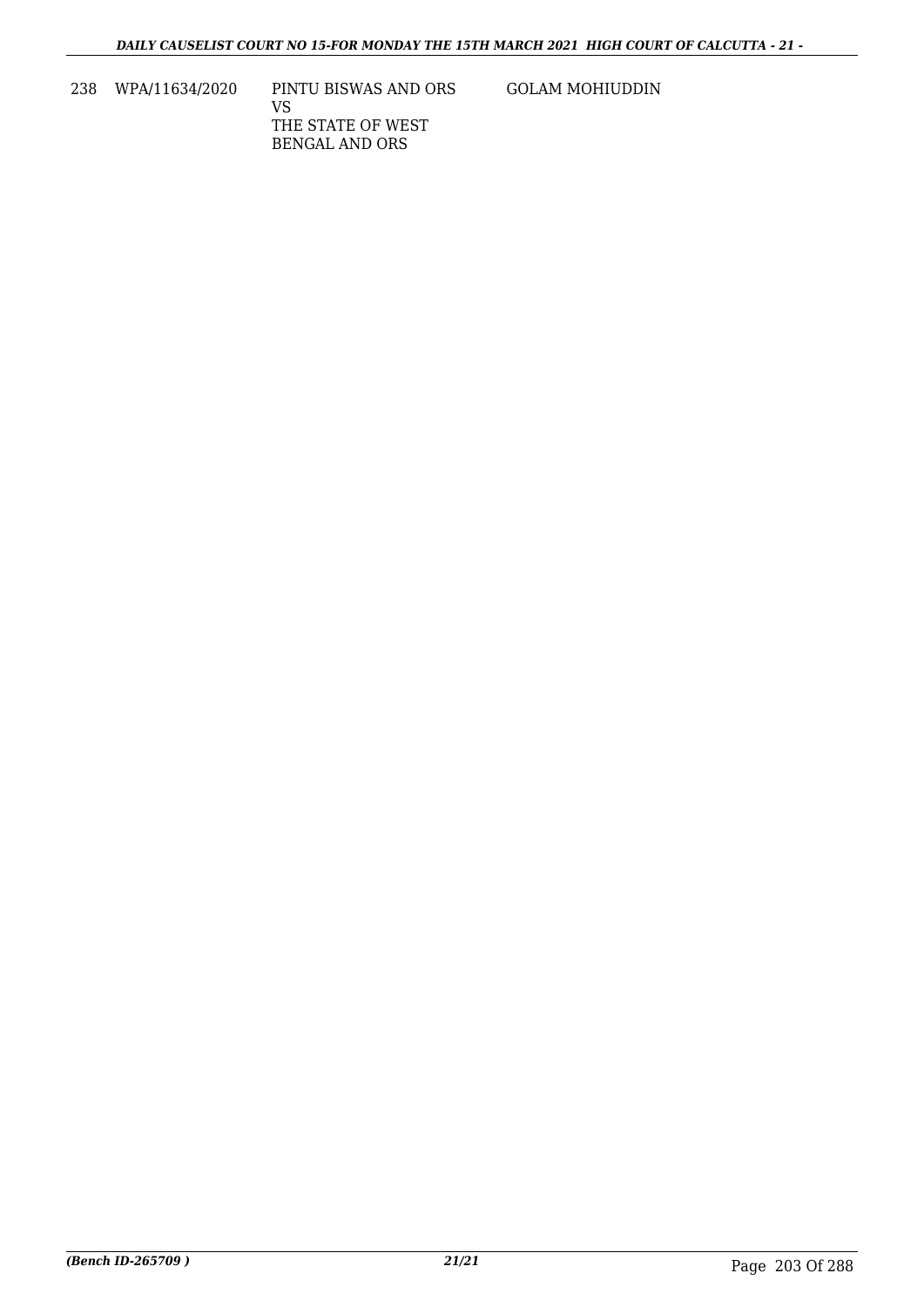| 238 | WPA/11634/2020 | PINTU BISWAS AND ORS<br>VS<br>THE STATE OF WEST BENGAL AND ORS | GOLAM MOHIUDDIN |
|---|---|---|---|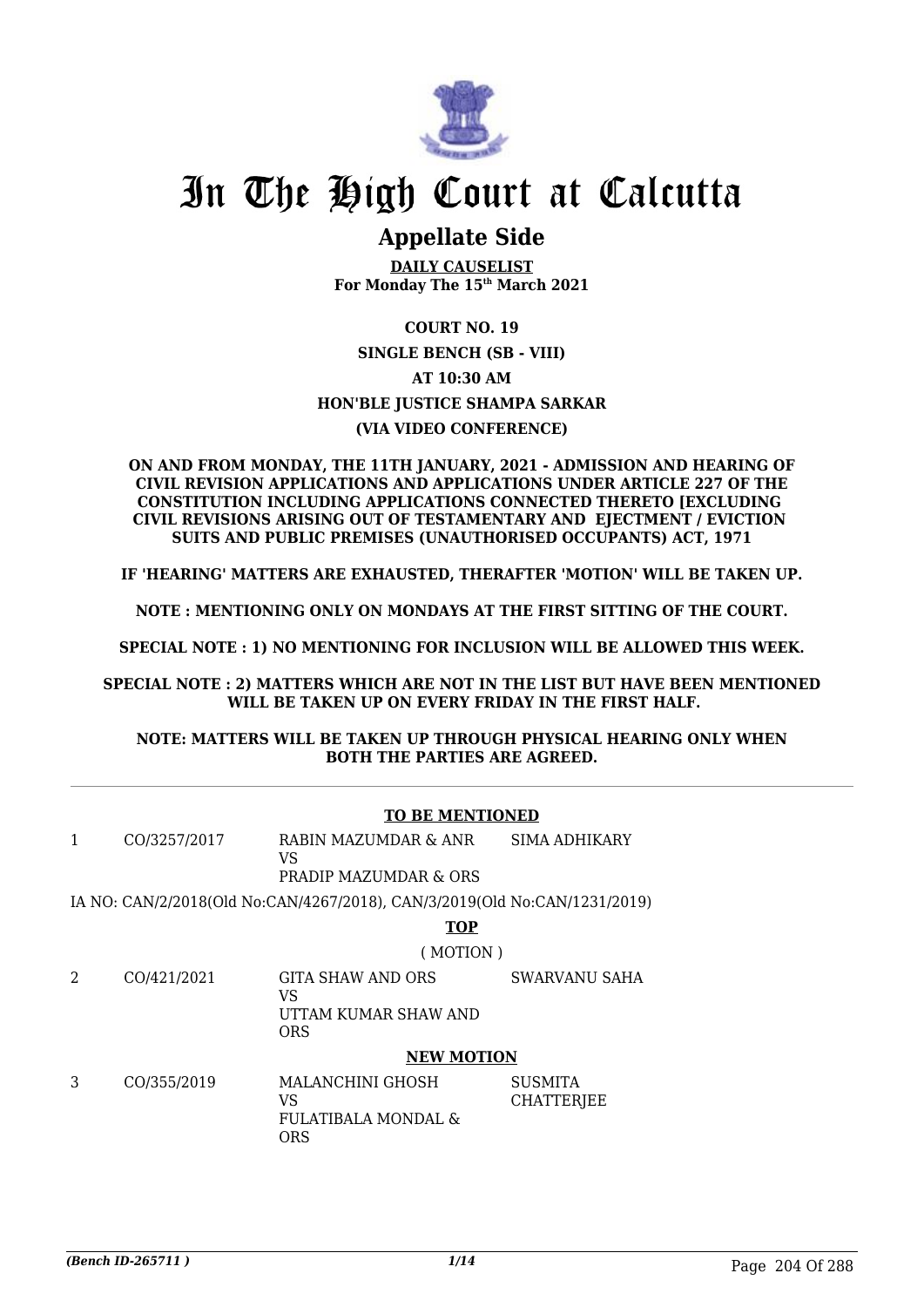# In The High Court at Calcutta

## Appellate Side

**DAILY CAUSELIST**
**For Monday The 15th March 2021**

**COURT NO. 19**
**SINGLE BENCH (SB - VIII)**
**AT 10:30 AM**
**HON'BLE JUSTICE SHAMPA SARKAR**
**(VIA VIDEO CONFERENCE)**

**ON AND FROM MONDAY, THE 11TH JANUARY, 2021 - ADMISSION AND HEARING OF CIVIL REVISION APPLICATIONS AND APPLICATIONS UNDER ARTICLE 227 OF THE CONSTITUTION INCLUDING APPLICATIONS CONNECTED THERETO [EXCLUDING CIVIL REVISIONS ARISING OUT OF TESTAMENTARY AND EJECTMENT / EVICTION SUITS AND PUBLIC PREMISES (UNAUTHORISED OCCUPANTS) ACT, 1971**

**IF 'HEARING' MATTERS ARE EXHAUSTED, THERAFTER 'MOTION' WILL BE TAKEN UP.**

**NOTE : MENTIONING ONLY ON MONDAYS AT THE FIRST SITTING OF THE COURT.**

**SPECIAL NOTE : 1) NO MENTIONING FOR INCLUSION WILL BE ALLOWED THIS WEEK.**

**SPECIAL NOTE : 2) MATTERS WHICH ARE NOT IN THE LIST BUT HAVE BEEN MENTIONED WILL BE TAKEN UP ON EVERY FRIDAY IN THE FIRST HALF.**

**NOTE: MATTERS WILL BE TAKEN UP THROUGH PHYSICAL HEARING ONLY WHEN BOTH THE PARTIES ARE AGREED.**

---

**TO BE MENTIONED**

| | | | |
|---|---|---|---|
| 1 | CO/3257/2017 | RABIN MAZUMDAR & ANR<br>VS<br>PRADIP MAZUMDAR & ORS | SIMA ADHIKARY |

IA NO: CAN/2/2018(Old No:CAN/4267/2018), CAN/3/2019(Old No:CAN/1231/2019)

**TOP**

( MOTION )

| | | | |
|---|---|---|---|
| 2 | CO/421/2021 | GITA SHAW AND ORS<br>VS<br>UTTAM KUMAR SHAW AND ORS | SWARVANU SAHA |

**NEW MOTION**

| | | | |
|---|---|---|---|
| 3 | CO/355/2019 | MALANCHINI GHOSH<br>VS<br>FULATIBALA MONDAL & ORS | SUSMITA CHATTERJEE |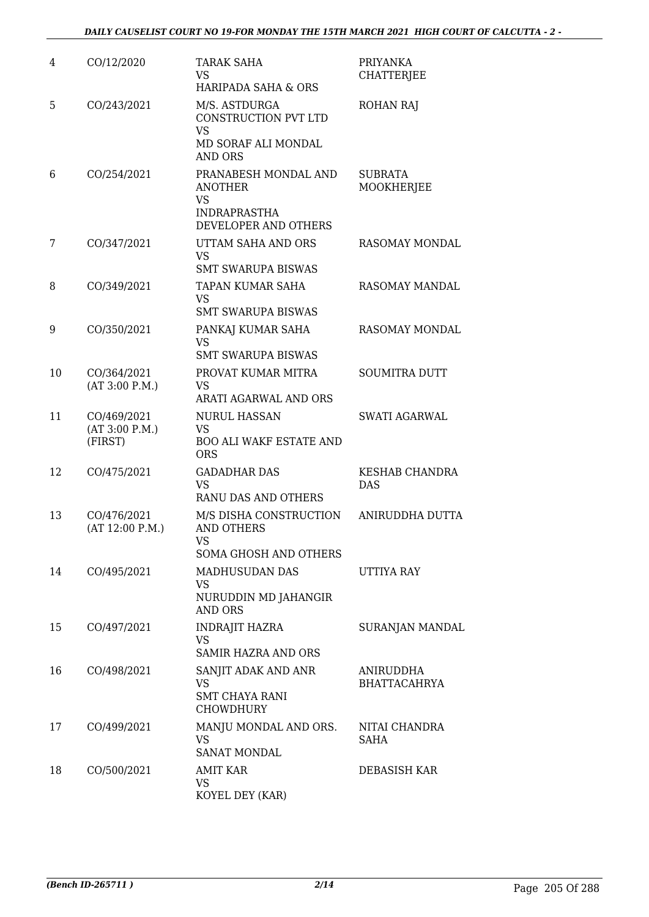| 4 | CO/12/2020 | TARAK SAHA<br>VS<br>HARIPADA SAHA & ORS | PRIYANKA CHATTERJEE |
|---|---|---|---|
| 5 | CO/243/2021 | M/S. ASTDURGA CONSTRUCTION PVT LTD<br>VS<br>MD SORAF ALI MONDAL AND ORS | ROHAN RAJ |
| 6 | CO/254/2021 | PRANABESH MONDAL AND ANOTHER<br>VS<br>INDRAPRASTHA DEVELOPER AND OTHERS | SUBRATA MOOKHERJEE |
| 7 | CO/347/2021 | UTTAM SAHA AND ORS<br>VS<br>SMT SWARUPA BISWAS | RASOMAY MONDAL |
| 8 | CO/349/2021 | TAPAN KUMAR SAHA<br>VS<br>SMT SWARUPA BISWAS | RASOMAY MANDAL |
| 9 | CO/350/2021 | PANKAJ KUMAR SAHA<br>VS<br>SMT SWARUPA BISWAS | RASOMAY MONDAL |
| 10 | CO/364/2021<br>(AT 3:00 P.M.) | PROVAT KUMAR MITRA<br>VS<br>ARATI AGARWAL AND ORS | SOUMITRA DUTT |
| 11 | CO/469/2021<br>(AT 3:00 P.M.)<br>(FIRST) | NURUL HASSAN<br>VS<br>BOO ALI WAKF ESTATE AND ORS | SWATI AGARWAL |
| 12 | CO/475/2021 | GADADHAR DAS<br>VS<br>RANU DAS AND OTHERS | KESHAB CHANDRA DAS |
| 13 | CO/476/2021<br>(AT 12:00 P.M.) | M/S DISHA CONSTRUCTION AND OTHERS<br>VS<br>SOMA GHOSH AND OTHERS | ANIRUDDHA DUTTA |
| 14 | CO/495/2021 | MADHUSUDAN DAS<br>VS<br>NURUDDIN MD JAHANGIR AND ORS | UTTIYA RAY |
| 15 | CO/497/2021 | INDRAJIT HAZRA<br>VS<br>SAMIR HAZRA AND ORS | SURANJAN MANDAL |
| 16 | CO/498/2021 | SANJIT ADAK AND ANR<br>VS<br>SMT CHAYA RANI CHOWDHURY | ANIRUDDHA BHATTACAHRYA |
| 17 | CO/499/2021 | MANJU MONDAL AND ORS.<br>VS<br>SANAT MONDAL | NITAI CHANDRA SAHA |
| 18 | CO/500/2021 | AMIT KAR<br>VS<br>KOYEL DEY (KAR) | DEBASISH KAR |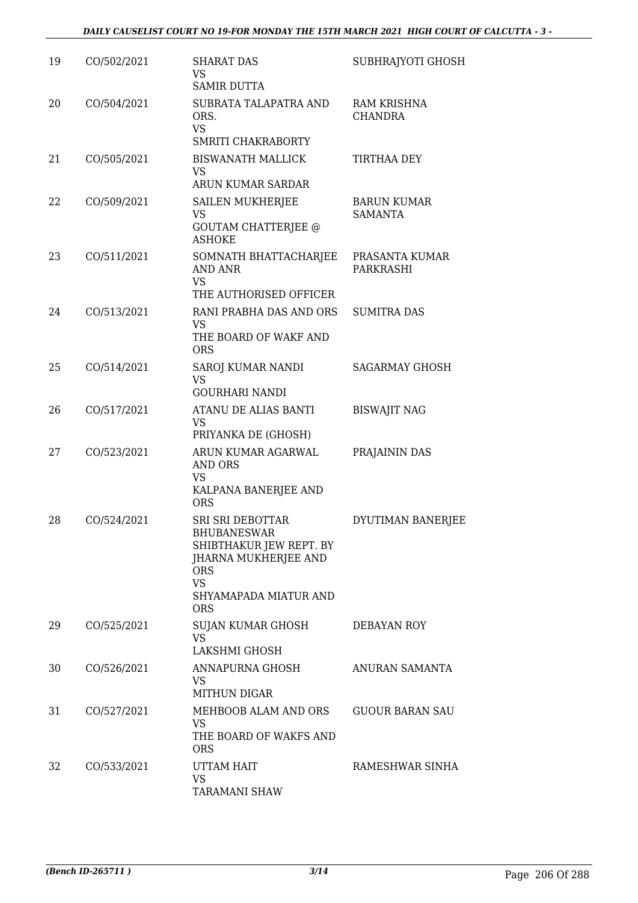| 19 | CO/502/2021 | SHARAT DAS<br>VS<br>SAMIR DUTTA | SUBHRAJYOTI GHOSH |
|---|---|---|---|
| 20 | CO/504/2021 | SUBRATA TALAPATRA AND ORS.<br>VS<br>SMRITI CHAKRABORTY | RAM KRISHNA CHANDRA |
| 21 | CO/505/2021 | BISWANATH MALLICK<br>VS<br>ARUN KUMAR SARDAR | TIRTHAA DEY |
| 22 | CO/509/2021 | SAILEN MUKHERJEE<br>VS<br>GOUTAM CHATTERJEE @ ASHOKE | BARUN KUMAR SAMANTA |
| 23 | CO/511/2021 | SOMNATH BHATTACHARJEE AND ANR<br>VS<br>THE AUTHORISED OFFICER | PRASANTA KUMAR PARKRASHI |
| 24 | CO/513/2021 | RANI PRABHA DAS AND ORS<br>VS<br>THE BOARD OF WAKF AND ORS | SUMITRA DAS |
| 25 | CO/514/2021 | SAROJ KUMAR NANDI<br>VS<br>GOURHARI NANDI | SAGARMAY GHOSH |
| 26 | CO/517/2021 | ATANU DE ALIAS BANTI<br>VS<br>PRIYANKA DE (GHOSH) | BISWAJIT NAG |
| 27 | CO/523/2021 | ARUN KUMAR AGARWAL AND ORS<br>VS<br>KALPANA BANERJEE AND ORS | PRAJAININ DAS |
| 28 | CO/524/2021 | SRI SRI DEBOTTAR BHUBANESWAR SHIBTHAKUR JEW REPT. BY JHARNA MUKHERJEE AND ORS<br>VS<br>SHYAMAPADA MIATUR AND ORS | DYUTIMAN BANERJEE |
| 29 | CO/525/2021 | SUJAN KUMAR GHOSH<br>VS<br>LAKSHMI GHOSH | DEBAYAN ROY |
| 30 | CO/526/2021 | ANNAPURNA GHOSH<br>VS<br>MITHUN DIGAR | ANURAN SAMANTA |
| 31 | CO/527/2021 | MEHBOOB ALAM AND ORS<br>VS<br>THE BOARD OF WAKFS AND ORS | GUOUR BARAN SAU |
| 32 | CO/533/2021 | UTTAM HAIT<br>VS<br>TARAMANI SHAW | RAMESHWAR SINHA |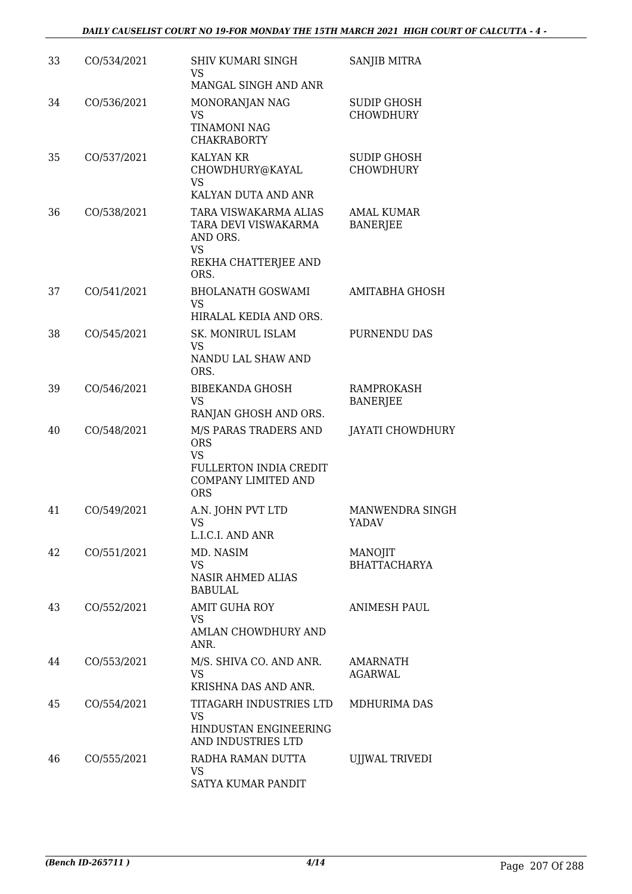| 33 | CO/534/2021 | SHIV KUMARI SINGH<br>VS<br>MANGAL SINGH AND ANR | SANJIB MITRA |
|---|---|---|---|
| 34 | CO/536/2021 | MONORANJAN NAG<br>VS<br>TINAMONI NAG CHAKRABORTY | SUDIP GHOSH CHOWDHURY |
| 35 | CO/537/2021 | KALYAN KR CHOWDHURY@KAYAL<br>VS<br>KALYAN DUTA AND ANR | SUDIP GHOSH CHOWDHURY |
| 36 | CO/538/2021 | TARA VISWAKARMA ALIAS TARA DEVI VISWAKARMA AND ORS.<br>VS<br>REKHA CHATTERJEE AND ORS. | AMAL KUMAR BANERJEE |
| 37 | CO/541/2021 | BHOLANATH GOSWAMI<br>VS<br>HIRALAL KEDIA AND ORS. | AMITABHA GHOSH |
| 38 | CO/545/2021 | SK. MONIRUL ISLAM<br>VS<br>NANDU LAL SHAW AND ORS. | PURNENDU DAS |
| 39 | CO/546/2021 | BIBEKANDA GHOSH<br>VS<br>RANJAN GHOSH AND ORS. | RAMPROKASH BANERJEE |
| 40 | CO/548/2021 | M/S PARAS TRADERS AND ORS<br>VS<br>FULLERTON INDIA CREDIT COMPANY LIMITED AND ORS | JAYATI CHOWDHURY |
| 41 | CO/549/2021 | A.N. JOHN PVT LTD<br>VS<br>L.I.C.I. AND ANR | MANWENDRA SINGH YADAV |
| 42 | CO/551/2021 | MD. NASIM<br>VS<br>NASIR AHMED ALIAS BABULAL | MANOJIT BHATTACHARYA |
| 43 | CO/552/2021 | AMIT GUHA ROY<br>VS<br>AMLAN CHOWDHURY AND ANR. | ANIMESH PAUL |
| 44 | CO/553/2021 | M/S. SHIVA CO. AND ANR.<br>VS<br>KRISHNA DAS AND ANR. | AMARNATH AGARWAL |
| 45 | CO/554/2021 | TITAGARH INDUSTRIES LTD<br>VS<br>HINDUSTAN ENGINEERING AND INDUSTRIES LTD | MDHURIMA DAS |
| 46 | CO/555/2021 | RADHA RAMAN DUTTA<br>VS<br>SATYA KUMAR PANDIT | UJJWAL TRIVEDI |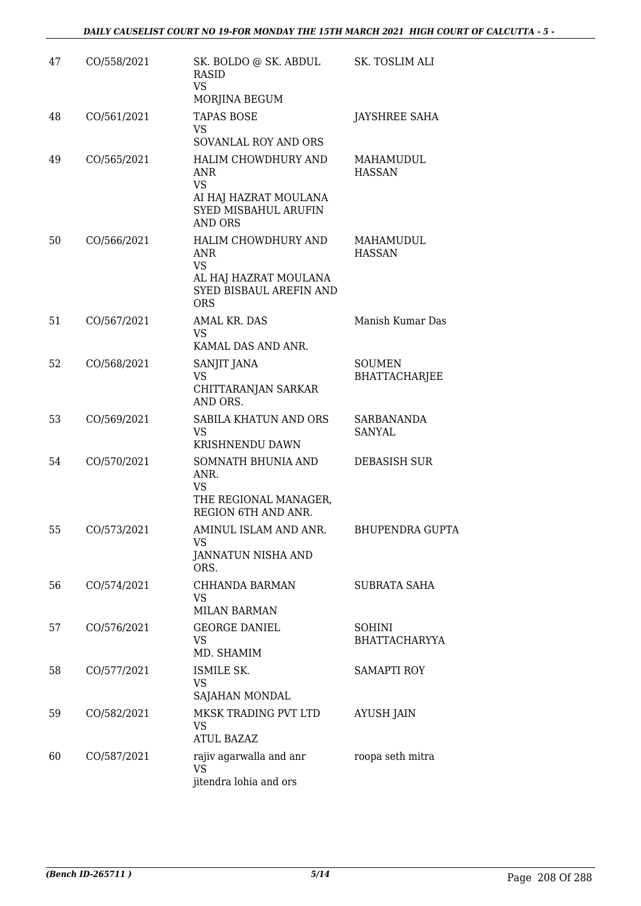| 47 | CO/558/2021 | SK. BOLDO @ SK. ABDUL RASID<br>VS<br>MORJINA BEGUM | SK. TOSLIM ALI |
|---|---|---|---|
| 48 | CO/561/2021 | TAPAS BOSE<br>VS<br>SOVANLAL ROY AND ORS | JAYSHREE SAHA |
| 49 | CO/565/2021 | HALIM CHOWDHURY AND ANR<br>VS<br>AI HAJ HAZRAT MOULANA SYED MISBAHUL ARUFIN AND ORS | MAHAMUDUL HASSAN |
| 50 | CO/566/2021 | HALIM CHOWDHURY AND ANR<br>VS<br>AL HAJ HAZRAT MOULANA SYED BISBAUL AREFIN AND ORS | MAHAMUDUL HASSAN |
| 51 | CO/567/2021 | AMAL KR. DAS<br>VS<br>KAMAL DAS AND ANR. | Manish Kumar Das |
| 52 | CO/568/2021 | SANJIT JANA<br>VS<br>CHITTARANJAN SARKAR AND ORS. | SOUMEN BHATTACHARJEE |
| 53 | CO/569/2021 | SABILA KHATUN AND ORS<br>VS<br>KRISHNENDU DAWN | SARBANANDA SANYAL |
| 54 | CO/570/2021 | SOMNATH BHUNIA AND ANR.<br>VS<br>THE REGIONAL MANAGER, REGION 6TH AND ANR. | DEBASISH SUR |
| 55 | CO/573/2021 | AMINUL ISLAM AND ANR.<br>VS<br>JANNATUN NISHA AND ORS. | BHUPENDRA GUPTA |
| 56 | CO/574/2021 | CHHANDA BARMAN<br>VS<br>MILAN BARMAN | SUBRATA SAHA |
| 57 | CO/576/2021 | GEORGE DANIEL<br>VS<br>MD. SHAMIM | SOHINI BHATTACHARYYA |
| 58 | CO/577/2021 | ISMILE SK.<br>VS<br>SAJAHAN MONDAL | SAMAPTI ROY |
| 59 | CO/582/2021 | MKSK TRADING PVT LTD<br>VS<br>ATUL BAZAZ | AYUSH JAIN |
| 60 | CO/587/2021 | rajiv agarwalla and anr<br>VS<br>jitendra lohia and ors | roopa seth mitra |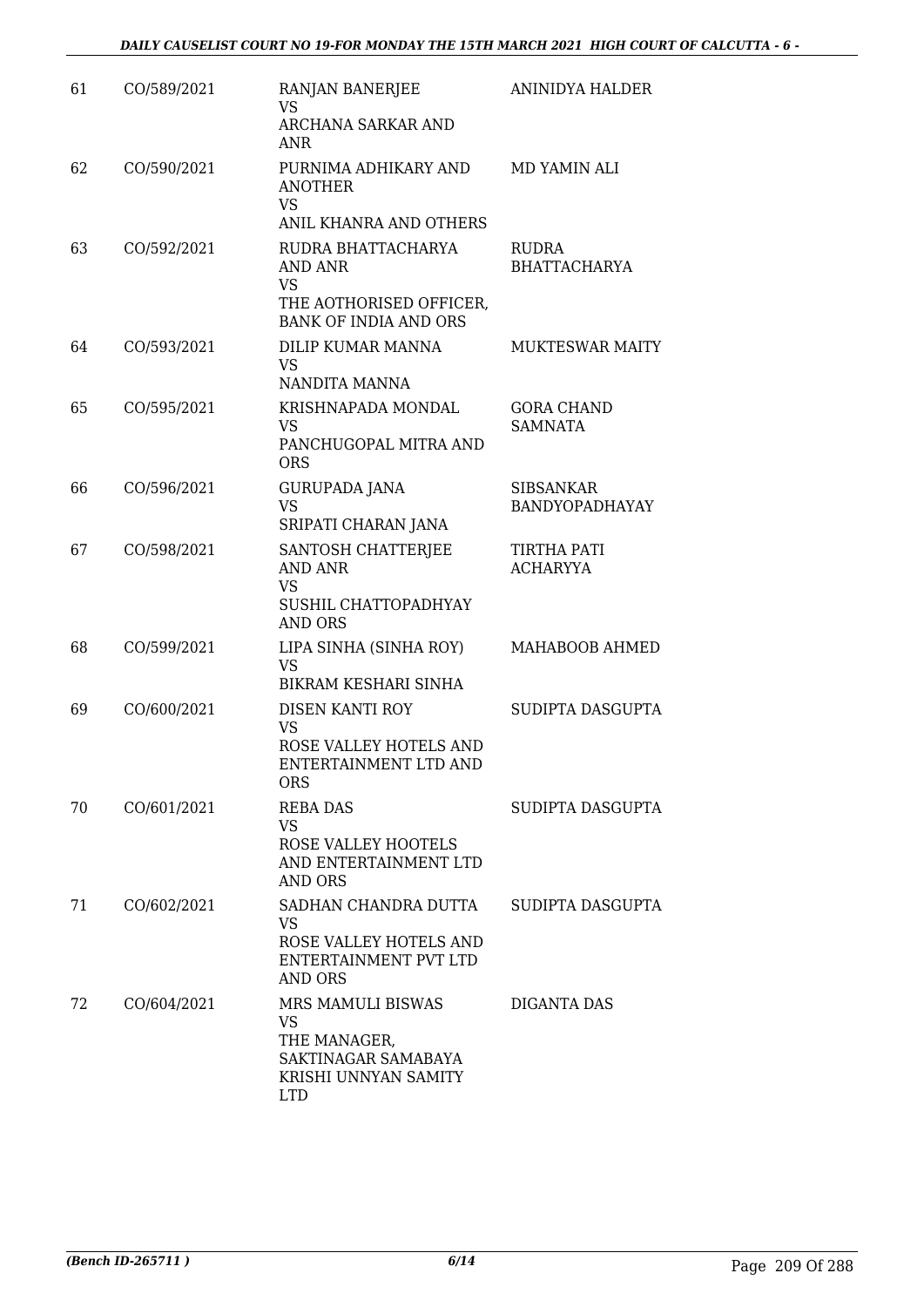| 61 | CO/589/2021 | RANJAN BANERJEE<br>VS<br>ARCHANA SARKAR AND ANR | ANINIDYA HALDER |
|---|---|---|---|
| 62 | CO/590/2021 | PURNIMA ADHIKARY AND ANOTHER<br>VS<br>ANIL KHANRA AND OTHERS | MD YAMIN ALI |
| 63 | CO/592/2021 | RUDRA BHATTACHARYA AND ANR<br>VS<br>THE AOTHORISED OFFICER, BANK OF INDIA AND ORS | RUDRA BHATTACHARYA |
| 64 | CO/593/2021 | DILIP KUMAR MANNA<br>VS<br>NANDITA MANNA | MUKTESWAR MAITY |
| 65 | CO/595/2021 | KRISHNAPADA MONDAL<br>VS<br>PANCHUGOPAL MITRA AND ORS | GORA CHAND SAMNATA |
| 66 | CO/596/2021 | GURUPADA JANA<br>VS<br>SRIPATI CHARAN JANA | SIBSANKAR BANDYOPADHAYAY |
| 67 | CO/598/2021 | SANTOSH CHATTERJEE AND ANR<br>VS<br>SUSHIL CHATTOPADHYAY AND ORS | TIRTHA PATI ACHARYYA |
| 68 | CO/599/2021 | LIPA SINHA (SINHA ROY)<br>VS<br>BIKRAM KESHARI SINHA | MAHABOOB AHMED |
| 69 | CO/600/2021 | DISEN KANTI ROY<br>VS<br>ROSE VALLEY HOTELS AND ENTERTAINMENT LTD AND ORS | SUDIPTA DASGUPTA |
| 70 | CO/601/2021 | REBA DAS<br>VS<br>ROSE VALLEY HOOTELS AND ENTERTAINMENT LTD AND ORS | SUDIPTA DASGUPTA |
| 71 | CO/602/2021 | SADHAN CHANDRA DUTTA<br>VS<br>ROSE VALLEY HOTELS AND ENTERTAINMENT PVT LTD AND ORS | SUDIPTA DASGUPTA |
| 72 | CO/604/2021 | MRS MAMULI BISWAS<br>VS<br>THE MANAGER, SAKTINAGAR SAMABAYA KRISHI UNNYAN SAMITY LTD | DIGANTA DAS |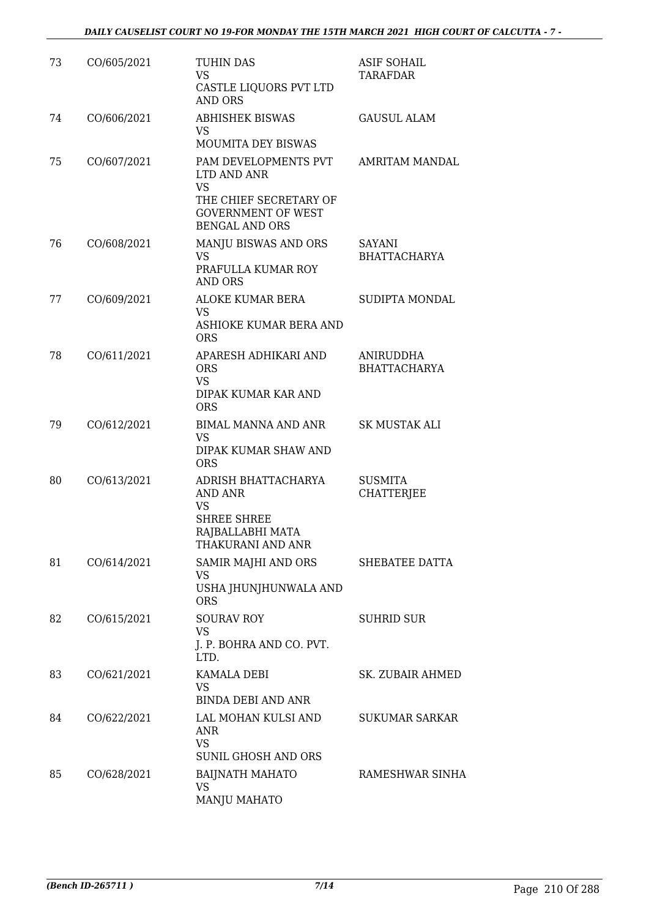| | | | |
|---|---|---|---|
| 73 | CO/605/2021 | TUHIN DAS<br>VS<br>CASTLE LIQUORS PVT LTD AND ORS | ASIF SOHAIL TARAFDAR |
| 74 | CO/606/2021 | ABHISHEK BISWAS<br>VS<br>MOUMITA DEY BISWAS | GAUSUL ALAM |
| 75 | CO/607/2021 | PAM DEVELOPMENTS PVT LTD AND ANR<br>VS<br>THE CHIEF SECRETARY OF GOVERNMENT OF WEST BENGAL AND ORS | AMRITAM MANDAL |
| 76 | CO/608/2021 | MANJU BISWAS AND ORS<br>VS<br>PRAFULLA KUMAR ROY AND ORS | SAYANI BHATTACHARYA |
| 77 | CO/609/2021 | ALOKE KUMAR BERA<br>VS<br>ASHIOKE KUMAR BERA AND ORS | SUDIPTA MONDAL |
| 78 | CO/611/2021 | APARESH ADHIKARI AND ORS<br>VS<br>DIPAK KUMAR KAR AND ORS | ANIRUDDHA BHATTACHARYA |
| 79 | CO/612/2021 | BIMAL MANNA AND ANR<br>VS<br>DIPAK KUMAR SHAW AND ORS | SK MUSTAK ALI |
| 80 | CO/613/2021 | ADRISH BHATTACHARYA AND ANR<br>VS<br>SHREE SHREE RAJBALLABHI MATA THAKURANI AND ANR | SUSMITA CHATTERJEE |
| 81 | CO/614/2021 | SAMIR MAJHI AND ORS<br>VS<br>USHA JHUNJHUNWALA AND ORS | SHEBATEE DATTA |
| 82 | CO/615/2021 | SOURAV ROY<br>VS<br>J. P. BOHRA AND CO. PVT. LTD. | SUHRID SUR |
| 83 | CO/621/2021 | KAMALA DEBI<br>VS<br>BINDA DEBI AND ANR | SK. ZUBAIR AHMED |
| 84 | CO/622/2021 | LAL MOHAN KULSI AND ANR<br>VS<br>SUNIL GHOSH AND ORS | SUKUMAR SARKAR |
| 85 | CO/628/2021 | BAIJNATH MAHATO<br>VS<br>MANJU MAHATO | RAMESHWAR SINHA |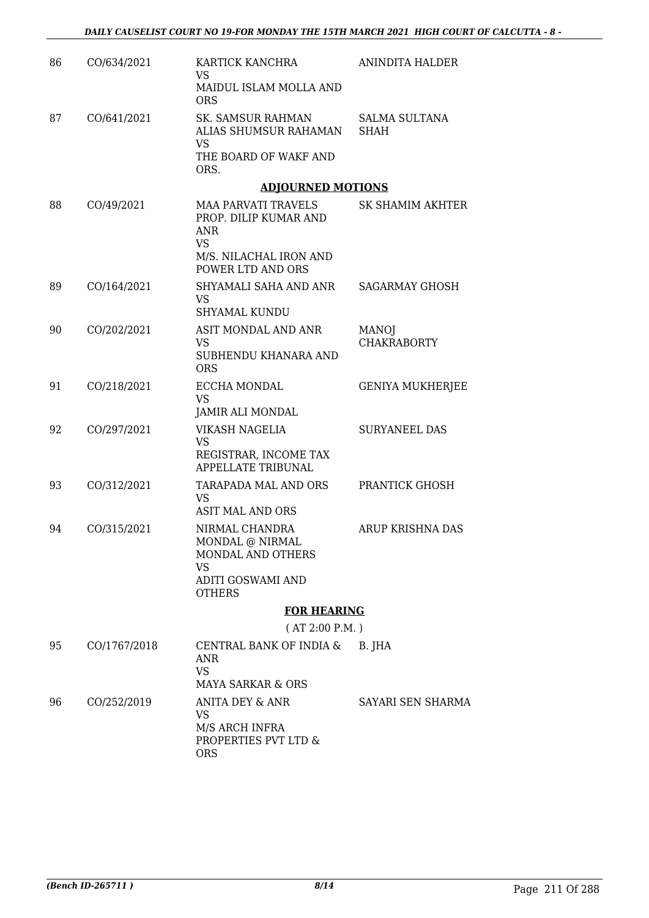| | | | |
|---|---|---|---|
| 86 | CO/634/2021 | KARTICK KANCHRA<br>VS<br>MAIDUL ISLAM MOLLA AND ORS | ANINDITA HALDER |
| 87 | CO/641/2021 | SK. SAMSUR RAHMAN ALIAS SHUMSUR RAHAMAN<br>VS<br>THE BOARD OF WAKF AND ORS. | SALMA SULTANA SHAH |

**ADJOURNED MOTIONS**

| | | | |
|---|---|---|---|
| 88 | CO/49/2021 | MAA PARVATI TRAVELS PROP. DILIP KUMAR AND ANR<br>VS<br>M/S. NILACHAL IRON AND POWER LTD AND ORS | SK SHAMIM AKHTER |
| 89 | CO/164/2021 | SHYAMALI SAHA AND ANR<br>VS<br>SHYAMAL KUNDU | SAGARMAY GHOSH |
| 90 | CO/202/2021 | ASIT MONDAL AND ANR<br>VS<br>SUBHENDU KHANARA AND ORS | MANOJ CHAKRABORTY |
| 91 | CO/218/2021 | ECCHA MONDAL<br>VS<br>JAMIR ALI MONDAL | GENIYA MUKHERJEE |
| 92 | CO/297/2021 | VIKASH NAGELIA<br>VS<br>REGISTRAR, INCOME TAX APPELLATE TRIBUNAL | SURYANEEL DAS |
| 93 | CO/312/2021 | TARAPADA MAL AND ORS<br>VS<br>ASIT MAL AND ORS | PRANTICK GHOSH |
| 94 | CO/315/2021 | NIRMAL CHANDRA MONDAL @ NIRMAL MONDAL AND OTHERS<br>VS<br>ADITI GOSWAMI AND OTHERS | ARUP KRISHNA DAS |

**FOR HEARING**

( AT 2:00 P.M. )

| | | | |
|---|---|---|---|
| 95 | CO/1767/2018 | CENTRAL BANK OF INDIA & ANR<br>VS<br>MAYA SARKAR & ORS | B. JHA |
| 96 | CO/252/2019 | ANITA DEY & ANR<br>VS<br>M/S ARCH INFRA PROPERTIES PVT LTD & ORS | SAYARI SEN SHARMA |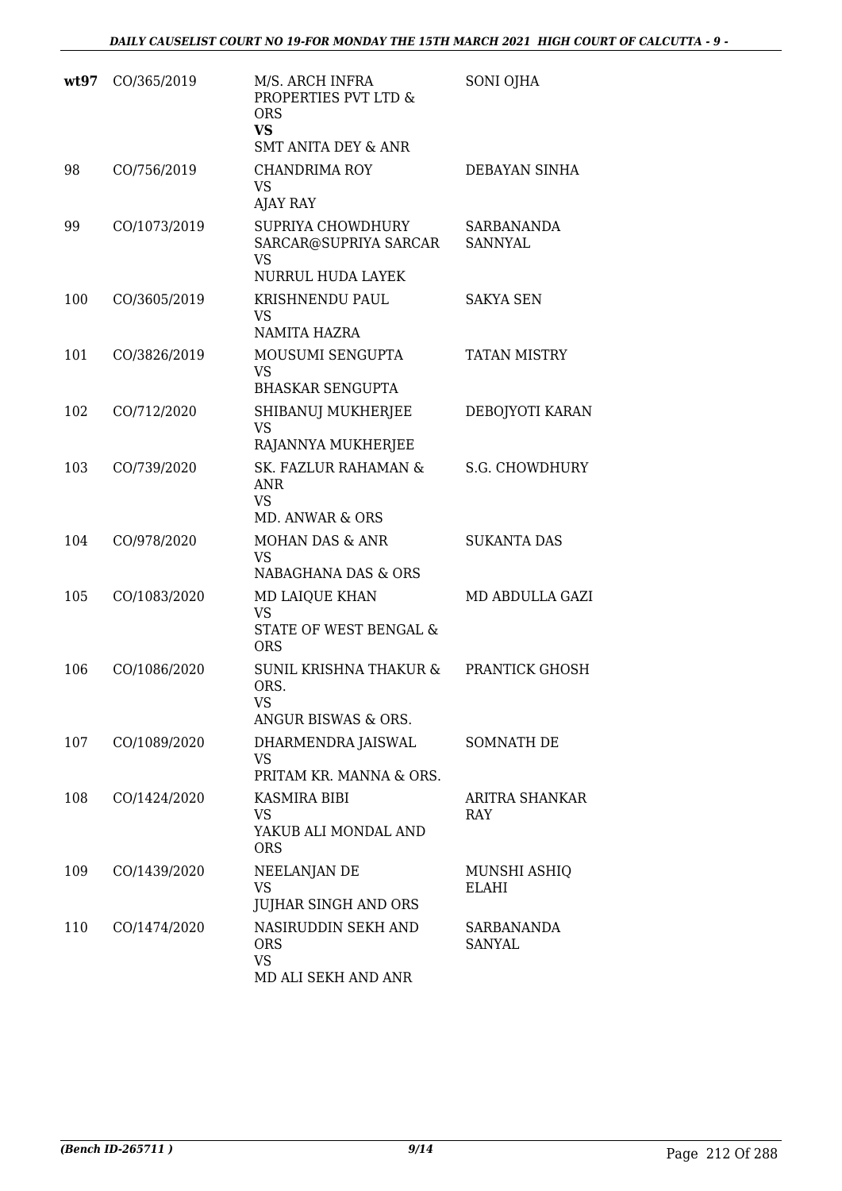| | | | |
|---|---|---|---|
| **wt97** | CO/365/2019 | M/S. ARCH INFRA PROPERTIES PVT LTD & ORS<br>**VS**<br>SMT ANITA DEY & ANR | SONI OJHA |
| 98 | CO/756/2019 | CHANDRIMA ROY<br>VS<br>AJAY RAY | DEBAYAN SINHA |
| 99 | CO/1073/2019 | SUPRIYA CHOWDHURY SARCAR@SUPRIYA SARCAR<br>VS<br>NURRUL HUDA LAYEK | SARBANANDA SANNYAL |
| 100 | CO/3605/2019 | KRISHNENDU PAUL<br>VS<br>NAMITA HAZRA | SAKYA SEN |
| 101 | CO/3826/2019 | MOUSUMI SENGUPTA<br>VS<br>BHASKAR SENGUPTA | TATAN MISTRY |
| 102 | CO/712/2020 | SHIBANUJ MUKHERJEE<br>VS<br>RAJANNYA MUKHERJEE | DEBOJYOTI KARAN |
| 103 | CO/739/2020 | SK. FAZLUR RAHAMAN & ANR<br>VS<br>MD. ANWAR & ORS | S.G. CHOWDHURY |
| 104 | CO/978/2020 | MOHAN DAS & ANR<br>VS<br>NABAGHANA DAS & ORS | SUKANTA DAS |
| 105 | CO/1083/2020 | MD LAIQUE KHAN<br>VS<br>STATE OF WEST BENGAL & ORS | MD ABDULLA GAZI |
| 106 | CO/1086/2020 | SUNIL KRISHNA THAKUR & ORS.<br>VS<br>ANGUR BISWAS & ORS. | PRANTICK GHOSH |
| 107 | CO/1089/2020 | DHARMENDRA JAISWAL<br>VS<br>PRITAM KR. MANNA & ORS. | SOMNATH DE |
| 108 | CO/1424/2020 | KASMIRA BIBI<br>VS<br>YAKUB ALI MONDAL AND ORS | ARITRA SHANKAR RAY |
| 109 | CO/1439/2020 | NEELANJAN DE<br>VS<br>JUJHAR SINGH AND ORS | MUNSHI ASHIQ ELAHI |
| 110 | CO/1474/2020 | NASIRUDDIN SEKH AND ORS<br>VS<br>MD ALI SEKH AND ANR | SARBANANDA SANYAL |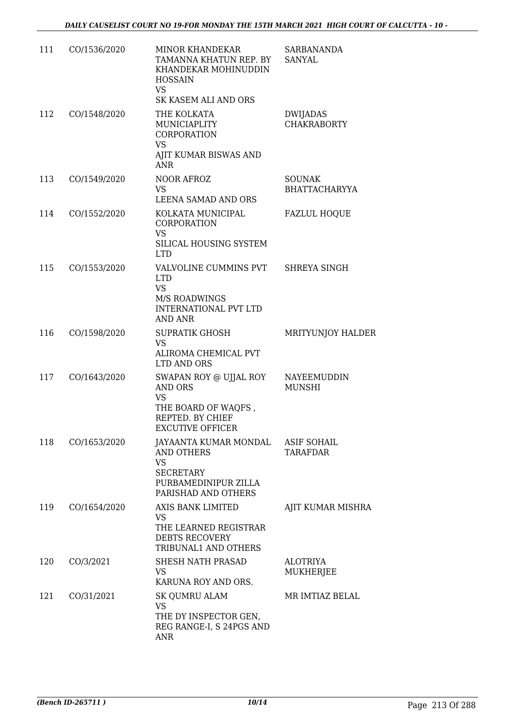| | | | |
|---|---|---|---|
| 111 | CO/1536/2020 | MINOR KHANDEKAR TAMANNA KHATUN REP. BY KHANDEKAR MOHINUDDIN HOSSAIN<br>VS<br>SK KASEM ALI AND ORS | SARBANANDA SANYAL |
| 112 | CO/1548/2020 | THE KOLKATA MUNICIAPLITY CORPORATION<br>VS<br>AJIT KUMAR BISWAS AND ANR | DWIJADAS CHAKRABORTY |
| 113 | CO/1549/2020 | NOOR AFROZ<br>VS<br>LEENA SAMAD AND ORS | SOUNAK BHATTACHARYYA |
| 114 | CO/1552/2020 | KOLKATA MUNICIPAL CORPORATION<br>VS<br>SILICAL HOUSING SYSTEM LTD | FAZLUL HOQUE |
| 115 | CO/1553/2020 | VALVOLINE CUMMINS PVT LTD<br>VS<br>M/S ROADWINGS INTERNATIONAL PVT LTD AND ANR | SHREYA SINGH |
| 116 | CO/1598/2020 | SUPRATIK GHOSH<br>VS<br>ALIROMA CHEMICAL PVT LTD AND ORS | MRITYUNJOY HALDER |
| 117 | CO/1643/2020 | SWAPAN ROY @ UJJAL ROY AND ORS<br>VS<br>THE BOARD OF WAQFS , REPTED. BY CHIEF EXCUTIVE OFFICER | NAYEEMUDDIN MUNSHI |
| 118 | CO/1653/2020 | JAYAANTA KUMAR MONDAL AND OTHERS<br>VS<br>SECRETARY PURBAMEDINIPUR ZILLA PARISHAD AND OTHERS | ASIF SOHAIL TARAFDAR |
| 119 | CO/1654/2020 | AXIS BANK LIMITED<br>VS<br>THE LEARNED REGISTRAR DEBTS RECOVERY TRIBUNAL1 AND OTHERS | AJIT KUMAR MISHRA |
| 120 | CO/3/2021 | SHESH NATH PRASAD<br>VS<br>KARUNA ROY AND ORS. | ALOTRIYA MUKHERJEE |
| 121 | CO/31/2021 | SK QUMRU ALAM<br>VS<br>THE DY INSPECTOR GEN, REG RANGE-I, S 24PGS AND ANR | MR IMTIAZ BELAL |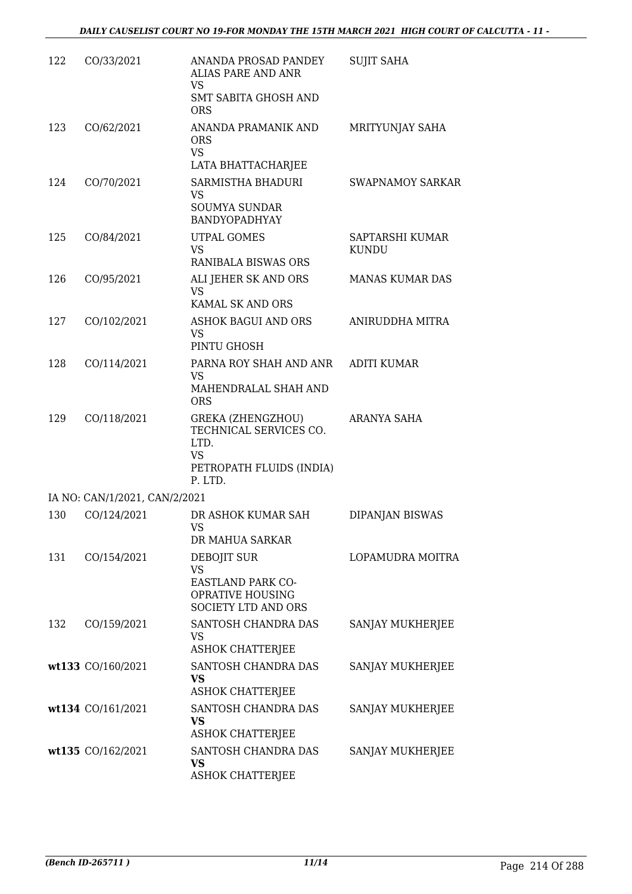| | | | |
|---|---|---|---|
| 122 | CO/33/2021 | ANANDA PROSAD PANDEY ALIAS PARE AND ANR<br>VS<br>SMT SABITA GHOSH AND ORS | SUJIT SAHA |
| 123 | CO/62/2021 | ANANDA PRAMANIK AND ORS<br>VS<br>LATA BHATTACHARJEE | MRITYUNJAY SAHA |
| 124 | CO/70/2021 | SARMISTHA BHADURI<br>VS<br>SOUMYA SUNDAR BANDYOPADHYAY | SWAPNAMOY SARKAR |
| 125 | CO/84/2021 | UTPAL GOMES<br>VS<br>RANIBALA BISWAS ORS | SAPTARSHI KUMAR KUNDU |
| 126 | CO/95/2021 | ALI JEHER SK AND ORS<br>VS<br>KAMAL SK AND ORS | MANAS KUMAR DAS |
| 127 | CO/102/2021 | ASHOK BAGUI AND ORS<br>VS<br>PINTU GHOSH | ANIRUDDHA MITRA |
| 128 | CO/114/2021 | PARNA ROY SHAH AND ANR<br>VS<br>MAHENDRALAL SHAH AND ORS | ADITI KUMAR |
| 129 | CO/118/2021 | GREKA (ZHENGZHOU) TECHNICAL SERVICES CO. LTD.<br>VS<br>PETROPATH FLUIDS (INDIA) P. LTD. | ARANYA SAHA |
| | IA NO: CAN/1/2021, CAN/2/2021 | | |
| 130 | CO/124/2021 | DR ASHOK KUMAR SAH<br>VS<br>DR MAHUA SARKAR | DIPANJAN BISWAS |
| 131 | CO/154/2021 | DEBOJIT SUR<br>VS<br>EASTLAND PARK CO-OPRATIVE HOUSING SOCIETY LTD AND ORS | LOPAMUDRA MOITRA |
| 132 | CO/159/2021 | SANTOSH CHANDRA DAS<br>VS<br>ASHOK CHATTERJEE | SANJAY MUKHERJEE |
| wt133 | CO/160/2021 | SANTOSH CHANDRA DAS<br>**VS**<br>ASHOK CHATTERJEE | SANJAY MUKHERJEE |
| wt134 | CO/161/2021 | SANTOSH CHANDRA DAS<br>**VS**<br>ASHOK CHATTERJEE | SANJAY MUKHERJEE |
| wt135 | CO/162/2021 | SANTOSH CHANDRA DAS<br>**VS**<br>ASHOK CHATTERJEE | SANJAY MUKHERJEE |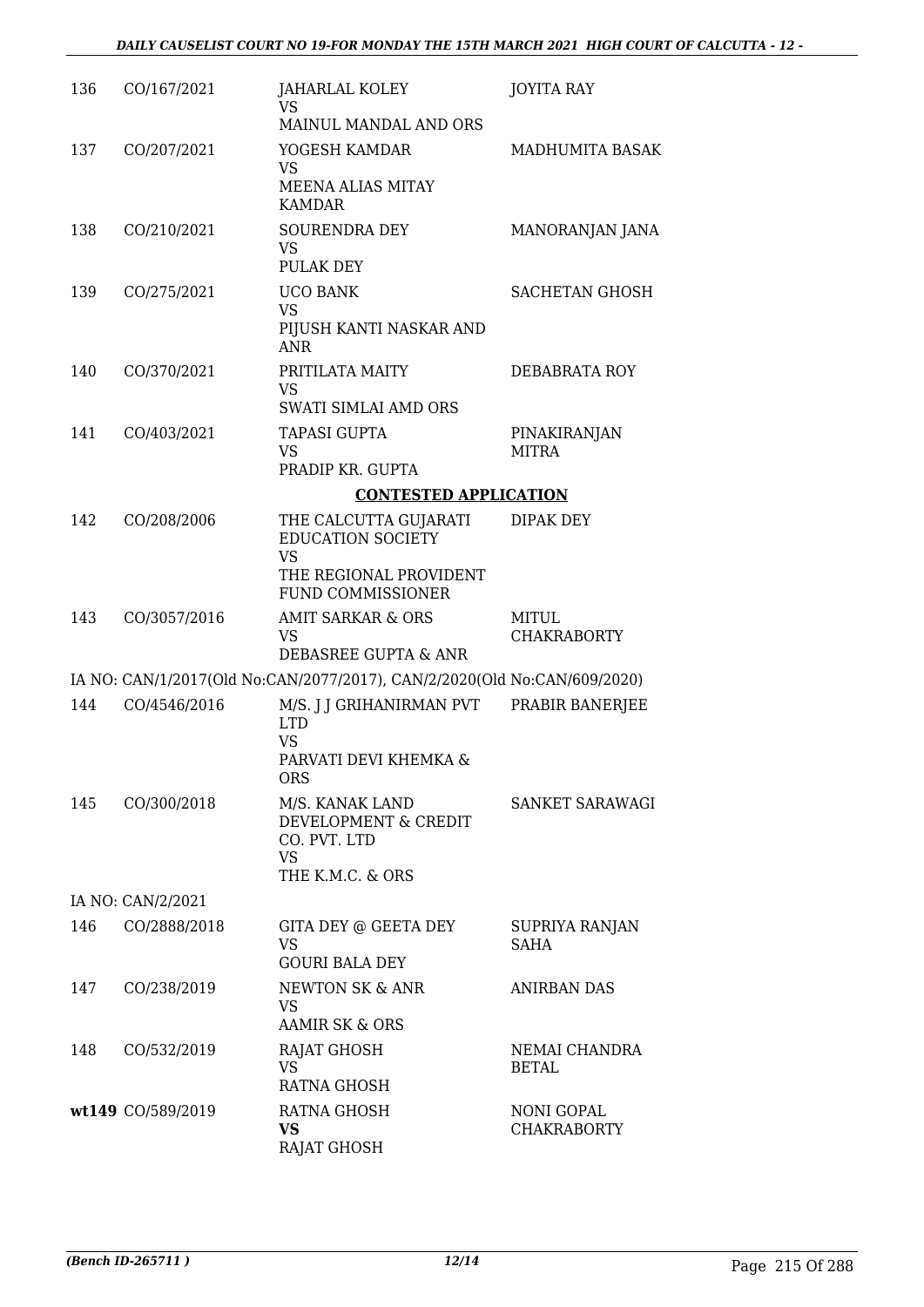| | | | |
|---|---|---|---|
| 136 | CO/167/2021 | JAHARLAL KOLEY<br>VS<br>MAINUL MANDAL AND ORS | JOYITA RAY |
| 137 | CO/207/2021 | YOGESH KAMDAR<br>VS<br>MEENA ALIAS MITAY KAMDAR | MADHUMITA BASAK |
| 138 | CO/210/2021 | SOURENDRA DEY<br>VS<br>PULAK DEY | MANORANJAN JANA |
| 139 | CO/275/2021 | UCO BANK<br>VS<br>PIJUSH KANTI NASKAR AND ANR | SACHETAN GHOSH |
| 140 | CO/370/2021 | PRITILATA MAITY<br>VS<br>SWATI SIMLAI AMD ORS | DEBABRATA ROY |
| 141 | CO/403/2021 | TAPASI GUPTA<br>VS<br>PRADIP KR. GUPTA | PINAKIRANJAN MITRA |

**CONTESTED APPLICATION**

| | | | |
|---|---|---|---|
| 142 | CO/208/2006 | THE CALCUTTA GUJARATI EDUCATION SOCIETY<br>VS<br>THE REGIONAL PROVIDENT FUND COMMISSIONER | DIPAK DEY |
| 143 | CO/3057/2016 | AMIT SARKAR & ORS<br>VS<br>DEBASREE GUPTA & ANR | MITUL CHAKRABORTY |

IA NO: CAN/1/2017(Old No:CAN/2077/2017), CAN/2/2020(Old No:CAN/609/2020)

| | | | |
|---|---|---|---|
| 144 | CO/4546/2016 | M/S. J J GRIHANIRMAN PVT LTD<br>VS<br>PARVATI DEVI KHEMKA & ORS | PRABIR BANERJEE |
| 145 | CO/300/2018 | M/S. KANAK LAND DEVELOPMENT & CREDIT CO. PVT. LTD<br>VS<br>THE K.M.C. & ORS | SANKET SARAWAGI |

IA NO: CAN/2/2021

| | | | |
|---|---|---|---|
| 146 | CO/2888/2018 | GITA DEY @ GEETA DEY<br>VS<br>GOURI BALA DEY | SUPRIYA RANJAN SAHA |
| 147 | CO/238/2019 | NEWTON SK & ANR<br>VS<br>AAMIR SK & ORS | ANIRBAN DAS |
| 148 | CO/532/2019 | RAJAT GHOSH<br>VS<br>RATNA GHOSH | NEMAI CHANDRA BETAL |
| **wt149** | CO/589/2019 | RATNA GHOSH<br>**VS**<br>RAJAT GHOSH | NONI GOPAL CHAKRABORTY |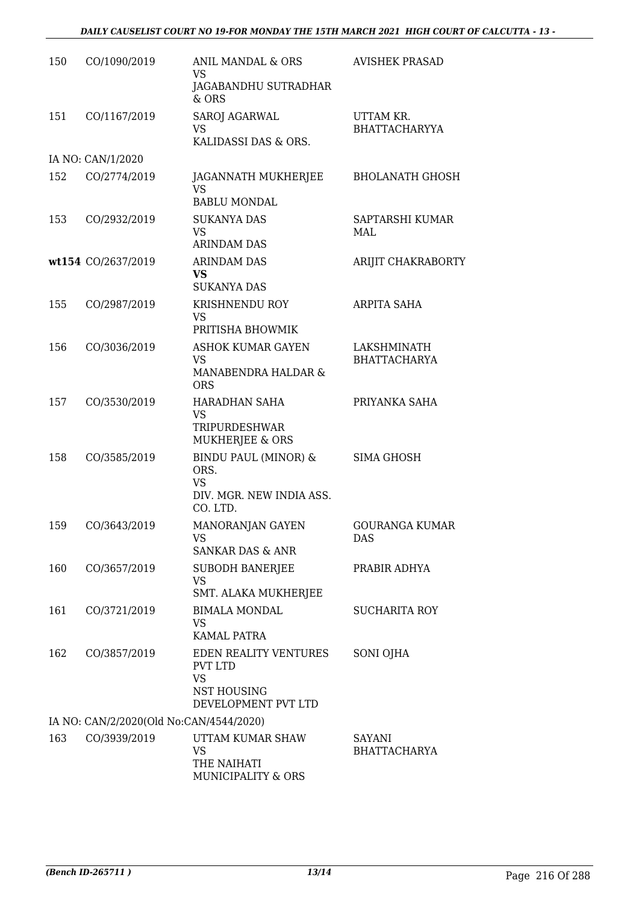| | | | |
|---|---|---|---|
| 150 | CO/1090/2019 | ANIL MANDAL & ORS<br>VS<br>JAGABANDHU SUTRADHAR & ORS | AVISHEK PRASAD |
| 151 | CO/1167/2019 | SAROJ AGARWAL<br>VS<br>KALIDASSI DAS & ORS. | UTTAM KR. BHATTACHARYYA |
| | IA NO: CAN/1/2020 | | |
| 152 | CO/2774/2019 | JAGANNATH MUKHERJEE<br>VS<br>BABLU MONDAL | BHOLANATH GHOSH |
| 153 | CO/2932/2019 | SUKANYA DAS<br>VS<br>ARINDAM DAS | SAPTARSHI KUMAR MAL |
| **wt154** | CO/2637/2019 | ARINDAM DAS<br>**VS**<br>SUKANYA DAS | ARIJIT CHAKRABORTY |
| 155 | CO/2987/2019 | KRISHNENDU ROY<br>VS<br>PRITISHA BHOWMIK | ARPITA SAHA |
| 156 | CO/3036/2019 | ASHOK KUMAR GAYEN<br>VS<br>MANABENDRA HALDAR & ORS | LAKSHMINATH BHATTACHARYA |
| 157 | CO/3530/2019 | HARADHAN SAHA<br>VS<br>TRIPURDESHWAR MUKHERJEE & ORS | PRIYANKA SAHA |
| 158 | CO/3585/2019 | BINDU PAUL (MINOR) & ORS.<br>VS<br>DIV. MGR. NEW INDIA ASS. CO. LTD. | SIMA GHOSH |
| 159 | CO/3643/2019 | MANORANJAN GAYEN<br>VS<br>SANKAR DAS & ANR | GOURANGA KUMAR DAS |
| 160 | CO/3657/2019 | SUBODH BANERJEE<br>VS<br>SMT. ALAKA MUKHERJEE | PRABIR ADHYA |
| 161 | CO/3721/2019 | BIMALA MONDAL<br>VS<br>KAMAL PATRA | SUCHARITA ROY |
| 162 | CO/3857/2019 | EDEN REALITY VENTURES PVT LTD<br>VS<br>NST HOUSING DEVELOPMENT PVT LTD | SONI OJHA |
| | IA NO: CAN/2/2020(Old No:CAN/4544/2020) | | |
| 163 | CO/3939/2019 | UTTAM KUMAR SHAW<br>VS<br>THE NAIHATI MUNICIPALITY & ORS | SAYANI BHATTACHARYA |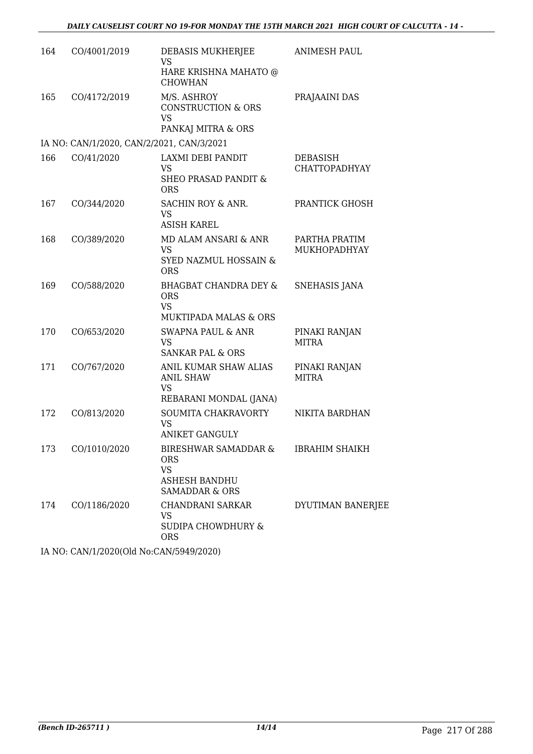| | | | |
|---|---|---|---|
| 164 | CO/4001/2019 | DEBASIS MUKHERJEE<br>VS<br>HARE KRISHNA MAHATO @ CHOWHAN | ANIMESH PAUL |
| 165 | CO/4172/2019 | M/S. ASHROY CONSTRUCTION & ORS<br>VS<br>PANKAJ MITRA & ORS | PRAJAAINI DAS |

IA NO: CAN/1/2020, CAN/2/2021, CAN/3/2021

| | | | |
|---|---|---|---|
| 166 | CO/41/2020 | LAXMI DEBI PANDIT<br>VS<br>SHEO PRASAD PANDIT & ORS | DEBASISH CHATTOPADHYAY |
| 167 | CO/344/2020 | SACHIN ROY & ANR.<br>VS<br>ASISH KAREL | PRANTICK GHOSH |
| 168 | CO/389/2020 | MD ALAM ANSARI & ANR<br>VS<br>SYED NAZMUL HOSSAIN & ORS | PARTHA PRATIM MUKHOPADHYAY |
| 169 | CO/588/2020 | BHAGBAT CHANDRA DEY & ORS<br>VS<br>MUKTIPADA MALAS & ORS | SNEHASIS JANA |
| 170 | CO/653/2020 | SWAPNA PAUL & ANR<br>VS<br>SANKAR PAL & ORS | PINAKI RANJAN MITRA |
| 171 | CO/767/2020 | ANIL KUMAR SHAW ALIAS ANIL SHAW<br>VS<br>REBARANI MONDAL (JANA) | PINAKI RANJAN MITRA |
| 172 | CO/813/2020 | SOUMITA CHAKRAVORTY<br>VS<br>ANIKET GANGULY | NIKITA BARDHAN |
| 173 | CO/1010/2020 | BIRESHWAR SAMADDAR & ORS<br>VS<br>ASHESH BANDHU SAMADDAR & ORS | IBRAHIM SHAIKH |
| 174 | CO/1186/2020 | CHANDRANI SARKAR<br>VS<br>SUDIPA CHOWDHURY & ORS | DYUTIMAN BANERJEE |

IA NO: CAN/1/2020(Old No:CAN/5949/2020)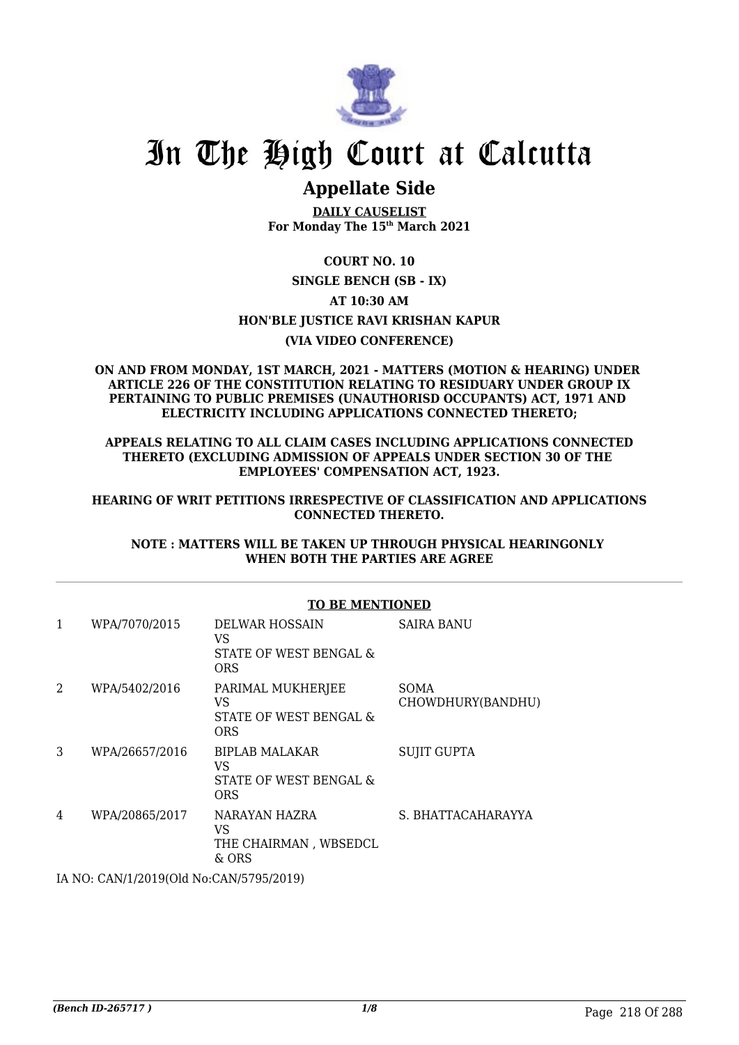# In The High Court at Calcutta

## Appellate Side

**DAILY CAUSELIST**
**For Monday The 15th March 2021**

**COURT NO. 10**

**SINGLE BENCH (SB - IX)**

**AT 10:30 AM**

**HON'BLE JUSTICE RAVI KRISHAN KAPUR**

**(VIA VIDEO CONFERENCE)**

**ON AND FROM MONDAY, 1ST MARCH, 2021 - MATTERS (MOTION & HEARING) UNDER ARTICLE 226 OF THE CONSTITUTION RELATING TO RESIDUARY UNDER GROUP IX PERTAINING TO PUBLIC PREMISES (UNAUTHORISD OCCUPANTS) ACT, 1971 AND ELECTRICITY INCLUDING APPLICATIONS CONNECTED THERETO;**

**APPEALS RELATING TO ALL CLAIM CASES INCLUDING APPLICATIONS CONNECTED THERETO (EXCLUDING ADMISSION OF APPEALS UNDER SECTION 30 OF THE EMPLOYEES' COMPENSATION ACT, 1923.**

**HEARING OF WRIT PETITIONS IRRESPECTIVE OF CLASSIFICATION AND APPLICATIONS CONNECTED THERETO.**

**NOTE : MATTERS WILL BE TAKEN UP THROUGH PHYSICAL HEARINGONLY WHEN BOTH THE PARTIES ARE AGREE**

**TO BE MENTIONED**

| | | | |
|---|---|---|---|
| 1 | WPA/7070/2015 | DELWAR HOSSAIN<br>VS<br>STATE OF WEST BENGAL & ORS | SAIRA BANU |
| 2 | WPA/5402/2016 | PARIMAL MUKHERJEE<br>VS<br>STATE OF WEST BENGAL & ORS | SOMA CHOWDHURY(BANDHU) |
| 3 | WPA/26657/2016 | BIPLAB MALAKAR<br>VS<br>STATE OF WEST BENGAL & ORS | SUJIT GUPTA |
| 4 | WPA/20865/2017 | NARAYAN HAZRA<br>VS<br>THE CHAIRMAN , WBSEDCL & ORS | S. BHATTACAHARAYYA |

IA NO: CAN/1/2019(Old No:CAN/5795/2019)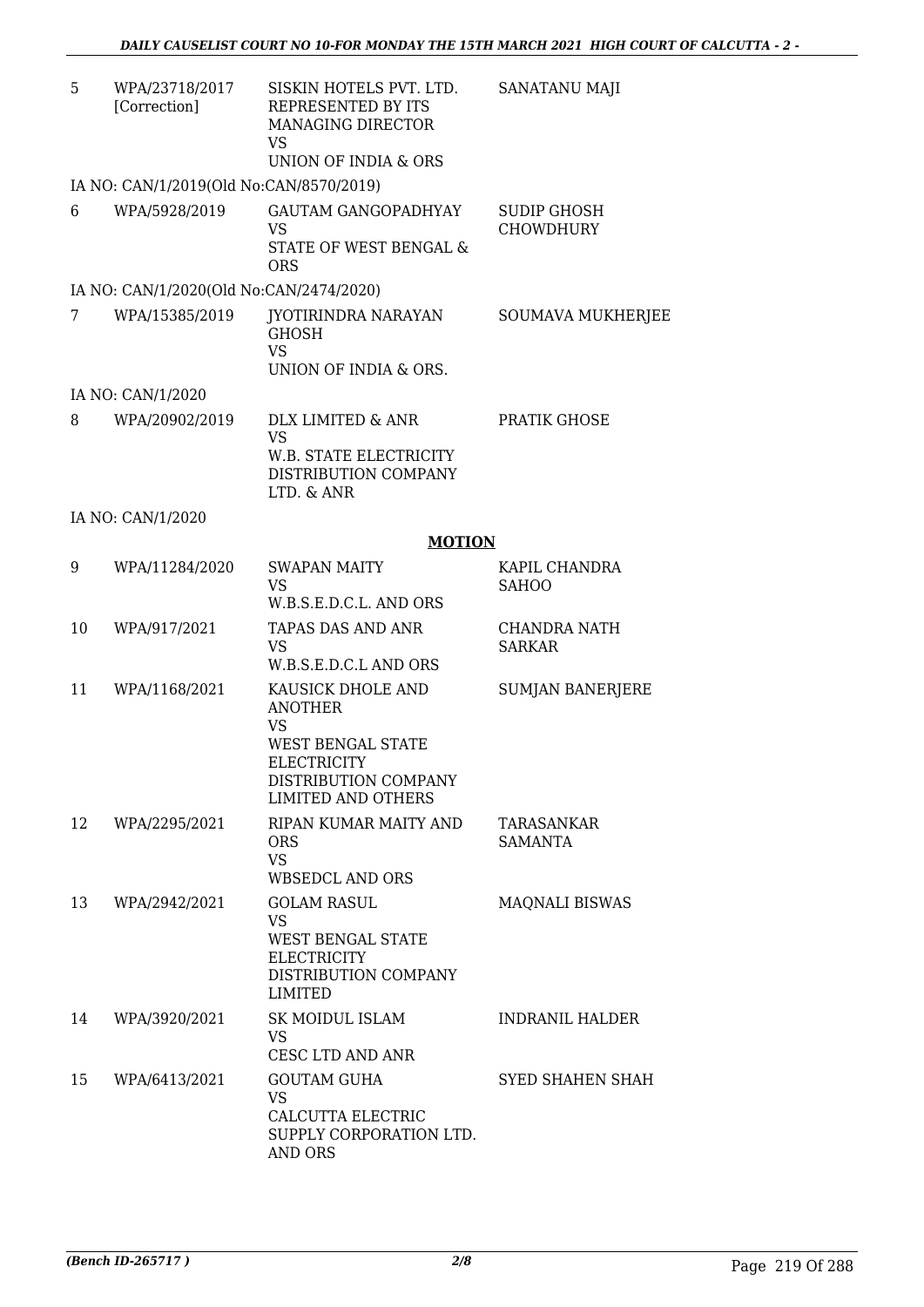| 5 | WPA/23718/2017 [Correction] | SISKIN HOTELS PVT. LTD. REPRESENTED BY ITS MANAGING DIRECTOR VS UNION OF INDIA & ORS | SANATANU MAJI |
|---|---|---|---|
| | IA NO: CAN/1/2019(Old No:CAN/8570/2019) | | |
| 6 | WPA/5928/2019 | GAUTAM GANGOPADHYAY VS STATE OF WEST BENGAL & ORS | SUDIP GHOSH CHOWDHURY |
| | IA NO: CAN/1/2020(Old No:CAN/2474/2020) | | |
| 7 | WPA/15385/2019 | JYOTIRINDRA NARAYAN GHOSH VS UNION OF INDIA & ORS. | SOUMAVA MUKHERJEE |
| | IA NO: CAN/1/2020 | | |
| 8 | WPA/20902/2019 | DLX LIMITED & ANR VS W.B. STATE ELECTRICITY DISTRIBUTION COMPANY LTD. & ANR | PRATIK GHOSE |
| | IA NO: CAN/1/2020 | | |

**MOTION**

| 9 | WPA/11284/2020 | SWAPAN MAITY VS W.B.S.E.D.C.L. AND ORS | KAPIL CHANDRA SAHOO |
|---|---|---|---|
| 10 | WPA/917/2021 | TAPAS DAS AND ANR VS W.B.S.E.D.C.L AND ORS | CHANDRA NATH SARKAR |
| 11 | WPA/1168/2021 | KAUSICK DHOLE AND ANOTHER VS WEST BENGAL STATE ELECTRICITY DISTRIBUTION COMPANY LIMITED AND OTHERS | SUMJAN BANERJERE |
| 12 | WPA/2295/2021 | RIPAN KUMAR MAITY AND ORS VS WBSEDCL AND ORS | TARASANKAR SAMANTA |
| 13 | WPA/2942/2021 | GOLAM RASUL VS WEST BENGAL STATE ELECTRICITY DISTRIBUTION COMPANY LIMITED | MAQNALI BISWAS |
| 14 | WPA/3920/2021 | SK MOIDUL ISLAM VS CESC LTD AND ANR | INDRANIL HALDER |
| 15 | WPA/6413/2021 | GOUTAM GUHA VS CALCUTTA ELECTRIC SUPPLY CORPORATION LTD. AND ORS | SYED SHAHEN SHAH |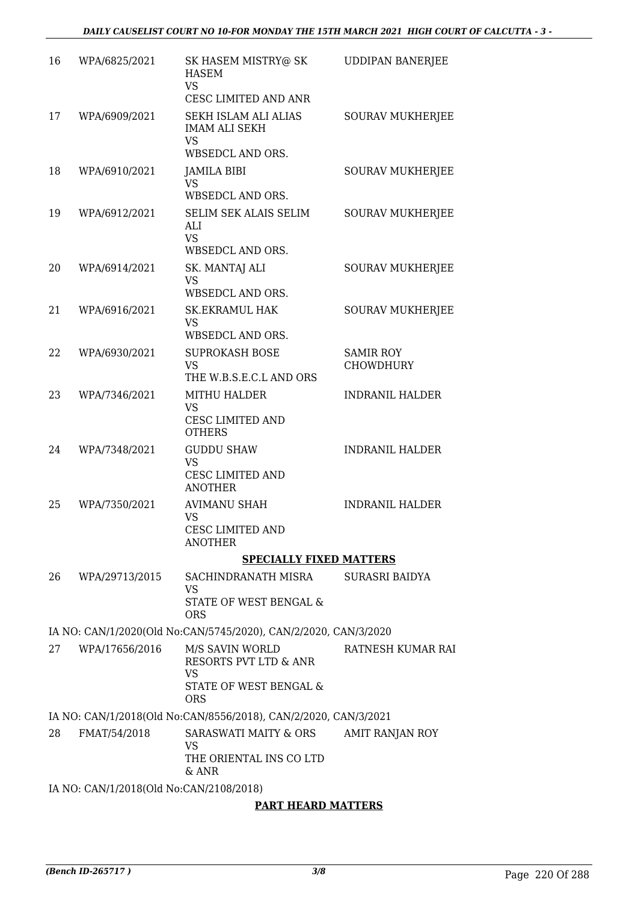| 16 | WPA/6825/2021 | SK HASEM MISTRY@ SK HASEM<br>VS<br>CESC LIMITED AND ANR | UDDIPAN BANERJEE |
|---|---|---|---|
| 17 | WPA/6909/2021 | SEKH ISLAM ALI ALIAS IMAM ALI SEKH<br>VS<br>WBSEDCL AND ORS. | SOURAV MUKHERJEE |
| 18 | WPA/6910/2021 | JAMILA BIBI<br>VS<br>WBSEDCL AND ORS. | SOURAV MUKHERJEE |
| 19 | WPA/6912/2021 | SELIM SEK ALAIS SELIM ALI<br>VS<br>WBSEDCL AND ORS. | SOURAV MUKHERJEE |
| 20 | WPA/6914/2021 | SK. MANTAJ ALI<br>VS<br>WBSEDCL AND ORS. | SOURAV MUKHERJEE |
| 21 | WPA/6916/2021 | SK.EKRAMUL HAK<br>VS<br>WBSEDCL AND ORS. | SOURAV MUKHERJEE |
| 22 | WPA/6930/2021 | SUPROKASH BOSE<br>VS<br>THE W.B.S.E.C.L AND ORS | SAMIR ROY CHOWDHURY |
| 23 | WPA/7346/2021 | MITHU HALDER<br>VS<br>CESC LIMITED AND OTHERS | INDRANIL HALDER |
| 24 | WPA/7348/2021 | GUDDU SHAW<br>VS<br>CESC LIMITED AND ANOTHER | INDRANIL HALDER |
| 25 | WPA/7350/2021 | AVIMANU SHAH<br>VS<br>CESC LIMITED AND ANOTHER | INDRANIL HALDER |

**SPECIALLY FIXED MATTERS**

| 26 | WPA/29713/2015 | SACHINDRANATH MISRA<br>VS<br>STATE OF WEST BENGAL & ORS | SURASRI BAIDYA |
|---|---|---|---|

IA NO: CAN/1/2020(Old No:CAN/5745/2020), CAN/2/2020, CAN/3/2020

| 27 | WPA/17656/2016 | M/S SAVIN WORLD RESORTS PVT LTD & ANR<br>VS<br>STATE OF WEST BENGAL & ORS | RATNESH KUMAR RAI |
|---|---|---|---|

IA NO: CAN/1/2018(Old No:CAN/8556/2018), CAN/2/2020, CAN/3/2021

| 28 | FMAT/54/2018 | SARASWATI MAITY & ORS<br>VS<br>THE ORIENTAL INS CO LTD & ANR | AMIT RANJAN ROY |
|---|---|---|---|

IA NO: CAN/1/2018(Old No:CAN/2108/2018)

**PART HEARD MATTERS**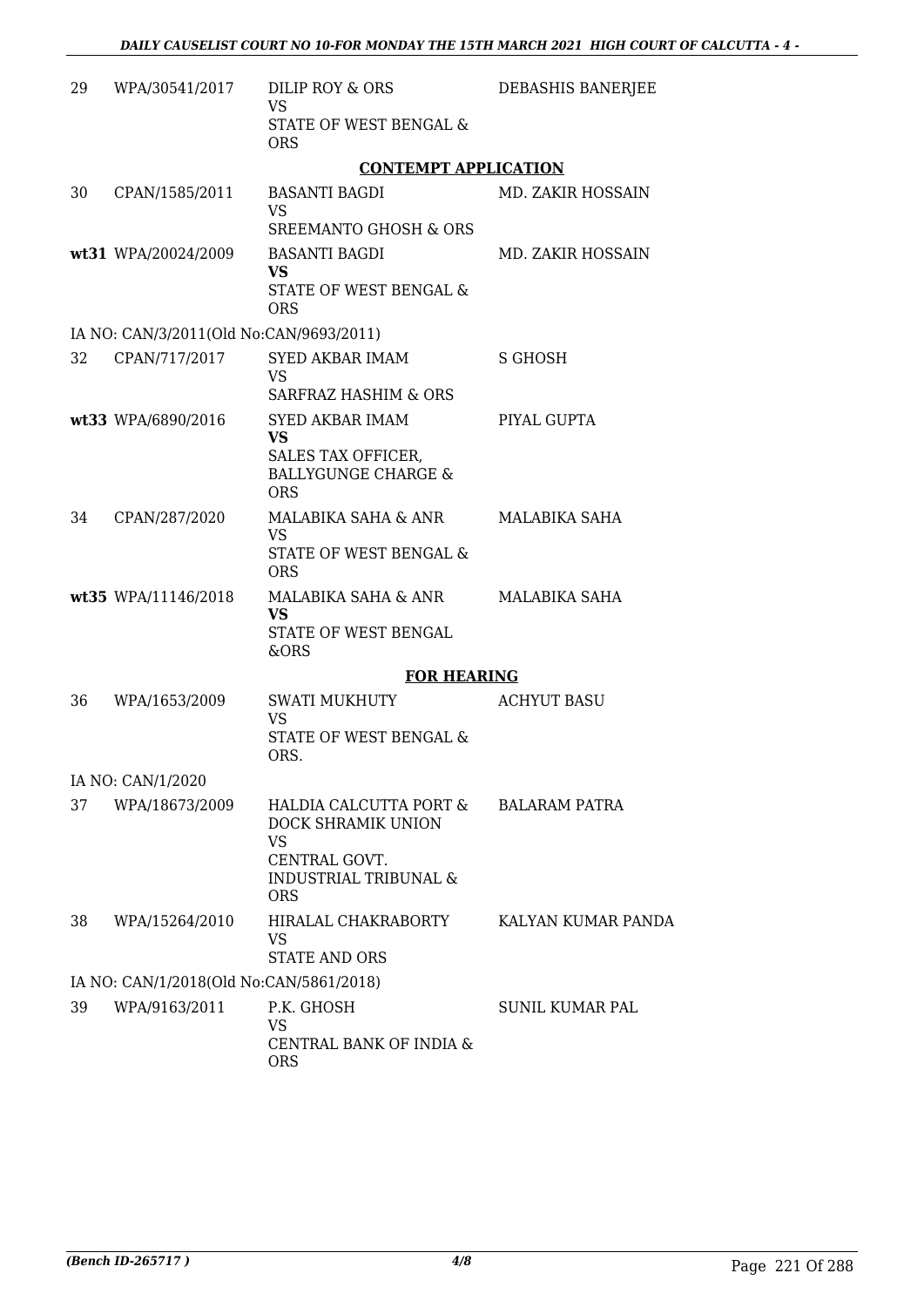| | | | |
|---|---|---|---|
| 29 | WPA/30541/2017 | DILIP ROY & ORS<br>VS<br>STATE OF WEST BENGAL & ORS | DEBASHIS BANERJEE |

**CONTEMPT APPLICATION**

| | | | |
|---|---|---|---|
| 30 | CPAN/1585/2011 | BASANTI BAGDI<br>VS<br>SREEMANTO GHOSH & ORS | MD. ZAKIR HOSSAIN |
| **wt31** | WPA/20024/2009 | BASANTI BAGDI<br>**VS**<br>STATE OF WEST BENGAL & ORS | MD. ZAKIR HOSSAIN |
| IA NO: CAN/3/2011(Old No:CAN/9693/2011) | | | |
| 32 | CPAN/717/2017 | SYED AKBAR IMAM<br>VS<br>SARFRAZ HASHIM & ORS | S GHOSH |
| **wt33** | WPA/6890/2016 | SYED AKBAR IMAM<br>**VS**<br>SALES TAX OFFICER, BALLYGUNGE CHARGE & ORS | PIYAL GUPTA |
| 34 | CPAN/287/2020 | MALABIKA SAHA & ANR<br>VS<br>STATE OF WEST BENGAL & ORS | MALABIKA SAHA |
| **wt35** | WPA/11146/2018 | MALABIKA SAHA & ANR<br>**VS**<br>STATE OF WEST BENGAL &ORS | MALABIKA SAHA |

**FOR HEARING**

| | | | |
|---|---|---|---|
| 36 | WPA/1653/2009 | SWATI MUKHUTY<br>VS<br>STATE OF WEST BENGAL & ORS. | ACHYUT BASU |
| IA NO: CAN/1/2020 | | | |
| 37 | WPA/18673/2009 | HALDIA CALCUTTA PORT & DOCK SHRAMIK UNION<br>VS<br>CENTRAL GOVT. INDUSTRIAL TRIBUNAL & ORS | BALARAM PATRA |
| 38 | WPA/15264/2010 | HIRALAL CHAKRABORTY<br>VS<br>STATE AND ORS | KALYAN KUMAR PANDA |
| IA NO: CAN/1/2018(Old No:CAN/5861/2018) | | | |
| 39 | WPA/9163/2011 | P.K. GHOSH<br>VS<br>CENTRAL BANK OF INDIA & ORS | SUNIL KUMAR PAL |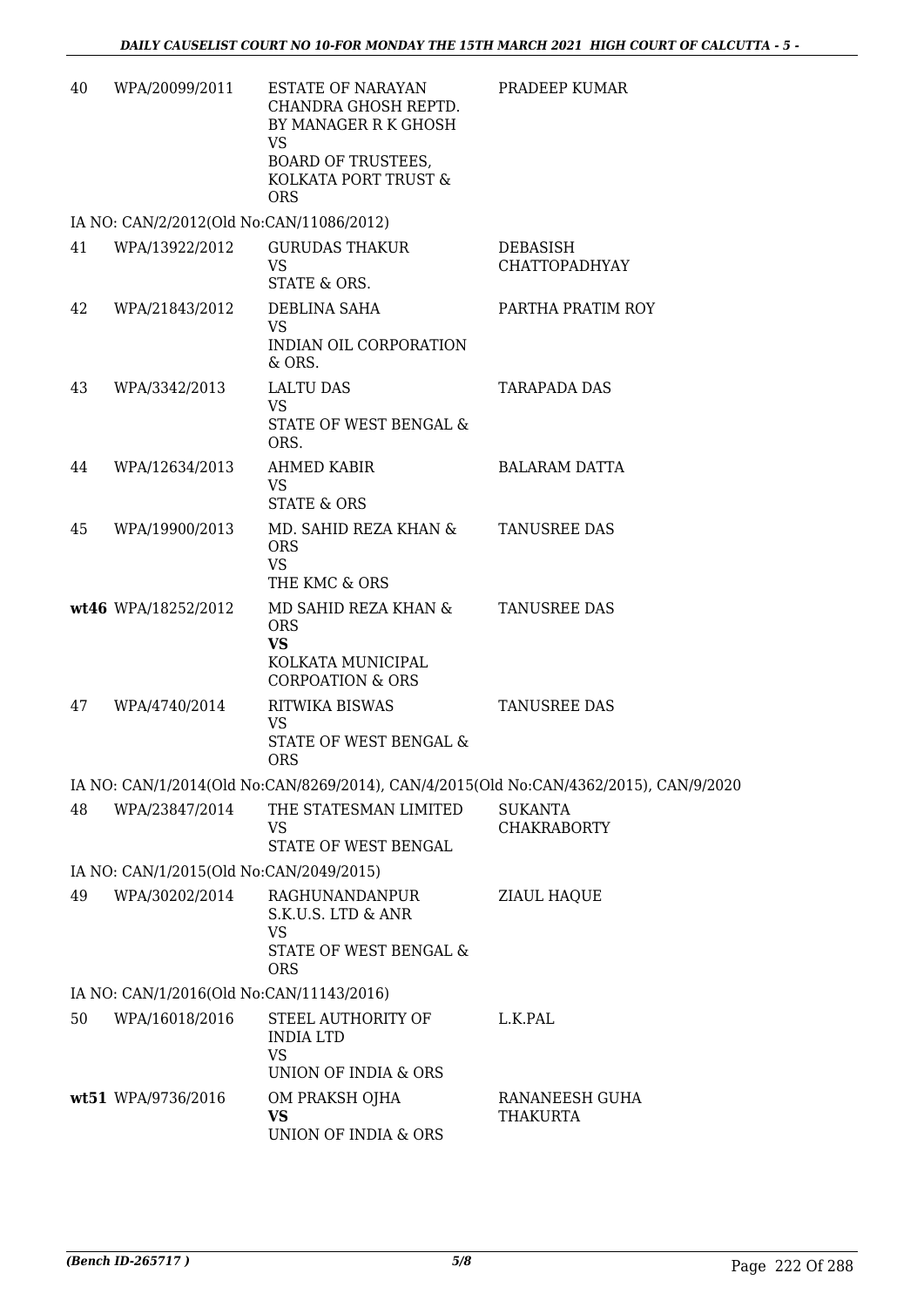| 40 | WPA/20099/2011 | ESTATE OF NARAYAN CHANDRA GHOSH REPTD. BY MANAGER R K GHOSH<br>VS<br>BOARD OF TRUSTEES, KOLKATA PORT TRUST & ORS | PRADEEP KUMAR |
|---|---|---|---|
| | IA NO: CAN/2/2012(Old No:CAN/11086/2012) | | |
| 41 | WPA/13922/2012 | GURUDAS THAKUR<br>VS<br>STATE & ORS. | DEBASISH CHATTOPADHYAY |
| 42 | WPA/21843/2012 | DEBLINA SAHA<br>VS<br>INDIAN OIL CORPORATION & ORS. | PARTHA PRATIM ROY |
| 43 | WPA/3342/2013 | LALTU DAS<br>VS<br>STATE OF WEST BENGAL & ORS. | TARAPADA DAS |
| 44 | WPA/12634/2013 | AHMED KABIR<br>VS<br>STATE & ORS | BALARAM DATTA |
| 45 | WPA/19900/2013 | MD. SAHID REZA KHAN & ORS<br>VS<br>THE KMC & ORS | TANUSREE DAS |
| **wt46** | WPA/18252/2012 | MD SAHID REZA KHAN & ORS<br>**VS**<br>KOLKATA MUNICIPAL CORPOATION & ORS | TANUSREE DAS |
| 47 | WPA/4740/2014 | RITWIKA BISWAS<br>VS<br>STATE OF WEST BENGAL & ORS | TANUSREE DAS |
| | IA NO: CAN/1/2014(Old No:CAN/8269/2014), CAN/4/2015(Old No:CAN/4362/2015), CAN/9/2020 | | |
| 48 | WPA/23847/2014 | THE STATESMAN LIMITED<br>VS<br>STATE OF WEST BENGAL | SUKANTA CHAKRABORTY |
| | IA NO: CAN/1/2015(Old No:CAN/2049/2015) | | |
| 49 | WPA/30202/2014 | RAGHUNANDANPUR S.K.U.S. LTD & ANR<br>VS<br>STATE OF WEST BENGAL & ORS | ZIAUL HAQUE |
| | IA NO: CAN/1/2016(Old No:CAN/11143/2016) | | |
| 50 | WPA/16018/2016 | STEEL AUTHORITY OF INDIA LTD<br>VS<br>UNION OF INDIA & ORS | L.K.PAL |
| **wt51** | WPA/9736/2016 | OM PRAKSH OJHA<br>**VS**<br>UNION OF INDIA & ORS | RANANEESH GUHA THAKURTA |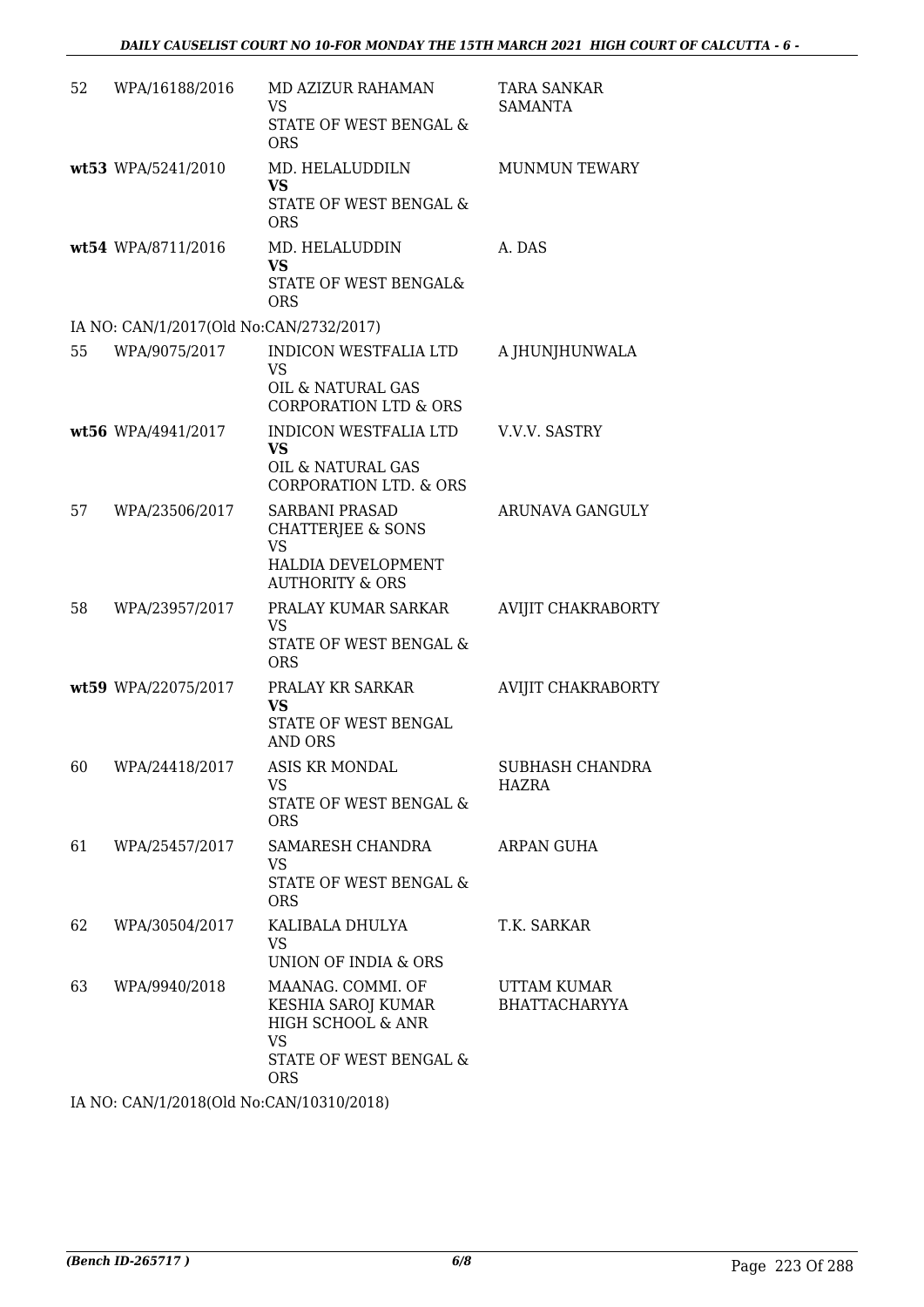| | | | |
|---|---|---|---|
| 52 | WPA/16188/2016 | MD AZIZUR RAHAMAN<br>VS<br>STATE OF WEST BENGAL & ORS | TARA SANKAR SAMANTA |
| wt53 | WPA/5241/2010 | MD. HELALUDDILN<br>**VS**<br>STATE OF WEST BENGAL & ORS | MUNMUN TEWARY |
| wt54 | WPA/8711/2016 | MD. HELALUDDIN<br>**VS**<br>STATE OF WEST BENGAL& ORS | A. DAS |
| IA NO: CAN/1/2017(Old No:CAN/2732/2017) | | | |
| 55 | WPA/9075/2017 | INDICON WESTFALIA LTD<br>VS<br>OIL & NATURAL GAS CORPORATION LTD & ORS | A JHUNJHUNWALA |
| wt56 | WPA/4941/2017 | INDICON WESTFALIA LTD<br>**VS**<br>OIL & NATURAL GAS CORPORATION LTD. & ORS | V.V.V. SASTRY |
| 57 | WPA/23506/2017 | SARBANI PRASAD CHATTERJEE & SONS<br>VS<br>HALDIA DEVELOPMENT AUTHORITY & ORS | ARUNAVA GANGULY |
| 58 | WPA/23957/2017 | PRALAY KUMAR SARKAR<br>VS<br>STATE OF WEST BENGAL & ORS | AVIJIT CHAKRABORTY |
| wt59 | WPA/22075/2017 | PRALAY KR SARKAR<br>**VS**<br>STATE OF WEST BENGAL AND ORS | AVIJIT CHAKRABORTY |
| 60 | WPA/24418/2017 | ASIS KR MONDAL<br>VS<br>STATE OF WEST BENGAL & ORS | SUBHASH CHANDRA HAZRA |
| 61 | WPA/25457/2017 | SAMARESH CHANDRA<br>VS<br>STATE OF WEST BENGAL & ORS | ARPAN GUHA |
| 62 | WPA/30504/2017 | KALIBALA DHULYA<br>VS<br>UNION OF INDIA & ORS | T.K. SARKAR |
| 63 | WPA/9940/2018 | MAANAG. COMMI. OF KESHIA SAROJ KUMAR HIGH SCHOOL & ANR<br>VS<br>STATE OF WEST BENGAL & ORS | UTTAM KUMAR BHATTACHARYYA |
| IA NO: CAN/1/2018(Old No:CAN/10310/2018) | | | |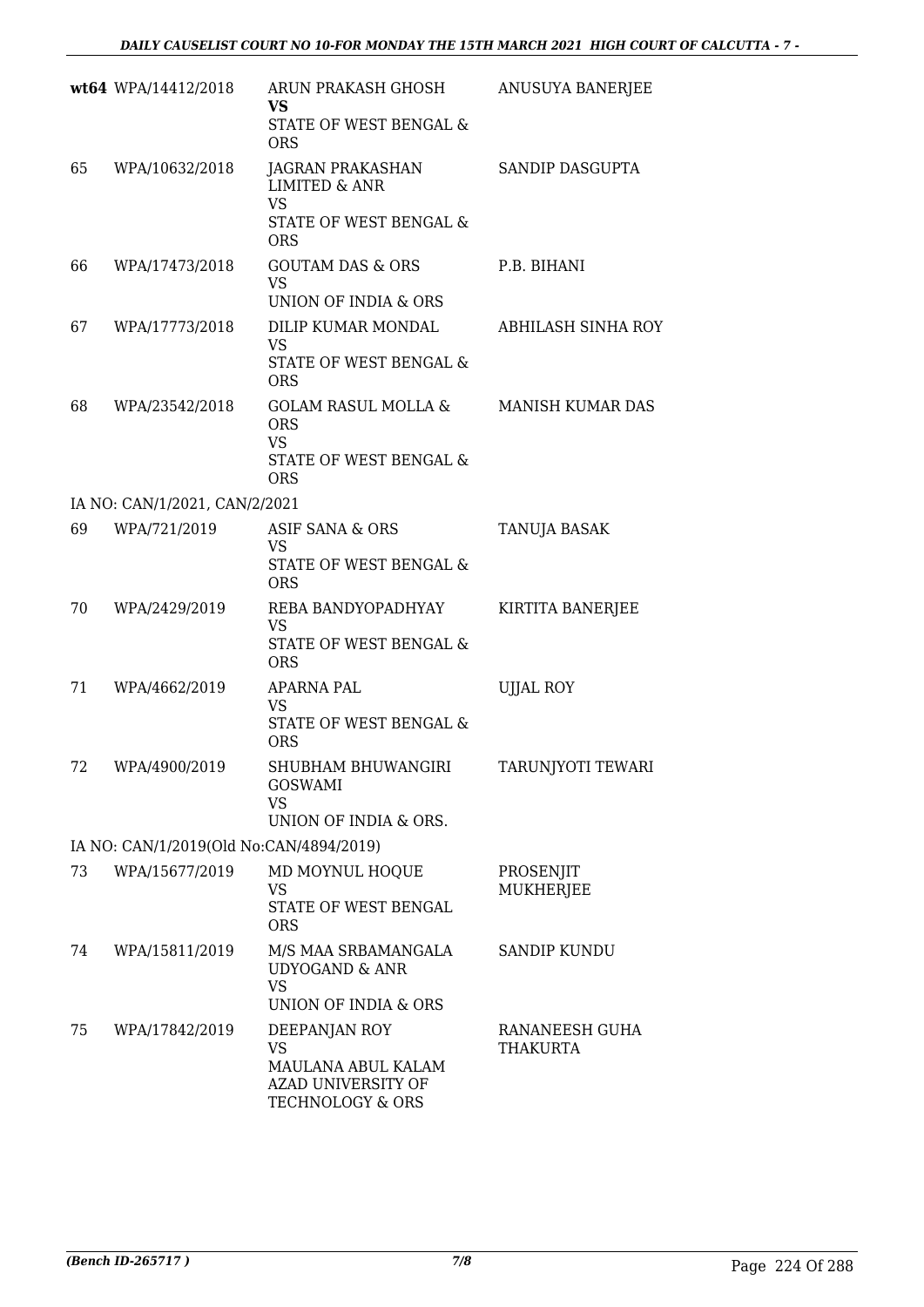| | | | |
|---|---|---|---|
| **wt64** | WPA/14412/2018 | ARUN PRAKASH GHOSH<br>**VS**<br>STATE OF WEST BENGAL & ORS | ANUSUYA BANERJEE |
| 65 | WPA/10632/2018 | JAGRAN PRAKASHAN LIMITED & ANR<br>VS<br>STATE OF WEST BENGAL & ORS | SANDIP DASGUPTA |
| 66 | WPA/17473/2018 | GOUTAM DAS & ORS<br>VS<br>UNION OF INDIA & ORS | P.B. BIHANI |
| 67 | WPA/17773/2018 | DILIP KUMAR MONDAL<br>VS<br>STATE OF WEST BENGAL & ORS | ABHILASH SINHA ROY |
| 68 | WPA/23542/2018 | GOLAM RASUL MOLLA & ORS<br>VS<br>STATE OF WEST BENGAL & ORS | MANISH KUMAR DAS |
| IA NO: CAN/1/2021, CAN/2/2021 | | | |
| 69 | WPA/721/2019 | ASIF SANA & ORS<br>VS<br>STATE OF WEST BENGAL & ORS | TANUJA BASAK |
| 70 | WPA/2429/2019 | REBA BANDYOPADHYAY<br>VS<br>STATE OF WEST BENGAL & ORS | KIRTITA BANERJEE |
| 71 | WPA/4662/2019 | APARNA PAL<br>VS<br>STATE OF WEST BENGAL & ORS | UJJAL ROY |
| 72 | WPA/4900/2019 | SHUBHAM BHUWANGIRI GOSWAMI<br>VS<br>UNION OF INDIA & ORS. | TARUNJYOTI TEWARI |
| IA NO: CAN/1/2019(Old No:CAN/4894/2019) | | | |
| 73 | WPA/15677/2019 | MD MOYNUL HOQUE<br>VS<br>STATE OF WEST BENGAL ORS | PROSENJIT MUKHERJEE |
| 74 | WPA/15811/2019 | M/S MAA SRBAMANGALA UDYOGAND & ANR<br>VS<br>UNION OF INDIA & ORS | SANDIP KUNDU |
| 75 | WPA/17842/2019 | DEEPANJAN ROY<br>VS<br>MAULANA ABUL KALAM AZAD UNIVERSITY OF TECHNOLOGY & ORS | RANANEESH GUHA THAKURTA |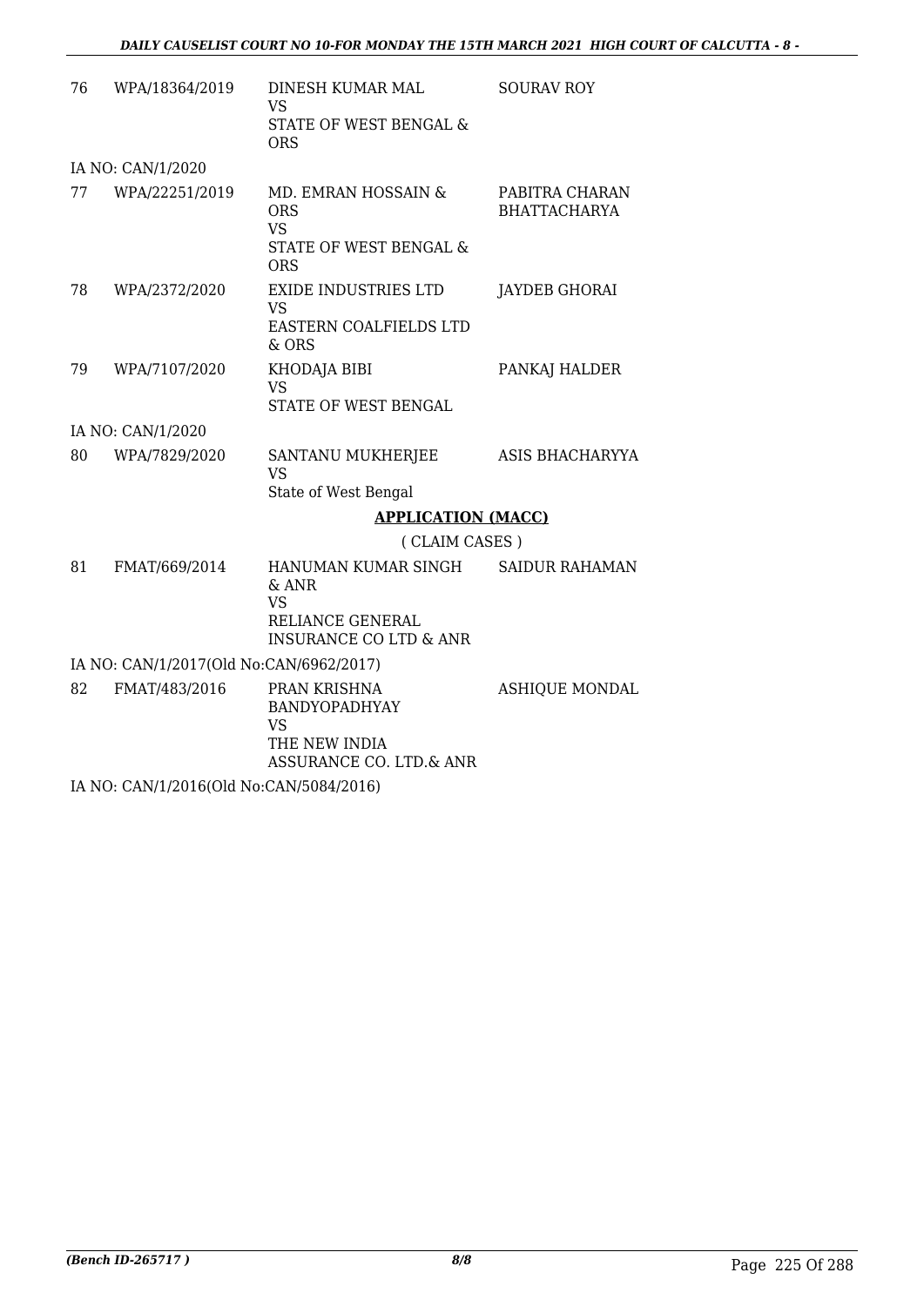| | | | |
|---|---|---|---|
| 76 | WPA/18364/2019 | DINESH KUMAR MAL<br>VS<br>STATE OF WEST BENGAL & ORS | SOURAV ROY |
| | IA NO: CAN/1/2020 | | |
| 77 | WPA/22251/2019 | MD. EMRAN HOSSAIN & ORS<br>VS<br>STATE OF WEST BENGAL & ORS | PABITRA CHARAN BHATTACHARYA |
| 78 | WPA/2372/2020 | EXIDE INDUSTRIES LTD<br>VS<br>EASTERN COALFIELDS LTD & ORS | JAYDEB GHORAI |
| 79 | WPA/7107/2020 | KHODAJA BIBI<br>VS<br>STATE OF WEST BENGAL | PANKAJ HALDER |
| | IA NO: CAN/1/2020 | | |
| 80 | WPA/7829/2020 | SANTANU MUKHERJEE<br>VS<br>State of West Bengal | ASIS BHACHARYYA |

**APPLICATION (MACC)**

( CLAIM CASES )

| | | | |
|---|---|---|---|
| 81 | FMAT/669/2014 | HANUMAN KUMAR SINGH & ANR<br>VS<br>RELIANCE GENERAL INSURANCE CO LTD & ANR | SAIDUR RAHAMAN |
| | IA NO: CAN/1/2017(Old No:CAN/6962/2017) | | |
| 82 | FMAT/483/2016 | PRAN KRISHNA BANDYOPADHYAY<br>VS<br>THE NEW INDIA ASSURANCE CO. LTD.& ANR | ASHIQUE MONDAL |
| | IA NO: CAN/1/2016(Old No:CAN/5084/2016) | | |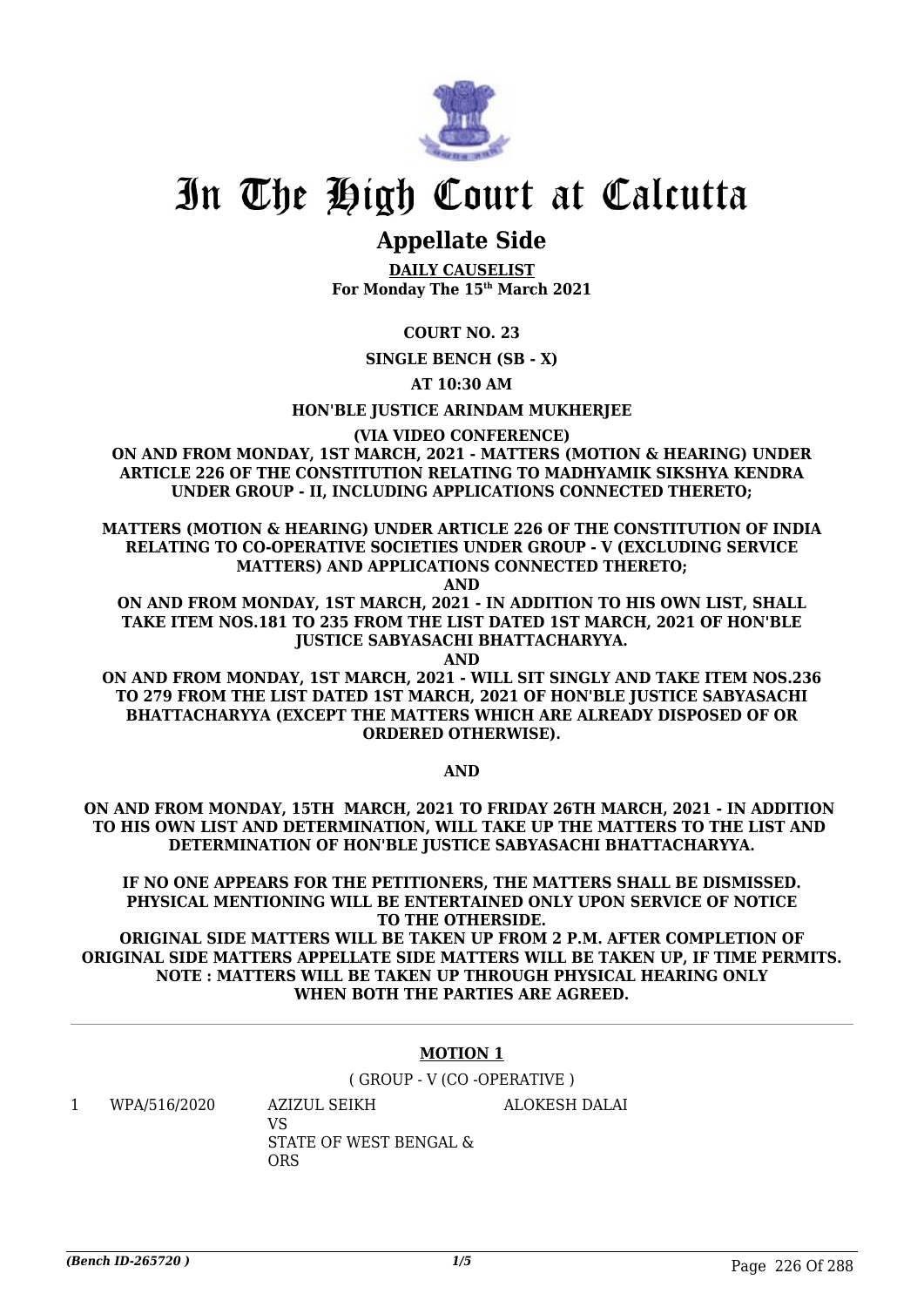# In The High Court at Calcutta

## Appellate Side

**DAILY CAUSELIST**
**For Monday The 15th March 2021**

**COURT NO. 23**

**SINGLE BENCH (SB - X)**

**AT 10:30 AM**

**HON'BLE JUSTICE ARINDAM MUKHERJEE**

**(VIA VIDEO CONFERENCE)**

**ON AND FROM MONDAY, 1ST MARCH, 2021 - MATTERS (MOTION & HEARING) UNDER ARTICLE 226 OF THE CONSTITUTION RELATING TO MADHYAMIK SIKSHYA KENDRA UNDER GROUP - II, INCLUDING APPLICATIONS CONNECTED THERETO;**

**MATTERS (MOTION & HEARING) UNDER ARTICLE 226 OF THE CONSTITUTION OF INDIA RELATING TO CO-OPERATIVE SOCIETIES UNDER GROUP - V (EXCLUDING SERVICE MATTERS) AND APPLICATIONS CONNECTED THERETO;**

**AND**

**ON AND FROM MONDAY, 1ST MARCH, 2021 - IN ADDITION TO HIS OWN LIST, SHALL TAKE ITEM NOS.181 TO 235 FROM THE LIST DATED 1ST MARCH, 2021 OF HON'BLE JUSTICE SABYASACHI BHATTACHARYYA.**

**AND**

**ON AND FROM MONDAY, 1ST MARCH, 2021 - WILL SIT SINGLY AND TAKE ITEM NOS.236 TO 279 FROM THE LIST DATED 1ST MARCH, 2021 OF HON'BLE JUSTICE SABYASACHI BHATTACHARYYA (EXCEPT THE MATTERS WHICH ARE ALREADY DISPOSED OF OR ORDERED OTHERWISE).**

**AND**

**ON AND FROM MONDAY, 15TH MARCH, 2021 TO FRIDAY 26TH MARCH, 2021 - IN ADDITION TO HIS OWN LIST AND DETERMINATION, WILL TAKE UP THE MATTERS TO THE LIST AND DETERMINATION OF HON'BLE JUSTICE SABYASACHI BHATTACHARYYA.**

**IF NO ONE APPEARS FOR THE PETITIONERS, THE MATTERS SHALL BE DISMISSED. PHYSICAL MENTIONING WILL BE ENTERTAINED ONLY UPON SERVICE OF NOTICE TO THE OTHERSIDE.**
**ORIGINAL SIDE MATTERS WILL BE TAKEN UP FROM 2 P.M. AFTER COMPLETION OF ORIGINAL SIDE MATTERS APPELLATE SIDE MATTERS WILL BE TAKEN UP, IF TIME PERMITS.**
**NOTE : MATTERS WILL BE TAKEN UP THROUGH PHYSICAL HEARING ONLY WHEN BOTH THE PARTIES ARE AGREED.**

---

### MOTION 1

( GROUP - V (CO -OPERATIVE )

| | | | |
|---|---|---|---|
| 1 | WPA/516/2020 | AZIZUL SEIKH<br>VS<br>STATE OF WEST BENGAL & ORS | ALOKESH DALAI |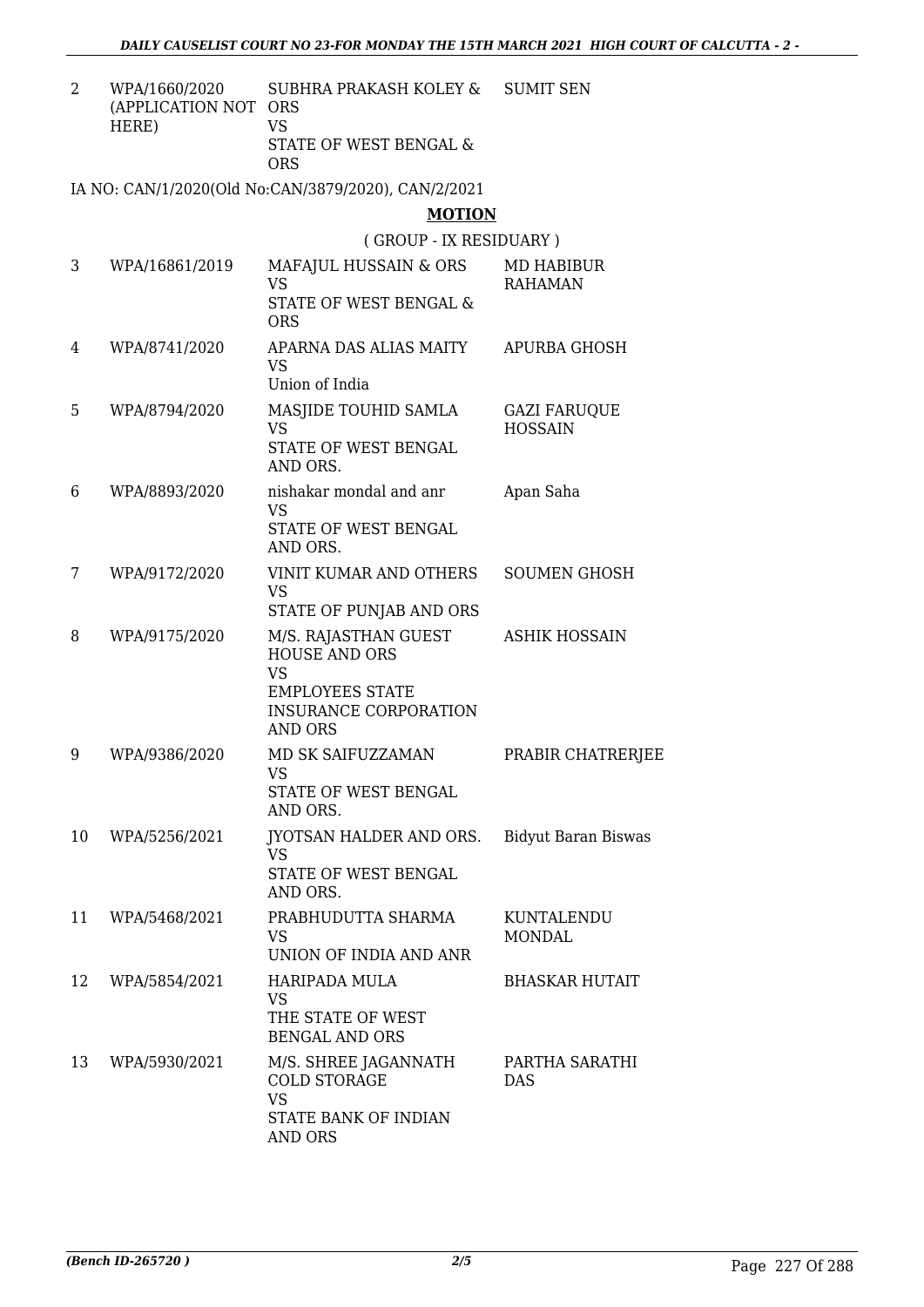| 2 | WPA/1660/2020 (APPLICATION NOT HERE) | SUBHRA PRAKASH KOLEY & ORS VS STATE OF WEST BENGAL & ORS | SUMIT SEN |
|---|---|---|---|

IA NO: CAN/1/2020(Old No:CAN/3879/2020), CAN/2/2021

## MOTION

( GROUP - IX RESIDUARY )

| 3 | WPA/16861/2019 | MAFAJUL HUSSAIN & ORS VS STATE OF WEST BENGAL & ORS | MD HABIBUR RAHAMAN |
|---|---|---|---|
| 4 | WPA/8741/2020 | APARNA DAS ALIAS MAITY VS Union of India | APURBA GHOSH |
| 5 | WPA/8794/2020 | MASJIDE TOUHID SAMLA VS STATE OF WEST BENGAL AND ORS. | GAZI FARUQUE HOSSAIN |
| 6 | WPA/8893/2020 | nishakar mondal and anr VS STATE OF WEST BENGAL AND ORS. | Apan Saha |
| 7 | WPA/9172/2020 | VINIT KUMAR AND OTHERS VS STATE OF PUNJAB AND ORS | SOUMEN GHOSH |
| 8 | WPA/9175/2020 | M/S. RAJASTHAN GUEST HOUSE AND ORS VS EMPLOYEES STATE INSURANCE CORPORATION AND ORS | ASHIK HOSSAIN |
| 9 | WPA/9386/2020 | MD SK SAIFUZZAMAN VS STATE OF WEST BENGAL AND ORS. | PRABIR CHATRERJEE |
| 10 | WPA/5256/2021 | JYOTSAN HALDER AND ORS. VS STATE OF WEST BENGAL AND ORS. | Bidyut Baran Biswas |
| 11 | WPA/5468/2021 | PRABHUDUTTA SHARMA VS UNION OF INDIA AND ANR | KUNTALENDU MONDAL |
| 12 | WPA/5854/2021 | HARIPADA MULA VS THE STATE OF WEST BENGAL AND ORS | BHASKAR HUTAIT |
| 13 | WPA/5930/2021 | M/S. SHREE JAGANNATH COLD STORAGE VS STATE BANK OF INDIAN AND ORS | PARTHA SARATHI DAS |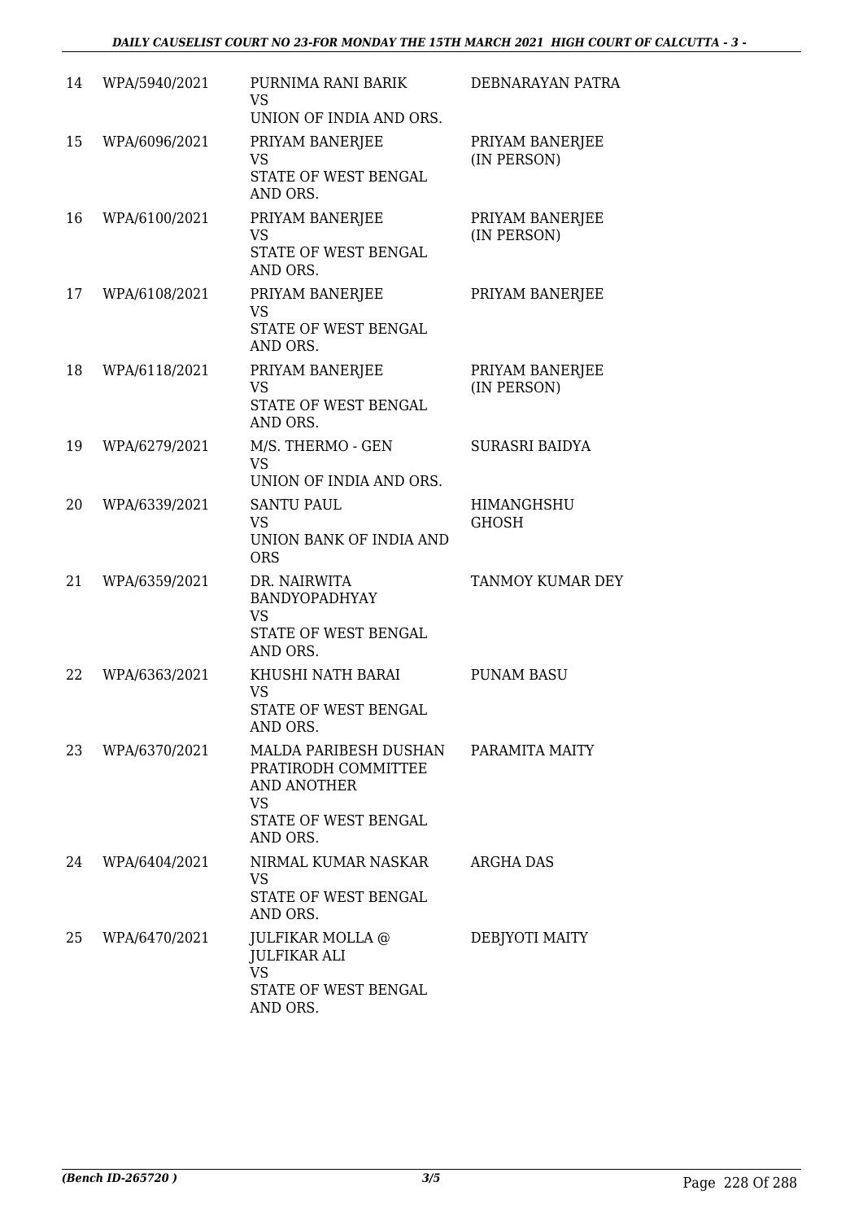| 14 | WPA/5940/2021 | PURNIMA RANI BARIK<br>VS<br>UNION OF INDIA AND ORS. | DEBNARAYAN PATRA |
|---|---|---|---|
| 15 | WPA/6096/2021 | PRIYAM BANERJEE<br>VS<br>STATE OF WEST BENGAL AND ORS. | PRIYAM BANERJEE (IN PERSON) |
| 16 | WPA/6100/2021 | PRIYAM BANERJEE<br>VS<br>STATE OF WEST BENGAL AND ORS. | PRIYAM BANERJEE (IN PERSON) |
| 17 | WPA/6108/2021 | PRIYAM BANERJEE<br>VS<br>STATE OF WEST BENGAL AND ORS. | PRIYAM BANERJEE |
| 18 | WPA/6118/2021 | PRIYAM BANERJEE<br>VS<br>STATE OF WEST BENGAL AND ORS. | PRIYAM BANERJEE (IN PERSON) |
| 19 | WPA/6279/2021 | M/S. THERMO - GEN<br>VS<br>UNION OF INDIA AND ORS. | SURASRI BAIDYA |
| 20 | WPA/6339/2021 | SANTU PAUL<br>VS<br>UNION BANK OF INDIA AND ORS | HIMANGHSHU GHOSH |
| 21 | WPA/6359/2021 | DR. NAIRWITA BANDYOPADHYAY<br>VS<br>STATE OF WEST BENGAL AND ORS. | TANMOY KUMAR DEY |
| 22 | WPA/6363/2021 | KHUSHI NATH BARAI<br>VS<br>STATE OF WEST BENGAL AND ORS. | PUNAM BASU |
| 23 | WPA/6370/2021 | MALDA PARIBESH DUSHAN PRATIRODH COMMITTEE AND ANOTHER<br>VS<br>STATE OF WEST BENGAL AND ORS. | PARAMITA MAITY |
| 24 | WPA/6404/2021 | NIRMAL KUMAR NASKAR<br>VS<br>STATE OF WEST BENGAL AND ORS. | ARGHA DAS |
| 25 | WPA/6470/2021 | JULFIKAR MOLLA @ JULFIKAR ALI<br>VS<br>STATE OF WEST BENGAL AND ORS. | DEBJYOTI MAITY |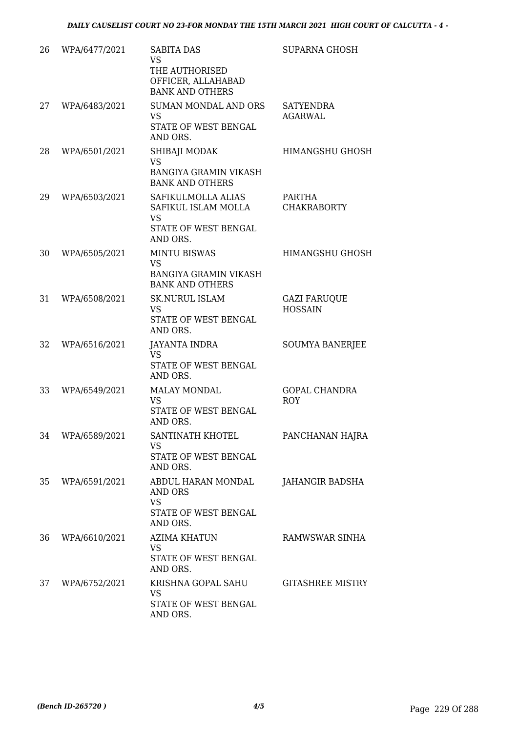| 26 | WPA/6477/2021 | SABITA DAS<br>VS<br>THE AUTHORISED OFFICER, ALLAHABAD BANK AND OTHERS | SUPARNA GHOSH |
|---|---|---|---|
| 27 | WPA/6483/2021 | SUMAN MONDAL AND ORS<br>VS<br>STATE OF WEST BENGAL AND ORS. | SATYENDRA AGARWAL |
| 28 | WPA/6501/2021 | SHIBAJI MODAK<br>VS<br>BANGIYA GRAMIN VIKASH BANK AND OTHERS | HIMANGSHU GHOSH |
| 29 | WPA/6503/2021 | SAFIKULMOLLA ALIAS SAFIKUL ISLAM MOLLA<br>VS<br>STATE OF WEST BENGAL AND ORS. | PARTHA CHAKRABORTY |
| 30 | WPA/6505/2021 | MINTU BISWAS<br>VS<br>BANGIYA GRAMIN VIKASH BANK AND OTHERS | HIMANGSHU GHOSH |
| 31 | WPA/6508/2021 | SK.NURUL ISLAM<br>VS<br>STATE OF WEST BENGAL AND ORS. | GAZI FARUQUE HOSSAIN |
| 32 | WPA/6516/2021 | JAYANTA INDRA<br>VS<br>STATE OF WEST BENGAL AND ORS. | SOUMYA BANERJEE |
| 33 | WPA/6549/2021 | MALAY MONDAL<br>VS<br>STATE OF WEST BENGAL AND ORS. | GOPAL CHANDRA ROY |
| 34 | WPA/6589/2021 | SANTINATH KHOTEL<br>VS<br>STATE OF WEST BENGAL AND ORS. | PANCHANAN HAJRA |
| 35 | WPA/6591/2021 | ABDUL HARAN MONDAL AND ORS<br>VS<br>STATE OF WEST BENGAL AND ORS. | JAHANGIR BADSHA |
| 36 | WPA/6610/2021 | AZIMA KHATUN<br>VS<br>STATE OF WEST BENGAL AND ORS. | RAMWSWAR SINHA |
| 37 | WPA/6752/2021 | KRISHNA GOPAL SAHU<br>VS<br>STATE OF WEST BENGAL AND ORS. | GITASHREE MISTRY |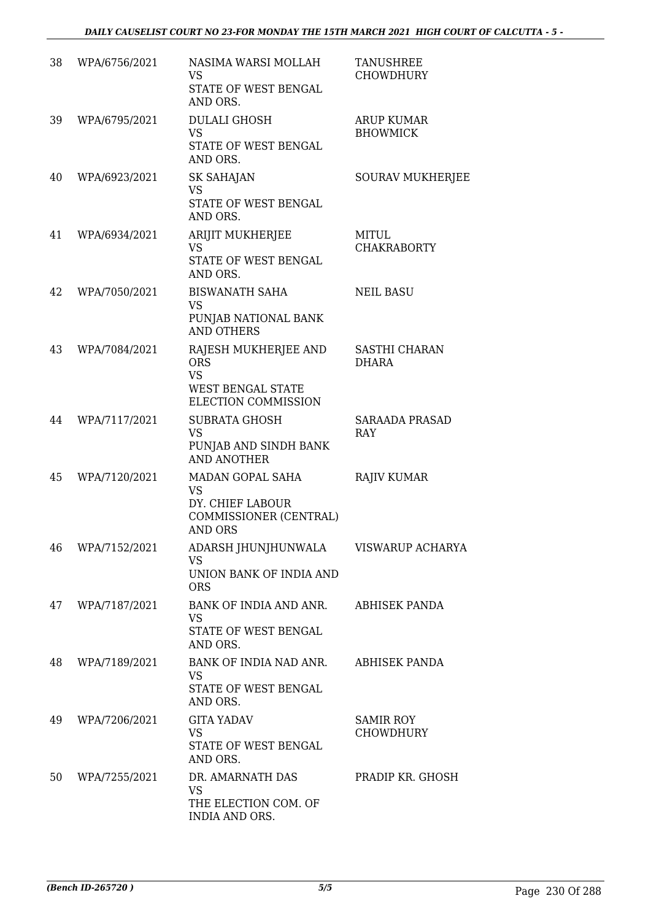| | | | |
|---|---|---|---|
| 38 | WPA/6756/2021 | NASIMA WARSI MOLLAH<br>VS<br>STATE OF WEST BENGAL AND ORS. | TANUSHREE CHOWDHURY |
| 39 | WPA/6795/2021 | DULALI GHOSH<br>VS<br>STATE OF WEST BENGAL AND ORS. | ARUP KUMAR BHOWMICK |
| 40 | WPA/6923/2021 | SK SAHAJAN<br>VS<br>STATE OF WEST BENGAL AND ORS. | SOURAV MUKHERJEE |
| 41 | WPA/6934/2021 | ARIJIT MUKHERJEE<br>VS<br>STATE OF WEST BENGAL AND ORS. | MITUL CHAKRABORTY |
| 42 | WPA/7050/2021 | BISWANATH SAHA<br>VS<br>PUNJAB NATIONAL BANK AND OTHERS | NEIL BASU |
| 43 | WPA/7084/2021 | RAJESH MUKHERJEE AND ORS<br>VS<br>WEST BENGAL STATE ELECTION COMMISSION | SASTHI CHARAN DHARA |
| 44 | WPA/7117/2021 | SUBRATA GHOSH<br>VS<br>PUNJAB AND SINDH BANK AND ANOTHER | SARAADA PRASAD RAY |
| 45 | WPA/7120/2021 | MADAN GOPAL SAHA<br>VS<br>DY. CHIEF LABOUR COMMISSIONER (CENTRAL) AND ORS | RAJIV KUMAR |
| 46 | WPA/7152/2021 | ADARSH JHUNJHUNWALA<br>VS<br>UNION BANK OF INDIA AND ORS | VISWARUP ACHARYA |
| 47 | WPA/7187/2021 | BANK OF INDIA AND ANR.<br>VS<br>STATE OF WEST BENGAL AND ORS. | ABHISEK PANDA |
| 48 | WPA/7189/2021 | BANK OF INDIA NAD ANR.<br>VS<br>STATE OF WEST BENGAL AND ORS. | ABHISEK PANDA |
| 49 | WPA/7206/2021 | GITA YADAV<br>VS<br>STATE OF WEST BENGAL AND ORS. | SAMIR ROY CHOWDHURY |
| 50 | WPA/7255/2021 | DR. AMARNATH DAS<br>VS<br>THE ELECTION COM. OF INDIA AND ORS. | PRADIP KR. GHOSH |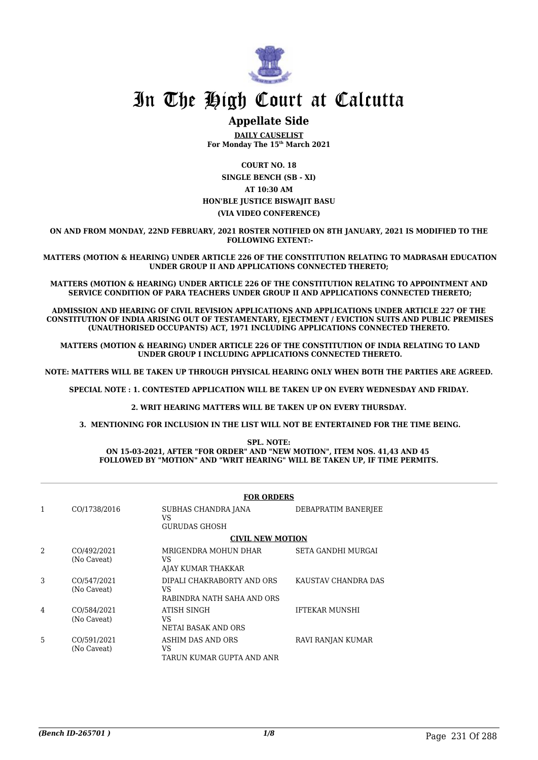# In The High Court at Calcutta

## Appellate Side

**DAILY CAUSELIST**
**For Monday The 15th March 2021**

**COURT NO. 18**
**SINGLE BENCH (SB - XI)**
**AT 10:30 AM**
**HON'BLE JUSTICE BISWAJIT BASU**
**(VIA VIDEO CONFERENCE)**

**ON AND FROM MONDAY, 22ND FEBRUARY, 2021 ROSTER NOTIFIED ON 8TH JANUARY, 2021 IS MODIFIED TO THE FOLLOWING EXTENT:-**

**MATTERS (MOTION & HEARING) UNDER ARTICLE 226 OF THE CONSTITUTION RELATING TO MADRASAH EDUCATION UNDER GROUP II AND APPLICATIONS CONNECTED THERETO;**

**MATTERS (MOTION & HEARING) UNDER ARTICLE 226 OF THE CONSTITUTION RELATING TO APPOINTMENT AND SERVICE CONDITION OF PARA TEACHERS UNDER GROUP II AND APPLICATIONS CONNECTED THERETO;**

**ADMISSION AND HEARING OF CIVIL REVISION APPLICATIONS AND APPLICATIONS UNDER ARTICLE 227 OF THE CONSTITUTION OF INDIA ARISING OUT OF TESTAMENTARY, EJECTMENT / EVICTION SUITS AND PUBLIC PREMISES (UNAUTHORISED OCCUPANTS) ACT, 1971 INCLUDING APPLICATIONS CONNECTED THERETO.**

**MATTERS (MOTION & HEARING) UNDER ARTICLE 226 OF THE CONSTITUTION OF INDIA RELATING TO LAND UNDER GROUP I INCLUDING APPLICATIONS CONNECTED THERETO.**

**NOTE: MATTERS WILL BE TAKEN UP THROUGH PHYSICAL HEARING ONLY WHEN BOTH THE PARTIES ARE AGREED.**

**SPECIAL NOTE : 1. CONTESTED APPLICATION WILL BE TAKEN UP ON EVERY WEDNESDAY AND FRIDAY.**

**2. WRIT HEARING MATTERS WILL BE TAKEN UP ON EVERY THURSDAY.**

**3. MENTIONING FOR INCLUSION IN THE LIST WILL NOT BE ENTERTAINED FOR THE TIME BEING.**

**SPL. NOTE:**
**ON 15-03-2021, AFTER "FOR ORDER" AND "NEW MOTION", ITEM NOS. 41,43 AND 45 FOLLOWED BY "MOTION" AND "WRIT HEARING" WILL BE TAKEN UP, IF TIME PERMITS.**

**FOR ORDERS**

| | | | |
|---|---|---|---|
| 1 | CO/1738/2016 | SUBHAS CHANDRA JANA<br>VS<br>GURUDAS GHOSH | DEBAPRATIM BANERJEE |

**CIVIL NEW MOTION**

| | | | |
|---|---|---|---|
| 2 | CO/492/2021<br>(No Caveat) | MRIGENDRA MOHUN DHAR<br>VS<br>AJAY KUMAR THAKKAR | SETA GANDHI MURGAI |
| 3 | CO/547/2021<br>(No Caveat) | DIPALI CHAKRABORTY AND ORS<br>VS<br>RABINDRA NATH SAHA AND ORS | KAUSTAV CHANDRA DAS |
| 4 | CO/584/2021<br>(No Caveat) | ATISH SINGH<br>VS<br>NETAI BASAK AND ORS | IFTEKAR MUNSHI |
| 5 | CO/591/2021<br>(No Caveat) | ASHIM DAS AND ORS<br>VS<br>TARUN KUMAR GUPTA AND ANR | RAVI RANJAN KUMAR |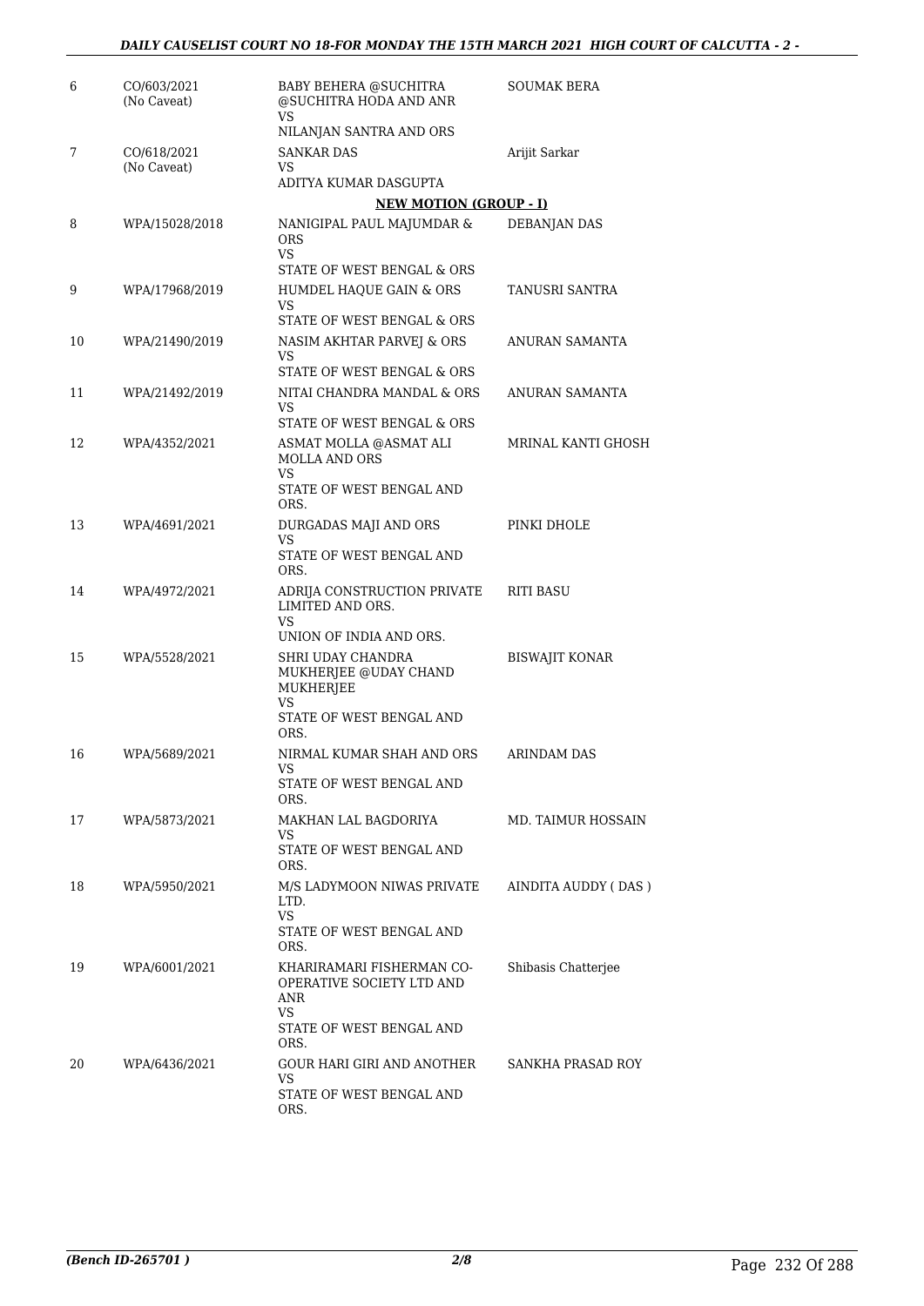| | | | |
|---|---|---|---|
| 6 | CO/603/2021 (No Caveat) | BABY BEHERA @SUCHITRA @SUCHITRA HODA AND ANR VS NILANJAN SANTRA AND ORS | SOUMAK BERA |
| 7 | CO/618/2021 (No Caveat) | SANKAR DAS VS ADITYA KUMAR DASGUPTA | Arijit Sarkar |
| | | **NEW MOTION (GROUP - I)** | |
| 8 | WPA/15028/2018 | NANIGIPAL PAUL MAJUMDAR & ORS VS STATE OF WEST BENGAL & ORS | DEBANJAN DAS |
| 9 | WPA/17968/2019 | HUMDEL HAQUE GAIN & ORS VS STATE OF WEST BENGAL & ORS | TANUSRI SANTRA |
| 10 | WPA/21490/2019 | NASIM AKHTAR PARVEJ & ORS VS STATE OF WEST BENGAL & ORS | ANURAN SAMANTA |
| 11 | WPA/21492/2019 | NITAI CHANDRA MANDAL & ORS VS STATE OF WEST BENGAL & ORS | ANURAN SAMANTA |
| 12 | WPA/4352/2021 | ASMAT MOLLA @ASMAT ALI MOLLA AND ORS VS STATE OF WEST BENGAL AND ORS. | MRINAL KANTI GHOSH |
| 13 | WPA/4691/2021 | DURGADAS MAJI AND ORS VS STATE OF WEST BENGAL AND ORS. | PINKI DHOLE |
| 14 | WPA/4972/2021 | ADRIJA CONSTRUCTION PRIVATE LIMITED AND ORS. VS UNION OF INDIA AND ORS. | RITI BASU |
| 15 | WPA/5528/2021 | SHRI UDAY CHANDRA MUKHERJEE @UDAY CHAND MUKHERJEE VS STATE OF WEST BENGAL AND ORS. | BISWAJIT KONAR |
| 16 | WPA/5689/2021 | NIRMAL KUMAR SHAH AND ORS VS STATE OF WEST BENGAL AND ORS. | ARINDAM DAS |
| 17 | WPA/5873/2021 | MAKHAN LAL BAGDORIYA VS STATE OF WEST BENGAL AND ORS. | MD. TAIMUR HOSSAIN |
| 18 | WPA/5950/2021 | M/S LADYMOON NIWAS PRIVATE LTD. VS STATE OF WEST BENGAL AND ORS. | AINDITA AUDDY ( DAS ) |
| 19 | WPA/6001/2021 | KHARIRAMARI FISHERMAN CO-OPERATIVE SOCIETY LTD AND ANR VS STATE OF WEST BENGAL AND ORS. | Shibasis Chatterjee |
| 20 | WPA/6436/2021 | GOUR HARI GIRI AND ANOTHER VS STATE OF WEST BENGAL AND ORS. | SANKHA PRASAD ROY |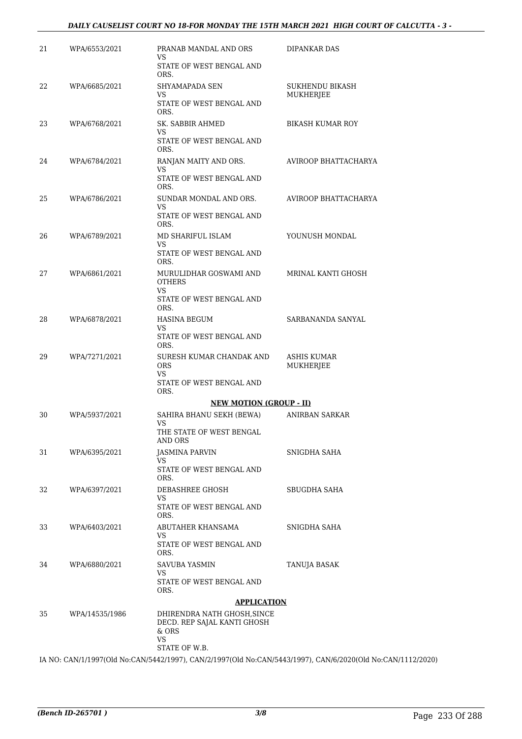| 21 | WPA/6553/2021 | PRANAB MANDAL AND ORS<br>VS<br>STATE OF WEST BENGAL AND ORS. | DIPANKAR DAS |
|---|---|---|---|
| 22 | WPA/6685/2021 | SHYAMAPADA SEN<br>VS<br>STATE OF WEST BENGAL AND ORS. | SUKHENDU BIKASH MUKHERJEE |
| 23 | WPA/6768/2021 | SK. SABBIR AHMED<br>VS<br>STATE OF WEST BENGAL AND ORS. | BIKASH KUMAR ROY |
| 24 | WPA/6784/2021 | RANJAN MAITY AND ORS.<br>VS<br>STATE OF WEST BENGAL AND ORS. | AVIROOP BHATTACHARYA |
| 25 | WPA/6786/2021 | SUNDAR MONDAL AND ORS.<br>VS<br>STATE OF WEST BENGAL AND ORS. | AVIROOP BHATTACHARYA |
| 26 | WPA/6789/2021 | MD SHARIFUL ISLAM<br>VS<br>STATE OF WEST BENGAL AND ORS. | YOUNUSH MONDAL |
| 27 | WPA/6861/2021 | MURULIDHAR GOSWAMI AND OTHERS<br>VS<br>STATE OF WEST BENGAL AND ORS. | MRINAL KANTI GHOSH |
| 28 | WPA/6878/2021 | HASINA BEGUM<br>VS<br>STATE OF WEST BENGAL AND ORS. | SARBANANDA SANYAL |
| 29 | WPA/7271/2021 | SURESH KUMAR CHANDAK AND ORS<br>VS<br>STATE OF WEST BENGAL AND ORS. | ASHIS KUMAR MUKHERJEE |
| | | **NEW MOTION (GROUP - II)** | |
| 30 | WPA/5937/2021 | SAHIRA BHANU SEKH (BEWA)<br>VS<br>THE STATE OF WEST BENGAL AND ORS | ANIRBAN SARKAR |
| 31 | WPA/6395/2021 | JASMINA PARVIN<br>VS<br>STATE OF WEST BENGAL AND ORS. | SNIGDHA SAHA |
| 32 | WPA/6397/2021 | DEBASHREE GHOSH<br>VS<br>STATE OF WEST BENGAL AND ORS. | SBUGDHA SAHA |
| 33 | WPA/6403/2021 | ABUTAHER KHANSAMA<br>VS<br>STATE OF WEST BENGAL AND ORS. | SNIGDHA SAHA |
| 34 | WPA/6880/2021 | SAVUBA YASMIN<br>VS<br>STATE OF WEST BENGAL AND ORS. | TANUJA BASAK |
| | | **APPLICATION** | |
| 35 | WPA/14535/1986 | DHIRENDRA NATH GHOSH,SINCE DECD. REP SAJAL KANTI GHOSH & ORS<br>VS<br>STATE OF W.B. | |

IA NO: CAN/1/1997(Old No:CAN/5442/1997), CAN/2/1997(Old No:CAN/5443/1997), CAN/6/2020(Old No:CAN/1112/2020)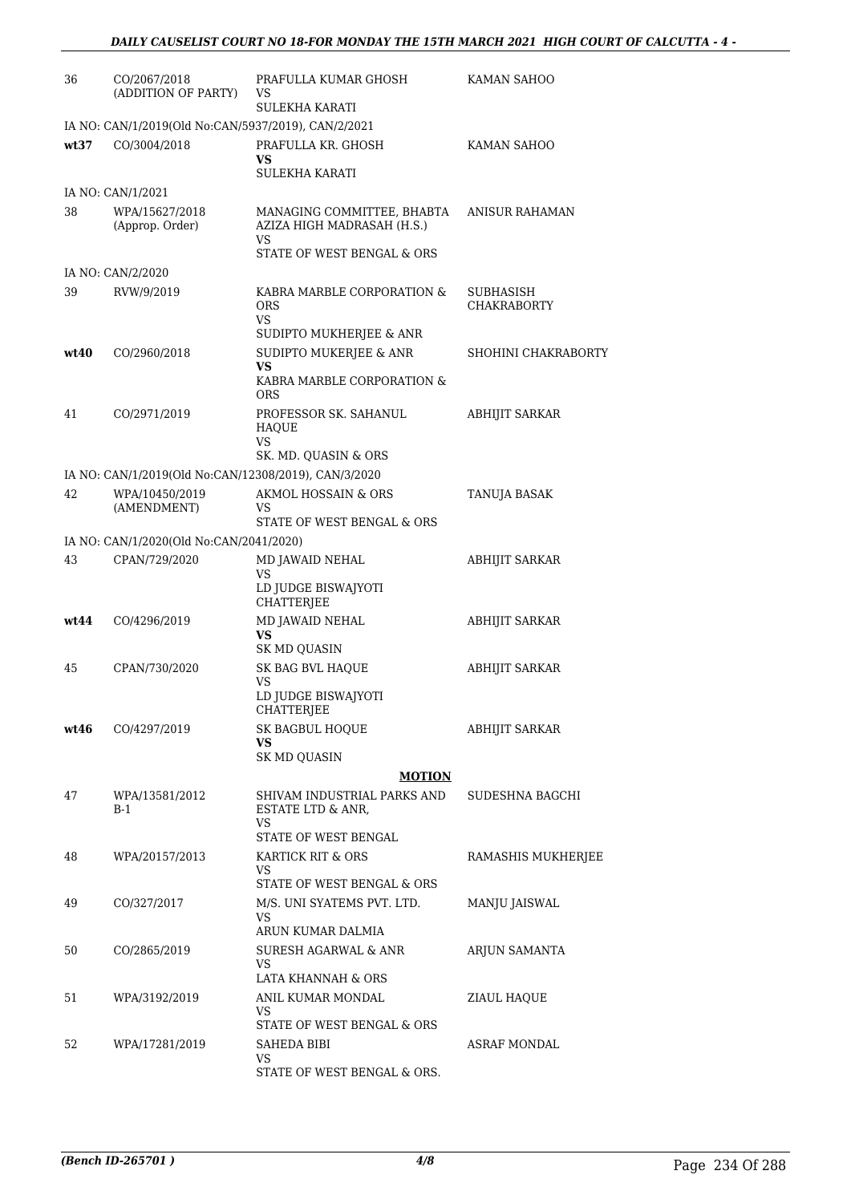| | | | |
|---|---|---|---|
| 36 | CO/2067/2018 (ADDITION OF PARTY) | PRAFULLA KUMAR GHOSH VS SULEKHA KARATI | KAMAN SAHOO |
| | IA NO: CAN/1/2019(Old No:CAN/5937/2019), CAN/2/2021 | | |
| **wt37** | CO/3004/2018 | PRAFULLA KR. GHOSH **VS** SULEKHA KARATI | KAMAN SAHOO |
| | IA NO: CAN/1/2021 | | |
| 38 | WPA/15627/2018 (Approp. Order) | MANAGING COMMITTEE, BHABTA AZIZA HIGH MADRASAH (H.S.) VS STATE OF WEST BENGAL & ORS | ANISUR RAHAMAN |
| | IA NO: CAN/2/2020 | | |
| 39 | RVW/9/2019 | KABRA MARBLE CORPORATION & ORS VS SUDIPTO MUKHERJEE & ANR | SUBHASISH CHAKRABORTY |
| **wt40** | CO/2960/2018 | SUDIPTO MUKERJEE & ANR **VS** KABRA MARBLE CORPORATION & ORS | SHOHINI CHAKRABORTY |
| 41 | CO/2971/2019 | PROFESSOR SK. SAHANUL HAQUE VS SK. MD. QUASIN & ORS | ABHIJIT SARKAR |
| | IA NO: CAN/1/2019(Old No:CAN/12308/2019), CAN/3/2020 | | |
| 42 | WPA/10450/2019 (AMENDMENT) | AKMOL HOSSAIN & ORS VS STATE OF WEST BENGAL & ORS | TANUJA BASAK |
| | IA NO: CAN/1/2020(Old No:CAN/2041/2020) | | |
| 43 | CPAN/729/2020 | MD JAWAID NEHAL VS LD JUDGE BISWAJYOTI CHATTERJEE | ABHIJIT SARKAR |
| **wt44** | CO/4296/2019 | MD JAWAID NEHAL **VS** SK MD QUASIN | ABHIJIT SARKAR |
| 45 | CPAN/730/2020 | SK BAG BVL HAQUE VS LD JUDGE BISWAJYOTI CHATTERJEE | ABHIJIT SARKAR |
| **wt46** | CO/4297/2019 | SK BAGBUL HOQUE **VS** SK MD QUASIN | ABHIJIT SARKAR |
| | | **MOTION** | |
| 47 | WPA/13581/2012 B-1 | SHIVAM INDUSTRIAL PARKS AND ESTATE LTD & ANR, VS STATE OF WEST BENGAL | SUDESHNA BAGCHI |
| 48 | WPA/20157/2013 | KARTICK RIT & ORS VS STATE OF WEST BENGAL & ORS | RAMASHIS MUKHERJEE |
| 49 | CO/327/2017 | M/S. UNI SYATEMS PVT. LTD. VS ARUN KUMAR DALMIA | MANJU JAISWAL |
| 50 | CO/2865/2019 | SURESH AGARWAL & ANR VS LATA KHANNAH & ORS | ARJUN SAMANTA |
| 51 | WPA/3192/2019 | ANIL KUMAR MONDAL VS STATE OF WEST BENGAL & ORS | ZIAUL HAQUE |
| 52 | WPA/17281/2019 | SAHEDA BIBI VS STATE OF WEST BENGAL & ORS. | ASRAF MONDAL |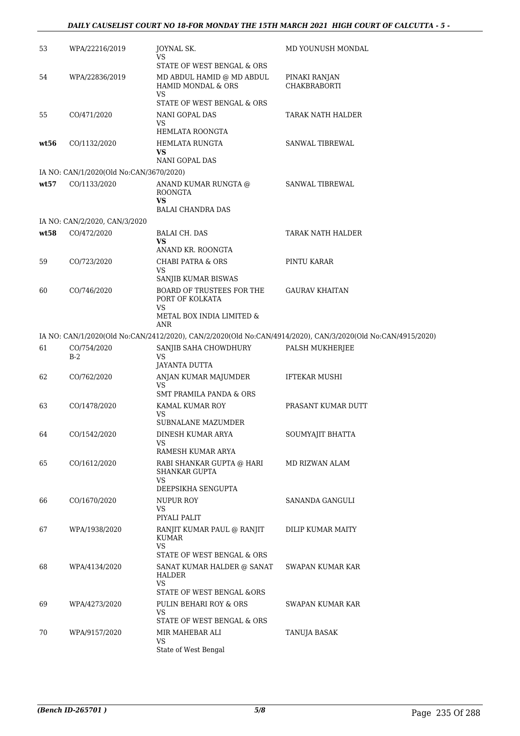| 53 | WPA/22216/2019 | JOYNAL SK.<br>VS<br>STATE OF WEST BENGAL & ORS | MD YOUNUSH MONDAL |
|---|---|---|---|
| 54 | WPA/22836/2019 | MD ABDUL HAMID @ MD ABDUL HAMID MONDAL & ORS<br>VS<br>STATE OF WEST BENGAL & ORS | PINAKI RANJAN CHAKBRABORTI |
| 55 | CO/471/2020 | NANI GOPAL DAS<br>VS<br>HEMLATA ROONGTA | TARAK NATH HALDER |
| **wt56** | CO/1132/2020 | HEMLATA RUNGTA<br>**VS**<br>NANI GOPAL DAS | SANWAL TIBREWAL |
| | IA NO: CAN/1/2020(Old No:CAN/3670/2020) | | |
| **wt57** | CO/1133/2020 | ANAND KUMAR RUNGTA @ ROONGTA<br>**VS**<br>BALAI CHANDRA DAS | SANWAL TIBREWAL |
| | IA NO: CAN/2/2020, CAN/3/2020 | | |
| **wt58** | CO/472/2020 | BALAI CH. DAS<br>**VS**<br>ANAND KR. ROONGTA | TARAK NATH HALDER |
| 59 | CO/723/2020 | CHABI PATRA & ORS<br>VS<br>SANJIB KUMAR BISWAS | PINTU KARAR |
| 60 | CO/746/2020 | BOARD OF TRUSTEES FOR THE PORT OF KOLKATA<br>VS<br>METAL BOX INDIA LIMITED & ANR | GAURAV KHAITAN |
| | IA NO: CAN/1/2020(Old No:CAN/2412/2020), CAN/2/2020(Old No:CAN/4914/2020), CAN/3/2020(Old No:CAN/4915/2020) | | |
| 61 | CO/754/2020<br>B-2 | SANJIB SAHA CHOWDHURY<br>VS<br>JAYANTA DUTTA | PALSH MUKHERJEE |
| 62 | CO/762/2020 | ANJAN KUMAR MAJUMDER<br>VS<br>SMT PRAMILA PANDA & ORS | IFTEKAR MUSHI |
| 63 | CO/1478/2020 | KAMAL KUMAR ROY<br>VS<br>SUBNALANE MAZUMDER | PRASANT KUMAR DUTT |
| 64 | CO/1542/2020 | DINESH KUMAR ARYA<br>VS<br>RAMESH KUMAR ARYA | SOUMYAJIT BHATTA |
| 65 | CO/1612/2020 | RABI SHANKAR GUPTA @ HARI SHANKAR GUPTA<br>VS<br>DEEPSIKHA SENGUPTA | MD RIZWAN ALAM |
| 66 | CO/1670/2020 | NUPUR ROY<br>VS<br>PIYALI PALIT | SANANDA GANGULI |
| 67 | WPA/1938/2020 | RANJIT KUMAR PAUL @ RANJIT KUMAR<br>VS<br>STATE OF WEST BENGAL & ORS | DILIP KUMAR MAITY |
| 68 | WPA/4134/2020 | SANAT KUMAR HALDER @ SANAT HALDER<br>VS<br>STATE OF WEST BENGAL &ORS | SWAPAN KUMAR KAR |
| 69 | WPA/4273/2020 | PULIN BEHARI ROY & ORS<br>VS<br>STATE OF WEST BENGAL & ORS | SWAPAN KUMAR KAR |
| 70 | WPA/9157/2020 | MIR MAHEBAR ALI<br>VS<br>State of West Bengal | TANUJA BASAK |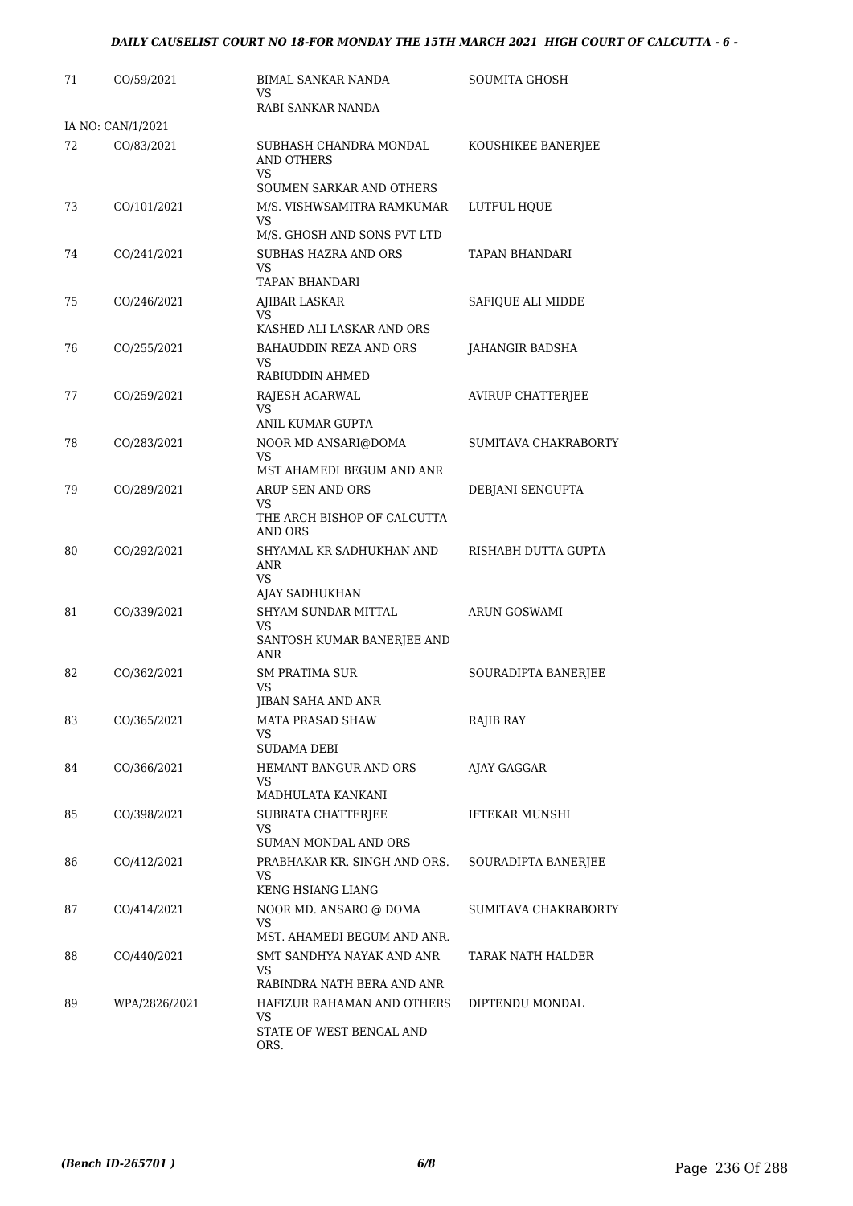| | | | |
|---|---|---|---|
| 71 | CO/59/2021 | BIMAL SANKAR NANDA<br>VS<br>RABI SANKAR NANDA | SOUMITA GHOSH |
| IA NO: CAN/1/2021 | | | |
| 72 | CO/83/2021 | SUBHASH CHANDRA MONDAL AND OTHERS<br>VS<br>SOUMEN SARKAR AND OTHERS | KOUSHIKEE BANERJEE |
| 73 | CO/101/2021 | M/S. VISHWSAMITRA RAMKUMAR<br>VS<br>M/S. GHOSH AND SONS PVT LTD | LUTFUL HQUE |
| 74 | CO/241/2021 | SUBHAS HAZRA AND ORS<br>VS<br>TAPAN BHANDARI | TAPAN BHANDARI |
| 75 | CO/246/2021 | AJIBAR LASKAR<br>VS<br>KASHED ALI LASKAR AND ORS | SAFIQUE ALI MIDDE |
| 76 | CO/255/2021 | BAHAUDDIN REZA AND ORS<br>VS<br>RABIUDDIN AHMED | JAHANGIR BADSHA |
| 77 | CO/259/2021 | RAJESH AGARWAL<br>VS<br>ANIL KUMAR GUPTA | AVIRUP CHATTERJEE |
| 78 | CO/283/2021 | NOOR MD ANSARI@DOMA<br>VS<br>MST AHAMEDI BEGUM AND ANR | SUMITAVA CHAKRABORTY |
| 79 | CO/289/2021 | ARUP SEN AND ORS<br>VS<br>THE ARCH BISHOP OF CALCUTTA AND ORS | DEBJANI SENGUPTA |
| 80 | CO/292/2021 | SHYAMAL KR SADHUKHAN AND ANR<br>VS<br>AJAY SADHUKHAN | RISHABH DUTTA GUPTA |
| 81 | CO/339/2021 | SHYAM SUNDAR MITTAL<br>VS<br>SANTOSH KUMAR BANERJEE AND ANR | ARUN GOSWAMI |
| 82 | CO/362/2021 | SM PRATIMA SUR<br>VS<br>JIBAN SAHA AND ANR | SOURADIPTA BANERJEE |
| 83 | CO/365/2021 | MATA PRASAD SHAW<br>VS<br>SUDAMA DEBI | RAJIB RAY |
| 84 | CO/366/2021 | HEMANT BANGUR AND ORS<br>VS<br>MADHULATA KANKANI | AJAY GAGGAR |
| 85 | CO/398/2021 | SUBRATA CHATTERJEE<br>VS<br>SUMAN MONDAL AND ORS | IFTEKAR MUNSHI |
| 86 | CO/412/2021 | PRABHAKAR KR. SINGH AND ORS.<br>VS<br>KENG HSIANG LIANG | SOURADIPTA BANERJEE |
| 87 | CO/414/2021 | NOOR MD. ANSARO @ DOMA<br>VS<br>MST. AHAMEDI BEGUM AND ANR. | SUMITAVA CHAKRABORTY |
| 88 | CO/440/2021 | SMT SANDHYA NAYAK AND ANR<br>VS<br>RABINDRA NATH BERA AND ANR | TARAK NATH HALDER |
| 89 | WPA/2826/2021 | HAFIZUR RAHAMAN AND OTHERS<br>VS<br>STATE OF WEST BENGAL AND ORS. | DIPTENDU MONDAL |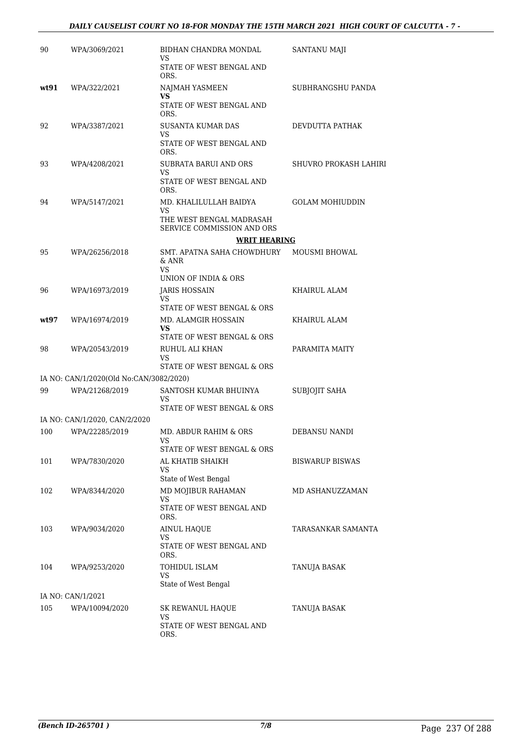| | | | |
|---|---|---|---|
| 90 | WPA/3069/2021 | BIDHAN CHANDRA MONDAL<br>VS<br>STATE OF WEST BENGAL AND ORS. | SANTANU MAJI |
| **wt91** | WPA/322/2021 | NAJMAH YASMEEN<br>**VS**<br>STATE OF WEST BENGAL AND ORS. | SUBHRANGSHU PANDA |
| 92 | WPA/3387/2021 | SUSANTA KUMAR DAS<br>VS<br>STATE OF WEST BENGAL AND ORS. | DEVDUTTA PATHAK |
| 93 | WPA/4208/2021 | SUBRATA BARUI AND ORS<br>VS<br>STATE OF WEST BENGAL AND ORS. | SHUVRO PROKASH LAHIRI |
| 94 | WPA/5147/2021 | MD. KHALILULLAH BAIDYA<br>VS<br>THE WEST BENGAL MADRASAH SERVICE COMMISSION AND ORS | GOLAM MOHIUDDIN |
| | | **WRIT HEARING** | |
| 95 | WPA/26256/2018 | SMT. APATNA SAHA CHOWDHURY & ANR<br>VS<br>UNION OF INDIA & ORS | MOUSMI BHOWAL |
| 96 | WPA/16973/2019 | JARIS HOSSAIN<br>VS<br>STATE OF WEST BENGAL & ORS | KHAIRUL ALAM |
| **wt97** | WPA/16974/2019 | MD. ALAMGIR HOSSAIN<br>**VS**<br>STATE OF WEST BENGAL & ORS | KHAIRUL ALAM |
| 98 | WPA/20543/2019 | RUHUL ALI KHAN<br>VS<br>STATE OF WEST BENGAL & ORS | PARAMITA MAITY |
| | IA NO: CAN/1/2020(Old No:CAN/3082/2020) | | |
| 99 | WPA/21268/2019 | SANTOSH KUMAR BHUINYA<br>VS<br>STATE OF WEST BENGAL & ORS | SUBJOJIT SAHA |
| | IA NO: CAN/1/2020, CAN/2/2020 | | |
| 100 | WPA/22285/2019 | MD. ABDUR RAHIM & ORS<br>VS<br>STATE OF WEST BENGAL & ORS | DEBANSU NANDI |
| 101 | WPA/7830/2020 | AL KHATIB SHAIKH<br>VS<br>State of West Bengal | BISWARUP BISWAS |
| 102 | WPA/8344/2020 | MD MOJIBUR RAHAMAN<br>VS<br>STATE OF WEST BENGAL AND ORS. | MD ASHANUZZAMAN |
| 103 | WPA/9034/2020 | AINUL HAQUE<br>VS<br>STATE OF WEST BENGAL AND ORS. | TARASANKAR SAMANTA |
| 104 | WPA/9253/2020 | TOHIDUL ISLAM<br>VS<br>State of West Bengal | TANUJA BASAK |
| | IA NO: CAN/1/2021 | | |
| 105 | WPA/10094/2020 | SK REWANUL HAQUE<br>VS<br>STATE OF WEST BENGAL AND ORS. | TANUJA BASAK |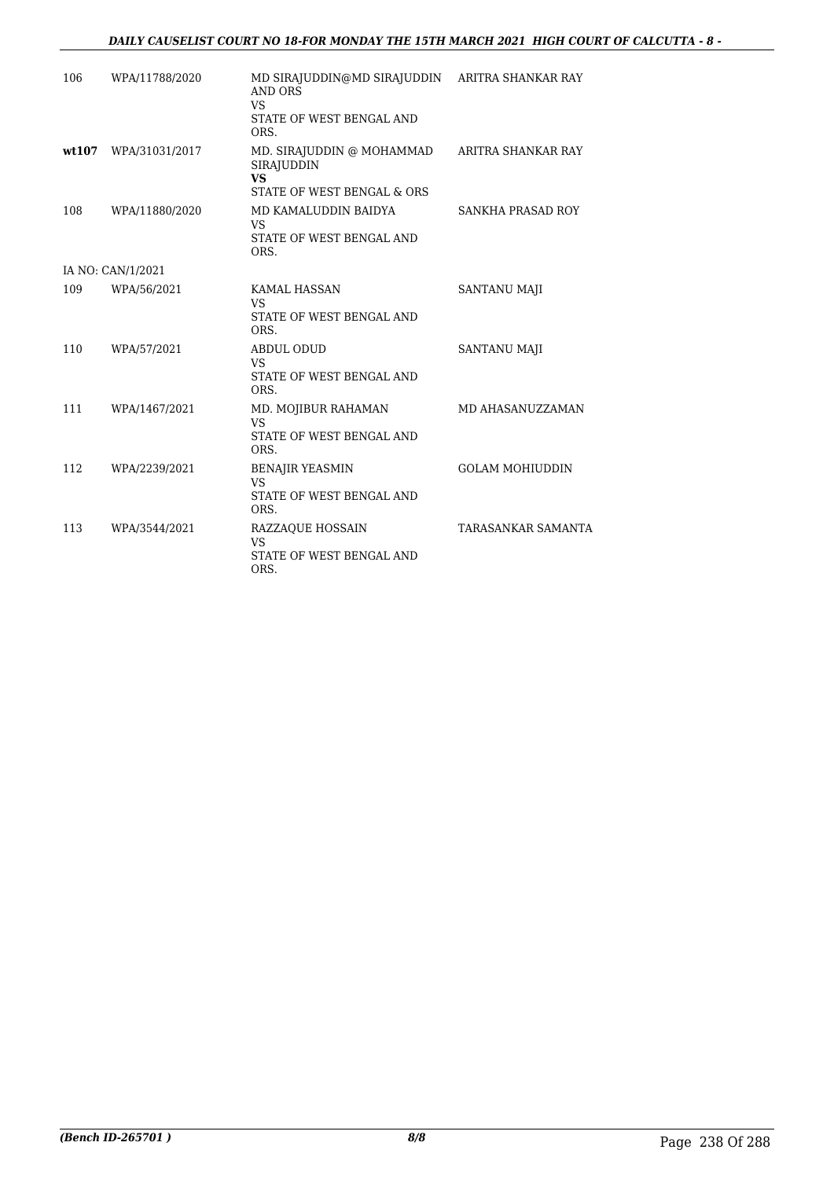| | | | |
|---|---|---|---|
| 106 | WPA/11788/2020 | MD SIRAJUDDIN@MD SIRAJUDDIN AND ORS<br>VS<br>STATE OF WEST BENGAL AND ORS. | ARITRA SHANKAR RAY |
| **wt107** | WPA/31031/2017 | MD. SIRAJUDDIN @ MOHAMMAD SIRAJUDDIN<br>**VS**<br>STATE OF WEST BENGAL & ORS | ARITRA SHANKAR RAY |
| 108 | WPA/11880/2020 | MD KAMALUDDIN BAIDYA<br>VS<br>STATE OF WEST BENGAL AND ORS. | SANKHA PRASAD ROY |
| IA NO: CAN/1/2021 | | | |
| 109 | WPA/56/2021 | KAMAL HASSAN<br>VS<br>STATE OF WEST BENGAL AND ORS. | SANTANU MAJI |
| 110 | WPA/57/2021 | ABDUL ODUD<br>VS<br>STATE OF WEST BENGAL AND ORS. | SANTANU MAJI |
| 111 | WPA/1467/2021 | MD. MOJIBUR RAHAMAN<br>VS<br>STATE OF WEST BENGAL AND ORS. | MD AHASANUZZAMAN |
| 112 | WPA/2239/2021 | BENAJIR YEASMIN<br>VS<br>STATE OF WEST BENGAL AND ORS. | GOLAM MOHIUDDIN |
| 113 | WPA/3544/2021 | RAZZAQUE HOSSAIN<br>VS<br>STATE OF WEST BENGAL AND ORS. | TARASANKAR SAMANTA |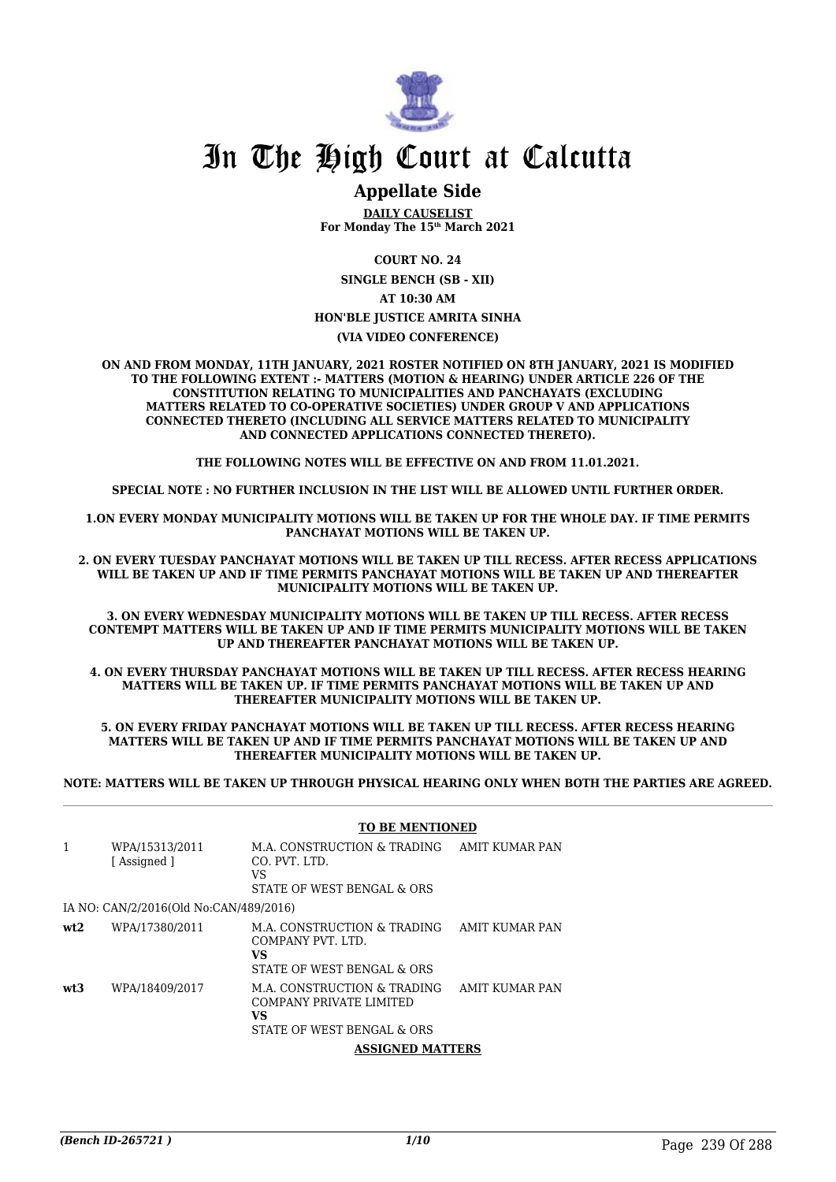# In The High Court at Calcutta

## Appellate Side

**DAILY CAUSELIST**
**For Monday The 15th March 2021**

**COURT NO. 24**

**SINGLE BENCH (SB - XII)**

**AT 10:30 AM**

**HON'BLE JUSTICE AMRITA SINHA**

**(VIA VIDEO CONFERENCE)**

**ON AND FROM MONDAY, 11TH JANUARY, 2021 ROSTER NOTIFIED ON 8TH JANUARY, 2021 IS MODIFIED TO THE FOLLOWING EXTENT :- MATTERS (MOTION & HEARING) UNDER ARTICLE 226 OF THE CONSTITUTION RELATING TO MUNICIPALITIES AND PANCHAYATS (EXCLUDING MATTERS RELATED TO CO-OPERATIVE SOCIETIES) UNDER GROUP V AND APPLICATIONS CONNECTED THERETO (INCLUDING ALL SERVICE MATTERS RELATED TO MUNICIPALITY AND CONNECTED APPLICATIONS CONNECTED THERETO).**

**THE FOLLOWING NOTES WILL BE EFFECTIVE ON AND FROM 11.01.2021.**

**SPECIAL NOTE : NO FURTHER INCLUSION IN THE LIST WILL BE ALLOWED UNTIL FURTHER ORDER.**

**1.ON EVERY MONDAY MUNICIPALITY MOTIONS WILL BE TAKEN UP FOR THE WHOLE DAY. IF TIME PERMITS PANCHAYAT MOTIONS WILL BE TAKEN UP.**

**2. ON EVERY TUESDAY PANCHAYAT MOTIONS WILL BE TAKEN UP TILL RECESS. AFTER RECESS APPLICATIONS WILL BE TAKEN UP AND IF TIME PERMITS PANCHAYAT MOTIONS WILL BE TAKEN UP AND THEREAFTER MUNICIPALITY MOTIONS WILL BE TAKEN UP.**

**3. ON EVERY WEDNESDAY MUNICIPALITY MOTIONS WILL BE TAKEN UP TILL RECESS. AFTER RECESS CONTEMPT MATTERS WILL BE TAKEN UP AND IF TIME PERMITS MUNICIPALITY MOTIONS WILL BE TAKEN UP AND THEREAFTER PANCHAYAT MOTIONS WILL BE TAKEN UP.**

**4. ON EVERY THURSDAY PANCHAYAT MOTIONS WILL BE TAKEN UP TILL RECESS. AFTER RECESS HEARING MATTERS WILL BE TAKEN UP. IF TIME PERMITS PANCHAYAT MOTIONS WILL BE TAKEN UP AND THEREAFTER MUNICIPALITY MOTIONS WILL BE TAKEN UP.**

**5. ON EVERY FRIDAY PANCHAYAT MOTIONS WILL BE TAKEN UP TILL RECESS. AFTER RECESS HEARING MATTERS WILL BE TAKEN UP AND IF TIME PERMITS PANCHAYAT MOTIONS WILL BE TAKEN UP AND THEREAFTER MUNICIPALITY MOTIONS WILL BE TAKEN UP.**

**NOTE: MATTERS WILL BE TAKEN UP THROUGH PHYSICAL HEARING ONLY WHEN BOTH THE PARTIES ARE AGREED.**

**TO BE MENTIONED**

| | | | |
|---|---|---|---|
| 1 | WPA/15313/2011 [ Assigned ] | M.A. CONSTRUCTION & TRADING CO. PVT. LTD. VS STATE OF WEST BENGAL & ORS | AMIT KUMAR PAN |
| | IA NO: CAN/2/2016(Old No:CAN/489/2016) | | |
| **wt2** | WPA/17380/2011 | M.A. CONSTRUCTION & TRADING COMPANY PVT. LTD. **VS** STATE OF WEST BENGAL & ORS | AMIT KUMAR PAN |
| **wt3** | WPA/18409/2017 | M.A. CONSTRUCTION & TRADING COMPANY PRIVATE LIMITED **VS** STATE OF WEST BENGAL & ORS | AMIT KUMAR PAN |

**ASSIGNED MATTERS**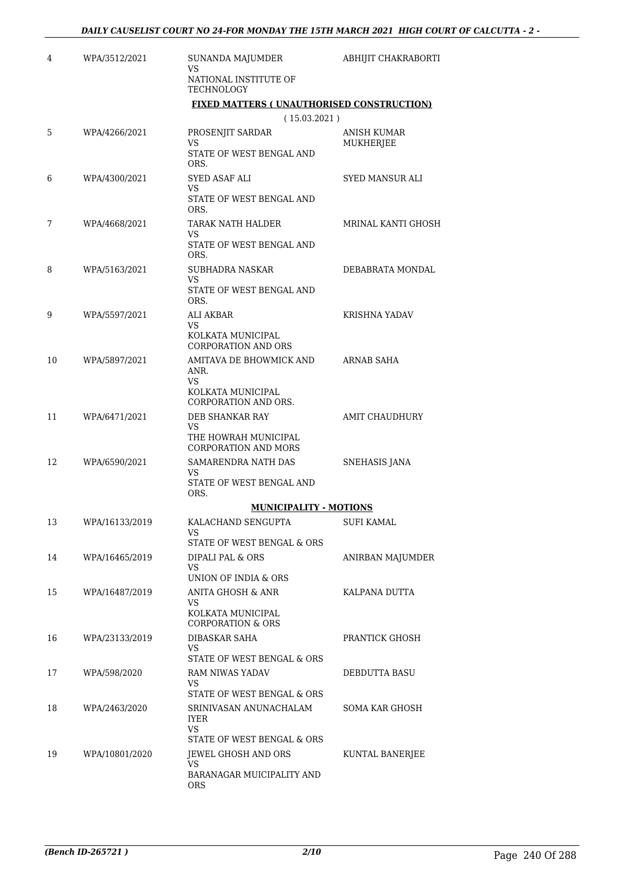| 4 | WPA/3512/2021 | SUNANDA MAJUMDER<br>VS<br>NATIONAL INSTITUTE OF TECHNOLOGY | ABHIJIT CHAKRABORTI |
|---|---|---|---|
| | | **FIXED MATTERS ( UNAUTHORISED CONSTRUCTION)** | |
| | | ( 15.03.2021 ) | |
| 5 | WPA/4266/2021 | PROSENJIT SARDAR<br>VS<br>STATE OF WEST BENGAL AND ORS. | ANISH KUMAR MUKHERJEE |
| 6 | WPA/4300/2021 | SYED ASAF ALI<br>VS<br>STATE OF WEST BENGAL AND ORS. | SYED MANSUR ALI |
| 7 | WPA/4668/2021 | TARAK NATH HALDER<br>VS<br>STATE OF WEST BENGAL AND ORS. | MRINAL KANTI GHOSH |
| 8 | WPA/5163/2021 | SUBHADRA NASKAR<br>VS<br>STATE OF WEST BENGAL AND ORS. | DEBABRATA MONDAL |
| 9 | WPA/5597/2021 | ALI AKBAR<br>VS<br>KOLKATA MUNICIPAL CORPORATION AND ORS | KRISHNA YADAV |
| 10 | WPA/5897/2021 | AMITAVA DE BHOWMICK AND ANR.<br>VS<br>KOLKATA MUNICIPAL CORPORATION AND ORS. | ARNAB SAHA |
| 11 | WPA/6471/2021 | DEB SHANKAR RAY<br>VS<br>THE HOWRAH MUNICIPAL CORPORATION AND MORS | AMIT CHAUDHURY |
| 12 | WPA/6590/2021 | SAMARENDRA NATH DAS<br>VS<br>STATE OF WEST BENGAL AND ORS. | SNEHASIS JANA |
| | | **MUNICIPALITY - MOTIONS** | |
| 13 | WPA/16133/2019 | KALACHAND SENGUPTA<br>VS<br>STATE OF WEST BENGAL & ORS | SUFI KAMAL |
| 14 | WPA/16465/2019 | DIPALI PAL & ORS<br>VS<br>UNION OF INDIA & ORS | ANIRBAN MAJUMDER |
| 15 | WPA/16487/2019 | ANITA GHOSH & ANR<br>VS<br>KOLKATA MUNICIPAL CORPORATION & ORS | KALPANA DUTTA |
| 16 | WPA/23133/2019 | DIBASKAR SAHA<br>VS<br>STATE OF WEST BENGAL & ORS | PRANTICK GHOSH |
| 17 | WPA/598/2020 | RAM NIWAS YADAV<br>VS<br>STATE OF WEST BENGAL & ORS | DEBDUTTA BASU |
| 18 | WPA/2463/2020 | SRINIVASAN ANUNACHALAM IYER<br>VS<br>STATE OF WEST BENGAL & ORS | SOMA KAR GHOSH |
| 19 | WPA/10801/2020 | JEWEL GHOSH AND ORS<br>VS<br>BARANAGAR MUICIPALITY AND ORS | KUNTAL BANERJEE |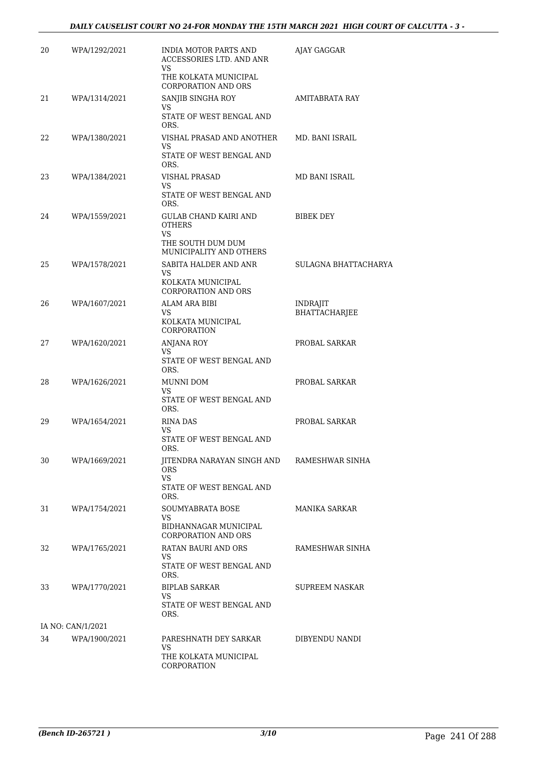| 20 | WPA/1292/2021 | INDIA MOTOR PARTS AND ACCESSORIES LTD. AND ANR VS THE KOLKATA MUNICIPAL CORPORATION AND ORS | AJAY GAGGAR |
|---|---|---|---|
| 21 | WPA/1314/2021 | SANJIB SINGHA ROY VS STATE OF WEST BENGAL AND ORS. | AMITABRATA RAY |
| 22 | WPA/1380/2021 | VISHAL PRASAD AND ANOTHER VS STATE OF WEST BENGAL AND ORS. | MD. BANI ISRAIL |
| 23 | WPA/1384/2021 | VISHAL PRASAD VS STATE OF WEST BENGAL AND ORS. | MD BANI ISRAIL |
| 24 | WPA/1559/2021 | GULAB CHAND KAIRI AND OTHERS VS THE SOUTH DUM DUM MUNICIPALITY AND OTHERS | BIBEK DEY |
| 25 | WPA/1578/2021 | SABITA HALDER AND ANR VS KOLKATA MUNICIPAL CORPORATION AND ORS | SULAGNA BHATTACHARYA |
| 26 | WPA/1607/2021 | ALAM ARA BIBI VS KOLKATA MUNICIPAL CORPORATION | INDRAJIT BHATTACHARJEE |
| 27 | WPA/1620/2021 | ANJANA ROY VS STATE OF WEST BENGAL AND ORS. | PROBAL SARKAR |
| 28 | WPA/1626/2021 | MUNNI DOM VS STATE OF WEST BENGAL AND ORS. | PROBAL SARKAR |
| 29 | WPA/1654/2021 | RINA DAS VS STATE OF WEST BENGAL AND ORS. | PROBAL SARKAR |
| 30 | WPA/1669/2021 | JITENDRA NARAYAN SINGH AND ORS VS STATE OF WEST BENGAL AND ORS. | RAMESHWAR SINHA |
| 31 | WPA/1754/2021 | SOUMYABRATA BOSE VS BIDHANNAGAR MUNICIPAL CORPORATION AND ORS | MANIKA SARKAR |
| 32 | WPA/1765/2021 | RATAN BAURI AND ORS VS STATE OF WEST BENGAL AND ORS. | RAMESHWAR SINHA |
| 33 | WPA/1770/2021 | BIPLAB SARKAR VS STATE OF WEST BENGAL AND ORS. | SUPREEM NASKAR |
| | IA NO: CAN/1/2021 | | |
| 34 | WPA/1900/2021 | PARESHNATH DEY SARKAR VS THE KOLKATA MUNICIPAL CORPORATION | DIBYENDU NANDI |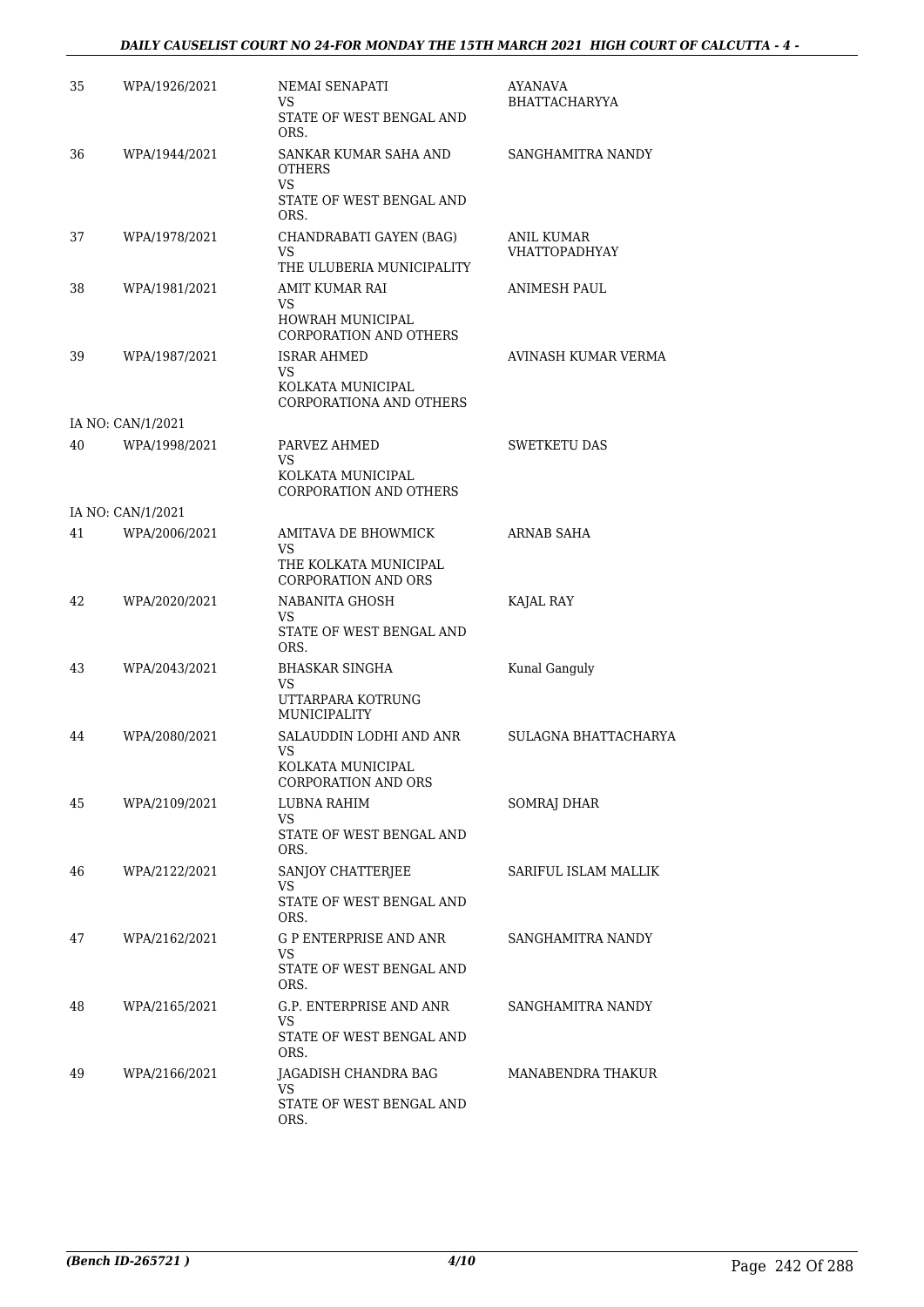| | | | |
|---|---|---|---|
| 35 | WPA/1926/2021 | NEMAI SENAPATI<br>VS<br>STATE OF WEST BENGAL AND ORS. | AYANAVA BHATTACHARYYA |
| 36 | WPA/1944/2021 | SANKAR KUMAR SAHA AND OTHERS<br>VS<br>STATE OF WEST BENGAL AND ORS. | SANGHAMITRA NANDY |
| 37 | WPA/1978/2021 | CHANDRABATI GAYEN (BAG)<br>VS<br>THE ULUBERIA MUNICIPALITY | ANIL KUMAR VHATTOPADHYAY |
| 38 | WPA/1981/2021 | AMIT KUMAR RAI<br>VS<br>HOWRAH MUNICIPAL CORPORATION AND OTHERS | ANIMESH PAUL |
| 39 | WPA/1987/2021 | ISRAR AHMED<br>VS<br>KOLKATA MUNICIPAL CORPORATIONA AND OTHERS | AVINASH KUMAR VERMA |
| | IA NO: CAN/1/2021 | | |
| 40 | WPA/1998/2021 | PARVEZ AHMED<br>VS<br>KOLKATA MUNICIPAL CORPORATION AND OTHERS | SWETKETU DAS |
| | IA NO: CAN/1/2021 | | |
| 41 | WPA/2006/2021 | AMITAVA DE BHOWMICK<br>VS<br>THE KOLKATA MUNICIPAL CORPORATION AND ORS | ARNAB SAHA |
| 42 | WPA/2020/2021 | NABANITA GHOSH<br>VS<br>STATE OF WEST BENGAL AND ORS. | KAJAL RAY |
| 43 | WPA/2043/2021 | BHASKAR SINGHA<br>VS<br>UTTARPARA KOTRUNG MUNICIPALITY | Kunal Ganguly |
| 44 | WPA/2080/2021 | SALAUDDIN LODHI AND ANR<br>VS<br>KOLKATA MUNICIPAL CORPORATION AND ORS | SULAGNA BHATTACHARYA |
| 45 | WPA/2109/2021 | LUBNA RAHIM<br>VS<br>STATE OF WEST BENGAL AND ORS. | SOMRAJ DHAR |
| 46 | WPA/2122/2021 | SANJOY CHATTERJEE<br>VS<br>STATE OF WEST BENGAL AND ORS. | SARIFUL ISLAM MALLIK |
| 47 | WPA/2162/2021 | G P ENTERPRISE AND ANR<br>VS<br>STATE OF WEST BENGAL AND ORS. | SANGHAMITRA NANDY |
| 48 | WPA/2165/2021 | G.P. ENTERPRISE AND ANR<br>VS<br>STATE OF WEST BENGAL AND ORS. | SANGHAMITRA NANDY |
| 49 | WPA/2166/2021 | JAGADISH CHANDRA BAG<br>VS<br>STATE OF WEST BENGAL AND ORS. | MANABENDRA THAKUR |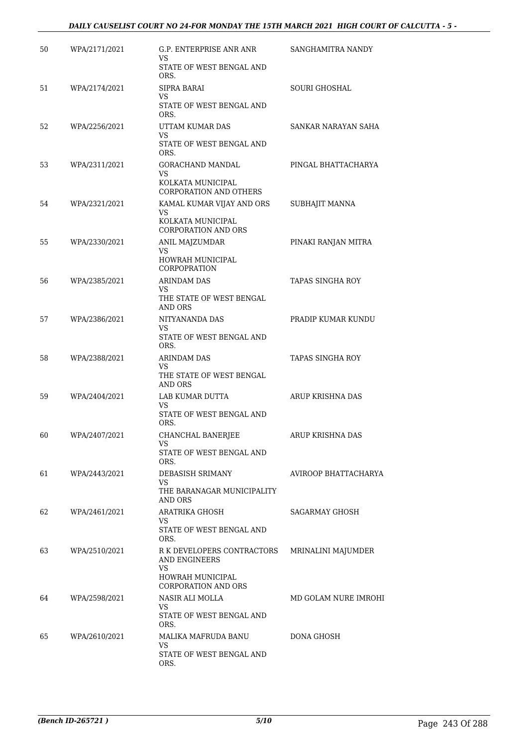| | | | |
|---|---|---|---|
| 50 | WPA/2171/2021 | G.P. ENTERPRISE ANR ANR<br>VS<br>STATE OF WEST BENGAL AND ORS. | SANGHAMITRA NANDY |
| 51 | WPA/2174/2021 | SIPRA BARAI<br>VS<br>STATE OF WEST BENGAL AND ORS. | SOURI GHOSHAL |
| 52 | WPA/2256/2021 | UTTAM KUMAR DAS<br>VS<br>STATE OF WEST BENGAL AND ORS. | SANKAR NARAYAN SAHA |
| 53 | WPA/2311/2021 | GORACHAND MANDAL<br>VS<br>KOLKATA MUNICIPAL CORPORATION AND OTHERS | PINGAL BHATTACHARYA |
| 54 | WPA/2321/2021 | KAMAL KUMAR VIJAY AND ORS<br>VS<br>KOLKATA MUNICIPAL CORPORATION AND ORS | SUBHAJIT MANNA |
| 55 | WPA/2330/2021 | ANIL MAJZUMDAR<br>VS<br>HOWRAH MUNICIPAL CORPOPRATION | PINAKI RANJAN MITRA |
| 56 | WPA/2385/2021 | ARINDAM DAS<br>VS<br>THE STATE OF WEST BENGAL AND ORS | TAPAS SINGHA ROY |
| 57 | WPA/2386/2021 | NITYANANDA DAS<br>VS<br>STATE OF WEST BENGAL AND ORS. | PRADIP KUMAR KUNDU |
| 58 | WPA/2388/2021 | ARINDAM DAS<br>VS<br>THE STATE OF WEST BENGAL AND ORS | TAPAS SINGHA ROY |
| 59 | WPA/2404/2021 | LAB KUMAR DUTTA<br>VS<br>STATE OF WEST BENGAL AND ORS. | ARUP KRISHNA DAS |
| 60 | WPA/2407/2021 | CHANCHAL BANERJEE<br>VS<br>STATE OF WEST BENGAL AND ORS. | ARUP KRISHNA DAS |
| 61 | WPA/2443/2021 | DEBASISH SRIMANY<br>VS<br>THE BARANAGAR MUNICIPALITY AND ORS | AVIROOP BHATTACHARYA |
| 62 | WPA/2461/2021 | ARATRIKA GHOSH<br>VS<br>STATE OF WEST BENGAL AND ORS. | SAGARMAY GHOSH |
| 63 | WPA/2510/2021 | R K DEVELOPERS CONTRACTORS AND ENGINEERS<br>VS<br>HOWRAH MUNICIPAL CORPORATION AND ORS | MRINALINI MAJUMDER |
| 64 | WPA/2598/2021 | NASIR ALI MOLLA<br>VS<br>STATE OF WEST BENGAL AND ORS. | MD GOLAM NURE IMROHI |
| 65 | WPA/2610/2021 | MALIKA MAFRUDA BANU<br>VS<br>STATE OF WEST BENGAL AND ORS. | DONA GHOSH |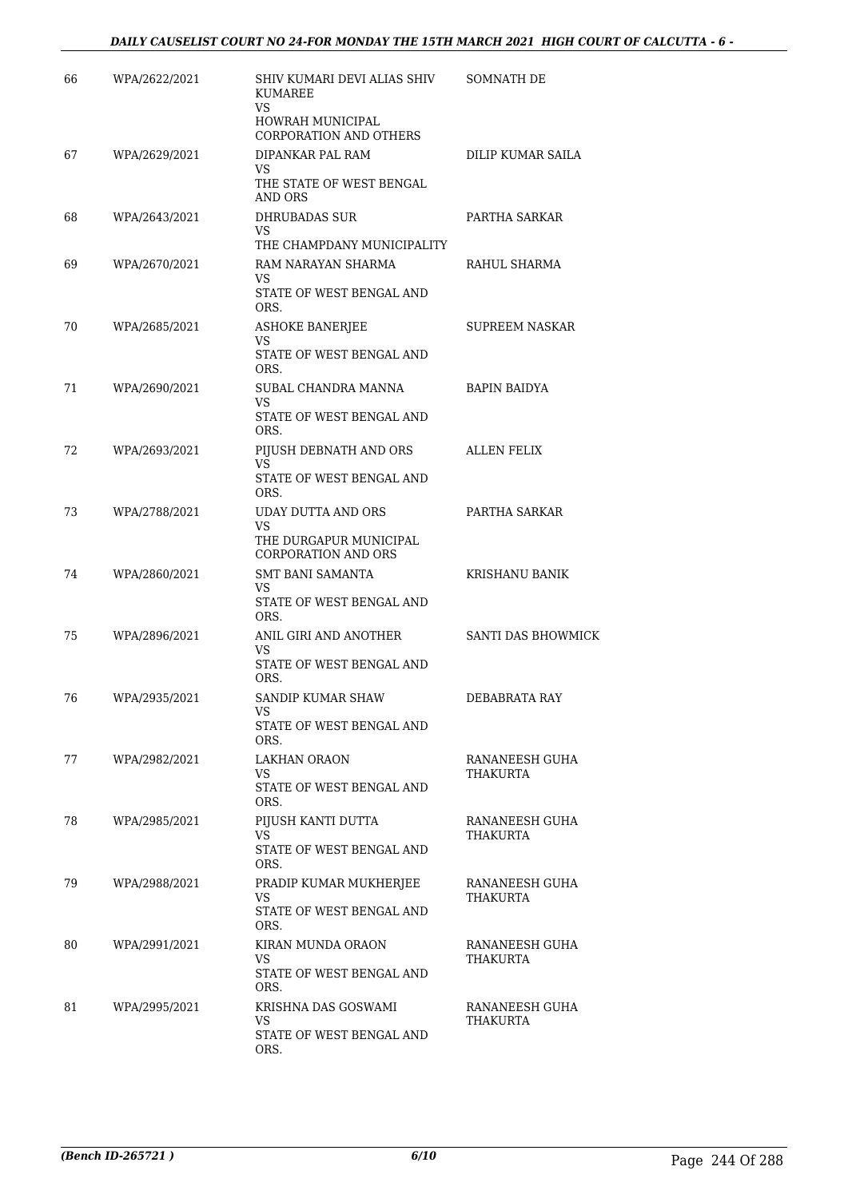| | | | |
|---|---|---|---|
| 66 | WPA/2622/2021 | SHIV KUMARI DEVI ALIAS SHIV KUMAREE<br>VS<br>HOWRAH MUNICIPAL CORPORATION AND OTHERS | SOMNATH DE |
| 67 | WPA/2629/2021 | DIPANKAR PAL RAM<br>VS<br>THE STATE OF WEST BENGAL AND ORS | DILIP KUMAR SAILA |
| 68 | WPA/2643/2021 | DHRUBADAS SUR<br>VS<br>THE CHAMPDANY MUNICIPALITY | PARTHA SARKAR |
| 69 | WPA/2670/2021 | RAM NARAYAN SHARMA<br>VS<br>STATE OF WEST BENGAL AND ORS. | RAHUL SHARMA |
| 70 | WPA/2685/2021 | ASHOKE BANERJEE<br>VS<br>STATE OF WEST BENGAL AND ORS. | SUPREEM NASKAR |
| 71 | WPA/2690/2021 | SUBAL CHANDRA MANNA<br>VS<br>STATE OF WEST BENGAL AND ORS. | BAPIN BAIDYA |
| 72 | WPA/2693/2021 | PIJUSH DEBNATH AND ORS<br>VS<br>STATE OF WEST BENGAL AND ORS. | ALLEN FELIX |
| 73 | WPA/2788/2021 | UDAY DUTTA AND ORS<br>VS<br>THE DURGAPUR MUNICIPAL CORPORATION AND ORS | PARTHA SARKAR |
| 74 | WPA/2860/2021 | SMT BANI SAMANTA<br>VS<br>STATE OF WEST BENGAL AND ORS. | KRISHANU BANIK |
| 75 | WPA/2896/2021 | ANIL GIRI AND ANOTHER<br>VS<br>STATE OF WEST BENGAL AND ORS. | SANTI DAS BHOWMICK |
| 76 | WPA/2935/2021 | SANDIP KUMAR SHAW<br>VS<br>STATE OF WEST BENGAL AND ORS. | DEBABRATA RAY |
| 77 | WPA/2982/2021 | LAKHAN ORAON<br>VS<br>STATE OF WEST BENGAL AND ORS. | RANANEESH GUHA THAKURTA |
| 78 | WPA/2985/2021 | PIJUSH KANTI DUTTA<br>VS<br>STATE OF WEST BENGAL AND ORS. | RANANEESH GUHA THAKURTA |
| 79 | WPA/2988/2021 | PRADIP KUMAR MUKHERJEE<br>VS<br>STATE OF WEST BENGAL AND ORS. | RANANEESH GUHA THAKURTA |
| 80 | WPA/2991/2021 | KIRAN MUNDA ORAON<br>VS<br>STATE OF WEST BENGAL AND ORS. | RANANEESH GUHA THAKURTA |
| 81 | WPA/2995/2021 | KRISHNA DAS GOSWAMI<br>VS<br>STATE OF WEST BENGAL AND ORS. | RANANEESH GUHA THAKURTA |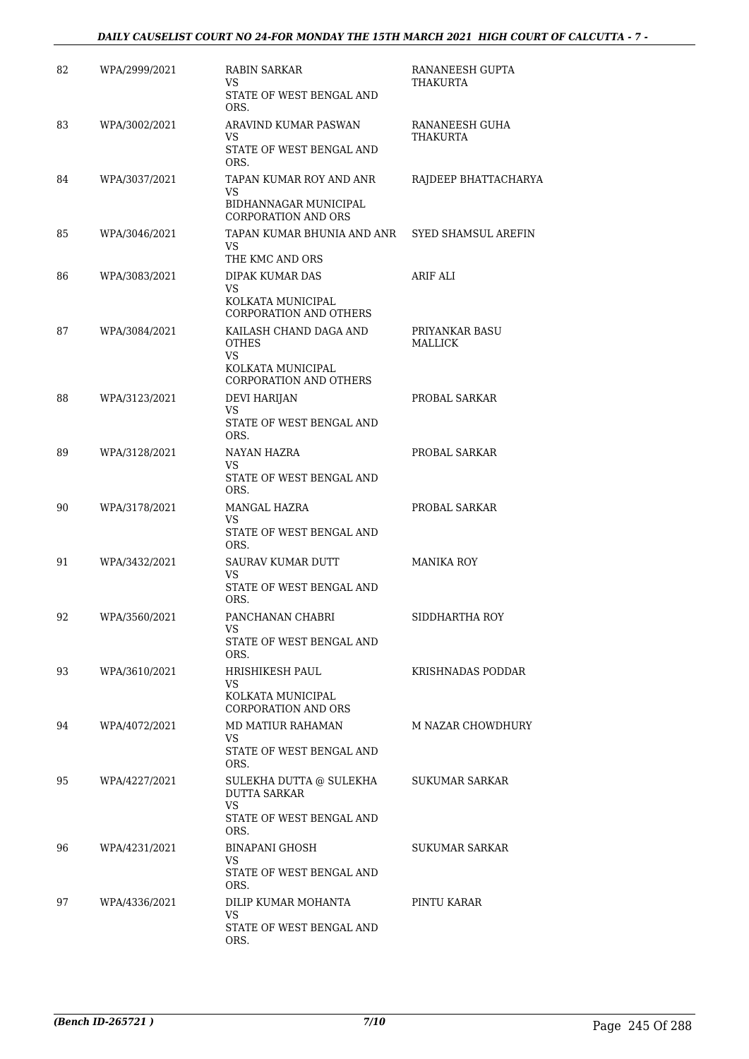| 82 | WPA/2999/2021 | RABIN SARKAR<br>VS<br>STATE OF WEST BENGAL AND ORS. | RANANEESH GUPTA THAKURTA |
|---|---|---|---|
| 83 | WPA/3002/2021 | ARAVIND KUMAR PASWAN<br>VS<br>STATE OF WEST BENGAL AND ORS. | RANANEESH GUHA THAKURTA |
| 84 | WPA/3037/2021 | TAPAN KUMAR ROY AND ANR<br>VS<br>BIDHANNAGAR MUNICIPAL CORPORATION AND ORS | RAJDEEP BHATTACHARYA |
| 85 | WPA/3046/2021 | TAPAN KUMAR BHUNIA AND ANR<br>VS<br>THE KMC AND ORS | SYED SHAMSUL AREFIN |
| 86 | WPA/3083/2021 | DIPAK KUMAR DAS<br>VS<br>KOLKATA MUNICIPAL CORPORATION AND OTHERS | ARIF ALI |
| 87 | WPA/3084/2021 | KAILASH CHAND DAGA AND OTHES<br>VS<br>KOLKATA MUNICIPAL CORPORATION AND OTHERS | PRIYANKAR BASU MALLICK |
| 88 | WPA/3123/2021 | DEVI HARIJAN<br>VS<br>STATE OF WEST BENGAL AND ORS. | PROBAL SARKAR |
| 89 | WPA/3128/2021 | NAYAN HAZRA<br>VS<br>STATE OF WEST BENGAL AND ORS. | PROBAL SARKAR |
| 90 | WPA/3178/2021 | MANGAL HAZRA<br>VS<br>STATE OF WEST BENGAL AND ORS. | PROBAL SARKAR |
| 91 | WPA/3432/2021 | SAURAV KUMAR DUTT<br>VS<br>STATE OF WEST BENGAL AND ORS. | MANIKA ROY |
| 92 | WPA/3560/2021 | PANCHANAN CHABRI<br>VS<br>STATE OF WEST BENGAL AND ORS. | SIDDHARTHA ROY |
| 93 | WPA/3610/2021 | HRISHIKESH PAUL<br>VS<br>KOLKATA MUNICIPAL CORPORATION AND ORS | KRISHNADAS PODDAR |
| 94 | WPA/4072/2021 | MD MATIUR RAHAMAN<br>VS<br>STATE OF WEST BENGAL AND ORS. | M NAZAR CHOWDHURY |
| 95 | WPA/4227/2021 | SULEKHA DUTTA @ SULEKHA DUTTA SARKAR<br>VS<br>STATE OF WEST BENGAL AND ORS. | SUKUMAR SARKAR |
| 96 | WPA/4231/2021 | BINAPANI GHOSH<br>VS<br>STATE OF WEST BENGAL AND ORS. | SUKUMAR SARKAR |
| 97 | WPA/4336/2021 | DILIP KUMAR MOHANTA<br>VS<br>STATE OF WEST BENGAL AND ORS. | PINTU KARAR |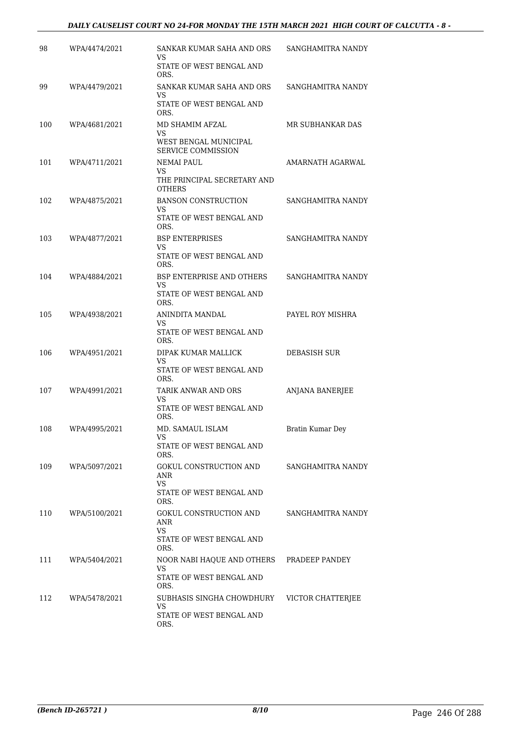| 98 | WPA/4474/2021 | SANKAR KUMAR SAHA AND ORS<br>VS<br>STATE OF WEST BENGAL AND ORS. | SANGHAMITRA NANDY |
|---|---|---|---|
| 99 | WPA/4479/2021 | SANKAR KUMAR SAHA AND ORS<br>VS<br>STATE OF WEST BENGAL AND ORS. | SANGHAMITRA NANDY |
| 100 | WPA/4681/2021 | MD SHAMIM AFZAL<br>VS<br>WEST BENGAL MUNICIPAL SERVICE COMMISSION | MR SUBHANKAR DAS |
| 101 | WPA/4711/2021 | NEMAI PAUL<br>VS<br>THE PRINCIPAL SECRETARY AND OTHERS | AMARNATH AGARWAL |
| 102 | WPA/4875/2021 | BANSON CONSTRUCTION<br>VS<br>STATE OF WEST BENGAL AND ORS. | SANGHAMITRA NANDY |
| 103 | WPA/4877/2021 | BSP ENTERPRISES<br>VS<br>STATE OF WEST BENGAL AND ORS. | SANGHAMITRA NANDY |
| 104 | WPA/4884/2021 | BSP ENTERPRISE AND OTHERS<br>VS<br>STATE OF WEST BENGAL AND ORS. | SANGHAMITRA NANDY |
| 105 | WPA/4938/2021 | ANINDITA MANDAL<br>VS<br>STATE OF WEST BENGAL AND ORS. | PAYEL ROY MISHRA |
| 106 | WPA/4951/2021 | DIPAK KUMAR MALLICK<br>VS<br>STATE OF WEST BENGAL AND ORS. | DEBASISH SUR |
| 107 | WPA/4991/2021 | TARIK ANWAR AND ORS<br>VS<br>STATE OF WEST BENGAL AND ORS. | ANJANA BANERJEE |
| 108 | WPA/4995/2021 | MD. SAMAUL ISLAM<br>VS<br>STATE OF WEST BENGAL AND ORS. | Bratin Kumar Dey |
| 109 | WPA/5097/2021 | GOKUL CONSTRUCTION AND ANR<br>VS<br>STATE OF WEST BENGAL AND ORS. | SANGHAMITRA NANDY |
| 110 | WPA/5100/2021 | GOKUL CONSTRUCTION AND ANR<br>VS<br>STATE OF WEST BENGAL AND ORS. | SANGHAMITRA NANDY |
| 111 | WPA/5404/2021 | NOOR NABI HAQUE AND OTHERS<br>VS<br>STATE OF WEST BENGAL AND ORS. | PRADEEP PANDEY |
| 112 | WPA/5478/2021 | SUBHASIS SINGHA CHOWDHURY<br>VS<br>STATE OF WEST BENGAL AND ORS. | VICTOR CHATTERJEE |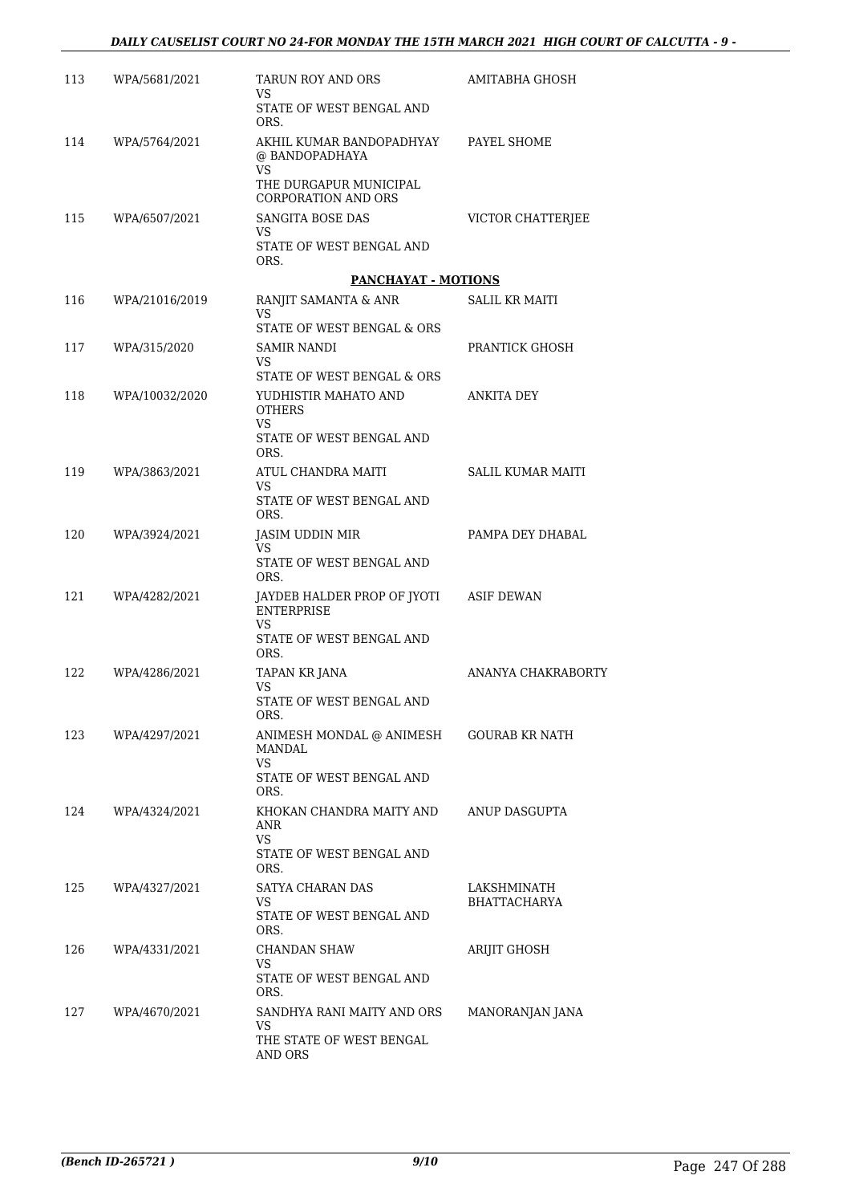| | | | |
|---|---|---|---|
| 113 | WPA/5681/2021 | TARUN ROY AND ORS<br>VS<br>STATE OF WEST BENGAL AND ORS. | AMITABHA GHOSH |
| 114 | WPA/5764/2021 | AKHIL KUMAR BANDOPADHYAY @ BANDOPADHAYA<br>VS<br>THE DURGAPUR MUNICIPAL CORPORATION AND ORS | PAYEL SHOME |
| 115 | WPA/6507/2021 | SANGITA BOSE DAS<br>VS<br>STATE OF WEST BENGAL AND ORS. | VICTOR CHATTERJEE |

**PANCHAYAT - MOTIONS**

| | | | |
|---|---|---|---|
| 116 | WPA/21016/2019 | RANJIT SAMANTA & ANR<br>VS<br>STATE OF WEST BENGAL & ORS | SALIL KR MAITI |
| 117 | WPA/315/2020 | SAMIR NANDI<br>VS<br>STATE OF WEST BENGAL & ORS | PRANTICK GHOSH |
| 118 | WPA/10032/2020 | YUDHISTIR MAHATO AND OTHERS<br>VS<br>STATE OF WEST BENGAL AND ORS. | ANKITA DEY |
| 119 | WPA/3863/2021 | ATUL CHANDRA MAITI<br>VS<br>STATE OF WEST BENGAL AND ORS. | SALIL KUMAR MAITI |
| 120 | WPA/3924/2021 | JASIM UDDIN MIR<br>VS<br>STATE OF WEST BENGAL AND ORS. | PAMPA DEY DHABAL |
| 121 | WPA/4282/2021 | JAYDEB HALDER PROP OF JYOTI ENTERPRISE<br>VS<br>STATE OF WEST BENGAL AND ORS. | ASIF DEWAN |
| 122 | WPA/4286/2021 | TAPAN KR JANA<br>VS<br>STATE OF WEST BENGAL AND ORS. | ANANYA CHAKRABORTY |
| 123 | WPA/4297/2021 | ANIMESH MONDAL @ ANIMESH MANDAL<br>VS<br>STATE OF WEST BENGAL AND ORS. | GOURAB KR NATH |
| 124 | WPA/4324/2021 | KHOKAN CHANDRA MAITY AND ANR<br>VS<br>STATE OF WEST BENGAL AND ORS. | ANUP DASGUPTA |
| 125 | WPA/4327/2021 | SATYA CHARAN DAS<br>VS<br>STATE OF WEST BENGAL AND ORS. | LAKSHMINATH BHATTACHARYA |
| 126 | WPA/4331/2021 | CHANDAN SHAW<br>VS<br>STATE OF WEST BENGAL AND ORS. | ARIJIT GHOSH |
| 127 | WPA/4670/2021 | SANDHYA RANI MAITY AND ORS<br>VS<br>THE STATE OF WEST BENGAL AND ORS | MANORANJAN JANA |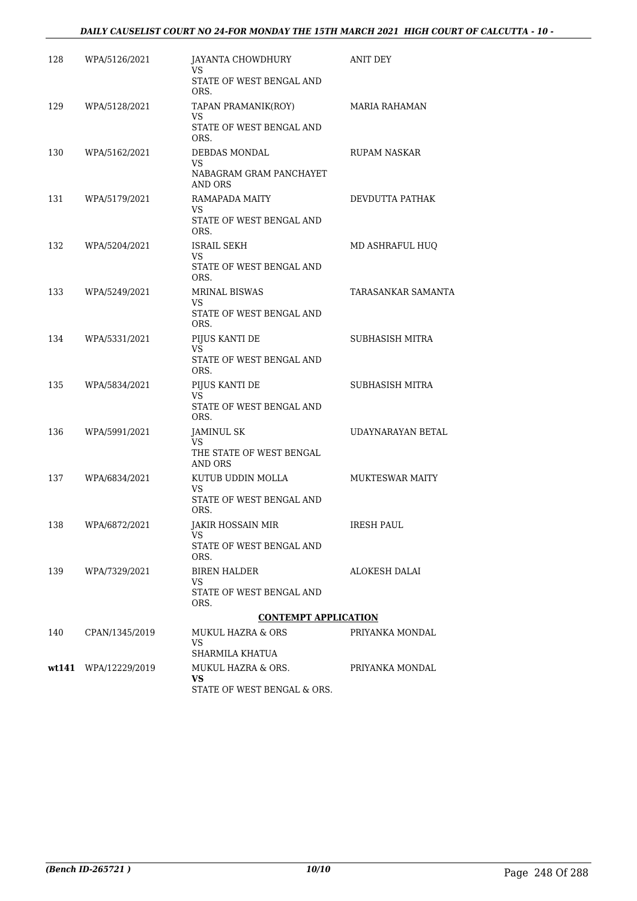| 128 | WPA/5126/2021 | JAYANTA CHOWDHURY<br>VS<br>STATE OF WEST BENGAL AND ORS. | ANIT DEY |
|---|---|---|---|
| 129 | WPA/5128/2021 | TAPAN PRAMANIK(ROY)<br>VS<br>STATE OF WEST BENGAL AND ORS. | MARIA RAHAMAN |
| 130 | WPA/5162/2021 | DEBDAS MONDAL<br>VS<br>NABAGRAM GRAM PANCHAYET AND ORS | RUPAM NASKAR |
| 131 | WPA/5179/2021 | RAMAPADA MAITY<br>VS<br>STATE OF WEST BENGAL AND ORS. | DEVDUTTA PATHAK |
| 132 | WPA/5204/2021 | ISRAIL SEKH<br>VS<br>STATE OF WEST BENGAL AND ORS. | MD ASHRAFUL HUQ |
| 133 | WPA/5249/2021 | MRINAL BISWAS<br>VS<br>STATE OF WEST BENGAL AND ORS. | TARASANKAR SAMANTA |
| 134 | WPA/5331/2021 | PIJUS KANTI DE<br>VS<br>STATE OF WEST BENGAL AND ORS. | SUBHASISH MITRA |
| 135 | WPA/5834/2021 | PIJUS KANTI DE<br>VS<br>STATE OF WEST BENGAL AND ORS. | SUBHASISH MITRA |
| 136 | WPA/5991/2021 | JAMINUL SK<br>VS<br>THE STATE OF WEST BENGAL AND ORS | UDAYNARAYAN BETAL |
| 137 | WPA/6834/2021 | KUTUB UDDIN MOLLA<br>VS<br>STATE OF WEST BENGAL AND ORS. | MUKTESWAR MAITY |
| 138 | WPA/6872/2021 | JAKIR HOSSAIN MIR<br>VS<br>STATE OF WEST BENGAL AND ORS. | IRESH PAUL |
| 139 | WPA/7329/2021 | BIREN HALDER<br>VS<br>STATE OF WEST BENGAL AND ORS. | ALOKESH DALAI |

**CONTEMPT APPLICATION**

| 140 | CPAN/1345/2019 | MUKUL HAZRA & ORS<br>VS<br>SHARMILA KHATUA | PRIYANKA MONDAL |
|---|---|---|---|
| **wt141** | WPA/12229/2019 | MUKUL HAZRA & ORS.<br>**VS**<br>STATE OF WEST BENGAL & ORS. | PRIYANKA MONDAL |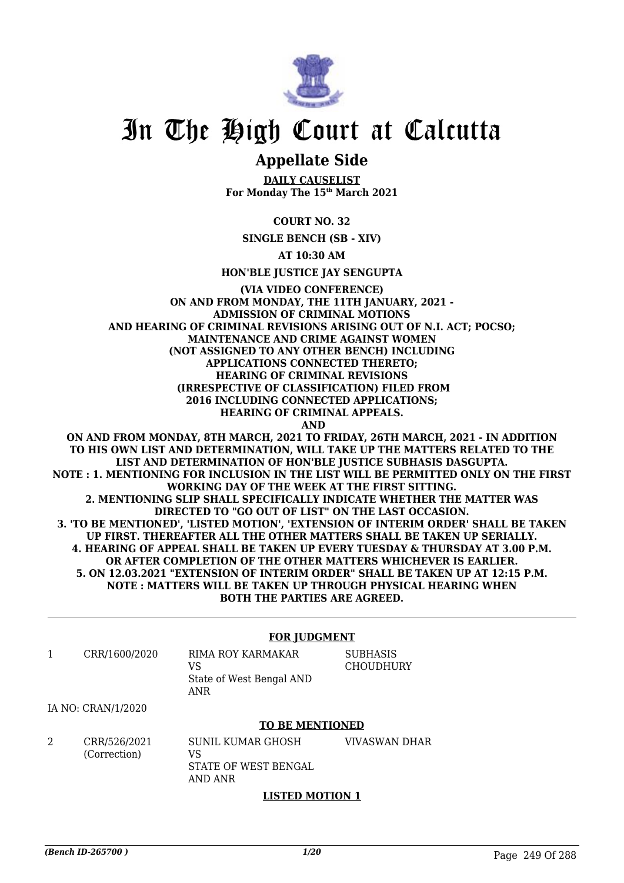# In The High Court at Calcutta

## Appellate Side

**DAILY CAUSELIST**
**For Monday The 15th March 2021**

**COURT NO. 32**

**SINGLE BENCH (SB - XIV)**

**AT 10:30 AM**

**HON'BLE JUSTICE JAY SENGUPTA**

**(VIA VIDEO CONFERENCE)**
**ON AND FROM MONDAY, THE 11TH JANUARY, 2021 - ADMISSION OF CRIMINAL MOTIONS AND HEARING OF CRIMINAL REVISIONS ARISING OUT OF N.I. ACT; POCSO; MAINTENANCE AND CRIME AGAINST WOMEN (NOT ASSIGNED TO ANY OTHER BENCH) INCLUDING APPLICATIONS CONNECTED THERETO; HEARING OF CRIMINAL REVISIONS (IRRESPECTIVE OF CLASSIFICATION) FILED FROM 2016 INCLUDING CONNECTED APPLICATIONS; HEARING OF CRIMINAL APPEALS.**
**AND**
**ON AND FROM MONDAY, 8TH MARCH, 2021 TO FRIDAY, 26TH MARCH, 2021 - IN ADDITION TO HIS OWN LIST AND DETERMINATION, WILL TAKE UP THE MATTERS RELATED TO THE LIST AND DETERMINATION OF HON'BLE JUSTICE SUBHASIS DASGUPTA.**
**NOTE : 1. MENTIONING FOR INCLUSION IN THE LIST WILL BE PERMITTED ONLY ON THE FIRST WORKING DAY OF THE WEEK AT THE FIRST SITTING.**
**2. MENTIONING SLIP SHALL SPECIFICALLY INDICATE WHETHER THE MATTER WAS DIRECTED TO "GO OUT OF LIST" ON THE LAST OCCASION.**
**3. 'TO BE MENTIONED', 'LISTED MOTION', 'EXTENSION OF INTERIM ORDER' SHALL BE TAKEN UP FIRST. THEREAFTER ALL THE OTHER MATTERS SHALL BE TAKEN UP SERIALLY.**
**4. HEARING OF APPEAL SHALL BE TAKEN UP EVERY TUESDAY & THURSDAY AT 3.00 P.M. OR AFTER COMPLETION OF THE OTHER MATTERS WHICHEVER IS EARLIER.**
**5. ON 12.03.2021 "EXTENSION OF INTERIM ORDER" SHALL BE TAKEN UP AT 12:15 P.M.**
**NOTE : MATTERS WILL BE TAKEN UP THROUGH PHYSICAL HEARING WHEN BOTH THE PARTIES ARE AGREED.**

**FOR JUDGMENT**

| | | | |
|---|---|---|---|
| 1 | CRR/1600/2020 | RIMA ROY KARMAKAR VS State of West Bengal AND ANR | SUBHASIS CHOUDHURY |

IA NO: CRAN/1/2020

**TO BE MENTIONED**

| | | | |
|---|---|---|---|
| 2 | CRR/526/2021 (Correction) | SUNIL KUMAR GHOSH VS STATE OF WEST BENGAL AND ANR | VIVASWAN DHAR |

**LISTED MOTION 1**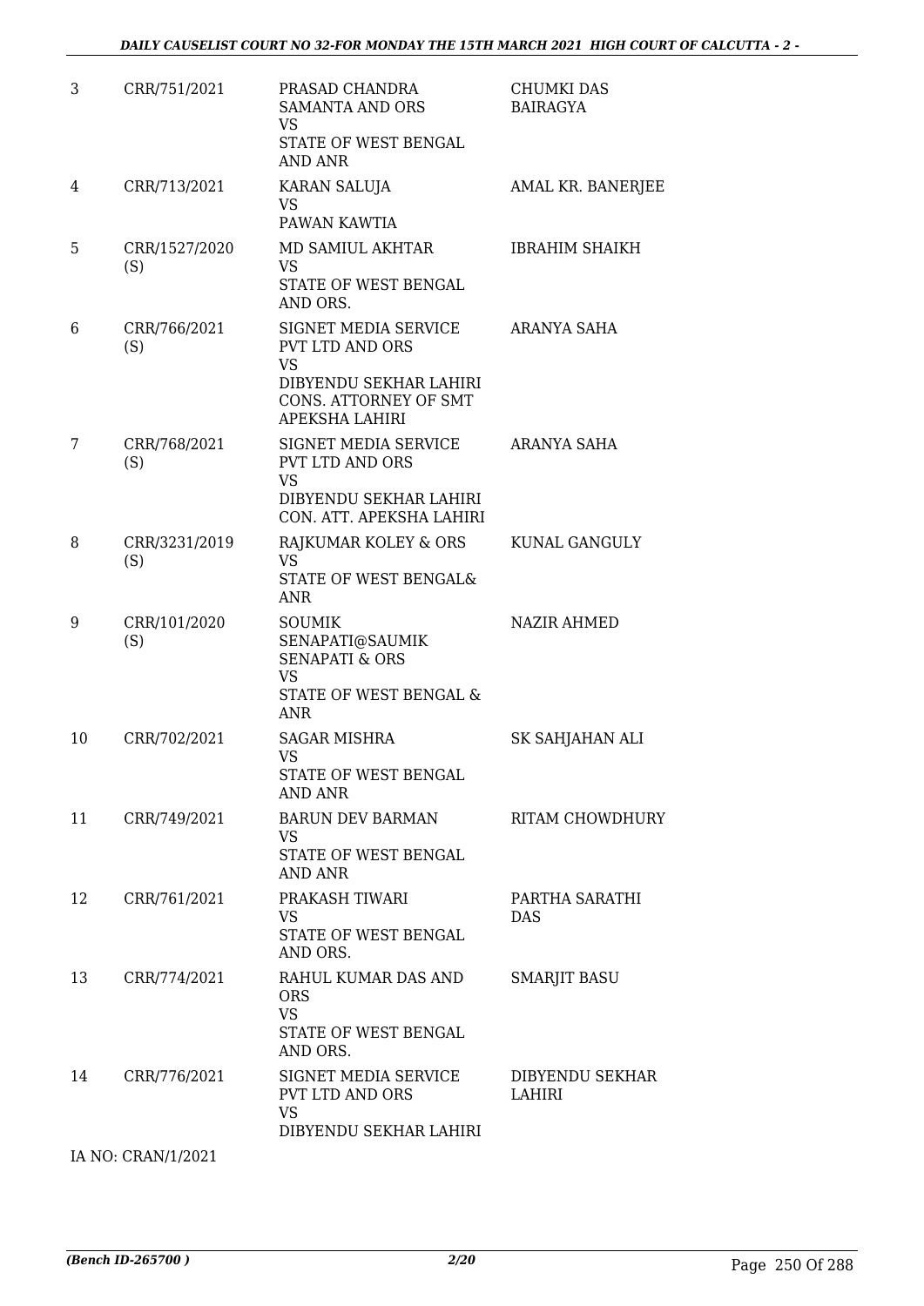| 3 | CRR/751/2021 | PRASAD CHANDRA SAMANTA AND ORS<br>VS<br>STATE OF WEST BENGAL AND ANR | CHUMKI DAS BAIRAGYA |
|---|---|---|---|
| 4 | CRR/713/2021 | KARAN SALUJA<br>VS<br>PAWAN KAWTIA | AMAL KR. BANERJEE |
| 5 | CRR/1527/2020 (S) | MD SAMIUL AKHTAR<br>VS<br>STATE OF WEST BENGAL AND ORS. | IBRAHIM SHAIKH |
| 6 | CRR/766/2021 (S) | SIGNET MEDIA SERVICE PVT LTD AND ORS<br>VS<br>DIBYENDU SEKHAR LAHIRI CONS. ATTORNEY OF SMT APEKSHA LAHIRI | ARANYA SAHA |
| 7 | CRR/768/2021 (S) | SIGNET MEDIA SERVICE PVT LTD AND ORS<br>VS<br>DIBYENDU SEKHAR LAHIRI CON. ATT. APEKSHA LAHIRI | ARANYA SAHA |
| 8 | CRR/3231/2019 (S) | RAJKUMAR KOLEY & ORS<br>VS<br>STATE OF WEST BENGAL& ANR | KUNAL GANGULY |
| 9 | CRR/101/2020 (S) | SOUMIK SENAPATI@SAUMIK SENAPATI & ORS<br>VS<br>STATE OF WEST BENGAL & ANR | NAZIR AHMED |
| 10 | CRR/702/2021 | SAGAR MISHRA<br>VS<br>STATE OF WEST BENGAL AND ANR | SK SAHJAHAN ALI |
| 11 | CRR/749/2021 | BARUN DEV BARMAN<br>VS<br>STATE OF WEST BENGAL AND ANR | RITAM CHOWDHURY |
| 12 | CRR/761/2021 | PRAKASH TIWARI<br>VS<br>STATE OF WEST BENGAL AND ORS. | PARTHA SARATHI DAS |
| 13 | CRR/774/2021 | RAHUL KUMAR DAS AND ORS<br>VS<br>STATE OF WEST BENGAL AND ORS. | SMARJIT BASU |
| 14 | CRR/776/2021 | SIGNET MEDIA SERVICE PVT LTD AND ORS<br>VS<br>DIBYENDU SEKHAR LAHIRI | DIBYENDU SEKHAR LAHIRI |

IA NO: CRAN/1/2021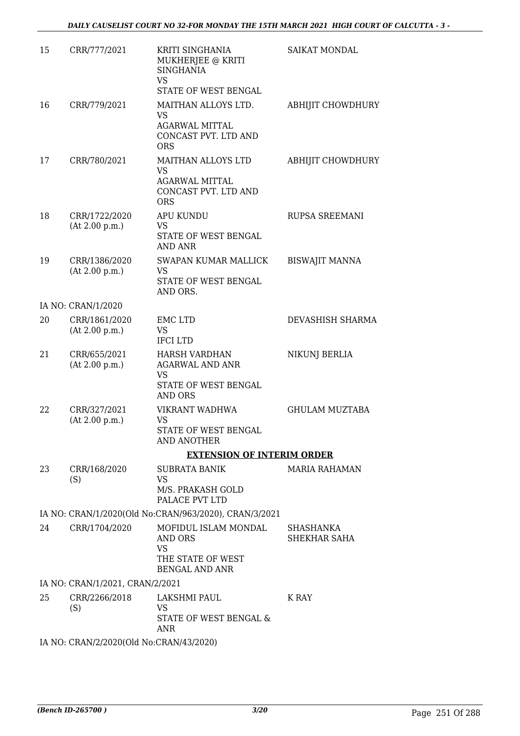| 15 | CRR/777/2021 | KRITI SINGHANIA MUKHERJEE @ KRITI SINGHANIA<br>VS<br>STATE OF WEST BENGAL | SAIKAT MONDAL |
|---|---|---|---|
| 16 | CRR/779/2021 | MAITHAN ALLOYS LTD.<br>VS<br>AGARWAL MITTAL CONCAST PVT. LTD AND ORS | ABHIJIT CHOWDHURY |
| 17 | CRR/780/2021 | MAITHAN ALLOYS LTD<br>VS<br>AGARWAL MITTAL CONCAST PVT. LTD AND ORS | ABHIJIT CHOWDHURY |
| 18 | CRR/1722/2020<br>(At 2.00 p.m.) | APU KUNDU<br>VS<br>STATE OF WEST BENGAL AND ANR | RUPSA SREEMANI |
| 19 | CRR/1386/2020<br>(At 2.00 p.m.) | SWAPAN KUMAR MALLICK<br>VS<br>STATE OF WEST BENGAL AND ORS. | BISWAJIT MANNA |

IA NO: CRAN/1/2020

| 20 | CRR/1861/2020<br>(At 2.00 p.m.) | EMC LTD<br>VS<br>IFCI LTD | DEVASHISH SHARMA |
|---|---|---|---|
| 21 | CRR/655/2021<br>(At 2.00 p.m.) | HARSH VARDHAN AGARWAL AND ANR<br>VS<br>STATE OF WEST BENGAL AND ORS | NIKUNJ BERLIA |
| 22 | CRR/327/2021<br>(At 2.00 p.m.) | VIKRANT WADHWA<br>VS<br>STATE OF WEST BENGAL AND ANOTHER | GHULAM MUZTABA |

**EXTENSION OF INTERIM ORDER**

| 23 | CRR/168/2020<br>(S) | SUBRATA BANIK<br>VS<br>M/S. PRAKASH GOLD PALACE PVT LTD | MARIA RAHAMAN |
|---|---|---|---|

IA NO: CRAN/1/2020(Old No:CRAN/963/2020), CRAN/3/2021

| 24 | CRR/1704/2020 | MOFIDUL ISLAM MONDAL AND ORS<br>VS<br>THE STATE OF WEST BENGAL AND ANR | SHASHANKA SHEKHAR SAHA |
|---|---|---|---|

IA NO: CRAN/1/2021, CRAN/2/2021

| 25 | CRR/2266/2018<br>(S) | LAKSHMI PAUL<br>VS<br>STATE OF WEST BENGAL & ANR | K RAY |
|---|---|---|---|

IA NO: CRAN/2/2020(Old No:CRAN/43/2020)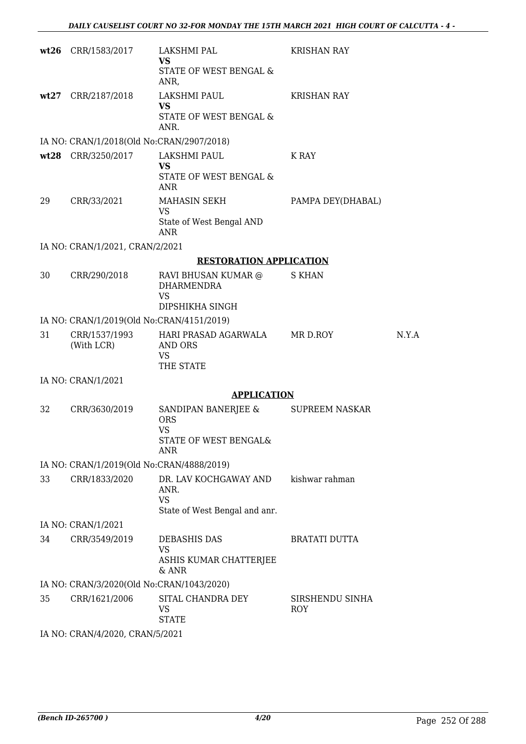| | | | | |
|---|---|---|---|---|
| **wt26** | CRR/1583/2017 | LAKSHMI PAL<br>**VS**<br>STATE OF WEST BENGAL & ANR, | KRISHAN RAY | |
| **wt27** | CRR/2187/2018 | LAKSHMI PAUL<br>**VS**<br>STATE OF WEST BENGAL & ANR. | KRISHAN RAY | |
| | IA NO: CRAN/1/2018(Old No:CRAN/2907/2018) | | | |
| **wt28** | CRR/3250/2017 | LAKSHMI PAUL<br>**VS**<br>STATE OF WEST BENGAL & ANR | K RAY | |
| 29 | CRR/33/2021 | MAHASIN SEKH<br>VS<br>State of West Bengal AND ANR | PAMPA DEY(DHABAL) | |
| | IA NO: CRAN/1/2021, CRAN/2/2021 | | | |

**RESTORATION APPLICATION**

| | | | | |
|---|---|---|---|---|
| 30 | CRR/290/2018 | RAVI BHUSAN KUMAR @ DHARMENDRA<br>VS<br>DIPSHIKHA SINGH | S KHAN | |
| | IA NO: CRAN/1/2019(Old No:CRAN/4151/2019) | | | |
| 31 | CRR/1537/1993 (With LCR) | HARI PRASAD AGARWALA AND ORS<br>VS<br>THE STATE | MR D.ROY | N.Y.A |
| | IA NO: CRAN/1/2021 | | | |

**APPLICATION**

| | | | | |
|---|---|---|---|---|
| 32 | CRR/3630/2019 | SANDIPAN BANERJEE & ORS<br>VS<br>STATE OF WEST BENGAL& ANR | SUPREEM NASKAR | |
| | IA NO: CRAN/1/2019(Old No:CRAN/4888/2019) | | | |
| 33 | CRR/1833/2020 | DR. LAV KOCHGAWAY AND ANR.<br>VS<br>State of West Bengal and anr. | kishwar rahman | |
| | IA NO: CRAN/1/2021 | | | |
| 34 | CRR/3549/2019 | DEBASHIS DAS<br>VS<br>ASHIS KUMAR CHATTERJEE & ANR | BRATATI DUTTA | |
| | IA NO: CRAN/3/2020(Old No:CRAN/1043/2020) | | | |
| 35 | CRR/1621/2006 | SITAL CHANDRA DEY<br>VS<br>STATE | SIRSHENDU SINHA ROY | |
| | IA NO: CRAN/4/2020, CRAN/5/2021 | | | |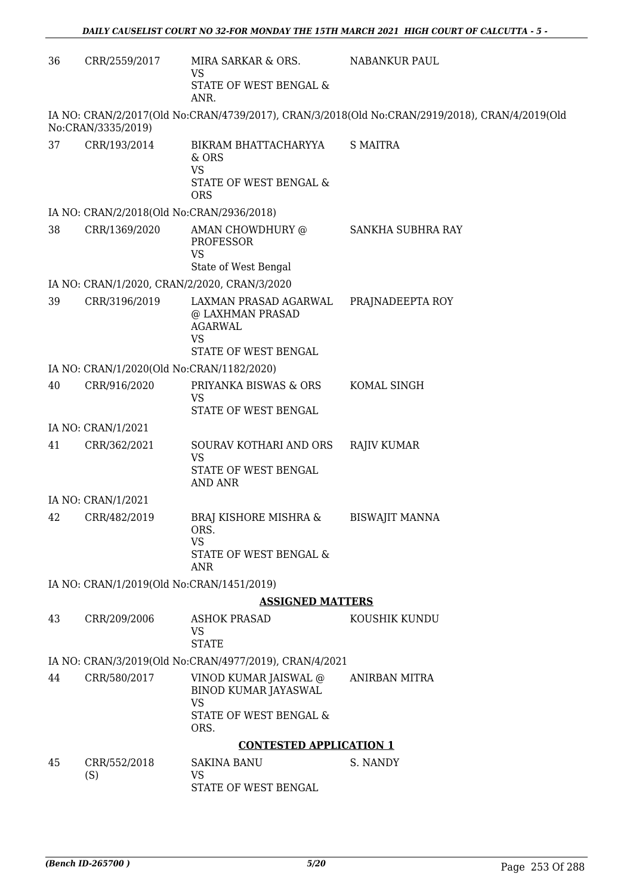| | | | |
|---|---|---|---|
| 36 | CRR/2559/2017 | MIRA SARKAR & ORS.<br>VS<br>STATE OF WEST BENGAL & ANR. | NABANKUR PAUL |

IA NO: CRAN/2/2017(Old No:CRAN/4739/2017), CRAN/3/2018(Old No:CRAN/2919/2018), CRAN/4/2019(Old No:CRAN/3335/2019)

| | | | |
|---|---|---|---|
| 37 | CRR/193/2014 | BIKRAM BHATTACHARYYA & ORS<br>VS<br>STATE OF WEST BENGAL & ORS | S MAITRA |

IA NO: CRAN/2/2018(Old No:CRAN/2936/2018)

| | | | |
|---|---|---|---|
| 38 | CRR/1369/2020 | AMAN CHOWDHURY @ PROFESSOR<br>VS<br>State of West Bengal | SANKHA SUBHRA RAY |

IA NO: CRAN/1/2020, CRAN/2/2020, CRAN/3/2020

| | | | |
|---|---|---|---|
| 39 | CRR/3196/2019 | LAXMAN PRASAD AGARWAL @ LAXHMAN PRASAD AGARWAL<br>VS<br>STATE OF WEST BENGAL | PRAJNADEEPTA ROY |

IA NO: CRAN/1/2020(Old No:CRAN/1182/2020)

| | | | |
|---|---|---|---|
| 40 | CRR/916/2020 | PRIYANKA BISWAS & ORS<br>VS<br>STATE OF WEST BENGAL | KOMAL SINGH |

IA NO: CRAN/1/2021

| | | | |
|---|---|---|---|
| 41 | CRR/362/2021 | SOURAV KOTHARI AND ORS<br>VS<br>STATE OF WEST BENGAL AND ANR | RAJIV KUMAR |

IA NO: CRAN/1/2021

| | | | |
|---|---|---|---|
| 42 | CRR/482/2019 | BRAJ KISHORE MISHRA & ORS.<br>VS<br>STATE OF WEST BENGAL & ANR | BISWAJIT MANNA |

IA NO: CRAN/1/2019(Old No:CRAN/1451/2019)

**ASSIGNED MATTERS**

| | | | |
|---|---|---|---|
| 43 | CRR/209/2006 | ASHOK PRASAD<br>VS<br>STATE | KOUSHIK KUNDU |

IA NO: CRAN/3/2019(Old No:CRAN/4977/2019), CRAN/4/2021

| | | | |
|---|---|---|---|
| 44 | CRR/580/2017 | VINOD KUMAR JAISWAL @ BINOD KUMAR JAYASWAL<br>VS<br>STATE OF WEST BENGAL & ORS. | ANIRBAN MITRA |

**CONTESTED APPLICATION 1**

| | | | |
|---|---|---|---|
| 45 | CRR/552/2018 (S) | SAKINA BANU<br>VS<br>STATE OF WEST BENGAL | S. NANDY |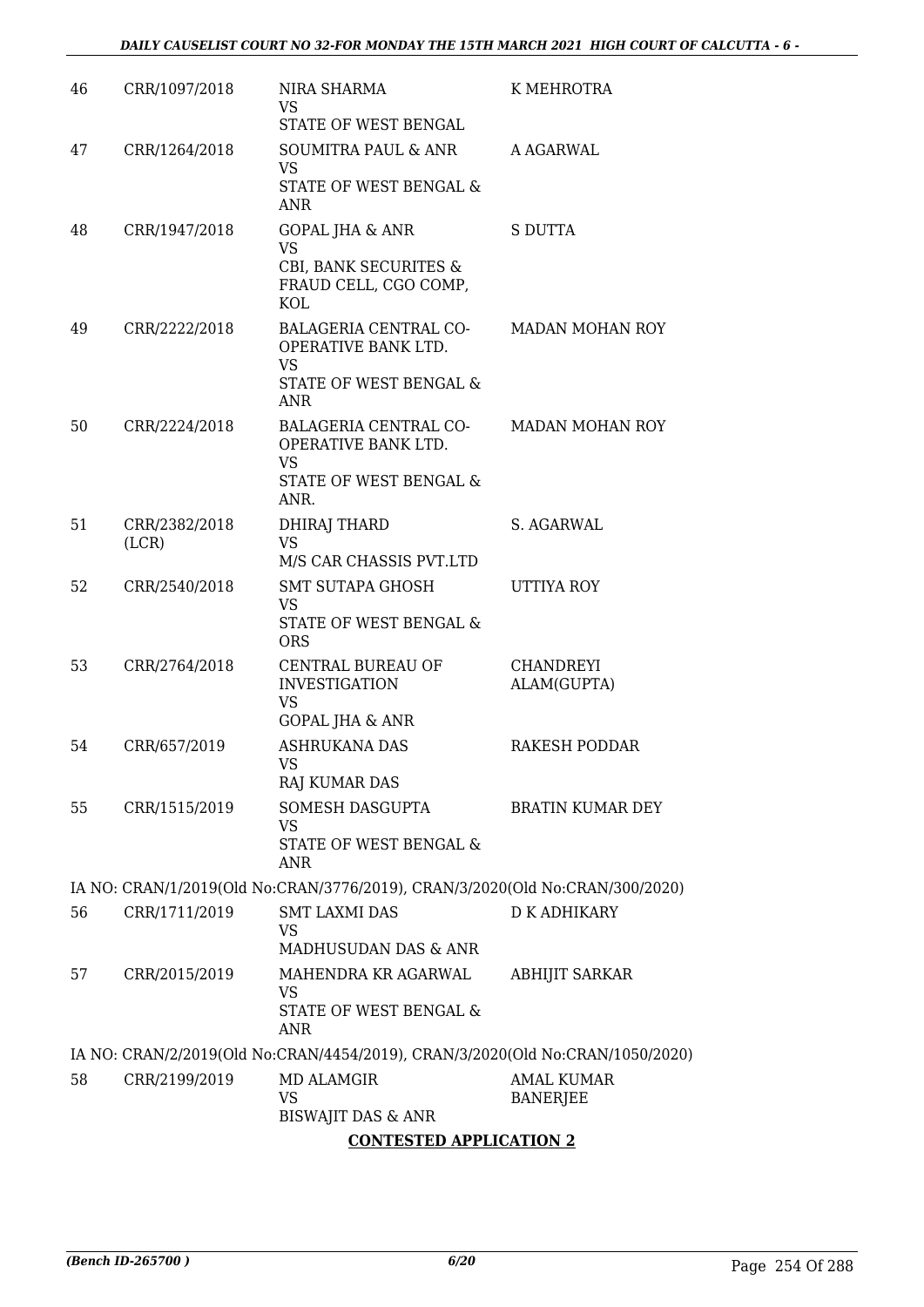| 46 | CRR/1097/2018 | NIRA SHARMA<br>VS<br>STATE OF WEST BENGAL | K MEHROTRA |
|---|---|---|---|
| 47 | CRR/1264/2018 | SOUMITRA PAUL & ANR<br>VS<br>STATE OF WEST BENGAL & ANR | A AGARWAL |
| 48 | CRR/1947/2018 | GOPAL JHA & ANR<br>VS<br>CBI, BANK SECURITES & FRAUD CELL, CGO COMP, KOL | S DUTTA |
| 49 | CRR/2222/2018 | BALAGERIA CENTRAL CO-OPERATIVE BANK LTD.<br>VS<br>STATE OF WEST BENGAL & ANR | MADAN MOHAN ROY |
| 50 | CRR/2224/2018 | BALAGERIA CENTRAL CO-OPERATIVE BANK LTD.<br>VS<br>STATE OF WEST BENGAL & ANR. | MADAN MOHAN ROY |
| 51 | CRR/2382/2018 (LCR) | DHIRAJ THARD<br>VS<br>M/S CAR CHASSIS PVT.LTD | S. AGARWAL |
| 52 | CRR/2540/2018 | SMT SUTAPA GHOSH<br>VS<br>STATE OF WEST BENGAL & ORS | UTTIYA ROY |
| 53 | CRR/2764/2018 | CENTRAL BUREAU OF INVESTIGATION<br>VS<br>GOPAL JHA & ANR | CHANDREYI ALAM(GUPTA) |
| 54 | CRR/657/2019 | ASHRUKANA DAS<br>VS<br>RAJ KUMAR DAS | RAKESH PODDAR |
| 55 | CRR/1515/2019 | SOMESH DASGUPTA<br>VS<br>STATE OF WEST BENGAL & ANR | BRATIN KUMAR DEY |
| | IA NO: CRAN/1/2019(Old No:CRAN/3776/2019), CRAN/3/2020(Old No:CRAN/300/2020) | | |
| 56 | CRR/1711/2019 | SMT LAXMI DAS<br>VS<br>MADHUSUDAN DAS & ANR | D K ADHIKARY |
| 57 | CRR/2015/2019 | MAHENDRA KR AGARWAL<br>VS<br>STATE OF WEST BENGAL & ANR | ABHIJIT SARKAR |
| | IA NO: CRAN/2/2019(Old No:CRAN/4454/2019), CRAN/3/2020(Old No:CRAN/1050/2020) | | |
| 58 | CRR/2199/2019 | MD ALAMGIR<br>VS<br>BISWAJIT DAS & ANR | AMAL KUMAR BANERJEE |

**CONTESTED APPLICATION 2**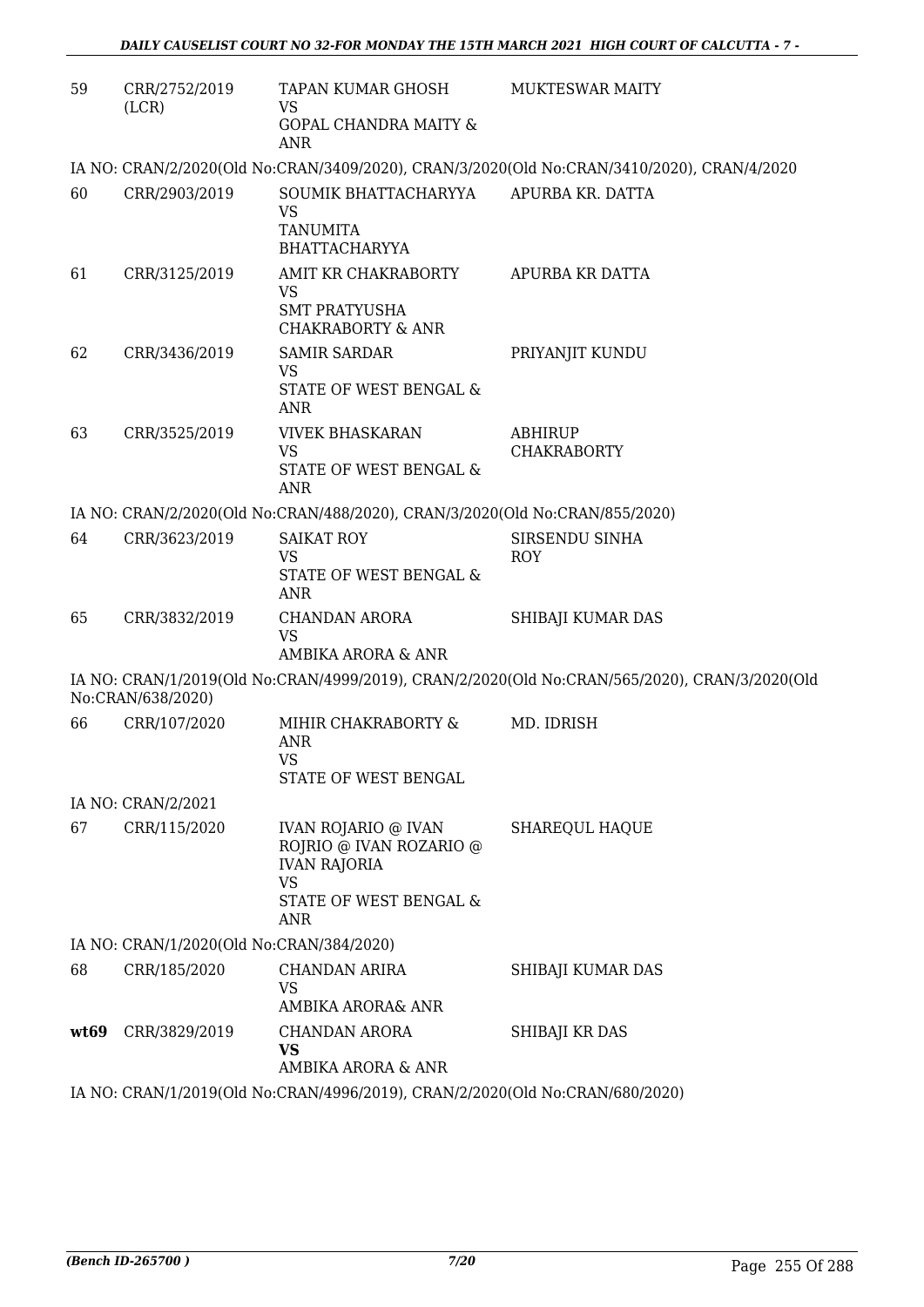| | | | |
|---|---|---|---|
| 59 | CRR/2752/2019 (LCR) | TAPAN KUMAR GHOSH<br>VS<br>GOPAL CHANDRA MAITY & ANR | MUKTESWAR MAITY |

IA NO: CRAN/2/2020(Old No:CRAN/3409/2020), CRAN/3/2020(Old No:CRAN/3410/2020), CRAN/4/2020

| | | | |
|---|---|---|---|
| 60 | CRR/2903/2019 | SOUMIK BHATTACHARYYA<br>VS<br>TANUMITA BHATTACHARYYA | APURBA KR. DATTA |
| 61 | CRR/3125/2019 | AMIT KR CHAKRABORTY<br>VS<br>SMT PRATYUSHA CHAKRABORTY & ANR | APURBA KR DATTA |
| 62 | CRR/3436/2019 | SAMIR SARDAR<br>VS<br>STATE OF WEST BENGAL & ANR | PRIYANJIT KUNDU |
| 63 | CRR/3525/2019 | VIVEK BHASKARAN<br>VS<br>STATE OF WEST BENGAL & ANR | ABHIRUP CHAKRABORTY |

IA NO: CRAN/2/2020(Old No:CRAN/488/2020), CRAN/3/2020(Old No:CRAN/855/2020)

| | | | |
|---|---|---|---|
| 64 | CRR/3623/2019 | SAIKAT ROY<br>VS<br>STATE OF WEST BENGAL & ANR | SIRSENDU SINHA ROY |
| 65 | CRR/3832/2019 | CHANDAN ARORA<br>VS<br>AMBIKA ARORA & ANR | SHIBAJI KUMAR DAS |

IA NO: CRAN/1/2019(Old No:CRAN/4999/2019), CRAN/2/2020(Old No:CRAN/565/2020), CRAN/3/2020(Old No:CRAN/638/2020)

| | | | |
|---|---|---|---|
| 66 | CRR/107/2020 | MIHIR CHAKRABORTY & ANR<br>VS<br>STATE OF WEST BENGAL | MD. IDRISH |

IA NO: CRAN/2/2021

| | | | |
|---|---|---|---|
| 67 | CRR/115/2020 | IVAN ROJARIO @ IVAN ROJRIO @ IVAN ROZARIO @ IVAN RAJORIA<br>VS<br>STATE OF WEST BENGAL & ANR | SHAREQUL HAQUE |

IA NO: CRAN/1/2020(Old No:CRAN/384/2020)

| | | | |
|---|---|---|---|
| 68 | CRR/185/2020 | CHANDAN ARIRA<br>VS<br>AMBIKA ARORA& ANR | SHIBAJI KUMAR DAS |
| **wt69** | CRR/3829/2019 | CHANDAN ARORA<br>**VS**<br>AMBIKA ARORA & ANR | SHIBAJI KR DAS |

IA NO: CRAN/1/2019(Old No:CRAN/4996/2019), CRAN/2/2020(Old No:CRAN/680/2020)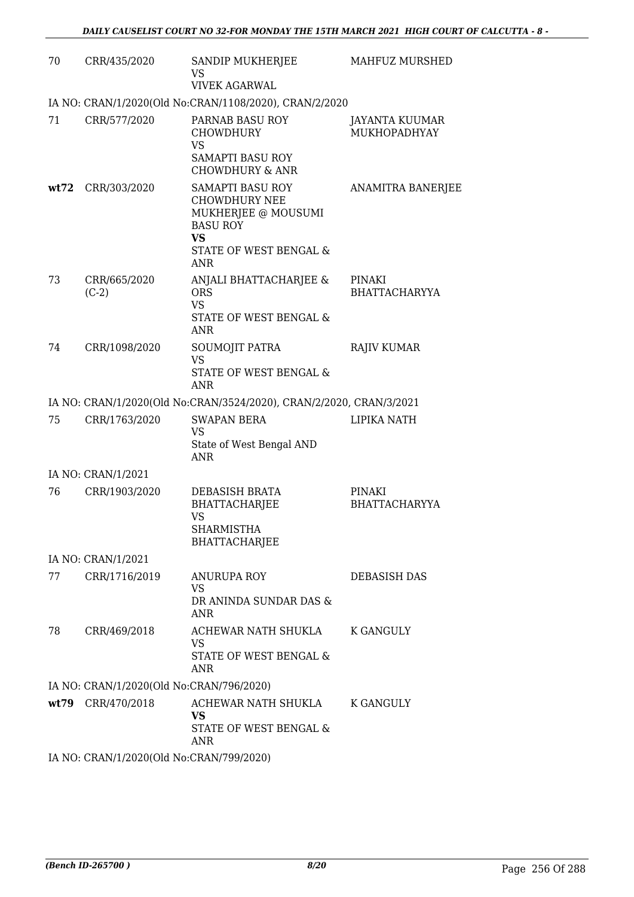| 70 | CRR/435/2020 | SANDIP MUKHERJEE<br>VS<br>VIVEK AGARWAL | MAHFUZ MURSHED |
|---|---|---|---|
| | IA NO: CRAN/1/2020(Old No:CRAN/1108/2020), CRAN/2/2020 | | |
| 71 | CRR/577/2020 | PARNAB BASU ROY CHOWDHURY<br>VS<br>SAMAPTI BASU ROY CHOWDHURY & ANR | JAYANTA KUUMAR MUKHOPADHYAY |
| **wt72** | CRR/303/2020 | SAMAPTI BASU ROY CHOWDHURY NEE MUKHERJEE @ MOUSUMI BASU ROY<br>**VS**<br>STATE OF WEST BENGAL & ANR | ANAMITRA BANERJEE |
| 73 | CRR/665/2020 (C-2) | ANJALI BHATTACHARJEE & ORS<br>VS<br>STATE OF WEST BENGAL & ANR | PINAKI BHATTACHARYYA |
| 74 | CRR/1098/2020 | SOUMOJIT PATRA<br>VS<br>STATE OF WEST BENGAL & ANR | RAJIV KUMAR |
| | IA NO: CRAN/1/2020(Old No:CRAN/3524/2020), CRAN/2/2020, CRAN/3/2021 | | |
| 75 | CRR/1763/2020 | SWAPAN BERA<br>VS<br>State of West Bengal AND ANR | LIPIKA NATH |
| | IA NO: CRAN/1/2021 | | |
| 76 | CRR/1903/2020 | DEBASISH BRATA BHATTACHARJEE<br>VS<br>SHARMISTHA BHATTACHARJEE | PINAKI BHATTACHARYYA |
| | IA NO: CRAN/1/2021 | | |
| 77 | CRR/1716/2019 | ANURUPA ROY<br>VS<br>DR ANINDA SUNDAR DAS & ANR | DEBASISH DAS |
| 78 | CRR/469/2018 | ACHEWAR NATH SHUKLA<br>VS<br>STATE OF WEST BENGAL & ANR | K GANGULY |
| | IA NO: CRAN/1/2020(Old No:CRAN/796/2020) | | |
| **wt79** | CRR/470/2018 | ACHEWAR NATH SHUKLA<br>**VS**<br>STATE OF WEST BENGAL & ANR | K GANGULY |
| | IA NO: CRAN/1/2020(Old No:CRAN/799/2020) | | |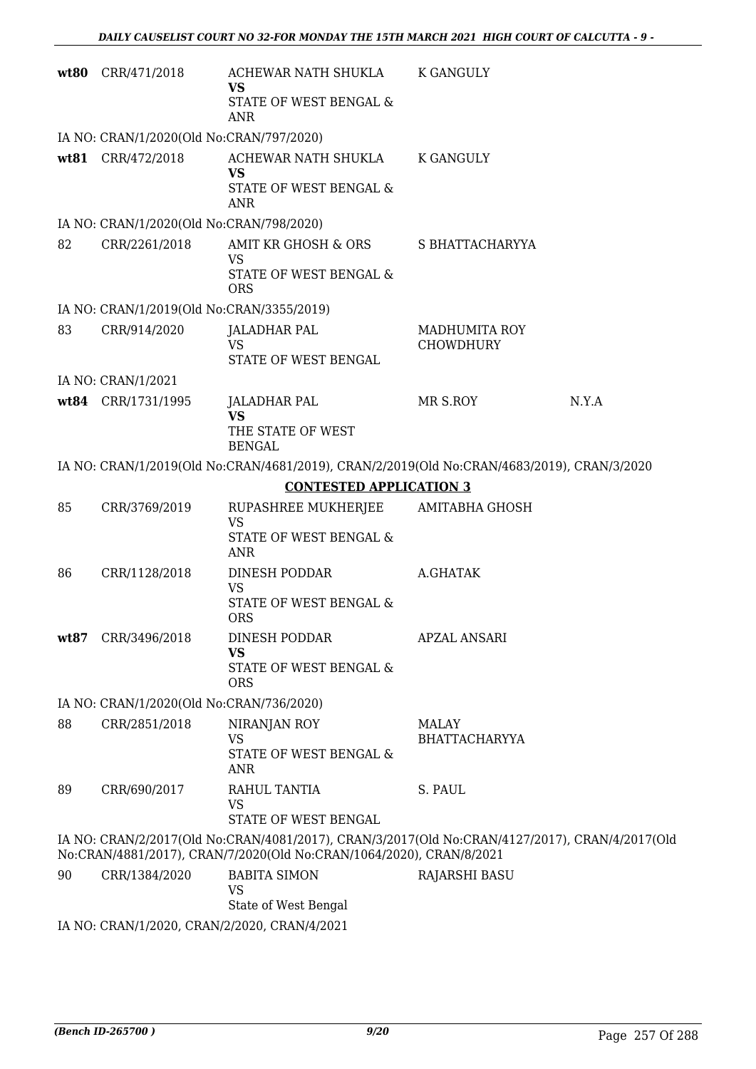| | | | | |
|---|---|---|---|---|
| **wt80** | CRR/471/2018 | ACHEWAR NATH SHUKLA **VS** STATE OF WEST BENGAL & ANR | K GANGULY | |

IA NO: CRAN/1/2020(Old No:CRAN/797/2020)

| | | | | |
|---|---|---|---|---|
| **wt81** | CRR/472/2018 | ACHEWAR NATH SHUKLA **VS** STATE OF WEST BENGAL & ANR | K GANGULY | |

IA NO: CRAN/1/2020(Old No:CRAN/798/2020)

| | | | | |
|---|---|---|---|---|
| 82 | CRR/2261/2018 | AMIT KR GHOSH & ORS VS STATE OF WEST BENGAL & ORS | S BHATTACHARYYA | |

IA NO: CRAN/1/2019(Old No:CRAN/3355/2019)

| | | | | |
|---|---|---|---|---|
| 83 | CRR/914/2020 | JALADHAR PAL VS STATE OF WEST BENGAL | MADHUMITA ROY CHOWDHURY | |

IA NO: CRAN/1/2021

| | | | | |
|---|---|---|---|---|
| **wt84** | CRR/1731/1995 | JALADHAR PAL **VS** THE STATE OF WEST BENGAL | MR S.ROY | N.Y.A |

IA NO: CRAN/1/2019(Old No:CRAN/4681/2019), CRAN/2/2019(Old No:CRAN/4683/2019), CRAN/3/2020

**CONTESTED APPLICATION 3**

| | | | | |
|---|---|---|---|---|
| 85 | CRR/3769/2019 | RUPASHREE MUKHERJEE VS STATE OF WEST BENGAL & ANR | AMITABHA GHOSH | |
| 86 | CRR/1128/2018 | DINESH PODDAR VS STATE OF WEST BENGAL & ORS | A.GHATAK | |
| **wt87** | CRR/3496/2018 | DINESH PODDAR **VS** STATE OF WEST BENGAL & ORS | APZAL ANSARI | |

IA NO: CRAN/1/2020(Old No:CRAN/736/2020)

| | | | | |
|---|---|---|---|---|
| 88 | CRR/2851/2018 | NIRANJAN ROY VS STATE OF WEST BENGAL & ANR | MALAY BHATTACHARYYA | |
| 89 | CRR/690/2017 | RAHUL TANTIA VS STATE OF WEST BENGAL | S. PAUL | |

IA NO: CRAN/2/2017(Old No:CRAN/4081/2017), CRAN/3/2017(Old No:CRAN/4127/2017), CRAN/4/2017(Old No:CRAN/4881/2017), CRAN/7/2020(Old No:CRAN/1064/2020), CRAN/8/2021

| | | | | |
|---|---|---|---|---|
| 90 | CRR/1384/2020 | BABITA SIMON VS State of West Bengal | RAJARSHI BASU | |

IA NO: CRAN/1/2020, CRAN/2/2020, CRAN/4/2021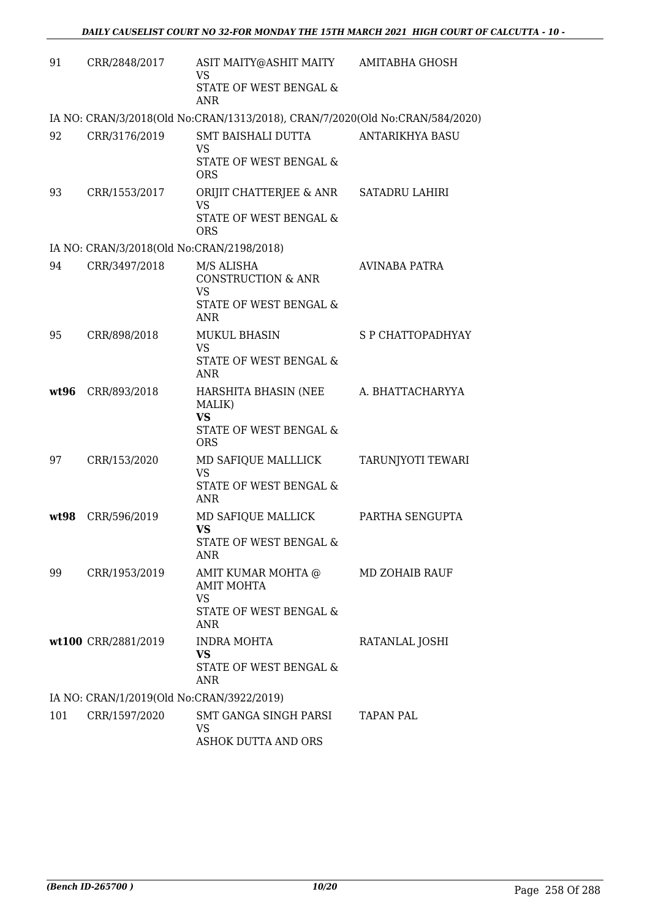| | | | |
|---|---|---|---|
| 91 | CRR/2848/2017 | ASIT MAITY@ASHIT MAITY<br>VS<br>STATE OF WEST BENGAL & ANR | AMITABHA GHOSH |

IA NO: CRAN/3/2018(Old No:CRAN/1313/2018), CRAN/7/2020(Old No:CRAN/584/2020)

| | | | |
|---|---|---|---|
| 92 | CRR/3176/2019 | SMT BAISHALI DUTTA<br>VS<br>STATE OF WEST BENGAL & ORS | ANTARIKHYA BASU |
| 93 | CRR/1553/2017 | ORIJIT CHATTERJEE & ANR<br>VS<br>STATE OF WEST BENGAL & ORS | SATADRU LAHIRI |

IA NO: CRAN/3/2018(Old No:CRAN/2198/2018)

| | | | |
|---|---|---|---|
| 94 | CRR/3497/2018 | M/S ALISHA CONSTRUCTION & ANR<br>VS<br>STATE OF WEST BENGAL & ANR | AVINABA PATRA |
| 95 | CRR/898/2018 | MUKUL BHASIN<br>VS<br>STATE OF WEST BENGAL & ANR | S P CHATTOPADHYAY |
| **wt96** | CRR/893/2018 | HARSHITA BHASIN (NEE MALIK)<br>**VS**<br>STATE OF WEST BENGAL & ORS | A. BHATTACHARYYA |
| 97 | CRR/153/2020 | MD SAFIQUE MALLLICK<br>VS<br>STATE OF WEST BENGAL & ANR | TARUNJYOTI TEWARI |
| **wt98** | CRR/596/2019 | MD SAFIQUE MALLICK<br>**VS**<br>STATE OF WEST BENGAL & ANR | PARTHA SENGUPTA |
| 99 | CRR/1953/2019 | AMIT KUMAR MOHTA @ AMIT MOHTA<br>VS<br>STATE OF WEST BENGAL & ANR | MD ZOHAIB RAUF |
| **wt100** | CRR/2881/2019 | INDRA MOHTA<br>**VS**<br>STATE OF WEST BENGAL & ANR | RATANLAL JOSHI |

IA NO: CRAN/1/2019(Old No:CRAN/3922/2019)

| | | | |
|---|---|---|---|
| 101 | CRR/1597/2020 | SMT GANGA SINGH PARSI<br>VS<br>ASHOK DUTTA AND ORS | TAPAN PAL |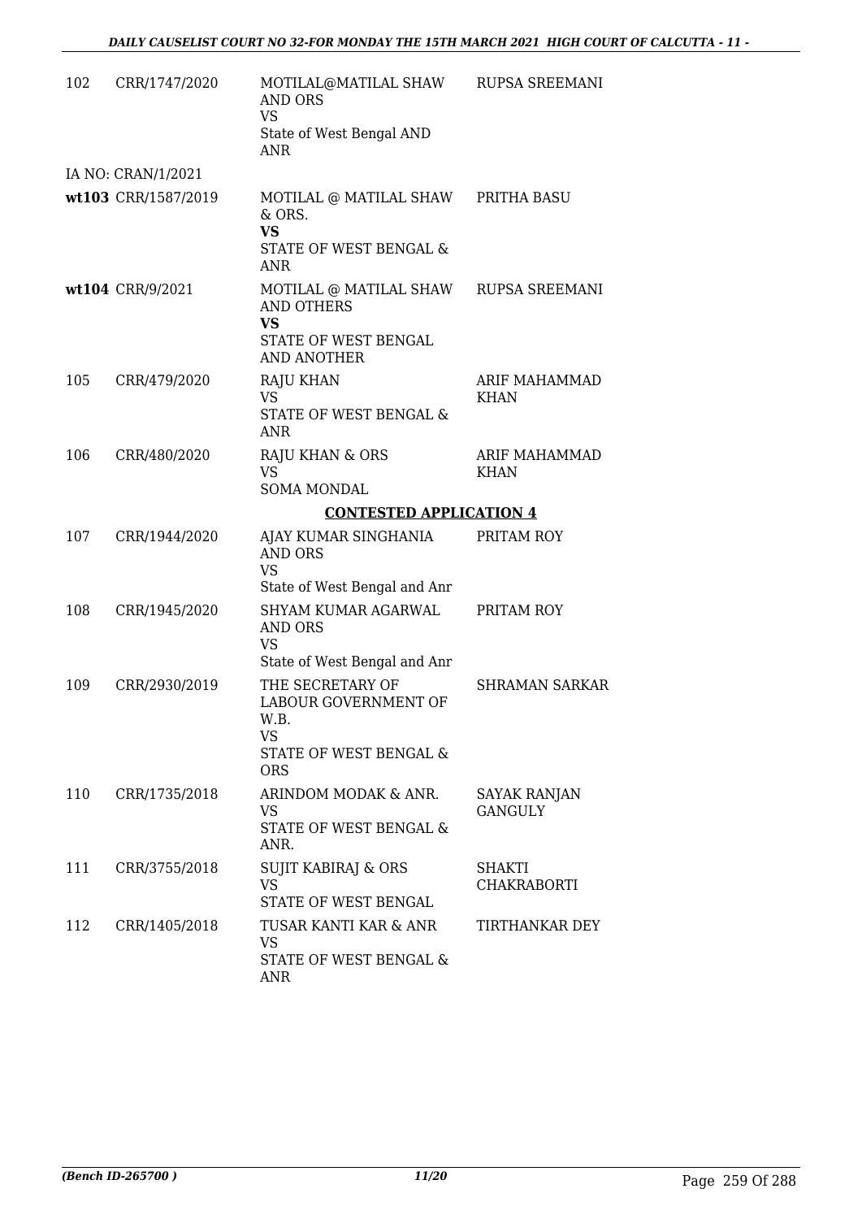| | | | |
|---|---|---|---|
| 102 | CRR/1747/2020 | MOTILAL@MATILAL SHAW AND ORS<br>VS<br>State of West Bengal AND ANR | RUPSA SREEMANI |
| | IA NO: CRAN/1/2021 | | |
| **wt103** | CRR/1587/2019 | MOTILAL @ MATILAL SHAW & ORS.<br>**VS**<br>STATE OF WEST BENGAL & ANR | PRITHA BASU |
| **wt104** | CRR/9/2021 | MOTILAL @ MATILAL SHAW AND OTHERS<br>**VS**<br>STATE OF WEST BENGAL AND ANOTHER | RUPSA SREEMANI |
| 105 | CRR/479/2020 | RAJU KHAN<br>VS<br>STATE OF WEST BENGAL & ANR | ARIF MAHAMMAD KHAN |
| 106 | CRR/480/2020 | RAJU KHAN & ORS<br>VS<br>SOMA MONDAL | ARIF MAHAMMAD KHAN |

**CONTESTED APPLICATION 4**

| | | | |
|---|---|---|---|
| 107 | CRR/1944/2020 | AJAY KUMAR SINGHANIA AND ORS<br>VS<br>State of West Bengal and Anr | PRITAM ROY |
| 108 | CRR/1945/2020 | SHYAM KUMAR AGARWAL AND ORS<br>VS<br>State of West Bengal and Anr | PRITAM ROY |
| 109 | CRR/2930/2019 | THE SECRETARY OF LABOUR GOVERNMENT OF W.B.<br>VS<br>STATE OF WEST BENGAL & ORS | SHRAMAN SARKAR |
| 110 | CRR/1735/2018 | ARINDOM MODAK & ANR.<br>VS<br>STATE OF WEST BENGAL & ANR. | SAYAK RANJAN GANGULY |
| 111 | CRR/3755/2018 | SUJIT KABIRAJ & ORS<br>VS<br>STATE OF WEST BENGAL | SHAKTI CHAKRABORTI |
| 112 | CRR/1405/2018 | TUSAR KANTI KAR & ANR<br>VS<br>STATE OF WEST BENGAL & ANR | TIRTHANKAR DEY |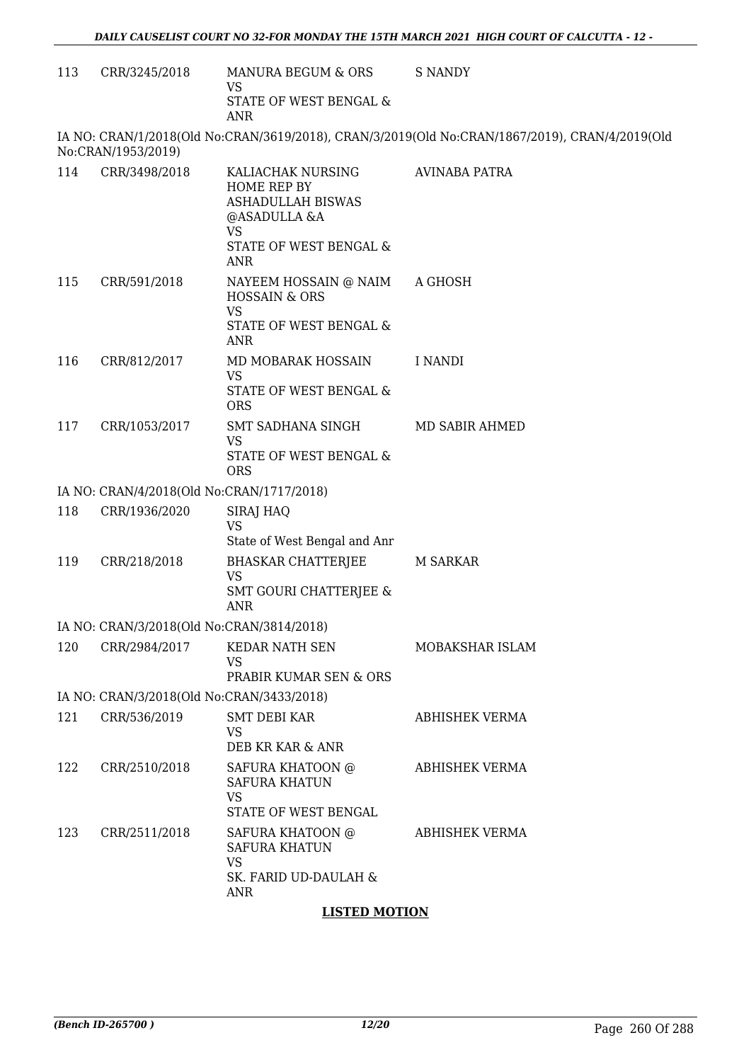| | | | |
|---|---|---|---|
| 113 | CRR/3245/2018 | MANURA BEGUM & ORS<br>VS<br>STATE OF WEST BENGAL & ANR | S NANDY |

IA NO: CRAN/1/2018(Old No:CRAN/3619/2018), CRAN/3/2019(Old No:CRAN/1867/2019), CRAN/4/2019(Old No:CRAN/1953/2019)

| | | | |
|---|---|---|---|
| 114 | CRR/3498/2018 | KALIACHAK NURSING HOME REP BY ASHADULLAH BISWAS @ASADULLA &A<br>VS<br>STATE OF WEST BENGAL & ANR | AVINABA PATRA |
| 115 | CRR/591/2018 | NAYEEM HOSSAIN @ NAIM HOSSAIN & ORS<br>VS<br>STATE OF WEST BENGAL & ANR | A GHOSH |
| 116 | CRR/812/2017 | MD MOBARAK HOSSAIN<br>VS<br>STATE OF WEST BENGAL & ORS | I NANDI |
| 117 | CRR/1053/2017 | SMT SADHANA SINGH<br>VS<br>STATE OF WEST BENGAL & ORS | MD SABIR AHMED |

IA NO: CRAN/4/2018(Old No:CRAN/1717/2018)

| | | | |
|---|---|---|---|
| 118 | CRR/1936/2020 | SIRAJ HAQ<br>VS<br>State of West Bengal and Anr | |
| 119 | CRR/218/2018 | BHASKAR CHATTERJEE<br>VS<br>SMT GOURI CHATTERJEE & ANR | M SARKAR |

IA NO: CRAN/3/2018(Old No:CRAN/3814/2018)

| | | | |
|---|---|---|---|
| 120 | CRR/2984/2017 | KEDAR NATH SEN<br>VS<br>PRABIR KUMAR SEN & ORS | MOBAKSHAR ISLAM |

IA NO: CRAN/3/2018(Old No:CRAN/3433/2018)

| | | | |
|---|---|---|---|
| 121 | CRR/536/2019 | SMT DEBI KAR<br>VS<br>DEB KR KAR & ANR | ABHISHEK VERMA |
| 122 | CRR/2510/2018 | SAFURA KHATOON @ SAFURA KHATUN<br>VS<br>STATE OF WEST BENGAL | ABHISHEK VERMA |
| 123 | CRR/2511/2018 | SAFURA KHATOON @ SAFURA KHATUN<br>VS<br>SK. FARID UD-DAULAH & ANR | ABHISHEK VERMA |

**LISTED MOTION**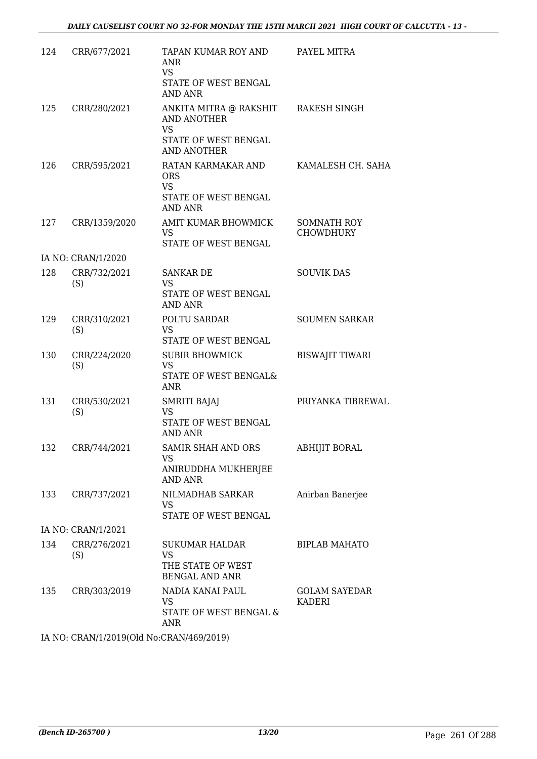| | | | |
|---|---|---|---|
| 124 | CRR/677/2021 | TAPAN KUMAR ROY AND ANR<br>VS<br>STATE OF WEST BENGAL AND ANR | PAYEL MITRA |
| 125 | CRR/280/2021 | ANKITA MITRA @ RAKSHIT AND ANOTHER<br>VS<br>STATE OF WEST BENGAL AND ANOTHER | RAKESH SINGH |
| 126 | CRR/595/2021 | RATAN KARMAKAR AND ORS<br>VS<br>STATE OF WEST BENGAL AND ANR | KAMALESH CH. SAHA |
| 127 | CRR/1359/2020 | AMIT KUMAR BHOWMICK<br>VS<br>STATE OF WEST BENGAL | SOMNATH ROY CHOWDHURY |
| | IA NO: CRAN/1/2020 | | |
| 128 | CRR/732/2021 (S) | SANKAR DE<br>VS<br>STATE OF WEST BENGAL AND ANR | SOUVIK DAS |
| 129 | CRR/310/2021 (S) | POLTU SARDAR<br>VS<br>STATE OF WEST BENGAL | SOUMEN SARKAR |
| 130 | CRR/224/2020 (S) | SUBIR BHOWMICK<br>VS<br>STATE OF WEST BENGAL& ANR | BISWAJIT TIWARI |
| 131 | CRR/530/2021 (S) | SMRITI BAJAJ<br>VS<br>STATE OF WEST BENGAL AND ANR | PRIYANKA TIBREWAL |
| 132 | CRR/744/2021 | SAMIR SHAH AND ORS<br>VS<br>ANIRUDDHA MUKHERJEE AND ANR | ABHIJIT BORAL |
| 133 | CRR/737/2021 | NILMADHAB SARKAR<br>VS<br>STATE OF WEST BENGAL | Anirban Banerjee |
| | IA NO: CRAN/1/2021 | | |
| 134 | CRR/276/2021 (S) | SUKUMAR HALDAR<br>VS<br>THE STATE OF WEST BENGAL AND ANR | BIPLAB MAHATO |
| 135 | CRR/303/2019 | NADIA KANAI PAUL<br>VS<br>STATE OF WEST BENGAL & ANR | GOLAM SAYEDAR KADERI |

IA NO: CRAN/1/2019(Old No:CRAN/469/2019)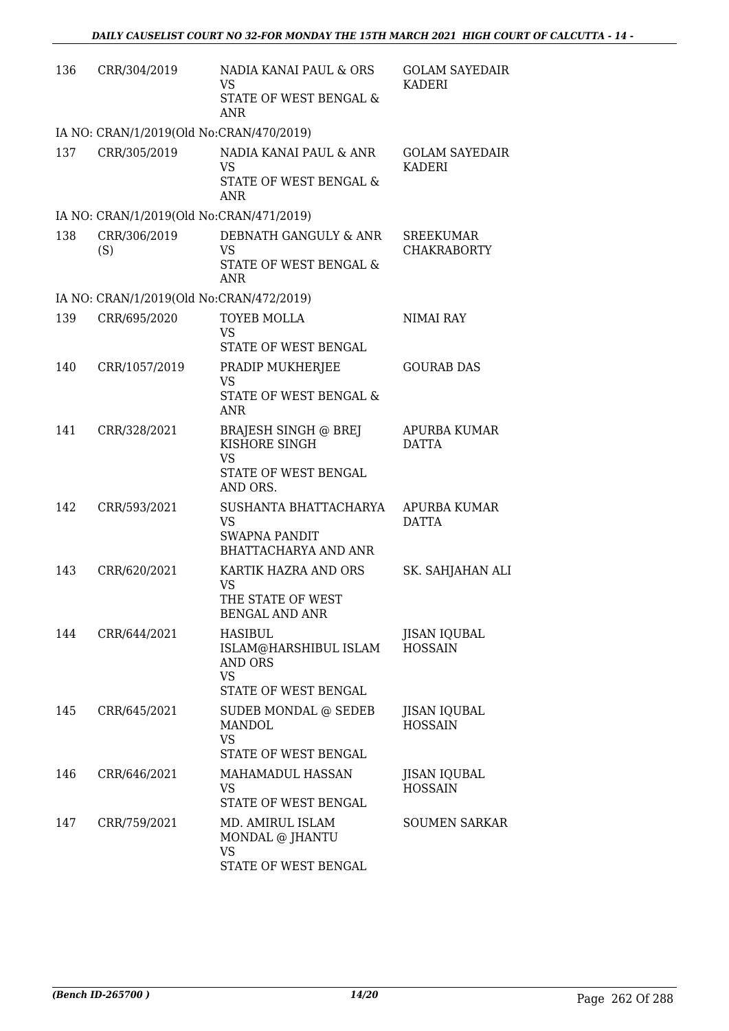| | | | |
|---|---|---|---|
| 136 | CRR/304/2019 | NADIA KANAI PAUL & ORS<br>VS<br>STATE OF WEST BENGAL & ANR | GOLAM SAYEDAIR KADERI |
| IA NO: CRAN/1/2019(Old No:CRAN/470/2019) | | | |
| 137 | CRR/305/2019 | NADIA KANAI PAUL & ANR<br>VS<br>STATE OF WEST BENGAL & ANR | GOLAM SAYEDAIR KADERI |
| IA NO: CRAN/1/2019(Old No:CRAN/471/2019) | | | |
| 138 | CRR/306/2019 (S) | DEBNATH GANGULY & ANR<br>VS<br>STATE OF WEST BENGAL & ANR | SREEKUMAR CHAKRABORTY |
| IA NO: CRAN/1/2019(Old No:CRAN/472/2019) | | | |
| 139 | CRR/695/2020 | TOYEB MOLLA<br>VS<br>STATE OF WEST BENGAL | NIMAI RAY |
| 140 | CRR/1057/2019 | PRADIP MUKHERJEE<br>VS<br>STATE OF WEST BENGAL & ANR | GOURAB DAS |
| 141 | CRR/328/2021 | BRAJESH SINGH @ BREJ KISHORE SINGH<br>VS<br>STATE OF WEST BENGAL AND ORS. | APURBA KUMAR DATTA |
| 142 | CRR/593/2021 | SUSHANTA BHATTACHARYA<br>VS<br>SWAPNA PANDIT BHATTACHARYA AND ANR | APURBA KUMAR DATTA |
| 143 | CRR/620/2021 | KARTIK HAZRA AND ORS<br>VS<br>THE STATE OF WEST BENGAL AND ANR | SK. SAHJAHAN ALI |
| 144 | CRR/644/2021 | HASIBUL ISLAM@HARSHIBUL ISLAM AND ORS<br>VS<br>STATE OF WEST BENGAL | JISAN IQUBAL HOSSAIN |
| 145 | CRR/645/2021 | SUDEB MONDAL @ SEDEB MANDOL<br>VS<br>STATE OF WEST BENGAL | JISAN IQUBAL HOSSAIN |
| 146 | CRR/646/2021 | MAHAMADUL HASSAN<br>VS<br>STATE OF WEST BENGAL | JISAN IQUBAL HOSSAIN |
| 147 | CRR/759/2021 | MD. AMIRUL ISLAM MONDAL @ JHANTU<br>VS<br>STATE OF WEST BENGAL | SOUMEN SARKAR |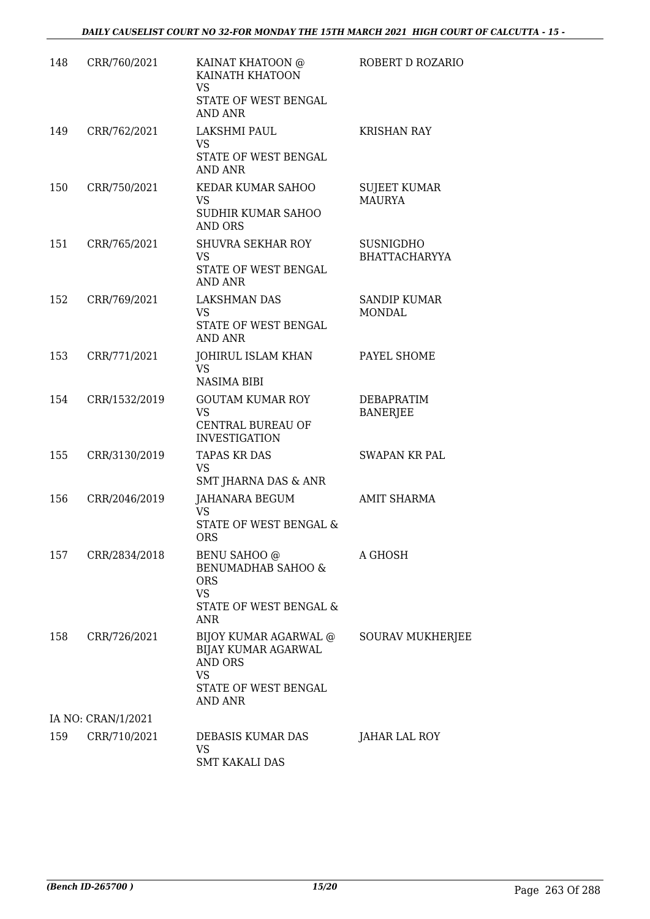| | | | |
|---|---|---|---|
| 148 | CRR/760/2021 | KAINAT KHATOON @ KAINATH KHATOON<br>VS<br>STATE OF WEST BENGAL AND ANR | ROBERT D ROZARIO |
| 149 | CRR/762/2021 | LAKSHMI PAUL<br>VS<br>STATE OF WEST BENGAL AND ANR | KRISHAN RAY |
| 150 | CRR/750/2021 | KEDAR KUMAR SAHOO<br>VS<br>SUDHIR KUMAR SAHOO AND ORS | SUJEET KUMAR MAURYA |
| 151 | CRR/765/2021 | SHUVRA SEKHAR ROY<br>VS<br>STATE OF WEST BENGAL AND ANR | SUSNIGDHO BHATTACHARYYA |
| 152 | CRR/769/2021 | LAKSHMAN DAS<br>VS<br>STATE OF WEST BENGAL AND ANR | SANDIP KUMAR MONDAL |
| 153 | CRR/771/2021 | JOHIRUL ISLAM KHAN<br>VS<br>NASIMA BIBI | PAYEL SHOME |
| 154 | CRR/1532/2019 | GOUTAM KUMAR ROY<br>VS<br>CENTRAL BUREAU OF INVESTIGATION | DEBAPRATIM BANERJEE |
| 155 | CRR/3130/2019 | TAPAS KR DAS<br>VS<br>SMT JHARNA DAS & ANR | SWAPAN KR PAL |
| 156 | CRR/2046/2019 | JAHANARA BEGUM<br>VS<br>STATE OF WEST BENGAL & ORS | AMIT SHARMA |
| 157 | CRR/2834/2018 | BENU SAHOO @ BENUMADHAB SAHOO & ORS<br>VS<br>STATE OF WEST BENGAL & ANR | A GHOSH |
| 158 | CRR/726/2021 | BIJOY KUMAR AGARWAL @ BIJAY KUMAR AGARWAL AND ORS<br>VS<br>STATE OF WEST BENGAL AND ANR | SOURAV MUKHERJEE |
| | IA NO: CRAN/1/2021 | | |
| 159 | CRR/710/2021 | DEBASIS KUMAR DAS<br>VS<br>SMT KAKALI DAS | JAHAR LAL ROY |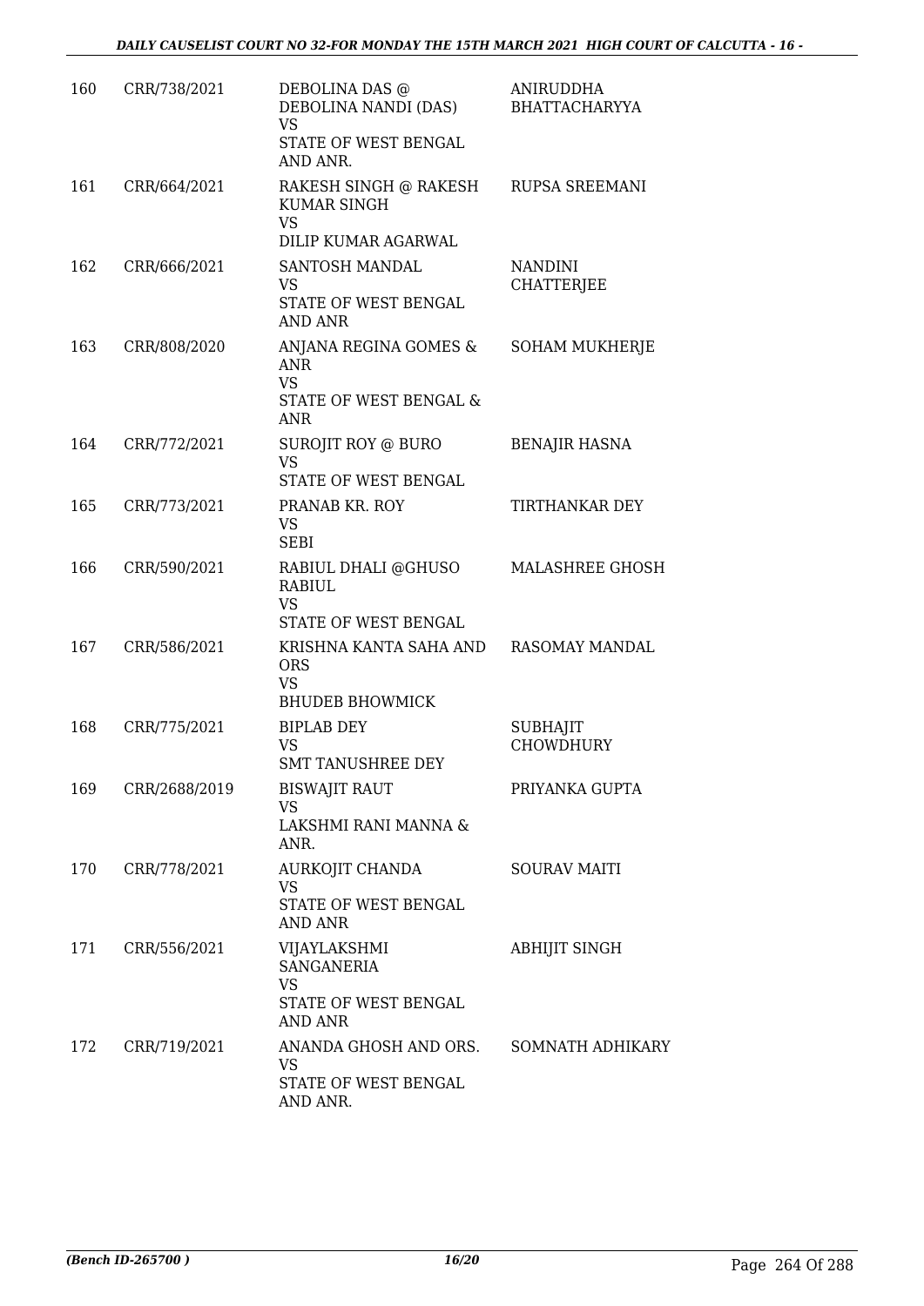| 160 | CRR/738/2021 | DEBOLINA DAS @ DEBOLINA NANDI (DAS) VS STATE OF WEST BENGAL AND ANR. | ANIRUDDHA BHATTACHARYYA |
|---|---|---|---|
| 161 | CRR/664/2021 | RAKESH SINGH @ RAKESH KUMAR SINGH VS DILIP KUMAR AGARWAL | RUPSA SREEMANI |
| 162 | CRR/666/2021 | SANTOSH MANDAL VS STATE OF WEST BENGAL AND ANR | NANDINI CHATTERJEE |
| 163 | CRR/808/2020 | ANJANA REGINA GOMES & ANR VS STATE OF WEST BENGAL & ANR | SOHAM MUKHERJE |
| 164 | CRR/772/2021 | SUROJIT ROY @ BURO VS STATE OF WEST BENGAL | BENAJIR HASNA |
| 165 | CRR/773/2021 | PRANAB KR. ROY VS SEBI | TIRTHANKAR DEY |
| 166 | CRR/590/2021 | RABIUL DHALI @GHUSO RABIUL VS STATE OF WEST BENGAL | MALASHREE GHOSH |
| 167 | CRR/586/2021 | KRISHNA KANTA SAHA AND ORS VS BHUDEB BHOWMICK | RASOMAY MANDAL |
| 168 | CRR/775/2021 | BIPLAB DEY VS SMT TANUSHREE DEY | SUBHAJIT CHOWDHURY |
| 169 | CRR/2688/2019 | BISWAJIT RAUT VS LAKSHMI RANI MANNA & ANR. | PRIYANKA GUPTA |
| 170 | CRR/778/2021 | AURKOJIT CHANDA VS STATE OF WEST BENGAL AND ANR | SOURAV MAITI |
| 171 | CRR/556/2021 | VIJAYLAKSHMI SANGANERIA VS STATE OF WEST BENGAL AND ANR | ABHIJIT SINGH |
| 172 | CRR/719/2021 | ANANDA GHOSH AND ORS. VS STATE OF WEST BENGAL AND ANR. | SOMNATH ADHIKARY |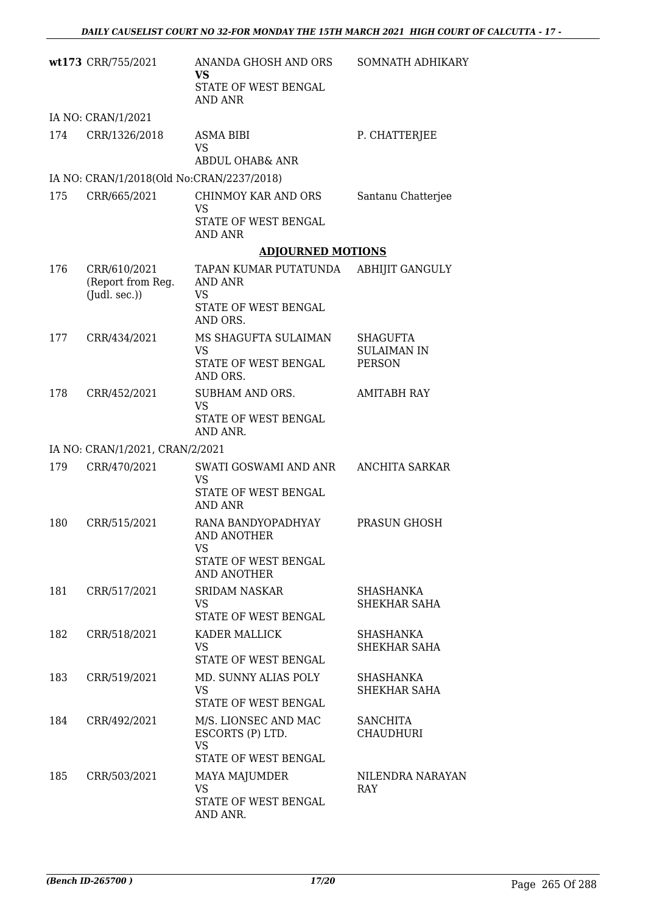| | | | |
|---|---|---|---|
| wt173 | CRR/755/2021 | ANANDA GHOSH AND ORS<br>**VS**<br>STATE OF WEST BENGAL AND ANR | SOMNATH ADHIKARY |
| IA NO: CRAN/1/2021 | | | |
| 174 | CRR/1326/2018 | ASMA BIBI<br>VS<br>ABDUL OHAB& ANR | P. CHATTERJEE |
| IA NO: CRAN/1/2018(Old No:CRAN/2237/2018) | | | |
| 175 | CRR/665/2021 | CHINMOY KAR AND ORS<br>VS<br>STATE OF WEST BENGAL AND ANR | Santanu Chatterjee |

**ADJOURNED MOTIONS**

| | | | |
|---|---|---|---|
| 176 | CRR/610/2021<br>(Report from Reg. (Judl. sec.)) | TAPAN KUMAR PUTATUNDA AND ANR<br>VS<br>STATE OF WEST BENGAL AND ORS. | ABHIJIT GANGULY |
| 177 | CRR/434/2021 | MS SHAGUFTA SULAIMAN<br>VS<br>STATE OF WEST BENGAL AND ORS. | SHAGUFTA SULAIMAN IN PERSON |
| 178 | CRR/452/2021 | SUBHAM AND ORS.<br>VS<br>STATE OF WEST BENGAL AND ANR. | AMITABH RAY |
| IA NO: CRAN/1/2021, CRAN/2/2021 | | | |
| 179 | CRR/470/2021 | SWATI GOSWAMI AND ANR<br>VS<br>STATE OF WEST BENGAL AND ANR | ANCHITA SARKAR |
| 180 | CRR/515/2021 | RANA BANDYOPADHYAY AND ANOTHER<br>VS<br>STATE OF WEST BENGAL AND ANOTHER | PRASUN GHOSH |
| 181 | CRR/517/2021 | SRIDAM NASKAR<br>VS<br>STATE OF WEST BENGAL | SHASHANKA SHEKHAR SAHA |
| 182 | CRR/518/2021 | KADER MALLICK<br>VS<br>STATE OF WEST BENGAL | SHASHANKA SHEKHAR SAHA |
| 183 | CRR/519/2021 | MD. SUNNY ALIAS POLY<br>VS<br>STATE OF WEST BENGAL | SHASHANKA SHEKHAR SAHA |
| 184 | CRR/492/2021 | M/S. LIONSEC AND MAC ESCORTS (P) LTD.<br>VS<br>STATE OF WEST BENGAL | SANCHITA CHAUDHURI |
| 185 | CRR/503/2021 | MAYA MAJUMDER<br>VS<br>STATE OF WEST BENGAL AND ANR. | NILENDRA NARAYAN RAY |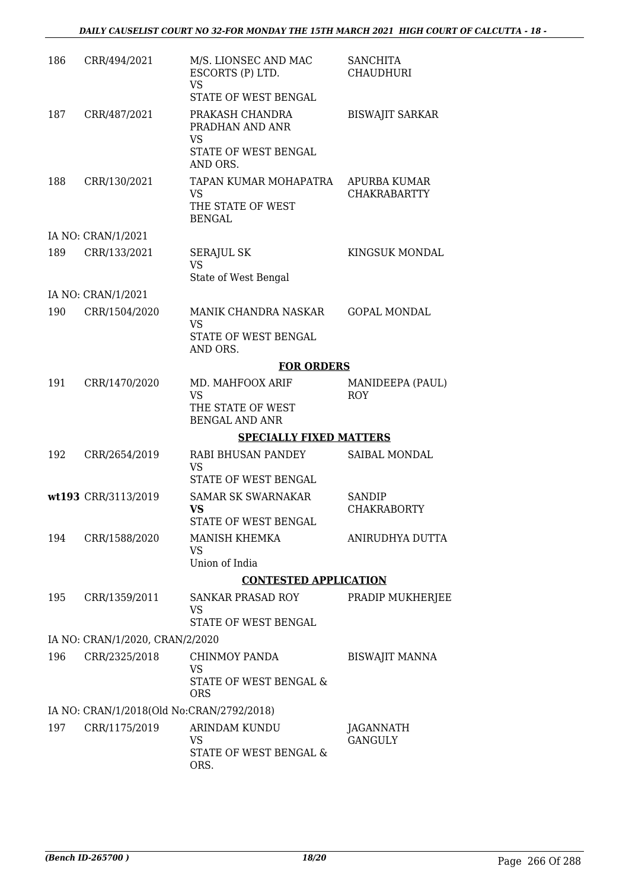| | | | |
|---|---|---|---|
| 186 | CRR/494/2021 | M/S. LIONSEC AND MAC ESCORTS (P) LTD.<br>VS<br>STATE OF WEST BENGAL | SANCHITA CHAUDHURI |
| 187 | CRR/487/2021 | PRAKASH CHANDRA PRADHAN AND ANR<br>VS<br>STATE OF WEST BENGAL AND ORS. | BISWAJIT SARKAR |
| 188 | CRR/130/2021 | TAPAN KUMAR MOHAPATRA<br>VS<br>THE STATE OF WEST BENGAL | APURBA KUMAR CHAKRABARTTY |
| | IA NO: CRAN/1/2021 | | |
| 189 | CRR/133/2021 | SERAJUL SK<br>VS<br>State of West Bengal | KINGSUK MONDAL |
| | IA NO: CRAN/1/2021 | | |
| 190 | CRR/1504/2020 | MANIK CHANDRA NASKAR<br>VS<br>STATE OF WEST BENGAL AND ORS. | GOPAL MONDAL |

**FOR ORDERS**

| | | | |
|---|---|---|---|
| 191 | CRR/1470/2020 | MD. MAHFOOX ARIF<br>VS<br>THE STATE OF WEST BENGAL AND ANR | MANIDEEPA (PAUL) ROY |

**SPECIALLY FIXED MATTERS**

| | | | |
|---|---|---|---|
| 192 | CRR/2654/2019 | RABI BHUSAN PANDEY<br>VS<br>STATE OF WEST BENGAL | SAIBAL MONDAL |
| **wt193** | CRR/3113/2019 | SAMAR SK SWARNAKAR<br>**VS**<br>STATE OF WEST BENGAL | SANDIP CHAKRABORTY |
| 194 | CRR/1588/2020 | MANISH KHEMKA<br>VS<br>Union of India | ANIRUDHYA DUTTA |

**CONTESTED APPLICATION**

| | | | |
|---|---|---|---|
| 195 | CRR/1359/2011 | SANKAR PRASAD ROY<br>VS<br>STATE OF WEST BENGAL | PRADIP MUKHERJEE |
| | IA NO: CRAN/1/2020, CRAN/2/2020 | | |
| 196 | CRR/2325/2018 | CHINMOY PANDA<br>VS<br>STATE OF WEST BENGAL & ORS | BISWAJIT MANNA |
| | IA NO: CRAN/1/2018(Old No:CRAN/2792/2018) | | |
| 197 | CRR/1175/2019 | ARINDAM KUNDU<br>VS<br>STATE OF WEST BENGAL & ORS. | JAGANNATH GANGULY |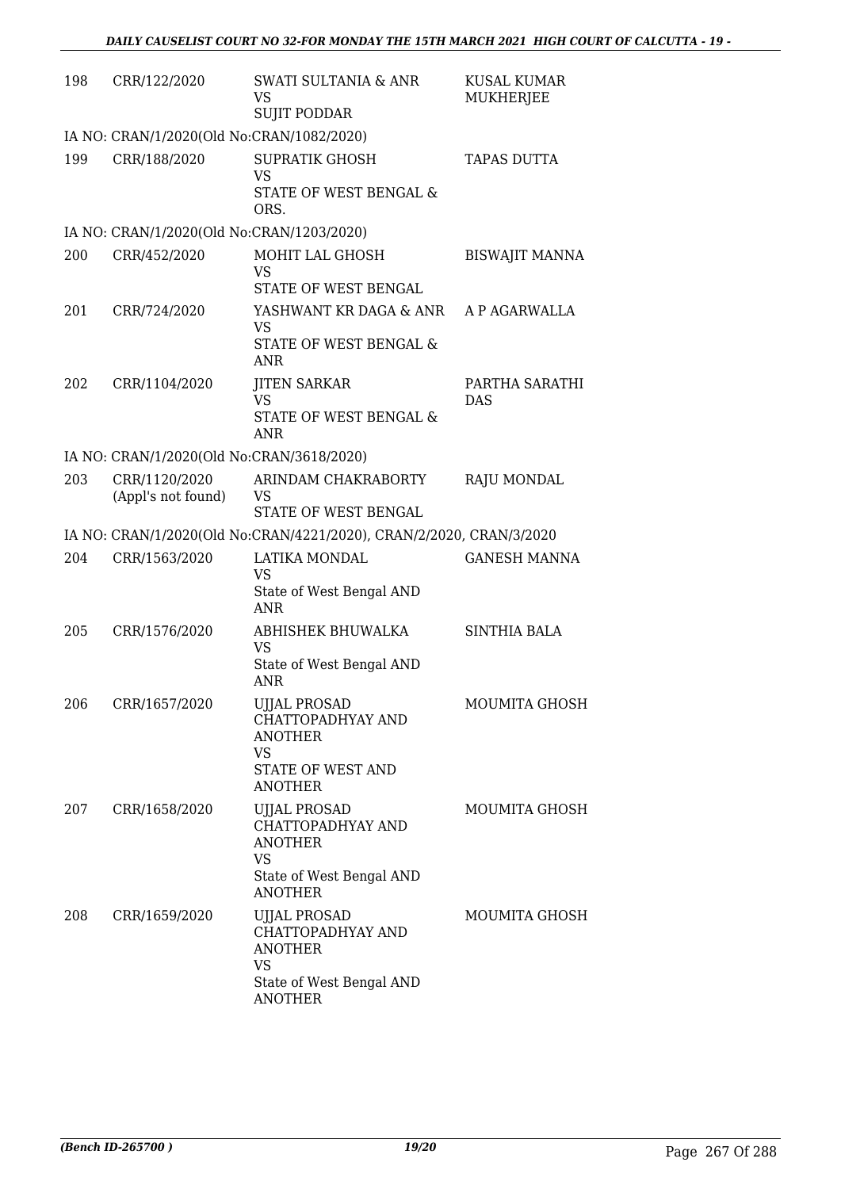| | | | |
|---|---|---|---|
| 198 | CRR/122/2020 | SWATI SULTANIA & ANR<br>VS<br>SUJIT PODDAR | KUSAL KUMAR MUKHERJEE |

IA NO: CRAN/1/2020(Old No:CRAN/1082/2020)

| | | | |
|---|---|---|---|
| 199 | CRR/188/2020 | SUPRATIK GHOSH<br>VS<br>STATE OF WEST BENGAL & ORS. | TAPAS DUTTA |

IA NO: CRAN/1/2020(Old No:CRAN/1203/2020)

| | | | |
|---|---|---|---|
| 200 | CRR/452/2020 | MOHIT LAL GHOSH<br>VS<br>STATE OF WEST BENGAL | BISWAJIT MANNA |
| 201 | CRR/724/2020 | YASHWANT KR DAGA & ANR<br>VS<br>STATE OF WEST BENGAL & ANR | A P AGARWALLA |
| 202 | CRR/1104/2020 | JITEN SARKAR<br>VS<br>STATE OF WEST BENGAL & ANR | PARTHA SARATHI DAS |

IA NO: CRAN/1/2020(Old No:CRAN/3618/2020)

| | | | |
|---|---|---|---|
| 203 | CRR/1120/2020 (Appl's not found) | ARINDAM CHAKRABORTY<br>VS<br>STATE OF WEST BENGAL | RAJU MONDAL |

IA NO: CRAN/1/2020(Old No:CRAN/4221/2020), CRAN/2/2020, CRAN/3/2020

| | | | |
|---|---|---|---|
| 204 | CRR/1563/2020 | LATIKA MONDAL<br>VS<br>State of West Bengal AND ANR | GANESH MANNA |
| 205 | CRR/1576/2020 | ABHISHEK BHUWALKA<br>VS<br>State of West Bengal AND ANR | SINTHIA BALA |
| 206 | CRR/1657/2020 | UJJAL PROSAD CHATTOPADHYAY AND ANOTHER<br>VS<br>STATE OF WEST AND ANOTHER | MOUMITA GHOSH |
| 207 | CRR/1658/2020 | UJJAL PROSAD CHATTOPADHYAY AND ANOTHER<br>VS<br>State of West Bengal AND ANOTHER | MOUMITA GHOSH |
| 208 | CRR/1659/2020 | UJJAL PROSAD CHATTOPADHYAY AND ANOTHER<br>VS<br>State of West Bengal AND ANOTHER | MOUMITA GHOSH |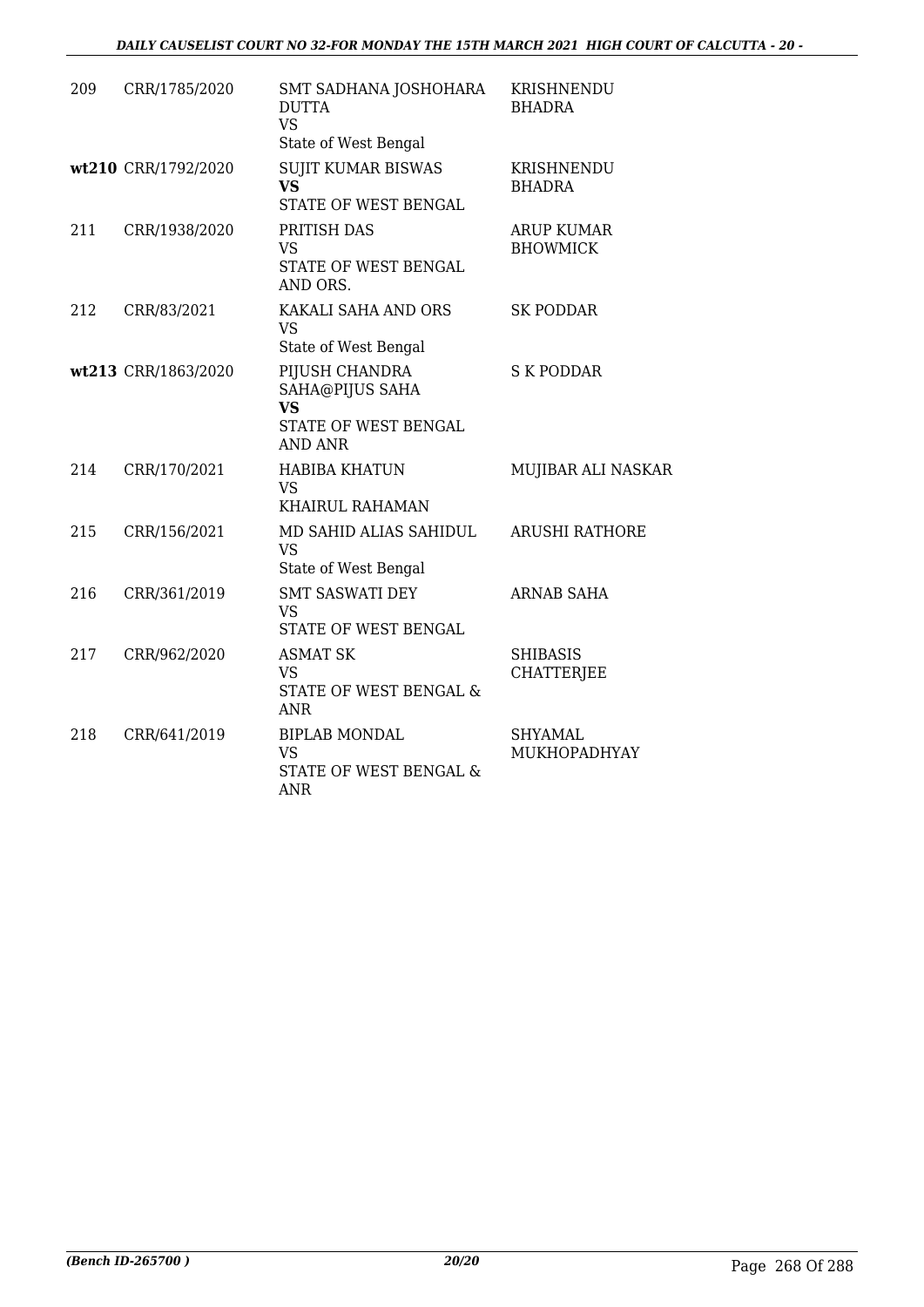| | | | |
|---|---|---|---|
| 209 | CRR/1785/2020 | SMT SADHANA JOSHOHARA DUTTA<br>VS<br>State of West Bengal | KRISHNENDU BHADRA |
| wt210 | CRR/1792/2020 | SUJIT KUMAR BISWAS<br>**VS**<br>STATE OF WEST BENGAL | KRISHNENDU BHADRA |
| 211 | CRR/1938/2020 | PRITISH DAS<br>VS<br>STATE OF WEST BENGAL AND ORS. | ARUP KUMAR BHOWMICK |
| 212 | CRR/83/2021 | KAKALI SAHA AND ORS<br>VS<br>State of West Bengal | SK PODDAR |
| wt213 | CRR/1863/2020 | PIJUSH CHANDRA SAHA@PIJUS SAHA<br>**VS**<br>STATE OF WEST BENGAL AND ANR | S K PODDAR |
| 214 | CRR/170/2021 | HABIBA KHATUN<br>VS<br>KHAIRUL RAHAMAN | MUJIBAR ALI NASKAR |
| 215 | CRR/156/2021 | MD SAHID ALIAS SAHIDUL<br>VS<br>State of West Bengal | ARUSHI RATHORE |
| 216 | CRR/361/2019 | SMT SASWATI DEY<br>VS<br>STATE OF WEST BENGAL | ARNAB SAHA |
| 217 | CRR/962/2020 | ASMAT SK<br>VS<br>STATE OF WEST BENGAL & ANR | SHIBASIS CHATTERJEE |
| 218 | CRR/641/2019 | BIPLAB MONDAL<br>VS<br>STATE OF WEST BENGAL & ANR | SHYAMAL MUKHOPADHYAY |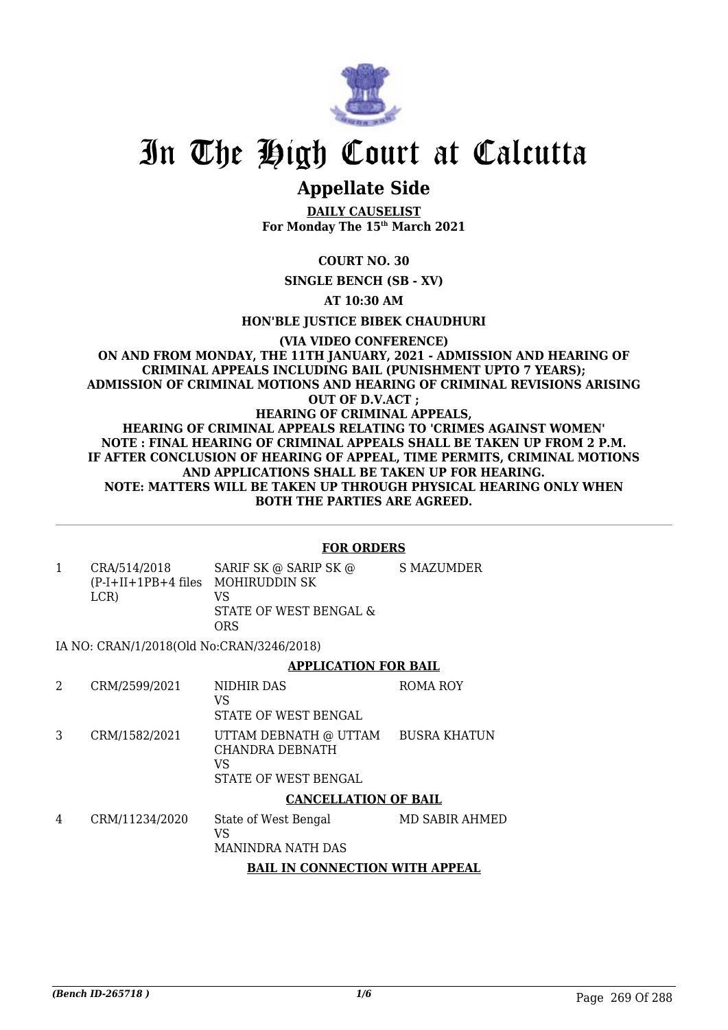# In The High Court at Calcutta

## Appellate Side

**DAILY CAUSELIST**
**For Monday The 15th March 2021**

**COURT NO. 30**

**SINGLE BENCH (SB - XV)**

**AT 10:30 AM**

**HON'BLE JUSTICE BIBEK CHAUDHURI**

**(VIA VIDEO CONFERENCE)**
**ON AND FROM MONDAY, THE 11TH JANUARY, 2021 - ADMISSION AND HEARING OF CRIMINAL APPEALS INCLUDING BAIL (PUNISHMENT UPTO 7 YEARS); ADMISSION OF CRIMINAL MOTIONS AND HEARING OF CRIMINAL REVISIONS ARISING OUT OF D.V.ACT ;**
**HEARING OF CRIMINAL APPEALS,**
**HEARING OF CRIMINAL APPEALS RELATING TO 'CRIMES AGAINST WOMEN'**
**NOTE : FINAL HEARING OF CRIMINAL APPEALS SHALL BE TAKEN UP FROM 2 P.M. IF AFTER CONCLUSION OF HEARING OF APPEAL, TIME PERMITS, CRIMINAL MOTIONS AND APPLICATIONS SHALL BE TAKEN UP FOR HEARING.**
**NOTE: MATTERS WILL BE TAKEN UP THROUGH PHYSICAL HEARING ONLY WHEN BOTH THE PARTIES ARE AGREED.**

**FOR ORDERS**

| | | | |
|---|---|---|---|
| 1 | CRA/514/2018 (P-I+II+1PB+4 files LCR) | SARIF SK @ SARIP SK @ MOHIRUDDIN SK VS STATE OF WEST BENGAL & ORS | S MAZUMDER |

IA NO: CRAN/1/2018(Old No:CRAN/3246/2018)

**APPLICATION FOR BAIL**

| | | | |
|---|---|---|---|
| 2 | CRM/2599/2021 | NIDHIR DAS VS STATE OF WEST BENGAL | ROMA ROY |
| 3 | CRM/1582/2021 | UTTAM DEBNATH @ UTTAM CHANDRA DEBNATH VS STATE OF WEST BENGAL | BUSRA KHATUN |

**CANCELLATION OF BAIL**

| | | | |
|---|---|---|---|
| 4 | CRM/11234/2020 | State of West Bengal VS MANINDRA NATH DAS | MD SABIR AHMED |

**BAIL IN CONNECTION WITH APPEAL**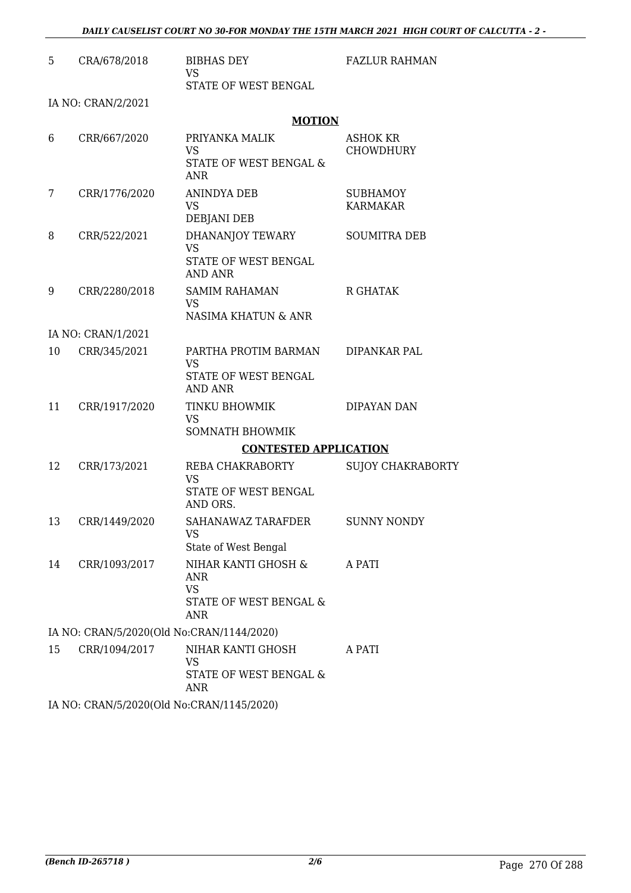| | | | |
|---|---|---|---|
| 5 | CRA/678/2018 | BIBHAS DEY<br>VS<br>STATE OF WEST BENGAL | FAZLUR RAHMAN |

IA NO: CRAN/2/2021

**MOTION**

| | | | |
|---|---|---|---|
| 6 | CRR/667/2020 | PRIYANKA MALIK<br>VS<br>STATE OF WEST BENGAL & ANR | ASHOK KR CHOWDHURY |
| 7 | CRR/1776/2020 | ANINDYA DEB<br>VS<br>DEBJANI DEB | SUBHAMOY KARMAKAR |
| 8 | CRR/522/2021 | DHANANJOY TEWARY<br>VS<br>STATE OF WEST BENGAL AND ANR | SOUMITRA DEB |
| 9 | CRR/2280/2018 | SAMIM RAHAMAN<br>VS<br>NASIMA KHATUN & ANR | R GHATAK |

IA NO: CRAN/1/2021

| | | | |
|---|---|---|---|
| 10 | CRR/345/2021 | PARTHA PROTIM BARMAN<br>VS<br>STATE OF WEST BENGAL AND ANR | DIPANKAR PAL |
| 11 | CRR/1917/2020 | TINKU BHOWMIK<br>VS<br>SOMNATH BHOWMIK | DIPAYAN DAN |

**CONTESTED APPLICATION**

| | | | |
|---|---|---|---|
| 12 | CRR/173/2021 | REBA CHAKRABORTY<br>VS<br>STATE OF WEST BENGAL AND ORS. | SUJOY CHAKRABORTY |
| 13 | CRR/1449/2020 | SAHANAWAZ TARAFDER<br>VS<br>State of West Bengal | SUNNY NONDY |
| 14 | CRR/1093/2017 | NIHAR KANTI GHOSH & ANR<br>VS<br>STATE OF WEST BENGAL & ANR | A PATI |

IA NO: CRAN/5/2020(Old No:CRAN/1144/2020)

| | | | |
|---|---|---|---|
| 15 | CRR/1094/2017 | NIHAR KANTI GHOSH<br>VS<br>STATE OF WEST BENGAL & ANR | A PATI |

IA NO: CRAN/5/2020(Old No:CRAN/1145/2020)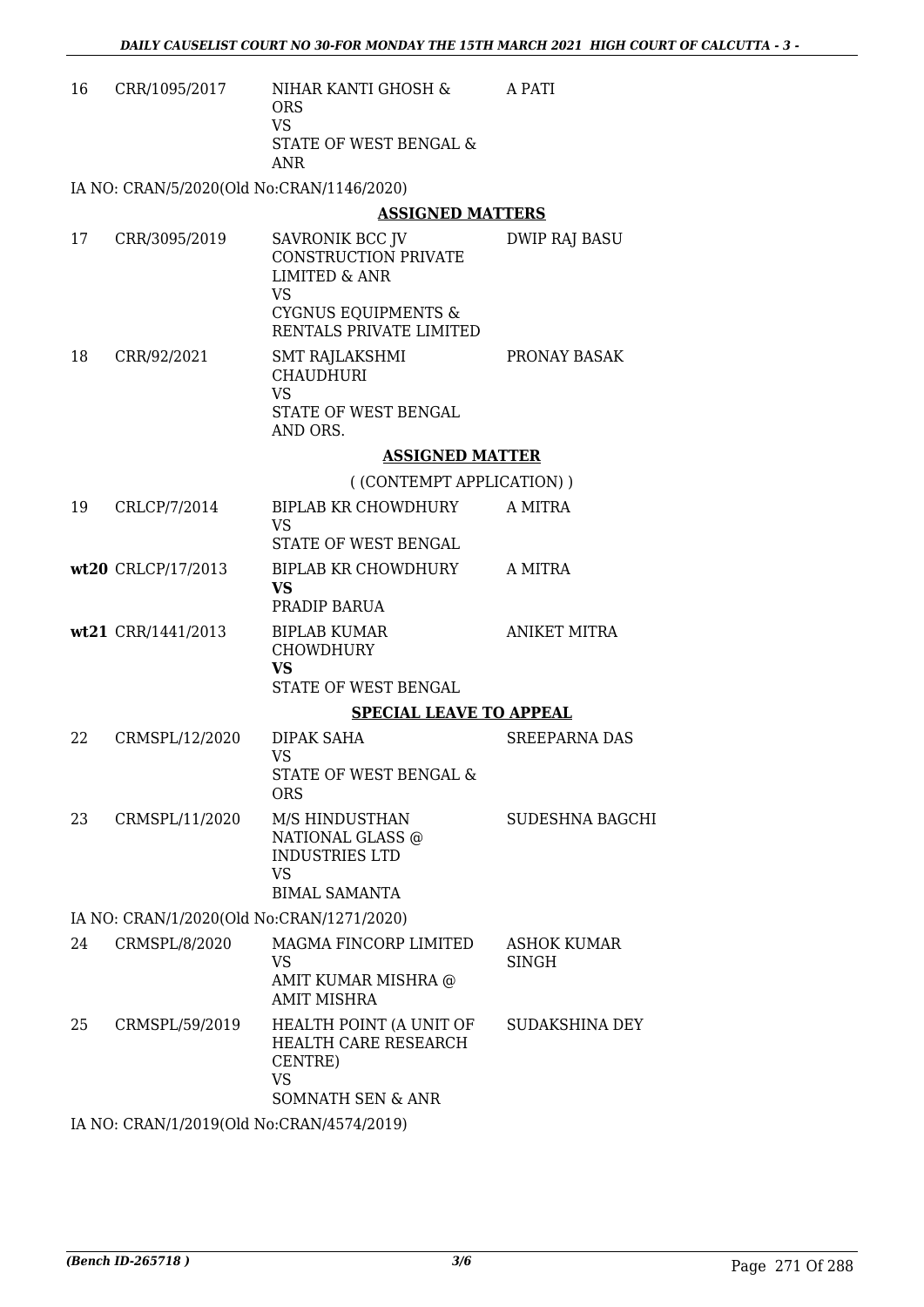| | | | |
|---|---|---|---|
| 16 | CRR/1095/2017 | NIHAR KANTI GHOSH & ORS<br>VS<br>STATE OF WEST BENGAL & ANR | A PATI |

IA NO: CRAN/5/2020(Old No:CRAN/1146/2020)

**ASSIGNED MATTERS**

| | | | |
|---|---|---|---|
| 17 | CRR/3095/2019 | SAVRONIK BCC JV CONSTRUCTION PRIVATE LIMITED & ANR<br>VS<br>CYGNUS EQUIPMENTS & RENTALS PRIVATE LIMITED | DWIP RAJ BASU |
| 18 | CRR/92/2021 | SMT RAJLAKSHMI CHAUDHURI<br>VS<br>STATE OF WEST BENGAL AND ORS. | PRONAY BASAK |

**ASSIGNED MATTER**

( (CONTEMPT APPLICATION) )

| | | | |
|---|---|---|---|
| 19 | CRLCP/7/2014 | BIPLAB KR CHOWDHURY<br>VS<br>STATE OF WEST BENGAL | A MITRA |
| wt20 | CRLCP/17/2013 | BIPLAB KR CHOWDHURY<br>**VS**<br>PRADIP BARUA | A MITRA |
| wt21 | CRR/1441/2013 | BIPLAB KUMAR CHOWDHURY<br>**VS**<br>STATE OF WEST BENGAL | ANIKET MITRA |

**SPECIAL LEAVE TO APPEAL**

| | | | |
|---|---|---|---|
| 22 | CRMSPL/12/2020 | DIPAK SAHA<br>VS<br>STATE OF WEST BENGAL & ORS | SREEPARNA DAS |
| 23 | CRMSPL/11/2020 | M/S HINDUSTHAN NATIONAL GLASS @ INDUSTRIES LTD<br>VS<br>BIMAL SAMANTA | SUDESHNA BAGCHI |

IA NO: CRAN/1/2020(Old No:CRAN/1271/2020)

| | | | |
|---|---|---|---|
| 24 | CRMSPL/8/2020 | MAGMA FINCORP LIMITED<br>VS<br>AMIT KUMAR MISHRA @ AMIT MISHRA | ASHOK KUMAR SINGH |
| 25 | CRMSPL/59/2019 | HEALTH POINT (A UNIT OF HEALTH CARE RESEARCH CENTRE)<br>VS<br>SOMNATH SEN & ANR | SUDAKSHINA DEY |

IA NO: CRAN/1/2019(Old No:CRAN/4574/2019)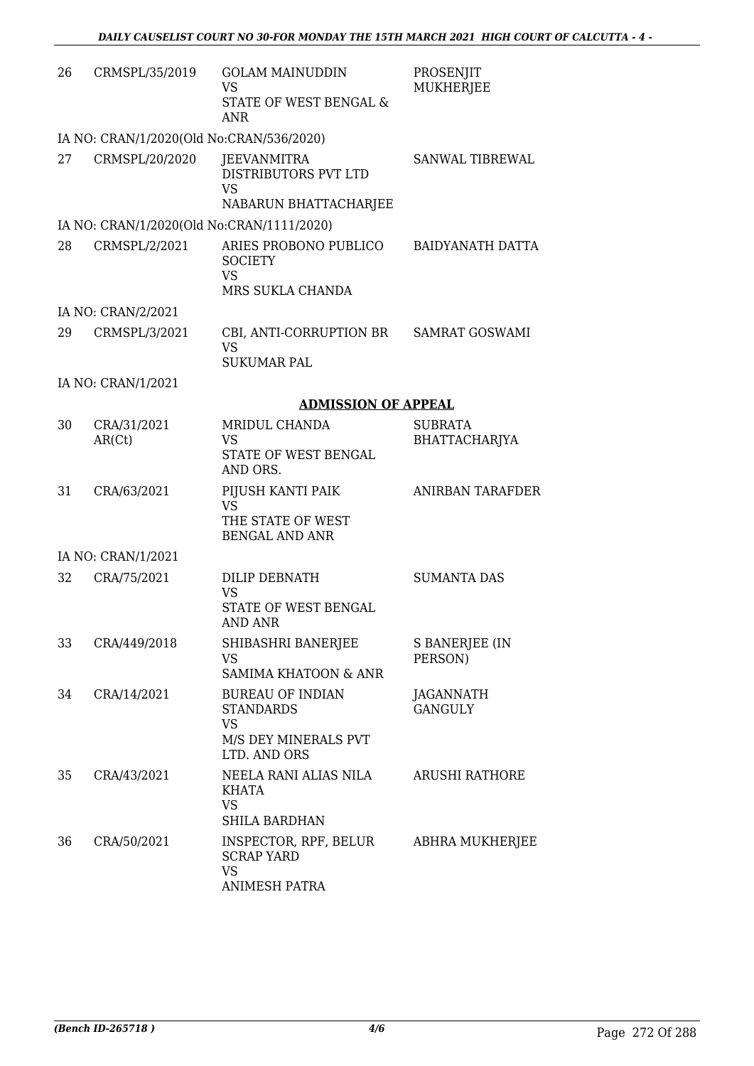| | | | |
|---|---|---|---|
| 26 | CRMSPL/35/2019 | GOLAM MAINUDDIN<br>VS<br>STATE OF WEST BENGAL & ANR | PROSENJIT MUKHERJEE |
| IA NO: CRAN/1/2020(Old No:CRAN/536/2020) | | | |
| 27 | CRMSPL/20/2020 | JEEVANMITRA DISTRIBUTORS PVT LTD<br>VS<br>NABARUN BHATTACHARJEE | SANWAL TIBREWAL |
| IA NO: CRAN/1/2020(Old No:CRAN/1111/2020) | | | |
| 28 | CRMSPL/2/2021 | ARIES PROBONO PUBLICO SOCIETY<br>VS<br>MRS SUKLA CHANDA | BAIDYANATH DATTA |
| IA NO: CRAN/2/2021 | | | |
| 29 | CRMSPL/3/2021 | CBI, ANTI-CORRUPTION BR<br>VS<br>SUKUMAR PAL | SAMRAT GOSWAMI |
| IA NO: CRAN/1/2021 | | | |

## ADMISSION OF APPEAL

| | | | |
|---|---|---|---|
| 30 | CRA/31/2021 AR(Ct) | MRIDUL CHANDA<br>VS<br>STATE OF WEST BENGAL AND ORS. | SUBRATA BHATTACHARJYA |
| 31 | CRA/63/2021 | PIJUSH KANTI PAIK<br>VS<br>THE STATE OF WEST BENGAL AND ANR | ANIRBAN TARAFDER |
| IA NO: CRAN/1/2021 | | | |
| 32 | CRA/75/2021 | DILIP DEBNATH<br>VS<br>STATE OF WEST BENGAL AND ANR | SUMANTA DAS |
| 33 | CRA/449/2018 | SHIBASHRI BANERJEE<br>VS<br>SAMIMA KHATOON & ANR | S BANERJEE (IN PERSON) |
| 34 | CRA/14/2021 | BUREAU OF INDIAN STANDARDS<br>VS<br>M/S DEY MINERALS PVT LTD. AND ORS | JAGANNATH GANGULY |
| 35 | CRA/43/2021 | NEELA RANI ALIAS NILA KHATA<br>VS<br>SHILA BARDHAN | ARUSHI RATHORE |
| 36 | CRA/50/2021 | INSPECTOR, RPF, BELUR SCRAP YARD<br>VS<br>ANIMESH PATRA | ABHRA MUKHERJEE |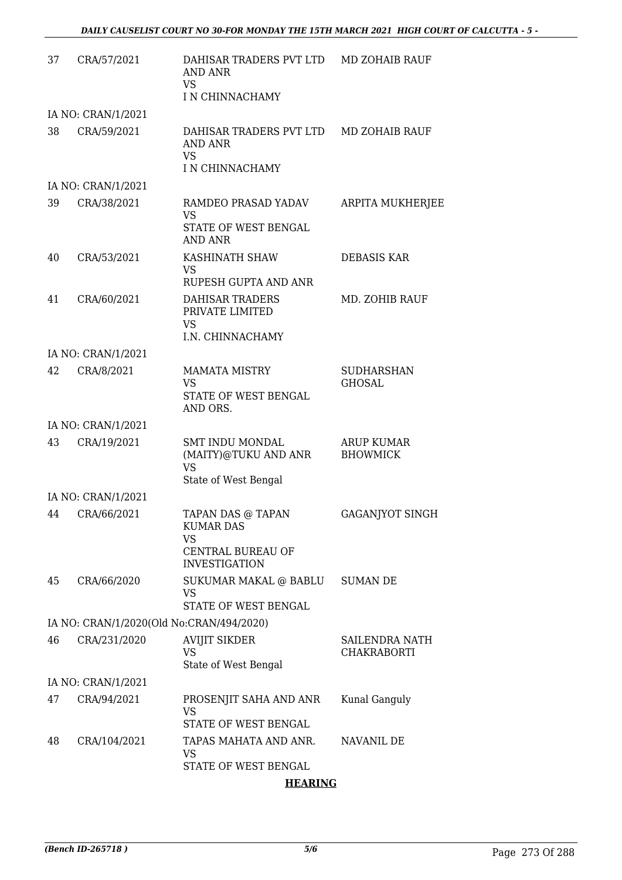| | | | |
|---|---|---|---|
| 37 | CRA/57/2021 | DAHISAR TRADERS PVT LTD AND ANR<br>VS<br>I N CHINNACHAMY | MD ZOHAIB RAUF |
| | IA NO: CRAN/1/2021 | | |
| 38 | CRA/59/2021 | DAHISAR TRADERS PVT LTD AND ANR<br>VS<br>I N CHINNACHAMY | MD ZOHAIB RAUF |
| | IA NO: CRAN/1/2021 | | |
| 39 | CRA/38/2021 | RAMDEO PRASAD YADAV<br>VS<br>STATE OF WEST BENGAL AND ANR | ARPITA MUKHERJEE |
| 40 | CRA/53/2021 | KASHINATH SHAW<br>VS<br>RUPESH GUPTA AND ANR | DEBASIS KAR |
| 41 | CRA/60/2021 | DAHISAR TRADERS PRIVATE LIMITED<br>VS<br>I.N. CHINNACHAMY | MD. ZOHIB RAUF |
| | IA NO: CRAN/1/2021 | | |
| 42 | CRA/8/2021 | MAMATA MISTRY<br>VS<br>STATE OF WEST BENGAL AND ORS. | SUDHARSHAN GHOSAL |
| | IA NO: CRAN/1/2021 | | |
| 43 | CRA/19/2021 | SMT INDU MONDAL (MAITY)@TUKU AND ANR<br>VS<br>State of West Bengal | ARUP KUMAR BHOWMICK |
| | IA NO: CRAN/1/2021 | | |
| 44 | CRA/66/2021 | TAPAN DAS @ TAPAN KUMAR DAS<br>VS<br>CENTRAL BUREAU OF INVESTIGATION | GAGANJYOT SINGH |
| 45 | CRA/66/2020 | SUKUMAR MAKAL @ BABLU<br>VS<br>STATE OF WEST BENGAL | SUMAN DE |
| | IA NO: CRAN/1/2020(Old No:CRAN/494/2020) | | |
| 46 | CRA/231/2020 | AVIJIT SIKDER<br>VS<br>State of West Bengal | SAILENDRA NATH CHAKRABORTI |
| | IA NO: CRAN/1/2021 | | |
| 47 | CRA/94/2021 | PROSENJIT SAHA AND ANR<br>VS<br>STATE OF WEST BENGAL | Kunal Ganguly |
| 48 | CRA/104/2021 | TAPAS MAHATA AND ANR.<br>VS<br>STATE OF WEST BENGAL | NAVANIL DE |

**HEARING**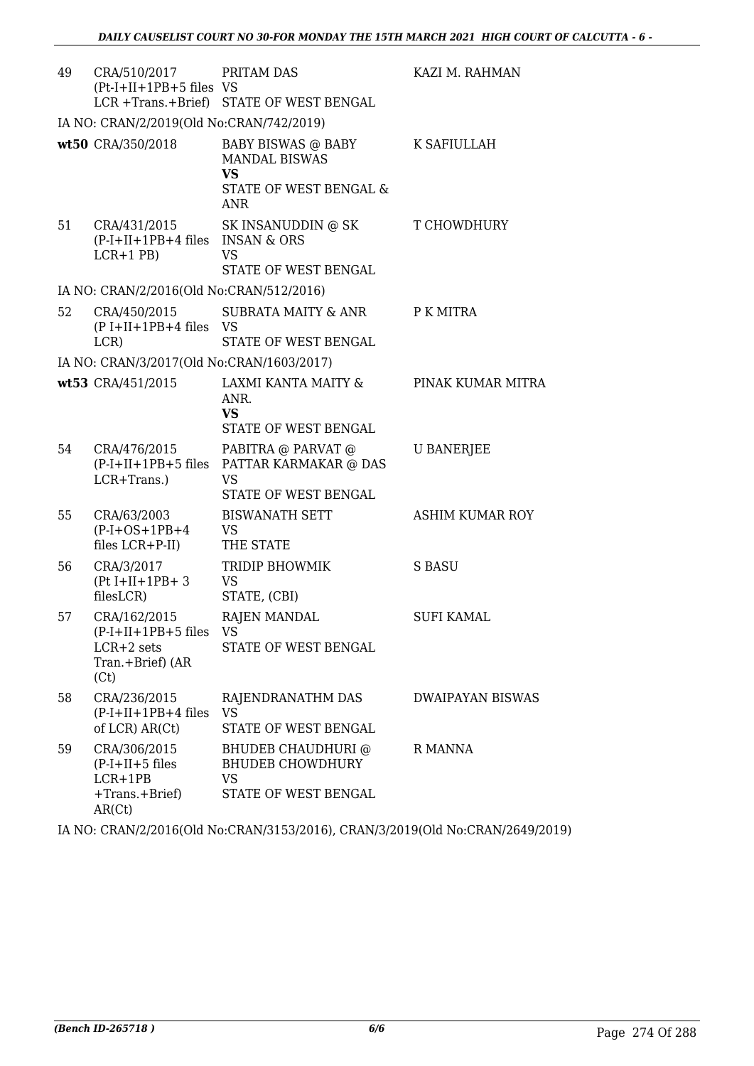| | | | |
|---|---|---|---|
| 49 | CRA/510/2017 (Pt-I+II+1PB+5 files LCR +Trans.+Brief) | PRITAM DAS VS STATE OF WEST BENGAL | KAZI M. RAHMAN |
| IA NO: CRAN/2/2019(Old No:CRAN/742/2019) | | | |
| **wt50** | CRA/350/2018 | BABY BISWAS @ BABY MANDAL BISWAS **VS** STATE OF WEST BENGAL & ANR | K SAFIULLAH |
| 51 | CRA/431/2015 (P-I+II+1PB+4 files LCR+1 PB) | SK INSANUDDIN @ SK INSAN & ORS VS STATE OF WEST BENGAL | T CHOWDHURY |
| IA NO: CRAN/2/2016(Old No:CRAN/512/2016) | | | |
| 52 | CRA/450/2015 (P I+II+1PB+4 files LCR) | SUBRATA MAITY & ANR VS STATE OF WEST BENGAL | P K MITRA |
| IA NO: CRAN/3/2017(Old No:CRAN/1603/2017) | | | |
| **wt53** | CRA/451/2015 | LAXMI KANTA MAITY & ANR. **VS** STATE OF WEST BENGAL | PINAK KUMAR MITRA |
| 54 | CRA/476/2015 (P-I+II+1PB+5 files LCR+Trans.) | PABITRA @ PARVAT @ PATTAR KARMAKAR @ DAS VS STATE OF WEST BENGAL | U BANERJEE |
| 55 | CRA/63/2003 (P-I+OS+1PB+4 files LCR+P-II) | BISWANATH SETT VS THE STATE | ASHIM KUMAR ROY |
| 56 | CRA/3/2017 (Pt I+II+1PB+ 3 filesLCR) | TRIDIP BHOWMIK VS STATE, (CBI) | S BASU |
| 57 | CRA/162/2015 (P-I+II+1PB+5 files LCR+2 sets Tran.+Brief) (AR (Ct) | RAJEN MANDAL VS STATE OF WEST BENGAL | SUFI KAMAL |
| 58 | CRA/236/2015 (P-I+II+1PB+4 files of LCR) AR(Ct) | RAJENDRANATHM DAS VS STATE OF WEST BENGAL | DWAIPAYAN BISWAS |
| 59 | CRA/306/2015 (P-I+II+5 files LCR+1PB +Trans.+Brief) AR(Ct) | BHUDEB CHAUDHURI @ BHUDEB CHOWDHURY VS STATE OF WEST BENGAL | R MANNA |
| IA NO: CRAN/2/2016(Old No:CRAN/3153/2016), CRAN/3/2019(Old No:CRAN/2649/2019) | | | |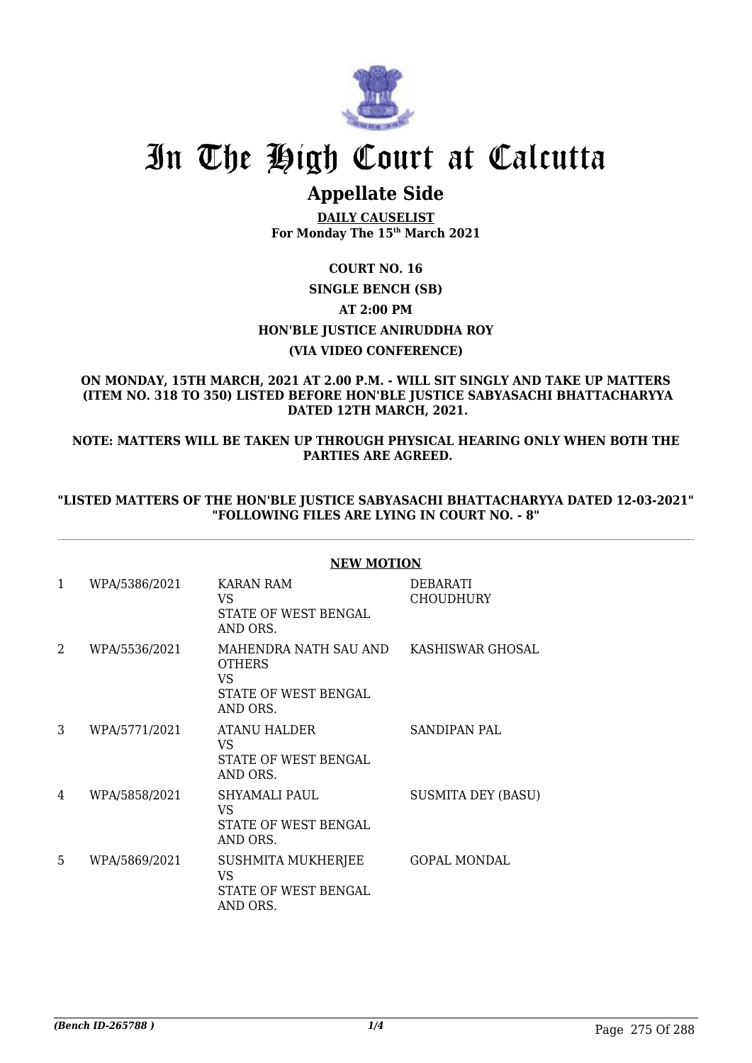# In The High Court at Calcutta

## Appellate Side

**DAILY CAUSELIST**
**For Monday The 15th March 2021**

**COURT NO. 16**

**SINGLE BENCH (SB)**

**AT 2:00 PM**

**HON'BLE JUSTICE ANIRUDDHA ROY**

**(VIA VIDEO CONFERENCE)**

**ON MONDAY, 15TH MARCH, 2021 AT 2.00 P.M. - WILL SIT SINGLY AND TAKE UP MATTERS (ITEM NO. 318 TO 350) LISTED BEFORE HON'BLE JUSTICE SABYASACHI BHATTACHARYYA DATED 12TH MARCH, 2021.**

**NOTE: MATTERS WILL BE TAKEN UP THROUGH PHYSICAL HEARING ONLY WHEN BOTH THE PARTIES ARE AGREED.**

**"LISTED MATTERS OF THE HON'BLE JUSTICE SABYASACHI BHATTACHARYYA DATED 12-03-2021" "FOLLOWING FILES ARE LYING IN COURT NO. - 8"**

**NEW MOTION**

| | | | |
|---|---|---|---|
| 1 | WPA/5386/2021 | KARAN RAM<br>VS<br>STATE OF WEST BENGAL AND ORS. | DEBARATI CHOUDHURY |
| 2 | WPA/5536/2021 | MAHENDRA NATH SAU AND OTHERS<br>VS<br>STATE OF WEST BENGAL AND ORS. | KASHISWAR GHOSAL |
| 3 | WPA/5771/2021 | ATANU HALDER<br>VS<br>STATE OF WEST BENGAL AND ORS. | SANDIPAN PAL |
| 4 | WPA/5858/2021 | SHYAMALI PAUL<br>VS<br>STATE OF WEST BENGAL AND ORS. | SUSMITA DEY (BASU) |
| 5 | WPA/5869/2021 | SUSHMITA MUKHERJEE<br>VS<br>STATE OF WEST BENGAL AND ORS. | GOPAL MONDAL |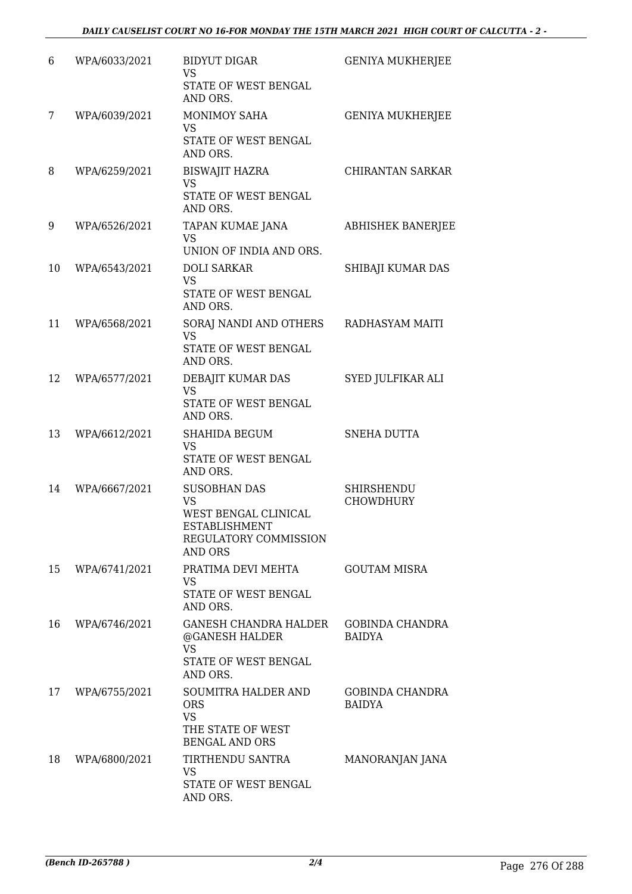| | | | |
|---|---|---|---|
| 6 | WPA/6033/2021 | BIDYUT DIGAR<br>VS<br>STATE OF WEST BENGAL AND ORS. | GENIYA MUKHERJEE |
| 7 | WPA/6039/2021 | MONIMOY SAHA<br>VS<br>STATE OF WEST BENGAL AND ORS. | GENIYA MUKHERJEE |
| 8 | WPA/6259/2021 | BISWAJIT HAZRA<br>VS<br>STATE OF WEST BENGAL AND ORS. | CHIRANTAN SARKAR |
| 9 | WPA/6526/2021 | TAPAN KUMAE JANA<br>VS<br>UNION OF INDIA AND ORS. | ABHISHEK BANERJEE |
| 10 | WPA/6543/2021 | DOLI SARKAR<br>VS<br>STATE OF WEST BENGAL AND ORS. | SHIBAJI KUMAR DAS |
| 11 | WPA/6568/2021 | SORAJ NANDI AND OTHERS<br>VS<br>STATE OF WEST BENGAL AND ORS. | RADHASYAM MAITI |
| 12 | WPA/6577/2021 | DEBAJIT KUMAR DAS<br>VS<br>STATE OF WEST BENGAL AND ORS. | SYED JULFIKAR ALI |
| 13 | WPA/6612/2021 | SHAHIDA BEGUM<br>VS<br>STATE OF WEST BENGAL AND ORS. | SNEHA DUTTA |
| 14 | WPA/6667/2021 | SUSOBHAN DAS<br>VS<br>WEST BENGAL CLINICAL ESTABLISHMENT REGULATORY COMMISSION AND ORS | SHIRSHENDU CHOWDHURY |
| 15 | WPA/6741/2021 | PRATIMA DEVI MEHTA<br>VS<br>STATE OF WEST BENGAL AND ORS. | GOUTAM MISRA |
| 16 | WPA/6746/2021 | GANESH CHANDRA HALDER @GANESH HALDER<br>VS<br>STATE OF WEST BENGAL AND ORS. | GOBINDA CHANDRA BAIDYA |
| 17 | WPA/6755/2021 | SOUMITRA HALDER AND ORS<br>VS<br>THE STATE OF WEST BENGAL AND ORS | GOBINDA CHANDRA BAIDYA |
| 18 | WPA/6800/2021 | TIRTHENDU SANTRA<br>VS<br>STATE OF WEST BENGAL AND ORS. | MANORANJAN JANA |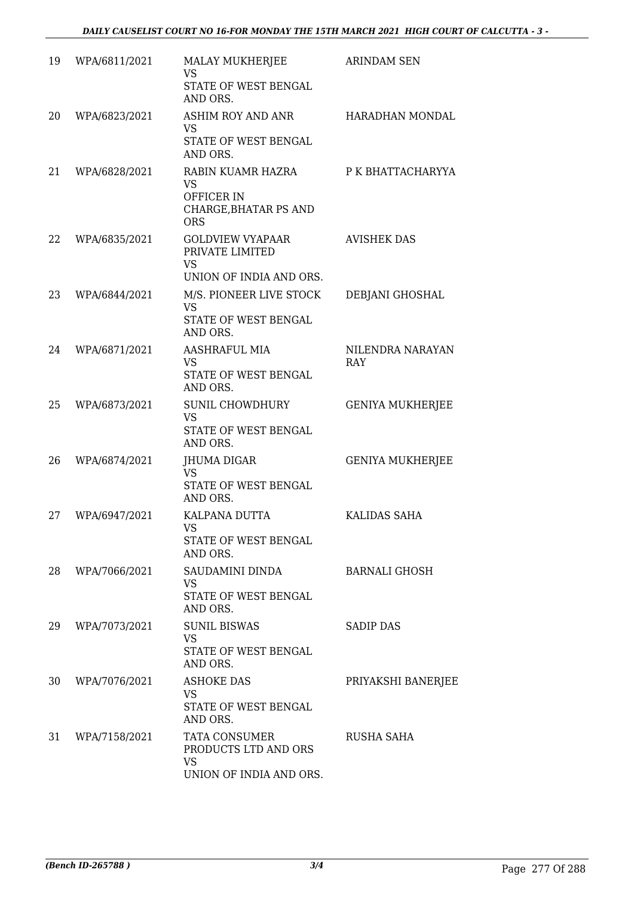| | | | |
|---|---|---|---|
| 19 | WPA/6811/2021 | MALAY MUKHERJEE<br>VS<br>STATE OF WEST BENGAL AND ORS. | ARINDAM SEN |
| 20 | WPA/6823/2021 | ASHIM ROY AND ANR<br>VS<br>STATE OF WEST BENGAL AND ORS. | HARADHAN MONDAL |
| 21 | WPA/6828/2021 | RABIN KUAMR HAZRA<br>VS<br>OFFICER IN CHARGE,BHATAR PS AND ORS | P K BHATTACHARYYA |
| 22 | WPA/6835/2021 | GOLDVIEW VYAPAAR PRIVATE LIMITED<br>VS<br>UNION OF INDIA AND ORS. | AVISHEK DAS |
| 23 | WPA/6844/2021 | M/S. PIONEER LIVE STOCK<br>VS<br>STATE OF WEST BENGAL AND ORS. | DEBJANI GHOSHAL |
| 24 | WPA/6871/2021 | AASHRAFUL MIA<br>VS<br>STATE OF WEST BENGAL AND ORS. | NILENDRA NARAYAN RAY |
| 25 | WPA/6873/2021 | SUNIL CHOWDHURY<br>VS<br>STATE OF WEST BENGAL AND ORS. | GENIYA MUKHERJEE |
| 26 | WPA/6874/2021 | JHUMA DIGAR<br>VS<br>STATE OF WEST BENGAL AND ORS. | GENIYA MUKHERJEE |
| 27 | WPA/6947/2021 | KALPANA DUTTA<br>VS<br>STATE OF WEST BENGAL AND ORS. | KALIDAS SAHA |
| 28 | WPA/7066/2021 | SAUDAMINI DINDA<br>VS<br>STATE OF WEST BENGAL AND ORS. | BARNALI GHOSH |
| 29 | WPA/7073/2021 | SUNIL BISWAS<br>VS<br>STATE OF WEST BENGAL AND ORS. | SADIP DAS |
| 30 | WPA/7076/2021 | ASHOKE DAS<br>VS<br>STATE OF WEST BENGAL AND ORS. | PRIYAKSHI BANERJEE |
| 31 | WPA/7158/2021 | TATA CONSUMER PRODUCTS LTD AND ORS<br>VS<br>UNION OF INDIA AND ORS. | RUSHA SAHA |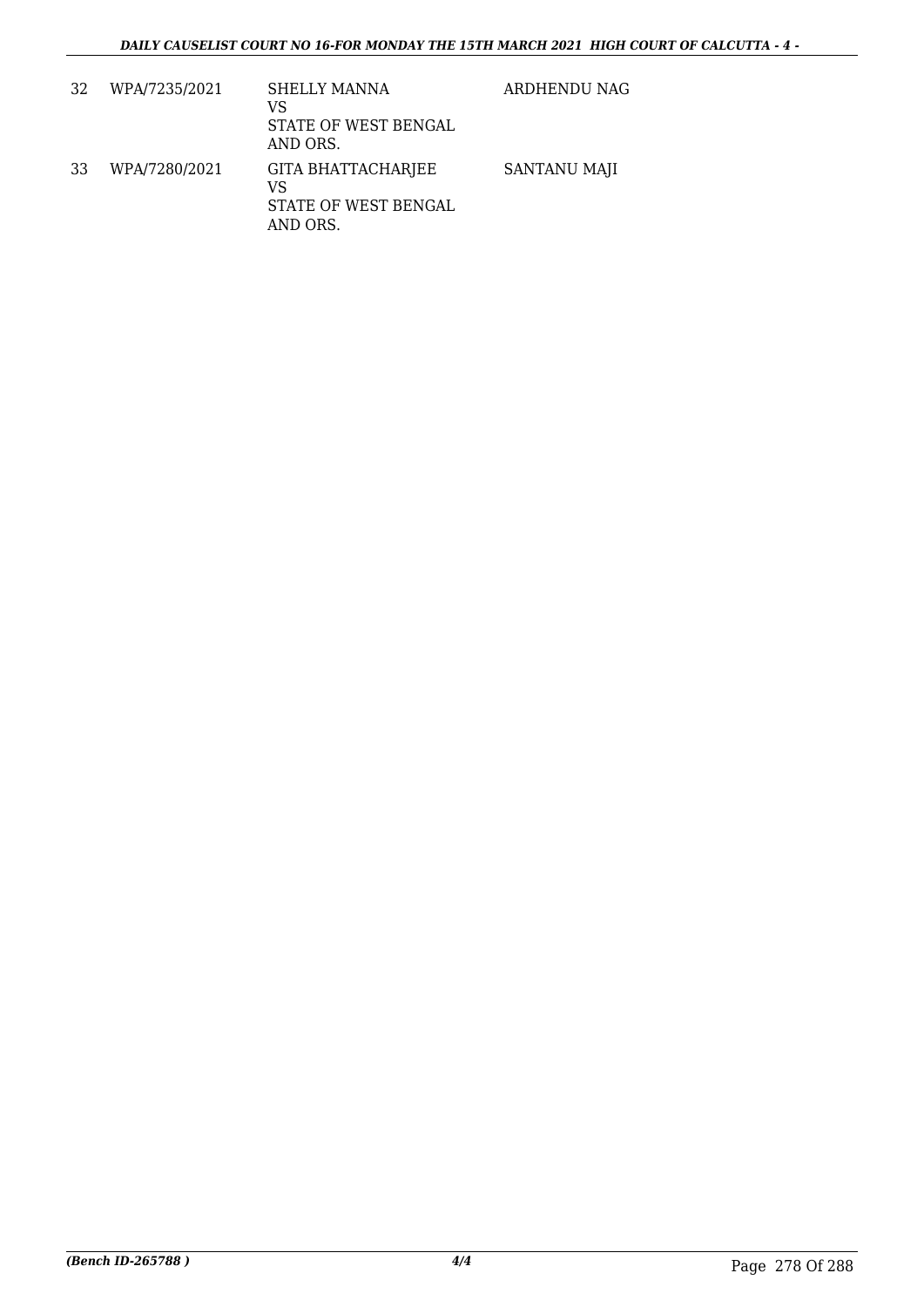| 32 | WPA/7235/2021 | SHELLY MANNA<br>VS<br>STATE OF WEST BENGAL<br>AND ORS. | ARDHENDU NAG |
|---|---|---|---|
| 33 | WPA/7280/2021 | GITA BHATTACHARJEE<br>VS<br>STATE OF WEST BENGAL<br>AND ORS. | SANTANU MAJI |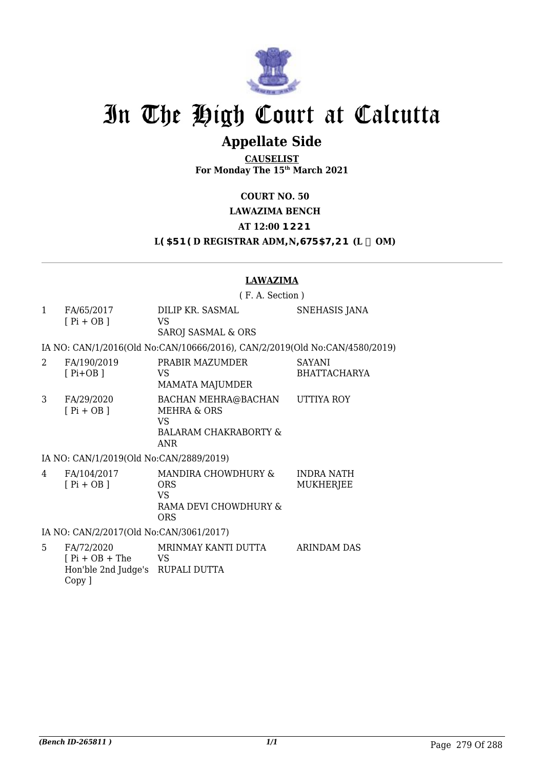# In The High Court at Calcutta

## Appellate Side

**CAUSELIST**
**For Monday The 15th March 2021**

**COURT NO. 50**

**LAWAZIMA BENCH**

**AT 12:00 NOON**

**LEARNED REGISTRAR ADMINISTRATION (Lawazima ROOM)**

**LAWAZIMA**

( F. A. Section )

| | | | |
|---|---|---|---|
| 1 | FA/65/2017 [ Pi + OB ] | DILIP KR. SASMAL VS SAROJ SASMAL & ORS | SNEHASIS JANA |

IA NO: CAN/1/2016(Old No:CAN/10666/2016), CAN/2/2019(Old No:CAN/4580/2019)

| | | | |
|---|---|---|---|
| 2 | FA/190/2019 [ Pi+OB ] | PRABIR MAZUMDER VS MAMATA MAJUMDER | SAYANI BHATTACHARYA |
| 3 | FA/29/2020 [ Pi + OB ] | BACHAN MEHRA@BACHAN MEHRA & ORS VS BALARAM CHAKRABORTY & ANR | UTTIYA ROY |

IA NO: CAN/1/2019(Old No:CAN/2889/2019)

| | | | |
|---|---|---|---|
| 4 | FA/104/2017 [ Pi + OB ] | MANDIRA CHOWDHURY & ORS VS RAMA DEVI CHOWDHURY & ORS | INDRA NATH MUKHERJEE |

IA NO: CAN/2/2017(Old No:CAN/3061/2017)

| | | | |
|---|---|---|---|
| 5 | FA/72/2020 [ Pi + OB + The Hon'ble 2nd Judge's Copy ] | MRINMAY KANTI DUTTA VS RUPALI DUTTA | ARINDAM DAS |

*(Bench ID-265811 )*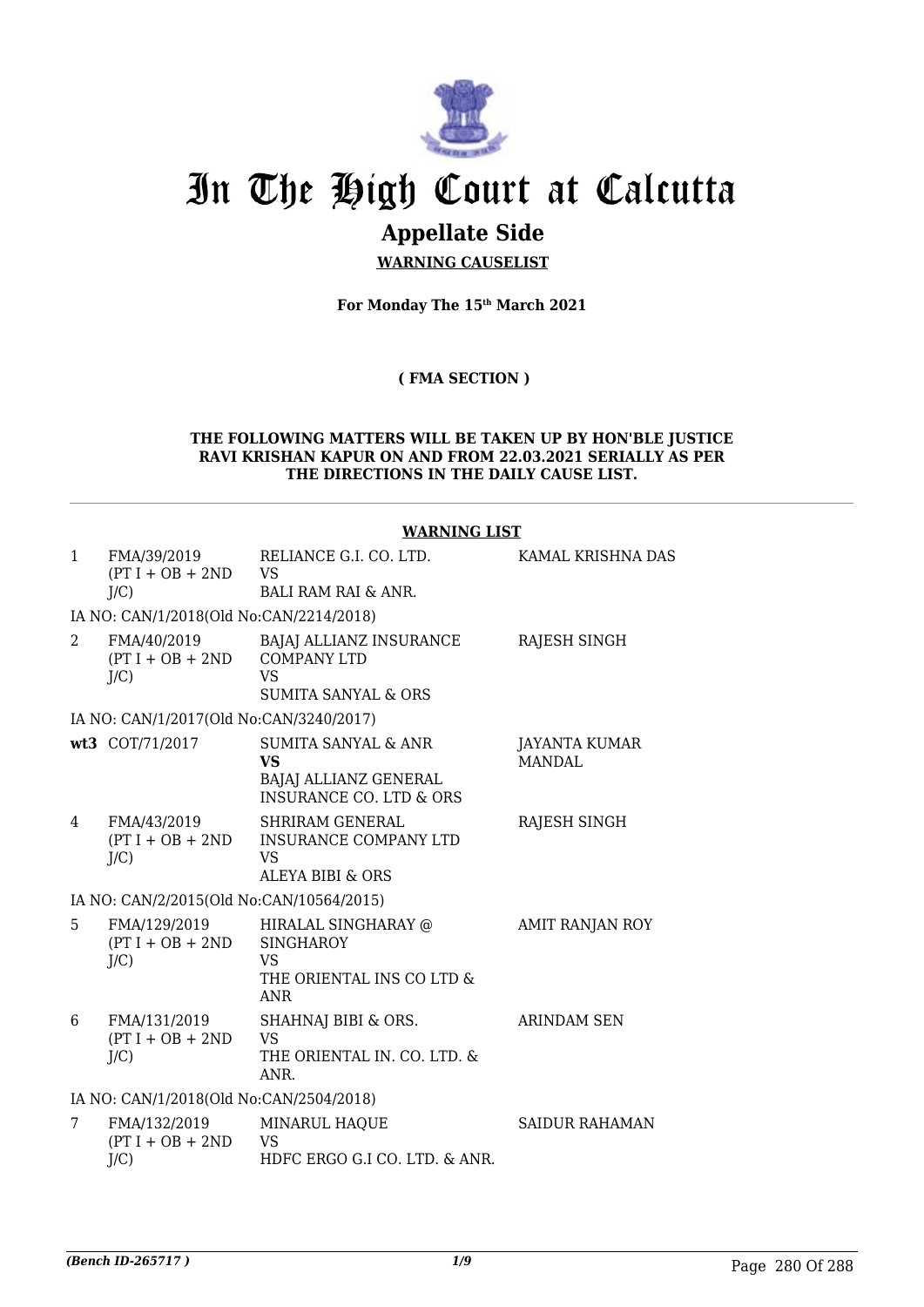# In The High Court at Calcutta

## Appellate Side

**WARNING CAUSELIST**

**For Monday The 15th March 2021**

**( FMA SECTION )**

**THE FOLLOWING MATTERS WILL BE TAKEN UP BY HON'BLE JUSTICE RAVI KRISHAN KAPUR ON AND FROM 22.03.2021 SERIALLY AS PER THE DIRECTIONS IN THE DAILY CAUSE LIST.**

**WARNING LIST**

| | | | |
|---|---|---|---|
| 1 | FMA/39/2019 (PT I + OB + 2ND J/C) | RELIANCE G.I. CO. LTD. VS BALI RAM RAI & ANR. | KAMAL KRISHNA DAS |
| | IA NO: CAN/1/2018(Old No:CAN/2214/2018) | | |
| 2 | FMA/40/2019 (PT I + OB + 2ND J/C) | BAJAJ ALLIANZ INSURANCE COMPANY LTD VS SUMITA SANYAL & ORS | RAJESH SINGH |
| | IA NO: CAN/1/2017(Old No:CAN/3240/2017) | | |
| **wt3** | COT/71/2017 | SUMITA SANYAL & ANR **VS** BAJAJ ALLIANZ GENERAL INSURANCE CO. LTD & ORS | JAYANTA KUMAR MANDAL |
| 4 | FMA/43/2019 (PT I + OB + 2ND J/C) | SHRIRAM GENERAL INSURANCE COMPANY LTD VS ALEYA BIBI & ORS | RAJESH SINGH |
| | IA NO: CAN/2/2015(Old No:CAN/10564/2015) | | |
| 5 | FMA/129/2019 (PT I + OB + 2ND J/C) | HIRALAL SINGHARAY @ SINGHAROY VS THE ORIENTAL INS CO LTD & ANR | AMIT RANJAN ROY |
| 6 | FMA/131/2019 (PT I + OB + 2ND J/C) | SHAHNAJ BIBI & ORS. VS THE ORIENTAL IN. CO. LTD. & ANR. | ARINDAM SEN |
| | IA NO: CAN/1/2018(Old No:CAN/2504/2018) | | |
| 7 | FMA/132/2019 (PT I + OB + 2ND J/C) | MINARUL HAQUE VS HDFC ERGO G.I CO. LTD. & ANR. | SAIDUR RAHAMAN |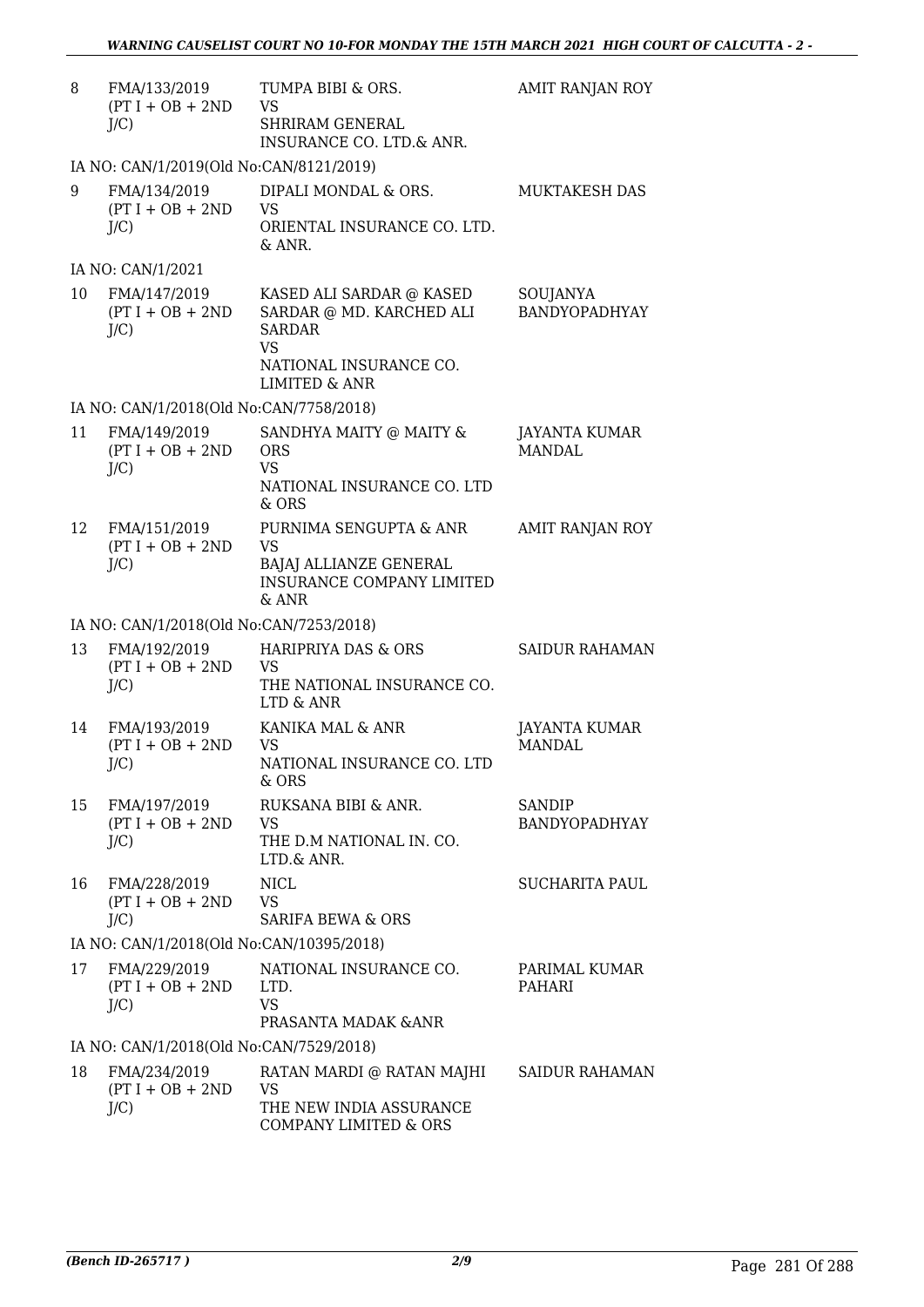| | | | |
|---|---|---|---|
| 8 | FMA/133/2019 (PT I + OB + 2ND J/C) | TUMPA BIBI & ORS. VS SHRIRAM GENERAL INSURANCE CO. LTD.& ANR. | AMIT RANJAN ROY |
| | IA NO: CAN/1/2019(Old No:CAN/8121/2019) | | |
| 9 | FMA/134/2019 (PT I + OB + 2ND J/C) | DIPALI MONDAL & ORS. VS ORIENTAL INSURANCE CO. LTD. & ANR. | MUKTAKESH DAS |
| | IA NO: CAN/1/2021 | | |
| 10 | FMA/147/2019 (PT I + OB + 2ND J/C) | KASED ALI SARDAR @ KASED SARDAR @ MD. KARCHED ALI SARDAR VS NATIONAL INSURANCE CO. LIMITED & ANR | SOUJANYA BANDYOPADHYAY |
| | IA NO: CAN/1/2018(Old No:CAN/7758/2018) | | |
| 11 | FMA/149/2019 (PT I + OB + 2ND J/C) | SANDHYA MAITY @ MAITY & ORS VS NATIONAL INSURANCE CO. LTD & ORS | JAYANTA KUMAR MANDAL |
| 12 | FMA/151/2019 (PT I + OB + 2ND J/C) | PURNIMA SENGUPTA & ANR VS BAJAJ ALLIANZE GENERAL INSURANCE COMPANY LIMITED & ANR | AMIT RANJAN ROY |
| | IA NO: CAN/1/2018(Old No:CAN/7253/2018) | | |
| 13 | FMA/192/2019 (PT I + OB + 2ND J/C) | HARIPRIYA DAS & ORS VS THE NATIONAL INSURANCE CO. LTD & ANR | SAIDUR RAHAMAN |
| 14 | FMA/193/2019 (PT I + OB + 2ND J/C) | KANIKA MAL & ANR VS NATIONAL INSURANCE CO. LTD & ORS | JAYANTA KUMAR MANDAL |
| 15 | FMA/197/2019 (PT I + OB + 2ND J/C) | RUKSANA BIBI & ANR. VS THE D.M NATIONAL IN. CO. LTD.& ANR. | SANDIP BANDYOPADHYAY |
| 16 | FMA/228/2019 (PT I + OB + 2ND J/C) | NICL VS SARIFA BEWA & ORS | SUCHARITA PAUL |
| | IA NO: CAN/1/2018(Old No:CAN/10395/2018) | | |
| 17 | FMA/229/2019 (PT I + OB + 2ND J/C) | NATIONAL INSURANCE CO. LTD. VS PRASANTA MADAK &ANR | PARIMAL KUMAR PAHARI |
| | IA NO: CAN/1/2018(Old No:CAN/7529/2018) | | |
| 18 | FMA/234/2019 (PT I + OB + 2ND J/C) | RATAN MARDI @ RATAN MAJHI VS THE NEW INDIA ASSURANCE COMPANY LIMITED & ORS | SAIDUR RAHAMAN |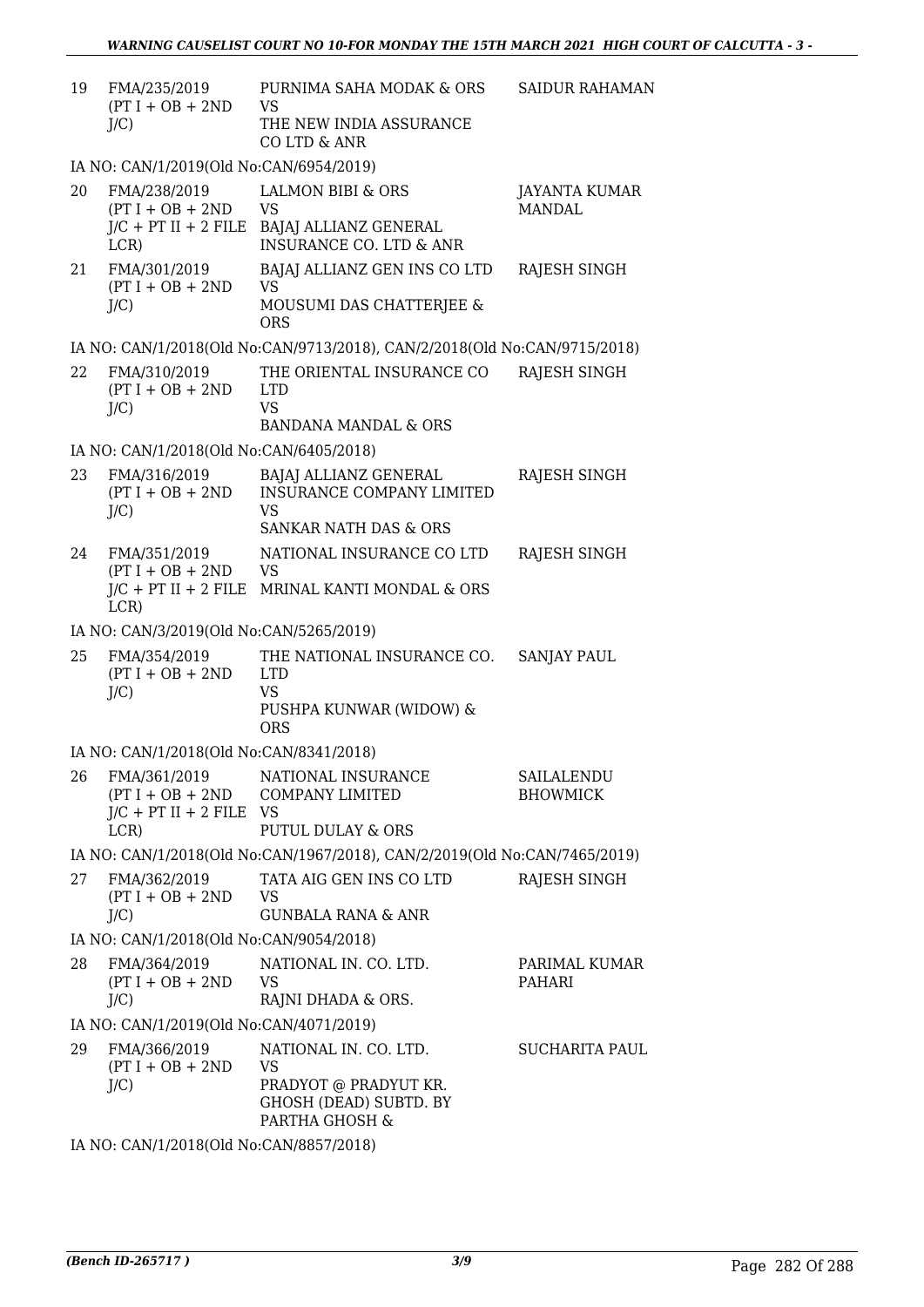| | | | |
|---|---|---|---|
| 19 | FMA/235/2019 (PT I + OB + 2ND J/C) | PURNIMA SAHA MODAK & ORS VS THE NEW INDIA ASSURANCE CO LTD & ANR | SAIDUR RAHAMAN |

IA NO: CAN/1/2019(Old No:CAN/6954/2019)

| | | | |
|---|---|---|---|
| 20 | FMA/238/2019 (PT I + OB + 2ND J/C + PT II + 2 FILE LCR) | LALMON BIBI & ORS VS BAJAJ ALLIANZ GENERAL INSURANCE CO. LTD & ANR | JAYANTA KUMAR MANDAL |
| 21 | FMA/301/2019 (PT I + OB + 2ND J/C) | BAJAJ ALLIANZ GEN INS CO LTD VS MOUSUMI DAS CHATTERJEE & ORS | RAJESH SINGH |

IA NO: CAN/1/2018(Old No:CAN/9713/2018), CAN/2/2018(Old No:CAN/9715/2018)

| | | | |
|---|---|---|---|
| 22 | FMA/310/2019 (PT I + OB + 2ND J/C) | THE ORIENTAL INSURANCE CO LTD VS BANDANA MANDAL & ORS | RAJESH SINGH |

IA NO: CAN/1/2018(Old No:CAN/6405/2018)

| | | | |
|---|---|---|---|
| 23 | FMA/316/2019 (PT I + OB + 2ND J/C) | BAJAJ ALLIANZ GENERAL INSURANCE COMPANY LIMITED VS SANKAR NATH DAS & ORS | RAJESH SINGH |
| 24 | FMA/351/2019 (PT I + OB + 2ND J/C + PT II + 2 FILE LCR) | NATIONAL INSURANCE CO LTD VS MRINAL KANTI MONDAL & ORS | RAJESH SINGH |

IA NO: CAN/3/2019(Old No:CAN/5265/2019)

| | | | |
|---|---|---|---|
| 25 | FMA/354/2019 (PT I + OB + 2ND J/C) | THE NATIONAL INSURANCE CO. LTD VS PUSHPA KUNWAR (WIDOW) & ORS | SANJAY PAUL |

IA NO: CAN/1/2018(Old No:CAN/8341/2018)

| | | | |
|---|---|---|---|
| 26 | FMA/361/2019 (PT I + OB + 2ND J/C + PT II + 2 FILE LCR) | NATIONAL INSURANCE COMPANY LIMITED VS PUTUL DULAY & ORS | SAILALENDU BHOWMICK |

IA NO: CAN/1/2018(Old No:CAN/1967/2018), CAN/2/2019(Old No:CAN/7465/2019)

| | | | |
|---|---|---|---|
| 27 | FMA/362/2019 (PT I + OB + 2ND J/C) | TATA AIG GEN INS CO LTD VS GUNBALA RANA & ANR | RAJESH SINGH |

IA NO: CAN/1/2018(Old No:CAN/9054/2018)

| | | | |
|---|---|---|---|
| 28 | FMA/364/2019 (PT I + OB + 2ND J/C) | NATIONAL IN. CO. LTD. VS RAJNI DHADA & ORS. | PARIMAL KUMAR PAHARI |

IA NO: CAN/1/2019(Old No:CAN/4071/2019)

| | | | |
|---|---|---|---|
| 29 | FMA/366/2019 (PT I + OB + 2ND J/C) | NATIONAL IN. CO. LTD. VS PRADYOT @ PRADYUT KR. GHOSH (DEAD) SUBTD. BY PARTHA GHOSH & | SUCHARITA PAUL |

IA NO: CAN/1/2018(Old No:CAN/8857/2018)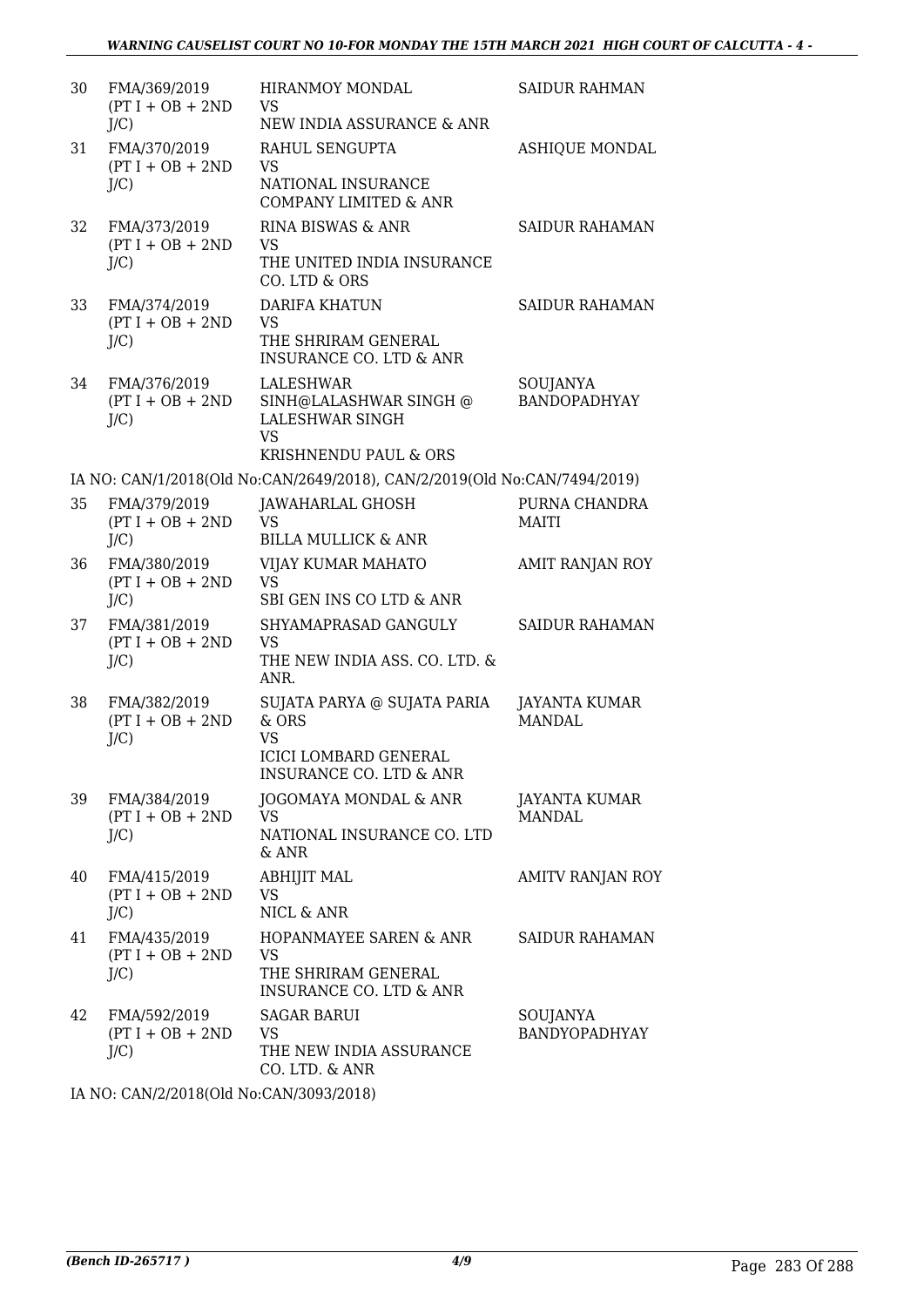| | | | |
|---|---|---|---|
| 30 | FMA/369/2019 (PT I + OB + 2ND J/C) | HIRANMOY MONDAL VS NEW INDIA ASSURANCE & ANR | SAIDUR RAHMAN |
| 31 | FMA/370/2019 (PT I + OB + 2ND J/C) | RAHUL SENGUPTA VS NATIONAL INSURANCE COMPANY LIMITED & ANR | ASHIQUE MONDAL |
| 32 | FMA/373/2019 (PT I + OB + 2ND J/C) | RINA BISWAS & ANR VS THE UNITED INDIA INSURANCE CO. LTD & ORS | SAIDUR RAHAMAN |
| 33 | FMA/374/2019 (PT I + OB + 2ND J/C) | DARIFA KHATUN VS THE SHRIRAM GENERAL INSURANCE CO. LTD & ANR | SAIDUR RAHAMAN |
| 34 | FMA/376/2019 (PT I + OB + 2ND J/C) | LALESHWAR SINH@LALASHWAR SINGH @ LALESHWAR SINGH VS KRISHNENDU PAUL & ORS | SOUJANYA BANDOPADHYAY |

IA NO: CAN/1/2018(Old No:CAN/2649/2018), CAN/2/2019(Old No:CAN/7494/2019)

| | | | |
|---|---|---|---|
| 35 | FMA/379/2019 (PT I + OB + 2ND J/C) | JAWAHARLAL GHOSH VS BILLA MULLICK & ANR | PURNA CHANDRA MAITI |
| 36 | FMA/380/2019 (PT I + OB + 2ND J/C) | VIJAY KUMAR MAHATO VS SBI GEN INS CO LTD & ANR | AMIT RANJAN ROY |
| 37 | FMA/381/2019 (PT I + OB + 2ND J/C) | SHYAMAPRASAD GANGULY VS THE NEW INDIA ASS. CO. LTD. & ANR. | SAIDUR RAHAMAN |
| 38 | FMA/382/2019 (PT I + OB + 2ND J/C) | SUJATA PARYA @ SUJATA PARIA & ORS VS ICICI LOMBARD GENERAL INSURANCE CO. LTD & ANR | JAYANTA KUMAR MANDAL |
| 39 | FMA/384/2019 (PT I + OB + 2ND J/C) | JOGOMAYA MONDAL & ANR VS NATIONAL INSURANCE CO. LTD & ANR | JAYANTA KUMAR MANDAL |
| 40 | FMA/415/2019 (PT I + OB + 2ND J/C) | ABHIJIT MAL VS NICL & ANR | AMITV RANJAN ROY |
| 41 | FMA/435/2019 (PT I + OB + 2ND J/C) | HOPANMAYEE SAREN & ANR VS THE SHRIRAM GENERAL INSURANCE CO. LTD & ANR | SAIDUR RAHAMAN |
| 42 | FMA/592/2019 (PT I + OB + 2ND J/C) | SAGAR BARUI VS THE NEW INDIA ASSURANCE CO. LTD. & ANR | SOUJANYA BANDYOPADHYAY |

IA NO: CAN/2/2018(Old No:CAN/3093/2018)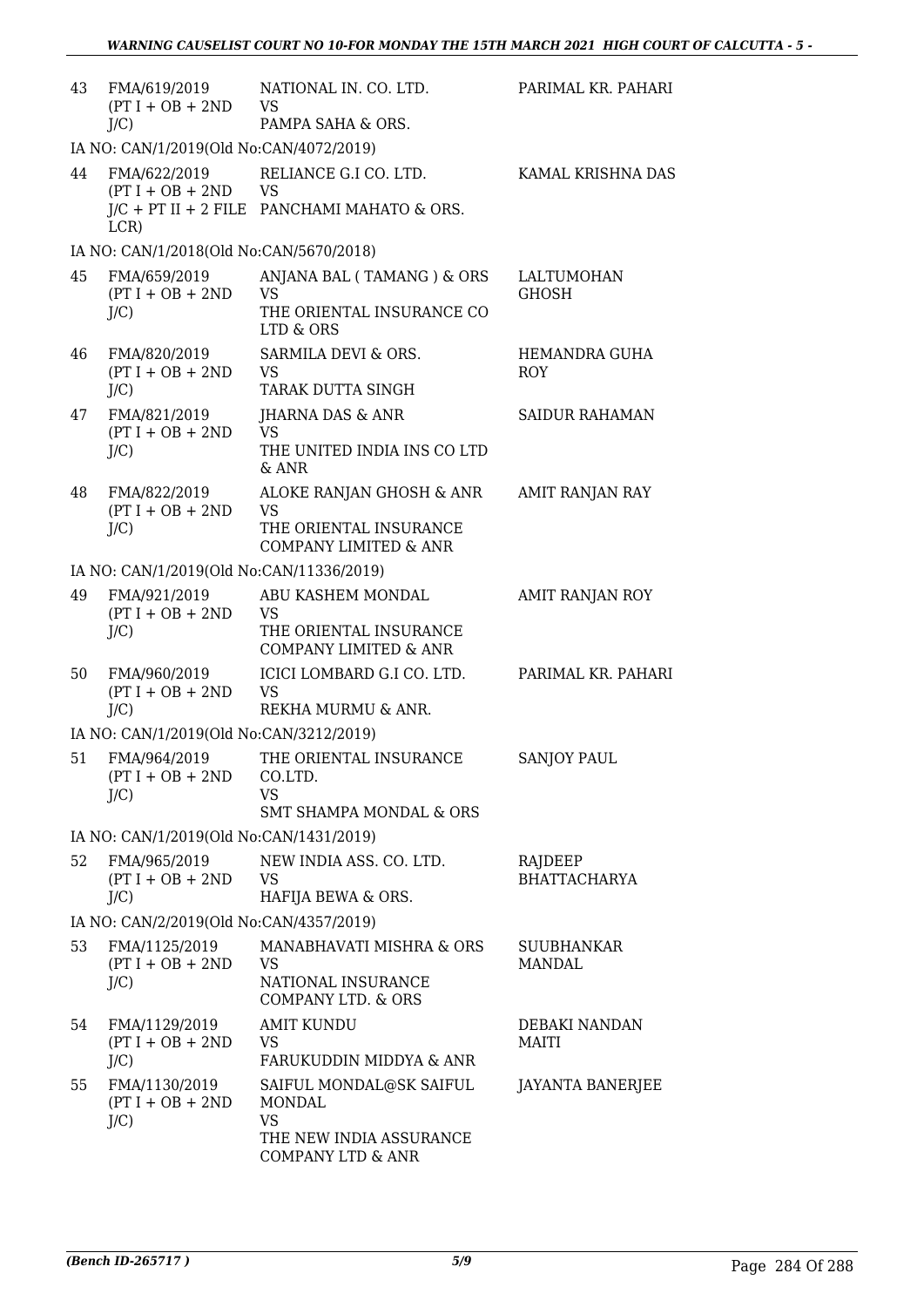| 43 | FMA/619/2019 (PT I + OB + 2ND J/C) | NATIONAL IN. CO. LTD. VS PAMPA SAHA & ORS. | PARIMAL KR. PAHARI |
|---|---|---|---|
| | IA NO: CAN/1/2019(Old No:CAN/4072/2019) | | |
| 44 | FMA/622/2019 (PT I + OB + 2ND J/C + PT II + 2 FILE LCR) | RELIANCE G.I CO. LTD. VS PANCHAMI MAHATO & ORS. | KAMAL KRISHNA DAS |
| | IA NO: CAN/1/2018(Old No:CAN/5670/2018) | | |
| 45 | FMA/659/2019 (PT I + OB + 2ND J/C) | ANJANA BAL ( TAMANG ) & ORS VS THE ORIENTAL INSURANCE CO LTD & ORS | LALTUMOHAN GHOSH |
| 46 | FMA/820/2019 (PT I + OB + 2ND J/C) | SARMILA DEVI & ORS. VS TARAK DUTTA SINGH | HEMANDRA GUHA ROY |
| 47 | FMA/821/2019 (PT I + OB + 2ND J/C) | JHARNA DAS & ANR VS THE UNITED INDIA INS CO LTD & ANR | SAIDUR RAHAMAN |
| 48 | FMA/822/2019 (PT I + OB + 2ND J/C) | ALOKE RANJAN GHOSH & ANR VS THE ORIENTAL INSURANCE COMPANY LIMITED & ANR | AMIT RANJAN RAY |
| | IA NO: CAN/1/2019(Old No:CAN/11336/2019) | | |
| 49 | FMA/921/2019 (PT I + OB + 2ND J/C) | ABU KASHEM MONDAL VS THE ORIENTAL INSURANCE COMPANY LIMITED & ANR | AMIT RANJAN ROY |
| 50 | FMA/960/2019 (PT I + OB + 2ND J/C) | ICICI LOMBARD G.I CO. LTD. VS REKHA MURMU & ANR. | PARIMAL KR. PAHARI |
| | IA NO: CAN/1/2019(Old No:CAN/3212/2019) | | |
| 51 | FMA/964/2019 (PT I + OB + 2ND J/C) | THE ORIENTAL INSURANCE CO.LTD. VS SMT SHAMPA MONDAL & ORS | SANJOY PAUL |
| | IA NO: CAN/1/2019(Old No:CAN/1431/2019) | | |
| 52 | FMA/965/2019 (PT I + OB + 2ND J/C) | NEW INDIA ASS. CO. LTD. VS HAFIJA BEWA & ORS. | RAJDEEP BHATTACHARYA |
| | IA NO: CAN/2/2019(Old No:CAN/4357/2019) | | |
| 53 | FMA/1125/2019 (PT I + OB + 2ND J/C) | MANABHAVATI MISHRA & ORS VS NATIONAL INSURANCE COMPANY LTD. & ORS | SUUBHANKAR MANDAL |
| 54 | FMA/1129/2019 (PT I + OB + 2ND J/C) | AMIT KUNDU VS FARUKUDDIN MIDDYA & ANR | DEBAKI NANDAN MAITI |
| 55 | FMA/1130/2019 (PT I + OB + 2ND J/C) | SAIFUL MONDAL@SK SAIFUL MONDAL VS THE NEW INDIA ASSURANCE COMPANY LTD & ANR | JAYANTA BANERJEE |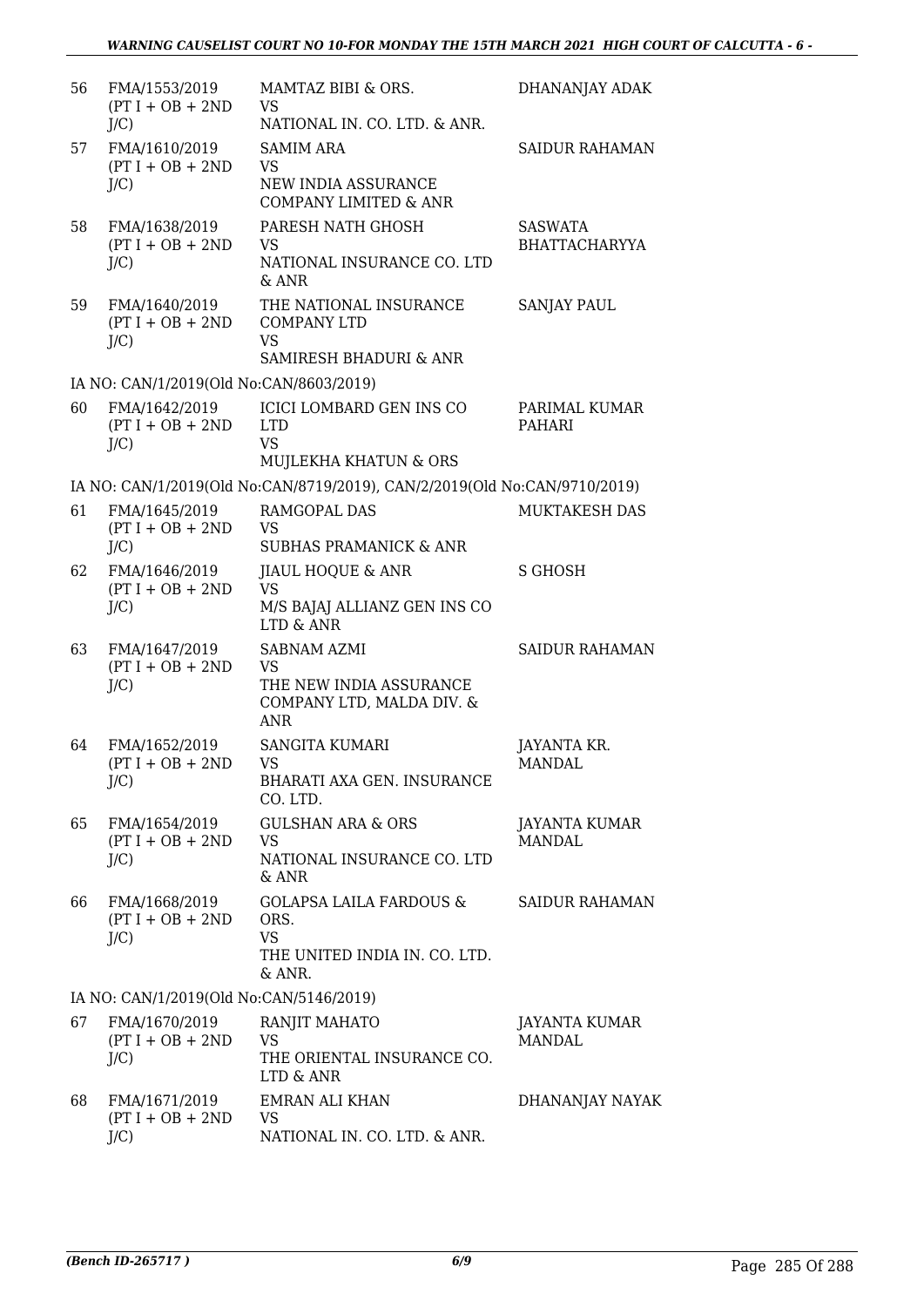| | | | |
|---|---|---|---|
| 56 | FMA/1553/2019 (PT I + OB + 2ND J/C) | MAMTAZ BIBI & ORS. VS NATIONAL IN. CO. LTD. & ANR. | DHANANJAY ADAK |
| 57 | FMA/1610/2019 (PT I + OB + 2ND J/C) | SAMIM ARA VS NEW INDIA ASSURANCE COMPANY LIMITED & ANR | SAIDUR RAHAMAN |
| 58 | FMA/1638/2019 (PT I + OB + 2ND J/C) | PARESH NATH GHOSH VS NATIONAL INSURANCE CO. LTD & ANR | SASWATA BHATTACHARYYA |
| 59 | FMA/1640/2019 (PT I + OB + 2ND J/C) | THE NATIONAL INSURANCE COMPANY LTD VS SAMIRESH BHADURI & ANR | SANJAY PAUL |
| | IA NO: CAN/1/2019(Old No:CAN/8603/2019) | | |
| 60 | FMA/1642/2019 (PT I + OB + 2ND J/C) | ICICI LOMBARD GEN INS CO LTD VS MUJLEKHA KHATUN & ORS | PARIMAL KUMAR PAHARI |
| | IA NO: CAN/1/2019(Old No:CAN/8719/2019), CAN/2/2019(Old No:CAN/9710/2019) | | |
| 61 | FMA/1645/2019 (PT I + OB + 2ND J/C) | RAMGOPAL DAS VS SUBHAS PRAMANICK & ANR | MUKTAKESH DAS |
| 62 | FMA/1646/2019 (PT I + OB + 2ND J/C) | JIAUL HOQUE & ANR VS M/S BAJAJ ALLIANZ GEN INS CO LTD & ANR | S GHOSH |
| 63 | FMA/1647/2019 (PT I + OB + 2ND J/C) | SABNAM AZMI VS THE NEW INDIA ASSURANCE COMPANY LTD, MALDA DIV. & ANR | SAIDUR RAHAMAN |
| 64 | FMA/1652/2019 (PT I + OB + 2ND J/C) | SANGITA KUMARI VS BHARATI AXA GEN. INSURANCE CO. LTD. | JAYANTA KR. MANDAL |
| 65 | FMA/1654/2019 (PT I + OB + 2ND J/C) | GULSHAN ARA & ORS VS NATIONAL INSURANCE CO. LTD & ANR | JAYANTA KUMAR MANDAL |
| 66 | FMA/1668/2019 (PT I + OB + 2ND J/C) | GOLAPSA LAILA FARDOUS & ORS. VS THE UNITED INDIA IN. CO. LTD. & ANR. | SAIDUR RAHAMAN |
| | IA NO: CAN/1/2019(Old No:CAN/5146/2019) | | |
| 67 | FMA/1670/2019 (PT I + OB + 2ND J/C) | RANJIT MAHATO VS THE ORIENTAL INSURANCE CO. LTD & ANR | JAYANTA KUMAR MANDAL |
| 68 | FMA/1671/2019 (PT I + OB + 2ND J/C) | EMRAN ALI KHAN VS NATIONAL IN. CO. LTD. & ANR. | DHANANJAY NAYAK |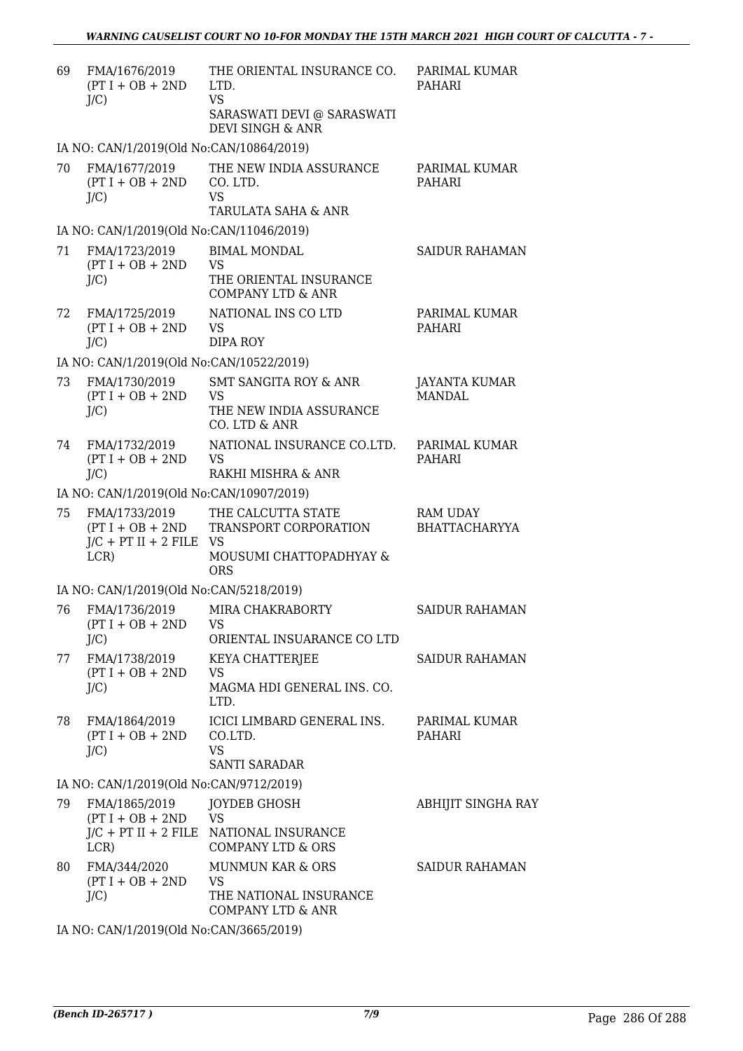| 69 | FMA/1676/2019 (PT I + OB + 2ND J/C) | THE ORIENTAL INSURANCE CO. LTD. VS SARASWATI DEVI @ SARASWATI DEVI SINGH & ANR | PARIMAL KUMAR PAHARI |
|---|---|---|---|
| | IA NO: CAN/1/2019(Old No:CAN/10864/2019) | | |
| 70 | FMA/1677/2019 (PT I + OB + 2ND J/C) | THE NEW INDIA ASSURANCE CO. LTD. VS TARULATA SAHA & ANR | PARIMAL KUMAR PAHARI |
| | IA NO: CAN/1/2019(Old No:CAN/11046/2019) | | |
| 71 | FMA/1723/2019 (PT I + OB + 2ND J/C) | BIMAL MONDAL VS THE ORIENTAL INSURANCE COMPANY LTD & ANR | SAIDUR RAHAMAN |
| 72 | FMA/1725/2019 (PT I + OB + 2ND J/C) | NATIONAL INS CO LTD VS DIPA ROY | PARIMAL KUMAR PAHARI |
| | IA NO: CAN/1/2019(Old No:CAN/10522/2019) | | |
| 73 | FMA/1730/2019 (PT I + OB + 2ND J/C) | SMT SANGITA ROY & ANR VS THE NEW INDIA ASSURANCE CO. LTD & ANR | JAYANTA KUMAR MANDAL |
| 74 | FMA/1732/2019 (PT I + OB + 2ND J/C) | NATIONAL INSURANCE CO.LTD. VS RAKHI MISHRA & ANR | PARIMAL KUMAR PAHARI |
| | IA NO: CAN/1/2019(Old No:CAN/10907/2019) | | |
| 75 | FMA/1733/2019 (PT I + OB + 2ND J/C + PT II + 2 FILE LCR) | THE CALCUTTA STATE TRANSPORT CORPORATION VS MOUSUMI CHATTOPADHYAY & ORS | RAM UDAY BHATTACHARYYA |
| | IA NO: CAN/1/2019(Old No:CAN/5218/2019) | | |
| 76 | FMA/1736/2019 (PT I + OB + 2ND J/C) | MIRA CHAKRABORTY VS ORIENTAL INSUARANCE CO LTD | SAIDUR RAHAMAN |
| 77 | FMA/1738/2019 (PT I + OB + 2ND J/C) | KEYA CHATTERJEE VS MAGMA HDI GENERAL INS. CO. LTD. | SAIDUR RAHAMAN |
| 78 | FMA/1864/2019 (PT I + OB + 2ND J/C) | ICICI LIMBARD GENERAL INS. CO.LTD. VS SANTI SARADAR | PARIMAL KUMAR PAHARI |
| | IA NO: CAN/1/2019(Old No:CAN/9712/2019) | | |
| 79 | FMA/1865/2019 (PT I + OB + 2ND J/C + PT II + 2 FILE LCR) | JOYDEB GHOSH VS NATIONAL INSURANCE COMPANY LTD & ORS | ABHIJIT SINGHA RAY |
| 80 | FMA/344/2020 (PT I + OB + 2ND J/C) | MUNMUN KAR & ORS VS THE NATIONAL INSURANCE COMPANY LTD & ANR | SAIDUR RAHAMAN |
| | IA NO: CAN/1/2019(Old No:CAN/3665/2019) | | |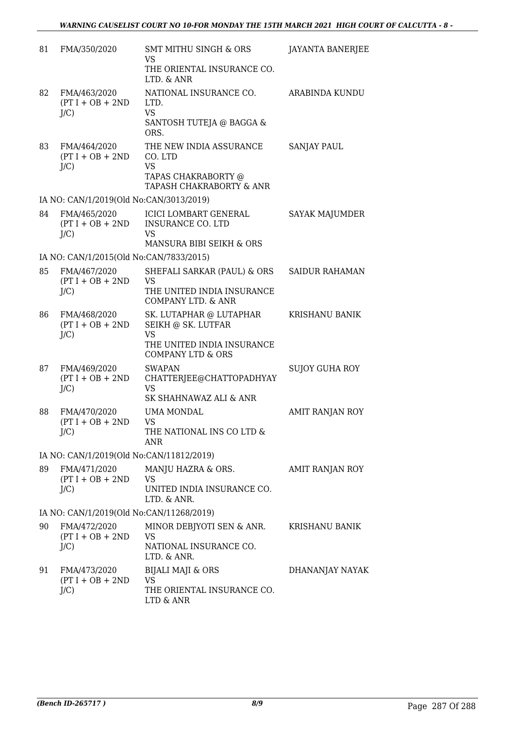| 81 | FMA/350/2020 | SMT MITHU SINGH & ORS<br>VS<br>THE ORIENTAL INSURANCE CO. LTD. & ANR | JAYANTA BANERJEE |
|---|---|---|---|
| 82 | FMA/463/2020<br>(PT I + OB + 2ND J/C) | NATIONAL INSURANCE CO. LTD.<br>VS<br>SANTOSH TUTEJA @ BAGGA & ORS. | ARABINDA KUNDU |
| 83 | FMA/464/2020<br>(PT I + OB + 2ND J/C) | THE NEW INDIA ASSURANCE CO. LTD<br>VS<br>TAPAS CHAKRABORTY @ TAPASH CHAKRABORTY & ANR | SANJAY PAUL |
| | IA NO: CAN/1/2019(Old No:CAN/3013/2019) | | |
| 84 | FMA/465/2020<br>(PT I + OB + 2ND J/C) | ICICI LOMBART GENERAL INSURANCE CO. LTD<br>VS<br>MANSURA BIBI SEIKH & ORS | SAYAK MAJUMDER |
| | IA NO: CAN/1/2015(Old No:CAN/7833/2015) | | |
| 85 | FMA/467/2020<br>(PT I + OB + 2ND J/C) | SHEFALI SARKAR (PAUL) & ORS<br>VS<br>THE UNITED INDIA INSURANCE COMPANY LTD. & ANR | SAIDUR RAHAMAN |
| 86 | FMA/468/2020<br>(PT I + OB + 2ND J/C) | SK. LUTAPHAR @ LUTAPHAR SEIKH @ SK. LUTFAR<br>VS<br>THE UNITED INDIA INSURANCE COMPANY LTD & ORS | KRISHANU BANIK |
| 87 | FMA/469/2020<br>(PT I + OB + 2ND J/C) | SWAPAN CHATTERJEE@CHATTOPADHYAY<br>VS<br>SK SHAHNAWAZ ALI & ANR | SUJOY GUHA ROY |
| 88 | FMA/470/2020<br>(PT I + OB + 2ND J/C) | UMA MONDAL<br>VS<br>THE NATIONAL INS CO LTD & ANR | AMIT RANJAN ROY |
| | IA NO: CAN/1/2019(Old No:CAN/11812/2019) | | |
| 89 | FMA/471/2020<br>(PT I + OB + 2ND J/C) | MANJU HAZRA & ORS.<br>VS<br>UNITED INDIA INSURANCE CO. LTD. & ANR. | AMIT RANJAN ROY |
| | IA NO: CAN/1/2019(Old No:CAN/11268/2019) | | |
| 90 | FMA/472/2020<br>(PT I + OB + 2ND J/C) | MINOR DEBJYOTI SEN & ANR.<br>VS<br>NATIONAL INSURANCE CO. LTD. & ANR. | KRISHANU BANIK |
| 91 | FMA/473/2020<br>(PT I + OB + 2ND J/C) | BIJALI MAJI & ORS<br>VS<br>THE ORIENTAL INSURANCE CO. LTD & ANR | DHANANJAY NAYAK |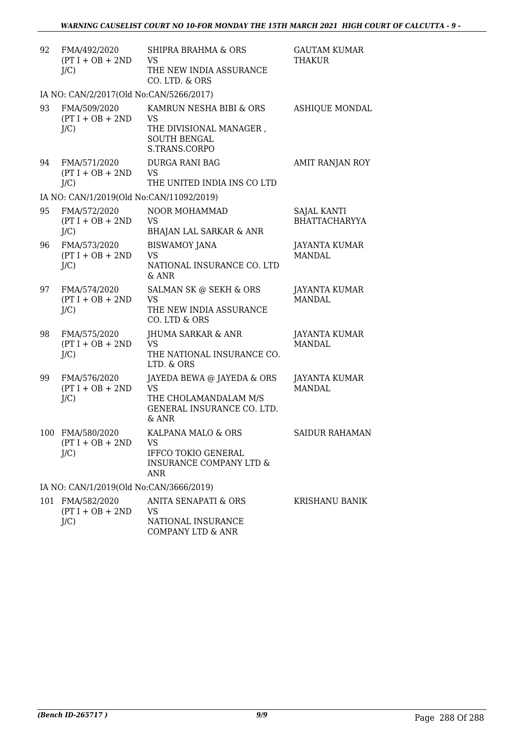| | | | |
|---|---|---|---|
| 92 | FMA/492/2020 (PT I + OB + 2ND J/C) | SHIPRA BRAHMA & ORS VS THE NEW INDIA ASSURANCE CO. LTD. & ORS | GAUTAM KUMAR THAKUR |
| | IA NO: CAN/2/2017(Old No:CAN/5266/2017) | | |
| 93 | FMA/509/2020 (PT I + OB + 2ND J/C) | KAMRUN NESHA BIBI & ORS VS THE DIVISIONAL MANAGER , SOUTH BENGAL S.TRANS.CORPO | ASHIQUE MONDAL |
| 94 | FMA/571/2020 (PT I + OB + 2ND J/C) | DURGA RANI BAG VS THE UNITED INDIA INS CO LTD | AMIT RANJAN ROY |
| | IA NO: CAN/1/2019(Old No:CAN/11092/2019) | | |
| 95 | FMA/572/2020 (PT I + OB + 2ND J/C) | NOOR MOHAMMAD VS BHAJAN LAL SARKAR & ANR | SAJAL KANTI BHATTACHARYYA |
| 96 | FMA/573/2020 (PT I + OB + 2ND J/C) | BISWAMOY JANA VS NATIONAL INSURANCE CO. LTD & ANR | JAYANTA KUMAR MANDAL |
| 97 | FMA/574/2020 (PT I + OB + 2ND J/C) | SALMAN SK @ SEKH & ORS VS THE NEW INDIA ASSURANCE CO. LTD & ORS | JAYANTA KUMAR MANDAL |
| 98 | FMA/575/2020 (PT I + OB + 2ND J/C) | JHUMA SARKAR & ANR VS THE NATIONAL INSURANCE CO. LTD. & ORS | JAYANTA KUMAR MANDAL |
| 99 | FMA/576/2020 (PT I + OB + 2ND J/C) | JAYEDA BEWA @ JAYEDA & ORS VS THE CHOLAMANDALAM M/S GENERAL INSURANCE CO. LTD. & ANR | JAYANTA KUMAR MANDAL |
| 100 | FMA/580/2020 (PT I + OB + 2ND J/C) | KALPANA MALO & ORS VS IFFCO TOKIO GENERAL INSURANCE COMPANY LTD & ANR | SAIDUR RAHAMAN |
| | IA NO: CAN/1/2019(Old No:CAN/3666/2019) | | |
| 101 | FMA/582/2020 (PT I + OB + 2ND J/C) | ANITA SENAPATI & ORS VS NATIONAL INSURANCE COMPANY LTD & ANR | KRISHANU BANIK |